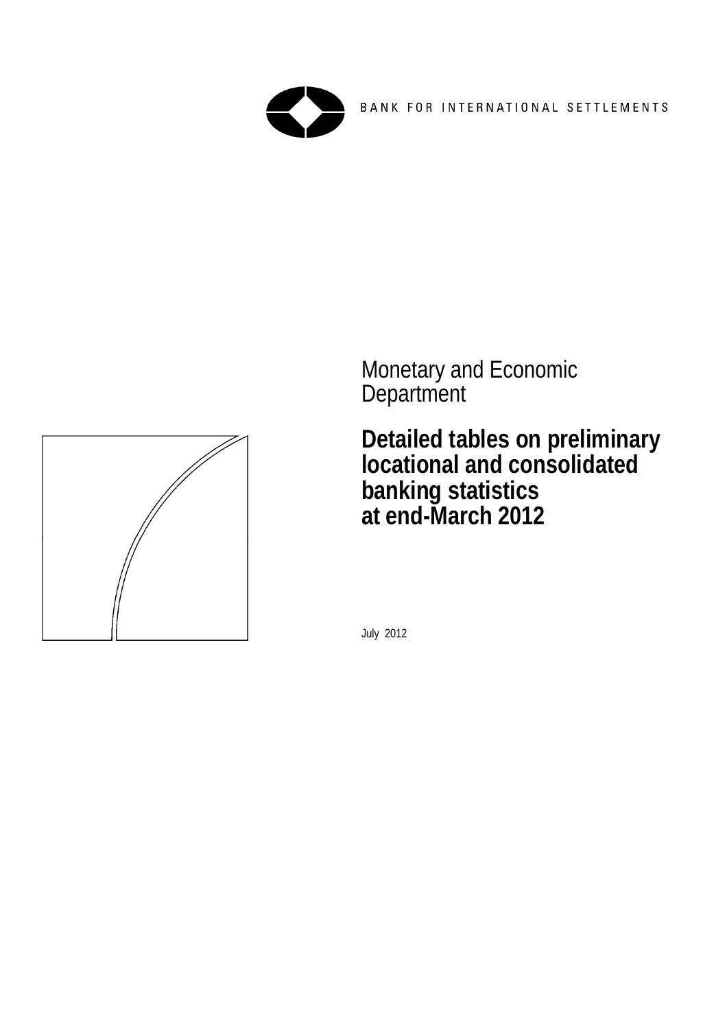BANK FOR INTERNATIONAL SETTLEMENTS

Monetary and Economic Department

# Detailed tables on preliminary locational and consolidated banking statistics at end-March 2012

July 2012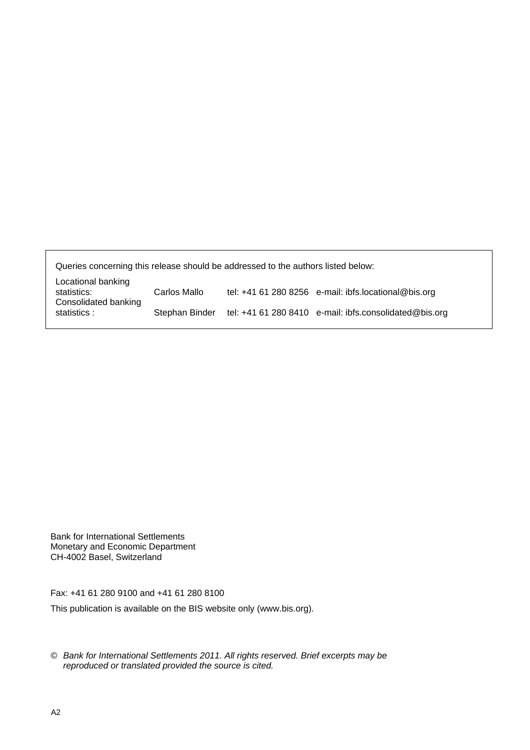Queries concerning this release should be addressed to the authors listed below:

| | | | |
|---|---|---|---|
| Locational banking statistics: | Carlos Mallo | tel: +41 61 280 8256 | e-mail: ibfs.locational@bis.org |
| Consolidated banking statistics : | Stephan Binder | tel: +41 61 280 8410 | e-mail: ibfs.consolidated@bis.org |

Bank for International Settlements
Monetary and Economic Department
CH-4002 Basel, Switzerland

Fax: +41 61 280 9100 and +41 61 280 8100

This publication is available on the BIS website only (www.bis.org).

© *Bank for International Settlements 2011. All rights reserved. Brief excerpts may be reproduced or translated provided the source is cited.*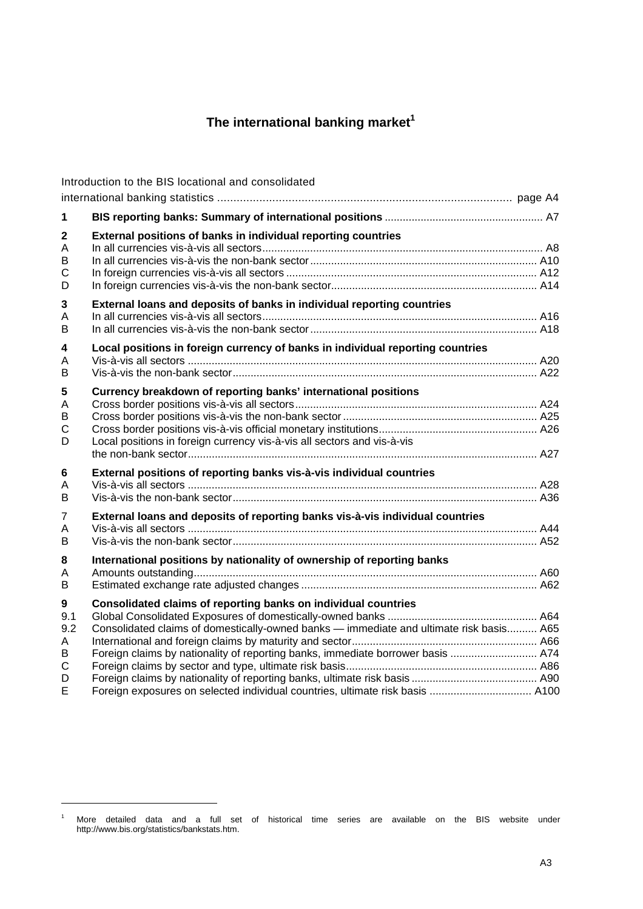# The international banking market[1]

Introduction to the BIS locational and consolidated international banking statistics ........ page A4

| | | |
|---|---|---|
| **1** | **BIS reporting banks: Summary of international positions** | A7 |
| **2** | **External positions of banks in individual reporting countries** | |
| A | In all currencies vis-à-vis all sectors | A8 |
| B | In all currencies vis-à-vis the non-bank sector | A10 |
| C | In foreign currencies vis-à-vis all sectors | A12 |
| D | In foreign currencies vis-à-vis the non-bank sector | A14 |
| **3** | **External loans and deposits of banks in individual reporting countries** | |
| A | In all currencies vis-à-vis all sectors | A16 |
| B | In all currencies vis-à-vis the non-bank sector | A18 |
| **4** | **Local positions in foreign currency of banks in individual reporting countries** | |
| A | Vis-à-vis all sectors | A20 |
| B | Vis-à-vis the non-bank sector | A22 |
| **5** | **Currency breakdown of reporting banks' international positions** | |
| A | Cross border positions vis-à-vis all sectors | A24 |
| B | Cross border positions vis-à-vis the non-bank sector | A25 |
| C | Cross border positions vis-à-vis official monetary institutions | A26 |
| D | Local positions in foreign currency vis-à-vis all sectors and vis-à-vis the non-bank sector | A27 |
| **6** | **External positions of reporting banks vis-à-vis individual countries** | |
| A | Vis-à-vis all sectors | A28 |
| B | Vis-à-vis the non-bank sector | A36 |
| 7 | **External loans and deposits of reporting banks vis-à-vis individual countries** | |
| A | Vis-à-vis all sectors | A44 |
| B | Vis-à-vis the non-bank sector | A52 |
| **8** | **International positions by nationality of ownership of reporting banks** | |
| A | Amounts outstanding | A60 |
| B | Estimated exchange rate adjusted changes | A62 |
| **9** | **Consolidated claims of reporting banks on individual countries** | |
| 9.1 | Global Consolidated Exposures of domestically-owned banks | A64 |
| 9.2 | Consolidated claims of domestically-owned banks — immediate and ultimate risk basis | A65 |
| A | International and foreign claims by maturity and sector | A66 |
| B | Foreign claims by nationality of reporting banks, immediate borrower basis | A74 |
| C | Foreign claims by sector and type, ultimate risk basis | A86 |
| D | Foreign claims by nationality of reporting banks, ultimate risk basis | A90 |
| E | Foreign exposures on selected individual countries, ultimate risk basis | A100 |

---

[1] More detailed data and a full set of historical time series are available on the BIS website under http://www.bis.org/statistics/bankstats.htm.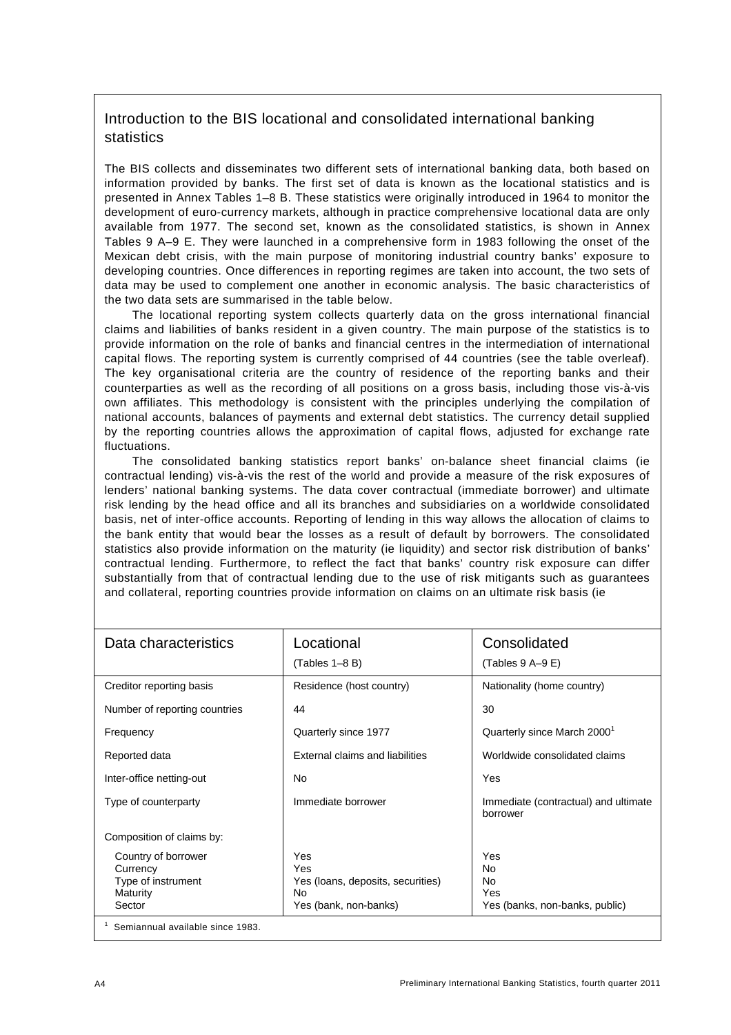## Introduction to the BIS locational and consolidated international banking statistics

The BIS collects and disseminates two different sets of international banking data, both based on information provided by banks. The first set of data is known as the locational statistics and is presented in Annex Tables 1–8 B. These statistics were originally introduced in 1964 to monitor the development of euro-currency markets, although in practice comprehensive locational data are only available from 1977. The second set, known as the consolidated statistics, is shown in Annex Tables 9 A–9 E. They were launched in a comprehensive form in 1983 following the onset of the Mexican debt crisis, with the main purpose of monitoring industrial country banks' exposure to developing countries. Once differences in reporting regimes are taken into account, the two sets of data may be used to complement one another in economic analysis. The basic characteristics of the two data sets are summarised in the table below.

The locational reporting system collects quarterly data on the gross international financial claims and liabilities of banks resident in a given country. The main purpose of the statistics is to provide information on the role of banks and financial centres in the intermediation of international capital flows. The reporting system is currently comprised of 44 countries (see the table overleaf). The key organisational criteria are the country of residence of the reporting banks and their counterparties as well as the recording of all positions on a gross basis, including those vis-à-vis own affiliates. This methodology is consistent with the principles underlying the compilation of national accounts, balances of payments and external debt statistics. The currency detail supplied by the reporting countries allows the approximation of capital flows, adjusted for exchange rate fluctuations.

The consolidated banking statistics report banks' on-balance sheet financial claims (ie contractual lending) vis-à-vis the rest of the world and provide a measure of the risk exposures of lenders' national banking systems. The data cover contractual (immediate borrower) and ultimate risk lending by the head office and all its branches and subsidiaries on a worldwide consolidated basis, net of inter-office accounts. Reporting of lending in this way allows the allocation of claims to the bank entity that would bear the losses as a result of default by borrowers. The consolidated statistics also provide information on the maturity (ie liquidity) and sector risk distribution of banks' contractual lending. Furthermore, to reflect the fact that banks' country risk exposure can differ substantially from that of contractual lending due to the use of risk mitigants such as guarantees and collateral, reporting countries provide information on claims on an ultimate risk basis (ie

| Data characteristics | Locational (Tables 1–8 B) | Consolidated (Tables 9 A–9 E) |
|---|---|---|
| Creditor reporting basis | Residence (host country) | Nationality (home country) |
| Number of reporting countries | 44 | 30 |
| Frequency | Quarterly since 1977 | Quarterly since March 2000[1] |
| Reported data | External claims and liabilities | Worldwide consolidated claims |
| Inter-office netting-out | No | Yes |
| Type of counterparty | Immediate borrower | Immediate (contractual) and ultimate borrower |
| Composition of claims by: | | |
| Country of borrower | Yes | Yes |
| Currency | Yes | No |
| Type of instrument | Yes (loans, deposits, securities) | No |
| Maturity | No | Yes |
| Sector | Yes (bank, non-banks) | Yes (banks, non-banks, public) |

[1] Semiannual available since 1983.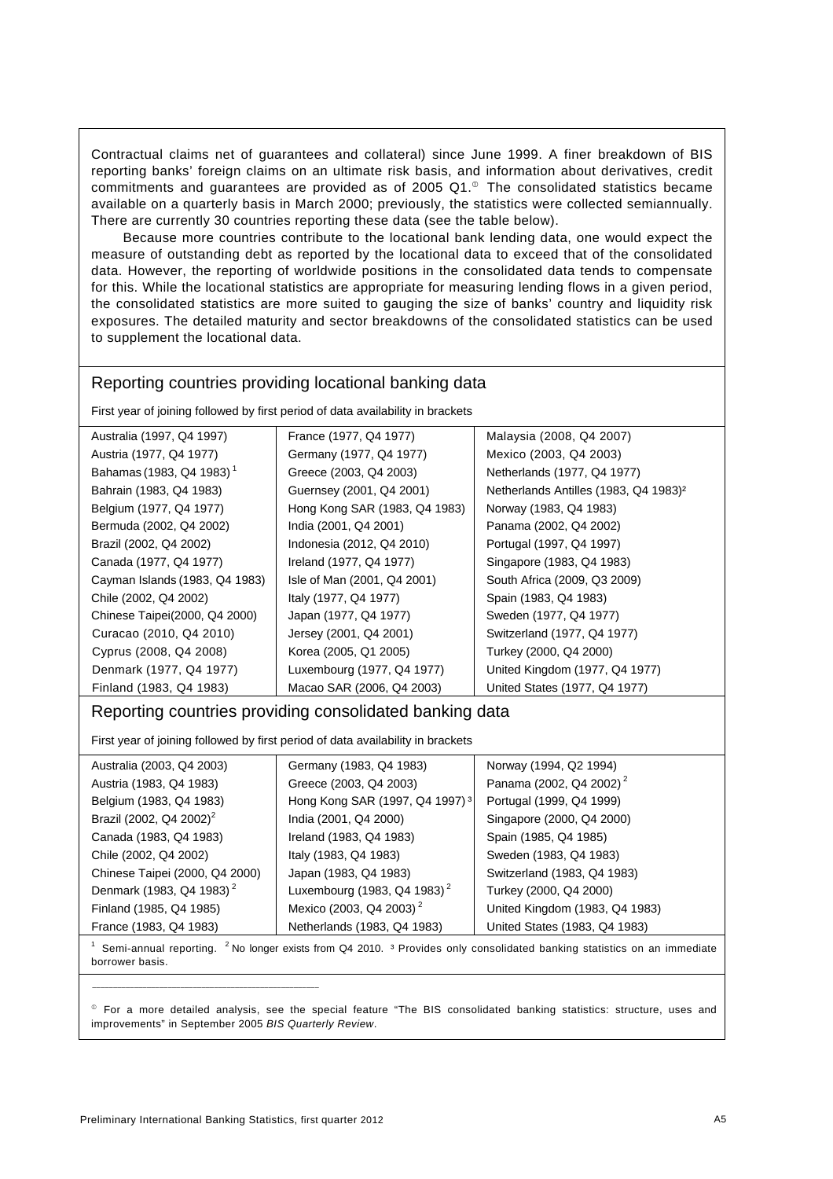Contractual claims net of guarantees and collateral) since June 1999. A finer breakdown of BIS reporting banks' foreign claims on an ultimate risk basis, and information about derivatives, credit commitments and guarantees are provided as of 2005 Q1.[①] The consolidated statistics became available on a quarterly basis in March 2000; previously, the statistics were collected semiannually. There are currently 30 countries reporting these data (see the table below).

Because more countries contribute to the locational bank lending data, one would expect the measure of outstanding debt as reported by the locational data to exceed that of the consolidated data. However, the reporting of worldwide positions in the consolidated data tends to compensate for this. While the locational statistics are appropriate for measuring lending flows in a given period, the consolidated statistics are more suited to gauging the size of banks' country and liquidity risk exposures. The detailed maturity and sector breakdowns of the consolidated statistics can be used to supplement the locational data.

## Reporting countries providing locational banking data

First year of joining followed by first period of data availability in brackets

| | | |
|---|---|---|
| Australia (1997, Q4 1997) | France (1977, Q4 1977) | Malaysia (2008, Q4 2007) |
| Austria (1977, Q4 1977) | Germany (1977, Q4 1977) | Mexico (2003, Q4 2003) |
| Bahamas (1983, Q4 1983)[1] | Greece (2003, Q4 2003) | Netherlands (1977, Q4 1977) |
| Bahrain (1983, Q4 1983) | Guernsey (2001, Q4 2001) | Netherlands Antilles (1983, Q4 1983)[2] |
| Belgium (1977, Q4 1977) | Hong Kong SAR (1983, Q4 1983) | Norway (1983, Q4 1983) |
| Bermuda (2002, Q4 2002) | India (2001, Q4 2001) | Panama (2002, Q4 2002) |
| Brazil (2002, Q4 2002) | Indonesia (2012, Q4 2010) | Portugal (1997, Q4 1997) |
| Canada (1977, Q4 1977) | Ireland (1977, Q4 1977) | Singapore (1983, Q4 1983) |
| Cayman Islands (1983, Q4 1983) | Isle of Man (2001, Q4 2001) | South Africa (2009, Q3 2009) |
| Chile (2002, Q4 2002) | Italy (1977, Q4 1977) | Spain (1983, Q4 1983) |
| Chinese Taipei(2000, Q4 2000) | Japan (1977, Q4 1977) | Sweden (1977, Q4 1977) |
| Curacao (2010, Q4 2010) | Jersey (2001, Q4 2001) | Switzerland (1977, Q4 1977) |
| Cyprus (2008, Q4 2008) | Korea (2005, Q1 2005) | Turkey (2000, Q4 2000) |
| Denmark (1977, Q4 1977) | Luxembourg (1977, Q4 1977) | United Kingdom (1977, Q4 1977) |
| Finland (1983, Q4 1983) | Macao SAR (2006, Q4 2003) | United States (1977, Q4 1977) |

## Reporting countries providing consolidated banking data

First year of joining followed by first period of data availability in brackets

| | | |
|---|---|---|
| Australia (2003, Q4 2003) | Germany (1983, Q4 1983) | Norway (1994, Q2 1994) |
| Austria (1983, Q4 1983) | Greece (2003, Q4 2003) | Panama (2002, Q4 2002)[2] |
| Belgium (1983, Q4 1983) | Hong Kong SAR (1997, Q4 1997)[3] | Portugal (1999, Q4 1999) |
| Brazil (2002, Q4 2002)[2] | India (2001, Q4 2000) | Singapore (2000, Q4 2000) |
| Canada (1983, Q4 1983) | Ireland (1983, Q4 1983) | Spain (1985, Q4 1985) |
| Chile (2002, Q4 2002) | Italy (1983, Q4 1983) | Sweden (1983, Q4 1983) |
| Chinese Taipei (2000, Q4 2000) | Japan (1983, Q4 1983) | Switzerland (1983, Q4 1983) |
| Denmark (1983, Q4 1983)[2] | Luxembourg (1983, Q4 1983)[2] | Turkey (2000, Q4 2000) |
| Finland (1985, Q4 1985) | Mexico (2003, Q4 2003)[2] | United Kingdom (1983, Q4 1983) |
| France (1983, Q4 1983) | Netherlands (1983, Q4 1983) | United States (1983, Q4 1983) |

[1] Semi-annual reporting. [2] No longer exists from Q4 2010. [3] Provides only consolidated banking statistics on an immediate borrower basis.

---

[①] For a more detailed analysis, see the special feature "The BIS consolidated banking statistics: structure, uses and improvements" in September 2005 *BIS Quarterly Review*.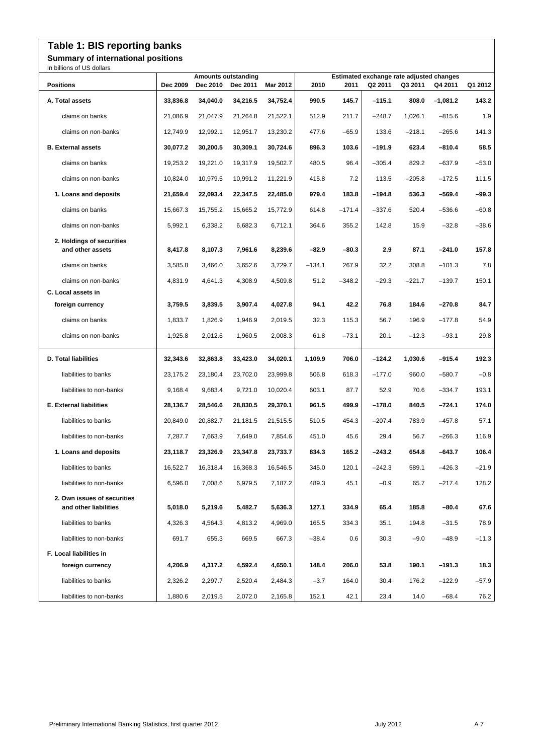# Table 1: BIS reporting banks

## Summary of international positions

In billions of US dollars

| Positions | Amounts outstanding | | | | Estimated exchange rate adjusted changes | | | | | |
|---|---|---|---|---|---|---|---|---|---|---|
| | Dec 2009 | Dec 2010 | Dec 2011 | Mar 2012 | 2010 | 2011 | Q2 2011 | Q3 2011 | Q4 2011 | Q1 2012 |
| **A. Total assets** | **33,836.8** | **34,040.0** | **34,216.5** | **34,752.4** | **990.5** | **145.7** | **–115.1** | **808.0** | **–1,081.2** | **143.2** |
| claims on banks | 21,086.9 | 21,047.9 | 21,264.8 | 21,522.1 | 512.9 | 211.7 | –248.7 | 1,026.1 | –815.6 | 1.9 |
| claims on non-banks | 12,749.9 | 12,992.1 | 12,951.7 | 13,230.2 | 477.6 | –65.9 | 133.6 | –218.1 | –265.6 | 141.3 |
| **B. External assets** | **30,077.2** | **30,200.5** | **30,309.1** | **30,724.6** | **896.3** | **103.6** | **–191.9** | **623.4** | **–810.4** | **58.5** |
| claims on banks | 19,253.2 | 19,221.0 | 19,317.9 | 19,502.7 | 480.5 | 96.4 | –305.4 | 829.2 | –637.9 | –53.0 |
| claims on non-banks | 10,824.0 | 10,979.5 | 10,991.2 | 11,221.9 | 415.8 | 7.2 | 113.5 | –205.8 | –172.5 | 111.5 |
| **1. Loans and deposits** | **21,659.4** | **22,093.4** | **22,347.5** | **22,485.0** | **979.4** | **183.8** | **–194.8** | **536.3** | **–569.4** | **–99.3** |
| claims on banks | 15,667.3 | 15,755.2 | 15,665.2 | 15,772.9 | 614.8 | –171.4 | –337.6 | 520.4 | –536.6 | –60.8 |
| claims on non-banks | 5,992.1 | 6,338.2 | 6,682.3 | 6,712.1 | 364.6 | 355.2 | 142.8 | 15.9 | –32.8 | –38.6 |
| **2. Holdings of securities and other assets** | **8,417.8** | **8,107.3** | **7,961.6** | **8,239.6** | **–82.9** | **–80.3** | **2.9** | **87.1** | **–241.0** | **157.8** |
| claims on banks | 3,585.8 | 3,466.0 | 3,652.6 | 3,729.7 | –134.1 | 267.9 | 32.2 | 308.8 | –101.3 | 7.8 |
| claims on non-banks | 4,831.9 | 4,641.3 | 4,308.9 | 4,509.8 | 51.2 | –348.2 | –29.3 | –221.7 | –139.7 | 150.1 |
| **C. Local assets in foreign currency** | **3,759.5** | **3,839.5** | **3,907.4** | **4,027.8** | **94.1** | **42.2** | **76.8** | **184.6** | **–270.8** | **84.7** |
| claims on banks | 1,833.7 | 1,826.9 | 1,946.9 | 2,019.5 | 32.3 | 115.3 | 56.7 | 196.9 | –177.8 | 54.9 |
| claims on non-banks | 1,925.8 | 2,012.6 | 1,960.5 | 2,008.3 | 61.8 | –73.1 | 20.1 | –12.3 | –93.1 | 29.8 |
| **D. Total liabilities** | **32,343.6** | **32,863.8** | **33,423.0** | **34,020.1** | **1,109.9** | **706.0** | **–124.2** | **1,030.6** | **–915.4** | **192.3** |
| liabilities to banks | 23,175.2 | 23,180.4 | 23,702.0 | 23,999.8 | 506.8 | 618.3 | –177.0 | 960.0 | –580.7 | –0.8 |
| liabilities to non-banks | 9,168.4 | 9,683.4 | 9,721.0 | 10,020.4 | 603.1 | 87.7 | 52.9 | 70.6 | –334.7 | 193.1 |
| **E. External liabilities** | **28,136.7** | **28,546.6** | **28,830.5** | **29,370.1** | **961.5** | **499.9** | **–178.0** | **840.5** | **–724.1** | **174.0** |
| liabilities to banks | 20,849.0 | 20,882.7 | 21,181.5 | 21,515.5 | 510.5 | 454.3 | –207.4 | 783.9 | –457.8 | 57.1 |
| liabilities to non-banks | 7,287.7 | 7,663.9 | 7,649.0 | 7,854.6 | 451.0 | 45.6 | 29.4 | 56.7 | –266.3 | 116.9 |
| **1. Loans and deposits** | **23,118.7** | **23,326.9** | **23,347.8** | **23,733.7** | **834.3** | **165.2** | **–243.2** | **654.8** | **–643.7** | **106.4** |
| liabilities to banks | 16,522.7 | 16,318.4 | 16,368.3 | 16,546.5 | 345.0 | 120.1 | –242.3 | 589.1 | –426.3 | –21.9 |
| liabilities to non-banks | 6,596.0 | 7,008.6 | 6,979.5 | 7,187.2 | 489.3 | 45.1 | –0.9 | 65.7 | –217.4 | 128.2 |
| **2. Own issues of securities and other liabilities** | **5,018.0** | **5,219.6** | **5,482.7** | **5,636.3** | **127.1** | **334.9** | **65.4** | **185.8** | **–80.4** | **67.6** |
| liabilities to banks | 4,326.3 | 4,564.3 | 4,813.2 | 4,969.0 | 165.5 | 334.3 | 35.1 | 194.8 | –31.5 | 78.9 |
| liabilities to non-banks | 691.7 | 655.3 | 669.5 | 667.3 | –38.4 | 0.6 | 30.3 | –9.0 | –48.9 | –11.3 |
| **F. Local liabilities in foreign currency** | **4,206.9** | **4,317.2** | **4,592.4** | **4,650.1** | **148.4** | **206.0** | **53.8** | **190.1** | **–191.3** | **18.3** |
| liabilities to banks | 2,326.2 | 2,297.7 | 2,520.4 | 2,484.3 | –3.7 | 164.0 | 30.4 | 176.2 | –122.9 | –57.9 |
| liabilities to non-banks | 1,880.6 | 2,019.5 | 2,072.0 | 2,165.8 | 152.1 | 42.1 | 23.4 | 14.0 | –68.4 | 76.2 |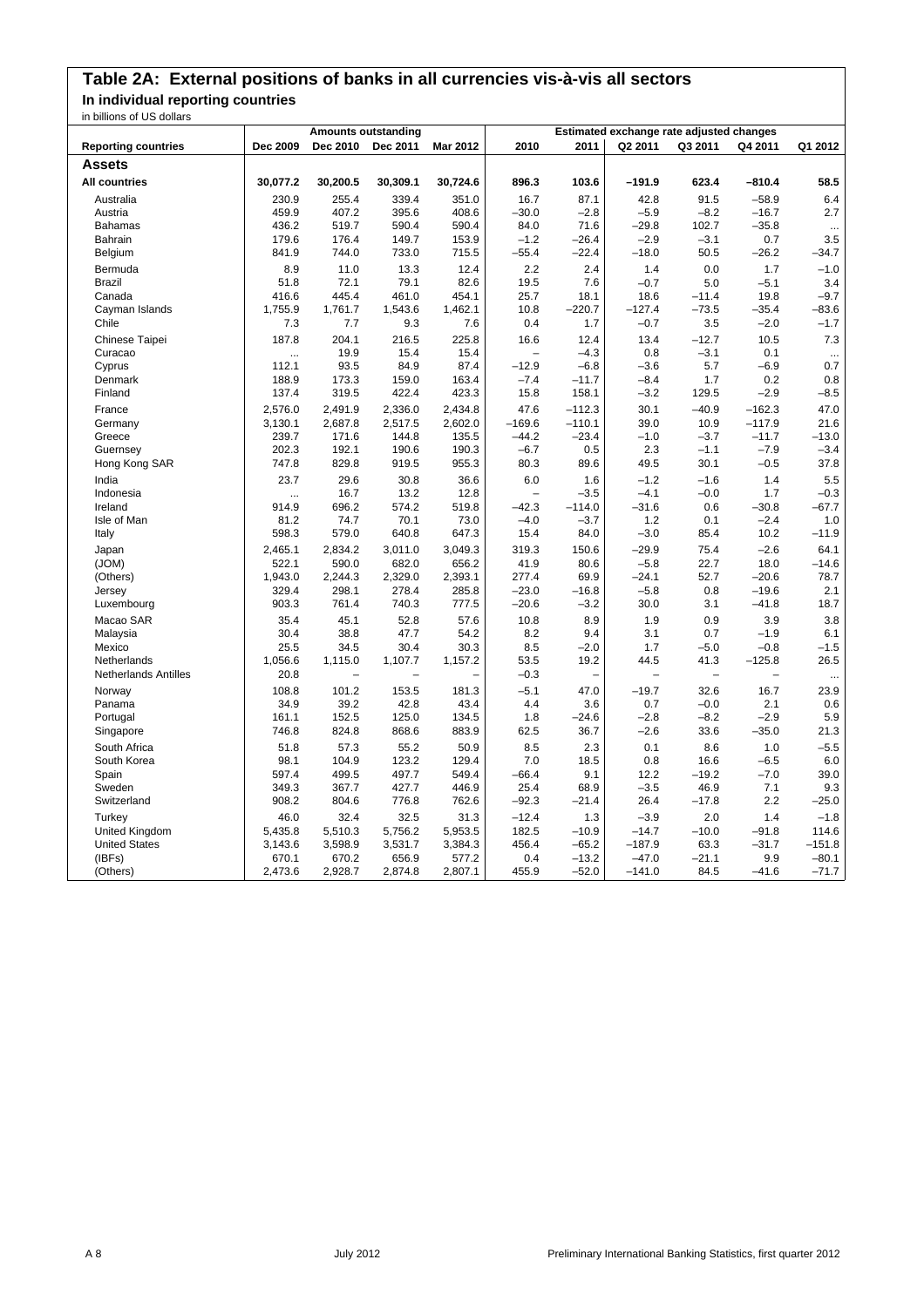# Table 2A: External positions of banks in all currencies vis-à-vis all sectors

## In individual reporting countries

in billions of US dollars

| Reporting countries | Amounts outstanding | | | | Estimated exchange rate adjusted changes | | | | | |
|---|---|---|---|---|---|---|---|---|---|---|
| | Dec 2009 | Dec 2010 | Dec 2011 | Mar 2012 | 2010 | 2011 | Q2 2011 | Q3 2011 | Q4 2011 | Q1 2012 |
| **Assets** | | | | | | | | | | |
| **All countries** | **30,077.2** | **30,200.5** | **30,309.1** | **30,724.6** | **896.3** | **103.6** | **–191.9** | **623.4** | **–810.4** | **58.5** |
| Australia | 230.9 | 255.4 | 339.4 | 351.0 | 16.7 | 87.1 | 42.8 | 91.5 | –58.9 | 6.4 |
| Austria | 459.9 | 407.2 | 395.6 | 408.6 | –30.0 | –2.8 | –5.9 | –8.2 | –16.7 | 2.7 |
| Bahamas | 436.2 | 519.7 | 590.4 | 590.4 | 84.0 | 71.6 | –29.8 | 102.7 | –35.8 | ... |
| Bahrain | 179.6 | 176.4 | 149.7 | 153.9 | –1.2 | –26.4 | –2.9 | –3.1 | 0.7 | 3.5 |
| Belgium | 841.9 | 744.0 | 733.0 | 715.5 | –55.4 | –22.4 | –18.0 | 50.5 | –26.2 | –34.7 |
| Bermuda | 8.9 | 11.0 | 13.3 | 12.4 | 2.2 | 2.4 | 1.4 | 0.0 | 1.7 | –1.0 |
| Brazil | 51.8 | 72.1 | 79.1 | 82.6 | 19.5 | 7.6 | –0.7 | 5.0 | –5.1 | 3.4 |
| Canada | 416.6 | 445.4 | 461.0 | 454.1 | 25.7 | 18.1 | 18.6 | –11.4 | 19.8 | –9.7 |
| Cayman Islands | 1,755.9 | 1,761.7 | 1,543.6 | 1,462.1 | 10.8 | –220.7 | –127.4 | –73.5 | –35.4 | –83.6 |
| Chile | 7.3 | 7.7 | 9.3 | 7.6 | 0.4 | 1.7 | –0.7 | 3.5 | –2.0 | –1.7 |
| Chinese Taipei | 187.8 | 204.1 | 216.5 | 225.8 | 16.6 | 12.4 | 13.4 | –12.7 | 10.5 | 7.3 |
| Curacao | ... | 19.9 | 15.4 | 15.4 | – | –4.3 | 0.8 | –3.1 | 0.1 | ... |
| Cyprus | 112.1 | 93.5 | 84.9 | 87.4 | –12.9 | –6.8 | –3.6 | 5.7 | –6.9 | 0.7 |
| Denmark | 188.9 | 173.3 | 159.0 | 163.4 | –7.4 | –11.7 | –8.4 | 1.7 | 0.2 | 0.8 |
| Finland | 137.4 | 319.5 | 422.4 | 423.3 | 15.8 | 158.1 | –3.2 | 129.5 | –2.9 | –8.5 |
| France | 2,576.0 | 2,491.9 | 2,336.0 | 2,434.8 | 47.6 | –112.3 | 30.1 | –40.9 | –162.3 | 47.0 |
| Germany | 3,130.1 | 2,687.8 | 2,517.5 | 2,602.0 | –169.6 | –110.1 | 39.0 | 10.9 | –117.9 | 21.6 |
| Greece | 239.7 | 171.6 | 144.8 | 135.5 | –44.2 | –23.4 | –1.0 | –3.7 | –11.7 | –13.0 |
| Guernsey | 202.3 | 192.1 | 190.6 | 190.3 | –6.7 | 0.5 | 2.3 | –1.1 | –7.9 | –3.4 |
| Hong Kong SAR | 747.8 | 829.8 | 919.5 | 955.3 | 80.3 | 89.6 | 49.5 | 30.1 | –0.5 | 37.8 |
| India | 23.7 | 29.6 | 30.8 | 36.6 | 6.0 | 1.6 | –1.2 | –1.6 | 1.4 | 5.5 |
| Indonesia | ... | 16.7 | 13.2 | 12.8 | – | –3.5 | –4.1 | –0.0 | 1.7 | –0.3 |
| Ireland | 914.9 | 696.2 | 574.2 | 519.8 | –42.3 | –114.0 | –31.6 | 0.6 | –30.8 | –67.7 |
| Isle of Man | 81.2 | 74.7 | 70.1 | 73.0 | –4.0 | –3.7 | 1.2 | 0.1 | –2.4 | 1.0 |
| Italy | 598.3 | 579.0 | 640.8 | 647.3 | 15.4 | 84.0 | –3.0 | 85.4 | 10.2 | –11.9 |
| Japan | 2,465.1 | 2,834.2 | 3,011.0 | 3,049.3 | 319.3 | 150.6 | –29.9 | 75.4 | –2.6 | 64.1 |
| (JOM) | 522.1 | 590.0 | 682.0 | 656.2 | 41.9 | 80.6 | –5.8 | 22.7 | 18.0 | –14.6 |
| (Others) | 1,943.0 | 2,244.3 | 2,329.0 | 2,393.1 | 277.4 | 69.9 | –24.1 | 52.7 | –20.6 | 78.7 |
| Jersey | 329.4 | 298.1 | 278.4 | 285.8 | –23.0 | –16.8 | –5.8 | 0.8 | –19.6 | 2.1 |
| Luxembourg | 903.3 | 761.4 | 740.3 | 777.5 | –20.6 | –3.2 | 30.0 | 3.1 | –41.8 | 18.7 |
| Macao SAR | 35.4 | 45.1 | 52.8 | 57.6 | 10.8 | 8.9 | 1.9 | 0.9 | 3.9 | 3.8 |
| Malaysia | 30.4 | 38.8 | 47.7 | 54.2 | 8.2 | 9.4 | 3.1 | 0.7 | –1.9 | 6.1 |
| Mexico | 25.5 | 34.5 | 30.4 | 30.3 | 8.5 | –2.0 | 1.7 | –5.0 | –0.8 | –1.5 |
| Netherlands | 1,056.6 | 1,115.0 | 1,107.7 | 1,157.2 | 53.5 | 19.2 | 44.5 | 41.3 | –125.8 | 26.5 |
| Netherlands Antilles | 20.8 | – | – | – | –0.3 | – | – | – | – | ... |
| Norway | 108.8 | 101.2 | 153.5 | 181.3 | –5.1 | 47.0 | –19.7 | 32.6 | 16.7 | 23.9 |
| Panama | 34.9 | 39.2 | 42.8 | 43.4 | 4.4 | 3.6 | 0.7 | –0.0 | 2.1 | 0.6 |
| Portugal | 161.1 | 152.5 | 125.0 | 134.5 | 1.8 | –24.6 | –2.8 | –8.2 | –2.9 | 5.9 |
| Singapore | 746.8 | 824.8 | 868.6 | 883.9 | 62.5 | 36.7 | –2.6 | 33.6 | –35.0 | 21.3 |
| South Africa | 51.8 | 57.3 | 55.2 | 50.9 | 8.5 | 2.3 | 0.1 | 8.6 | 1.0 | –5.5 |
| South Korea | 98.1 | 104.9 | 123.2 | 129.4 | 7.0 | 18.5 | 0.8 | 16.6 | –6.5 | 6.0 |
| Spain | 597.4 | 499.5 | 497.7 | 549.4 | –66.4 | 9.1 | 12.2 | –19.2 | –7.0 | 39.0 |
| Sweden | 349.3 | 367.7 | 427.7 | 446.9 | 25.4 | 68.9 | –3.5 | 46.9 | 7.1 | 9.3 |
| Switzerland | 908.2 | 804.6 | 776.8 | 762.6 | –92.3 | –21.4 | 26.4 | –17.8 | 2.2 | –25.0 |
| Turkey | 46.0 | 32.4 | 32.5 | 31.3 | –12.4 | 1.3 | –3.9 | 2.0 | 1.4 | –1.8 |
| United Kingdom | 5,435.8 | 5,510.3 | 5,756.2 | 5,953.5 | 182.5 | –10.9 | –14.7 | –10.0 | –91.8 | 114.6 |
| United States | 3,143.6 | 3,598.9 | 3,531.7 | 3,384.3 | 456.4 | –65.2 | –187.9 | 63.3 | –31.7 | –151.8 |
| (IBFs) | 670.1 | 670.2 | 656.9 | 577.2 | 0.4 | –13.2 | –47.0 | –21.1 | 9.9 | –80.1 |
| (Others) | 2,473.6 | 2,928.7 | 2,874.8 | 2,807.1 | 455.9 | –52.0 | –141.0 | 84.5 | –41.6 | –71.7 |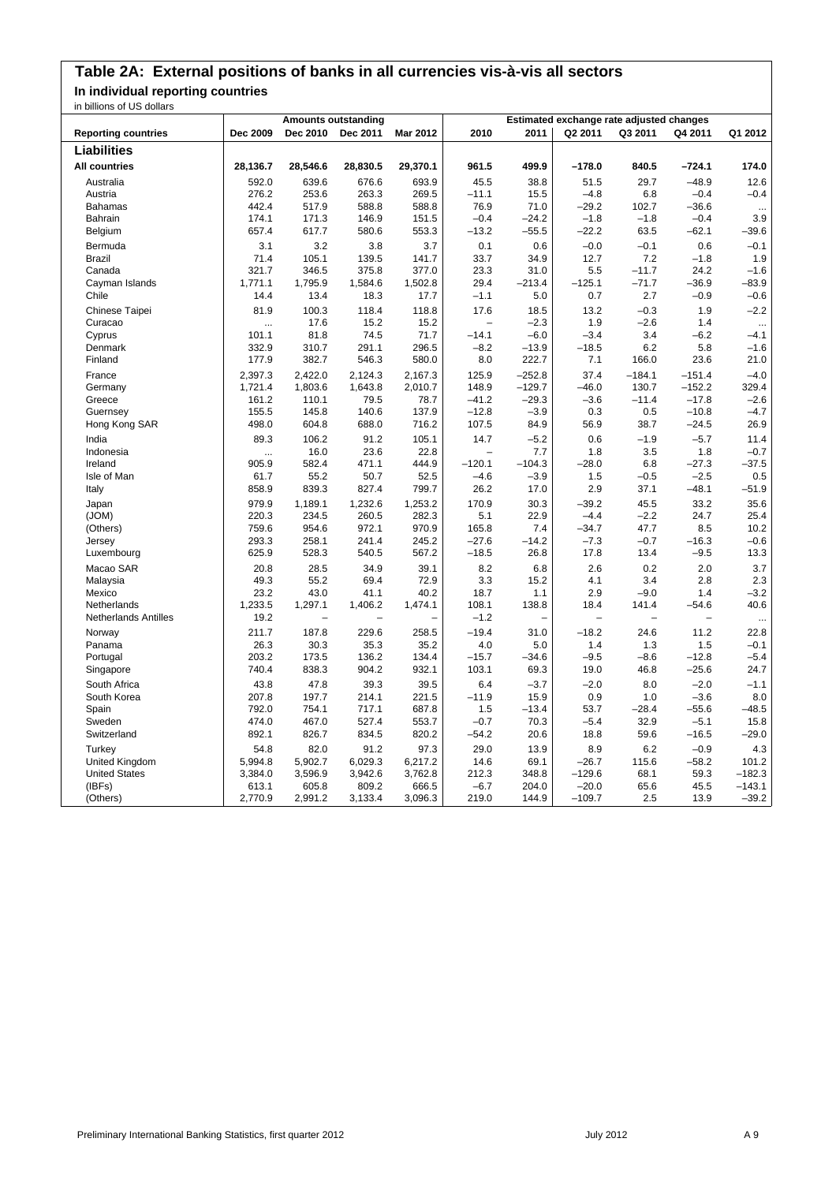# Table 2A: External positions of banks in all currencies vis-à-vis all sectors

## In individual reporting countries

in billions of US dollars

| | Amounts outstanding | | | | Estimated exchange rate adjusted changes | | | | | |
|---|---|---|---|---|---|---|---|---|---|---|
| **Reporting countries** | **Dec 2009** | **Dec 2010** | **Dec 2011** | **Mar 2012** | **2010** | **2011** | **Q2 2011** | **Q3 2011** | **Q4 2011** | **Q1 2012** |
| **Liabilities** | | | | | | | | | | |
| **All countries** | **28,136.7** | **28,546.6** | **28,830.5** | **29,370.1** | **961.5** | **499.9** | **–178.0** | **840.5** | **–724.1** | **174.0** |
| Australia | 592.0 | 639.6 | 676.6 | 693.9 | 45.5 | 38.8 | 51.5 | 29.7 | –48.9 | 12.6 |
| Austria | 276.2 | 253.6 | 263.3 | 269.5 | –11.1 | 15.5 | –4.8 | 6.8 | –0.4 | –0.4 |
| Bahamas | 442.4 | 517.9 | 588.8 | 588.8 | 76.9 | 71.0 | –29.2 | 102.7 | –36.6 | ... |
| Bahrain | 174.1 | 171.3 | 146.9 | 151.5 | –0.4 | –24.2 | –1.8 | –1.8 | –0.4 | 3.9 |
| Belgium | 657.4 | 617.7 | 580.6 | 553.3 | –13.2 | –55.5 | –22.2 | 63.5 | –62.1 | –39.6 |
| Bermuda | 3.1 | 3.2 | 3.8 | 3.7 | 0.1 | 0.6 | –0.0 | –0.1 | 0.6 | –0.1 |
| Brazil | 71.4 | 105.1 | 139.5 | 141.7 | 33.7 | 34.9 | 12.7 | 7.2 | –1.8 | 1.9 |
| Canada | 321.7 | 346.5 | 375.8 | 377.0 | 23.3 | 31.0 | 5.5 | –11.7 | 24.2 | –1.6 |
| Cayman Islands | 1,771.1 | 1,795.9 | 1,584.6 | 1,502.8 | 29.4 | –213.4 | –125.1 | –71.7 | –36.9 | –83.9 |
| Chile | 14.4 | 13.4 | 18.3 | 17.7 | –1.1 | 5.0 | 0.7 | 2.7 | –0.9 | –0.6 |
| Chinese Taipei | 81.9 | 100.3 | 118.4 | 118.8 | 17.6 | 18.5 | 13.2 | –0.3 | 1.9 | –2.2 |
| Curacao | ... | 17.6 | 15.2 | 15.2 | – | –2.3 | 1.9 | –2.6 | 1.4 | ... |
| Cyprus | 101.1 | 81.8 | 74.5 | 71.7 | –14.1 | –6.0 | –3.4 | 3.4 | –6.2 | –4.1 |
| Denmark | 332.9 | 310.7 | 291.1 | 296.5 | –8.2 | –13.9 | –18.5 | 6.2 | 5.8 | –1.6 |
| Finland | 177.9 | 382.7 | 546.3 | 580.0 | 8.0 | 222.7 | 7.1 | 166.0 | 23.6 | 21.0 |
| France | 2,397.3 | 2,422.0 | 2,124.3 | 2,167.3 | 125.9 | –252.8 | 37.4 | –184.1 | –151.4 | –4.0 |
| Germany | 1,721.4 | 1,803.6 | 1,643.8 | 2,010.7 | 148.9 | –129.7 | –46.0 | 130.7 | –152.2 | 329.4 |
| Greece | 161.2 | 110.1 | 79.5 | 78.7 | –41.2 | –29.3 | –3.6 | –11.4 | –17.8 | –2.6 |
| Guernsey | 155.5 | 145.8 | 140.6 | 137.9 | –12.8 | –3.9 | 0.3 | 0.5 | –10.8 | –4.7 |
| Hong Kong SAR | 498.0 | 604.8 | 688.0 | 716.2 | 107.5 | 84.9 | 56.9 | 38.7 | –24.5 | 26.9 |
| India | 89.3 | 106.2 | 91.2 | 105.1 | 14.7 | –5.2 | 0.6 | –1.9 | –5.7 | 11.4 |
| Indonesia | ... | 16.0 | 23.6 | 22.8 | – | 7.7 | 1.8 | 3.5 | 1.8 | –0.7 |
| Ireland | 905.9 | 582.4 | 471.1 | 444.9 | –120.1 | –104.3 | –28.0 | 6.8 | –27.3 | –37.5 |
| Isle of Man | 61.7 | 55.2 | 50.7 | 52.5 | –4.6 | –3.9 | 1.5 | –0.5 | –2.5 | 0.5 |
| Italy | 858.9 | 839.3 | 827.4 | 799.7 | 26.2 | 17.0 | 2.9 | 37.1 | –48.1 | –51.9 |
| Japan | 979.9 | 1,189.1 | 1,232.6 | 1,253.2 | 170.9 | 30.3 | –39.2 | 45.5 | 33.2 | 35.6 |
| (JOM) | 220.3 | 234.5 | 260.5 | 282.3 | 5.1 | 22.9 | –4.4 | –2.2 | 24.7 | 25.4 |
| (Others) | 759.6 | 954.6 | 972.1 | 970.9 | 165.8 | 7.4 | –34.7 | 47.7 | 8.5 | 10.2 |
| Jersey | 293.3 | 258.1 | 241.4 | 245.2 | –27.6 | –14.2 | –7.3 | –0.7 | –16.3 | –0.6 |
| Luxembourg | 625.9 | 528.3 | 540.5 | 567.2 | –18.5 | 26.8 | 17.8 | 13.4 | –9.5 | 13.3 |
| Macao SAR | 20.8 | 28.5 | 34.9 | 39.1 | 8.2 | 6.8 | 2.6 | 0.2 | 2.0 | 3.7 |
| Malaysia | 49.3 | 55.2 | 69.4 | 72.9 | 3.3 | 15.2 | 4.1 | 3.4 | 2.8 | 2.3 |
| Mexico | 23.2 | 43.0 | 41.1 | 40.2 | 18.7 | 1.1 | 2.9 | –9.0 | 1.4 | –3.2 |
| Netherlands | 1,233.5 | 1,297.1 | 1,406.2 | 1,474.1 | 108.1 | 138.8 | 18.4 | 141.4 | –54.6 | 40.6 |
| Netherlands Antilles | 19.2 | – | – | – | –1.2 | – | – | – | – | ... |
| Norway | 211.7 | 187.8 | 229.6 | 258.5 | –19.4 | 31.0 | –18.2 | 24.6 | 11.2 | 22.8 |
| Panama | 26.3 | 30.3 | 35.3 | 35.2 | 4.0 | 5.0 | 1.4 | 1.3 | 1.5 | –0.1 |
| Portugal | 203.2 | 173.5 | 136.2 | 134.4 | –15.7 | –34.6 | –9.5 | –8.6 | –12.8 | –5.4 |
| Singapore | 740.4 | 838.3 | 904.2 | 932.1 | 103.1 | 69.3 | 19.0 | 46.8 | –25.6 | 24.7 |
| South Africa | 43.8 | 47.8 | 39.3 | 39.5 | 6.4 | –3.7 | –2.0 | 8.0 | –2.0 | –1.1 |
| South Korea | 207.8 | 197.7 | 214.1 | 221.5 | –11.9 | 15.9 | 0.9 | 1.0 | –3.6 | 8.0 |
| Spain | 792.0 | 754.1 | 717.1 | 687.8 | 1.5 | –13.4 | 53.7 | –28.4 | –55.6 | –48.5 |
| Sweden | 474.0 | 467.0 | 527.4 | 553.7 | –0.7 | 70.3 | –5.4 | 32.9 | –5.1 | 15.8 |
| Switzerland | 892.1 | 826.7 | 834.5 | 820.2 | –54.2 | 20.6 | 18.8 | 59.6 | –16.5 | –29.0 |
| Turkey | 54.8 | 82.0 | 91.2 | 97.3 | 29.0 | 13.9 | 8.9 | 6.2 | –0.9 | 4.3 |
| United Kingdom | 5,994.8 | 5,902.7 | 6,029.3 | 6,217.2 | 14.6 | 69.1 | –26.7 | 115.6 | –58.2 | 101.2 |
| United States | 3,384.0 | 3,596.9 | 3,942.6 | 3,762.8 | 212.3 | 348.8 | –129.6 | 68.1 | 59.3 | –182.3 |
| (IBFs) | 613.1 | 605.8 | 809.2 | 666.5 | –6.7 | 204.0 | –20.0 | 65.6 | 45.5 | –143.1 |
| (Others) | 2,770.9 | 2,991.2 | 3,133.4 | 3,096.3 | 219.0 | 144.9 | –109.7 | 2.5 | 13.9 | –39.2 |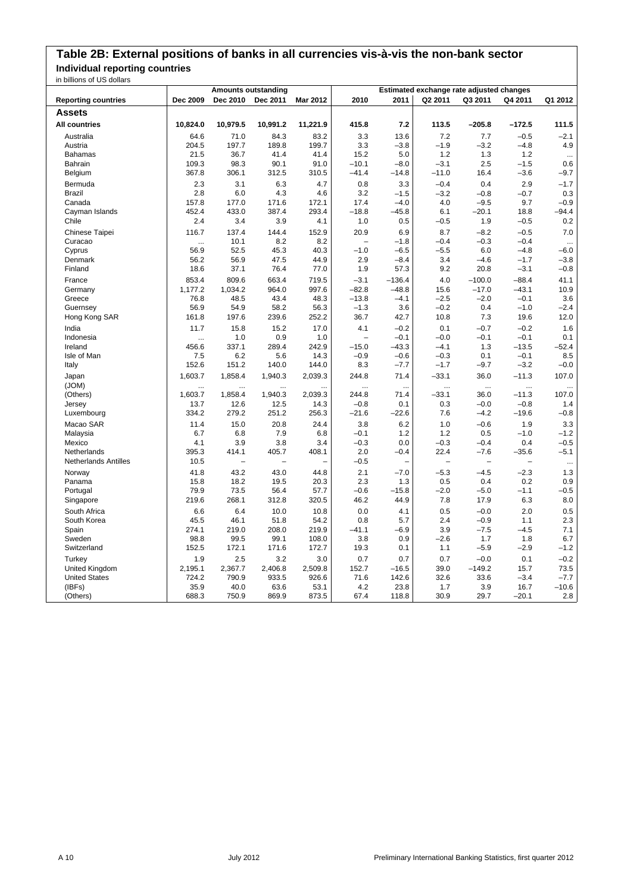# Table 2B: External positions of banks in all currencies vis-à-vis the non-bank sector

## Individual reporting countries

in billions of US dollars

| Reporting countries | Amounts outstanding | | | | Estimated exchange rate adjusted changes | | | | | |
|---|---|---|---|---|---|---|---|---|---|---|
| | Dec 2009 | Dec 2010 | Dec 2011 | Mar 2012 | 2010 | 2011 | Q2 2011 | Q3 2011 | Q4 2011 | Q1 2012 |
| **Assets** | | | | | | | | | | |
| **All countries** | **10,824.0** | **10,979.5** | **10,991.2** | **11,221.9** | **415.8** | **7.2** | **113.5** | **−205.8** | **−172.5** | **111.5** |
| Australia | 64.6 | 71.0 | 84.3 | 83.2 | 3.3 | 13.6 | 7.2 | 7.7 | −0.5 | −2.1 |
| Austria | 204.5 | 197.7 | 189.8 | 199.7 | 3.3 | −3.8 | −1.9 | −3.2 | −4.8 | 4.9 |
| Bahamas | 21.5 | 36.7 | 41.4 | 41.4 | 15.2 | 5.0 | 1.2 | 1.3 | 1.2 | ... |
| Bahrain | 109.3 | 98.3 | 90.1 | 91.0 | −10.1 | −8.0 | −3.1 | 2.5 | −1.5 | 0.6 |
| Belgium | 367.8 | 306.1 | 312.5 | 310.5 | −41.4 | −14.8 | −11.0 | 16.4 | −3.6 | −9.7 |
| Bermuda | 2.3 | 3.1 | 6.3 | 4.7 | 0.8 | 3.3 | −0.4 | 0.4 | 2.9 | −1.7 |
| Brazil | 2.8 | 6.0 | 4.3 | 4.6 | 3.2 | −1.5 | −3.2 | −0.8 | −0.7 | 0.3 |
| Canada | 157.8 | 177.0 | 171.6 | 172.1 | 17.4 | −4.0 | 4.0 | −9.5 | 9.7 | −0.9 |
| Cayman Islands | 452.4 | 433.0 | 387.4 | 293.4 | −18.8 | −45.8 | 6.1 | −20.1 | 18.8 | −94.4 |
| Chile | 2.4 | 3.4 | 3.9 | 4.1 | 1.0 | 0.5 | −0.5 | 1.9 | −0.5 | 0.2 |
| Chinese Taipei | 116.7 | 137.4 | 144.4 | 152.9 | 20.9 | 6.9 | 8.7 | −8.2 | −0.5 | 7.0 |
| Curacao | ... | 10.1 | 8.2 | 8.2 | − | −1.8 | −0.4 | −0.3 | −0.4 | ... |
| Cyprus | 56.9 | 52.5 | 45.3 | 40.3 | −1.0 | −6.5 | −5.5 | 6.0 | −4.8 | −6.0 |
| Denmark | 56.2 | 56.9 | 47.5 | 44.9 | 2.9 | −8.4 | 3.4 | −4.6 | −1.7 | −3.8 |
| Finland | 18.6 | 37.1 | 76.4 | 77.0 | 1.9 | 57.3 | 9.2 | 20.8 | −3.1 | −0.8 |
| France | 853.4 | 809.6 | 663.4 | 719.5 | −3.1 | −136.4 | 4.0 | −100.0 | −88.4 | 41.1 |
| Germany | 1,177.2 | 1,034.2 | 964.0 | 997.6 | −82.8 | −48.8 | 15.6 | −17.0 | −43.1 | 10.9 |
| Greece | 76.8 | 48.5 | 43.4 | 48.3 | −13.8 | −4.1 | −2.5 | −2.0 | −0.1 | 3.6 |
| Guernsey | 56.9 | 54.9 | 58.2 | 56.3 | −1.3 | 3.6 | −0.2 | 0.4 | −1.0 | −2.4 |
| Hong Kong SAR | 161.8 | 197.6 | 239.6 | 252.2 | 36.7 | 42.7 | 10.8 | 7.3 | 19.6 | 12.0 |
| India | 11.7 | 15.8 | 15.2 | 17.0 | 4.1 | −0.2 | 0.1 | −0.7 | −0.2 | 1.6 |
| Indonesia | ... | 1.0 | 0.9 | 1.0 | − | −0.1 | −0.0 | −0.1 | −0.1 | 0.1 |
| Ireland | 456.6 | 337.1 | 289.4 | 242.9 | −15.0 | −43.3 | −4.1 | 1.3 | −13.5 | −52.4 |
| Isle of Man | 7.5 | 6.2 | 5.6 | 14.3 | −0.9 | −0.6 | −0.3 | 0.1 | −0.1 | 8.5 |
| Italy | 152.6 | 151.2 | 140.0 | 144.0 | 8.3 | −7.7 | −1.7 | −9.7 | −3.2 | −0.0 |
| Japan | 1,603.7 | 1,858.4 | 1,940.3 | 2,039.3 | 244.8 | 71.4 | −33.1 | 36.0 | −11.3 | 107.0 |
| (JOM) | ... | ... | ... | ... | ... | ... | ... | ... | ... | ... |
| (Others) | 1,603.7 | 1,858.4 | 1,940.3 | 2,039.3 | 244.8 | 71.4 | −33.1 | 36.0 | −11.3 | 107.0 |
| Jersey | 13.7 | 12.6 | 12.5 | 14.3 | −0.8 | 0.1 | 0.3 | −0.0 | −0.8 | 1.4 |
| Luxembourg | 334.2 | 279.2 | 251.2 | 256.3 | −21.6 | −22.6 | 7.6 | −4.2 | −19.6 | −0.8 |
| Macao SAR | 11.4 | 15.0 | 20.8 | 24.4 | 3.8 | 6.2 | 1.0 | −0.6 | 1.9 | 3.3 |
| Malaysia | 6.7 | 6.8 | 7.9 | 6.8 | −0.1 | 1.2 | 1.2 | 0.5 | −1.0 | −1.2 |
| Mexico | 4.1 | 3.9 | 3.8 | 3.4 | −0.3 | 0.0 | −0.3 | −0.4 | 0.4 | −0.5 |
| Netherlands | 395.3 | 414.1 | 405.7 | 408.1 | 2.0 | −0.4 | 22.4 | −7.6 | −35.6 | −5.1 |
| Netherlands Antilles | 10.5 | − | − | − | −0.5 | − | − | − | − | ... |
| Norway | 41.8 | 43.2 | 43.0 | 44.8 | 2.1 | −7.0 | −5.3 | −4.5 | −2.3 | 1.3 |
| Panama | 15.8 | 18.2 | 19.5 | 20.3 | 2.3 | 1.3 | 0.5 | 0.4 | 0.2 | 0.9 |
| Portugal | 79.9 | 73.5 | 56.4 | 57.7 | −0.6 | −15.8 | −2.0 | −5.0 | −1.1 | −0.5 |
| Singapore | 219.6 | 268.1 | 312.8 | 320.5 | 46.2 | 44.9 | 7.8 | 17.9 | 6.3 | 8.0 |
| South Africa | 6.6 | 6.4 | 10.0 | 10.8 | 0.0 | 4.1 | 0.5 | −0.0 | 2.0 | 0.5 |
| South Korea | 45.5 | 46.1 | 51.8 | 54.2 | 0.8 | 5.7 | 2.4 | −0.9 | 1.1 | 2.3 |
| Spain | 274.1 | 219.0 | 208.0 | 219.9 | −41.1 | −6.9 | 3.9 | −7.5 | −4.5 | 7.1 |
| Sweden | 98.8 | 99.5 | 99.1 | 108.0 | 3.8 | 0.9 | −2.6 | 1.7 | 1.8 | 6.7 |
| Switzerland | 152.5 | 172.1 | 171.6 | 172.7 | 19.3 | 0.1 | 1.1 | −5.9 | −2.9 | −1.2 |
| Turkey | 1.9 | 2.5 | 3.2 | 3.0 | 0.7 | 0.7 | 0.7 | −0.0 | 0.1 | −0.2 |
| United Kingdom | 2,195.1 | 2,367.7 | 2,406.8 | 2,509.8 | 152.7 | −16.5 | 39.0 | −149.2 | 15.7 | 73.5 |
| United States | 724.2 | 790.9 | 933.5 | 926.6 | 71.6 | 142.6 | 32.6 | 33.6 | −3.4 | −7.7 |
| (IBFs) | 35.9 | 40.0 | 63.6 | 53.1 | 4.2 | 23.8 | 1.7 | 3.9 | 16.7 | −10.6 |
| (Others) | 688.3 | 750.9 | 869.9 | 873.5 | 67.4 | 118.8 | 30.9 | 29.7 | −20.1 | 2.8 |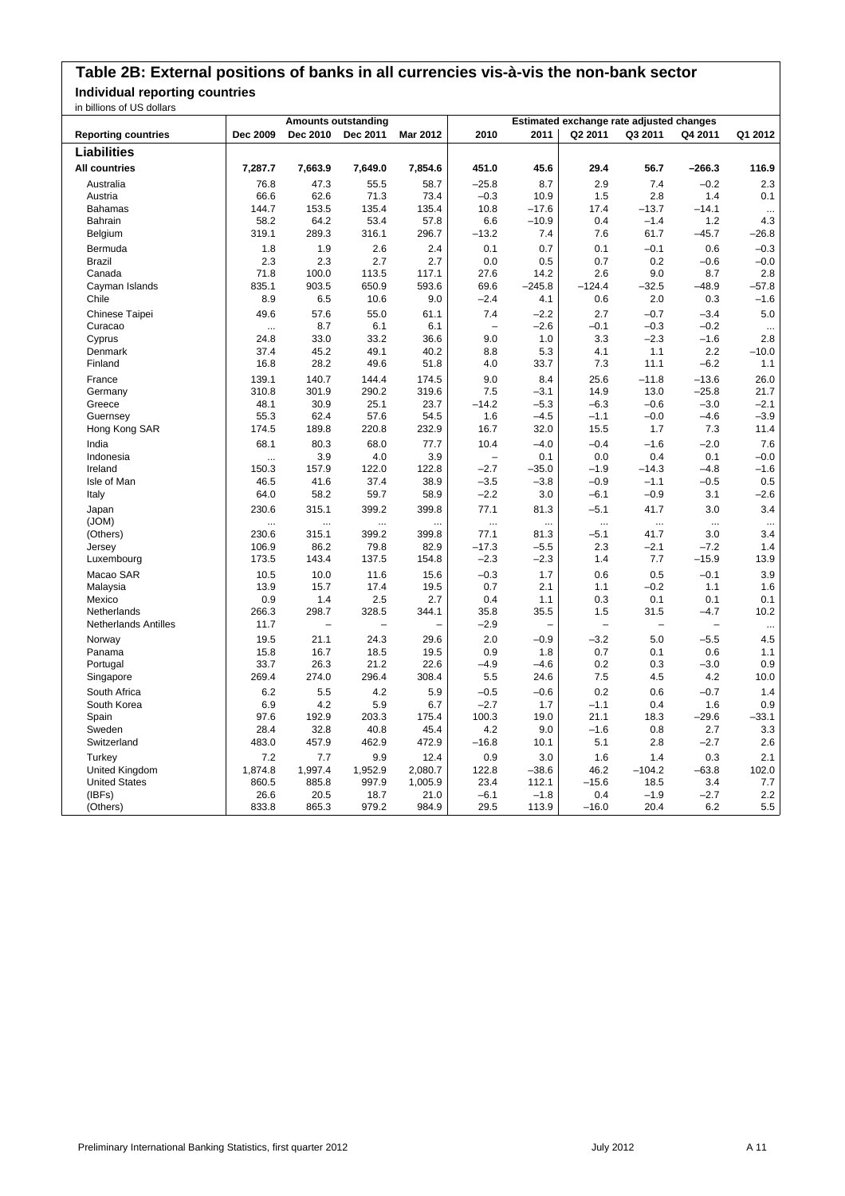# Table 2B: External positions of banks in all currencies vis-à-vis the non-bank sector

## Individual reporting countries

in billions of US dollars

| Reporting countries | Amounts outstanding | | | | Estimated exchange rate adjusted changes | | | | | |
|---|---|---|---|---|---|---|---|---|---|---|
| | Dec 2009 | Dec 2010 | Dec 2011 | Mar 2012 | 2010 | 2011 | Q2 2011 | Q3 2011 | Q4 2011 | Q1 2012 |
| **Liabilities** | | | | | | | | | | |
| **All countries** | **7,287.7** | **7,663.9** | **7,649.0** | **7,854.6** | **451.0** | **45.6** | **29.4** | **56.7** | **–266.3** | **116.9** |
| Australia | 76.8 | 47.3 | 55.5 | 58.7 | –25.8 | 8.7 | 2.9 | 7.4 | –0.2 | 2.3 |
| Austria | 66.6 | 62.6 | 71.3 | 73.4 | –0.3 | 10.9 | 1.5 | 2.8 | 1.4 | 0.1 |
| Bahamas | 144.7 | 153.5 | 135.4 | 135.4 | 10.8 | –17.6 | 17.4 | –13.7 | –14.1 | ... |
| Bahrain | 58.2 | 64.2 | 53.4 | 57.8 | 6.6 | –10.9 | 0.4 | –1.4 | 1.2 | 4.3 |
| Belgium | 319.1 | 289.3 | 316.1 | 296.7 | –13.2 | 7.4 | 7.6 | 61.7 | –45.7 | –26.8 |
| Bermuda | 1.8 | 1.9 | 2.6 | 2.4 | 0.1 | 0.7 | 0.1 | –0.1 | 0.6 | –0.3 |
| Brazil | 2.3 | 2.3 | 2.7 | 2.7 | 0.0 | 0.5 | 0.7 | 0.2 | –0.6 | –0.0 |
| Canada | 71.8 | 100.0 | 113.5 | 117.1 | 27.6 | 14.2 | 2.6 | 9.0 | 8.7 | 2.8 |
| Cayman Islands | 835.1 | 903.5 | 650.9 | 593.6 | 69.6 | –245.8 | –124.4 | –32.5 | –48.9 | –57.8 |
| Chile | 8.9 | 6.5 | 10.6 | 9.0 | –2.4 | 4.1 | 0.6 | 2.0 | 0.3 | –1.6 |
| Chinese Taipei | 49.6 | 57.6 | 55.0 | 61.1 | 7.4 | –2.2 | 2.7 | –0.7 | –3.4 | 5.0 |
| Curacao | ... | 8.7 | 6.1 | 6.1 | – | –2.6 | –0.1 | –0.3 | –0.2 | ... |
| Cyprus | 24.8 | 33.0 | 33.2 | 36.6 | 9.0 | 1.0 | 3.3 | –2.3 | –1.6 | 2.8 |
| Denmark | 37.4 | 45.2 | 49.1 | 40.2 | 8.8 | 5.3 | 4.1 | 1.1 | 2.2 | –10.0 |
| Finland | 16.8 | 28.2 | 49.6 | 51.8 | 4.0 | 33.7 | 7.3 | 11.1 | –6.2 | 1.1 |
| France | 139.1 | 140.7 | 144.4 | 174.5 | 9.0 | 8.4 | 25.6 | –11.8 | –13.6 | 26.0 |
| Germany | 310.8 | 301.9 | 290.2 | 319.6 | 7.5 | –3.1 | 14.9 | 13.0 | –25.8 | 21.7 |
| Greece | 48.1 | 30.9 | 25.1 | 23.7 | –14.2 | –5.3 | –6.3 | –0.6 | –3.0 | –2.1 |
| Guernsey | 55.3 | 62.4 | 57.6 | 54.5 | 1.6 | –4.5 | –1.1 | –0.0 | –4.6 | –3.9 |
| Hong Kong SAR | 174.5 | 189.8 | 220.8 | 232.9 | 16.7 | 32.0 | 15.5 | 1.7 | 7.3 | 11.4 |
| India | 68.1 | 80.3 | 68.0 | 77.7 | 10.4 | –4.0 | –0.4 | –1.6 | –2.0 | 7.6 |
| Indonesia | ... | 3.9 | 4.0 | 3.9 | – | 0.1 | 0.0 | 0.4 | 0.1 | –0.0 |
| Ireland | 150.3 | 157.9 | 122.0 | 122.8 | –2.7 | –35.0 | –1.9 | –14.3 | –4.8 | –1.6 |
| Isle of Man | 46.5 | 41.6 | 37.4 | 38.9 | –3.5 | –3.8 | –0.9 | –1.1 | –0.5 | 0.5 |
| Italy | 64.0 | 58.2 | 59.7 | 58.9 | –2.2 | 3.0 | –6.1 | –0.9 | 3.1 | –2.6 |
| Japan | 230.6 | 315.1 | 399.2 | 399.8 | 77.1 | 81.3 | –5.1 | 41.7 | 3.0 | 3.4 |
| (JOM) | ... | ... | ... | ... | ... | ... | ... | ... | ... | ... |
| (Others) | 230.6 | 315.1 | 399.2 | 399.8 | 77.1 | 81.3 | –5.1 | 41.7 | 3.0 | 3.4 |
| Jersey | 106.9 | 86.2 | 79.8 | 82.9 | –17.3 | –5.5 | 2.3 | –2.1 | –7.2 | 1.4 |
| Luxembourg | 173.5 | 143.4 | 137.5 | 154.8 | –2.3 | –2.3 | 1.4 | 7.7 | –15.9 | 13.9 |
| Macao SAR | 10.5 | 10.0 | 11.6 | 15.6 | –0.3 | 1.7 | 0.6 | 0.5 | –0.1 | 3.9 |
| Malaysia | 13.9 | 15.7 | 17.4 | 19.5 | 0.7 | 2.1 | 1.1 | –0.2 | 1.1 | 1.6 |
| Mexico | 0.9 | 1.4 | 2.5 | 2.7 | 0.4 | 1.1 | 0.3 | 0.1 | 0.1 | 0.1 |
| Netherlands | 266.3 | 298.7 | 328.5 | 344.1 | 35.8 | 35.5 | 1.5 | 31.5 | –4.7 | 10.2 |
| Netherlands Antilles | 11.7 | – | – | – | –2.9 | – | – | – | – | ... |
| Norway | 19.5 | 21.1 | 24.3 | 29.6 | 2.0 | –0.9 | –3.2 | 5.0 | –5.5 | 4.5 |
| Panama | 15.8 | 16.7 | 18.5 | 19.5 | 0.9 | 1.8 | 0.7 | 0.1 | 0.6 | 1.1 |
| Portugal | 33.7 | 26.3 | 21.2 | 22.6 | –4.9 | –4.6 | 0.2 | 0.3 | –3.0 | 0.9 |
| Singapore | 269.4 | 274.0 | 296.4 | 308.4 | 5.5 | 24.6 | 7.5 | 4.5 | 4.2 | 10.0 |
| South Africa | 6.2 | 5.5 | 4.2 | 5.9 | –0.5 | –0.6 | 0.2 | 0.6 | –0.7 | 1.4 |
| South Korea | 6.9 | 4.2 | 5.9 | 6.7 | –2.7 | 1.7 | –1.1 | 0.4 | 1.6 | 0.9 |
| Spain | 97.6 | 192.9 | 203.3 | 175.4 | 100.3 | 19.0 | 21.1 | 18.3 | –29.6 | –33.1 |
| Sweden | 28.4 | 32.8 | 40.8 | 45.4 | 4.2 | 9.0 | –1.6 | 0.8 | 2.7 | 3.3 |
| Switzerland | 483.0 | 457.9 | 462.9 | 472.9 | –16.8 | 10.1 | 5.1 | 2.8 | –2.7 | 2.6 |
| Turkey | 7.2 | 7.7 | 9.9 | 12.4 | 0.9 | 3.0 | 1.6 | 1.4 | 0.3 | 2.1 |
| United Kingdom | 1,874.8 | 1,997.4 | 1,952.9 | 2,080.7 | 122.8 | –38.6 | 46.2 | –104.2 | –63.8 | 102.0 |
| United States | 860.5 | 885.8 | 997.9 | 1,005.9 | 23.4 | 112.1 | –15.6 | 18.5 | 3.4 | 7.7 |
| (IBFs) | 26.6 | 20.5 | 18.7 | 21.0 | –6.1 | –1.8 | 0.4 | –1.9 | –2.7 | 2.2 |
| (Others) | 833.8 | 865.3 | 979.2 | 984.9 | 29.5 | 113.9 | –16.0 | 20.4 | 6.2 | 5.5 |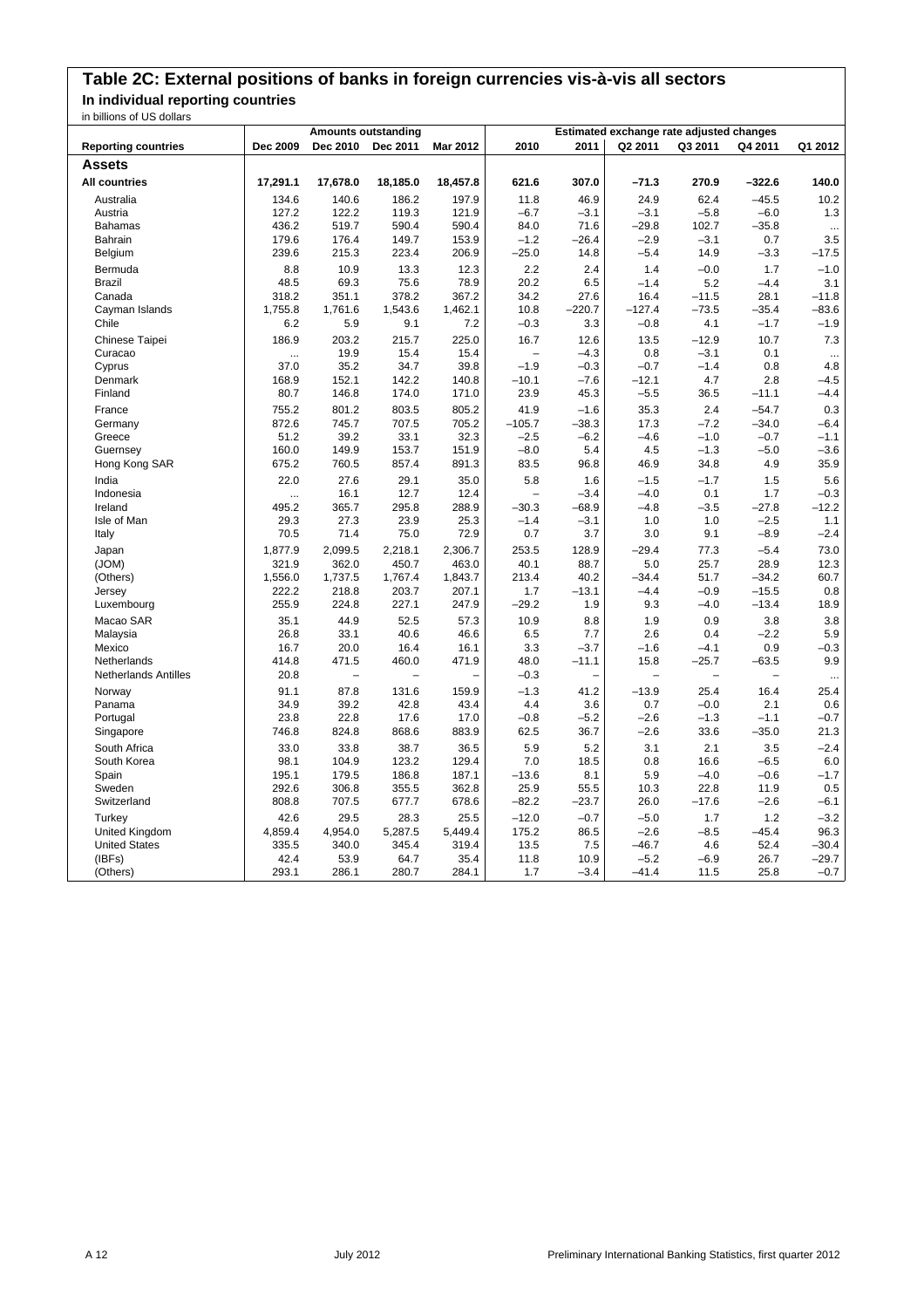# Table 2C: External positions of banks in foreign currencies vis-à-vis all sectors

## In individual reporting countries

in billions of US dollars

| Reporting countries | Amounts outstanding | | | | Estimated exchange rate adjusted changes | | | | | |
|---|---|---|---|---|---|---|---|---|---|---|
| | Dec 2009 | Dec 2010 | Dec 2011 | Mar 2012 | 2010 | 2011 | Q2 2011 | Q3 2011 | Q4 2011 | Q1 2012 |
| **Assets** | | | | | | | | | | |
| **All countries** | **17,291.1** | **17,678.0** | **18,185.0** | **18,457.8** | **621.6** | **307.0** | **–71.3** | **270.9** | **–322.6** | **140.0** |
| Australia | 134.6 | 140.6 | 186.2 | 197.9 | 11.8 | 46.9 | 24.9 | 62.4 | –45.5 | 10.2 |
| Austria | 127.2 | 122.2 | 119.3 | 121.9 | –6.7 | –3.1 | –3.1 | –5.8 | –6.0 | 1.3 |
| Bahamas | 436.2 | 519.7 | 590.4 | 590.4 | 84.0 | 71.6 | –29.8 | 102.7 | –35.8 | ... |
| Bahrain | 179.6 | 176.4 | 149.7 | 153.9 | –1.2 | –26.4 | –2.9 | –3.1 | 0.7 | 3.5 |
| Belgium | 239.6 | 215.3 | 223.4 | 206.9 | –25.0 | 14.8 | –5.4 | 14.9 | –3.3 | –17.5 |
| Bermuda | 8.8 | 10.9 | 13.3 | 12.3 | 2.2 | 2.4 | 1.4 | –0.0 | 1.7 | –1.0 |
| Brazil | 48.5 | 69.3 | 75.6 | 78.9 | 20.2 | 6.5 | –1.4 | 5.2 | –4.4 | 3.1 |
| Canada | 318.2 | 351.1 | 378.2 | 367.2 | 34.2 | 27.6 | 16.4 | –11.5 | 28.1 | –11.8 |
| Cayman Islands | 1,755.8 | 1,761.6 | 1,543.6 | 1,462.1 | 10.8 | –220.7 | –127.4 | –73.5 | –35.4 | –83.6 |
| Chile | 6.2 | 5.9 | 9.1 | 7.2 | –0.3 | 3.3 | –0.8 | 4.1 | –1.7 | –1.9 |
| Chinese Taipei | 186.9 | 203.2 | 215.7 | 225.0 | 16.7 | 12.6 | 13.5 | –12.9 | 10.7 | 7.3 |
| Curacao | ... | 19.9 | 15.4 | 15.4 | – | –4.3 | 0.8 | –3.1 | 0.1 | ... |
| Cyprus | 37.0 | 35.2 | 34.7 | 39.8 | –1.9 | –0.3 | –0.7 | –1.4 | 0.8 | 4.8 |
| Denmark | 168.9 | 152.1 | 142.2 | 140.8 | –10.1 | –7.6 | –12.1 | 4.7 | 2.8 | –4.5 |
| Finland | 80.7 | 146.8 | 174.0 | 171.0 | 23.9 | 45.3 | –5.5 | 36.5 | –11.1 | –4.4 |
| France | 755.2 | 801.2 | 803.5 | 805.2 | 41.9 | –1.6 | 35.3 | 2.4 | –54.7 | 0.3 |
| Germany | 872.6 | 745.7 | 707.5 | 705.2 | –105.7 | –38.3 | 17.3 | –7.2 | –34.0 | –6.4 |
| Greece | 51.2 | 39.2 | 33.1 | 32.3 | –2.5 | –6.2 | –4.6 | –1.0 | –0.7 | –1.1 |
| Guernsey | 160.0 | 149.9 | 153.7 | 151.9 | –8.0 | 5.4 | 4.5 | –1.3 | –5.0 | –3.6 |
| Hong Kong SAR | 675.2 | 760.5 | 857.4 | 891.3 | 83.5 | 96.8 | 46.9 | 34.8 | 4.9 | 35.9 |
| India | 22.0 | 27.6 | 29.1 | 35.0 | 5.8 | 1.6 | –1.5 | –1.7 | 1.5 | 5.6 |
| Indonesia | ... | 16.1 | 12.7 | 12.4 | – | –3.4 | –4.0 | 0.1 | 1.7 | –0.3 |
| Ireland | 495.2 | 365.7 | 295.8 | 288.9 | –30.3 | –68.9 | –4.8 | –3.5 | –27.8 | –12.2 |
| Isle of Man | 29.3 | 27.3 | 23.9 | 25.3 | –1.4 | –3.1 | 1.0 | 1.0 | –2.5 | 1.1 |
| Italy | 70.5 | 71.4 | 75.0 | 72.9 | 0.7 | 3.7 | 3.0 | 9.1 | –8.9 | –2.4 |
| Japan | 1,877.9 | 2,099.5 | 2,218.1 | 2,306.7 | 253.5 | 128.9 | –29.4 | 77.3 | –5.4 | 73.0 |
| (JOM) | 321.9 | 362.0 | 450.7 | 463.0 | 40.1 | 88.7 | 5.0 | 25.7 | 28.9 | 12.3 |
| (Others) | 1,556.0 | 1,737.5 | 1,767.4 | 1,843.7 | 213.4 | 40.2 | –34.4 | 51.7 | –34.2 | 60.7 |
| Jersey | 222.2 | 218.8 | 203.7 | 207.1 | 1.7 | –13.1 | –4.4 | –0.9 | –15.5 | 0.8 |
| Luxembourg | 255.9 | 224.8 | 227.1 | 247.9 | –29.2 | 1.9 | 9.3 | –4.0 | –13.4 | 18.9 |
| Macao SAR | 35.1 | 44.9 | 52.5 | 57.3 | 10.9 | 8.8 | 1.9 | 0.9 | 3.8 | 3.8 |
| Malaysia | 26.8 | 33.1 | 40.6 | 46.6 | 6.5 | 7.7 | 2.6 | 0.4 | –2.2 | 5.9 |
| Mexico | 16.7 | 20.0 | 16.4 | 16.1 | 3.3 | –3.7 | –1.6 | –4.1 | 0.9 | –0.3 |
| Netherlands | 414.8 | 471.5 | 460.0 | 471.9 | 48.0 | –11.1 | 15.8 | –25.7 | –63.5 | 9.9 |
| Netherlands Antilles | 20.8 | – | – | – | –0.3 | – | – | – | – | ... |
| Norway | 91.1 | 87.8 | 131.6 | 159.9 | –1.3 | 41.2 | –13.9 | 25.4 | 16.4 | 25.4 |
| Panama | 34.9 | 39.2 | 42.8 | 43.4 | 4.4 | 3.6 | 0.7 | –0.0 | 2.1 | 0.6 |
| Portugal | 23.8 | 22.8 | 17.6 | 17.0 | –0.8 | –5.2 | –2.6 | –1.3 | –1.1 | –0.7 |
| Singapore | 746.8 | 824.8 | 868.6 | 883.9 | 62.5 | 36.7 | –2.6 | 33.6 | –35.0 | 21.3 |
| South Africa | 33.0 | 33.8 | 38.7 | 36.5 | 5.9 | 5.2 | 3.1 | 2.1 | 3.5 | –2.4 |
| South Korea | 98.1 | 104.9 | 123.2 | 129.4 | 7.0 | 18.5 | 0.8 | 16.6 | –6.5 | 6.0 |
| Spain | 195.1 | 179.5 | 186.8 | 187.1 | –13.6 | 8.1 | 5.9 | –4.0 | –0.6 | –1.7 |
| Sweden | 292.6 | 306.8 | 355.5 | 362.8 | 25.9 | 55.5 | 10.3 | 22.8 | 11.9 | 0.5 |
| Switzerland | 808.8 | 707.5 | 677.7 | 678.6 | –82.2 | –23.7 | 26.0 | –17.6 | –2.6 | –6.1 |
| Turkey | 42.6 | 29.5 | 28.3 | 25.5 | –12.0 | –0.7 | –5.0 | 1.7 | 1.2 | –3.2 |
| United Kingdom | 4,859.4 | 4,954.0 | 5,287.5 | 5,449.4 | 175.2 | 86.5 | –2.6 | –8.5 | –45.4 | 96.3 |
| United States | 335.5 | 340.0 | 345.4 | 319.4 | 13.5 | 7.5 | –46.7 | 4.6 | 52.4 | –30.4 |
| (IBFs) | 42.4 | 53.9 | 64.7 | 35.4 | 11.8 | 10.9 | –5.2 | –6.9 | 26.7 | –29.7 |
| (Others) | 293.1 | 286.1 | 280.7 | 284.1 | 1.7 | –3.4 | –41.4 | 11.5 | 25.8 | –0.7 |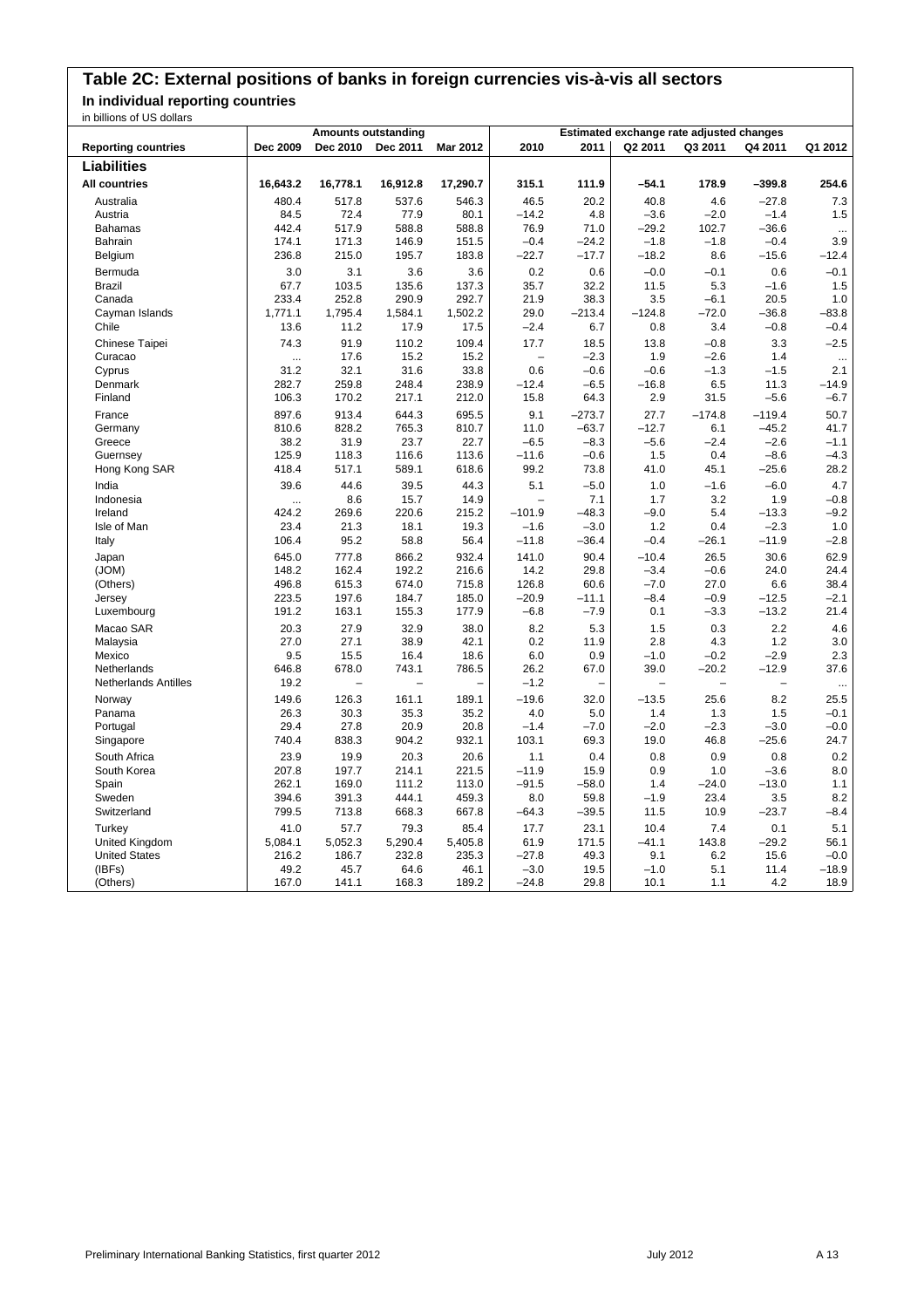# Table 2C: External positions of banks in foreign currencies vis-à-vis all sectors

## In individual reporting countries

in billions of US dollars

| Reporting countries | Amounts outstanding | | | | Estimated exchange rate adjusted changes | | | | | |
|---|---|---|---|---|---|---|---|---|---|---|
| | Dec 2009 | Dec 2010 | Dec 2011 | Mar 2012 | 2010 | 2011 | Q2 2011 | Q3 2011 | Q4 2011 | Q1 2012 |
| **Liabilities** | | | | | | | | | | |
| **All countries** | **16,643.2** | **16,778.1** | **16,912.8** | **17,290.7** | **315.1** | **111.9** | **–54.1** | **178.9** | **–399.8** | **254.6** |
| Australia | 480.4 | 517.8 | 537.6 | 546.3 | 46.5 | 20.2 | 40.8 | 4.6 | –27.8 | 7.3 |
| Austria | 84.5 | 72.4 | 77.9 | 80.1 | –14.2 | 4.8 | –3.6 | –2.0 | –1.4 | 1.5 |
| Bahamas | 442.4 | 517.9 | 588.8 | 588.8 | 76.9 | 71.0 | –29.2 | 102.7 | –36.6 | ... |
| Bahrain | 174.1 | 171.3 | 146.9 | 151.5 | –0.4 | –24.2 | –1.8 | –1.8 | –0.4 | 3.9 |
| Belgium | 236.8 | 215.0 | 195.7 | 183.8 | –22.7 | –17.7 | –18.2 | 8.6 | –15.6 | –12.4 |
| Bermuda | 3.0 | 3.1 | 3.6 | 3.6 | 0.2 | 0.6 | –0.0 | –0.1 | 0.6 | –0.1 |
| Brazil | 67.7 | 103.5 | 135.6 | 137.3 | 35.7 | 32.2 | 11.5 | 5.3 | –1.6 | 1.5 |
| Canada | 233.4 | 252.8 | 290.9 | 292.7 | 21.9 | 38.3 | 3.5 | –6.1 | 20.5 | 1.0 |
| Cayman Islands | 1,771.1 | 1,795.4 | 1,584.1 | 1,502.2 | 29.0 | –213.4 | –124.8 | –72.0 | –36.8 | –83.8 |
| Chile | 13.6 | 11.2 | 17.9 | 17.5 | –2.4 | 6.7 | 0.8 | 3.4 | –0.8 | –0.4 |
| Chinese Taipei | 74.3 | 91.9 | 110.2 | 109.4 | 17.7 | 18.5 | 13.8 | –0.8 | 3.3 | –2.5 |
| Curacao | ... | 17.6 | 15.2 | 15.2 | – | –2.3 | 1.9 | –2.6 | 1.4 | ... |
| Cyprus | 31.2 | 32.1 | 31.6 | 33.8 | 0.6 | –0.6 | –0.6 | –1.3 | –1.5 | 2.1 |
| Denmark | 282.7 | 259.8 | 248.4 | 238.9 | –12.4 | –6.5 | –16.8 | 6.5 | 11.3 | –14.9 |
| Finland | 106.3 | 170.2 | 217.1 | 212.0 | 15.8 | 64.3 | 2.9 | 31.5 | –5.6 | –6.7 |
| France | 897.6 | 913.4 | 644.3 | 695.5 | 9.1 | –273.7 | 27.7 | –174.8 | –119.4 | 50.7 |
| Germany | 810.6 | 828.2 | 765.3 | 810.7 | 11.0 | –63.7 | –12.7 | 6.1 | –45.2 | 41.7 |
| Greece | 38.2 | 31.9 | 23.7 | 22.7 | –6.5 | –8.3 | –5.6 | –2.4 | –2.6 | –1.1 |
| Guernsey | 125.9 | 118.3 | 116.6 | 113.6 | –11.6 | –0.6 | 1.5 | 0.4 | –8.6 | –4.3 |
| Hong Kong SAR | 418.4 | 517.1 | 589.1 | 618.6 | 99.2 | 73.8 | 41.0 | 45.1 | –25.6 | 28.2 |
| India | 39.6 | 44.6 | 39.5 | 44.3 | 5.1 | –5.0 | 1.0 | –1.6 | –6.0 | 4.7 |
| Indonesia | ... | 8.6 | 15.7 | 14.9 | – | 7.1 | 1.7 | 3.2 | 1.9 | –0.8 |
| Ireland | 424.2 | 269.6 | 220.6 | 215.2 | –101.9 | –48.3 | –9.0 | 5.4 | –13.3 | –9.2 |
| Isle of Man | 23.4 | 21.3 | 18.1 | 19.3 | –1.6 | –3.0 | 1.2 | 0.4 | –2.3 | 1.0 |
| Italy | 106.4 | 95.2 | 58.8 | 56.4 | –11.8 | –36.4 | –0.4 | –26.1 | –11.9 | –2.8 |
| Japan | 645.0 | 777.8 | 866.2 | 932.4 | 141.0 | 90.4 | –10.4 | 26.5 | 30.6 | 62.9 |
| (JOM) | 148.2 | 162.4 | 192.2 | 216.6 | 14.2 | 29.8 | –3.4 | –0.6 | 24.0 | 24.4 |
| (Others) | 496.8 | 615.3 | 674.0 | 715.8 | 126.8 | 60.6 | –7.0 | 27.0 | 6.6 | 38.4 |
| Jersey | 223.5 | 197.6 | 184.7 | 185.0 | –20.9 | –11.1 | –8.4 | –0.9 | –12.5 | –2.1 |
| Luxembourg | 191.2 | 163.1 | 155.3 | 177.9 | –6.8 | –7.9 | 0.1 | –3.3 | –13.2 | 21.4 |
| Macao SAR | 20.3 | 27.9 | 32.9 | 38.0 | 8.2 | 5.3 | 1.5 | 0.3 | 2.2 | 4.6 |
| Malaysia | 27.0 | 27.1 | 38.9 | 42.1 | 0.2 | 11.9 | 2.8 | 4.3 | 1.2 | 3.0 |
| Mexico | 9.5 | 15.5 | 16.4 | 18.6 | 6.0 | 0.9 | –1.0 | –0.2 | –2.9 | 2.3 |
| Netherlands | 646.8 | 678.0 | 743.1 | 786.5 | 26.2 | 67.0 | 39.0 | –20.2 | –12.9 | 37.6 |
| Netherlands Antilles | 19.2 | – | – | – | –1.2 | – | – | – | – | ... |
| Norway | 149.6 | 126.3 | 161.1 | 189.1 | –19.6 | 32.0 | –13.5 | 25.6 | 8.2 | 25.5 |
| Panama | 26.3 | 30.3 | 35.3 | 35.2 | 4.0 | 5.0 | 1.4 | 1.3 | 1.5 | –0.1 |
| Portugal | 29.4 | 27.8 | 20.9 | 20.8 | –1.4 | –7.0 | –2.0 | –2.3 | –3.0 | –0.0 |
| Singapore | 740.4 | 838.3 | 904.2 | 932.1 | 103.1 | 69.3 | 19.0 | 46.8 | –25.6 | 24.7 |
| South Africa | 23.9 | 19.9 | 20.3 | 20.6 | 1.1 | 0.4 | 0.8 | 0.9 | 0.8 | 0.2 |
| South Korea | 207.8 | 197.7 | 214.1 | 221.5 | –11.9 | 15.9 | 0.9 | 1.0 | –3.6 | 8.0 |
| Spain | 262.1 | 169.0 | 111.2 | 113.0 | –91.5 | –58.0 | 1.4 | –24.0 | –13.0 | 1.1 |
| Sweden | 394.6 | 391.3 | 444.1 | 459.3 | 8.0 | 59.8 | –1.9 | 23.4 | 3.5 | 8.2 |
| Switzerland | 799.5 | 713.8 | 668.3 | 667.8 | –64.3 | –39.5 | 11.5 | 10.9 | –23.7 | –8.4 |
| Turkey | 41.0 | 57.7 | 79.3 | 85.4 | 17.7 | 23.1 | 10.4 | 7.4 | 0.1 | 5.1 |
| United Kingdom | 5,084.1 | 5,052.3 | 5,290.4 | 5,405.8 | 61.9 | 171.5 | –41.1 | 143.8 | –29.2 | 56.1 |
| United States | 216.2 | 186.7 | 232.8 | 235.3 | –27.8 | 49.3 | 9.1 | 6.2 | 15.6 | –0.0 |
| (IBFs) | 49.2 | 45.7 | 64.6 | 46.1 | –3.0 | 19.5 | –1.0 | 5.1 | 11.4 | –18.9 |
| (Others) | 167.0 | 141.1 | 168.3 | 189.2 | –24.8 | 29.8 | 10.1 | 1.1 | 4.2 | 18.9 |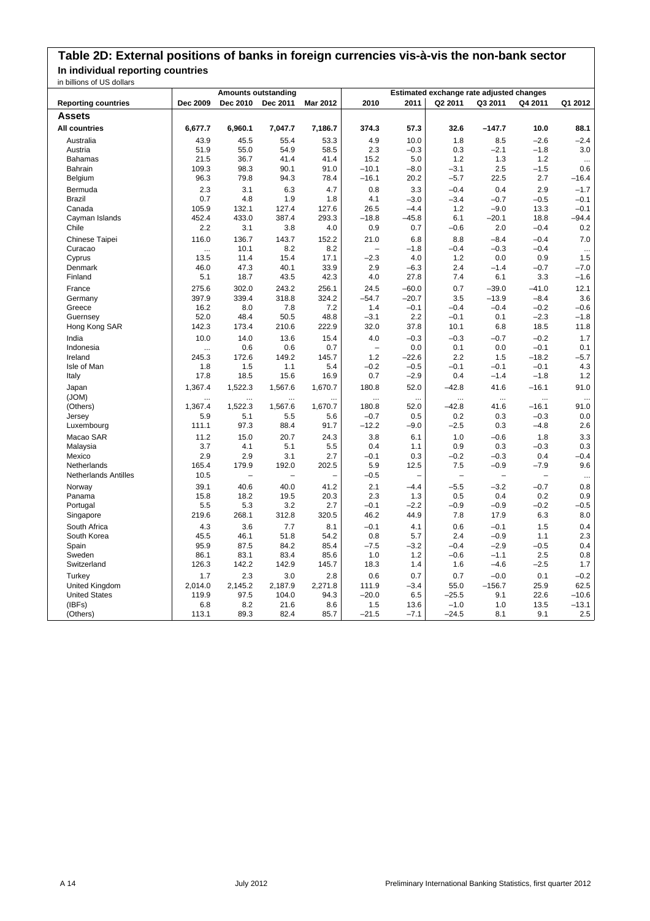# Table 2D: External positions of banks in foreign currencies vis-à-vis the non-bank sector

## In individual reporting countries

in billions of US dollars

| Reporting countries | Amounts outstanding | | | | Estimated exchange rate adjusted changes | | | | | |
|---|---|---|---|---|---|---|---|---|---|---|
| | Dec 2009 | Dec 2010 | Dec 2011 | Mar 2012 | 2010 | 2011 | Q2 2011 | Q3 2011 | Q4 2011 | Q1 2012 |
| **Assets** | | | | | | | | | | |
| **All countries** | **6,677.7** | **6,960.1** | **7,047.7** | **7,186.7** | **374.3** | **57.3** | **32.6** | **−147.7** | **10.0** | **88.1** |
| Australia | 43.9 | 45.5 | 55.4 | 53.3 | 4.9 | 10.0 | 1.8 | 8.5 | −2.6 | −2.4 |
| Austria | 51.9 | 55.0 | 54.9 | 58.5 | 2.3 | −0.3 | 0.3 | −2.1 | −1.8 | 3.0 |
| Bahamas | 21.5 | 36.7 | 41.4 | 41.4 | 15.2 | 5.0 | 1.2 | 1.3 | 1.2 | ... |
| Bahrain | 109.3 | 98.3 | 90.1 | 91.0 | −10.1 | −8.0 | −3.1 | 2.5 | −1.5 | 0.6 |
| Belgium | 96.3 | 79.8 | 94.3 | 78.4 | −16.1 | 20.2 | −5.7 | 22.5 | 2.7 | −16.4 |
| Bermuda | 2.3 | 3.1 | 6.3 | 4.7 | 0.8 | 3.3 | −0.4 | 0.4 | 2.9 | −1.7 |
| Brazil | 0.7 | 4.8 | 1.9 | 1.8 | 4.1 | −3.0 | −3.4 | −0.7 | −0.5 | −0.1 |
| Canada | 105.9 | 132.1 | 127.4 | 127.6 | 26.5 | −4.4 | 1.2 | −9.0 | 13.3 | −0.1 |
| Cayman Islands | 452.4 | 433.0 | 387.4 | 293.3 | −18.8 | −45.8 | 6.1 | −20.1 | 18.8 | −94.4 |
| Chile | 2.2 | 3.1 | 3.8 | 4.0 | 0.9 | 0.7 | −0.6 | 2.0 | −0.4 | 0.2 |
| Chinese Taipei | 116.0 | 136.7 | 143.7 | 152.2 | 21.0 | 6.8 | 8.8 | −8.4 | −0.4 | 7.0 |
| Curacao | ... | 10.1 | 8.2 | 8.2 | − | −1.8 | −0.4 | −0.3 | −0.4 | ... |
| Cyprus | 13.5 | 11.4 | 15.4 | 17.1 | −2.3 | 4.0 | 1.2 | 0.0 | 0.9 | 1.5 |
| Denmark | 46.0 | 47.3 | 40.1 | 33.9 | 2.9 | −6.3 | 2.4 | −1.4 | −0.7 | −7.0 |
| Finland | 5.1 | 18.7 | 43.5 | 42.3 | 4.0 | 27.8 | 7.4 | 6.1 | 3.3 | −1.6 |
| France | 275.6 | 302.0 | 243.2 | 256.1 | 24.5 | −60.0 | 0.7 | −39.0 | −41.0 | 12.1 |
| Germany | 397.9 | 339.4 | 318.8 | 324.2 | −54.7 | −20.7 | 3.5 | −13.9 | −8.4 | 3.6 |
| Greece | 16.2 | 8.0 | 7.8 | 7.2 | 1.4 | −0.1 | −0.4 | −0.4 | −0.2 | −0.6 |
| Guernsey | 52.0 | 48.4 | 50.5 | 48.8 | −3.1 | 2.2 | −0.1 | 0.1 | −2.3 | −1.8 |
| Hong Kong SAR | 142.3 | 173.4 | 210.6 | 222.9 | 32.0 | 37.8 | 10.1 | 6.8 | 18.5 | 11.8 |
| India | 10.0 | 14.0 | 13.6 | 15.4 | 4.0 | −0.3 | −0.3 | −0.7 | −0.2 | 1.7 |
| Indonesia | ... | 0.6 | 0.6 | 0.7 | − | 0.0 | 0.1 | 0.0 | −0.1 | 0.1 |
| Ireland | 245.3 | 172.6 | 149.2 | 145.7 | 1.2 | −22.6 | 2.2 | 1.5 | −18.2 | −5.7 |
| Isle of Man | 1.8 | 1.5 | 1.1 | 5.4 | −0.2 | −0.5 | −0.1 | −0.1 | −0.1 | 4.3 |
| Italy | 17.8 | 18.5 | 15.6 | 16.9 | 0.7 | −2.9 | 0.4 | −1.4 | −1.8 | 1.2 |
| Japan | 1,367.4 | 1,522.3 | 1,567.6 | 1,670.7 | 180.8 | 52.0 | −42.8 | 41.6 | −16.1 | 91.0 |
| (JOM) | ... | ... | ... | ... | ... | ... | ... | ... | ... | ... |
| (Others) | 1,367.4 | 1,522.3 | 1,567.6 | 1,670.7 | 180.8 | 52.0 | −42.8 | 41.6 | −16.1 | 91.0 |
| Jersey | 5.9 | 5.1 | 5.5 | 5.6 | −0.7 | 0.5 | 0.2 | 0.3 | −0.3 | 0.0 |
| Luxembourg | 111.1 | 97.3 | 88.4 | 91.7 | −12.2 | −9.0 | −2.5 | 0.3 | −4.8 | 2.6 |
| Macao SAR | 11.2 | 15.0 | 20.7 | 24.3 | 3.8 | 6.1 | 1.0 | −0.6 | 1.8 | 3.3 |
| Malaysia | 3.7 | 4.1 | 5.1 | 5.5 | 0.4 | 1.1 | 0.9 | 0.3 | −0.3 | 0.3 |
| Mexico | 2.9 | 2.9 | 3.1 | 2.7 | −0.1 | 0.3 | −0.2 | −0.3 | 0.4 | −0.4 |
| Netherlands | 165.4 | 179.9 | 192.0 | 202.5 | 5.9 | 12.5 | 7.5 | −0.9 | −7.9 | 9.6 |
| Netherlands Antilles | 10.5 | − | − | − | −0.5 | − | − | − | − | ... |
| Norway | 39.1 | 40.6 | 40.0 | 41.2 | 2.1 | −4.4 | −5.5 | −3.2 | −0.7 | 0.8 |
| Panama | 15.8 | 18.2 | 19.5 | 20.3 | 2.3 | 1.3 | 0.5 | 0.4 | 0.2 | 0.9 |
| Portugal | 5.5 | 5.3 | 3.2 | 2.7 | −0.1 | −2.2 | −0.9 | −0.9 | −0.2 | −0.5 |
| Singapore | 219.6 | 268.1 | 312.8 | 320.5 | 46.2 | 44.9 | 7.8 | 17.9 | 6.3 | 8.0 |
| South Africa | 4.3 | 3.6 | 7.7 | 8.1 | −0.1 | 4.1 | 0.6 | −0.1 | 1.5 | 0.4 |
| South Korea | 45.5 | 46.1 | 51.8 | 54.2 | 0.8 | 5.7 | 2.4 | −0.9 | 1.1 | 2.3 |
| Spain | 95.9 | 87.5 | 84.2 | 85.4 | −7.5 | −3.2 | −0.4 | −2.9 | −0.5 | 0.4 |
| Sweden | 86.1 | 83.1 | 83.4 | 85.6 | 1.0 | 1.2 | −0.6 | −1.1 | 2.5 | 0.8 |
| Switzerland | 126.3 | 142.2 | 142.9 | 145.7 | 18.3 | 1.4 | 1.6 | −4.6 | −2.5 | 1.7 |
| Turkey | 1.7 | 2.3 | 3.0 | 2.8 | 0.6 | 0.7 | 0.7 | −0.0 | 0.1 | −0.2 |
| United Kingdom | 2,014.0 | 2,145.2 | 2,187.9 | 2,271.8 | 111.9 | −3.4 | 55.0 | −156.7 | 25.9 | 62.5 |
| United States | 119.9 | 97.5 | 104.0 | 94.3 | −20.0 | 6.5 | −25.5 | 9.1 | 22.6 | −10.6 |
| (IBFs) | 6.8 | 8.2 | 21.6 | 8.6 | 1.5 | 13.6 | −1.0 | 1.0 | 13.5 | −13.1 |
| (Others) | 113.1 | 89.3 | 82.4 | 85.7 | −21.5 | −7.1 | −24.5 | 8.1 | 9.1 | 2.5 |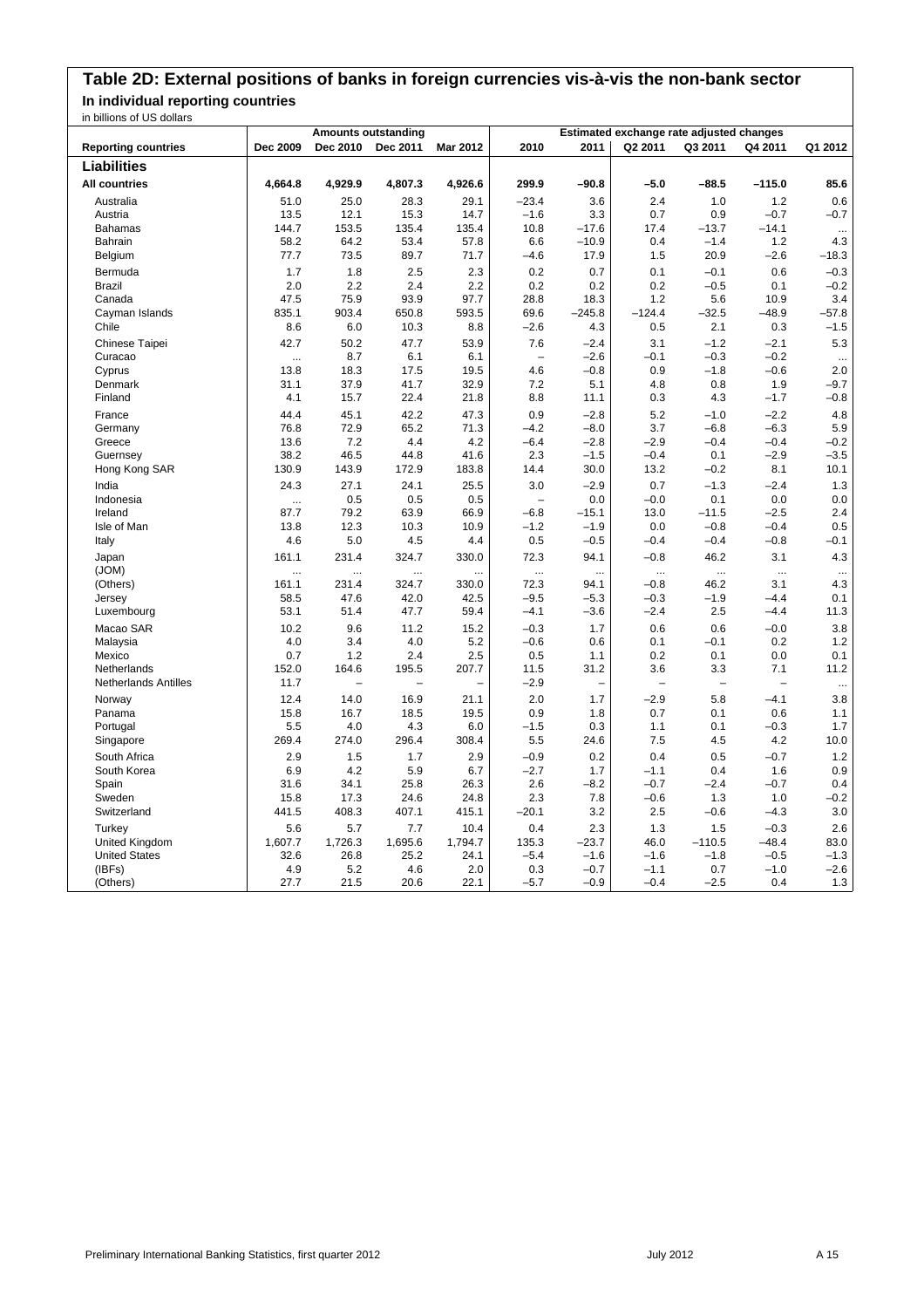# Table 2D: External positions of banks in foreign currencies vis-à-vis the non-bank sector

## In individual reporting countries

in billions of US dollars

| Reporting countries | Amounts outstanding | | | | Estimated exchange rate adjusted changes | | | | | |
|---|---|---|---|---|---|---|---|---|---|---|
| | Dec 2009 | Dec 2010 | Dec 2011 | Mar 2012 | 2010 | 2011 | Q2 2011 | Q3 2011 | Q4 2011 | Q1 2012 |
| **Liabilities** | | | | | | | | | | |
| **All countries** | **4,664.8** | **4,929.9** | **4,807.3** | **4,926.6** | **299.9** | **−90.8** | **−5.0** | **−88.5** | **−115.0** | **85.6** |
| Australia | 51.0 | 25.0 | 28.3 | 29.1 | −23.4 | 3.6 | 2.4 | 1.0 | 1.2 | 0.6 |
| Austria | 13.5 | 12.1 | 15.3 | 14.7 | −1.6 | 3.3 | 0.7 | 0.9 | −0.7 | −0.7 |
| Bahamas | 144.7 | 153.5 | 135.4 | 135.4 | 10.8 | −17.6 | 17.4 | −13.7 | −14.1 | ... |
| Bahrain | 58.2 | 64.2 | 53.4 | 57.8 | 6.6 | −10.9 | 0.4 | −1.4 | 1.2 | 4.3 |
| Belgium | 77.7 | 73.5 | 89.7 | 71.7 | −4.6 | 17.9 | 1.5 | 20.9 | −2.6 | −18.3 |
| Bermuda | 1.7 | 1.8 | 2.5 | 2.3 | 0.2 | 0.7 | 0.1 | −0.1 | 0.6 | −0.3 |
| Brazil | 2.0 | 2.2 | 2.4 | 2.2 | 0.2 | 0.2 | 0.2 | −0.5 | 0.1 | −0.2 |
| Canada | 47.5 | 75.9 | 93.9 | 97.7 | 28.8 | 18.3 | 1.2 | 5.6 | 10.9 | 3.4 |
| Cayman Islands | 835.1 | 903.4 | 650.8 | 593.5 | 69.6 | −245.8 | −124.4 | −32.5 | −48.9 | −57.8 |
| Chile | 8.6 | 6.0 | 10.3 | 8.8 | −2.6 | 4.3 | 0.5 | 2.1 | 0.3 | −1.5 |
| Chinese Taipei | 42.7 | 50.2 | 47.7 | 53.9 | 7.6 | −2.4 | 3.1 | −1.2 | −2.1 | 5.3 |
| Curacao | ... | 8.7 | 6.1 | 6.1 | − | −2.6 | −0.1 | −0.3 | −0.2 | ... |
| Cyprus | 13.8 | 18.3 | 17.5 | 19.5 | 4.6 | −0.8 | 0.9 | −1.8 | −0.6 | 2.0 |
| Denmark | 31.1 | 37.9 | 41.7 | 32.9 | 7.2 | 5.1 | 4.8 | 0.8 | 1.9 | −9.7 |
| Finland | 4.1 | 15.7 | 22.4 | 21.8 | 8.8 | 11.1 | 0.3 | 4.3 | −1.7 | −0.8 |
| France | 44.4 | 45.1 | 42.2 | 47.3 | 0.9 | −2.8 | 5.2 | −1.0 | −2.2 | 4.8 |
| Germany | 76.8 | 72.9 | 65.2 | 71.3 | −4.2 | −8.0 | 3.7 | −6.8 | −6.3 | 5.9 |
| Greece | 13.6 | 7.2 | 4.4 | 4.2 | −6.4 | −2.8 | −2.9 | −0.4 | −0.4 | −0.2 |
| Guernsey | 38.2 | 46.5 | 44.8 | 41.6 | 2.3 | −1.5 | −0.4 | 0.1 | −2.9 | −3.5 |
| Hong Kong SAR | 130.9 | 143.9 | 172.9 | 183.8 | 14.4 | 30.0 | 13.2 | −0.2 | 8.1 | 10.1 |
| India | 24.3 | 27.1 | 24.1 | 25.5 | 3.0 | −2.9 | 0.7 | −1.3 | −2.4 | 1.3 |
| Indonesia | ... | 0.5 | 0.5 | 0.5 | − | 0.0 | −0.0 | 0.1 | 0.0 | 0.0 |
| Ireland | 87.7 | 79.2 | 63.9 | 66.9 | −6.8 | −15.1 | 13.0 | −11.5 | −2.5 | 2.4 |
| Isle of Man | 13.8 | 12.3 | 10.3 | 10.9 | −1.2 | −1.9 | 0.0 | −0.8 | −0.4 | 0.5 |
| Italy | 4.6 | 5.0 | 4.5 | 4.4 | 0.5 | −0.5 | −0.4 | −0.4 | −0.8 | −0.1 |
| Japan | 161.1 | 231.4 | 324.7 | 330.0 | 72.3 | 94.1 | −0.8 | 46.2 | 3.1 | 4.3 |
| (JOM) | ... | ... | ... | ... | ... | ... | ... | ... | ... | ... |
| (Others) | 161.1 | 231.4 | 324.7 | 330.0 | 72.3 | 94.1 | −0.8 | 46.2 | 3.1 | 4.3 |
| Jersey | 58.5 | 47.6 | 42.0 | 42.5 | −9.5 | −5.3 | −0.3 | −1.9 | −4.4 | 0.1 |
| Luxembourg | 53.1 | 51.4 | 47.7 | 59.4 | −4.1 | −3.6 | −2.4 | 2.5 | −4.4 | 11.3 |
| Macao SAR | 10.2 | 9.6 | 11.2 | 15.2 | −0.3 | 1.7 | 0.6 | 0.6 | −0.0 | 3.8 |
| Malaysia | 4.0 | 3.4 | 4.0 | 5.2 | −0.6 | 0.6 | 0.1 | −0.1 | 0.2 | 1.2 |
| Mexico | 0.7 | 1.2 | 2.4 | 2.5 | 0.5 | 1.1 | 0.2 | 0.1 | 0.0 | 0.1 |
| Netherlands | 152.0 | 164.6 | 195.5 | 207.7 | 11.5 | 31.2 | 3.6 | 3.3 | 7.1 | 11.2 |
| Netherlands Antilles | 11.7 | − | − | − | −2.9 | − | − | − | − | ... |
| Norway | 12.4 | 14.0 | 16.9 | 21.1 | 2.0 | 1.7 | −2.9 | 5.8 | −4.1 | 3.8 |
| Panama | 15.8 | 16.7 | 18.5 | 19.5 | 0.9 | 1.8 | 0.7 | 0.1 | 0.6 | 1.1 |
| Portugal | 5.5 | 4.0 | 4.3 | 6.0 | −1.5 | 0.3 | 1.1 | 0.1 | −0.3 | 1.7 |
| Singapore | 269.4 | 274.0 | 296.4 | 308.4 | 5.5 | 24.6 | 7.5 | 4.5 | 4.2 | 10.0 |
| South Africa | 2.9 | 1.5 | 1.7 | 2.9 | −0.9 | 0.2 | 0.4 | 0.5 | −0.7 | 1.2 |
| South Korea | 6.9 | 4.2 | 5.9 | 6.7 | −2.7 | 1.7 | −1.1 | 0.4 | 1.6 | 0.9 |
| Spain | 31.6 | 34.1 | 25.8 | 26.3 | 2.6 | −8.2 | −0.7 | −2.4 | −0.7 | 0.4 |
| Sweden | 15.8 | 17.3 | 24.6 | 24.8 | 2.3 | 7.8 | −0.6 | 1.3 | 1.0 | −0.2 |
| Switzerland | 441.5 | 408.3 | 407.1 | 415.1 | −20.1 | 3.2 | 2.5 | −0.6 | −4.3 | 3.0 |
| Turkey | 5.6 | 5.7 | 7.7 | 10.4 | 0.4 | 2.3 | 1.3 | 1.5 | −0.3 | 2.6 |
| United Kingdom | 1,607.7 | 1,726.3 | 1,695.6 | 1,794.7 | 135.3 | −23.7 | 46.0 | −110.5 | −48.4 | 83.0 |
| United States | 32.6 | 26.8 | 25.2 | 24.1 | −5.4 | −1.6 | −1.6 | −1.8 | −0.5 | −1.3 |
| (IBFs) | 4.9 | 5.2 | 4.6 | 2.0 | 0.3 | −0.7 | −1.1 | 0.7 | −1.0 | −2.6 |
| (Others) | 27.7 | 21.5 | 20.6 | 22.1 | −5.7 | −0.9 | −0.4 | −2.5 | 0.4 | 1.3 |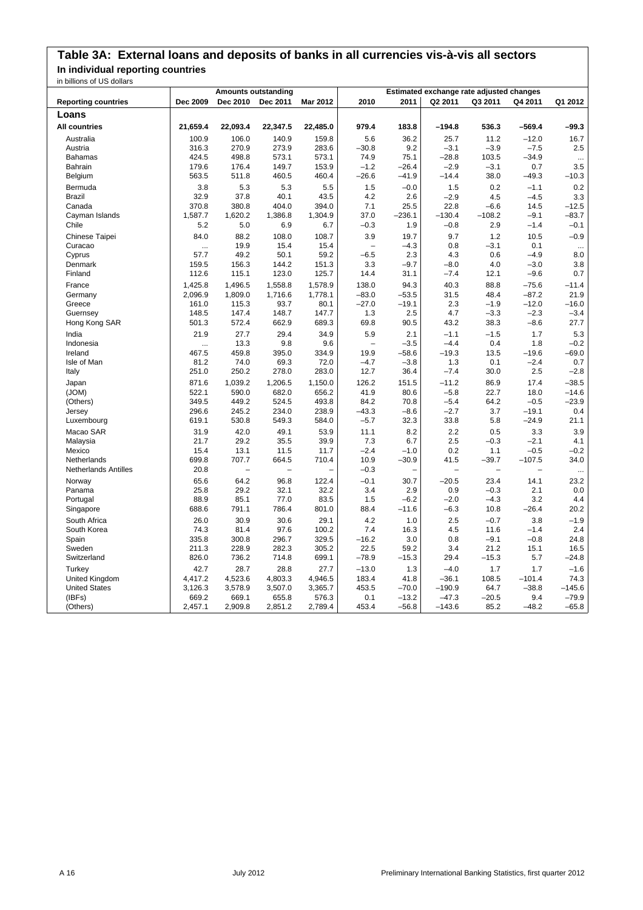## Table 3A: External loans and deposits of banks in all currencies vis-à-vis all sectors

### In individual reporting countries

in billions of US dollars

| Reporting countries | Amounts outstanding | | | | Estimated exchange rate adjusted changes | | | | | |
|---|---|---|---|---|---|---|---|---|---|---|
| | Dec 2009 | Dec 2010 | Dec 2011 | Mar 2012 | 2010 | 2011 | Q2 2011 | Q3 2011 | Q4 2011 | Q1 2012 |
| **Loans** | | | | | | | | | | |
| **All countries** | **21,659.4** | **22,093.4** | **22,347.5** | **22,485.0** | **979.4** | **183.8** | **–194.8** | **536.3** | **–569.4** | **–99.3** |
| Australia | 100.9 | 106.0 | 140.9 | 159.8 | 5.6 | 36.2 | 25.7 | 11.2 | –12.0 | 16.7 |
| Austria | 316.3 | 270.9 | 273.9 | 283.6 | –30.8 | 9.2 | –3.1 | –3.9 | –7.5 | 2.5 |
| Bahamas | 424.5 | 498.8 | 573.1 | 573.1 | 74.9 | 75.1 | –28.8 | 103.5 | –34.9 | ... |
| Bahrain | 179.6 | 176.4 | 149.7 | 153.9 | –1.2 | –26.4 | –2.9 | –3.1 | 0.7 | 3.5 |
| Belgium | 563.5 | 511.8 | 460.5 | 460.4 | –26.6 | –41.9 | –14.4 | 38.0 | –49.3 | –10.3 |
| Bermuda | 3.8 | 5.3 | 5.3 | 5.5 | 1.5 | –0.0 | 1.5 | 0.2 | –1.1 | 0.2 |
| Brazil | 32.9 | 37.8 | 40.1 | 43.5 | 4.2 | 2.6 | –2.9 | 4.5 | –4.5 | 3.3 |
| Canada | 370.8 | 380.8 | 404.0 | 394.0 | 7.1 | 25.5 | 22.8 | –6.6 | 14.5 | –12.5 |
| Cayman Islands | 1,587.7 | 1,620.2 | 1,386.8 | 1,304.9 | 37.0 | –236.1 | –130.4 | –108.2 | –9.1 | –83.7 |
| Chile | 5.2 | 5.0 | 6.9 | 6.7 | –0.3 | 1.9 | –0.8 | 2.9 | –1.4 | –0.1 |
| Chinese Taipei | 84.0 | 88.2 | 108.0 | 108.7 | 3.9 | 19.7 | 9.7 | 1.2 | 10.5 | –0.9 |
| Curacao | ... | 19.9 | 15.4 | 15.4 | – | –4.3 | 0.8 | –3.1 | 0.1 | ... |
| Cyprus | 57.7 | 49.2 | 50.1 | 59.2 | –6.5 | 2.3 | 4.3 | 0.6 | –4.9 | 8.0 |
| Denmark | 159.5 | 156.3 | 144.2 | 151.3 | 3.3 | –9.7 | –8.0 | 4.0 | –3.0 | 3.8 |
| Finland | 112.6 | 115.1 | 123.0 | 125.7 | 14.4 | 31.1 | –7.4 | 12.1 | –9.6 | 0.7 |
| France | 1,425.8 | 1,496.5 | 1,558.8 | 1,578.9 | 138.0 | 94.3 | 40.3 | 88.8 | –75.6 | –11.4 |
| Germany | 2,096.9 | 1,809.0 | 1,716.6 | 1,778.1 | –83.0 | –53.5 | 31.5 | 48.4 | –87.2 | 21.9 |
| Greece | 161.0 | 115.3 | 93.7 | 80.1 | –27.0 | –19.1 | 2.3 | –1.9 | –12.0 | –16.0 |
| Guernsey | 148.5 | 147.4 | 148.7 | 147.7 | 1.3 | 2.5 | 4.7 | –3.3 | –2.3 | –3.4 |
| Hong Kong SAR | 501.3 | 572.4 | 662.9 | 689.3 | 69.8 | 90.5 | 43.2 | 38.3 | –8.6 | 27.7 |
| India | 21.9 | 27.7 | 29.4 | 34.9 | 5.9 | 2.1 | –1.1 | –1.5 | 1.7 | 5.3 |
| Indonesia | ... | 13.3 | 9.8 | 9.6 | – | –3.5 | –4.4 | 0.4 | 1.8 | –0.2 |
| Ireland | 467.5 | 459.8 | 395.0 | 334.9 | 19.9 | –58.6 | –19.3 | 13.5 | –19.6 | –69.0 |
| Isle of Man | 81.2 | 74.0 | 69.3 | 72.0 | –4.7 | –3.8 | 1.3 | 0.1 | –2.4 | 0.7 |
| Italy | 251.0 | 250.2 | 278.0 | 283.0 | 12.7 | 36.4 | –7.4 | 30.0 | 2.5 | –2.8 |
| Japan | 871.6 | 1,039.2 | 1,206.5 | 1,150.0 | 126.2 | 151.5 | –11.2 | 86.9 | 17.4 | –38.5 |
| (JOM) | 522.1 | 590.0 | 682.0 | 656.2 | 41.9 | 80.6 | –5.8 | 22.7 | 18.0 | –14.6 |
| (Others) | 349.5 | 449.2 | 524.5 | 493.8 | 84.2 | 70.8 | –5.4 | 64.2 | –0.5 | –23.9 |
| Jersey | 296.6 | 245.2 | 234.0 | 238.9 | –43.3 | –8.6 | –2.7 | 3.7 | –19.1 | 0.4 |
| Luxembourg | 619.1 | 530.8 | 549.3 | 584.0 | –5.7 | 32.3 | 33.8 | 5.8 | –24.9 | 21.1 |
| Macao SAR | 31.9 | 42.0 | 49.1 | 53.9 | 11.1 | 8.2 | 2.2 | 0.5 | 3.3 | 3.9 |
| Malaysia | 21.7 | 29.2 | 35.5 | 39.9 | 7.3 | 6.7 | 2.5 | –0.3 | –2.1 | 4.1 |
| Mexico | 15.4 | 13.1 | 11.5 | 11.7 | –2.4 | –1.0 | 0.2 | 1.1 | –0.5 | –0.2 |
| Netherlands | 699.8 | 707.7 | 664.5 | 710.4 | 10.9 | –30.9 | 41.5 | –39.7 | –107.5 | 34.0 |
| Netherlands Antilles | 20.8 | – | – | – | –0.3 | – | – | – | – | ... |
| Norway | 65.6 | 64.2 | 96.8 | 122.4 | –0.1 | 30.7 | –20.5 | 23.4 | 14.1 | 23.2 |
| Panama | 25.8 | 29.2 | 32.1 | 32.2 | 3.4 | 2.9 | 0.9 | –0.3 | 2.1 | 0.0 |
| Portugal | 88.9 | 85.1 | 77.0 | 83.5 | 1.5 | –6.2 | –2.0 | –4.3 | 3.2 | 4.4 |
| Singapore | 688.6 | 791.1 | 786.4 | 801.0 | 88.4 | –11.6 | –6.3 | 10.8 | –26.4 | 20.2 |
| South Africa | 26.0 | 30.9 | 30.6 | 29.1 | 4.2 | 1.0 | 2.5 | –0.7 | 3.8 | –1.9 |
| South Korea | 74.3 | 81.4 | 97.6 | 100.2 | 7.4 | 16.3 | 4.5 | 11.6 | –1.4 | 2.4 |
| Spain | 335.8 | 300.8 | 296.7 | 329.5 | –16.2 | 3.0 | 0.8 | –9.1 | –0.8 | 24.8 |
| Sweden | 211.3 | 228.9 | 282.3 | 305.2 | 22.5 | 59.2 | 3.4 | 21.2 | 15.1 | 16.5 |
| Switzerland | 826.0 | 736.2 | 714.8 | 699.1 | –78.9 | –15.3 | 29.4 | –15.3 | 5.7 | –24.8 |
| Turkey | 42.7 | 28.7 | 28.8 | 27.7 | –13.0 | 1.3 | –4.0 | 1.7 | 1.7 | –1.6 |
| United Kingdom | 4,417.2 | 4,523.6 | 4,803.3 | 4,946.5 | 183.4 | 41.8 | –36.1 | 108.5 | –101.4 | 74.3 |
| United States | 3,126.3 | 3,578.9 | 3,507.0 | 3,365.7 | 453.5 | –70.0 | –190.9 | 64.7 | –38.8 | –145.6 |
| (IBFs) | 669.2 | 669.1 | 655.8 | 576.3 | 0.1 | –13.2 | –47.3 | –20.5 | 9.4 | –79.9 |
| (Others) | 2,457.1 | 2,909.8 | 2,851.2 | 2,789.4 | 453.4 | –56.8 | –143.6 | 85.2 | –48.2 | –65.8 |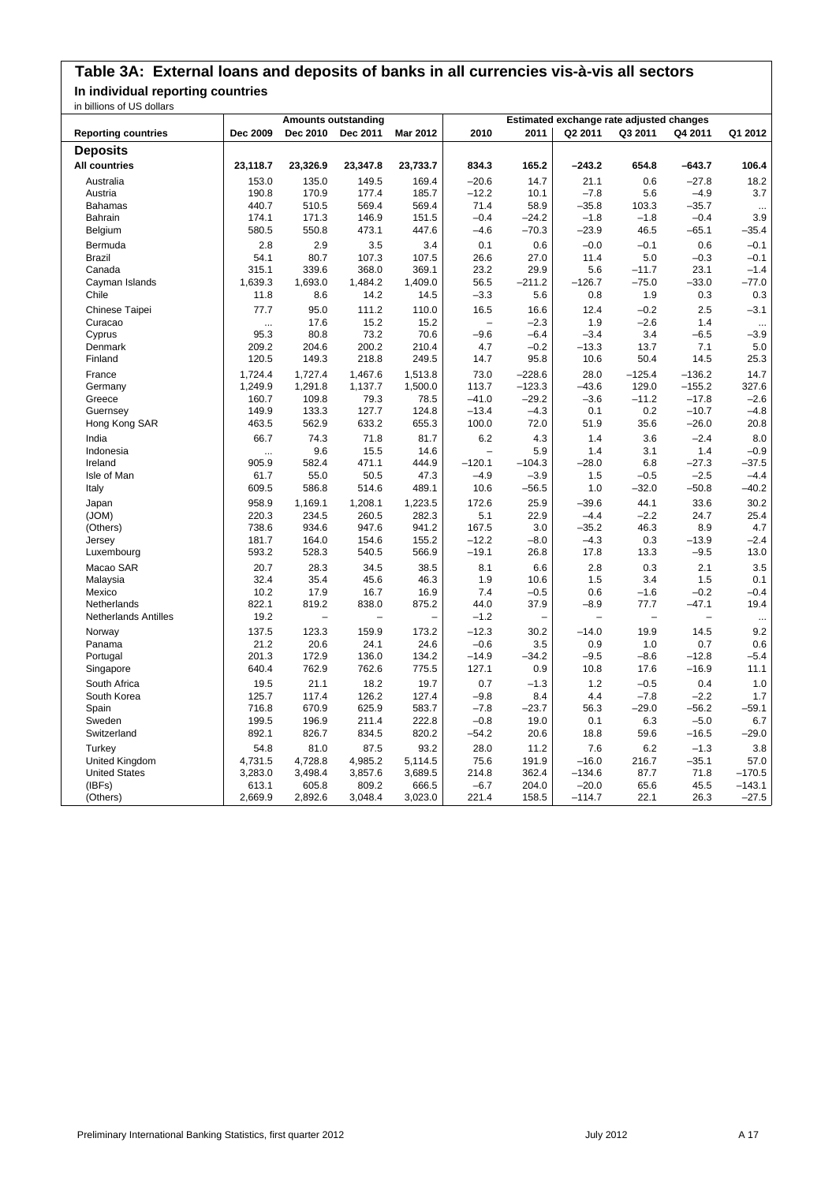# Table 3A: External loans and deposits of banks in all currencies vis-à-vis all sectors

## In individual reporting countries

in billions of US dollars

| | Amounts outstanding | | | | Estimated exchange rate adjusted changes | | | | | |
|---|---|---|---|---|---|---|---|---|---|---|
| **Reporting countries** | **Dec 2009** | **Dec 2010** | **Dec 2011** | **Mar 2012** | **2010** | **2011** | **Q2 2011** | **Q3 2011** | **Q4 2011** | **Q1 2012** |
| **Deposits** | | | | | | | | | | |
| **All countries** | **23,118.7** | **23,326.9** | **23,347.8** | **23,733.7** | **834.3** | **165.2** | **–243.2** | **654.8** | **–643.7** | **106.4** |
| Australia | 153.0 | 135.0 | 149.5 | 169.4 | –20.6 | 14.7 | 21.1 | 0.6 | –27.8 | 18.2 |
| Austria | 190.8 | 170.9 | 177.4 | 185.7 | –12.2 | 10.1 | –7.8 | 5.6 | –4.9 | 3.7 |
| Bahamas | 440.7 | 510.5 | 569.4 | 569.4 | 71.4 | 58.9 | –35.8 | 103.3 | –35.7 | ... |
| Bahrain | 174.1 | 171.3 | 146.9 | 151.5 | –0.4 | –24.2 | –1.8 | –1.8 | –0.4 | 3.9 |
| Belgium | 580.5 | 550.8 | 473.1 | 447.6 | –4.6 | –70.3 | –23.9 | 46.5 | –65.1 | –35.4 |
| Bermuda | 2.8 | 2.9 | 3.5 | 3.4 | 0.1 | 0.6 | –0.0 | –0.1 | 0.6 | –0.1 |
| Brazil | 54.1 | 80.7 | 107.3 | 107.5 | 26.6 | 27.0 | 11.4 | 5.0 | –0.3 | –0.1 |
| Canada | 315.1 | 339.6 | 368.0 | 369.1 | 23.2 | 29.9 | 5.6 | –11.7 | 23.1 | –1.4 |
| Cayman Islands | 1,639.3 | 1,693.0 | 1,484.2 | 1,409.0 | 56.5 | –211.2 | –126.7 | –75.0 | –33.0 | –77.0 |
| Chile | 11.8 | 8.6 | 14.2 | 14.5 | –3.3 | 5.6 | 0.8 | 1.9 | 0.3 | 0.3 |
| Chinese Taipei | 77.7 | 95.0 | 111.2 | 110.0 | 16.5 | 16.6 | 12.4 | –0.2 | 2.5 | –3.1 |
| Curacao | ... | 17.6 | 15.2 | 15.2 | – | –2.3 | 1.9 | –2.6 | 1.4 | ... |
| Cyprus | 95.3 | 80.8 | 73.2 | 70.6 | –9.6 | –6.4 | –3.4 | 3.4 | –6.5 | –3.9 |
| Denmark | 209.2 | 204.6 | 200.2 | 210.4 | 4.7 | –0.2 | –13.3 | 13.7 | 7.1 | 5.0 |
| Finland | 120.5 | 149.3 | 218.8 | 249.5 | 14.7 | 95.8 | 10.6 | 50.4 | 14.5 | 25.3 |
| France | 1,724.4 | 1,727.4 | 1,467.6 | 1,513.8 | 73.0 | –228.6 | 28.0 | –125.4 | –136.2 | 14.7 |
| Germany | 1,249.9 | 1,291.8 | 1,137.7 | 1,500.0 | 113.7 | –123.3 | –43.6 | 129.0 | –155.2 | 327.6 |
| Greece | 160.7 | 109.8 | 79.3 | 78.5 | –41.0 | –29.2 | –3.6 | –11.2 | –17.8 | –2.6 |
| Guernsey | 149.9 | 133.3 | 127.7 | 124.8 | –13.4 | –4.3 | 0.1 | 0.2 | –10.7 | –4.8 |
| Hong Kong SAR | 463.5 | 562.9 | 633.2 | 655.3 | 100.0 | 72.0 | 51.9 | 35.6 | –26.0 | 20.8 |
| India | 66.7 | 74.3 | 71.8 | 81.7 | 6.2 | 4.3 | 1.4 | 3.6 | –2.4 | 8.0 |
| Indonesia | ... | 9.6 | 15.5 | 14.6 | – | 5.9 | 1.4 | 3.1 | 1.4 | –0.9 |
| Ireland | 905.9 | 582.4 | 471.1 | 444.9 | –120.1 | –104.3 | –28.0 | 6.8 | –27.3 | –37.5 |
| Isle of Man | 61.7 | 55.0 | 50.5 | 47.3 | –4.9 | –3.9 | 1.5 | –0.5 | –2.5 | –4.4 |
| Italy | 609.5 | 586.8 | 514.6 | 489.1 | 10.6 | –56.5 | 1.0 | –32.0 | –50.8 | –40.2 |
| Japan | 958.9 | 1,169.1 | 1,208.1 | 1,223.5 | 172.6 | 25.9 | –39.6 | 44.1 | 33.6 | 30.2 |
| (JOM) | 220.3 | 234.5 | 260.5 | 282.3 | 5.1 | 22.9 | –4.4 | –2.2 | 24.7 | 25.4 |
| (Others) | 738.6 | 934.6 | 947.6 | 941.2 | 167.5 | 3.0 | –35.2 | 46.3 | 8.9 | 4.7 |
| Jersey | 181.7 | 164.0 | 154.6 | 155.2 | –12.2 | –8.0 | –4.3 | 0.3 | –13.9 | –2.4 |
| Luxembourg | 593.2 | 528.3 | 540.5 | 566.9 | –19.1 | 26.8 | 17.8 | 13.3 | –9.5 | 13.0 |
| Macao SAR | 20.7 | 28.3 | 34.5 | 38.5 | 8.1 | 6.6 | 2.8 | 0.3 | 2.1 | 3.5 |
| Malaysia | 32.4 | 35.4 | 45.6 | 46.3 | 1.9 | 10.6 | 1.5 | 3.4 | 1.5 | 0.1 |
| Mexico | 10.2 | 17.9 | 16.7 | 16.9 | 7.4 | –0.5 | 0.6 | –1.6 | –0.2 | –0.4 |
| Netherlands | 822.1 | 819.2 | 838.0 | 875.2 | 44.0 | 37.9 | –8.9 | 77.7 | –47.1 | 19.4 |
| Netherlands Antilles | 19.2 | – | – | – | –1.2 | – | – | – | – | ... |
| Norway | 137.5 | 123.3 | 159.9 | 173.2 | –12.3 | 30.2 | –14.0 | 19.9 | 14.5 | 9.2 |
| Panama | 21.2 | 20.6 | 24.1 | 24.6 | –0.6 | 3.5 | 0.9 | 1.0 | 0.7 | 0.6 |
| Portugal | 201.3 | 172.9 | 136.0 | 134.2 | –14.9 | –34.2 | –9.5 | –8.6 | –12.8 | –5.4 |
| Singapore | 640.4 | 762.9 | 762.6 | 775.5 | 127.1 | 0.9 | 10.8 | 17.6 | –16.9 | 11.1 |
| South Africa | 19.5 | 21.1 | 18.2 | 19.7 | 0.7 | –1.3 | 1.2 | –0.5 | 0.4 | 1.0 |
| South Korea | 125.7 | 117.4 | 126.2 | 127.4 | –9.8 | 8.4 | 4.4 | –7.8 | –2.2 | 1.7 |
| Spain | 716.8 | 670.9 | 625.9 | 583.7 | –7.8 | –23.7 | 56.3 | –29.0 | –56.2 | –59.1 |
| Sweden | 199.5 | 196.9 | 211.4 | 222.8 | –0.8 | 19.0 | 0.1 | 6.3 | –5.0 | 6.7 |
| Switzerland | 892.1 | 826.7 | 834.5 | 820.2 | –54.2 | 20.6 | 18.8 | 59.6 | –16.5 | –29.0 |
| Turkey | 54.8 | 81.0 | 87.5 | 93.2 | 28.0 | 11.2 | 7.6 | 6.2 | –1.3 | 3.8 |
| United Kingdom | 4,731.5 | 4,728.8 | 4,985.2 | 5,114.5 | 75.6 | 191.9 | –16.0 | 216.7 | –35.1 | 57.0 |
| United States | 3,283.0 | 3,498.4 | 3,857.6 | 3,689.5 | 214.8 | 362.4 | –134.6 | 87.7 | 71.8 | –170.5 |
| (IBFs) | 613.1 | 605.8 | 809.2 | 666.5 | –6.7 | 204.0 | –20.0 | 65.6 | 45.5 | –143.1 |
| (Others) | 2,669.9 | 2,892.6 | 3,048.4 | 3,023.0 | 221.4 | 158.5 | –114.7 | 22.1 | 26.3 | –27.5 |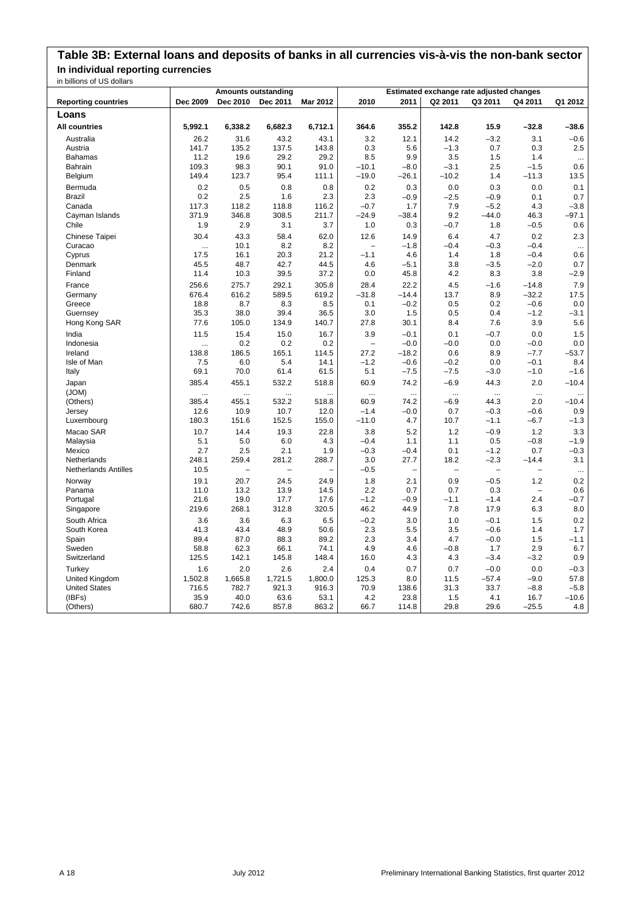## Table 3B: External loans and deposits of banks in all currencies vis-à-vis the non-bank sector

### In individual reporting currencies

in billions of US dollars

| Reporting countries | Amounts outstanding | | | | Estimated exchange rate adjusted changes | | | | | |
|---|---|---|---|---|---|---|---|---|---|---|
| | Dec 2009 | Dec 2010 | Dec 2011 | Mar 2012 | 2010 | 2011 | Q2 2011 | Q3 2011 | Q4 2011 | Q1 2012 |
| **Loans** | | | | | | | | | | |
| **All countries** | **5,992.1** | **6,338.2** | **6,682.3** | **6,712.1** | **364.6** | **355.2** | **142.8** | **15.9** | **–32.8** | **–38.6** |
| Australia | 26.2 | 31.6 | 43.2 | 43.1 | 3.2 | 12.1 | 14.2 | –3.2 | 3.1 | –0.6 |
| Austria | 141.7 | 135.2 | 137.5 | 143.8 | 0.3 | 5.6 | –1.3 | 0.7 | 0.3 | 2.5 |
| Bahamas | 11.2 | 19.6 | 29.2 | 29.2 | 8.5 | 9.9 | 3.5 | 1.5 | 1.4 | ... |
| Bahrain | 109.3 | 98.3 | 90.1 | 91.0 | –10.1 | –8.0 | –3.1 | 2.5 | –1.5 | 0.6 |
| Belgium | 149.4 | 123.7 | 95.4 | 111.1 | –19.0 | –26.1 | –10.2 | 1.4 | –11.3 | 13.5 |
| Bermuda | 0.2 | 0.5 | 0.8 | 0.8 | 0.2 | 0.3 | 0.0 | 0.3 | 0.0 | 0.1 |
| Brazil | 0.2 | 2.5 | 1.6 | 2.3 | 2.3 | –0.9 | –2.5 | –0.9 | 0.1 | 0.7 |
| Canada | 117.3 | 118.2 | 118.8 | 116.2 | –0.7 | 1.7 | 7.9 | –5.2 | 4.3 | –3.8 |
| Cayman Islands | 371.9 | 346.8 | 308.5 | 211.7 | –24.9 | –38.4 | 9.2 | –44.0 | 46.3 | –97.1 |
| Chile | 1.9 | 2.9 | 3.1 | 3.7 | 1.0 | 0.3 | –0.7 | 1.8 | –0.5 | 0.6 |
| Chinese Taipei | 30.4 | 43.3 | 58.4 | 62.0 | 12.6 | 14.9 | 6.4 | 4.7 | 0.2 | 2.3 |
| Curacao | ... | 10.1 | 8.2 | 8.2 | – | –1.8 | –0.4 | –0.3 | –0.4 | ... |
| Cyprus | 17.5 | 16.1 | 20.3 | 21.2 | –1.1 | 4.6 | 1.4 | 1.8 | –0.4 | 0.6 |
| Denmark | 45.5 | 48.7 | 42.7 | 44.5 | 4.6 | –5.1 | 3.8 | –3.5 | –2.0 | 0.7 |
| Finland | 11.4 | 10.3 | 39.5 | 37.2 | 0.0 | 45.8 | 4.2 | 8.3 | 3.8 | –2.9 |
| France | 256.6 | 275.7 | 292.1 | 305.8 | 28.4 | 22.2 | 4.5 | –1.6 | –14.8 | 7.9 |
| Germany | 676.4 | 616.2 | 589.5 | 619.2 | –31.8 | –14.4 | 13.7 | 8.9 | –32.2 | 17.5 |
| Greece | 18.8 | 8.7 | 8.3 | 8.5 | 0.1 | –0.2 | 0.5 | 0.2 | –0.6 | 0.0 |
| Guernsey | 35.3 | 38.0 | 39.4 | 36.5 | 3.0 | 1.5 | 0.5 | 0.4 | –1.2 | –3.1 |
| Hong Kong SAR | 77.6 | 105.0 | 134.9 | 140.7 | 27.8 | 30.1 | 8.4 | 7.6 | 3.9 | 5.6 |
| India | 11.5 | 15.4 | 15.0 | 16.7 | 3.9 | –0.1 | 0.1 | –0.7 | 0.0 | 1.5 |
| Indonesia | ... | 0.2 | 0.2 | 0.2 | – | –0.0 | –0.0 | 0.0 | –0.0 | 0.0 |
| Ireland | 138.8 | 186.5 | 165.1 | 114.5 | 27.2 | –18.2 | 0.6 | 8.9 | –7.7 | –53.7 |
| Isle of Man | 7.5 | 6.0 | 5.4 | 14.1 | –1.2 | –0.6 | –0.2 | 0.0 | –0.1 | 8.4 |
| Italy | 69.1 | 70.0 | 61.4 | 61.5 | 5.1 | –7.5 | –7.5 | –3.0 | –1.0 | –1.6 |
| Japan | 385.4 | 455.1 | 532.2 | 518.8 | 60.9 | 74.2 | –6.9 | 44.3 | 2.0 | –10.4 |
| (JOM) | ... | ... | ... | ... | ... | ... | ... | ... | ... | ... |
| (Others) | 385.4 | 455.1 | 532.2 | 518.8 | 60.9 | 74.2 | –6.9 | 44.3 | 2.0 | –10.4 |
| Jersey | 12.6 | 10.9 | 10.7 | 12.0 | –1.4 | –0.0 | 0.7 | –0.3 | –0.6 | 0.9 |
| Luxembourg | 180.3 | 151.6 | 152.5 | 155.0 | –11.0 | 4.7 | 10.7 | –1.1 | –6.7 | –1.3 |
| Macao SAR | 10.7 | 14.4 | 19.3 | 22.8 | 3.8 | 5.2 | 1.2 | –0.9 | 1.2 | 3.3 |
| Malaysia | 5.1 | 5.0 | 6.0 | 4.3 | –0.4 | 1.1 | 1.1 | 0.5 | –0.8 | –1.9 |
| Mexico | 2.7 | 2.5 | 2.1 | 1.9 | –0.3 | –0.4 | 0.1 | –1.2 | 0.7 | –0.3 |
| Netherlands | 248.1 | 259.4 | 281.2 | 288.7 | 3.0 | 27.7 | 18.2 | –2.3 | –14.4 | 3.1 |
| Netherlands Antilles | 10.5 | – | – | – | –0.5 | – | – | – | – | ... |
| Norway | 19.1 | 20.7 | 24.5 | 24.9 | 1.8 | 2.1 | 0.9 | –0.5 | 1.2 | 0.2 |
| Panama | 11.0 | 13.2 | 13.9 | 14.5 | 2.2 | 0.7 | 0.7 | 0.3 | – | 0.6 |
| Portugal | 21.6 | 19.0 | 17.7 | 17.6 | –1.2 | –0.9 | –1.1 | –1.4 | 2.4 | –0.7 |
| Singapore | 219.6 | 268.1 | 312.8 | 320.5 | 46.2 | 44.9 | 7.8 | 17.9 | 6.3 | 8.0 |
| South Africa | 3.6 | 3.6 | 6.3 | 6.5 | –0.2 | 3.0 | 1.0 | –0.1 | 1.5 | 0.2 |
| South Korea | 41.3 | 43.4 | 48.9 | 50.6 | 2.3 | 5.5 | 3.5 | –0.6 | 1.4 | 1.7 |
| Spain | 89.4 | 87.0 | 88.3 | 89.2 | 2.3 | 3.4 | 4.7 | –0.0 | 1.5 | –1.1 |
| Sweden | 58.8 | 62.3 | 66.1 | 74.1 | 4.9 | 4.6 | –0.8 | 1.7 | 2.9 | 6.7 |
| Switzerland | 125.5 | 142.1 | 145.8 | 148.4 | 16.0 | 4.3 | 4.3 | –3.4 | –3.2 | 0.9 |
| Turkey | 1.6 | 2.0 | 2.6 | 2.4 | 0.4 | 0.7 | 0.7 | –0.0 | 0.0 | –0.3 |
| United Kingdom | 1,502.8 | 1,665.8 | 1,721.5 | 1,800.0 | 125.3 | 8.0 | 11.5 | –57.4 | –9.0 | 57.8 |
| United States | 716.5 | 782.7 | 921.3 | 916.3 | 70.9 | 138.6 | 31.3 | 33.7 | –8.8 | –5.8 |
| (IBFs) | 35.9 | 40.0 | 63.6 | 53.1 | 4.2 | 23.8 | 1.5 | 4.1 | 16.7 | –10.6 |
| (Others) | 680.7 | 742.6 | 857.8 | 863.2 | 66.7 | 114.8 | 29.8 | 29.6 | –25.5 | 4.8 |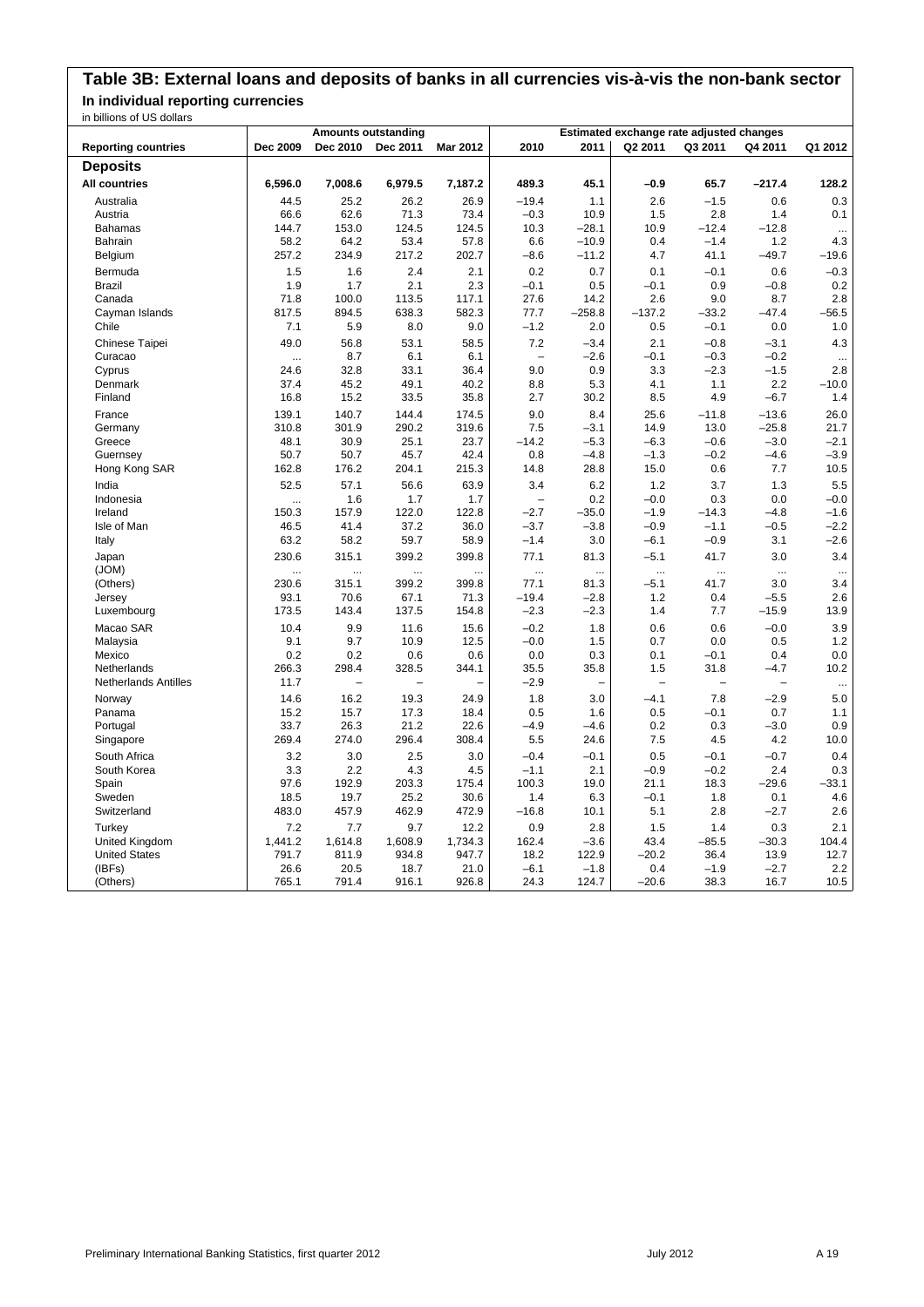## Table 3B: External loans and deposits of banks in all currencies vis-à-vis the non-bank sector

### In individual reporting currencies

in billions of US dollars

| Reporting countries | Amounts outstanding | | | | Estimated exchange rate adjusted changes | | | | | |
|---|---|---|---|---|---|---|---|---|---|---|
| | Dec 2009 | Dec 2010 | Dec 2011 | Mar 2012 | 2010 | 2011 | Q2 2011 | Q3 2011 | Q4 2011 | Q1 2012 |
| **Deposits** | | | | | | | | | | |
| **All countries** | **6,596.0** | **7,008.6** | **6,979.5** | **7,187.2** | **489.3** | **45.1** | **–0.9** | **65.7** | **–217.4** | **128.2** |
| Australia | 44.5 | 25.2 | 26.2 | 26.9 | –19.4 | 1.1 | 2.6 | –1.5 | 0.6 | 0.3 |
| Austria | 66.6 | 62.6 | 71.3 | 73.4 | –0.3 | 10.9 | 1.5 | 2.8 | 1.4 | 0.1 |
| Bahamas | 144.7 | 153.0 | 124.5 | 124.5 | 10.3 | –28.1 | 10.9 | –12.4 | –12.8 | ... |
| Bahrain | 58.2 | 64.2 | 53.4 | 57.8 | 6.6 | –10.9 | 0.4 | –1.4 | 1.2 | 4.3 |
| Belgium | 257.2 | 234.9 | 217.2 | 202.7 | –8.6 | –11.2 | 4.7 | 41.1 | –49.7 | –19.6 |
| Bermuda | 1.5 | 1.6 | 2.4 | 2.1 | 0.2 | 0.7 | 0.1 | –0.1 | 0.6 | –0.3 |
| Brazil | 1.9 | 1.7 | 2.1 | 2.3 | –0.1 | 0.5 | –0.1 | 0.9 | –0.8 | 0.2 |
| Canada | 71.8 | 100.0 | 113.5 | 117.1 | 27.6 | 14.2 | 2.6 | 9.0 | 8.7 | 2.8 |
| Cayman Islands | 817.5 | 894.5 | 638.3 | 582.3 | 77.7 | –258.8 | –137.2 | –33.2 | –47.4 | –56.5 |
| Chile | 7.1 | 5.9 | 8.0 | 9.0 | –1.2 | 2.0 | 0.5 | –0.1 | 0.0 | 1.0 |
| Chinese Taipei | 49.0 | 56.8 | 53.1 | 58.5 | 7.2 | –3.4 | 2.1 | –0.8 | –3.1 | 4.3 |
| Curacao | ... | 8.7 | 6.1 | 6.1 | – | –2.6 | –0.1 | –0.3 | –0.2 | ... |
| Cyprus | 24.6 | 32.8 | 33.1 | 36.4 | 9.0 | 0.9 | 3.3 | –2.3 | –1.5 | 2.8 |
| Denmark | 37.4 | 45.2 | 49.1 | 40.2 | 8.8 | 5.3 | 4.1 | 1.1 | 2.2 | –10.0 |
| Finland | 16.8 | 15.2 | 33.5 | 35.8 | 2.7 | 30.2 | 8.5 | 4.9 | –6.7 | 1.4 |
| France | 139.1 | 140.7 | 144.4 | 174.5 | 9.0 | 8.4 | 25.6 | –11.8 | –13.6 | 26.0 |
| Germany | 310.8 | 301.9 | 290.2 | 319.6 | 7.5 | –3.1 | 14.9 | 13.0 | –25.8 | 21.7 |
| Greece | 48.1 | 30.9 | 25.1 | 23.7 | –14.2 | –5.3 | –6.3 | –0.6 | –3.0 | –2.1 |
| Guernsey | 50.7 | 50.7 | 45.7 | 42.4 | 0.8 | –4.8 | –1.3 | –0.2 | –4.6 | –3.9 |
| Hong Kong SAR | 162.8 | 176.2 | 204.1 | 215.3 | 14.8 | 28.8 | 15.0 | 0.6 | 7.7 | 10.5 |
| India | 52.5 | 57.1 | 56.6 | 63.9 | 3.4 | 6.2 | 1.2 | 3.7 | 1.3 | 5.5 |
| Indonesia | ... | 1.6 | 1.7 | 1.7 | – | 0.2 | –0.0 | 0.3 | 0.0 | –0.0 |
| Ireland | 150.3 | 157.9 | 122.0 | 122.8 | –2.7 | –35.0 | –1.9 | –14.3 | –4.8 | –1.6 |
| Isle of Man | 46.5 | 41.4 | 37.2 | 36.0 | –3.7 | –3.8 | –0.9 | –1.1 | –0.5 | –2.2 |
| Italy | 63.2 | 58.2 | 59.7 | 58.9 | –1.4 | 3.0 | –6.1 | –0.9 | 3.1 | –2.6 |
| Japan | 230.6 | 315.1 | 399.2 | 399.8 | 77.1 | 81.3 | –5.1 | 41.7 | 3.0 | 3.4 |
| (JOM) | ... | ... | ... | ... | ... | ... | ... | ... | ... | ... |
| (Others) | 230.6 | 315.1 | 399.2 | 399.8 | 77.1 | 81.3 | –5.1 | 41.7 | 3.0 | 3.4 |
| Jersey | 93.1 | 70.6 | 67.1 | 71.3 | –19.4 | –2.8 | 1.2 | 0.4 | –5.5 | 2.6 |
| Luxembourg | 173.5 | 143.4 | 137.5 | 154.8 | –2.3 | –2.3 | 1.4 | 7.7 | –15.9 | 13.9 |
| Macao SAR | 10.4 | 9.9 | 11.6 | 15.6 | –0.2 | 1.8 | 0.6 | 0.6 | –0.0 | 3.9 |
| Malaysia | 9.1 | 9.7 | 10.9 | 12.5 | –0.0 | 1.5 | 0.7 | 0.0 | 0.5 | 1.2 |
| Mexico | 0.2 | 0.2 | 0.6 | 0.6 | 0.0 | 0.3 | 0.1 | –0.1 | 0.4 | 0.0 |
| Netherlands | 266.3 | 298.4 | 328.5 | 344.1 | 35.5 | 35.8 | 1.5 | 31.8 | –4.7 | 10.2 |
| Netherlands Antilles | 11.7 | – | – | – | –2.9 | – | – | – | – | ... |
| Norway | 14.6 | 16.2 | 19.3 | 24.9 | 1.8 | 3.0 | –4.1 | 7.8 | –2.9 | 5.0 |
| Panama | 15.2 | 15.7 | 17.3 | 18.4 | 0.5 | 1.6 | 0.5 | –0.1 | 0.7 | 1.1 |
| Portugal | 33.7 | 26.3 | 21.2 | 22.6 | –4.9 | –4.6 | 0.2 | 0.3 | –3.0 | 0.9 |
| Singapore | 269.4 | 274.0 | 296.4 | 308.4 | 5.5 | 24.6 | 7.5 | 4.5 | 4.2 | 10.0 |
| South Africa | 3.2 | 3.0 | 2.5 | 3.0 | –0.4 | –0.1 | 0.5 | –0.1 | –0.7 | 0.4 |
| South Korea | 3.3 | 2.2 | 4.3 | 4.5 | –1.1 | 2.1 | –0.9 | –0.2 | 2.4 | 0.3 |
| Spain | 97.6 | 192.9 | 203.3 | 175.4 | 100.3 | 19.0 | 21.1 | 18.3 | –29.6 | –33.1 |
| Sweden | 18.5 | 19.7 | 25.2 | 30.6 | 1.4 | 6.3 | –0.1 | 1.8 | 0.1 | 4.6 |
| Switzerland | 483.0 | 457.9 | 462.9 | 472.9 | –16.8 | 10.1 | 5.1 | 2.8 | –2.7 | 2.6 |
| Turkey | 7.2 | 7.7 | 9.7 | 12.2 | 0.9 | 2.8 | 1.5 | 1.4 | 0.3 | 2.1 |
| United Kingdom | 1,441.2 | 1,614.8 | 1,608.9 | 1,734.3 | 162.4 | –3.6 | 43.4 | –85.5 | –30.3 | 104.4 |
| United States | 791.7 | 811.9 | 934.8 | 947.7 | 18.2 | 122.9 | –20.2 | 36.4 | 13.9 | 12.7 |
| (IBFs) | 26.6 | 20.5 | 18.7 | 21.0 | –6.1 | –1.8 | 0.4 | –1.9 | –2.7 | 2.2 |
| (Others) | 765.1 | 791.4 | 916.1 | 926.8 | 24.3 | 124.7 | –20.6 | 38.3 | 16.7 | 10.5 |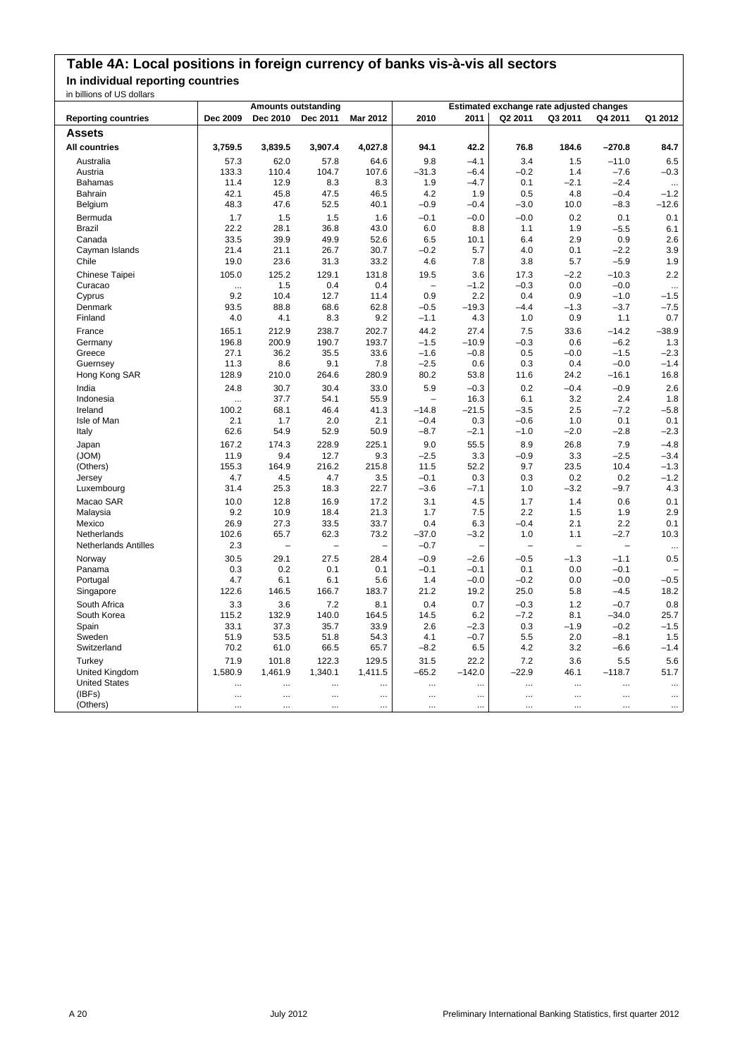# Table 4A: Local positions in foreign currency of banks vis-à-vis all sectors

## In individual reporting countries

in billions of US dollars

| Reporting countries | Amounts outstanding | | | | Estimated exchange rate adjusted changes | | | | | |
|---|---|---|---|---|---|---|---|---|---|---|
| | Dec 2009 | Dec 2010 | Dec 2011 | Mar 2012 | 2010 | 2011 | Q2 2011 | Q3 2011 | Q4 2011 | Q1 2012 |
| **Assets** | | | | | | | | | | |
| **All countries** | **3,759.5** | **3,839.5** | **3,907.4** | **4,027.8** | **94.1** | **42.2** | **76.8** | **184.6** | **–270.8** | **84.7** |
| Australia | 57.3 | 62.0 | 57.8 | 64.6 | 9.8 | –4.1 | 3.4 | 1.5 | –11.0 | 6.5 |
| Austria | 133.3 | 110.4 | 104.7 | 107.6 | –31.3 | –6.4 | –0.2 | 1.4 | –7.6 | –0.3 |
| Bahamas | 11.4 | 12.9 | 8.3 | 8.3 | 1.9 | –4.7 | 0.1 | –2.1 | –2.4 | ... |
| Bahrain | 42.1 | 45.8 | 47.5 | 46.5 | 4.2 | 1.9 | 0.5 | 4.8 | –0.4 | –1.2 |
| Belgium | 48.3 | 47.6 | 52.5 | 40.1 | –0.9 | –0.4 | –3.0 | 10.0 | –8.3 | –12.6 |
| Bermuda | 1.7 | 1.5 | 1.5 | 1.6 | –0.1 | –0.0 | –0.0 | 0.2 | 0.1 | 0.1 |
| Brazil | 22.2 | 28.1 | 36.8 | 43.0 | 6.0 | 8.8 | 1.1 | 1.9 | –5.5 | 6.1 |
| Canada | 33.5 | 39.9 | 49.9 | 52.6 | 6.5 | 10.1 | 6.4 | 2.9 | 0.9 | 2.6 |
| Cayman Islands | 21.4 | 21.1 | 26.7 | 30.7 | –0.2 | 5.7 | 4.0 | 0.1 | –2.2 | 3.9 |
| Chile | 19.0 | 23.6 | 31.3 | 33.2 | 4.6 | 7.8 | 3.8 | 5.7 | –5.9 | 1.9 |
| Chinese Taipei | 105.0 | 125.2 | 129.1 | 131.8 | 19.5 | 3.6 | 17.3 | –2.2 | –10.3 | 2.2 |
| Curacao | ... | 1.5 | 0.4 | 0.4 | – | –1.2 | –0.3 | 0.0 | –0.0 | ... |
| Cyprus | 9.2 | 10.4 | 12.7 | 11.4 | 0.9 | 2.2 | 0.4 | 0.9 | –1.0 | –1.5 |
| Denmark | 93.5 | 88.8 | 68.6 | 62.8 | –0.5 | –19.3 | –4.4 | –1.3 | –3.7 | –7.5 |
| Finland | 4.0 | 4.1 | 8.3 | 9.2 | –1.1 | 4.3 | 1.0 | 0.9 | 1.1 | 0.7 |
| France | 165.1 | 212.9 | 238.7 | 202.7 | 44.2 | 27.4 | 7.5 | 33.6 | –14.2 | –38.9 |
| Germany | 196.8 | 200.9 | 190.7 | 193.7 | –1.5 | –10.9 | –0.3 | 0.6 | –6.2 | 1.3 |
| Greece | 27.1 | 36.2 | 35.5 | 33.6 | –1.6 | –0.8 | 0.5 | –0.0 | –1.5 | –2.3 |
| Guernsey | 11.3 | 8.6 | 9.1 | 7.8 | –2.5 | 0.6 | 0.3 | 0.4 | –0.0 | –1.4 |
| Hong Kong SAR | 128.9 | 210.0 | 264.6 | 280.9 | 80.2 | 53.8 | 11.6 | 24.2 | –16.1 | 16.8 |
| India | 24.8 | 30.7 | 30.4 | 33.0 | 5.9 | –0.3 | 0.2 | –0.4 | –0.9 | 2.6 |
| Indonesia | ... | 37.7 | 54.1 | 55.9 | – | 16.3 | 6.1 | 3.2 | 2.4 | 1.8 |
| Ireland | 100.2 | 68.1 | 46.4 | 41.3 | –14.8 | –21.5 | –3.5 | 2.5 | –7.2 | –5.8 |
| Isle of Man | 2.1 | 1.7 | 2.0 | 2.1 | –0.4 | 0.3 | –0.6 | 1.0 | 0.1 | 0.1 |
| Italy | 62.6 | 54.9 | 52.9 | 50.9 | –8.7 | –2.1 | –1.0 | –2.0 | –2.8 | –2.3 |
| Japan | 167.2 | 174.3 | 228.9 | 225.1 | 9.0 | 55.5 | 8.9 | 26.8 | 7.9 | –4.8 |
| (JOM) | 11.9 | 9.4 | 12.7 | 9.3 | –2.5 | 3.3 | –0.9 | 3.3 | –2.5 | –3.4 |
| (Others) | 155.3 | 164.9 | 216.2 | 215.8 | 11.5 | 52.2 | 9.7 | 23.5 | 10.4 | –1.3 |
| Jersey | 4.7 | 4.5 | 4.7 | 3.5 | –0.1 | 0.3 | 0.3 | 0.2 | 0.2 | –1.2 |
| Luxembourg | 31.4 | 25.3 | 18.3 | 22.7 | –3.6 | –7.1 | 1.0 | –3.2 | –9.7 | 4.3 |
| Macao SAR | 10.0 | 12.8 | 16.9 | 17.2 | 3.1 | 4.5 | 1.7 | 1.4 | 0.6 | 0.1 |
| Malaysia | 9.2 | 10.9 | 18.4 | 21.3 | 1.7 | 7.5 | 2.2 | 1.5 | 1.9 | 2.9 |
| Mexico | 26.9 | 27.3 | 33.5 | 33.7 | 0.4 | 6.3 | –0.4 | 2.1 | 2.2 | 0.1 |
| Netherlands | 102.6 | 65.7 | 62.3 | 73.2 | –37.0 | –3.2 | 1.0 | 1.1 | –2.7 | 10.3 |
| Netherlands Antilles | 2.3 | – | – | – | –0.7 | – | – | – | – | ... |
| Norway | 30.5 | 29.1 | 27.5 | 28.4 | –0.9 | –2.6 | –0.5 | –1.3 | –1.1 | 0.5 |
| Panama | 0.3 | 0.2 | 0.1 | 0.1 | –0.1 | –0.1 | 0.1 | 0.0 | –0.1 | – |
| Portugal | 4.7 | 6.1 | 6.1 | 5.6 | 1.4 | –0.0 | –0.2 | 0.0 | –0.0 | –0.5 |
| Singapore | 122.6 | 146.5 | 166.7 | 183.7 | 21.2 | 19.2 | 25.0 | 5.8 | –4.5 | 18.2 |
| South Africa | 3.3 | 3.6 | 7.2 | 8.1 | 0.4 | 0.7 | –0.3 | 1.2 | –0.7 | 0.8 |
| South Korea | 115.2 | 132.9 | 140.0 | 164.5 | 14.5 | 6.2 | –7.2 | 8.1 | –34.0 | 25.7 |
| Spain | 33.1 | 37.3 | 35.7 | 33.9 | 2.6 | –2.3 | 0.3 | –1.9 | –0.2 | –1.5 |
| Sweden | 51.9 | 53.5 | 51.8 | 54.3 | 4.1 | –0.7 | 5.5 | 2.0 | –8.1 | 1.5 |
| Switzerland | 70.2 | 61.0 | 66.5 | 65.7 | –8.2 | 6.5 | 4.2 | 3.2 | –6.6 | –1.4 |
| Turkey | 71.9 | 101.8 | 122.3 | 129.5 | 31.5 | 22.2 | 7.2 | 3.6 | 5.5 | 5.6 |
| United Kingdom | 1,580.9 | 1,461.9 | 1,340.1 | 1,411.5 | –65.2 | –142.0 | –22.9 | 46.1 | –118.7 | 51.7 |
| United States | ... | ... | ... | ... | ... | ... | ... | ... | ... | ... |
| (IBFs) | ... | ... | ... | ... | ... | ... | ... | ... | ... | ... |
| (Others) | ... | ... | ... | ... | ... | ... | ... | ... | ... | ... |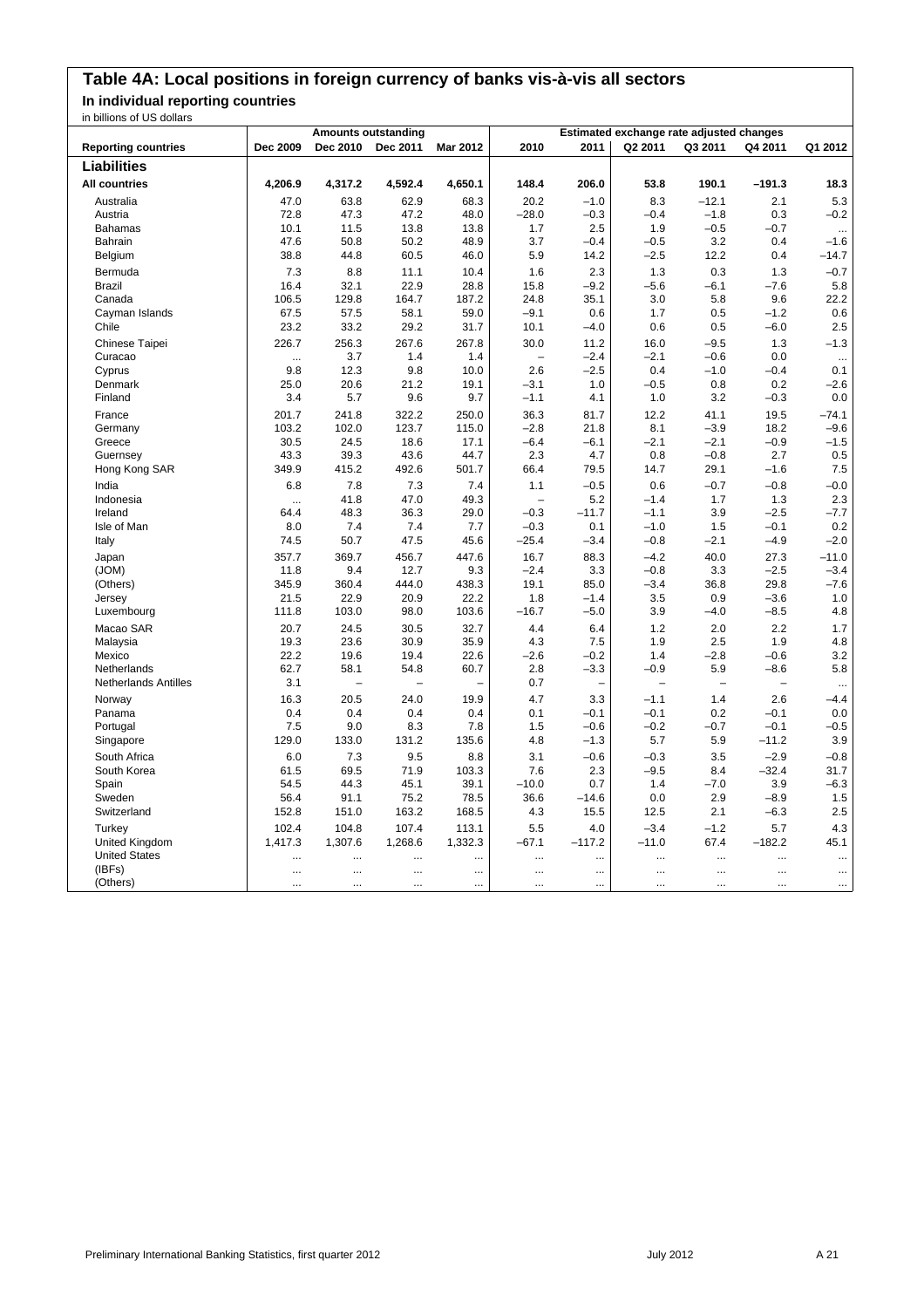# Table 4A: Local positions in foreign currency of banks vis-à-vis all sectors

## In individual reporting countries

in billions of US dollars

| Reporting countries | Amounts outstanding | | | | Estimated exchange rate adjusted changes | | | | | |
|---|---|---|---|---|---|---|---|---|---|---|
| | Dec 2009 | Dec 2010 | Dec 2011 | Mar 2012 | 2010 | 2011 | Q2 2011 | Q3 2011 | Q4 2011 | Q1 2012 |
| **Liabilities** | | | | | | | | | | |
| **All countries** | **4,206.9** | **4,317.2** | **4,592.4** | **4,650.1** | **148.4** | **206.0** | **53.8** | **190.1** | **–191.3** | **18.3** |
| Australia | 47.0 | 63.8 | 62.9 | 68.3 | 20.2 | –1.0 | 8.3 | –12.1 | 2.1 | 5.3 |
| Austria | 72.8 | 47.3 | 47.2 | 48.0 | –28.0 | –0.3 | –0.4 | –1.8 | 0.3 | –0.2 |
| Bahamas | 10.1 | 11.5 | 13.8 | 13.8 | 1.7 | 2.5 | 1.9 | –0.5 | –0.7 | ... |
| Bahrain | 47.6 | 50.8 | 50.2 | 48.9 | 3.7 | –0.4 | –0.5 | 3.2 | 0.4 | –1.6 |
| Belgium | 38.8 | 44.8 | 60.5 | 46.0 | 5.9 | 14.2 | –2.5 | 12.2 | 0.4 | –14.7 |
| Bermuda | 7.3 | 8.8 | 11.1 | 10.4 | 1.6 | 2.3 | 1.3 | 0.3 | 1.3 | –0.7 |
| Brazil | 16.4 | 32.1 | 22.9 | 28.8 | 15.8 | –9.2 | –5.6 | –6.1 | –7.6 | 5.8 |
| Canada | 106.5 | 129.8 | 164.7 | 187.2 | 24.8 | 35.1 | 3.0 | 5.8 | 9.6 | 22.2 |
| Cayman Islands | 67.5 | 57.5 | 58.1 | 59.0 | –9.1 | 0.6 | 1.7 | 0.5 | –1.2 | 0.6 |
| Chile | 23.2 | 33.2 | 29.2 | 31.7 | 10.1 | –4.0 | 0.6 | 0.5 | –6.0 | 2.5 |
| Chinese Taipei | 226.7 | 256.3 | 267.6 | 267.8 | 30.0 | 11.2 | 16.0 | –9.5 | 1.3 | –1.3 |
| Curacao | ... | 3.7 | 1.4 | 1.4 | – | –2.4 | –2.1 | –0.6 | 0.0 | ... |
| Cyprus | 9.8 | 12.3 | 9.8 | 10.0 | 2.6 | –2.5 | 0.4 | –1.0 | –0.4 | 0.1 |
| Denmark | 25.0 | 20.6 | 21.2 | 19.1 | –3.1 | 1.0 | –0.5 | 0.8 | 0.2 | –2.6 |
| Finland | 3.4 | 5.7 | 9.6 | 9.7 | –1.1 | 4.1 | 1.0 | 3.2 | –0.3 | 0.0 |
| France | 201.7 | 241.8 | 322.2 | 250.0 | 36.3 | 81.7 | 12.2 | 41.1 | 19.5 | –74.1 |
| Germany | 103.2 | 102.0 | 123.7 | 115.0 | –2.8 | 21.8 | 8.1 | –3.9 | 18.2 | –9.6 |
| Greece | 30.5 | 24.5 | 18.6 | 17.1 | –6.4 | –6.1 | –2.1 | –2.1 | –0.9 | –1.5 |
| Guernsey | 43.3 | 39.3 | 43.6 | 44.7 | 2.3 | 4.7 | 0.8 | –0.8 | 2.7 | 0.5 |
| Hong Kong SAR | 349.9 | 415.2 | 492.6 | 501.7 | 66.4 | 79.5 | 14.7 | 29.1 | –1.6 | 7.5 |
| India | 6.8 | 7.8 | 7.3 | 7.4 | 1.1 | –0.5 | 0.6 | –0.7 | –0.8 | –0.0 |
| Indonesia | ... | 41.8 | 47.0 | 49.3 | – | 5.2 | –1.4 | 1.7 | 1.3 | 2.3 |
| Ireland | 64.4 | 48.3 | 36.3 | 29.0 | –0.3 | –11.7 | –1.1 | 3.9 | –2.5 | –7.7 |
| Isle of Man | 8.0 | 7.4 | 7.4 | 7.7 | –0.3 | 0.1 | –1.0 | 1.5 | –0.1 | 0.2 |
| Italy | 74.5 | 50.7 | 47.5 | 45.6 | –25.4 | –3.4 | –0.8 | –2.1 | –4.9 | –2.0 |
| Japan | 357.7 | 369.7 | 456.7 | 447.6 | 16.7 | 88.3 | –4.2 | 40.0 | 27.3 | –11.0 |
| (JOM) | 11.8 | 9.4 | 12.7 | 9.3 | –2.4 | 3.3 | –0.8 | 3.3 | –2.5 | –3.4 |
| (Others) | 345.9 | 360.4 | 444.0 | 438.3 | 19.1 | 85.0 | –3.4 | 36.8 | 29.8 | –7.6 |
| Jersey | 21.5 | 22.9 | 20.9 | 22.2 | 1.8 | –1.4 | 3.5 | 0.9 | –3.6 | 1.0 |
| Luxembourg | 111.8 | 103.0 | 98.0 | 103.6 | –16.7 | –5.0 | 3.9 | –4.0 | –8.5 | 4.8 |
| Macao SAR | 20.7 | 24.5 | 30.5 | 32.7 | 4.4 | 6.4 | 1.2 | 2.0 | 2.2 | 1.7 |
| Malaysia | 19.3 | 23.6 | 30.9 | 35.9 | 4.3 | 7.5 | 1.9 | 2.5 | 1.9 | 4.8 |
| Mexico | 22.2 | 19.6 | 19.4 | 22.6 | –2.6 | –0.2 | 1.4 | –2.8 | –0.6 | 3.2 |
| Netherlands | 62.7 | 58.1 | 54.8 | 60.7 | 2.8 | –3.3 | –0.9 | 5.9 | –8.6 | 5.8 |
| Netherlands Antilles | 3.1 | – | – | – | 0.7 | – | – | – | – | ... |
| Norway | 16.3 | 20.5 | 24.0 | 19.9 | 4.7 | 3.3 | –1.1 | 1.4 | 2.6 | –4.4 |
| Panama | 0.4 | 0.4 | 0.4 | 0.4 | 0.1 | –0.1 | –0.1 | 0.2 | –0.1 | 0.0 |
| Portugal | 7.5 | 9.0 | 8.3 | 7.8 | 1.5 | –0.6 | –0.2 | –0.7 | –0.1 | –0.5 |
| Singapore | 129.0 | 133.0 | 131.2 | 135.6 | 4.8 | –1.3 | 5.7 | 5.9 | –11.2 | 3.9 |
| South Africa | 6.0 | 7.3 | 9.5 | 8.8 | 3.1 | –0.6 | –0.3 | 3.5 | –2.9 | –0.8 |
| South Korea | 61.5 | 69.5 | 71.9 | 103.3 | 7.6 | 2.3 | –9.5 | 8.4 | –32.4 | 31.7 |
| Spain | 54.5 | 44.3 | 45.1 | 39.1 | –10.0 | 0.7 | 1.4 | –7.0 | 3.9 | –6.3 |
| Sweden | 56.4 | 91.1 | 75.2 | 78.5 | 36.6 | –14.6 | 0.0 | 2.9 | –8.9 | 1.5 |
| Switzerland | 152.8 | 151.0 | 163.2 | 168.5 | 4.3 | 15.5 | 12.5 | 2.1 | –6.3 | 2.5 |
| Turkey | 102.4 | 104.8 | 107.4 | 113.1 | 5.5 | 4.0 | –3.4 | –1.2 | 5.7 | 4.3 |
| United Kingdom | 1,417.3 | 1,307.6 | 1,268.6 | 1,332.3 | –67.1 | –117.2 | –11.0 | 67.4 | –182.2 | 45.1 |
| United States | ... | ... | ... | ... | ... | ... | ... | ... | ... | ... |
| (IBFs) | ... | ... | ... | ... | ... | ... | ... | ... | ... | ... |
| (Others) | ... | ... | ... | ... | ... | ... | ... | ... | ... | ... |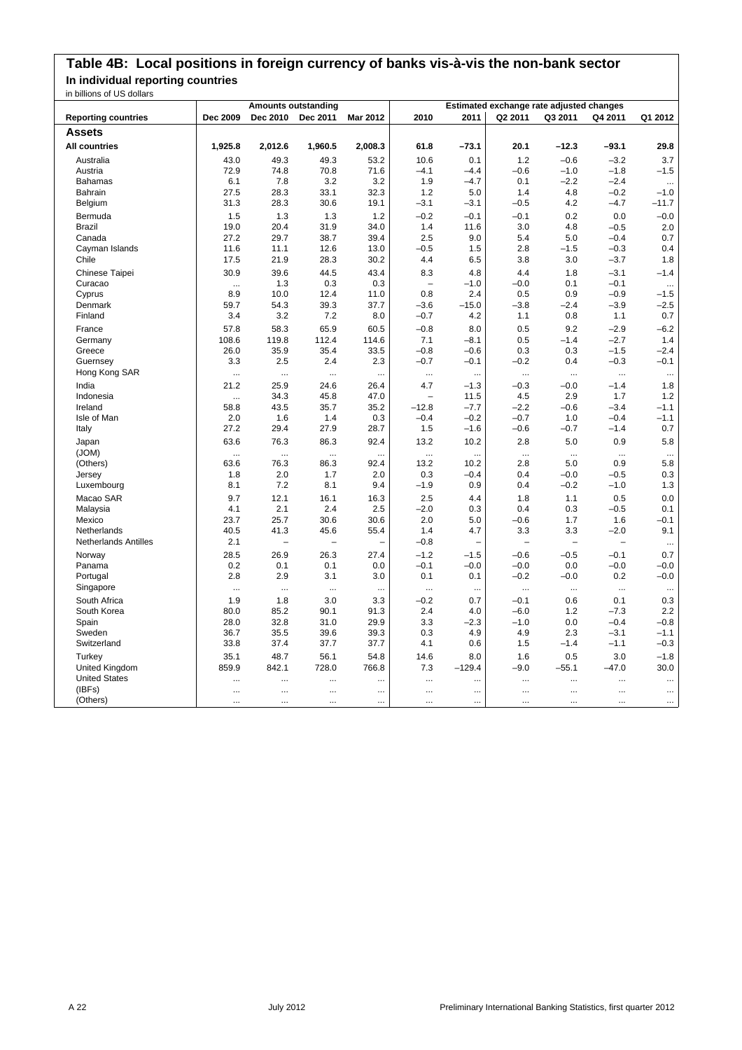# Table 4B: Local positions in foreign currency of banks vis-à-vis the non-bank sector

## In individual reporting countries

in billions of US dollars

| Reporting countries | Amounts outstanding | | | | Estimated exchange rate adjusted changes | | | | | |
|---|---|---|---|---|---|---|---|---|---|---|
| | Dec 2009 | Dec 2010 | Dec 2011 | Mar 2012 | 2010 | 2011 | Q2 2011 | Q3 2011 | Q4 2011 | Q1 2012 |
| **Assets** | | | | | | | | | | |
| **All countries** | **1,925.8** | **2,012.6** | **1,960.5** | **2,008.3** | **61.8** | **−73.1** | **20.1** | **−12.3** | **−93.1** | **29.8** |
| Australia | 43.0 | 49.3 | 49.3 | 53.2 | 10.6 | 0.1 | 1.2 | −0.6 | −3.2 | 3.7 |
| Austria | 72.9 | 74.8 | 70.8 | 71.6 | −4.1 | −4.4 | −0.6 | −1.0 | −1.8 | −1.5 |
| Bahamas | 6.1 | 7.8 | 3.2 | 3.2 | 1.9 | −4.7 | 0.1 | −2.2 | −2.4 | ... |
| Bahrain | 27.5 | 28.3 | 33.1 | 32.3 | 1.2 | 5.0 | 1.4 | 4.8 | −0.2 | −1.0 |
| Belgium | 31.3 | 28.3 | 30.6 | 19.1 | −3.1 | −3.1 | −0.5 | 4.2 | −4.7 | −11.7 |
| Bermuda | 1.5 | 1.3 | 1.3 | 1.2 | −0.2 | −0.1 | −0.1 | 0.2 | 0.0 | −0.0 |
| Brazil | 19.0 | 20.4 | 31.9 | 34.0 | 1.4 | 11.6 | 3.0 | 4.8 | −0.5 | 2.0 |
| Canada | 27.2 | 29.7 | 38.7 | 39.4 | 2.5 | 9.0 | 5.4 | 5.0 | −0.4 | 0.7 |
| Cayman Islands | 11.6 | 11.1 | 12.6 | 13.0 | −0.5 | 1.5 | 2.8 | −1.5 | −0.3 | 0.4 |
| Chile | 17.5 | 21.9 | 28.3 | 30.2 | 4.4 | 6.5 | 3.8 | 3.0 | −3.7 | 1.8 |
| Chinese Taipei | 30.9 | 39.6 | 44.5 | 43.4 | 8.3 | 4.8 | 4.4 | 1.8 | −3.1 | −1.4 |
| Curacao | ... | 1.3 | 0.3 | 0.3 | − | −1.0 | −0.0 | 0.1 | −0.1 | ... |
| Cyprus | 8.9 | 10.0 | 12.4 | 11.0 | 0.8 | 2.4 | 0.5 | 0.9 | −0.9 | −1.5 |
| Denmark | 59.7 | 54.3 | 39.3 | 37.7 | −3.6 | −15.0 | −3.8 | −2.4 | −3.9 | −2.5 |
| Finland | 3.4 | 3.2 | 7.2 | 8.0 | −0.7 | 4.2 | 1.1 | 0.8 | 1.1 | 0.7 |
| France | 57.8 | 58.3 | 65.9 | 60.5 | −0.8 | 8.0 | 0.5 | 9.2 | −2.9 | −6.2 |
| Germany | 108.6 | 119.8 | 112.4 | 114.6 | 7.1 | −8.1 | 0.5 | −1.4 | −2.7 | 1.4 |
| Greece | 26.0 | 35.9 | 35.4 | 33.5 | −0.8 | −0.6 | 0.3 | 0.3 | −1.5 | −2.4 |
| Guernsey | 3.3 | 2.5 | 2.4 | 2.3 | −0.7 | −0.1 | −0.2 | 0.4 | −0.3 | −0.1 |
| Hong Kong SAR | ... | ... | ... | ... | ... | ... | ... | ... | ... | ... |
| India | 21.2 | 25.9 | 24.6 | 26.4 | 4.7 | −1.3 | −0.3 | −0.0 | −1.4 | 1.8 |
| Indonesia | ... | 34.3 | 45.8 | 47.0 | − | 11.5 | 4.5 | 2.9 | 1.7 | 1.2 |
| Ireland | 58.8 | 43.5 | 35.7 | 35.2 | −12.8 | −7.7 | −2.2 | −0.6 | −3.4 | −1.1 |
| Isle of Man | 2.0 | 1.6 | 1.4 | 0.3 | −0.4 | −0.2 | −0.7 | 1.0 | −0.4 | −1.1 |
| Italy | 27.2 | 29.4 | 27.9 | 28.7 | 1.5 | −1.6 | −0.6 | −0.7 | −1.4 | 0.7 |
| Japan | 63.6 | 76.3 | 86.3 | 92.4 | 13.2 | 10.2 | 2.8 | 5.0 | 0.9 | 5.8 |
| (JOM) | ... | ... | ... | ... | ... | ... | ... | ... | ... | ... |
| (Others) | 63.6 | 76.3 | 86.3 | 92.4 | 13.2 | 10.2 | 2.8 | 5.0 | 0.9 | 5.8 |
| Jersey | 1.8 | 2.0 | 1.7 | 2.0 | 0.3 | −0.4 | 0.4 | −0.0 | −0.5 | 0.3 |
| Luxembourg | 8.1 | 7.2 | 8.1 | 9.4 | −1.9 | 0.9 | 0.4 | −0.2 | −1.0 | 1.3 |
| Macao SAR | 9.7 | 12.1 | 16.1 | 16.3 | 2.5 | 4.4 | 1.8 | 1.1 | 0.5 | 0.0 |
| Malaysia | 4.1 | 2.1 | 2.4 | 2.5 | −2.0 | 0.3 | 0.4 | 0.3 | −0.5 | 0.1 |
| Mexico | 23.7 | 25.7 | 30.6 | 30.6 | 2.0 | 5.0 | −0.6 | 1.7 | 1.6 | −0.1 |
| Netherlands | 40.5 | 41.3 | 45.6 | 55.4 | 1.4 | 4.7 | 3.3 | 3.3 | −2.0 | 9.1 |
| Netherlands Antilles | 2.1 | − | − | − | −0.8 | − | − | − | − | ... |
| Norway | 28.5 | 26.9 | 26.3 | 27.4 | −1.2 | −1.5 | −0.6 | −0.5 | −0.1 | 0.7 |
| Panama | 0.2 | 0.1 | 0.1 | 0.0 | −0.1 | −0.0 | −0.0 | 0.0 | −0.0 | −0.0 |
| Portugal | 2.8 | 2.9 | 3.1 | 3.0 | 0.1 | 0.1 | −0.2 | −0.0 | 0.2 | −0.0 |
| Singapore | ... | ... | ... | ... | ... | ... | ... | ... | ... | ... |
| South Africa | 1.9 | 1.8 | 3.0 | 3.3 | −0.2 | 0.7 | −0.1 | 0.6 | 0.1 | 0.3 |
| South Korea | 80.0 | 85.2 | 90.1 | 91.3 | 2.4 | 4.0 | −6.0 | 1.2 | −7.3 | 2.2 |
| Spain | 28.0 | 32.8 | 31.0 | 29.9 | 3.3 | −2.3 | −1.0 | 0.0 | −0.4 | −0.8 |
| Sweden | 36.7 | 35.5 | 39.6 | 39.3 | 0.3 | 4.9 | 4.9 | 2.3 | −3.1 | −1.1 |
| Switzerland | 33.8 | 37.4 | 37.7 | 37.7 | 4.1 | 0.6 | 1.5 | −1.4 | −1.1 | −0.3 |
| Turkey | 35.1 | 48.7 | 56.1 | 54.8 | 14.6 | 8.0 | 1.6 | 0.5 | 3.0 | −1.8 |
| United Kingdom | 859.9 | 842.1 | 728.0 | 766.8 | 7.3 | −129.4 | −9.0 | −55.1 | −47.0 | 30.0 |
| United States | ... | ... | ... | ... | ... | ... | ... | ... | ... | ... |
| (IBFs) | ... | ... | ... | ... | ... | ... | ... | ... | ... | ... |
| (Others) | ... | ... | ... | ... | ... | ... | ... | ... | ... | ... |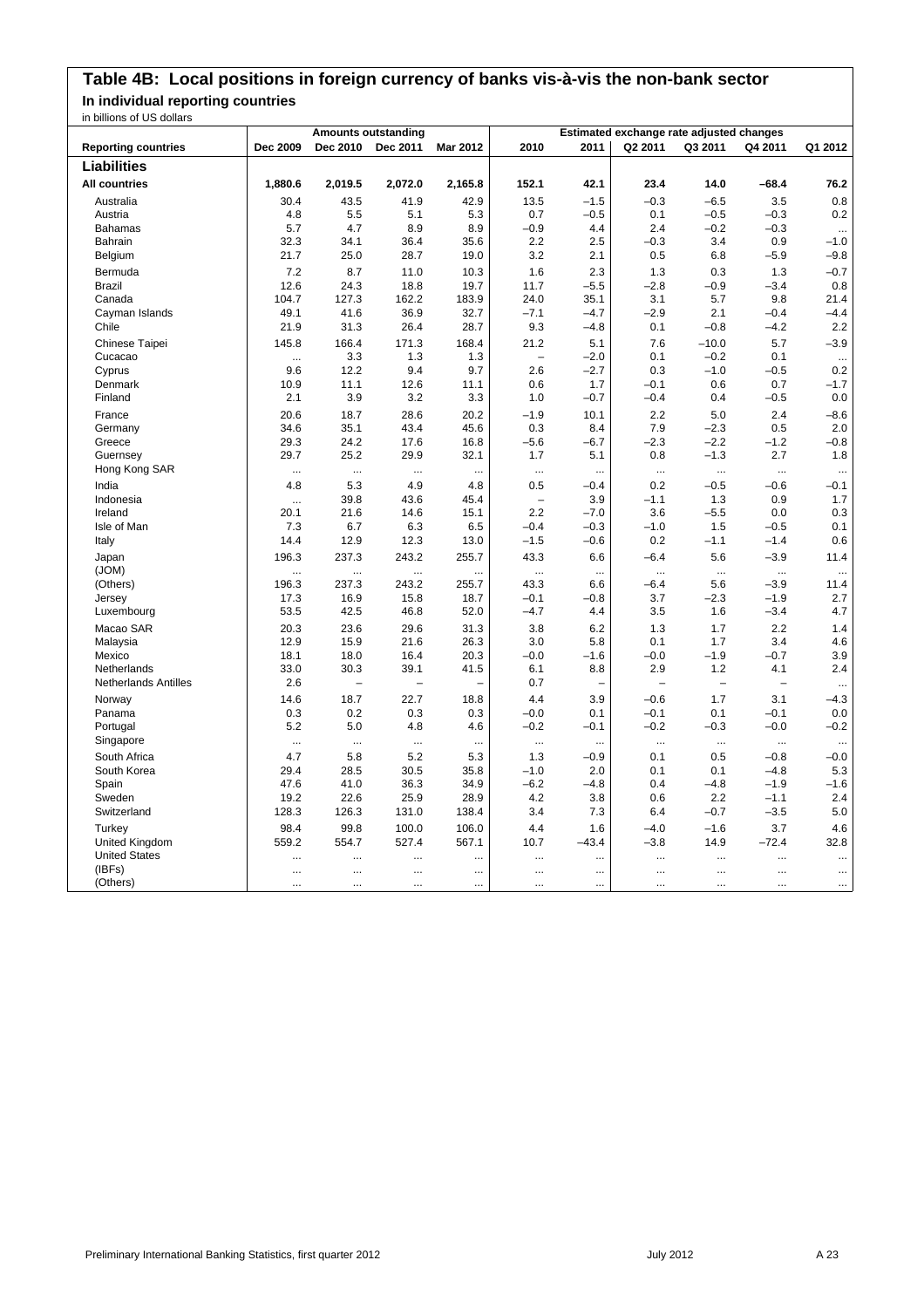## Table 4B: Local positions in foreign currency of banks vis-à-vis the non-bank sector

### In individual reporting countries

in billions of US dollars

| Reporting countries | Amounts outstanding | | | | Estimated exchange rate adjusted changes | | | | | |
|---|---|---|---|---|---|---|---|---|---|---|
| | Dec 2009 | Dec 2010 | Dec 2011 | Mar 2012 | 2010 | 2011 | Q2 2011 | Q3 2011 | Q4 2011 | Q1 2012 |
| **Liabilities** | | | | | | | | | | |
| **All countries** | **1,880.6** | **2,019.5** | **2,072.0** | **2,165.8** | **152.1** | **42.1** | **23.4** | **14.0** | **–68.4** | **76.2** |
| Australia | 30.4 | 43.5 | 41.9 | 42.9 | 13.5 | –1.5 | –0.3 | –6.5 | 3.5 | 0.8 |
| Austria | 4.8 | 5.5 | 5.1 | 5.3 | 0.7 | –0.5 | 0.1 | –0.5 | –0.3 | 0.2 |
| Bahamas | 5.7 | 4.7 | 8.9 | 8.9 | –0.9 | 4.4 | 2.4 | –0.2 | –0.3 | ... |
| Bahrain | 32.3 | 34.1 | 36.4 | 35.6 | 2.2 | 2.5 | –0.3 | 3.4 | 0.9 | –1.0 |
| Belgium | 21.7 | 25.0 | 28.7 | 19.0 | 3.2 | 2.1 | 0.5 | 6.8 | –5.9 | –9.8 |
| Bermuda | 7.2 | 8.7 | 11.0 | 10.3 | 1.6 | 2.3 | 1.3 | 0.3 | 1.3 | –0.7 |
| Brazil | 12.6 | 24.3 | 18.8 | 19.7 | 11.7 | –5.5 | –2.8 | –0.9 | –3.4 | 0.8 |
| Canada | 104.7 | 127.3 | 162.2 | 183.9 | 24.0 | 35.1 | 3.1 | 5.7 | 9.8 | 21.4 |
| Cayman Islands | 49.1 | 41.6 | 36.9 | 32.7 | –7.1 | –4.7 | –2.9 | 2.1 | –0.4 | –4.4 |
| Chile | 21.9 | 31.3 | 26.4 | 28.7 | 9.3 | –4.8 | 0.1 | –0.8 | –4.2 | 2.2 |
| Chinese Taipei | 145.8 | 166.4 | 171.3 | 168.4 | 21.2 | 5.1 | 7.6 | –10.0 | 5.7 | –3.9 |
| Cucacao | ... | 3.3 | 1.3 | 1.3 | – | –2.0 | 0.1 | –0.2 | 0.1 | ... |
| Cyprus | 9.6 | 12.2 | 9.4 | 9.7 | 2.6 | –2.7 | 0.3 | –1.0 | –0.5 | 0.2 |
| Denmark | 10.9 | 11.1 | 12.6 | 11.1 | 0.6 | 1.7 | –0.1 | 0.6 | 0.7 | –1.7 |
| Finland | 2.1 | 3.9 | 3.2 | 3.3 | 1.0 | –0.7 | –0.4 | 0.4 | –0.5 | 0.0 |
| France | 20.6 | 18.7 | 28.6 | 20.2 | –1.9 | 10.1 | 2.2 | 5.0 | 2.4 | –8.6 |
| Germany | 34.6 | 35.1 | 43.4 | 45.6 | 0.3 | 8.4 | 7.9 | –2.3 | 0.5 | 2.0 |
| Greece | 29.3 | 24.2 | 17.6 | 16.8 | –5.6 | –6.7 | –2.3 | –2.2 | –1.2 | –0.8 |
| Guernsey | 29.7 | 25.2 | 29.9 | 32.1 | 1.7 | 5.1 | 0.8 | –1.3 | 2.7 | 1.8 |
| Hong Kong SAR | ... | ... | ... | ... | ... | ... | ... | ... | ... | ... |
| India | 4.8 | 5.3 | 4.9 | 4.8 | 0.5 | –0.4 | 0.2 | –0.5 | –0.6 | –0.1 |
| Indonesia | ... | 39.8 | 43.6 | 45.4 | – | 3.9 | –1.1 | 1.3 | 0.9 | 1.7 |
| Ireland | 20.1 | 21.6 | 14.6 | 15.1 | 2.2 | –7.0 | 3.6 | –5.5 | 0.0 | 0.3 |
| Isle of Man | 7.3 | 6.7 | 6.3 | 6.5 | –0.4 | –0.3 | –1.0 | 1.5 | –0.5 | 0.1 |
| Italy | 14.4 | 12.9 | 12.3 | 13.0 | –1.5 | –0.6 | 0.2 | –1.1 | –1.4 | 0.6 |
| Japan | 196.3 | 237.3 | 243.2 | 255.7 | 43.3 | 6.6 | –6.4 | 5.6 | –3.9 | 11.4 |
| (JOM) | ... | ... | ... | ... | ... | ... | ... | ... | ... | ... |
| (Others) | 196.3 | 237.3 | 243.2 | 255.7 | 43.3 | 6.6 | –6.4 | 5.6 | –3.9 | 11.4 |
| Jersey | 17.3 | 16.9 | 15.8 | 18.7 | –0.1 | –0.8 | 3.7 | –2.3 | –1.9 | 2.7 |
| Luxembourg | 53.5 | 42.5 | 46.8 | 52.0 | –4.7 | 4.4 | 3.5 | 1.6 | –3.4 | 4.7 |
| Macao SAR | 20.3 | 23.6 | 29.6 | 31.3 | 3.8 | 6.2 | 1.3 | 1.7 | 2.2 | 1.4 |
| Malaysia | 12.9 | 15.9 | 21.6 | 26.3 | 3.0 | 5.8 | 0.1 | 1.7 | 3.4 | 4.6 |
| Mexico | 18.1 | 18.0 | 16.4 | 20.3 | –0.0 | –1.6 | –0.0 | –1.9 | –0.7 | 3.9 |
| Netherlands | 33.0 | 30.3 | 39.1 | 41.5 | 6.1 | 8.8 | 2.9 | 1.2 | 4.1 | 2.4 |
| Netherlands Antilles | 2.6 | – | – | – | 0.7 | – | – | – | – | ... |
| Norway | 14.6 | 18.7 | 22.7 | 18.8 | 4.4 | 3.9 | –0.6 | 1.7 | 3.1 | –4.3 |
| Panama | 0.3 | 0.2 | 0.3 | 0.3 | –0.0 | 0.1 | –0.1 | 0.1 | –0.1 | 0.0 |
| Portugal | 5.2 | 5.0 | 4.8 | 4.6 | –0.2 | –0.1 | –0.2 | –0.3 | –0.0 | –0.2 |
| Singapore | ... | ... | ... | ... | ... | ... | ... | ... | ... | ... |
| South Africa | 4.7 | 5.8 | 5.2 | 5.3 | 1.3 | –0.9 | 0.1 | 0.5 | –0.8 | –0.0 |
| South Korea | 29.4 | 28.5 | 30.5 | 35.8 | –1.0 | 2.0 | 0.1 | 0.1 | –4.8 | 5.3 |
| Spain | 47.6 | 41.0 | 36.3 | 34.9 | –6.2 | –4.8 | 0.4 | –4.8 | –1.9 | –1.6 |
| Sweden | 19.2 | 22.6 | 25.9 | 28.9 | 4.2 | 3.8 | 0.6 | 2.2 | –1.1 | 2.4 |
| Switzerland | 128.3 | 126.3 | 131.0 | 138.4 | 3.4 | 7.3 | 6.4 | –0.7 | –3.5 | 5.0 |
| Turkey | 98.4 | 99.8 | 100.0 | 106.0 | 4.4 | 1.6 | –4.0 | –1.6 | 3.7 | 4.6 |
| United Kingdom | 559.2 | 554.7 | 527.4 | 567.1 | 10.7 | –43.4 | –3.8 | 14.9 | –72.4 | 32.8 |
| United States | ... | ... | ... | ... | ... | ... | ... | ... | ... | ... |
| (IBFs) | ... | ... | ... | ... | ... | ... | ... | ... | ... | ... |
| (Others) | ... | ... | ... | ... | ... | ... | ... | ... | ... | ... |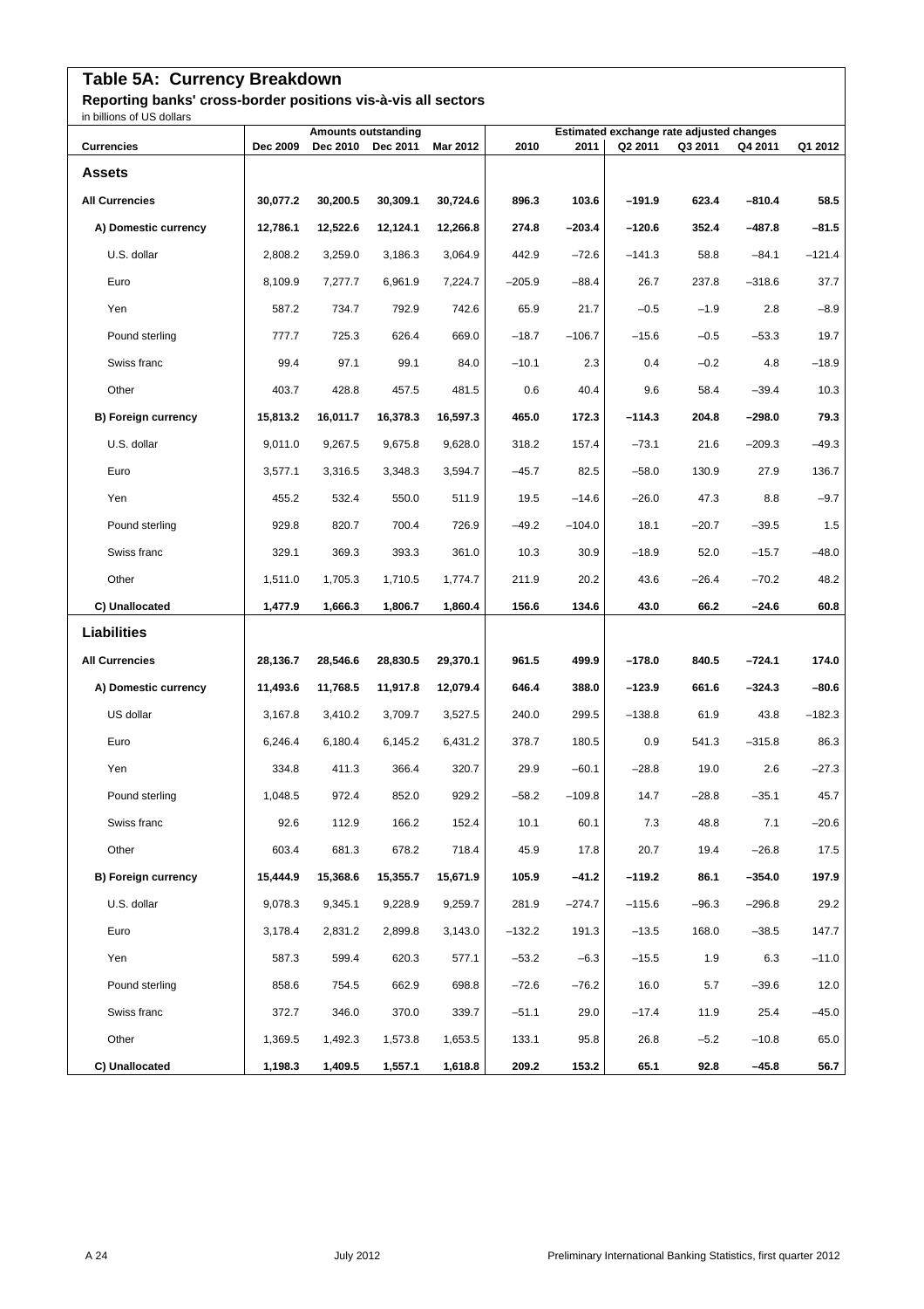## Table 5A: Currency Breakdown

**Reporting banks' cross-border positions vis-à-vis all sectors**

in billions of US dollars

| Currencies | Amounts outstanding | | | | Estimated exchange rate adjusted changes | | | | | |
|---|---|---|---|---|---|---|---|---|---|---|
| | Dec 2009 | Dec 2010 | Dec 2011 | Mar 2012 | 2010 | 2011 | Q2 2011 | Q3 2011 | Q4 2011 | Q1 2012 |
| **Assets** | | | | | | | | | | |
| **All Currencies** | **30,077.2** | **30,200.5** | **30,309.1** | **30,724.6** | **896.3** | **103.6** | **–191.9** | **623.4** | **–810.4** | **58.5** |
| **A) Domestic currency** | **12,786.1** | **12,522.6** | **12,124.1** | **12,266.8** | **274.8** | **–203.4** | **–120.6** | **352.4** | **–487.8** | **–81.5** |
| U.S. dollar | 2,808.2 | 3,259.0 | 3,186.3 | 3,064.9 | 442.9 | –72.6 | –141.3 | 58.8 | –84.1 | –121.4 |
| Euro | 8,109.9 | 7,277.7 | 6,961.9 | 7,224.7 | –205.9 | –88.4 | 26.7 | 237.8 | –318.6 | 37.7 |
| Yen | 587.2 | 734.7 | 792.9 | 742.6 | 65.9 | 21.7 | –0.5 | –1.9 | 2.8 | –8.9 |
| Pound sterling | 777.7 | 725.3 | 626.4 | 669.0 | –18.7 | –106.7 | –15.6 | –0.5 | –53.3 | 19.7 |
| Swiss franc | 99.4 | 97.1 | 99.1 | 84.0 | –10.1 | 2.3 | 0.4 | –0.2 | 4.8 | –18.9 |
| Other | 403.7 | 428.8 | 457.5 | 481.5 | 0.6 | 40.4 | 9.6 | 58.4 | –39.4 | 10.3 |
| **B) Foreign currency** | **15,813.2** | **16,011.7** | **16,378.3** | **16,597.3** | **465.0** | **172.3** | **–114.3** | **204.8** | **–298.0** | **79.3** |
| U.S. dollar | 9,011.0 | 9,267.5 | 9,675.8 | 9,628.0 | 318.2 | 157.4 | –73.1 | 21.6 | –209.3 | –49.3 |
| Euro | 3,577.1 | 3,316.5 | 3,348.3 | 3,594.7 | –45.7 | 82.5 | –58.0 | 130.9 | 27.9 | 136.7 |
| Yen | 455.2 | 532.4 | 550.0 | 511.9 | 19.5 | –14.6 | –26.0 | 47.3 | 8.8 | –9.7 |
| Pound sterling | 929.8 | 820.7 | 700.4 | 726.9 | –49.2 | –104.0 | 18.1 | –20.7 | –39.5 | 1.5 |
| Swiss franc | 329.1 | 369.3 | 393.3 | 361.0 | 10.3 | 30.9 | –18.9 | 52.0 | –15.7 | –48.0 |
| Other | 1,511.0 | 1,705.3 | 1,710.5 | 1,774.7 | 211.9 | 20.2 | 43.6 | –26.4 | –70.2 | 48.2 |
| **C) Unallocated** | **1,477.9** | **1,666.3** | **1,806.7** | **1,860.4** | **156.6** | **134.6** | **43.0** | **66.2** | **–24.6** | **60.8** |
| **Liabilities** | | | | | | | | | | |
| **All Currencies** | **28,136.7** | **28,546.6** | **28,830.5** | **29,370.1** | **961.5** | **499.9** | **–178.0** | **840.5** | **–724.1** | **174.0** |
| **A) Domestic currency** | **11,493.6** | **11,768.5** | **11,917.8** | **12,079.4** | **646.4** | **388.0** | **–123.9** | **661.6** | **–324.3** | **–80.6** |
| US dollar | 3,167.8 | 3,410.2 | 3,709.7 | 3,527.5 | 240.0 | 299.5 | –138.8 | 61.9 | 43.8 | –182.3 |
| Euro | 6,246.4 | 6,180.4 | 6,145.2 | 6,431.2 | 378.7 | 180.5 | 0.9 | 541.3 | –315.8 | 86.3 |
| Yen | 334.8 | 411.3 | 366.4 | 320.7 | 29.9 | –60.1 | –28.8 | 19.0 | 2.6 | –27.3 |
| Pound sterling | 1,048.5 | 972.4 | 852.0 | 929.2 | –58.2 | –109.8 | 14.7 | –28.8 | –35.1 | 45.7 |
| Swiss franc | 92.6 | 112.9 | 166.2 | 152.4 | 10.1 | 60.1 | 7.3 | 48.8 | 7.1 | –20.6 |
| Other | 603.4 | 681.3 | 678.2 | 718.4 | 45.9 | 17.8 | 20.7 | 19.4 | –26.8 | 17.5 |
| **B) Foreign currency** | **15,444.9** | **15,368.6** | **15,355.7** | **15,671.9** | **105.9** | **–41.2** | **–119.2** | **86.1** | **–354.0** | **197.9** |
| U.S. dollar | 9,078.3 | 9,345.1 | 9,228.9 | 9,259.7 | 281.9 | –274.7 | –115.6 | –96.3 | –296.8 | 29.2 |
| Euro | 3,178.4 | 2,831.2 | 2,899.8 | 3,143.0 | –132.2 | 191.3 | –13.5 | 168.0 | –38.5 | 147.7 |
| Yen | 587.3 | 599.4 | 620.3 | 577.1 | –53.2 | –6.3 | –15.5 | 1.9 | 6.3 | –11.0 |
| Pound sterling | 858.6 | 754.5 | 662.9 | 698.8 | –72.6 | –76.2 | 16.0 | 5.7 | –39.6 | 12.0 |
| Swiss franc | 372.7 | 346.0 | 370.0 | 339.7 | –51.1 | 29.0 | –17.4 | 11.9 | 25.4 | –45.0 |
| Other | 1,369.5 | 1,492.3 | 1,573.8 | 1,653.5 | 133.1 | 95.8 | 26.8 | –5.2 | –10.8 | 65.0 |
| **C) Unallocated** | **1,198.3** | **1,409.5** | **1,557.1** | **1,618.8** | **209.2** | **153.2** | **65.1** | **92.8** | **–45.8** | **56.7** |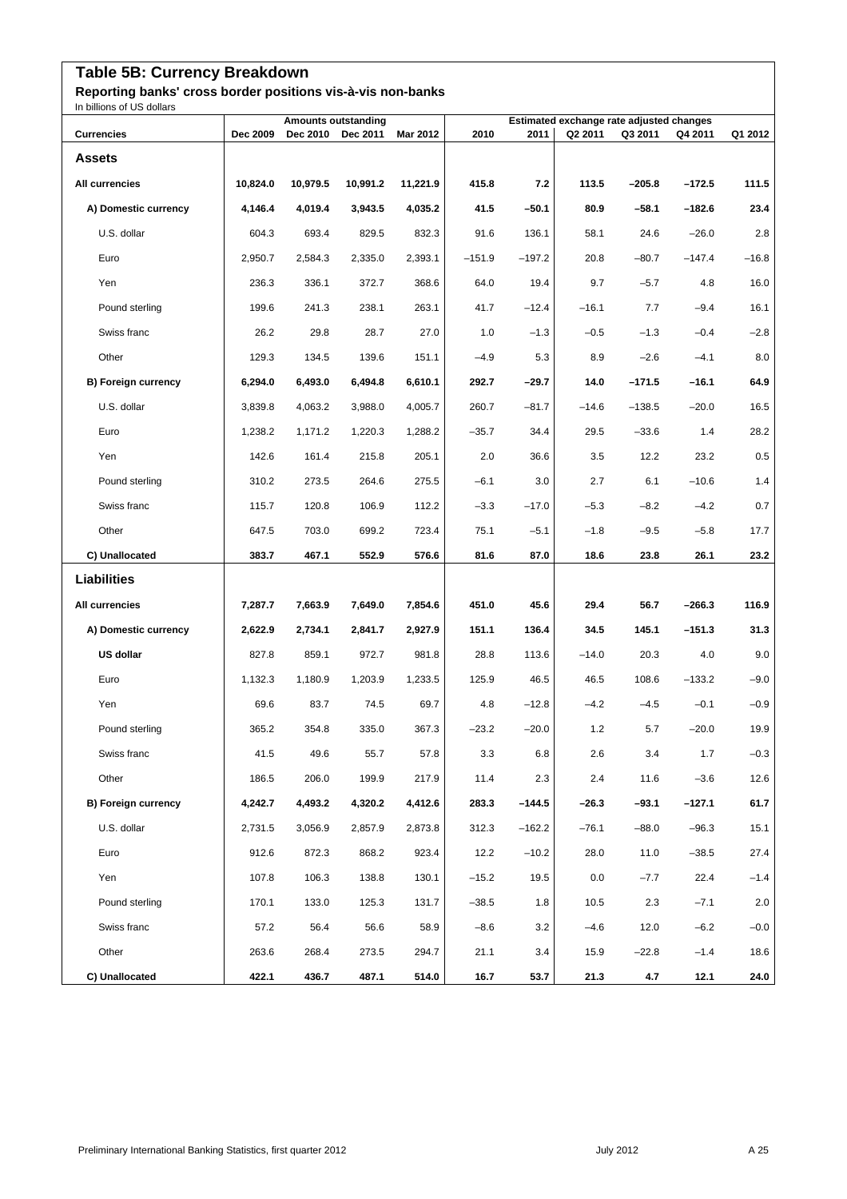## Table 5B: Currency Breakdown

### Reporting banks' cross border positions vis-à-vis non-banks

In billions of US dollars

| | Amounts outstanding | | | | Estimated exchange rate adjusted changes | | | | | |
|---|---|---|---|---|---|---|---|---|---|---|
| **Currencies** | **Dec 2009** | **Dec 2010** | **Dec 2011** | **Mar 2012** | **2010** | **2011** | **Q2 2011** | **Q3 2011** | **Q4 2011** | **Q1 2012** |
| **Assets** | | | | | | | | | | |
| **All currencies** | **10,824.0** | **10,979.5** | **10,991.2** | **11,221.9** | **415.8** | **7.2** | **113.5** | **–205.8** | **–172.5** | **111.5** |
| **A) Domestic currency** | **4,146.4** | **4,019.4** | **3,943.5** | **4,035.2** | **41.5** | **–50.1** | **80.9** | **–58.1** | **–182.6** | **23.4** |
| U.S. dollar | 604.3 | 693.4 | 829.5 | 832.3 | 91.6 | 136.1 | 58.1 | 24.6 | –26.0 | 2.8 |
| Euro | 2,950.7 | 2,584.3 | 2,335.0 | 2,393.1 | –151.9 | –197.2 | 20.8 | –80.7 | –147.4 | –16.8 |
| Yen | 236.3 | 336.1 | 372.7 | 368.6 | 64.0 | 19.4 | 9.7 | –5.7 | 4.8 | 16.0 |
| Pound sterling | 199.6 | 241.3 | 238.1 | 263.1 | 41.7 | –12.4 | –16.1 | 7.7 | –9.4 | 16.1 |
| Swiss franc | 26.2 | 29.8 | 28.7 | 27.0 | 1.0 | –1.3 | –0.5 | –1.3 | –0.4 | –2.8 |
| Other | 129.3 | 134.5 | 139.6 | 151.1 | –4.9 | 5.3 | 8.9 | –2.6 | –4.1 | 8.0 |
| **B) Foreign currency** | **6,294.0** | **6,493.0** | **6,494.8** | **6,610.1** | **292.7** | **–29.7** | **14.0** | **–171.5** | **–16.1** | **64.9** |
| U.S. dollar | 3,839.8 | 4,063.2 | 3,988.0 | 4,005.7 | 260.7 | –81.7 | –14.6 | –138.5 | –20.0 | 16.5 |
| Euro | 1,238.2 | 1,171.2 | 1,220.3 | 1,288.2 | –35.7 | 34.4 | 29.5 | –33.6 | 1.4 | 28.2 |
| Yen | 142.6 | 161.4 | 215.8 | 205.1 | 2.0 | 36.6 | 3.5 | 12.2 | 23.2 | 0.5 |
| Pound sterling | 310.2 | 273.5 | 264.6 | 275.5 | –6.1 | 3.0 | 2.7 | 6.1 | –10.6 | 1.4 |
| Swiss franc | 115.7 | 120.8 | 106.9 | 112.2 | –3.3 | –17.0 | –5.3 | –8.2 | –4.2 | 0.7 |
| Other | 647.5 | 703.0 | 699.2 | 723.4 | 75.1 | –5.1 | –1.8 | –9.5 | –5.8 | 17.7 |
| **C) Unallocated** | **383.7** | **467.1** | **552.9** | **576.6** | **81.6** | **87.0** | **18.6** | **23.8** | **26.1** | **23.2** |
| **Liabilities** | | | | | | | | | | |
| **All currencies** | **7,287.7** | **7,663.9** | **7,649.0** | **7,854.6** | **451.0** | **45.6** | **29.4** | **56.7** | **–266.3** | **116.9** |
| **A) Domestic currency** | **2,622.9** | **2,734.1** | **2,841.7** | **2,927.9** | **151.1** | **136.4** | **34.5** | **145.1** | **–151.3** | **31.3** |
| **US dollar** | 827.8 | 859.1 | 972.7 | 981.8 | 28.8 | 113.6 | –14.0 | 20.3 | 4.0 | 9.0 |
| Euro | 1,132.3 | 1,180.9 | 1,203.9 | 1,233.5 | 125.9 | 46.5 | 46.5 | 108.6 | –133.2 | –9.0 |
| Yen | 69.6 | 83.7 | 74.5 | 69.7 | 4.8 | –12.8 | –4.2 | –4.5 | –0.1 | –0.9 |
| Pound sterling | 365.2 | 354.8 | 335.0 | 367.3 | –23.2 | –20.0 | 1.2 | 5.7 | –20.0 | 19.9 |
| Swiss franc | 41.5 | 49.6 | 55.7 | 57.8 | 3.3 | 6.8 | 2.6 | 3.4 | 1.7 | –0.3 |
| Other | 186.5 | 206.0 | 199.9 | 217.9 | 11.4 | 2.3 | 2.4 | 11.6 | –3.6 | 12.6 |
| **B) Foreign currency** | **4,242.7** | **4,493.2** | **4,320.2** | **4,412.6** | **283.3** | **–144.5** | **–26.3** | **–93.1** | **–127.1** | **61.7** |
| U.S. dollar | 2,731.5 | 3,056.9 | 2,857.9 | 2,873.8 | 312.3 | –162.2 | –76.1 | –88.0 | –96.3 | 15.1 |
| Euro | 912.6 | 872.3 | 868.2 | 923.4 | 12.2 | –10.2 | 28.0 | 11.0 | –38.5 | 27.4 |
| Yen | 107.8 | 106.3 | 138.8 | 130.1 | –15.2 | 19.5 | 0.0 | –7.7 | 22.4 | –1.4 |
| Pound sterling | 170.1 | 133.0 | 125.3 | 131.7 | –38.5 | 1.8 | 10.5 | 2.3 | –7.1 | 2.0 |
| Swiss franc | 57.2 | 56.4 | 56.6 | 58.9 | –8.6 | 3.2 | –4.6 | 12.0 | –6.2 | –0.0 |
| Other | 263.6 | 268.4 | 273.5 | 294.7 | 21.1 | 3.4 | 15.9 | –22.8 | –1.4 | 18.6 |
| **C) Unallocated** | **422.1** | **436.7** | **487.1** | **514.0** | **16.7** | **53.7** | **21.3** | **4.7** | **12.1** | **24.0** |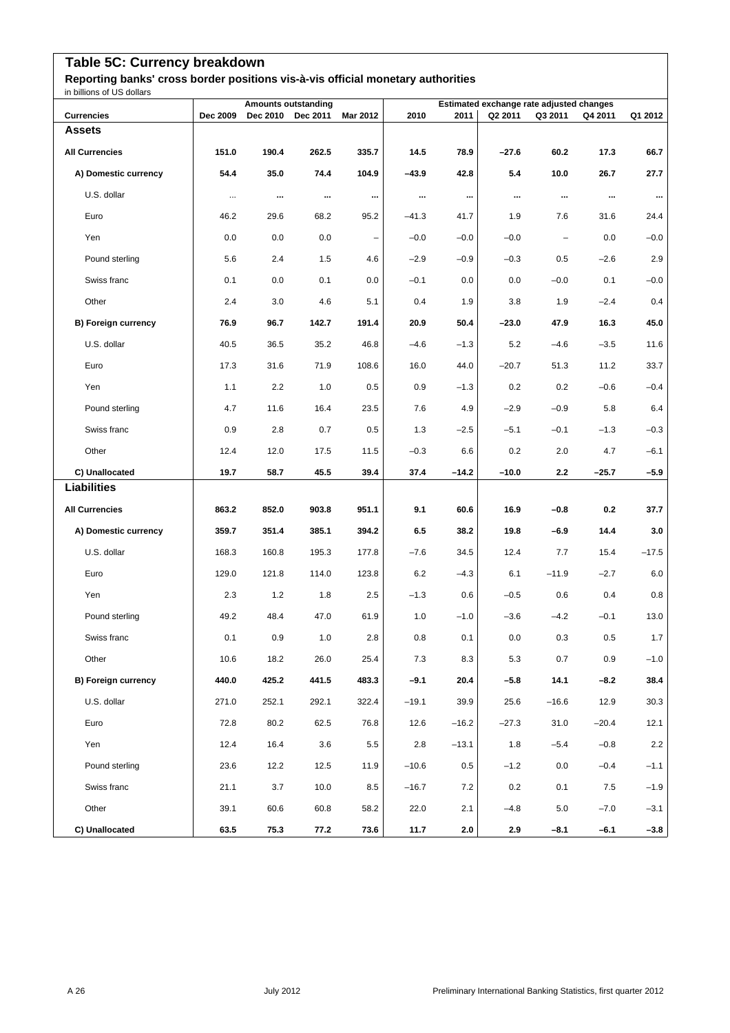# Table 5C: Currency breakdown

## Reporting banks' cross border positions vis-à-vis official monetary authorities

in billions of US dollars

| Currencies | Amounts outstanding | | | | Estimated exchange rate adjusted changes | | | | | |
|---|---|---|---|---|---|---|---|---|---|---|
| | Dec 2009 | Dec 2010 | Dec 2011 | Mar 2012 | 2010 | 2011 | Q2 2011 | Q3 2011 | Q4 2011 | Q1 2012 |
| **Assets** | | | | | | | | | | |
| **All Currencies** | **151.0** | **190.4** | **262.5** | **335.7** | **14.5** | **78.9** | **−27.6** | **60.2** | **17.3** | **66.7** |
| **A) Domestic currency** | **54.4** | **35.0** | **74.4** | **104.9** | **−43.9** | **42.8** | **5.4** | **10.0** | **26.7** | **27.7** |
| U.S. dollar | ... | ... | ... | ... | ... | ... | ... | ... | ... | ... |
| Euro | 46.2 | 29.6 | 68.2 | 95.2 | −41.3 | 41.7 | 1.9 | 7.6 | 31.6 | 24.4 |
| Yen | 0.0 | 0.0 | 0.0 | – | −0.0 | −0.0 | −0.0 | – | 0.0 | −0.0 |
| Pound sterling | 5.6 | 2.4 | 1.5 | 4.6 | −2.9 | −0.9 | −0.3 | 0.5 | −2.6 | 2.9 |
| Swiss franc | 0.1 | 0.0 | 0.1 | 0.0 | −0.1 | 0.0 | 0.0 | −0.0 | 0.1 | −0.0 |
| Other | 2.4 | 3.0 | 4.6 | 5.1 | 0.4 | 1.9 | 3.8 | 1.9 | −2.4 | 0.4 |
| **B) Foreign currency** | **76.9** | **96.7** | **142.7** | **191.4** | **20.9** | **50.4** | **−23.0** | **47.9** | **16.3** | **45.0** |
| U.S. dollar | 40.5 | 36.5 | 35.2 | 46.8 | −4.6 | −1.3 | 5.2 | −4.6 | −3.5 | 11.6 |
| Euro | 17.3 | 31.6 | 71.9 | 108.6 | 16.0 | 44.0 | −20.7 | 51.3 | 11.2 | 33.7 |
| Yen | 1.1 | 2.2 | 1.0 | 0.5 | 0.9 | −1.3 | 0.2 | 0.2 | −0.6 | −0.4 |
| Pound sterling | 4.7 | 11.6 | 16.4 | 23.5 | 7.6 | 4.9 | −2.9 | −0.9 | 5.8 | 6.4 |
| Swiss franc | 0.9 | 2.8 | 0.7 | 0.5 | 1.3 | −2.5 | −5.1 | −0.1 | −1.3 | −0.3 |
| Other | 12.4 | 12.0 | 17.5 | 11.5 | −0.3 | 6.6 | 0.2 | 2.0 | 4.7 | −6.1 |
| **C) Unallocated** | **19.7** | **58.7** | **45.5** | **39.4** | **37.4** | **−14.2** | **−10.0** | **2.2** | **−25.7** | **−5.9** |
| **Liabilities** | | | | | | | | | | |
| **All Currencies** | **863.2** | **852.0** | **903.8** | **951.1** | **9.1** | **60.6** | **16.9** | **−0.8** | **0.2** | **37.7** |
| **A) Domestic currency** | **359.7** | **351.4** | **385.1** | **394.2** | **6.5** | **38.2** | **19.8** | **−6.9** | **14.4** | **3.0** |
| U.S. dollar | 168.3 | 160.8 | 195.3 | 177.8 | −7.6 | 34.5 | 12.4 | 7.7 | 15.4 | −17.5 |
| Euro | 129.0 | 121.8 | 114.0 | 123.8 | 6.2 | −4.3 | 6.1 | −11.9 | −2.7 | 6.0 |
| Yen | 2.3 | 1.2 | 1.8 | 2.5 | −1.3 | 0.6 | −0.5 | 0.6 | 0.4 | 0.8 |
| Pound sterling | 49.2 | 48.4 | 47.0 | 61.9 | 1.0 | −1.0 | −3.6 | −4.2 | −0.1 | 13.0 |
| Swiss franc | 0.1 | 0.9 | 1.0 | 2.8 | 0.8 | 0.1 | 0.0 | 0.3 | 0.5 | 1.7 |
| Other | 10.6 | 18.2 | 26.0 | 25.4 | 7.3 | 8.3 | 5.3 | 0.7 | 0.9 | −1.0 |
| **B) Foreign currency** | **440.0** | **425.2** | **441.5** | **483.3** | **−9.1** | **20.4** | **−5.8** | **14.1** | **−8.2** | **38.4** |
| U.S. dollar | 271.0 | 252.1 | 292.1 | 322.4 | −19.1 | 39.9 | 25.6 | −16.6 | 12.9 | 30.3 |
| Euro | 72.8 | 80.2 | 62.5 | 76.8 | 12.6 | −16.2 | −27.3 | 31.0 | −20.4 | 12.1 |
| Yen | 12.4 | 16.4 | 3.6 | 5.5 | 2.8 | −13.1 | 1.8 | −5.4 | −0.8 | 2.2 |
| Pound sterling | 23.6 | 12.2 | 12.5 | 11.9 | −10.6 | 0.5 | −1.2 | 0.0 | −0.4 | −1.1 |
| Swiss franc | 21.1 | 3.7 | 10.0 | 8.5 | −16.7 | 7.2 | 0.2 | 0.1 | 7.5 | −1.9 |
| Other | 39.1 | 60.6 | 60.8 | 58.2 | 22.0 | 2.1 | −4.8 | 5.0 | −7.0 | −3.1 |
| **C) Unallocated** | **63.5** | **75.3** | **77.2** | **73.6** | **11.7** | **2.0** | **2.9** | **−8.1** | **−6.1** | **−3.8** |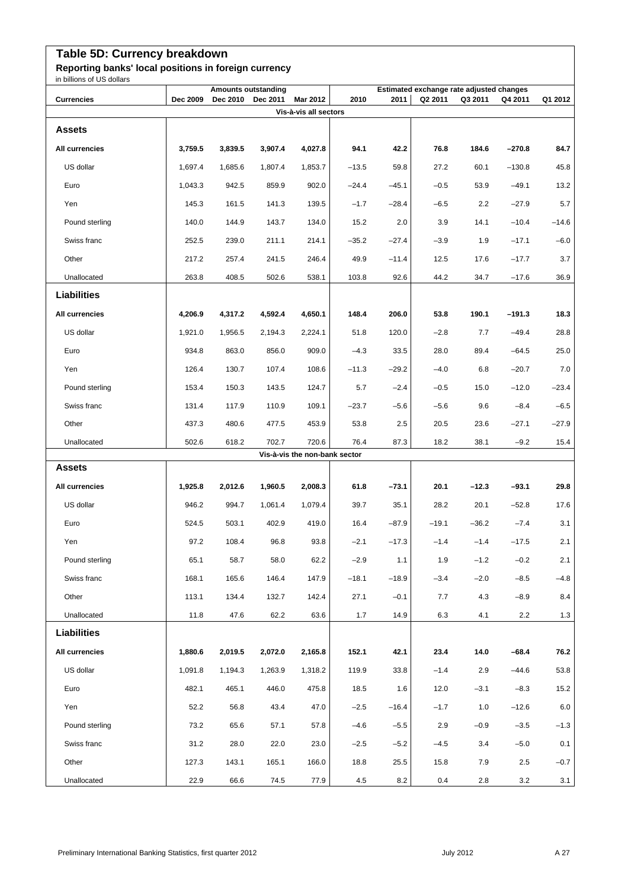# Table 5D: Currency breakdown

## Reporting banks' local positions in foreign currency

in billions of US dollars

| Currencies | Amounts outstanding | | | | Estimated exchange rate adjusted changes | | | | | |
|---|---|---|---|---|---|---|---|---|---|---|
| | Dec 2009 | Dec 2010 | Dec 2011 | Mar 2012 | 2010 | 2011 | Q2 2011 | Q3 2011 | Q4 2011 | Q1 2012 |
| **Vis-à-vis all sectors** | | | | | | | | | | |
| **Assets** | | | | | | | | | | |
| **All currencies** | **3,759.5** | **3,839.5** | **3,907.4** | **4,027.8** | **94.1** | **42.2** | **76.8** | **184.6** | **–270.8** | **84.7** |
| US dollar | 1,697.4 | 1,685.6 | 1,807.4 | 1,853.7 | –13.5 | 59.8 | 27.2 | 60.1 | –130.8 | 45.8 |
| Euro | 1,043.3 | 942.5 | 859.9 | 902.0 | –24.4 | –45.1 | –0.5 | 53.9 | –49.1 | 13.2 |
| Yen | 145.3 | 161.5 | 141.3 | 139.5 | –1.7 | –28.4 | –6.5 | 2.2 | –27.9 | 5.7 |
| Pound sterling | 140.0 | 144.9 | 143.7 | 134.0 | 15.2 | 2.0 | 3.9 | 14.1 | –10.4 | –14.6 |
| Swiss franc | 252.5 | 239.0 | 211.1 | 214.1 | –35.2 | –27.4 | –3.9 | 1.9 | –17.1 | –6.0 |
| Other | 217.2 | 257.4 | 241.5 | 246.4 | 49.9 | –11.4 | 12.5 | 17.6 | –17.7 | 3.7 |
| Unallocated | 263.8 | 408.5 | 502.6 | 538.1 | 103.8 | 92.6 | 44.2 | 34.7 | –17.6 | 36.9 |
| **Liabilities** | | | | | | | | | | |
| **All currencies** | **4,206.9** | **4,317.2** | **4,592.4** | **4,650.1** | **148.4** | **206.0** | **53.8** | **190.1** | **–191.3** | **18.3** |
| US dollar | 1,921.0 | 1,956.5 | 2,194.3 | 2,224.1 | 51.8 | 120.0 | –2.8 | 7.7 | –49.4 | 28.8 |
| Euro | 934.8 | 863.0 | 856.0 | 909.0 | –4.3 | 33.5 | 28.0 | 89.4 | –64.5 | 25.0 |
| Yen | 126.4 | 130.7 | 107.4 | 108.6 | –11.3 | –29.2 | –4.0 | 6.8 | –20.7 | 7.0 |
| Pound sterling | 153.4 | 150.3 | 143.5 | 124.7 | 5.7 | –2.4 | –0.5 | 15.0 | –12.0 | –23.4 |
| Swiss franc | 131.4 | 117.9 | 110.9 | 109.1 | –23.7 | –5.6 | –5.6 | 9.6 | –8.4 | –6.5 |
| Other | 437.3 | 480.6 | 477.5 | 453.9 | 53.8 | 2.5 | 20.5 | 23.6 | –27.1 | –27.9 |
| Unallocated | 502.6 | 618.2 | 702.7 | 720.6 | 76.4 | 87.3 | 18.2 | 38.1 | –9.2 | 15.4 |
| **Vis-à-vis the non-bank sector** | | | | | | | | | | |
| **Assets** | | | | | | | | | | |
| **All currencies** | **1,925.8** | **2,012.6** | **1,960.5** | **2,008.3** | **61.8** | **–73.1** | **20.1** | **–12.3** | **–93.1** | **29.8** |
| US dollar | 946.2 | 994.7 | 1,061.4 | 1,079.4 | 39.7 | 35.1 | 28.2 | 20.1 | –52.8 | 17.6 |
| Euro | 524.5 | 503.1 | 402.9 | 419.0 | 16.4 | –87.9 | –19.1 | –36.2 | –7.4 | 3.1 |
| Yen | 97.2 | 108.4 | 96.8 | 93.8 | –2.1 | –17.3 | –1.4 | –1.4 | –17.5 | 2.1 |
| Pound sterling | 65.1 | 58.7 | 58.0 | 62.2 | –2.9 | 1.1 | 1.9 | –1.2 | –0.2 | 2.1 |
| Swiss franc | 168.1 | 165.6 | 146.4 | 147.9 | –18.1 | –18.9 | –3.4 | –2.0 | –8.5 | –4.8 |
| Other | 113.1 | 134.4 | 132.7 | 142.4 | 27.1 | –0.1 | 7.7 | 4.3 | –8.9 | 8.4 |
| Unallocated | 11.8 | 47.6 | 62.2 | 63.6 | 1.7 | 14.9 | 6.3 | 4.1 | 2.2 | 1.3 |
| **Liabilities** | | | | | | | | | | |
| **All currencies** | **1,880.6** | **2,019.5** | **2,072.0** | **2,165.8** | **152.1** | **42.1** | **23.4** | **14.0** | **–68.4** | **76.2** |
| US dollar | 1,091.8 | 1,194.3 | 1,263.9 | 1,318.2 | 119.9 | 33.8 | –1.4 | 2.9 | –44.6 | 53.8 |
| Euro | 482.1 | 465.1 | 446.0 | 475.8 | 18.5 | 1.6 | 12.0 | –3.1 | –8.3 | 15.2 |
| Yen | 52.2 | 56.8 | 43.4 | 47.0 | –2.5 | –16.4 | –1.7 | 1.0 | –12.6 | 6.0 |
| Pound sterling | 73.2 | 65.6 | 57.1 | 57.8 | –4.6 | –5.5 | 2.9 | –0.9 | –3.5 | –1.3 |
| Swiss franc | 31.2 | 28.0 | 22.0 | 23.0 | –2.5 | –5.2 | –4.5 | 3.4 | –5.0 | 0.1 |
| Other | 127.3 | 143.1 | 165.1 | 166.0 | 18.8 | 25.5 | 15.8 | 7.9 | 2.5 | –0.7 |
| Unallocated | 22.9 | 66.6 | 74.5 | 77.9 | 4.5 | 8.2 | 0.4 | 2.8 | 3.2 | 3.1 |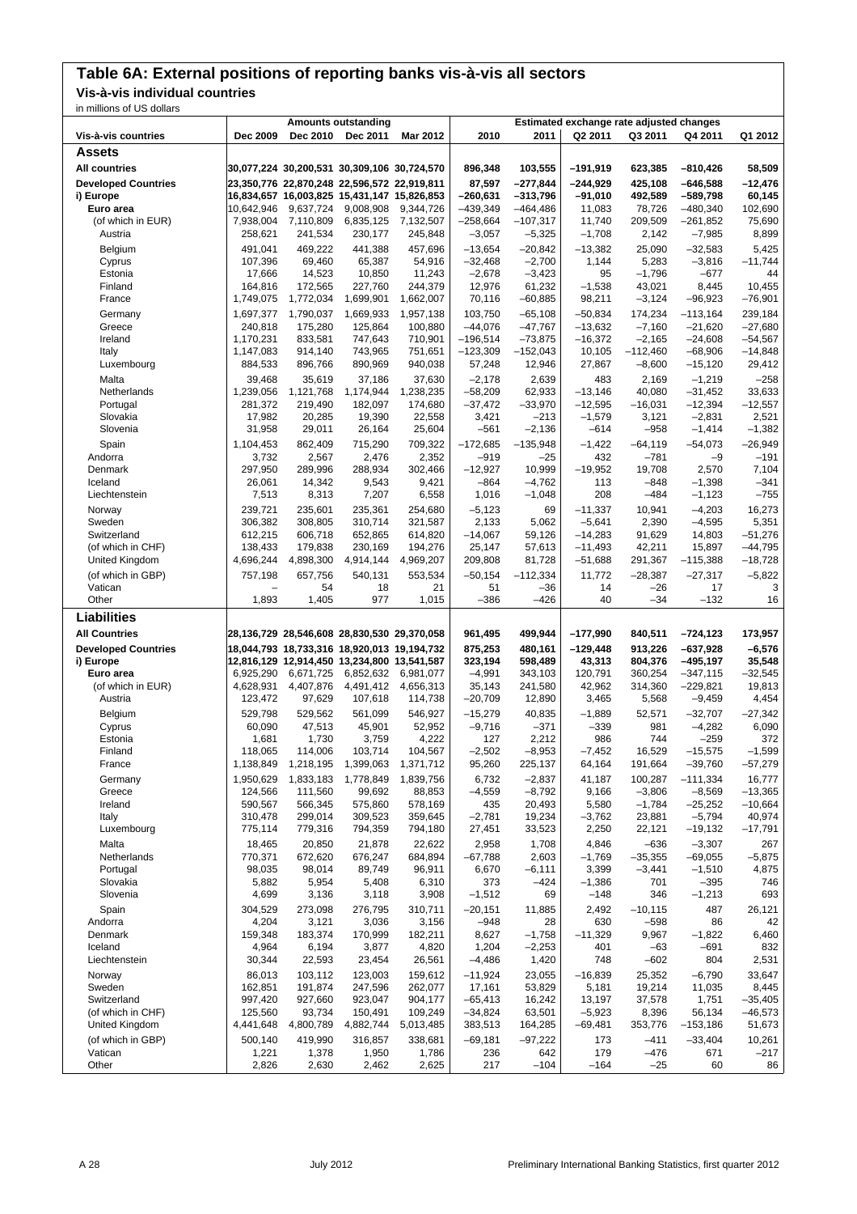# Table 6A: External positions of reporting banks vis-à-vis all sectors

## Vis-à-vis individual countries

in millions of US dollars

| Vis-à-vis countries | Amounts outstanding | | | | Estimated exchange rate adjusted changes | | | | | |
|---|---|---|---|---|---|---|---|---|---|---|
| | Dec 2009 | Dec 2010 | Dec 2011 | Mar 2012 | 2010 | 2011 | Q2 2011 | Q3 2011 | Q4 2011 | Q1 2012 |
| **Assets** | | | | | | | | | | |
| **All countries** | **30,077,224** | **30,200,531** | **30,309,106** | **30,724,570** | **896,348** | **103,555** | **–191,919** | **623,385** | **–810,426** | **58,509** |
| **Developed Countries** | **23,350,776** | **22,870,248** | **22,596,572** | **22,919,811** | **87,597** | **–277,844** | **–244,929** | **425,108** | **–646,588** | **–12,476** |
| **i) Europe** | **16,834,657** | **16,003,825** | **15,431,147** | **15,826,853** | **–260,631** | **–313,796** | **–91,010** | **492,589** | **–589,798** | **60,145** |
| **Euro area** | **10,642,946** | **9,637,724** | **9,008,908** | **9,344,726** | **–439,349** | **–464,486** | **11,083** | **78,726** | **–480,340** | **102,690** |
| (of which in EUR) | 7,938,004 | 7,110,809 | 6,835,125 | 7,132,507 | –258,664 | –107,317 | 11,740 | 209,509 | –261,852 | 75,690 |
| Austria | 258,621 | 241,534 | 230,177 | 245,848 | –3,057 | –5,325 | –1,708 | 2,142 | –7,985 | 8,899 |
| Belgium | 491,041 | 469,222 | 441,388 | 457,696 | –13,654 | –20,842 | –13,382 | 25,090 | –32,583 | 5,425 |
| Cyprus | 107,396 | 69,460 | 65,387 | 54,916 | –32,468 | –2,700 | 1,144 | 5,283 | –3,816 | –11,744 |
| Estonia | 17,666 | 14,523 | 10,850 | 11,243 | –2,678 | –3,423 | 95 | –1,796 | –677 | 44 |
| Finland | 164,816 | 172,565 | 227,760 | 244,379 | 12,976 | 61,232 | –1,538 | 43,021 | 8,445 | 10,455 |
| France | 1,749,075 | 1,772,034 | 1,699,901 | 1,662,007 | 70,116 | –60,885 | 98,211 | –3,124 | –96,923 | –76,901 |
| Germany | 1,697,377 | 1,790,037 | 1,669,933 | 1,957,138 | 103,750 | –65,108 | –50,834 | 174,234 | –113,164 | 239,184 |
| Greece | 240,818 | 175,280 | 125,864 | 100,880 | –44,076 | –47,767 | –13,632 | –7,160 | –21,620 | –27,680 |
| Ireland | 1,170,231 | 833,581 | 747,643 | 710,901 | –196,514 | –73,875 | –16,372 | –2,165 | –24,608 | –54,567 |
| Italy | 1,147,083 | 914,140 | 743,965 | 751,651 | –123,309 | –152,043 | 10,105 | –112,460 | –68,906 | –14,848 |
| Luxembourg | 884,533 | 896,766 | 890,969 | 940,038 | 57,248 | 12,946 | 27,867 | –8,600 | –15,120 | 29,412 |
| Malta | 39,468 | 35,619 | 37,186 | 37,630 | –2,178 | 2,639 | 483 | 2,169 | –1,219 | –258 |
| Netherlands | 1,239,056 | 1,121,768 | 1,174,944 | 1,238,235 | –58,209 | 62,933 | –13,146 | 40,080 | –31,452 | 33,633 |
| Portugal | 281,372 | 219,490 | 182,097 | 174,680 | –37,472 | –33,970 | –12,595 | –16,031 | –12,394 | –12,557 |
| Slovakia | 17,982 | 20,285 | 19,390 | 22,558 | 3,421 | –213 | –1,579 | 3,121 | –2,831 | 2,521 |
| Slovenia | 31,958 | 29,011 | 26,164 | 25,604 | –561 | –2,136 | –614 | –958 | –1,414 | –1,382 |
| Spain | 1,104,453 | 862,409 | 715,290 | 709,322 | –172,685 | –135,948 | –1,422 | –64,119 | –54,073 | –26,949 |
| Andorra | 3,732 | 2,567 | 2,476 | 2,352 | –919 | –25 | 432 | –781 | –9 | –191 |
| Denmark | 297,950 | 289,996 | 288,934 | 302,466 | –12,927 | 10,999 | –19,952 | 19,708 | 2,570 | 7,104 |
| Iceland | 26,061 | 14,342 | 9,543 | 9,421 | –864 | –4,762 | 113 | –848 | –1,398 | –341 |
| Liechtenstein | 7,513 | 8,313 | 7,207 | 6,558 | 1,016 | –1,048 | 208 | –484 | –1,123 | –755 |
| Norway | 239,721 | 235,601 | 235,361 | 254,680 | –5,123 | 69 | –11,337 | 10,941 | –4,203 | 16,273 |
| Sweden | 306,382 | 308,805 | 310,714 | 321,587 | 2,133 | 5,062 | –5,641 | 2,390 | –4,595 | 5,351 |
| Switzerland | 612,215 | 606,718 | 652,865 | 614,820 | –14,067 | 59,126 | –14,283 | 91,629 | 14,803 | –51,276 |
| (of which in CHF) | 138,433 | 179,838 | 230,169 | 194,276 | 25,147 | 57,613 | –11,493 | 42,211 | 15,897 | –44,795 |
| United Kingdom | 4,696,244 | 4,898,300 | 4,914,144 | 4,969,207 | 209,808 | 81,728 | –51,688 | 291,367 | –115,388 | –18,728 |
| (of which in GBP) | 757,198 | 657,756 | 540,131 | 553,534 | –50,154 | –112,334 | 11,772 | –28,387 | –27,317 | –5,822 |
| Vatican | – | 54 | 18 | 21 | 51 | –36 | 14 | –26 | 17 | 3 |
| Other | 1,893 | 1,405 | 977 | 1,015 | –386 | –426 | 40 | –34 | –132 | 16 |
| **Liabilities** | | | | | | | | | | |
| **All Countries** | **28,136,729** | **28,546,608** | **28,830,530** | **29,370,058** | **961,495** | **499,944** | **–177,990** | **840,511** | **–724,123** | **173,957** |
| **Developed Countries** | **18,044,793** | **18,733,316** | **18,920,013** | **19,194,732** | **875,253** | **480,161** | **–129,448** | **913,226** | **–637,928** | **–6,576** |
| **i) Europe** | **12,816,129** | **12,914,450** | **13,234,800** | **13,541,587** | **323,194** | **598,489** | **43,313** | **804,376** | **–495,197** | **35,548** |
| **Euro area** | **6,925,290** | **6,671,725** | **6,852,632** | **6,981,077** | **–4,991** | **343,103** | **120,791** | **360,254** | **–347,115** | **–32,545** |
| (of which in EUR) | 4,628,931 | 4,407,876 | 4,491,412 | 4,656,313 | 35,143 | 241,580 | 42,962 | 314,360 | –229,821 | 19,813 |
| Austria | 123,472 | 97,629 | 107,618 | 114,738 | –20,709 | 12,890 | 3,465 | 5,568 | –9,459 | 4,454 |
| Belgium | 529,798 | 529,562 | 561,099 | 546,927 | –15,279 | 40,835 | –1,889 | 52,571 | –32,707 | –27,342 |
| Cyprus | 60,090 | 47,513 | 45,901 | 52,952 | –9,716 | –371 | –339 | 981 | –4,282 | 6,090 |
| Estonia | 1,681 | 1,730 | 3,759 | 4,222 | 127 | 2,212 | 986 | 744 | –259 | 372 |
| Finland | 118,065 | 114,006 | 103,714 | 104,567 | –2,502 | –8,953 | –7,452 | 16,529 | –15,575 | –1,599 |
| France | 1,138,849 | 1,218,195 | 1,399,063 | 1,371,712 | 95,260 | 225,137 | 64,164 | 191,664 | –39,760 | –57,279 |
| Germany | 1,950,629 | 1,833,183 | 1,778,849 | 1,839,756 | 6,732 | –2,837 | 41,187 | 100,287 | –111,334 | 16,777 |
| Greece | 124,566 | 111,560 | 99,692 | 88,853 | –4,559 | –8,792 | 9,166 | –3,806 | –8,569 | –13,365 |
| Ireland | 590,567 | 566,345 | 575,860 | 578,169 | 435 | 20,493 | 5,580 | –1,784 | –25,252 | –10,664 |
| Italy | 310,478 | 299,014 | 309,523 | 359,645 | –2,781 | 19,234 | –3,762 | 23,881 | –5,794 | 40,974 |
| Luxembourg | 775,114 | 779,316 | 794,359 | 794,180 | 27,451 | 33,523 | 2,250 | 22,121 | –19,132 | –17,791 |
| Malta | 18,465 | 20,850 | 21,878 | 22,622 | 2,958 | 1,708 | 4,846 | –636 | –3,307 | 267 |
| Netherlands | 770,371 | 672,620 | 676,247 | 684,894 | –67,788 | 2,603 | –1,769 | –35,355 | –69,055 | –5,875 |
| Portugal | 98,035 | 98,014 | 89,749 | 96,911 | 6,670 | –6,111 | 3,399 | –3,441 | –1,510 | 4,875 |
| Slovakia | 5,882 | 5,954 | 5,408 | 6,310 | 373 | –424 | –1,386 | 701 | –395 | 746 |
| Slovenia | 4,699 | 3,136 | 3,118 | 3,908 | –1,512 | 69 | –148 | 346 | –1,213 | 693 |
| Spain | 304,529 | 273,098 | 276,795 | 310,711 | –20,151 | 11,885 | 2,492 | –10,115 | 487 | 26,121 |
| Andorra | 4,204 | 3,121 | 3,036 | 3,156 | –948 | 28 | 630 | –598 | 86 | 42 |
| Denmark | 159,348 | 183,374 | 170,999 | 182,211 | 8,627 | –1,758 | –11,329 | 9,967 | –1,822 | 6,460 |
| Iceland | 4,964 | 6,194 | 3,877 | 4,820 | 1,204 | –2,253 | 401 | –63 | –691 | 832 |
| Liechtenstein | 30,344 | 22,593 | 23,454 | 26,561 | –4,486 | 1,420 | 748 | –602 | 804 | 2,531 |
| Norway | 86,013 | 103,112 | 123,003 | 159,612 | –11,924 | 23,055 | –16,839 | 25,352 | –6,790 | 33,647 |
| Sweden | 162,851 | 191,874 | 247,596 | 262,077 | 17,161 | 53,829 | 5,181 | 19,214 | 11,035 | 8,445 |
| Switzerland | 997,420 | 927,660 | 923,047 | 904,177 | –65,413 | 16,242 | 13,197 | 37,578 | 1,751 | –35,405 |
| (of which in CHF) | 125,560 | 93,734 | 150,491 | 109,249 | –34,824 | 63,501 | –5,923 | 8,396 | 56,134 | –46,573 |
| United Kingdom | 4,441,648 | 4,800,789 | 4,882,744 | 5,013,485 | 383,513 | 164,285 | –69,481 | 353,776 | –153,186 | 51,673 |
| (of which in GBP) | 500,140 | 419,990 | 316,857 | 338,681 | –69,181 | –97,222 | 173 | –411 | –33,404 | 10,261 |
| Vatican | 1,221 | 1,378 | 1,950 | 1,786 | 236 | 642 | 179 | –476 | 671 | –217 |
| Other | 2,826 | 2,630 | 2,462 | 2,625 | 217 | –104 | –164 | –25 | 60 | 86 |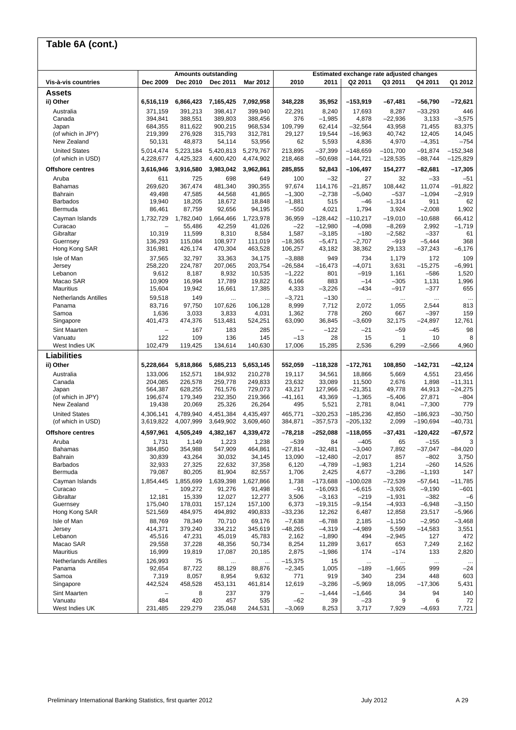## Table 6A (cont.)

| Vis-à-vis countries | Amounts outstanding | | | | Estimated exchange rate adjusted changes | | | | | |
|---|---|---|---|---|---|---|---|---|---|---|
| | Dec 2009 | Dec 2010 | Dec 2011 | Mar 2012 | 2010 | 2011 | Q2 2011 | Q3 2011 | Q4 2011 | Q1 2012 |
| **Assets** | | | | | | | | | | |
| **ii) Other** | **6,516,119** | **6,866,423** | **7,165,425** | **7,092,958** | **348,228** | **35,952** | **–153,919** | **–67,481** | **–56,790** | **–72,621** |
| Australia | 371,159 | 391,213 | 398,417 | 399,940 | 22,291 | 8,240 | 17,693 | 8,287 | –33,293 | 446 |
| Canada | 394,841 | 388,551 | 389,803 | 388,456 | 376 | –1,985 | 4,878 | –22,936 | 3,133 | –3,575 |
| Japan | 684,355 | 811,622 | 900,215 | 968,534 | 109,799 | 62,414 | –32,564 | 43,958 | 71,455 | 83,375 |
| (of which in JPY) | 219,399 | 276,928 | 315,793 | 312,781 | 29,127 | 19,544 | –16,963 | 40,742 | 12,405 | 14,045 |
| New Zealand | 50,131 | 48,873 | 54,114 | 53,956 | 62 | 5,593 | 4,836 | 4,970 | –4,351 | –754 |
| United States | 5,014,474 | 5,223,184 | 5,420,813 | 5,279,767 | 213,895 | –37,399 | –148,659 | –101,700 | –91,874 | –152,348 |
| (of which in USD) | 4,228,677 | 4,425,323 | 4,600,420 | 4,474,902 | 218,468 | –50,698 | –144,721 | –128,535 | –88,744 | –125,829 |
| **Offshore centres** | **3,616,946** | **3,916,580** | **3,983,042** | **3,962,861** | **285,855** | **52,843** | **–106,497** | **154,277** | **–82,681** | **–17,305** |
| Aruba | 611 | 725 | 698 | 649 | 100 | –32 | 27 | 32 | –33 | –51 |
| Bahamas | 269,620 | 367,474 | 481,340 | 390,355 | 97,674 | 114,176 | –21,857 | 108,442 | 11,074 | –91,822 |
| Bahrain | 49,498 | 47,585 | 44,568 | 41,865 | –1,300 | –2,738 | –5,040 | –537 | –1,094 | –2,919 |
| Barbados | 19,940 | 18,205 | 18,672 | 18,848 | –1,881 | 515 | –46 | –1,314 | 911 | 62 |
| Bermuda | 86,461 | 87,759 | 92,656 | 94,195 | –550 | 4,021 | 1,794 | 3,924 | –2,008 | 1,902 |
| Cayman Islands | 1,732,729 | 1,782,040 | 1,664,466 | 1,723,978 | 36,959 | –128,442 | –110,217 | –19,010 | –10,688 | 66,412 |
| Curacao | – | 55,486 | 42,259 | 41,026 | –22 | –12,980 | –4,098 | –8,269 | 2,992 | –1,719 |
| Gibraltar | 10,319 | 11,599 | 8,310 | 8,584 | 1,587 | –3,185 | –180 | –2,582 | –337 | 61 |
| Guernsey | 136,293 | 115,084 | 108,977 | 111,019 | –18,365 | –5,471 | –2,707 | –919 | –5,444 | 368 |
| Hong Kong SAR | 316,981 | 426,174 | 470,304 | 463,528 | 106,257 | 43,182 | 38,362 | 29,133 | –37,243 | –6,176 |
| Isle of Man | 37,565 | 32,797 | 33,363 | 34,175 | –3,888 | 949 | 734 | 1,179 | 172 | 109 |
| Jersey | 258,220 | 224,787 | 207,065 | 203,754 | –26,584 | –16,473 | –4,071 | 3,631 | –15,275 | –6,991 |
| Lebanon | 9,612 | 8,187 | 8,932 | 10,535 | –1,222 | 801 | –919 | 1,161 | –586 | 1,520 |
| Macao SAR | 10,909 | 16,994 | 17,789 | 19,822 | 6,166 | 883 | –14 | –305 | 1,131 | 1,996 |
| Mauritius | 15,604 | 19,942 | 16,661 | 17,385 | 4,333 | –3,226 | –434 | –917 | –377 | 655 |
| Netherlands Antilles | 59,518 | 149 | ... | ... | –3,721 | –130 | ... | ... | ... | ... |
| Panama | 83,716 | 97,750 | 107,626 | 106,128 | 8,999 | 7,712 | 2,072 | 1,055 | 2,544 | 813 |
| Samoa | 1,636 | 3,033 | 3,833 | 4,031 | 1,362 | 778 | 260 | 667 | –397 | 159 |
| Singapore | 401,473 | 474,376 | 513,481 | 524,251 | 63,090 | 36,845 | –3,609 | 32,175 | –24,897 | 12,761 |
| Sint Maarten | – | 167 | 183 | 285 | – | –122 | –21 | –59 | –45 | 98 |
| Vanuatu | 122 | 109 | 136 | 145 | –13 | 28 | 15 | 1 | 10 | 8 |
| West Indies UK | 102,479 | 119,425 | 134,614 | 140,630 | 17,006 | 15,285 | 2,536 | 6,299 | –2,566 | 4,960 |
| **Liabilities** | | | | | | | | | | |
| **ii) Other** | **5,228,664** | **5,818,866** | **5,685,213** | **5,653,145** | **552,059** | **–118,328** | **–172,761** | **108,850** | **–142,731** | **–42,124** |
| Australia | 133,006 | 152,571 | 184,932 | 210,278 | 19,117 | 34,561 | 18,866 | 5,669 | 4,551 | 23,456 |
| Canada | 204,085 | 226,578 | 259,778 | 249,833 | 23,632 | 33,089 | 11,500 | 2,676 | 1,898 | –11,311 |
| Japan | 564,387 | 628,255 | 761,576 | 729,073 | 43,217 | 127,966 | –21,351 | 49,778 | 44,913 | –24,275 |
| (of which in JPY) | 196,674 | 179,349 | 232,350 | 219,366 | –41,161 | 43,369 | –1,365 | –5,406 | 27,871 | –804 |
| New Zealand | 19,438 | 20,069 | 25,326 | 26,264 | 495 | 5,521 | 2,781 | 8,041 | –7,300 | 779 |
| United States | 4,306,141 | 4,789,940 | 4,451,384 | 4,435,497 | 465,771 | –320,253 | –185,236 | 42,850 | –186,923 | –30,750 |
| (of which in USD) | 3,619,822 | 4,007,999 | 3,649,902 | 3,609,460 | 384,871 | –357,573 | –205,132 | 2,099 | –190,694 | –40,731 |
| **Offshore centres** | **4,597,961** | **4,505,249** | **4,382,167** | **4,339,472** | **–78,218** | **–252,088** | **–118,055** | **–37,431** | **–120,422** | **–67,572** |
| Aruba | 1,731 | 1,149 | 1,223 | 1,238 | –539 | 84 | –405 | 65 | –155 | 3 |
| Bahamas | 384,850 | 354,988 | 547,909 | 464,861 | –27,814 | –32,481 | –3,040 | 7,892 | –37,047 | –84,020 |
| Bahrain | 30,839 | 43,264 | 30,032 | 34,145 | 13,090 | –12,480 | –2,017 | 857 | –802 | 3,750 |
| Barbados | 32,933 | 27,325 | 22,632 | 37,358 | 6,120 | –4,789 | –1,983 | 1,214 | –260 | 14,526 |
| Bermuda | 79,087 | 80,205 | 81,904 | 82,557 | 1,706 | 2,425 | 4,677 | –3,286 | –1,193 | 147 |
| Cayman Islands | 1,854,445 | 1,855,699 | 1,639,398 | 1,627,866 | 1,738 | –173,688 | –100,028 | –72,539 | –57,641 | –11,785 |
| Curacao | – | 109,272 | 91,276 | 91,498 | –91 | –16,093 | –6,615 | –3,926 | –9,190 | –601 |
| Gibraltar | 12,181 | 15,339 | 12,027 | 12,277 | 3,506 | –3,163 | –219 | –1,931 | –382 | –6 |
| Guernsey | 175,040 | 178,031 | 157,124 | 157,100 | 6,373 | –19,315 | –9,154 | –4,933 | –6,948 | –3,150 |
| Hong Kong SAR | 521,569 | 484,975 | 494,892 | 490,833 | –33,236 | 12,262 | 6,487 | 12,858 | 23,517 | –5,966 |
| Isle of Man | 88,769 | 78,349 | 70,710 | 69,176 | –7,638 | –6,788 | 2,185 | –1,150 | –2,950 | –3,468 |
| Jersey | 414,371 | 379,240 | 334,212 | 345,619 | –48,265 | –4,319 | –4,989 | 5,599 | –14,583 | 3,551 |
| Lebanon | 45,516 | 47,231 | 45,019 | 45,783 | 2,162 | –1,890 | 494 | –2,945 | 127 | 472 |
| Macao SAR | 29,558 | 37,228 | 48,356 | 50,734 | 8,254 | 11,289 | 3,617 | 653 | 7,249 | 2,162 |
| Mauritius | 16,999 | 19,819 | 17,087 | 20,185 | 2,875 | –1,986 | 174 | –174 | 133 | 2,820 |
| Netherlands Antilles | 126,993 | 75 | ... | ... | –15,375 | 15 | ... | ... | ... | ... |
| Panama | 92,654 | 87,722 | 88,129 | 88,876 | –2,345 | 1,005 | –189 | –1,665 | 999 | –24 |
| Samoa | 7,319 | 8,057 | 8,954 | 9,632 | 771 | 919 | 340 | 234 | 448 | 603 |
| Singapore | 442,524 | 458,528 | 453,131 | 461,814 | 12,619 | –3,286 | –5,969 | 18,095 | –17,306 | 5,431 |
| Sint Maarten | – | 8 | 237 | 379 | – | –1,444 | –1,646 | 34 | 94 | 140 |
| Vanuatu | 484 | 420 | 457 | 535 | –62 | 39 | –23 | 9 | 6 | 72 |
| West Indies UK | 231,485 | 229,279 | 235,048 | 244,531 | –3,069 | 8,253 | 3,717 | 7,929 | –4,693 | 7,721 |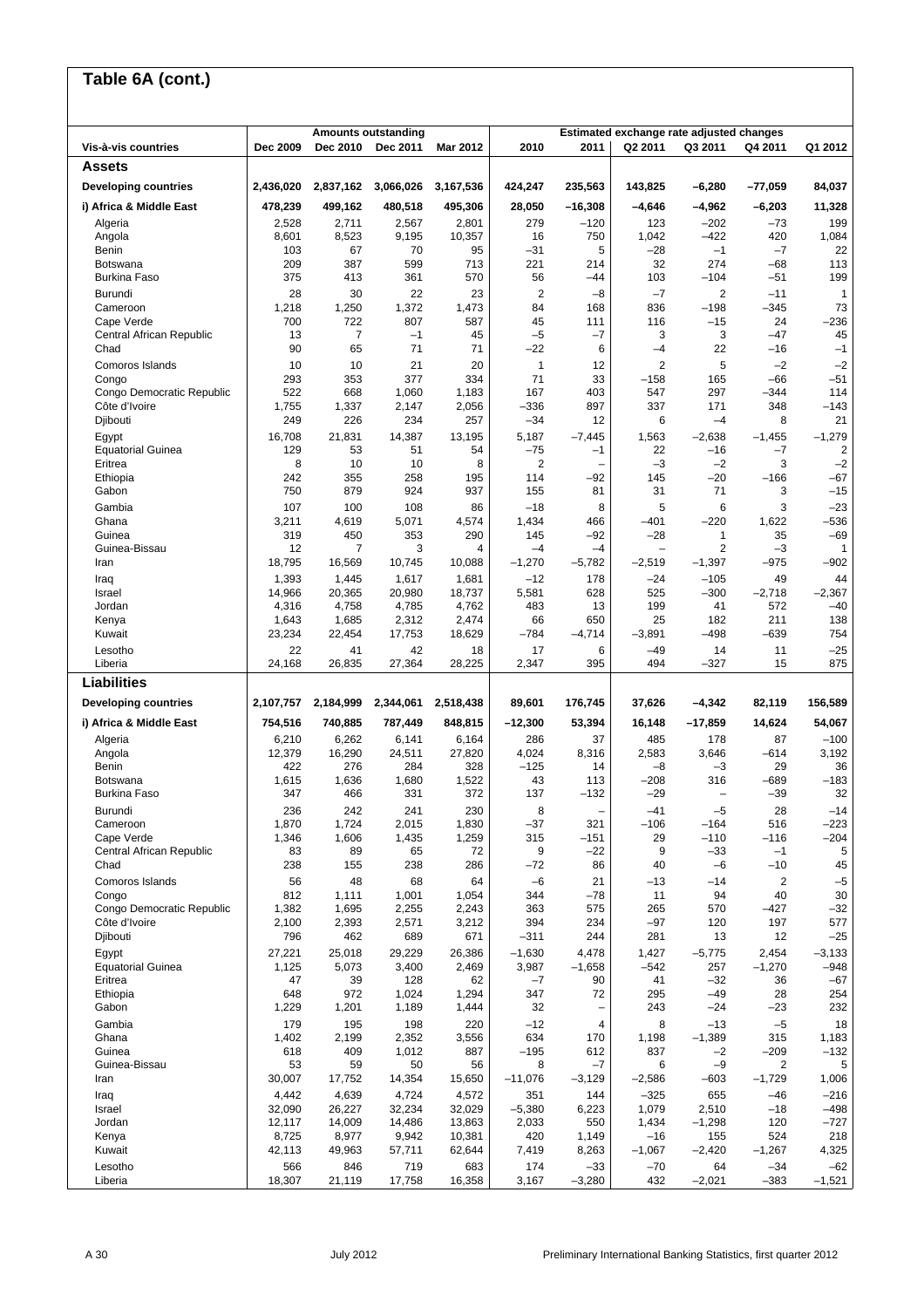## Table 6A (cont.)

| Vis-à-vis countries | Amounts outstanding | | | | Estimated exchange rate adjusted changes | | | | | |
|---|---|---|---|---|---|---|---|---|---|---|
| | Dec 2009 | Dec 2010 | Dec 2011 | Mar 2012 | 2010 | 2011 | Q2 2011 | Q3 2011 | Q4 2011 | Q1 2012 |
| **Assets** | | | | | | | | | | |
| **Developing countries** | **2,436,020** | **2,837,162** | **3,066,026** | **3,167,536** | **424,247** | **235,563** | **143,825** | **–6,280** | **–77,059** | **84,037** |
| **i) Africa & Middle East** | **478,239** | **499,162** | **480,518** | **495,306** | **28,050** | **–16,308** | **–4,646** | **–4,962** | **–6,203** | **11,328** |
| Algeria | 2,528 | 2,711 | 2,567 | 2,801 | 279 | –120 | 123 | –202 | –73 | 199 |
| Angola | 8,601 | 8,523 | 9,195 | 10,357 | 16 | 750 | 1,042 | –422 | 420 | 1,084 |
| Benin | 103 | 67 | 70 | 95 | –31 | 5 | –28 | –1 | –7 | 22 |
| Botswana | 209 | 387 | 599 | 713 | 221 | 214 | 32 | 274 | –68 | 113 |
| Burkina Faso | 375 | 413 | 361 | 570 | 56 | –44 | 103 | –104 | –51 | 199 |
| Burundi | 28 | 30 | 22 | 23 | 2 | –8 | –7 | 2 | –11 | 1 |
| Cameroon | 1,218 | 1,250 | 1,372 | 1,473 | 84 | 168 | 836 | –198 | –345 | 73 |
| Cape Verde | 700 | 722 | 807 | 587 | 45 | 111 | 116 | –15 | 24 | –236 |
| Central African Republic | 13 | 7 | –1 | 45 | –5 | –7 | 3 | 3 | –47 | 45 |
| Chad | 90 | 65 | 71 | 71 | –22 | 6 | –4 | 22 | –16 | –1 |
| Comoros Islands | 10 | 10 | 21 | 20 | 1 | 12 | 2 | 5 | –2 | –2 |
| Congo | 293 | 353 | 377 | 334 | 71 | 33 | –158 | 165 | –66 | –51 |
| Congo Democratic Republic | 522 | 668 | 1,060 | 1,183 | 167 | 403 | 547 | 297 | –344 | 114 |
| Côte d'Ivoire | 1,755 | 1,337 | 2,147 | 2,056 | –336 | 897 | 337 | 171 | 348 | –143 |
| Djibouti | 249 | 226 | 234 | 257 | –34 | 12 | 6 | –4 | 8 | 21 |
| Egypt | 16,708 | 21,831 | 14,387 | 13,195 | 5,187 | –7,445 | 1,563 | –2,638 | –1,455 | –1,279 |
| Equatorial Guinea | 129 | 53 | 51 | 54 | –75 | –1 | 22 | –16 | –7 | 2 |
| Eritrea | 8 | 10 | 10 | 8 | 2 | – | –3 | –2 | 3 | –2 |
| Ethiopia | 242 | 355 | 258 | 195 | 114 | –92 | 145 | –20 | –166 | –67 |
| Gabon | 750 | 879 | 924 | 937 | 155 | 81 | 31 | 71 | 3 | –15 |
| Gambia | 107 | 100 | 108 | 86 | –18 | 8 | 5 | 6 | 3 | –23 |
| Ghana | 3,211 | 4,619 | 5,071 | 4,574 | 1,434 | 466 | –401 | –220 | 1,622 | –536 |
| Guinea | 319 | 450 | 353 | 290 | 145 | –92 | –28 | 1 | 35 | –69 |
| Guinea-Bissau | 12 | 7 | 3 | 4 | –4 | –4 | – | 2 | –3 | 1 |
| Iran | 18,795 | 16,569 | 10,745 | 10,088 | –1,270 | –5,782 | –2,519 | –1,397 | –975 | –902 |
| Iraq | 1,393 | 1,445 | 1,617 | 1,681 | –12 | 178 | –24 | –105 | 49 | 44 |
| Israel | 14,966 | 20,365 | 20,980 | 18,737 | 5,581 | 628 | 525 | –300 | –2,718 | –2,367 |
| Jordan | 4,316 | 4,758 | 4,785 | 4,762 | 483 | 13 | 199 | 41 | 572 | –40 |
| Kenya | 1,643 | 1,685 | 2,312 | 2,474 | 66 | 650 | 25 | 182 | 211 | 138 |
| Kuwait | 23,234 | 22,454 | 17,753 | 18,629 | –784 | –4,714 | –3,891 | –498 | –639 | 754 |
| Lesotho | 22 | 41 | 42 | 18 | 17 | 6 | –49 | 14 | 11 | –25 |
| Liberia | 24,168 | 26,835 | 27,364 | 28,225 | 2,347 | 395 | 494 | –327 | 15 | 875 |
| **Liabilities** | | | | | | | | | | |
| **Developing countries** | **2,107,757** | **2,184,999** | **2,344,061** | **2,518,438** | **89,601** | **176,745** | **37,626** | **–4,342** | **82,119** | **156,589** |
| **i) Africa & Middle East** | **754,516** | **740,885** | **787,449** | **848,815** | **–12,300** | **53,394** | **16,148** | **–17,859** | **14,624** | **54,067** |
| Algeria | 6,210 | 6,262 | 6,141 | 6,164 | 286 | 37 | 485 | 178 | 87 | –100 |
| Angola | 12,379 | 16,290 | 24,511 | 27,820 | 4,024 | 8,316 | 2,583 | 3,646 | –614 | 3,192 |
| Benin | 422 | 276 | 284 | 328 | –125 | 14 | –8 | –3 | 29 | 36 |
| Botswana | 1,615 | 1,636 | 1,680 | 1,522 | 43 | 113 | –208 | 316 | –689 | –183 |
| Burkina Faso | 347 | 466 | 331 | 372 | 137 | –132 | –29 | – | –39 | 32 |
| Burundi | 236 | 242 | 241 | 230 | 8 | – | –41 | –5 | 28 | –14 |
| Cameroon | 1,870 | 1,724 | 2,015 | 1,830 | –37 | 321 | –106 | –164 | 516 | –223 |
| Cape Verde | 1,346 | 1,606 | 1,435 | 1,259 | 315 | –151 | 29 | –110 | –116 | –204 |
| Central African Republic | 83 | 89 | 65 | 72 | 9 | –22 | 9 | –33 | –1 | 5 |
| Chad | 238 | 155 | 238 | 286 | –72 | 86 | 40 | –6 | –10 | 45 |
| Comoros Islands | 56 | 48 | 68 | 64 | –6 | 21 | –13 | –14 | 2 | –5 |
| Congo | 812 | 1,111 | 1,001 | 1,054 | 344 | –78 | 11 | 94 | 40 | 30 |
| Congo Democratic Republic | 1,382 | 1,695 | 2,255 | 2,243 | 363 | 575 | 265 | 570 | –427 | –32 |
| Côte d'Ivoire | 2,100 | 2,393 | 2,571 | 3,212 | 394 | 234 | –97 | 120 | 197 | 577 |
| Djibouti | 796 | 462 | 689 | 671 | –311 | 244 | 281 | 13 | 12 | –25 |
| Egypt | 27,221 | 25,018 | 29,229 | 26,386 | –1,630 | 4,478 | 1,427 | –5,775 | 2,454 | –3,133 |
| Equatorial Guinea | 1,125 | 5,073 | 3,400 | 2,469 | 3,987 | –1,658 | –542 | 257 | –1,270 | –948 |
| Eritrea | 47 | 39 | 128 | 62 | –7 | 90 | 41 | –32 | 36 | –67 |
| Ethiopia | 648 | 972 | 1,024 | 1,294 | 347 | 72 | 295 | –49 | 28 | 254 |
| Gabon | 1,229 | 1,201 | 1,189 | 1,444 | 32 | – | 243 | –24 | –23 | 232 |
| Gambia | 179 | 195 | 198 | 220 | –12 | 4 | 8 | –13 | –5 | 18 |
| Ghana | 1,402 | 2,199 | 2,352 | 3,556 | 634 | 170 | 1,198 | –1,389 | 315 | 1,183 |
| Guinea | 618 | 409 | 1,012 | 887 | –195 | 612 | 837 | –2 | –209 | –132 |
| Guinea-Bissau | 53 | 59 | 50 | 56 | 8 | –7 | 6 | –9 | 2 | 5 |
| Iran | 30,007 | 17,752 | 14,354 | 15,650 | –11,076 | –3,129 | –2,586 | –603 | –1,729 | 1,006 |
| Iraq | 4,442 | 4,639 | 4,724 | 4,572 | 351 | 144 | –325 | 655 | –46 | –216 |
| Israel | 32,090 | 26,227 | 32,234 | 32,029 | –5,380 | 6,223 | 1,079 | 2,510 | –18 | –498 |
| Jordan | 12,117 | 14,009 | 14,486 | 13,863 | 2,033 | 550 | 1,434 | –1,298 | 120 | –727 |
| Kenya | 8,725 | 8,977 | 9,942 | 10,381 | 420 | 1,149 | –16 | 155 | 524 | 218 |
| Kuwait | 42,113 | 49,963 | 57,711 | 62,644 | 7,419 | 8,263 | –1,067 | –2,420 | –1,267 | 4,325 |
| Lesotho | 566 | 846 | 719 | 683 | 174 | –33 | –70 | 64 | –34 | –62 |
| Liberia | 18,307 | 21,119 | 17,758 | 16,358 | 3,167 | –3,280 | 432 | –2,021 | –383 | –1,521 |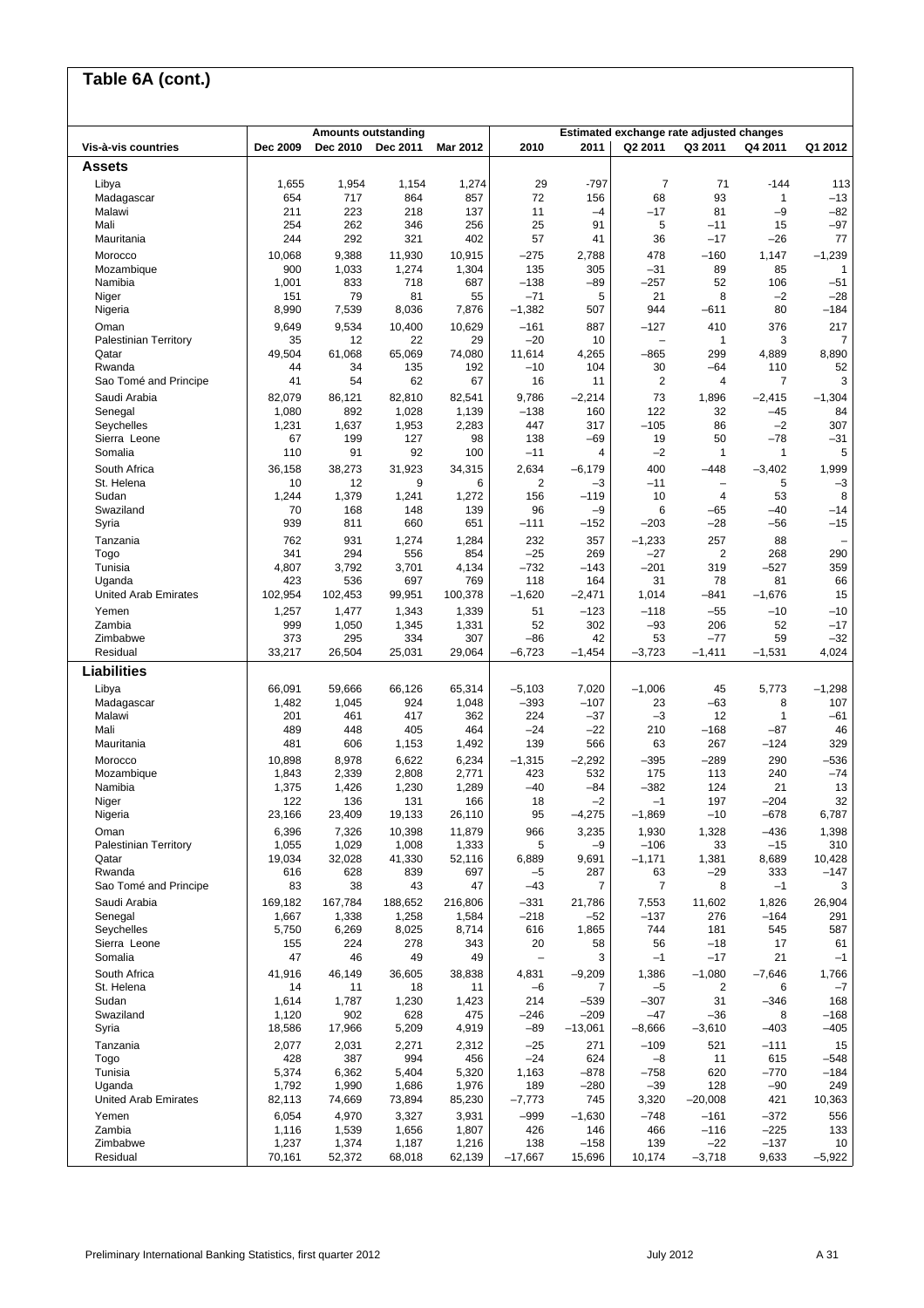## Table 6A (cont.)

| Vis-à-vis countries | Amounts outstanding | | | | Estimated exchange rate adjusted changes | | | | | |
|---|---|---|---|---|---|---|---|---|---|---|
| | Dec 2009 | Dec 2010 | Dec 2011 | Mar 2012 | 2010 | 2011 | Q2 2011 | Q3 2011 | Q4 2011 | Q1 2012 |
| **Assets** | | | | | | | | | | |
| Libya | 1,655 | 1,954 | 1,154 | 1,274 | 29 | -797 | 7 | 71 | -144 | 113 |
| Madagascar | 654 | 717 | 864 | 857 | 72 | 156 | 68 | 93 | 1 | –13 |
| Malawi | 211 | 223 | 218 | 137 | 11 | –4 | –17 | 81 | –9 | –82 |
| Mali | 254 | 262 | 346 | 256 | 25 | 91 | 5 | –11 | 15 | –97 |
| Mauritania | 244 | 292 | 321 | 402 | 57 | 41 | 36 | –17 | –26 | 77 |
| Morocco | 10,068 | 9,388 | 11,930 | 10,915 | –275 | 2,788 | 478 | –160 | 1,147 | –1,239 |
| Mozambique | 900 | 1,033 | 1,274 | 1,304 | 135 | 305 | –31 | 89 | 85 | 1 |
| Namibia | 1,001 | 833 | 718 | 687 | –138 | –89 | –257 | 52 | 106 | –51 |
| Niger | 151 | 79 | 81 | 55 | –71 | 5 | 21 | 8 | –2 | –28 |
| Nigeria | 8,990 | 7,539 | 8,036 | 7,876 | –1,382 | 507 | 944 | –611 | 80 | –184 |
| Oman | 9,649 | 9,534 | 10,400 | 10,629 | –161 | 887 | –127 | 410 | 376 | 217 |
| Palestinian Territory | 35 | 12 | 22 | 29 | –20 | 10 | – | 1 | 3 | 7 |
| Qatar | 49,504 | 61,068 | 65,069 | 74,080 | 11,614 | 4,265 | –865 | 299 | 4,889 | 8,890 |
| Rwanda | 44 | 34 | 135 | 192 | –10 | 104 | 30 | –64 | 110 | 52 |
| Sao Tomé and Principe | 41 | 54 | 62 | 67 | 16 | 11 | 2 | 4 | 7 | 3 |
| Saudi Arabia | 82,079 | 86,121 | 82,810 | 82,541 | 9,786 | –2,214 | 73 | 1,896 | –2,415 | –1,304 |
| Senegal | 1,080 | 892 | 1,028 | 1,139 | –138 | 160 | 122 | 32 | –45 | 84 |
| Seychelles | 1,231 | 1,637 | 1,953 | 2,283 | 447 | 317 | –105 | 86 | –2 | 307 |
| Sierra Leone | 67 | 199 | 127 | 98 | 138 | –69 | 19 | 50 | –78 | –31 |
| Somalia | 110 | 91 | 92 | 100 | –11 | 4 | –2 | 1 | 1 | 5 |
| South Africa | 36,158 | 38,273 | 31,923 | 34,315 | 2,634 | –6,179 | 400 | –448 | –3,402 | 1,999 |
| St. Helena | 10 | 12 | 9 | 6 | 2 | –3 | –11 | – | 5 | –3 |
| Sudan | 1,244 | 1,379 | 1,241 | 1,272 | 156 | –119 | 10 | 4 | 53 | 8 |
| Swaziland | 70 | 168 | 148 | 139 | 96 | –9 | 6 | –65 | –40 | –14 |
| Syria | 939 | 811 | 660 | 651 | –111 | –152 | –203 | –28 | –56 | –15 |
| Tanzania | 762 | 931 | 1,274 | 1,284 | 232 | 357 | –1,233 | 257 | 88 | – |
| Togo | 341 | 294 | 556 | 854 | –25 | 269 | –27 | 2 | 268 | 290 |
| Tunisia | 4,807 | 3,792 | 3,701 | 4,134 | –732 | –143 | –201 | 319 | –527 | 359 |
| Uganda | 423 | 536 | 697 | 769 | 118 | 164 | 31 | 78 | 81 | 66 |
| United Arab Emirates | 102,954 | 102,453 | 99,951 | 100,378 | –1,620 | –2,471 | 1,014 | –841 | –1,676 | 15 |
| Yemen | 1,257 | 1,477 | 1,343 | 1,339 | 51 | –123 | –118 | –55 | –10 | –10 |
| Zambia | 999 | 1,050 | 1,345 | 1,331 | 52 | 302 | –93 | 206 | 52 | –17 |
| Zimbabwe | 373 | 295 | 334 | 307 | –86 | 42 | 53 | –77 | 59 | –32 |
| Residual | 33,217 | 26,504 | 25,031 | 29,064 | –6,723 | –1,454 | –3,723 | –1,411 | –1,531 | 4,024 |
| **Liabilities** | | | | | | | | | | |
| Libya | 66,091 | 59,666 | 66,126 | 65,314 | –5,103 | 7,020 | –1,006 | 45 | 5,773 | –1,298 |
| Madagascar | 1,482 | 1,045 | 924 | 1,048 | –393 | –107 | 23 | –63 | 8 | 107 |
| Malawi | 201 | 461 | 417 | 362 | 224 | –37 | –3 | 12 | 1 | –61 |
| Mali | 489 | 448 | 405 | 464 | –24 | –22 | 210 | –168 | –87 | 46 |
| Mauritania | 481 | 606 | 1,153 | 1,492 | 139 | 566 | 63 | 267 | –124 | 329 |
| Morocco | 10,898 | 8,978 | 6,622 | 6,234 | –1,315 | –2,292 | –395 | –289 | 290 | –536 |
| Mozambique | 1,843 | 2,339 | 2,808 | 2,771 | 423 | 532 | 175 | 113 | 240 | –74 |
| Namibia | 1,375 | 1,426 | 1,230 | 1,289 | –40 | –84 | –382 | 124 | 21 | 13 |
| Niger | 122 | 136 | 131 | 166 | 18 | –2 | –1 | 197 | –204 | 32 |
| Nigeria | 23,166 | 23,409 | 19,133 | 26,110 | 95 | –4,275 | –1,869 | –10 | –678 | 6,787 |
| Oman | 6,396 | 7,326 | 10,398 | 11,879 | 966 | 3,235 | 1,930 | 1,328 | –436 | 1,398 |
| Palestinian Territory | 1,055 | 1,029 | 1,008 | 1,333 | 5 | –9 | –106 | 33 | –15 | 310 |
| Qatar | 19,034 | 32,028 | 41,330 | 52,116 | 6,889 | 9,691 | –1,171 | 1,381 | 8,689 | 10,428 |
| Rwanda | 616 | 628 | 839 | 697 | –5 | 287 | 63 | –29 | 333 | –147 |
| Sao Tomé and Principe | 83 | 38 | 43 | 47 | –43 | 7 | 7 | 8 | –1 | 3 |
| Saudi Arabia | 169,182 | 167,784 | 188,652 | 216,806 | –331 | 21,786 | 7,553 | 11,602 | 1,826 | 26,904 |
| Senegal | 1,667 | 1,338 | 1,258 | 1,584 | –218 | –52 | –137 | 276 | –164 | 291 |
| Seychelles | 5,750 | 6,269 | 8,025 | 8,714 | 616 | 1,865 | 744 | 181 | 545 | 587 |
| Sierra Leone | 155 | 224 | 278 | 343 | 20 | 58 | 56 | –18 | 17 | 61 |
| Somalia | 47 | 46 | 49 | 49 | – | 3 | –1 | –17 | 21 | –1 |
| South Africa | 41,916 | 46,149 | 36,605 | 38,838 | 4,831 | –9,209 | 1,386 | –1,080 | –7,646 | 1,766 |
| St. Helena | 14 | 11 | 18 | 11 | –6 | 7 | –5 | 2 | 6 | –7 |
| Sudan | 1,614 | 1,787 | 1,230 | 1,423 | 214 | –539 | –307 | 31 | –346 | 168 |
| Swaziland | 1,120 | 902 | 628 | 475 | –246 | –209 | –47 | –36 | 8 | –168 |
| Syria | 18,586 | 17,966 | 5,209 | 4,919 | –89 | –13,061 | –8,666 | –3,610 | –403 | –405 |
| Tanzania | 2,077 | 2,031 | 2,271 | 2,312 | –25 | 271 | –109 | 521 | –111 | 15 |
| Togo | 428 | 387 | 994 | 456 | –24 | 624 | –8 | 11 | 615 | –548 |
| Tunisia | 5,374 | 6,362 | 5,404 | 5,320 | 1,163 | –878 | –758 | 620 | –770 | –184 |
| Uganda | 1,792 | 1,990 | 1,686 | 1,976 | 189 | –280 | –39 | 128 | –90 | 249 |
| United Arab Emirates | 82,113 | 74,669 | 73,894 | 85,230 | –7,773 | 745 | 3,320 | –20,008 | 421 | 10,363 |
| Yemen | 6,054 | 4,970 | 3,327 | 3,931 | –999 | –1,630 | –748 | –161 | –372 | 556 |
| Zambia | 1,116 | 1,539 | 1,656 | 1,807 | 426 | 146 | 466 | –116 | –225 | 133 |
| Zimbabwe | 1,237 | 1,374 | 1,187 | 1,216 | 138 | –158 | 139 | –22 | –137 | 10 |
| Residual | 70,161 | 52,372 | 68,018 | 62,139 | –17,667 | 15,696 | 10,174 | –3,718 | 9,633 | –5,922 |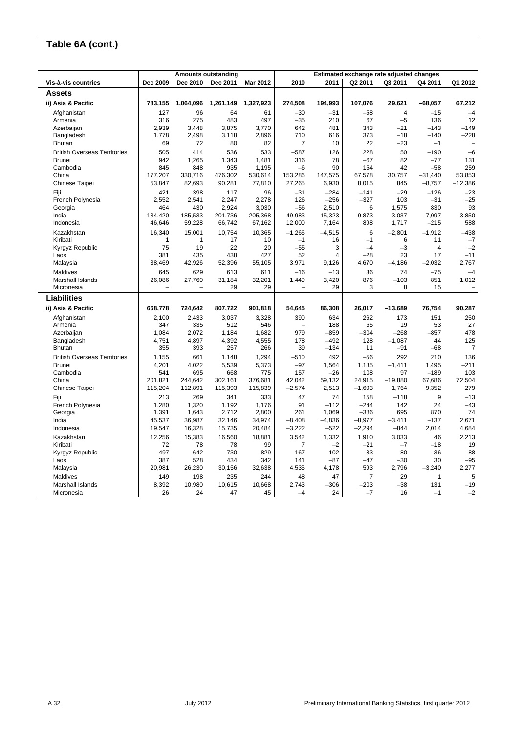## Table 6A (cont.)

| Vis-à-vis countries | Amounts outstanding | | | | Estimated exchange rate adjusted changes | | | | | |
|---|---|---|---|---|---|---|---|---|---|---|
| | Dec 2009 | Dec 2010 | Dec 2011 | Mar 2012 | 2010 | 2011 | Q2 2011 | Q3 2011 | Q4 2011 | Q1 2012 |
| **Assets** | | | | | | | | | | |
| **ii) Asia & Pacific** | **783,155** | **1,064,096** | **1,261,149** | **1,327,923** | **274,508** | **194,993** | **107,076** | **29,621** | **–68,057** | **67,212** |
| Afghanistan | 127 | 96 | 64 | 61 | –30 | –31 | –58 | 4 | –15 | –4 |
| Armenia | 316 | 275 | 483 | 497 | –35 | 210 | 67 | –5 | 136 | 12 |
| Azerbaijan | 2,939 | 3,448 | 3,875 | 3,770 | 642 | 481 | 343 | –21 | –143 | –149 |
| Bangladesh | 1,778 | 2,498 | 3,118 | 2,896 | 710 | 616 | 373 | –18 | –140 | –228 |
| Bhutan | 69 | 72 | 80 | 82 | 7 | 10 | 22 | –23 | –1 | – |
| British Overseas Territories | 505 | 414 | 536 | 533 | –587 | 126 | 228 | 50 | –190 | –6 |
| Brunei | 942 | 1,265 | 1,343 | 1,481 | 316 | 78 | –67 | 82 | –77 | 131 |
| Cambodia | 845 | 848 | 935 | 1,195 | –6 | 90 | 154 | 42 | –58 | 259 |
| China | 177,207 | 330,716 | 476,302 | 530,614 | 153,286 | 147,575 | 67,578 | 30,757 | –31,440 | 53,853 |
| Chinese Taipei | 53,847 | 82,693 | 90,281 | 77,810 | 27,265 | 6,930 | 8,015 | 845 | –8,757 | –12,386 |
| Fiji | 421 | 398 | 117 | 96 | –31 | –284 | –141 | –29 | –126 | –23 |
| French Polynesia | 2,552 | 2,541 | 2,247 | 2,278 | 126 | –256 | –327 | 103 | –31 | –25 |
| Georgia | 464 | 430 | 2,924 | 3,030 | –56 | 2,510 | 6 | 1,575 | 830 | 93 |
| India | 134,420 | 185,533 | 201,736 | 205,368 | 49,983 | 15,323 | 9,873 | 3,037 | –7,097 | 3,850 |
| Indonesia | 46,646 | 59,228 | 66,742 | 67,162 | 12,000 | 7,164 | 898 | 1,717 | –215 | 588 |
| Kazakhstan | 16,340 | 15,001 | 10,754 | 10,365 | –1,266 | –4,515 | 6 | –2,801 | –1,912 | –438 |
| Kiribati | 1 | 1 | 17 | 10 | –1 | 16 | –1 | 6 | 11 | –7 |
| Kyrgyz Republic | 75 | 19 | 22 | 20 | –55 | 3 | –4 | –3 | 4 | –2 |
| Laos | 381 | 435 | 438 | 427 | 52 | 4 | –28 | 23 | 17 | –11 |
| Malaysia | 38,469 | 42,926 | 52,396 | 55,105 | 3,971 | 9,126 | 4,670 | –4,186 | –2,032 | 2,767 |
| Maldives | 645 | 629 | 613 | 611 | –16 | –13 | 36 | 74 | –75 | –4 |
| Marshall Islands | 26,086 | 27,760 | 31,184 | 32,201 | 1,449 | 3,420 | 876 | –103 | 851 | 1,012 |
| Micronesia | – | – | 29 | 29 | – | 29 | 3 | 8 | 15 | – |
| **Liabilities** | | | | | | | | | | |
| **ii) Asia & Pacific** | **668,778** | **724,642** | **807,722** | **901,818** | **54,645** | **86,308** | **26,017** | **–13,689** | **76,754** | **90,287** |
| Afghanistan | 2,100 | 2,433 | 3,037 | 3,328 | 390 | 634 | 262 | 173 | 151 | 250 |
| Armenia | 347 | 335 | 512 | 546 | – | 188 | 65 | 19 | 53 | 27 |
| Azerbaijan | 1,084 | 2,072 | 1,184 | 1,682 | 979 | –859 | –304 | –268 | –857 | 478 |
| Bangladesh | 4,751 | 4,897 | 4,392 | 4,555 | 178 | –492 | 128 | –1,087 | 44 | 125 |
| Bhutan | 355 | 393 | 257 | 266 | 39 | –134 | 11 | –91 | –68 | 7 |
| British Overseas Territories | 1,155 | 661 | 1,148 | 1,294 | –510 | 492 | –56 | 292 | 210 | 136 |
| Brunei | 4,201 | 4,022 | 5,539 | 5,373 | –97 | 1,564 | 1,185 | –1,411 | 1,495 | –211 |
| Cambodia | 541 | 695 | 668 | 775 | 157 | –26 | 108 | 97 | –189 | 103 |
| China | 201,821 | 244,642 | 302,161 | 376,681 | 42,042 | 59,132 | 24,915 | –19,880 | 67,686 | 72,504 |
| Chinese Taipei | 115,204 | 112,891 | 115,393 | 115,839 | –2,574 | 2,513 | –1,603 | 1,764 | 9,352 | 279 |
| Fiji | 213 | 269 | 341 | 333 | 47 | 74 | 158 | –118 | 9 | –13 |
| French Polynesia | 1,280 | 1,320 | 1,192 | 1,176 | 91 | –112 | –244 | 142 | 24 | –43 |
| Georgia | 1,391 | 1,643 | 2,712 | 2,800 | 261 | 1,069 | –386 | 695 | 870 | 74 |
| India | 45,537 | 36,987 | 32,146 | 34,974 | –8,408 | –4,836 | –8,977 | –3,411 | –137 | 2,671 |
| Indonesia | 19,547 | 16,328 | 15,735 | 20,484 | –3,222 | –522 | –2,294 | –844 | 2,014 | 4,684 |
| Kazakhstan | 12,256 | 15,383 | 16,560 | 18,881 | 3,542 | 1,332 | 1,910 | 3,033 | 46 | 2,213 |
| Kiribati | 72 | 78 | 78 | 99 | 7 | –2 | –21 | –7 | –18 | 19 |
| Kyrgyz Republic | 497 | 642 | 730 | 829 | 167 | 102 | 83 | 80 | –36 | 88 |
| Laos | 387 | 528 | 434 | 342 | 141 | –87 | –47 | –30 | 30 | –95 |
| Malaysia | 20,981 | 26,230 | 30,156 | 32,638 | 4,535 | 4,178 | 593 | 2,796 | –3,240 | 2,277 |
| Maldives | 149 | 198 | 235 | 244 | 48 | 47 | 7 | 29 | 1 | 5 |
| Marshall Islands | 8,392 | 10,980 | 10,615 | 10,668 | 2,743 | –306 | –203 | –38 | 131 | –19 |
| Micronesia | 26 | 24 | 47 | 45 | –4 | 24 | –7 | 16 | –1 | –2 |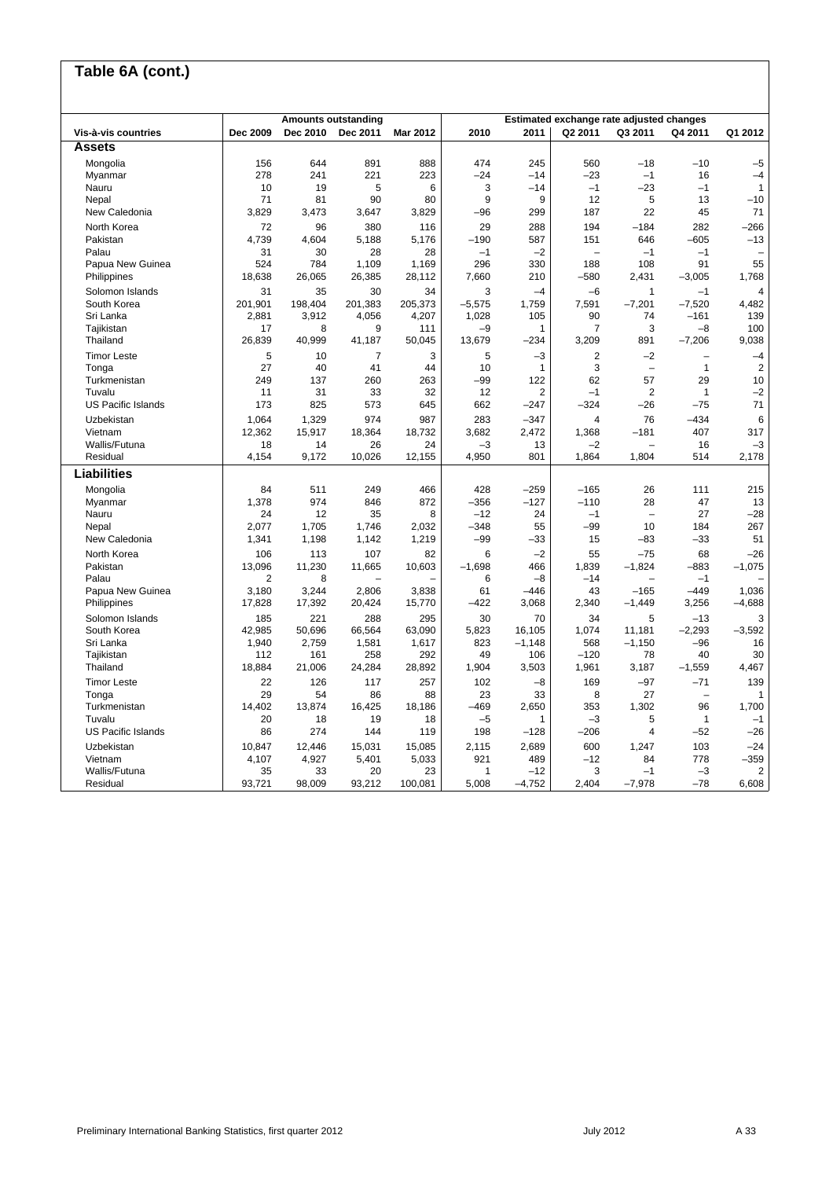## Table 6A (cont.)

| Vis-à-vis countries | Amounts outstanding | | | | Estimated exchange rate adjusted changes | | | | | |
|---|---|---|---|---|---|---|---|---|---|---|
| | Dec 2009 | Dec 2010 | Dec 2011 | Mar 2012 | 2010 | 2011 | Q2 2011 | Q3 2011 | Q4 2011 | Q1 2012 |
| **Assets** | | | | | | | | | | |
| Mongolia | 156 | 644 | 891 | 888 | 474 | 245 | 560 | −18 | −10 | −5 |
| Myanmar | 278 | 241 | 221 | 223 | −24 | −14 | −23 | −1 | 16 | −4 |
| Nauru | 10 | 19 | 5 | 6 | 3 | −14 | −1 | −23 | −1 | 1 |
| Nepal | 71 | 81 | 90 | 80 | 9 | 9 | 12 | 5 | 13 | −10 |
| New Caledonia | 3,829 | 3,473 | 3,647 | 3,829 | −96 | 299 | 187 | 22 | 45 | 71 |
| North Korea | 72 | 96 | 380 | 116 | 29 | 288 | 194 | −184 | 282 | −266 |
| Pakistan | 4,739 | 4,604 | 5,188 | 5,176 | −190 | 587 | 151 | 646 | −605 | −13 |
| Palau | 31 | 30 | 28 | 28 | −1 | −2 | – | −1 | −1 | – |
| Papua New Guinea | 524 | 784 | 1,109 | 1,169 | 296 | 330 | 188 | 108 | 91 | 55 |
| Philippines | 18,638 | 26,065 | 26,385 | 28,112 | 7,660 | 210 | −580 | 2,431 | −3,005 | 1,768 |
| Solomon Islands | 31 | 35 | 30 | 34 | 3 | −4 | −6 | 1 | −1 | 4 |
| South Korea | 201,901 | 198,404 | 201,383 | 205,373 | −5,575 | 1,759 | 7,591 | −7,201 | −7,520 | 4,482 |
| Sri Lanka | 2,881 | 3,912 | 4,056 | 4,207 | 1,028 | 105 | 90 | 74 | −161 | 139 |
| Tajikistan | 17 | 8 | 9 | 111 | −9 | 1 | 7 | 3 | −8 | 100 |
| Thailand | 26,839 | 40,999 | 41,187 | 50,045 | 13,679 | −234 | 3,209 | 891 | −7,206 | 9,038 |
| Timor Leste | 5 | 10 | 7 | 3 | 5 | −3 | 2 | −2 | – | −4 |
| Tonga | 27 | 40 | 41 | 44 | 10 | 1 | 3 | – | 1 | 2 |
| Turkmenistan | 249 | 137 | 260 | 263 | −99 | 122 | 62 | 57 | 29 | 10 |
| Tuvalu | 11 | 31 | 33 | 32 | 12 | 2 | −1 | 2 | 1 | −2 |
| US Pacific Islands | 173 | 825 | 573 | 645 | 662 | −247 | −324 | −26 | −75 | 71 |
| Uzbekistan | 1,064 | 1,329 | 974 | 987 | 283 | −347 | 4 | 76 | −434 | 6 |
| Vietnam | 12,362 | 15,917 | 18,364 | 18,732 | 3,682 | 2,472 | 1,368 | −181 | 407 | 317 |
| Wallis/Futuna | 18 | 14 | 26 | 24 | −3 | 13 | −2 | – | 16 | −3 |
| Residual | 4,154 | 9,172 | 10,026 | 12,155 | 4,950 | 801 | 1,864 | 1,804 | 514 | 2,178 |
| **Liabilities** | | | | | | | | | | |
| Mongolia | 84 | 511 | 249 | 466 | 428 | −259 | −165 | 26 | 111 | 215 |
| Myanmar | 1,378 | 974 | 846 | 872 | −356 | −127 | −110 | 28 | 47 | 13 |
| Nauru | 24 | 12 | 35 | 8 | −12 | 24 | −1 | – | 27 | −28 |
| Nepal | 2,077 | 1,705 | 1,746 | 2,032 | −348 | 55 | −99 | 10 | 184 | 267 |
| New Caledonia | 1,341 | 1,198 | 1,142 | 1,219 | −99 | −33 | 15 | −83 | −33 | 51 |
| North Korea | 106 | 113 | 107 | 82 | 6 | −2 | 55 | −75 | 68 | −26 |
| Pakistan | 13,096 | 11,230 | 11,665 | 10,603 | −1,698 | 466 | 1,839 | −1,824 | −883 | −1,075 |
| Palau | 2 | 8 | – | – | 6 | −8 | −14 | – | −1 | – |
| Papua New Guinea | 3,180 | 3,244 | 2,806 | 3,838 | 61 | −446 | 43 | −165 | −449 | 1,036 |
| Philippines | 17,828 | 17,392 | 20,424 | 15,770 | −422 | 3,068 | 2,340 | −1,449 | 3,256 | −4,688 |
| Solomon Islands | 185 | 221 | 288 | 295 | 30 | 70 | 34 | 5 | −13 | 3 |
| South Korea | 42,985 | 50,696 | 66,564 | 63,090 | 5,823 | 16,105 | 1,074 | 11,181 | −2,293 | −3,592 |
| Sri Lanka | 1,940 | 2,759 | 1,581 | 1,617 | 823 | −1,148 | 568 | −1,150 | −96 | 16 |
| Tajikistan | 112 | 161 | 258 | 292 | 49 | 106 | −120 | 78 | 40 | 30 |
| Thailand | 18,884 | 21,006 | 24,284 | 28,892 | 1,904 | 3,503 | 1,961 | 3,187 | −1,559 | 4,467 |
| Timor Leste | 22 | 126 | 117 | 257 | 102 | −8 | 169 | −97 | −71 | 139 |
| Tonga | 29 | 54 | 86 | 88 | 23 | 33 | 8 | 27 | – | 1 |
| Turkmenistan | 14,402 | 13,874 | 16,425 | 18,186 | −469 | 2,650 | 353 | 1,302 | 96 | 1,700 |
| Tuvalu | 20 | 18 | 19 | 18 | −5 | 1 | −3 | 5 | 1 | −1 |
| US Pacific Islands | 86 | 274 | 144 | 119 | 198 | −128 | −206 | 4 | −52 | −26 |
| Uzbekistan | 10,847 | 12,446 | 15,031 | 15,085 | 2,115 | 2,689 | 600 | 1,247 | 103 | −24 |
| Vietnam | 4,107 | 4,927 | 5,401 | 5,033 | 921 | 489 | −12 | 84 | 778 | −359 |
| Wallis/Futuna | 35 | 33 | 20 | 23 | 1 | −12 | 3 | −1 | −3 | 2 |
| Residual | 93,721 | 98,009 | 93,212 | 100,081 | 5,008 | −4,752 | 2,404 | −7,978 | −78 | 6,608 |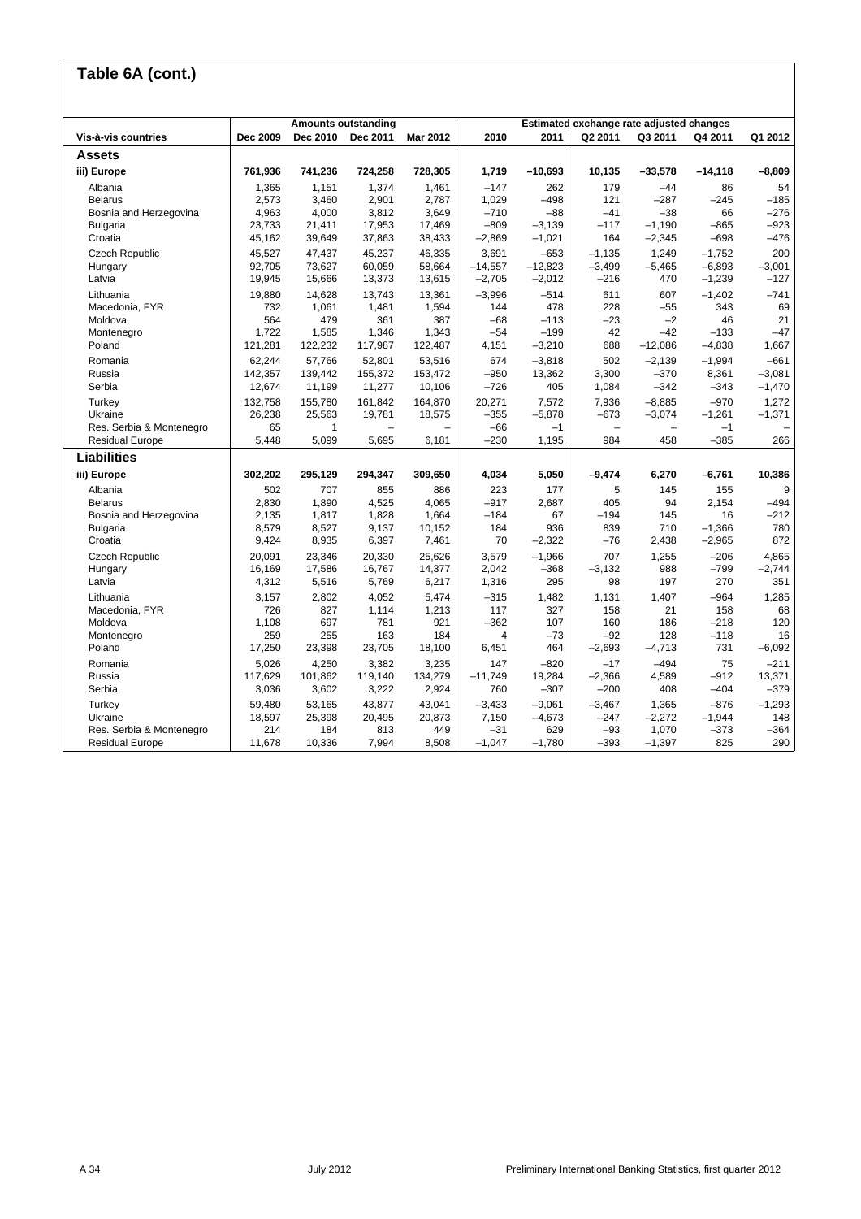## Table 6A (cont.)

| Vis-à-vis countries | Amounts outstanding | | | | Estimated exchange rate adjusted changes | | | | | |
|---|---|---|---|---|---|---|---|---|---|---|
| | Dec 2009 | Dec 2010 | Dec 2011 | Mar 2012 | 2010 | 2011 | Q2 2011 | Q3 2011 | Q4 2011 | Q1 2012 |
| **Assets** | | | | | | | | | | |
| **iii) Europe** | **761,936** | **741,236** | **724,258** | **728,305** | **1,719** | **–10,693** | **10,135** | **–33,578** | **–14,118** | **–8,809** |
| Albania | 1,365 | 1,151 | 1,374 | 1,461 | –147 | 262 | 179 | –44 | 86 | 54 |
| Belarus | 2,573 | 3,460 | 2,901 | 2,787 | 1,029 | –498 | 121 | –287 | –245 | –185 |
| Bosnia and Herzegovina | 4,963 | 4,000 | 3,812 | 3,649 | –710 | –88 | –41 | –38 | 66 | –276 |
| Bulgaria | 23,733 | 21,411 | 17,953 | 17,469 | –809 | –3,139 | –117 | –1,190 | –865 | –923 |
| Croatia | 45,162 | 39,649 | 37,863 | 38,433 | –2,869 | –1,021 | 164 | –2,345 | –698 | –476 |
| Czech Republic | 45,527 | 47,437 | 45,237 | 46,335 | 3,691 | –653 | –1,135 | 1,249 | –1,752 | 200 |
| Hungary | 92,705 | 73,627 | 60,059 | 58,664 | –14,557 | –12,823 | –3,499 | –5,465 | –6,893 | –3,001 |
| Latvia | 19,945 | 15,666 | 13,373 | 13,615 | –2,705 | –2,012 | –216 | 470 | –1,239 | –127 |
| Lithuania | 19,880 | 14,628 | 13,743 | 13,361 | –3,996 | –514 | 611 | 607 | –1,402 | –741 |
| Macedonia, FYR | 732 | 1,061 | 1,481 | 1,594 | 144 | 478 | 228 | –55 | 343 | 69 |
| Moldova | 564 | 479 | 361 | 387 | –68 | –113 | –23 | –2 | 46 | 21 |
| Montenegro | 1,722 | 1,585 | 1,346 | 1,343 | –54 | –199 | 42 | –42 | –133 | –47 |
| Poland | 121,281 | 122,232 | 117,987 | 122,487 | 4,151 | –3,210 | 688 | –12,086 | –4,838 | 1,667 |
| Romania | 62,244 | 57,766 | 52,801 | 53,516 | 674 | –3,818 | 502 | –2,139 | –1,994 | –661 |
| Russia | 142,357 | 139,442 | 155,372 | 153,472 | –950 | 13,362 | 3,300 | –370 | 8,361 | –3,081 |
| Serbia | 12,674 | 11,199 | 11,277 | 10,106 | –726 | 405 | 1,084 | –342 | –343 | –1,470 |
| Turkey | 132,758 | 155,780 | 161,842 | 164,870 | 20,271 | 7,572 | 7,936 | –8,885 | –970 | 1,272 |
| Ukraine | 26,238 | 25,563 | 19,781 | 18,575 | –355 | –5,878 | –673 | –3,074 | –1,261 | –1,371 |
| Res. Serbia & Montenegro | 65 | 1 | – | – | –66 | –1 | – | – | –1 | – |
| Residual Europe | 5,448 | 5,099 | 5,695 | 6,181 | –230 | 1,195 | 984 | 458 | –385 | 266 |
| **Liabilities** | | | | | | | | | | |
| **iii) Europe** | **302,202** | **295,129** | **294,347** | **309,650** | **4,034** | **5,050** | **–9,474** | **6,270** | **–6,761** | **10,386** |
| Albania | 502 | 707 | 855 | 886 | 223 | 177 | 5 | 145 | 155 | 9 |
| Belarus | 2,830 | 1,890 | 4,525 | 4,065 | –917 | 2,687 | 405 | 94 | 2,154 | –494 |
| Bosnia and Herzegovina | 2,135 | 1,817 | 1,828 | 1,664 | –184 | 67 | –194 | 145 | 16 | –212 |
| Bulgaria | 8,579 | 8,527 | 9,137 | 10,152 | 184 | 936 | 839 | 710 | –1,366 | 780 |
| Croatia | 9,424 | 8,935 | 6,397 | 7,461 | 70 | –2,322 | –76 | 2,438 | –2,965 | 872 |
| Czech Republic | 20,091 | 23,346 | 20,330 | 25,626 | 3,579 | –1,966 | 707 | 1,255 | –206 | 4,865 |
| Hungary | 16,169 | 17,586 | 16,767 | 14,377 | 2,042 | –368 | –3,132 | 988 | –799 | –2,744 |
| Latvia | 4,312 | 5,516 | 5,769 | 6,217 | 1,316 | 295 | 98 | 197 | 270 | 351 |
| Lithuania | 3,157 | 2,802 | 4,052 | 5,474 | –315 | 1,482 | 1,131 | 1,407 | –964 | 1,285 |
| Macedonia, FYR | 726 | 827 | 1,114 | 1,213 | 117 | 327 | 158 | 21 | 158 | 68 |
| Moldova | 1,108 | 697 | 781 | 921 | –362 | 107 | 160 | 186 | –218 | 120 |
| Montenegro | 259 | 255 | 163 | 184 | 4 | –73 | –92 | 128 | –118 | 16 |
| Poland | 17,250 | 23,398 | 23,705 | 18,100 | 6,451 | 464 | –2,693 | –4,713 | 731 | –6,092 |
| Romania | 5,026 | 4,250 | 3,382 | 3,235 | 147 | –820 | –17 | –494 | 75 | –211 |
| Russia | 117,629 | 101,862 | 119,140 | 134,279 | –11,749 | 19,284 | –2,366 | 4,589 | –912 | 13,371 |
| Serbia | 3,036 | 3,602 | 3,222 | 2,924 | 760 | –307 | –200 | 408 | –404 | –379 |
| Turkey | 59,480 | 53,165 | 43,877 | 43,041 | –3,433 | –9,061 | –3,467 | 1,365 | –876 | –1,293 |
| Ukraine | 18,597 | 25,398 | 20,495 | 20,873 | 7,150 | –4,673 | –247 | –2,272 | –1,944 | 148 |
| Res. Serbia & Montenegro | 214 | 184 | 813 | 449 | –31 | 629 | –93 | 1,070 | –373 | –364 |
| Residual Europe | 11,678 | 10,336 | 7,994 | 8,508 | –1,047 | –1,780 | –393 | –1,397 | 825 | 290 |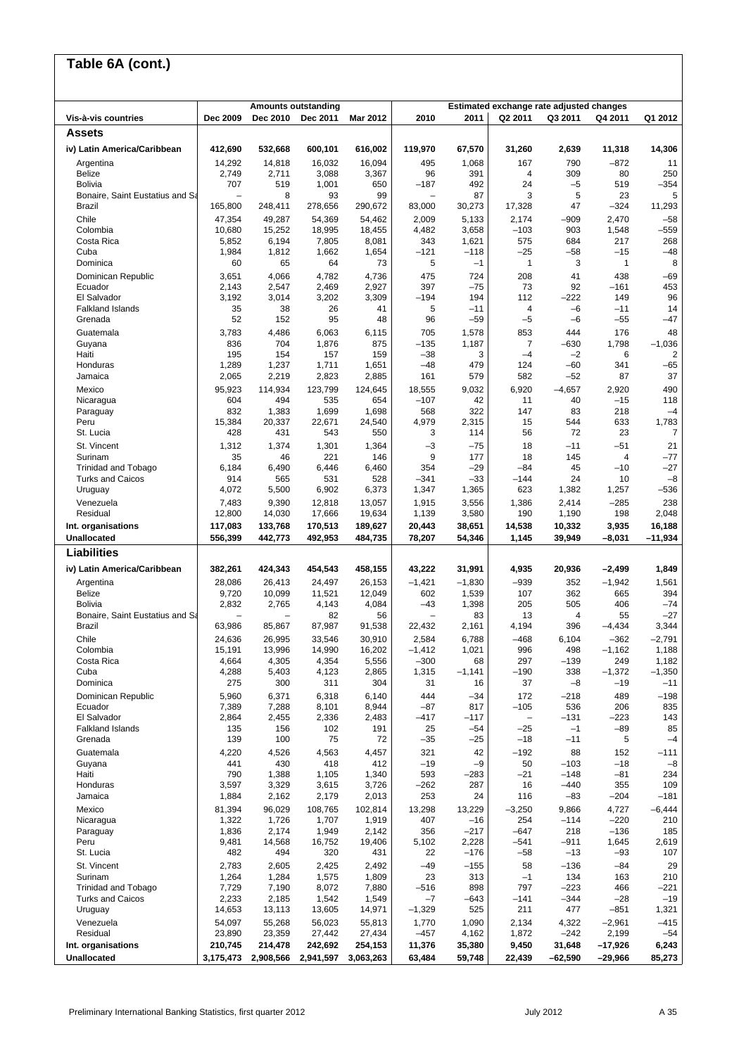# Table 6A (cont.)

| Vis-à-vis countries | Amounts outstanding | | | | Estimated exchange rate adjusted changes | | | | | |
|---|---|---|---|---|---|---|---|---|---|---|
| | Dec 2009 | Dec 2010 | Dec 2011 | Mar 2012 | 2010 | 2011 | Q2 2011 | Q3 2011 | Q4 2011 | Q1 2012 |
| **Assets** | | | | | | | | | | |
| **iv) Latin America/Caribbean** | **412,690** | **532,668** | **600,101** | **616,002** | **119,970** | **67,570** | **31,260** | **2,639** | **11,318** | **14,306** |
| Argentina | 14,292 | 14,818 | 16,032 | 16,094 | 495 | 1,068 | 167 | 790 | –872 | 11 |
| Belize | 2,749 | 2,711 | 3,088 | 3,367 | 96 | 391 | 4 | 309 | 80 | 250 |
| Bolivia | 707 | 519 | 1,001 | 650 | –187 | 492 | 24 | –5 | 519 | –354 |
| Bonaire, Saint Eustatius and Sa | – | 8 | 93 | 99 | – | 87 | 3 | 5 | 23 | 5 |
| Brazil | 165,800 | 248,411 | 278,656 | 290,672 | 83,000 | 30,273 | 17,328 | 47 | –324 | 11,293 |
| Chile | 47,354 | 49,287 | 54,369 | 54,462 | 2,009 | 5,133 | 2,174 | –909 | 2,470 | –58 |
| Colombia | 10,680 | 15,252 | 18,995 | 18,455 | 4,482 | 3,658 | –103 | 903 | 1,548 | –559 |
| Costa Rica | 5,852 | 6,194 | 7,805 | 8,081 | 343 | 1,621 | 575 | 684 | 217 | 268 |
| Cuba | 1,984 | 1,812 | 1,662 | 1,654 | –121 | –118 | –25 | –58 | –15 | –48 |
| Dominica | 60 | 65 | 64 | 73 | 5 | –1 | 1 | 3 | 1 | 8 |
| Dominican Republic | 3,651 | 4,066 | 4,782 | 4,736 | 475 | 724 | 208 | 41 | 438 | –69 |
| Ecuador | 2,143 | 2,547 | 2,469 | 2,927 | 397 | –75 | 73 | 92 | –161 | 453 |
| El Salvador | 3,192 | 3,014 | 3,202 | 3,309 | –194 | 194 | 112 | –222 | 149 | 96 |
| Falkland Islands | 35 | 38 | 26 | 41 | 5 | –11 | 4 | –6 | –11 | 14 |
| Grenada | 52 | 152 | 95 | 48 | 96 | –59 | –5 | –6 | –55 | –47 |
| Guatemala | 3,783 | 4,486 | 6,063 | 6,115 | 705 | 1,578 | 853 | 444 | 176 | 48 |
| Guyana | 836 | 704 | 1,876 | 875 | –135 | 1,187 | 7 | –630 | 1,798 | –1,036 |
| Haiti | 195 | 154 | 157 | 159 | –38 | 3 | –4 | –2 | 6 | 2 |
| Honduras | 1,289 | 1,237 | 1,711 | 1,651 | –48 | 479 | 124 | –60 | 341 | –65 |
| Jamaica | 2,065 | 2,219 | 2,823 | 2,885 | 161 | 579 | 582 | –52 | 87 | 37 |
| Mexico | 95,923 | 114,934 | 123,799 | 124,645 | 18,555 | 9,032 | 6,920 | –4,657 | 2,920 | 490 |
| Nicaragua | 604 | 494 | 535 | 654 | –107 | 42 | 11 | 40 | –15 | 118 |
| Paraguay | 832 | 1,383 | 1,699 | 1,698 | 568 | 322 | 147 | 83 | 218 | –4 |
| Peru | 15,384 | 20,337 | 22,671 | 24,540 | 4,979 | 2,315 | 15 | 544 | 633 | 1,783 |
| St. Lucia | 428 | 431 | 543 | 550 | 3 | 114 | 56 | 72 | 23 | 7 |
| St. Vincent | 1,312 | 1,374 | 1,301 | 1,364 | –3 | –75 | 18 | –11 | –51 | 21 |
| Surinam | 35 | 46 | 221 | 146 | 9 | 177 | 18 | 145 | 4 | –77 |
| Trinidad and Tobago | 6,184 | 6,490 | 6,446 | 6,460 | 354 | –29 | –84 | 45 | –10 | –27 |
| Turks and Caicos | 914 | 565 | 531 | 528 | –341 | –33 | –144 | 24 | 10 | –8 |
| Uruguay | 4,072 | 5,500 | 6,902 | 6,373 | 1,347 | 1,365 | 623 | 1,382 | 1,257 | –536 |
| Venezuela | 7,483 | 9,390 | 12,818 | 13,057 | 1,915 | 3,556 | 1,386 | 2,414 | –285 | 238 |
| Residual | 12,800 | 14,030 | 17,666 | 19,634 | 1,139 | 3,580 | 190 | 1,190 | 198 | 2,048 |
| **Int. organisations** | **117,083** | **133,768** | **170,513** | **189,627** | **20,443** | **38,651** | **14,538** | **10,332** | **3,935** | **16,188** |
| **Unallocated** | **556,399** | **442,773** | **492,953** | **484,735** | **78,207** | **54,346** | **1,145** | **39,949** | **–8,031** | **–11,934** |
| **Liabilities** | | | | | | | | | | |
| **iv) Latin America/Caribbean** | **382,261** | **424,343** | **454,543** | **458,155** | **43,222** | **31,991** | **4,935** | **20,936** | **–2,499** | **1,849** |
| Argentina | 28,086 | 26,413 | 24,497 | 26,153 | –1,421 | –1,830 | –939 | 352 | –1,942 | 1,561 |
| Belize | 9,720 | 10,099 | 11,521 | 12,049 | 602 | 1,539 | 107 | 362 | 665 | 394 |
| Bolivia | 2,832 | 2,765 | 4,143 | 4,084 | –43 | 1,398 | 205 | 505 | 406 | –74 |
| Bonaire, Saint Eustatius and Sa | – | – | 82 | 56 | – | 83 | 13 | 4 | 55 | –27 |
| Brazil | 63,986 | 85,867 | 87,987 | 91,538 | 22,432 | 2,161 | 4,194 | 396 | –4,434 | 3,344 |
| Chile | 24,636 | 26,995 | 33,546 | 30,910 | 2,584 | 6,788 | –468 | 6,104 | –362 | –2,791 |
| Colombia | 15,191 | 13,996 | 14,990 | 16,202 | –1,412 | 1,021 | 996 | 498 | –1,162 | 1,188 |
| Costa Rica | 4,664 | 4,305 | 4,354 | 5,556 | –300 | 68 | 297 | –139 | 249 | 1,182 |
| Cuba | 4,288 | 5,403 | 4,123 | 2,865 | 1,315 | –1,141 | –190 | 338 | –1,372 | –1,350 |
| Dominica | 275 | 300 | 311 | 304 | 31 | 16 | 37 | –8 | –19 | –11 |
| Dominican Republic | 5,960 | 6,371 | 6,318 | 6,140 | 444 | –34 | 172 | –218 | 489 | –198 |
| Ecuador | 7,389 | 7,288 | 8,101 | 8,944 | –87 | 817 | –105 | 536 | 206 | 835 |
| El Salvador | 2,864 | 2,455 | 2,336 | 2,483 | –417 | –117 | – | –131 | –223 | 143 |
| Falkland Islands | 135 | 156 | 102 | 191 | 25 | –54 | –25 | –1 | –89 | 85 |
| Grenada | 139 | 100 | 75 | 72 | –35 | –25 | –18 | –11 | 5 | –4 |
| Guatemala | 4,220 | 4,526 | 4,563 | 4,457 | 321 | 42 | –192 | 88 | 152 | –111 |
| Guyana | 441 | 430 | 418 | 412 | –19 | –9 | 50 | –103 | –18 | –8 |
| Haiti | 790 | 1,388 | 1,105 | 1,340 | 593 | –283 | –21 | –148 | –81 | 234 |
| Honduras | 3,597 | 3,329 | 3,615 | 3,726 | –262 | 287 | 16 | –440 | 355 | 109 |
| Jamaica | 1,884 | 2,162 | 2,179 | 2,013 | 253 | 24 | 116 | –83 | –204 | –181 |
| Mexico | 81,394 | 96,029 | 108,765 | 102,814 | 13,298 | 13,229 | –3,250 | 9,866 | 4,727 | –6,444 |
| Nicaragua | 1,322 | 1,726 | 1,707 | 1,919 | 407 | –16 | 254 | –114 | –220 | 210 |
| Paraguay | 1,836 | 2,174 | 1,949 | 2,142 | 356 | –217 | –647 | 218 | –136 | 185 |
| Peru | 9,481 | 14,568 | 16,752 | 19,406 | 5,102 | 2,228 | –541 | –911 | 1,645 | 2,619 |
| St. Lucia | 482 | 494 | 320 | 431 | 22 | –176 | –58 | –13 | –93 | 107 |
| St. Vincent | 2,783 | 2,605 | 2,425 | 2,492 | –49 | –155 | 58 | –136 | –84 | 29 |
| Surinam | 1,264 | 1,284 | 1,575 | 1,809 | 23 | 313 | –1 | 134 | 163 | 210 |
| Trinidad and Tobago | 7,729 | 7,190 | 8,072 | 7,880 | –516 | 898 | 797 | –223 | 466 | –221 |
| Turks and Caicos | 2,233 | 2,185 | 1,542 | 1,549 | –7 | –643 | –141 | –344 | –28 | –19 |
| Uruguay | 14,653 | 13,113 | 13,605 | 14,971 | –1,329 | 525 | 211 | 477 | –851 | 1,321 |
| Venezuela | 54,097 | 55,268 | 56,023 | 55,813 | 1,770 | 1,090 | 2,134 | 4,322 | –2,961 | –415 |
| Residual | 23,890 | 23,359 | 27,442 | 27,434 | –457 | 4,162 | 1,872 | –242 | 2,199 | –54 |
| **Int. organisations** | **210,745** | **214,478** | **242,692** | **254,153** | **11,376** | **35,380** | **9,450** | **31,648** | **–17,926** | **6,243** |
| **Unallocated** | **3,175,473** | **2,908,566** | **2,941,597** | **3,063,263** | **63,484** | **59,748** | **22,439** | **–62,590** | **–29,966** | **85,273** |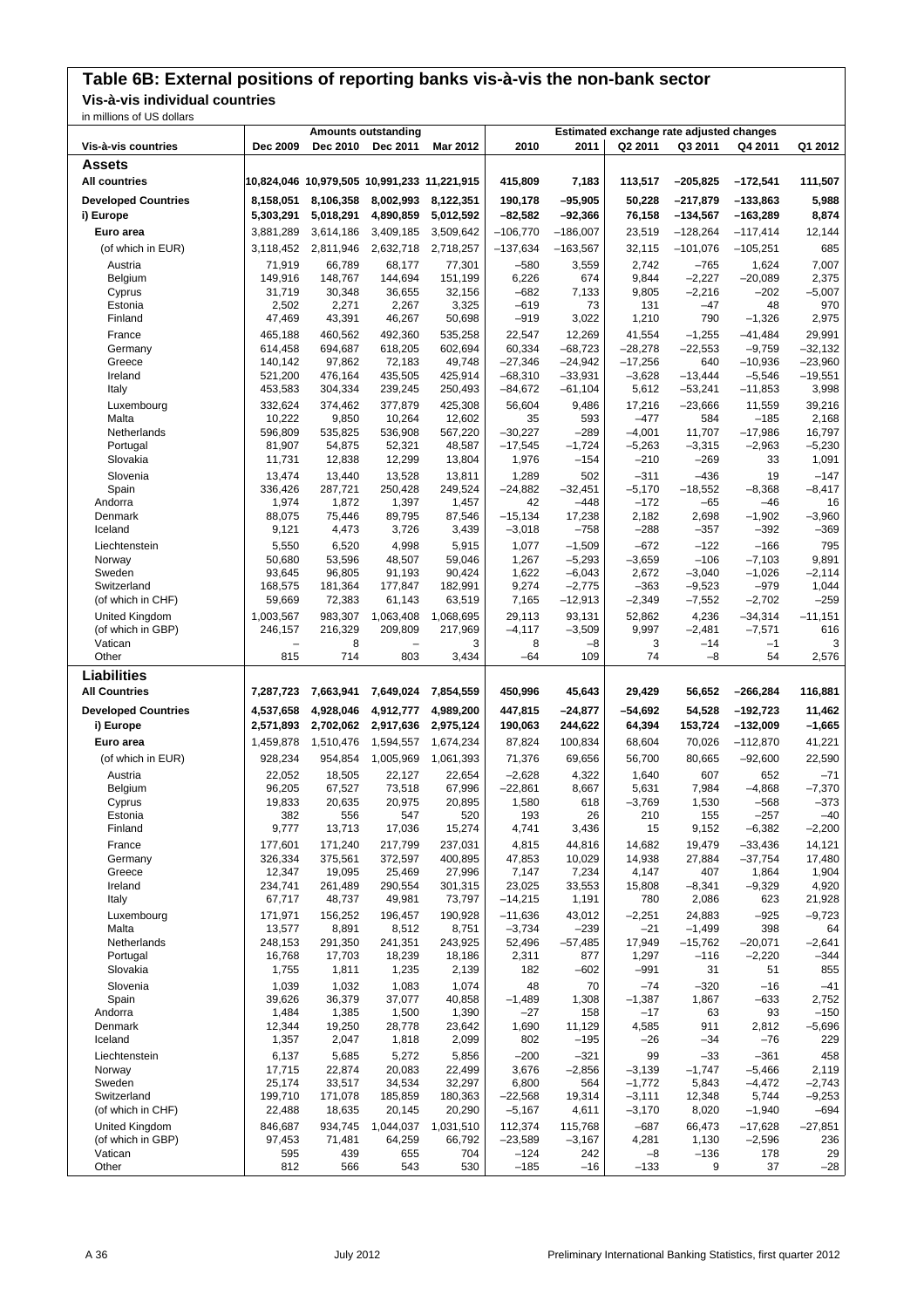# Table 6B: External positions of reporting banks vis-à-vis the non-bank sector

## Vis-à-vis individual countries

in millions of US dollars

| Vis-à-vis countries | Amounts outstanding | | | | Estimated exchange rate adjusted changes | | | | | |
|---|---|---|---|---|---|---|---|---|---|---|
| | Dec 2009 | Dec 2010 | Dec 2011 | Mar 2012 | 2010 | 2011 | Q2 2011 | Q3 2011 | Q4 2011 | Q1 2012 |
| **Assets** | | | | | | | | | | |
| **All countries** | **10,824,046** | **10,979,505** | **10,991,233** | **11,221,915** | **415,809** | **7,183** | **113,517** | **–205,825** | **–172,541** | **111,507** |
| **Developed Countries** | **8,158,051** | **8,106,358** | **8,002,993** | **8,122,351** | **190,178** | **–95,905** | **50,228** | **–217,879** | **–133,863** | **5,988** |
| **i) Europe** | **5,303,291** | **5,018,291** | **4,890,859** | **5,012,592** | **–82,582** | **–92,366** | **76,158** | **–134,567** | **–163,289** | **8,874** |
| Euro area | 3,881,289 | 3,614,186 | 3,409,185 | 3,509,642 | –106,770 | –186,007 | 23,519 | –128,264 | –117,414 | 12,144 |
| (of which in EUR) | 3,118,452 | 2,811,946 | 2,632,718 | 2,718,257 | –137,634 | –163,567 | 32,115 | –101,076 | –105,251 | 685 |
| Austria | 71,919 | 66,789 | 68,177 | 77,301 | –580 | 3,559 | 2,742 | –765 | 1,624 | 7,007 |
| Belgium | 149,916 | 148,767 | 144,694 | 151,199 | 6,226 | 674 | 9,844 | –2,227 | –20,089 | 2,375 |
| Cyprus | 31,719 | 30,348 | 36,655 | 32,156 | –682 | 7,133 | 9,805 | –2,216 | –202 | –5,007 |
| Estonia | 2,502 | 2,271 | 2,267 | 3,325 | –619 | 73 | 131 | –47 | 48 | 970 |
| Finland | 47,469 | 43,391 | 46,267 | 50,698 | –919 | 3,022 | 1,210 | 790 | –1,326 | 2,975 |
| France | 465,188 | 460,562 | 492,360 | 535,258 | 22,547 | 12,269 | 41,554 | –1,255 | –41,484 | 29,991 |
| Germany | 614,458 | 694,687 | 618,205 | 602,694 | 60,334 | –68,723 | –28,278 | –22,553 | –9,759 | –32,132 |
| Greece | 140,142 | 97,862 | 72,183 | 49,748 | –27,346 | –24,942 | –17,256 | 640 | –10,936 | –23,960 |
| Ireland | 521,200 | 476,164 | 435,505 | 425,914 | –68,310 | –33,931 | –3,628 | –13,444 | –5,546 | –19,551 |
| Italy | 453,583 | 304,334 | 239,245 | 250,493 | –84,672 | –61,104 | 5,612 | –53,241 | –11,853 | 3,998 |
| Luxembourg | 332,624 | 374,462 | 377,879 | 425,308 | 56,604 | 9,486 | 17,216 | –23,666 | 11,559 | 39,216 |
| Malta | 10,222 | 9,850 | 10,264 | 12,602 | 35 | 593 | –477 | 584 | –185 | 2,168 |
| Netherlands | 596,809 | 535,825 | 536,908 | 567,220 | –30,227 | –289 | –4,001 | 11,707 | –17,986 | 16,797 |
| Portugal | 81,907 | 54,875 | 52,321 | 48,587 | –17,545 | –1,724 | –5,263 | –3,315 | –2,963 | –5,230 |
| Slovakia | 11,731 | 12,838 | 12,299 | 13,804 | 1,976 | –154 | –210 | –269 | 33 | 1,091 |
| Slovenia | 13,474 | 13,440 | 13,528 | 13,811 | 1,289 | 502 | –311 | –436 | 19 | –147 |
| Spain | 336,426 | 287,721 | 250,428 | 249,524 | –24,882 | –32,451 | –5,170 | –18,552 | –8,368 | –8,417 |
| Andorra | 1,974 | 1,872 | 1,397 | 1,457 | 42 | –448 | –172 | –65 | –46 | 16 |
| Denmark | 88,075 | 75,446 | 89,795 | 87,546 | –15,134 | 17,238 | 2,182 | 2,698 | –1,902 | –3,960 |
| Iceland | 9,121 | 4,473 | 3,726 | 3,439 | –3,018 | –758 | –288 | –357 | –392 | –369 |
| Liechtenstein | 5,550 | 6,520 | 4,998 | 5,915 | 1,077 | –1,509 | –672 | –122 | –166 | 795 |
| Norway | 50,680 | 53,596 | 48,507 | 59,046 | 1,267 | –5,293 | –3,659 | –106 | –7,103 | 9,891 |
| Sweden | 93,645 | 96,805 | 91,193 | 90,424 | 1,622 | –6,043 | 2,672 | –3,040 | –1,026 | –2,114 |
| Switzerland | 168,575 | 181,364 | 177,847 | 182,991 | 9,274 | –2,775 | –363 | –9,523 | –979 | 1,044 |
| (of which in CHF) | 59,669 | 72,383 | 61,143 | 63,519 | 7,165 | –12,913 | –2,349 | –7,552 | –2,702 | –259 |
| United Kingdom | 1,003,567 | 983,307 | 1,063,408 | 1,068,695 | 29,113 | 93,131 | 52,862 | 4,236 | –34,314 | –11,151 |
| (of which in GBP) | 246,157 | 216,329 | 209,809 | 217,969 | –4,117 | –3,509 | 9,997 | –2,481 | –7,571 | 616 |
| Vatican | – | 8 | – | 3 | 8 | –8 | 3 | –14 | –1 | 3 |
| Other | 815 | 714 | 803 | 3,434 | –64 | 109 | 74 | –8 | 54 | 2,576 |
| **Liabilities** | | | | | | | | | | |
| **All Countries** | **7,287,723** | **7,663,941** | **7,649,024** | **7,854,559** | **450,996** | **45,643** | **29,429** | **56,652** | **–266,284** | **116,881** |
| **Developed Countries** | **4,537,658** | **4,928,046** | **4,912,777** | **4,989,200** | **447,815** | **–24,877** | **–54,692** | **54,528** | **–192,723** | **11,462** |
| **i) Europe** | **2,571,893** | **2,702,062** | **2,917,636** | **2,975,124** | **190,063** | **244,622** | **64,394** | **153,724** | **–132,009** | **–1,665** |
| Euro area | 1,459,878 | 1,510,476 | 1,594,557 | 1,674,234 | 87,824 | 100,834 | 68,604 | 70,026 | –112,870 | 41,221 |
| (of which in EUR) | 928,234 | 954,854 | 1,005,969 | 1,061,393 | 71,376 | 69,656 | 56,700 | 80,665 | –92,600 | 22,590 |
| Austria | 22,052 | 18,505 | 22,127 | 22,654 | –2,628 | 4,322 | 1,640 | 607 | 652 | –71 |
| Belgium | 96,205 | 67,527 | 73,518 | 67,996 | –22,861 | 8,667 | 5,631 | 7,984 | –4,868 | –7,370 |
| Cyprus | 19,833 | 20,635 | 20,975 | 20,895 | 1,580 | 618 | –3,769 | 1,530 | –568 | –373 |
| Estonia | 382 | 556 | 547 | 520 | 193 | 26 | 210 | 155 | –257 | –40 |
| Finland | 9,777 | 13,713 | 17,036 | 15,274 | 4,741 | 3,436 | 15 | 9,152 | –6,382 | –2,200 |
| France | 177,601 | 171,240 | 217,799 | 237,031 | 4,815 | 44,816 | 14,682 | 19,479 | –33,436 | 14,121 |
| Germany | 326,334 | 375,561 | 372,597 | 400,895 | 47,853 | 10,029 | 14,938 | 27,884 | –37,754 | 17,480 |
| Greece | 12,347 | 19,095 | 25,469 | 27,996 | 7,147 | 7,234 | 4,147 | 407 | 1,864 | 1,904 |
| Ireland | 234,741 | 261,489 | 290,554 | 301,315 | 23,025 | 33,553 | 15,808 | –8,341 | –9,329 | 4,920 |
| Italy | 67,717 | 48,737 | 49,981 | 73,797 | –14,215 | 1,191 | 780 | 2,086 | 623 | 21,928 |
| Luxembourg | 171,971 | 156,252 | 196,457 | 190,928 | –11,636 | 43,012 | –2,251 | 24,883 | –925 | –9,723 |
| Malta | 13,577 | 8,891 | 8,512 | 8,751 | –3,734 | –239 | –21 | –1,499 | 398 | 64 |
| Netherlands | 248,153 | 291,350 | 241,351 | 243,925 | 52,496 | –57,485 | 17,949 | –15,762 | –20,071 | –2,641 |
| Portugal | 16,768 | 17,703 | 18,239 | 18,186 | 2,311 | 877 | 1,297 | –116 | –2,220 | –344 |
| Slovakia | 1,755 | 1,811 | 1,235 | 2,139 | 182 | –602 | –991 | 31 | 51 | 855 |
| Slovenia | 1,039 | 1,032 | 1,083 | 1,074 | 48 | 70 | –74 | –320 | –16 | –41 |
| Spain | 39,626 | 36,379 | 37,077 | 40,858 | –1,489 | 1,308 | –1,387 | 1,867 | –633 | 2,752 |
| Andorra | 1,484 | 1,385 | 1,500 | 1,390 | –27 | 158 | –17 | 63 | 93 | –150 |
| Denmark | 12,344 | 19,250 | 28,778 | 23,642 | 1,690 | 11,129 | 4,585 | 911 | 2,812 | –5,696 |
| Iceland | 1,357 | 2,047 | 1,818 | 2,099 | 802 | –195 | –26 | –34 | –76 | 229 |
| Liechtenstein | 6,137 | 5,685 | 5,272 | 5,856 | –200 | –321 | 99 | –33 | –361 | 458 |
| Norway | 17,715 | 22,874 | 20,083 | 22,499 | 3,676 | –2,856 | –3,139 | –1,747 | –5,466 | 2,119 |
| Sweden | 25,174 | 33,517 | 34,534 | 32,297 | 6,800 | 564 | –1,772 | 5,843 | –4,472 | –2,743 |
| Switzerland | 199,710 | 171,078 | 185,859 | 180,363 | –22,568 | 19,314 | –3,111 | 12,348 | 5,744 | –9,253 |
| (of which in CHF) | 22,488 | 18,635 | 20,145 | 20,290 | –5,167 | 4,611 | –3,170 | 8,020 | –1,940 | –694 |
| United Kingdom | 846,687 | 934,745 | 1,044,037 | 1,031,510 | 112,374 | 115,768 | –687 | 66,473 | –17,628 | –27,851 |
| (of which in GBP) | 97,453 | 71,481 | 64,259 | 66,792 | –23,589 | –3,167 | 4,281 | 1,130 | –2,596 | 236 |
| Vatican | 595 | 439 | 655 | 704 | –124 | 242 | –8 | –136 | 178 | 29 |
| Other | 812 | 566 | 543 | 530 | –185 | –16 | –133 | 9 | 37 | –28 |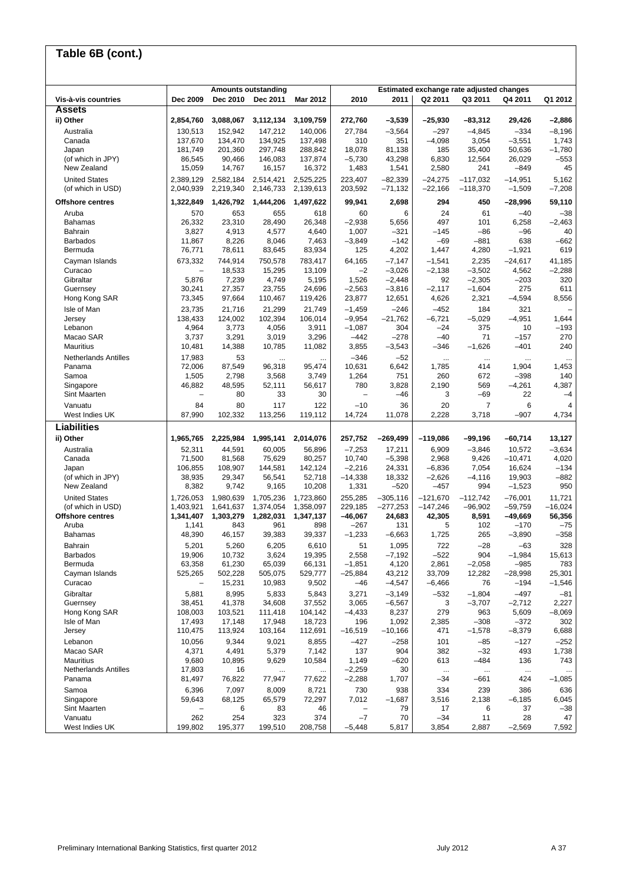## Table 6B (cont.)

| Vis-à-vis countries | Amounts outstanding | | | | Estimated exchange rate adjusted changes | | | | | |
|---|---|---|---|---|---|---|---|---|---|---|
| | Dec 2009 | Dec 2010 | Dec 2011 | Mar 2012 | 2010 | 2011 | Q2 2011 | Q3 2011 | Q4 2011 | Q1 2012 |
| **Assets** | | | | | | | | | | |
| **ii) Other** | **2,854,760** | **3,088,067** | **3,112,134** | **3,109,759** | **272,760** | **–3,539** | **–25,930** | **–83,312** | **29,426** | **–2,886** |
| Australia | 130,513 | 152,942 | 147,212 | 140,006 | 27,784 | –3,564 | –297 | –4,845 | –334 | –8,196 |
| Canada | 137,670 | 134,470 | 134,925 | 137,498 | 310 | 351 | –4,098 | 3,054 | –3,551 | 1,743 |
| Japan | 181,749 | 201,360 | 297,748 | 288,842 | 18,078 | 81,138 | 185 | 35,400 | 50,636 | –1,780 |
| (of which in JPY) | 86,545 | 90,466 | 146,083 | 137,874 | –5,730 | 43,298 | 6,830 | 12,564 | 26,029 | –553 |
| New Zealand | 15,059 | 14,767 | 16,157 | 16,372 | 1,483 | 1,541 | 2,580 | 241 | –849 | 45 |
| United States | 2,389,129 | 2,582,184 | 2,514,421 | 2,525,225 | 223,407 | –82,339 | –24,275 | –117,032 | –14,951 | 5,162 |
| (of which in USD) | 2,040,939 | 2,219,340 | 2,146,733 | 2,139,613 | 203,592 | –71,132 | –22,166 | –118,370 | –1,509 | –7,208 |
| **Offshore centres** | **1,322,849** | **1,426,792** | **1,444,206** | **1,497,622** | **99,941** | **2,698** | **294** | **450** | **–28,996** | **59,110** |
| Aruba | 570 | 653 | 655 | 618 | 60 | 6 | 24 | 61 | –40 | –38 |
| Bahamas | 26,332 | 23,310 | 28,490 | 26,348 | –2,938 | 5,656 | 497 | 101 | 6,258 | –2,463 |
| Bahrain | 3,827 | 4,913 | 4,577 | 4,640 | 1,007 | –321 | –145 | –86 | –96 | 40 |
| Barbados | 11,867 | 8,226 | 8,046 | 7,463 | –3,849 | –142 | –69 | –881 | 638 | –662 |
| Bermuda | 76,771 | 78,611 | 83,645 | 83,934 | 125 | 4,202 | 1,447 | 4,280 | –1,921 | 619 |
| Cayman Islands | 673,332 | 744,914 | 750,578 | 783,417 | 64,165 | –7,147 | –1,541 | 2,235 | –24,617 | 41,185 |
| Curacao | – | 18,533 | 15,295 | 13,109 | –2 | –3,026 | –2,138 | –3,502 | 4,562 | –2,288 |
| Gibraltar | 5,876 | 7,239 | 4,749 | 5,195 | 1,526 | –2,448 | 92 | –2,305 | –203 | 320 |
| Guernsey | 30,241 | 27,357 | 23,755 | 24,696 | –2,563 | –3,816 | –2,117 | –1,604 | 275 | 611 |
| Hong Kong SAR | 73,345 | 97,664 | 110,467 | 119,426 | 23,877 | 12,651 | 4,626 | 2,321 | –4,594 | 8,556 |
| Isle of Man | 23,735 | 21,716 | 21,299 | 21,749 | –1,459 | –246 | –452 | 184 | 321 | – |
| Jersey | 138,433 | 124,002 | 102,394 | 106,014 | –9,954 | –21,762 | –6,721 | –5,029 | –4,951 | 1,644 |
| Lebanon | 4,964 | 3,773 | 4,056 | 3,911 | –1,087 | 304 | –24 | 375 | 10 | –193 |
| Macao SAR | 3,737 | 3,291 | 3,019 | 3,296 | –442 | –278 | –40 | 71 | –157 | 270 |
| Mauritius | 10,481 | 14,388 | 10,785 | 11,082 | 3,855 | –3,543 | –346 | –1,626 | –401 | 240 |
| Netherlands Antilles | 17,983 | 53 | ... | ... | –346 | –52 | ... | ... | ... | ... |
| Panama | 72,006 | 87,549 | 96,318 | 95,474 | 10,631 | 6,642 | 1,785 | 414 | 1,904 | 1,453 |
| Samoa | 1,505 | 2,798 | 3,568 | 3,749 | 1,264 | 751 | 260 | 672 | –398 | 140 |
| Singapore | 46,882 | 48,595 | 52,111 | 56,617 | 780 | 3,828 | 2,190 | 569 | –4,261 | 4,387 |
| Sint Maarten | – | 80 | 33 | 30 | – | –46 | 3 | –69 | 22 | –4 |
| Vanuatu | 84 | 80 | 117 | 122 | –10 | 36 | 20 | 7 | 6 | 4 |
| West Indies UK | 87,990 | 102,332 | 113,256 | 119,112 | 14,724 | 11,078 | 2,228 | 3,718 | –907 | 4,734 |
| **Liabilities** | | | | | | | | | | |
| **ii) Other** | **1,965,765** | **2,225,984** | **1,995,141** | **2,014,076** | **257,752** | **–269,499** | **–119,086** | **–99,196** | **–60,714** | **13,127** |
| Australia | 52,311 | 44,591 | 60,005 | 56,896 | –7,253 | 17,211 | 6,909 | –3,846 | 10,572 | –3,634 |
| Canada | 71,500 | 81,568 | 75,629 | 80,257 | 10,740 | –5,398 | 2,968 | 9,426 | –10,471 | 4,020 |
| Japan | 106,855 | 108,907 | 144,581 | 142,124 | –2,216 | 24,331 | –6,836 | 7,054 | 16,624 | –134 |
| (of which in JPY) | 38,935 | 29,347 | 56,541 | 52,718 | –14,338 | 18,332 | –2,626 | –4,116 | 19,903 | –882 |
| New Zealand | 8,382 | 9,742 | 9,165 | 10,208 | 1,331 | –520 | –457 | 994 | –1,523 | 950 |
| United States | 1,726,053 | 1,980,639 | 1,705,236 | 1,723,860 | 255,285 | –305,116 | –121,670 | –112,742 | –76,001 | 11,721 |
| (of which in USD) | 1,403,921 | 1,641,637 | 1,374,054 | 1,358,097 | 229,185 | –277,253 | –147,246 | –96,902 | –59,759 | –16,024 |
| **Offshore centres** | **1,341,407** | **1,303,279** | **1,282,031** | **1,347,137** | **–46,067** | **24,683** | **42,305** | **8,591** | **–49,669** | **56,356** |
| Aruba | 1,141 | 843 | 961 | 898 | –267 | 131 | 5 | 102 | –170 | –75 |
| Bahamas | 48,390 | 46,157 | 39,383 | 39,337 | –1,233 | –6,663 | 1,725 | 265 | –3,890 | –358 |
| Bahrain | 5,201 | 5,260 | 6,205 | 6,610 | 51 | 1,095 | 722 | –28 | –63 | 328 |
| Barbados | 19,906 | 10,732 | 3,624 | 19,395 | 2,558 | –7,192 | –522 | 904 | –1,984 | 15,613 |
| Bermuda | 63,358 | 61,230 | 65,039 | 66,131 | –1,851 | 4,120 | 2,861 | –2,058 | –985 | 783 |
| Cayman Islands | 525,265 | 502,228 | 505,075 | 529,777 | –25,884 | 43,212 | 33,709 | 12,282 | –28,998 | 25,301 |
| Curacao | – | 15,231 | 10,983 | 9,502 | –46 | –4,547 | –6,466 | 76 | –194 | –1,546 |
| Gibraltar | 5,881 | 8,995 | 5,833 | 5,843 | 3,271 | –3,149 | –532 | –1,804 | –497 | –81 |
| Guernsey | 38,451 | 41,378 | 34,608 | 37,552 | 3,065 | –6,567 | 3 | –3,707 | –2,712 | 2,227 |
| Hong Kong SAR | 108,003 | 103,521 | 111,418 | 104,142 | –4,433 | 8,237 | 279 | 963 | 5,609 | –8,069 |
| Isle of Man | 17,493 | 17,148 | 17,948 | 18,723 | 196 | 1,092 | 2,385 | –308 | –372 | 302 |
| Jersey | 110,475 | 113,924 | 103,164 | 112,691 | –16,519 | –10,166 | 471 | –1,578 | –8,379 | 6,688 |
| Lebanon | 10,056 | 9,344 | 9,021 | 8,855 | –427 | –258 | 101 | –85 | –127 | –252 |
| Macao SAR | 4,371 | 4,491 | 5,379 | 7,142 | 137 | 904 | 382 | –32 | 493 | 1,738 |
| Mauritius | 9,680 | 10,895 | 9,629 | 10,584 | 1,149 | –620 | 613 | –484 | 136 | 743 |
| Netherlands Antilles | 17,803 | 16 | ... | ... | –2,259 | 30 | ... | ... | ... | ... |
| Panama | 81,497 | 76,822 | 77,947 | 77,622 | –2,288 | 1,707 | –34 | –661 | 424 | –1,085 |
| Samoa | 6,396 | 7,097 | 8,009 | 8,721 | 730 | 938 | 334 | 239 | 386 | 636 |
| Singapore | 59,643 | 68,125 | 65,579 | 72,297 | 7,012 | –1,687 | 3,516 | 2,138 | –6,185 | 6,045 |
| Sint Maarten | – | 6 | 83 | 46 | – | 79 | 17 | 6 | 37 | –38 |
| Vanuatu | 262 | 254 | 323 | 374 | –7 | 70 | –34 | 11 | 28 | 47 |
| West Indies UK | 199,802 | 195,377 | 199,510 | 208,758 | –5,448 | 5,817 | 3,854 | 2,887 | –2,569 | 7,592 |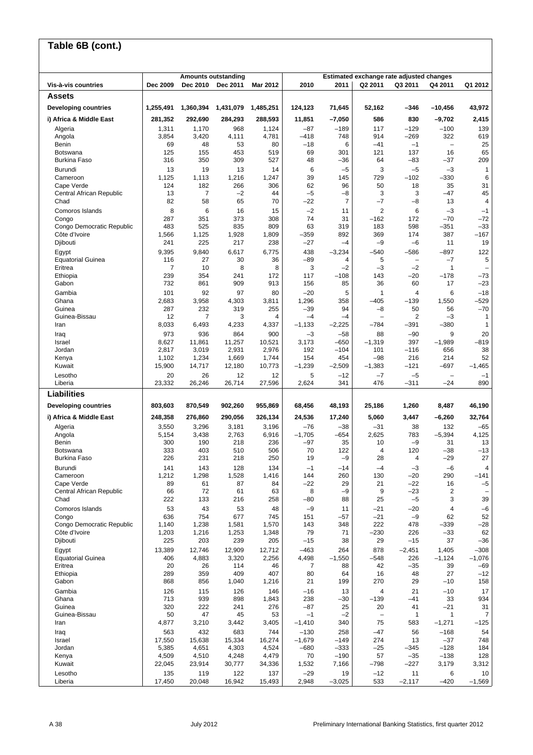## Table 6B (cont.)

| Vis-à-vis countries | Amounts outstanding | | | | Estimated exchange rate adjusted changes | | | | | |
|---|---|---|---|---|---|---|---|---|---|---|
| | Dec 2009 | Dec 2010 | Dec 2011 | Mar 2012 | 2010 | 2011 | Q2 2011 | Q3 2011 | Q4 2011 | Q1 2012 |
| **Assets** | | | | | | | | | | |
| **Developing countries** | **1,255,491** | **1,360,394** | **1,431,079** | **1,485,251** | **124,123** | **71,645** | **52,162** | **–346** | **–10,456** | **43,972** |
| **i) Africa & Middle East** | **281,352** | **292,690** | **284,293** | **288,593** | **11,851** | **–7,050** | **586** | **830** | **–9,702** | **2,415** |
| Algeria | 1,311 | 1,170 | 968 | 1,124 | –87 | –189 | 117 | –129 | –100 | 139 |
| Angola | 3,854 | 3,420 | 4,111 | 4,781 | –418 | 748 | 914 | –269 | 322 | 619 |
| Benin | 69 | 48 | 53 | 80 | –18 | 6 | –41 | –1 | – | 25 |
| Botswana | 125 | 155 | 453 | 519 | 69 | 301 | 121 | 137 | 16 | 65 |
| Burkina Faso | 316 | 350 | 309 | 527 | 48 | –36 | 64 | –83 | –37 | 209 |
| Burundi | 13 | 19 | 13 | 14 | 6 | –5 | 3 | –5 | –3 | 1 |
| Cameroon | 1,125 | 1,113 | 1,216 | 1,247 | 39 | 145 | 729 | –102 | –330 | 6 |
| Cape Verde | 124 | 182 | 266 | 306 | 62 | 96 | 50 | 18 | 35 | 31 |
| Central African Republic | 13 | 7 | –2 | 44 | –5 | –8 | 3 | 3 | –47 | 45 |
| Chad | 82 | 58 | 65 | 70 | –22 | 7 | –7 | –8 | 13 | 4 |
| Comoros Islands | 8 | 6 | 16 | 15 | –2 | 11 | 2 | 6 | –3 | –1 |
| Congo | 287 | 351 | 373 | 308 | 74 | 31 | –162 | 172 | –70 | –72 |
| Congo Democratic Republic | 483 | 525 | 835 | 809 | 63 | 319 | 183 | 598 | –351 | –33 |
| Côte d'Ivoire | 1,566 | 1,125 | 1,928 | 1,809 | –359 | 892 | 369 | 174 | 387 | –167 |
| Djibouti | 241 | 225 | 217 | 238 | –27 | –4 | –9 | –6 | 11 | 19 |
| Egypt | 9,395 | 9,840 | 6,617 | 6,775 | 438 | –3,234 | –540 | –586 | –897 | 122 |
| Equatorial Guinea | 116 | 27 | 30 | 36 | –89 | 4 | 5 | – | –7 | 5 |
| Eritrea | 7 | 10 | 8 | 8 | 3 | –2 | –3 | –2 | 1 | – |
| Ethiopia | 239 | 354 | 241 | 172 | 117 | –108 | 143 | –20 | –178 | –73 |
| Gabon | 732 | 861 | 909 | 913 | 156 | 85 | 36 | 60 | 17 | –23 |
| Gambia | 101 | 92 | 97 | 80 | –20 | 5 | 1 | 4 | 6 | –18 |
| Ghana | 2,683 | 3,958 | 4,303 | 3,811 | 1,296 | 358 | –405 | –139 | 1,550 | –529 |
| Guinea | 287 | 232 | 319 | 255 | –39 | 94 | –8 | 50 | 56 | –70 |
| Guinea-Bissau | 12 | 7 | 3 | 4 | –4 | –4 | – | 2 | –3 | 1 |
| Iran | 8,033 | 6,493 | 4,233 | 4,337 | –1,133 | –2,225 | –784 | –391 | –380 | 1 |
| Iraq | 973 | 936 | 864 | 900 | –3 | –58 | 88 | –90 | 9 | 20 |
| Israel | 8,627 | 11,861 | 11,257 | 10,521 | 3,173 | –650 | –1,319 | 397 | –1,989 | –819 |
| Jordan | 2,817 | 3,019 | 2,931 | 2,976 | 192 | –104 | 101 | –116 | 656 | 38 |
| Kenya | 1,102 | 1,234 | 1,669 | 1,744 | 154 | 454 | –98 | 216 | 214 | 52 |
| Kuwait | 15,900 | 14,717 | 12,180 | 10,773 | –1,239 | –2,509 | –1,383 | –121 | –697 | –1,465 |
| Lesotho | 20 | 26 | 12 | 12 | 5 | –12 | –7 | –5 | – | –1 |
| Liberia | 23,332 | 26,246 | 26,714 | 27,596 | 2,624 | 341 | 476 | –311 | –24 | 890 |
| **Liabilities** | | | | | | | | | | |
| **Developing countries** | **803,603** | **870,549** | **902,260** | **955,869** | **68,456** | **48,193** | **25,186** | **1,260** | **8,487** | **46,190** |
| **i) Africa & Middle East** | **248,358** | **276,860** | **290,056** | **326,134** | **24,536** | **17,240** | **5,060** | **3,447** | **–6,260** | **32,764** |
| Algeria | 3,550 | 3,296 | 3,181 | 3,196 | –76 | –38 | –31 | 38 | 132 | –65 |
| Angola | 5,154 | 3,438 | 2,763 | 6,916 | –1,705 | –654 | 2,625 | 783 | –5,394 | 4,125 |
| Benin | 300 | 190 | 218 | 236 | –97 | 35 | 10 | –9 | 31 | 13 |
| Botswana | 333 | 403 | 510 | 506 | 70 | 122 | 4 | 120 | –38 | –13 |
| Burkina Faso | 226 | 231 | 218 | 250 | 19 | –9 | 28 | 4 | –29 | 27 |
| Burundi | 141 | 143 | 128 | 134 | –1 | –14 | –4 | –3 | –6 | 4 |
| Cameroon | 1,212 | 1,298 | 1,528 | 1,416 | 144 | 260 | 130 | –20 | 290 | –141 |
| Cape Verde | 89 | 61 | 87 | 84 | –22 | 29 | 21 | –22 | 16 | –5 |
| Central African Republic | 66 | 72 | 61 | 63 | 8 | –9 | 9 | –23 | 2 | – |
| Chad | 222 | 133 | 216 | 258 | –80 | 88 | 25 | –5 | 3 | 39 |
| Comoros Islands | 53 | 43 | 53 | 48 | –9 | 11 | –21 | –20 | 4 | –6 |
| Congo | 636 | 754 | 677 | 745 | 151 | –57 | –21 | –9 | 62 | 52 |
| Congo Democratic Republic | 1,140 | 1,238 | 1,581 | 1,570 | 143 | 348 | 222 | 478 | –339 | –28 |
| Côte d'Ivoire | 1,203 | 1,216 | 1,253 | 1,348 | 79 | 71 | –230 | 226 | –33 | 62 |
| Djibouti | 225 | 203 | 239 | 205 | –15 | 38 | 29 | –15 | 37 | –36 |
| Egypt | 13,389 | 12,746 | 12,909 | 12,712 | –463 | 264 | 878 | –2,451 | 1,405 | –308 |
| Equatorial Guinea | 406 | 4,883 | 3,320 | 2,256 | 4,498 | –1,550 | –548 | 226 | –1,124 | –1,076 |
| Eritrea | 20 | 26 | 114 | 46 | 7 | 88 | 42 | –35 | 39 | –69 |
| Ethiopia | 289 | 359 | 409 | 407 | 80 | 64 | 16 | 48 | 27 | –12 |
| Gabon | 868 | 856 | 1,040 | 1,216 | 21 | 199 | 270 | 29 | –10 | 158 |
| Gambia | 126 | 115 | 126 | 146 | –16 | 13 | 4 | 21 | –10 | 17 |
| Ghana | 713 | 939 | 898 | 1,843 | 238 | –30 | –139 | –41 | 33 | 934 |
| Guinea | 320 | 222 | 241 | 276 | –87 | 25 | 20 | 41 | –21 | 31 |
| Guinea-Bissau | 50 | 47 | 45 | 53 | –1 | –2 | – | 1 | 1 | 7 |
| Iran | 4,877 | 3,210 | 3,442 | 3,405 | –1,410 | 340 | 75 | 583 | –1,271 | –125 |
| Iraq | 563 | 432 | 683 | 744 | –130 | 258 | –47 | 56 | –168 | 54 |
| Israel | 17,550 | 15,638 | 15,334 | 16,274 | –1,679 | –149 | 274 | 13 | –37 | 748 |
| Jordan | 5,385 | 4,651 | 4,303 | 4,524 | –680 | –333 | –25 | –345 | –128 | 184 |
| Kenya | 4,509 | 4,510 | 4,248 | 4,479 | 70 | –190 | 57 | –35 | –138 | 128 |
| Kuwait | 22,045 | 23,914 | 30,777 | 34,336 | 1,532 | 7,166 | –798 | –227 | 3,179 | 3,312 |
| Lesotho | 135 | 119 | 122 | 137 | –29 | 19 | –12 | 11 | 6 | 10 |
| Liberia | 17,450 | 20,048 | 16,942 | 15,493 | 2,948 | –3,025 | 533 | –2,117 | –420 | –1,569 |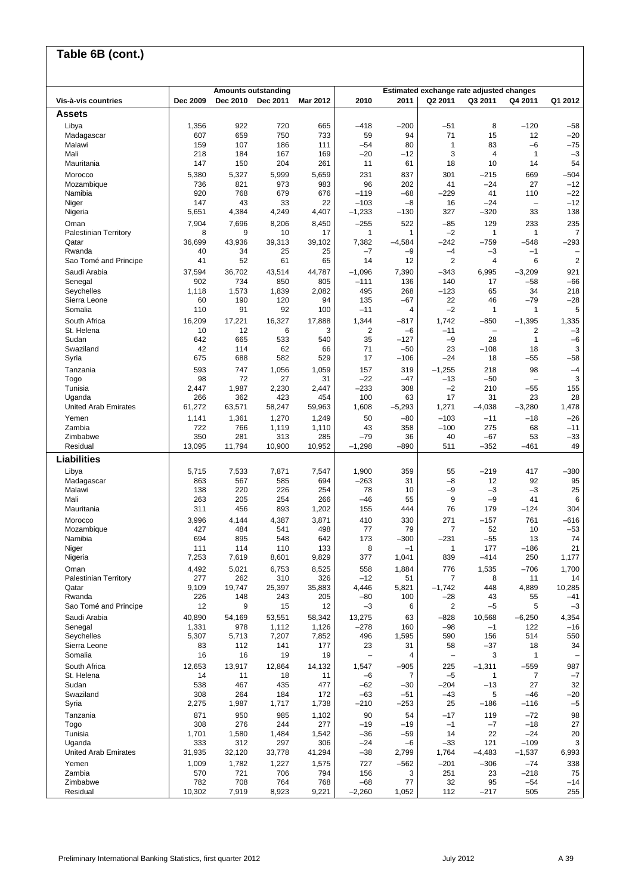## Table 6B (cont.)

| Vis-à-vis countries | Amounts outstanding | | | | Estimated exchange rate adjusted changes | | | | | |
|---|---|---|---|---|---|---|---|---|---|---|
| | Dec 2009 | Dec 2010 | Dec 2011 | Mar 2012 | 2010 | 2011 | Q2 2011 | Q3 2011 | Q4 2011 | Q1 2012 |
| **Assets** | | | | | | | | | | |
| Libya | 1,356 | 922 | 720 | 665 | –418 | –200 | –51 | 8 | –120 | –58 |
| Madagascar | 607 | 659 | 750 | 733 | 59 | 94 | 71 | 15 | 12 | –20 |
| Malawi | 159 | 107 | 186 | 111 | –54 | 80 | 1 | 83 | –6 | –75 |
| Mali | 218 | 184 | 167 | 169 | –20 | –12 | 3 | 4 | 1 | –3 |
| Mauritania | 147 | 150 | 204 | 261 | 11 | 61 | 18 | 10 | 14 | 54 |
| Morocco | 5,380 | 5,327 | 5,999 | 5,659 | 231 | 837 | 301 | –215 | 669 | –504 |
| Mozambique | 736 | 821 | 973 | 983 | 96 | 202 | 41 | –24 | 27 | –12 |
| Namibia | 920 | 768 | 679 | 676 | –119 | –68 | –229 | 41 | 110 | –22 |
| Niger | 147 | 43 | 33 | 22 | –103 | –8 | 16 | –24 | – | –12 |
| Nigeria | 5,651 | 4,384 | 4,249 | 4,407 | –1,233 | –130 | 327 | –320 | 33 | 138 |
| Oman | 7,904 | 7,696 | 8,206 | 8,450 | –255 | 522 | –85 | 129 | 233 | 235 |
| Palestinian Territory | 8 | 9 | 10 | 17 | 1 | 1 | –2 | 1 | 1 | 7 |
| Qatar | 36,699 | 43,936 | 39,313 | 39,102 | 7,382 | –4,584 | –242 | –759 | –548 | –293 |
| Rwanda | 40 | 34 | 25 | 25 | –7 | –9 | –4 | –3 | –1 | – |
| Sao Tomé and Principe | 41 | 52 | 61 | 65 | 14 | 12 | 2 | 4 | 6 | 2 |
| Saudi Arabia | 37,594 | 36,702 | 43,514 | 44,787 | –1,096 | 7,390 | –343 | 6,995 | –3,209 | 921 |
| Senegal | 902 | 734 | 850 | 805 | –111 | 136 | 140 | 17 | –58 | –66 |
| Seychelles | 1,118 | 1,573 | 1,839 | 2,082 | 495 | 268 | –123 | 65 | 34 | 218 |
| Sierra Leone | 60 | 190 | 120 | 94 | 135 | –67 | 22 | 46 | –79 | –28 |
| Somalia | 110 | 91 | 92 | 100 | –11 | 4 | –2 | 1 | 1 | 5 |
| South Africa | 16,209 | 17,221 | 16,327 | 17,888 | 1,344 | –817 | 1,742 | –850 | –1,395 | 1,335 |
| St. Helena | 10 | 12 | 6 | 3 | 2 | –6 | –11 | – | 2 | –3 |
| Sudan | 642 | 665 | 533 | 540 | 35 | –127 | –9 | 28 | 1 | –6 |
| Swaziland | 42 | 114 | 62 | 66 | 71 | –50 | 23 | –108 | 18 | 3 |
| Syria | 675 | 688 | 582 | 529 | 17 | –106 | –24 | 18 | –55 | –58 |
| Tanzania | 593 | 747 | 1,056 | 1,059 | 157 | 319 | –1,255 | 218 | 98 | –4 |
| Togo | 98 | 72 | 27 | 31 | –22 | –47 | –13 | –50 | – | 3 |
| Tunisia | 2,447 | 1,987 | 2,230 | 2,447 | –233 | 308 | –2 | 210 | –55 | 155 |
| Uganda | 266 | 362 | 423 | 454 | 100 | 63 | 17 | 31 | 23 | 28 |
| United Arab Emirates | 61,272 | 63,571 | 58,247 | 59,963 | 1,608 | –5,293 | 1,271 | –4,038 | –3,280 | 1,478 |
| Yemen | 1,141 | 1,361 | 1,270 | 1,249 | 50 | –80 | –103 | –11 | –18 | –26 |
| Zambia | 722 | 766 | 1,119 | 1,110 | 43 | 358 | –100 | 275 | 68 | –11 |
| Zimbabwe | 350 | 281 | 313 | 285 | –79 | 36 | 40 | –67 | 53 | –33 |
| Residual | 13,095 | 11,794 | 10,900 | 10,952 | –1,298 | –890 | 511 | –352 | –461 | 49 |
| **Liabilities** | | | | | | | | | | |
| Libya | 5,715 | 7,533 | 7,871 | 7,547 | 1,900 | 359 | 55 | –219 | 417 | –380 |
| Madagascar | 863 | 567 | 585 | 694 | –263 | 31 | –8 | 12 | 92 | 95 |
| Malawi | 138 | 220 | 226 | 254 | 78 | 10 | –9 | –3 | –3 | 25 |
| Mali | 263 | 205 | 254 | 266 | –46 | 55 | 9 | –9 | 41 | 6 |
| Mauritania | 311 | 456 | 893 | 1,202 | 155 | 444 | 76 | 179 | –124 | 304 |
| Morocco | 3,996 | 4,144 | 4,387 | 3,871 | 410 | 330 | 271 | –157 | 761 | –616 |
| Mozambique | 427 | 484 | 541 | 498 | 77 | 79 | 7 | 52 | 10 | –53 |
| Namibia | 694 | 895 | 548 | 642 | 173 | –300 | –231 | –55 | 13 | 74 |
| Niger | 111 | 114 | 110 | 133 | 8 | –1 | 1 | 177 | –186 | 21 |
| Nigeria | 7,253 | 7,619 | 8,601 | 9,829 | 377 | 1,041 | 839 | –414 | 250 | 1,177 |
| Oman | 4,492 | 5,021 | 6,753 | 8,525 | 558 | 1,884 | 776 | 1,535 | –706 | 1,700 |
| Palestinian Territory | 277 | 262 | 310 | 326 | –12 | 51 | 7 | 8 | 11 | 14 |
| Qatar | 9,109 | 19,747 | 25,397 | 35,883 | 4,446 | 5,821 | –1,742 | 448 | 4,889 | 10,285 |
| Rwanda | 226 | 148 | 243 | 205 | –80 | 100 | –28 | 43 | 55 | –41 |
| Sao Tomé and Principe | 12 | 9 | 15 | 12 | –3 | 6 | 2 | –5 | 5 | –3 |
| Saudi Arabia | 40,890 | 54,169 | 53,551 | 58,342 | 13,275 | 63 | –828 | 10,568 | –6,250 | 4,354 |
| Senegal | 1,331 | 978 | 1,112 | 1,126 | –278 | 160 | –98 | –1 | 122 | –16 |
| Seychelles | 5,307 | 5,713 | 7,207 | 7,852 | 496 | 1,595 | 590 | 156 | 514 | 550 |
| Sierra Leone | 83 | 112 | 141 | 177 | 23 | 31 | 58 | –37 | 18 | 34 |
| Somalia | 16 | 16 | 19 | 19 | – | 4 | – | 3 | 1 | – |
| South Africa | 12,653 | 13,917 | 12,864 | 14,132 | 1,547 | –905 | 225 | –1,311 | –559 | 987 |
| St. Helena | 14 | 11 | 18 | 11 | –6 | 7 | –5 | 1 | 7 | –7 |
| Sudan | 538 | 467 | 435 | 477 | –62 | –30 | –204 | –13 | 27 | 32 |
| Swaziland | 308 | 264 | 184 | 172 | –63 | –51 | –43 | 5 | –46 | –20 |
| Syria | 2,275 | 1,987 | 1,717 | 1,738 | –210 | –253 | 25 | –186 | –116 | –5 |
| Tanzania | 871 | 950 | 985 | 1,102 | 90 | 54 | –17 | 119 | –72 | 98 |
| Togo | 308 | 276 | 244 | 277 | –19 | –19 | –1 | –7 | –18 | 27 |
| Tunisia | 1,701 | 1,580 | 1,484 | 1,542 | –36 | –59 | 14 | 22 | –24 | 20 |
| Uganda | 333 | 312 | 297 | 306 | –24 | –6 | –33 | 121 | –109 | 3 |
| United Arab Emirates | 31,935 | 32,120 | 33,778 | 41,294 | –38 | 2,799 | 1,764 | –4,483 | –1,537 | 6,993 |
| Yemen | 1,009 | 1,782 | 1,227 | 1,575 | 727 | –562 | –201 | –306 | –74 | 338 |
| Zambia | 570 | 721 | 706 | 794 | 156 | 3 | 251 | 23 | –218 | 75 |
| Zimbabwe | 782 | 708 | 764 | 768 | –68 | 77 | 32 | 95 | –54 | –14 |
| Residual | 10,302 | 7,919 | 8,923 | 9,221 | –2,260 | 1,052 | 112 | –217 | 505 | 255 |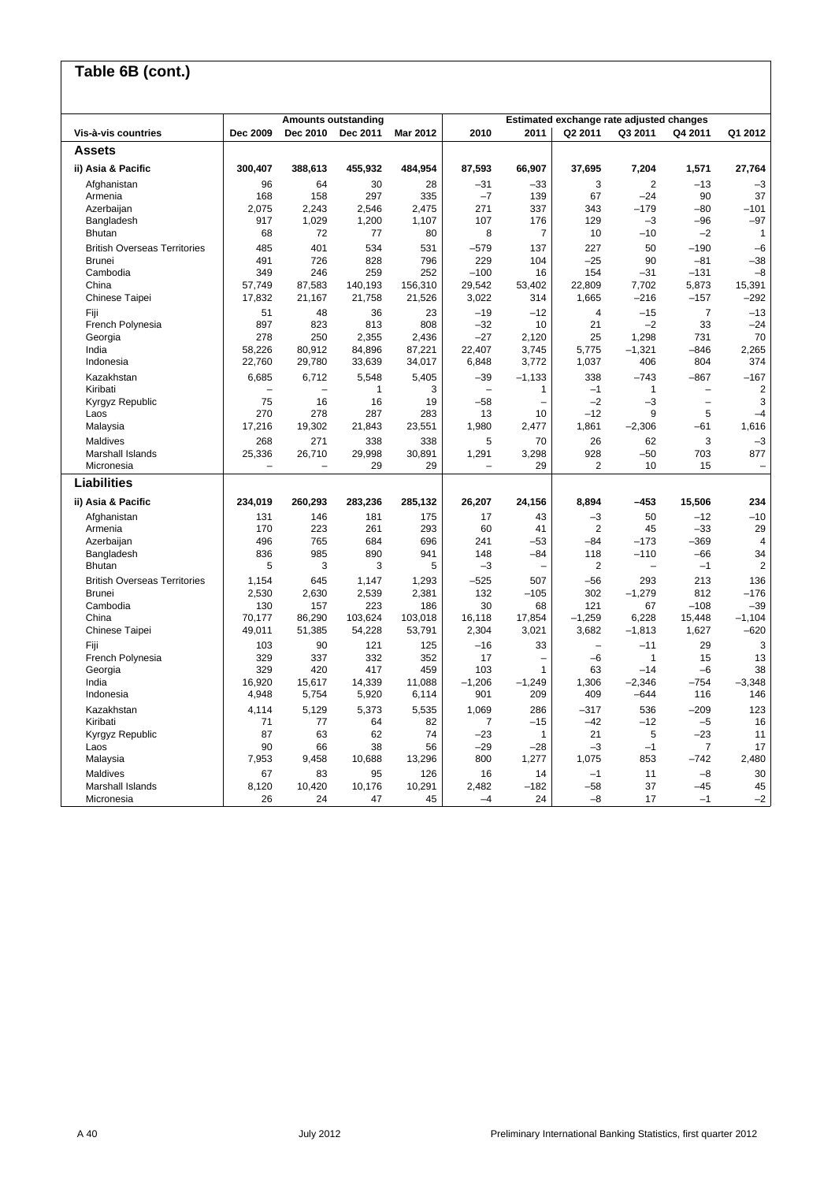## Table 6B (cont.)

| Vis-à-vis countries | Amounts outstanding | | | | Estimated exchange rate adjusted changes | | | | | |
|---|---|---|---|---|---|---|---|---|---|---|
| | Dec 2009 | Dec 2010 | Dec 2011 | Mar 2012 | 2010 | 2011 | Q2 2011 | Q3 2011 | Q4 2011 | Q1 2012 |
| **Assets** | | | | | | | | | | |
| **ii) Asia & Pacific** | **300,407** | **388,613** | **455,932** | **484,954** | **87,593** | **66,907** | **37,695** | **7,204** | **1,571** | **27,764** |
| Afghanistan | 96 | 64 | 30 | 28 | –31 | –33 | 3 | 2 | –13 | –3 |
| Armenia | 168 | 158 | 297 | 335 | –7 | 139 | 67 | –24 | 90 | 37 |
| Azerbaijan | 2,075 | 2,243 | 2,546 | 2,475 | 271 | 337 | 343 | –179 | –80 | –101 |
| Bangladesh | 917 | 1,029 | 1,200 | 1,107 | 107 | 176 | 129 | –3 | –96 | –97 |
| Bhutan | 68 | 72 | 77 | 80 | 8 | 7 | 10 | –10 | –2 | 1 |
| British Overseas Territories | 485 | 401 | 534 | 531 | –579 | 137 | 227 | 50 | –190 | –6 |
| Brunei | 491 | 726 | 828 | 796 | 229 | 104 | –25 | 90 | –81 | –38 |
| Cambodia | 349 | 246 | 259 | 252 | –100 | 16 | 154 | –31 | –131 | –8 |
| China | 57,749 | 87,583 | 140,193 | 156,310 | 29,542 | 53,402 | 22,809 | 7,702 | 5,873 | 15,391 |
| Chinese Taipei | 17,832 | 21,167 | 21,758 | 21,526 | 3,022 | 314 | 1,665 | –216 | –157 | –292 |
| Fiji | 51 | 48 | 36 | 23 | –19 | –12 | 4 | –15 | 7 | –13 |
| French Polynesia | 897 | 823 | 813 | 808 | –32 | 10 | 21 | –2 | 33 | –24 |
| Georgia | 278 | 250 | 2,355 | 2,436 | –27 | 2,120 | 25 | 1,298 | 731 | 70 |
| India | 58,226 | 80,912 | 84,896 | 87,221 | 22,407 | 3,745 | 5,775 | –1,321 | –846 | 2,265 |
| Indonesia | 22,760 | 29,780 | 33,639 | 34,017 | 6,848 | 3,772 | 1,037 | 406 | 804 | 374 |
| Kazakhstan | 6,685 | 6,712 | 5,548 | 5,405 | –39 | –1,133 | 338 | –743 | –867 | –167 |
| Kiribati | – | – | 1 | 3 | – | 1 | –1 | 1 | – | 2 |
| Kyrgyz Republic | 75 | 16 | 16 | 19 | –58 | – | –2 | –3 | – | 3 |
| Laos | 270 | 278 | 287 | 283 | 13 | 10 | –12 | 9 | 5 | –4 |
| Malaysia | 17,216 | 19,302 | 21,843 | 23,551 | 1,980 | 2,477 | 1,861 | –2,306 | –61 | 1,616 |
| Maldives | 268 | 271 | 338 | 338 | 5 | 70 | 26 | 62 | 3 | –3 |
| Marshall Islands | 25,336 | 26,710 | 29,998 | 30,891 | 1,291 | 3,298 | 928 | –50 | 703 | 877 |
| Micronesia | – | – | 29 | 29 | – | 29 | 2 | 10 | 15 | – |
| **Liabilities** | | | | | | | | | | |
| **ii) Asia & Pacific** | **234,019** | **260,293** | **283,236** | **285,132** | **26,207** | **24,156** | **8,894** | **–453** | **15,506** | **234** |
| Afghanistan | 131 | 146 | 181 | 175 | 17 | 43 | –3 | 50 | –12 | –10 |
| Armenia | 170 | 223 | 261 | 293 | 60 | 41 | 2 | 45 | –33 | 29 |
| Azerbaijan | 496 | 765 | 684 | 696 | 241 | –53 | –84 | –173 | –369 | 4 |
| Bangladesh | 836 | 985 | 890 | 941 | 148 | –84 | 118 | –110 | –66 | 34 |
| Bhutan | 5 | 3 | 3 | 5 | –3 | – | 2 | – | –1 | 2 |
| British Overseas Territories | 1,154 | 645 | 1,147 | 1,293 | –525 | 507 | –56 | 293 | 213 | 136 |
| Brunei | 2,530 | 2,630 | 2,539 | 2,381 | 132 | –105 | 302 | –1,279 | 812 | –176 |
| Cambodia | 130 | 157 | 223 | 186 | 30 | 68 | 121 | 67 | –108 | –39 |
| China | 70,177 | 86,290 | 103,624 | 103,018 | 16,118 | 17,854 | –1,259 | 6,228 | 15,448 | –1,104 |
| Chinese Taipei | 49,011 | 51,385 | 54,228 | 53,791 | 2,304 | 3,021 | 3,682 | –1,813 | 1,627 | –620 |
| Fiji | 103 | 90 | 121 | 125 | –16 | 33 | – | –11 | 29 | 3 |
| French Polynesia | 329 | 337 | 332 | 352 | 17 | – | –6 | 1 | 15 | 13 |
| Georgia | 329 | 420 | 417 | 459 | 103 | 1 | 63 | –14 | –6 | 38 |
| India | 16,920 | 15,617 | 14,339 | 11,088 | –1,206 | –1,249 | 1,306 | –2,346 | –754 | –3,348 |
| Indonesia | 4,948 | 5,754 | 5,920 | 6,114 | 901 | 209 | 409 | –644 | 116 | 146 |
| Kazakhstan | 4,114 | 5,129 | 5,373 | 5,535 | 1,069 | 286 | –317 | 536 | –209 | 123 |
| Kiribati | 71 | 77 | 64 | 82 | 7 | –15 | –42 | –12 | –5 | 16 |
| Kyrgyz Republic | 87 | 63 | 62 | 74 | –23 | 1 | 21 | 5 | –23 | 11 |
| Laos | 90 | 66 | 38 | 56 | –29 | –28 | –3 | –1 | 7 | 17 |
| Malaysia | 7,953 | 9,458 | 10,688 | 13,296 | 800 | 1,277 | 1,075 | 853 | –742 | 2,480 |
| Maldives | 67 | 83 | 95 | 126 | 16 | 14 | –1 | 11 | –8 | 30 |
| Marshall Islands | 8,120 | 10,420 | 10,176 | 10,291 | 2,482 | –182 | –58 | 37 | –45 | 45 |
| Micronesia | 26 | 24 | 47 | 45 | –4 | 24 | –8 | 17 | –1 | –2 |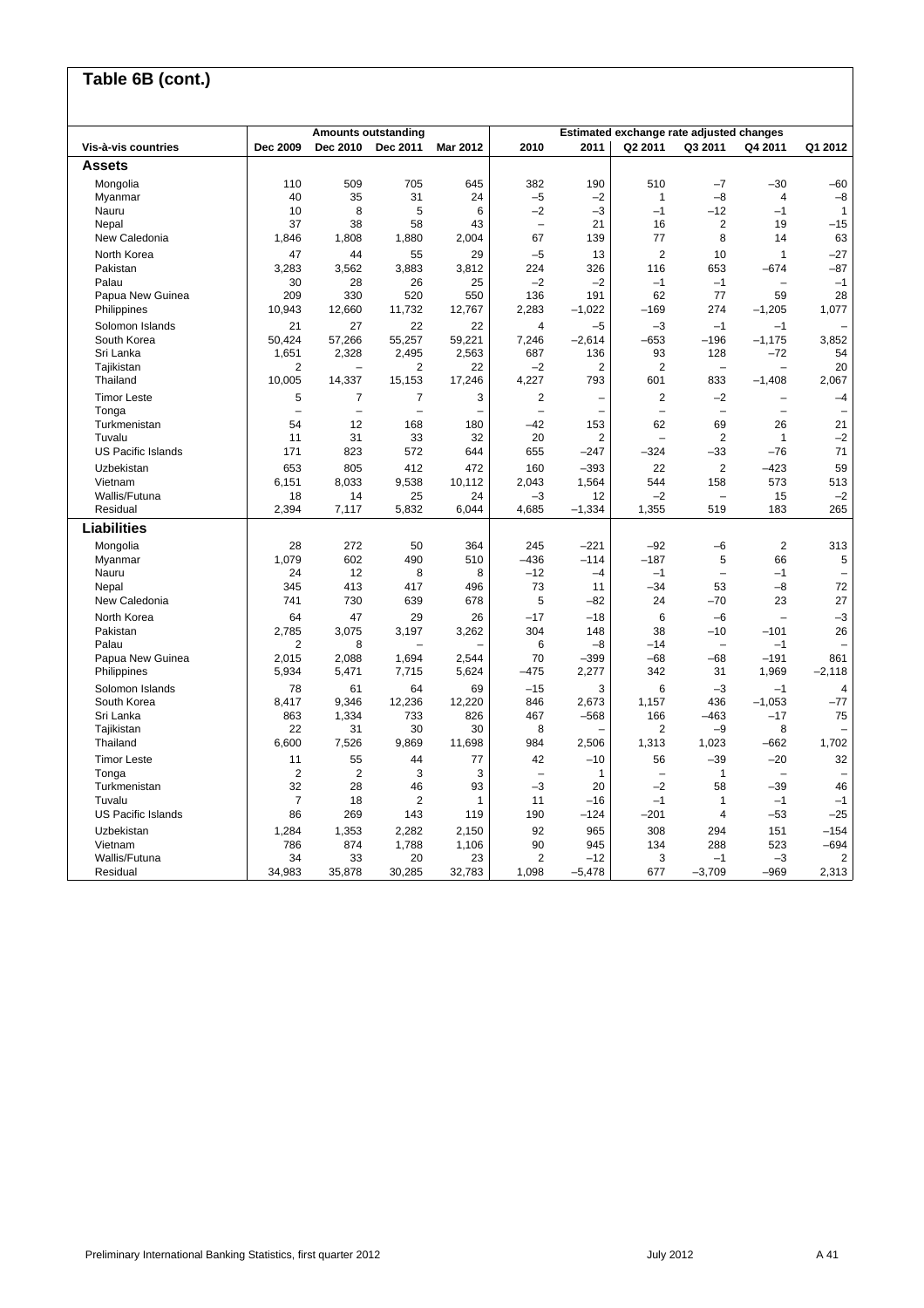## Table 6B (cont.)

| Vis-à-vis countries | Amounts outstanding | | | | Estimated exchange rate adjusted changes | | | | | |
|---|---|---|---|---|---|---|---|---|---|---|
| | Dec 2009 | Dec 2010 | Dec 2011 | Mar 2012 | 2010 | 2011 | Q2 2011 | Q3 2011 | Q4 2011 | Q1 2012 |
| **Assets** | | | | | | | | | | |
| Mongolia | 110 | 509 | 705 | 645 | 382 | 190 | 510 | –7 | –30 | –60 |
| Myanmar | 40 | 35 | 31 | 24 | –5 | –2 | 1 | –8 | 4 | –8 |
| Nauru | 10 | 8 | 5 | 6 | –2 | –3 | –1 | –12 | –1 | 1 |
| Nepal | 37 | 38 | 58 | 43 | – | 21 | 16 | 2 | 19 | –15 |
| New Caledonia | 1,846 | 1,808 | 1,880 | 2,004 | 67 | 139 | 77 | 8 | 14 | 63 |
| North Korea | 47 | 44 | 55 | 29 | –5 | 13 | 2 | 10 | 1 | –27 |
| Pakistan | 3,283 | 3,562 | 3,883 | 3,812 | 224 | 326 | 116 | 653 | –674 | –87 |
| Palau | 30 | 28 | 26 | 25 | –2 | –2 | –1 | –1 | – | –1 |
| Papua New Guinea | 209 | 330 | 520 | 550 | 136 | 191 | 62 | 77 | 59 | 28 |
| Philippines | 10,943 | 12,660 | 11,732 | 12,767 | 2,283 | –1,022 | –169 | 274 | –1,205 | 1,077 |
| Solomon Islands | 21 | 27 | 22 | 22 | 4 | –5 | –3 | –1 | –1 | – |
| South Korea | 50,424 | 57,266 | 55,257 | 59,221 | 7,246 | –2,614 | –653 | –196 | –1,175 | 3,852 |
| Sri Lanka | 1,651 | 2,328 | 2,495 | 2,563 | 687 | 136 | 93 | 128 | –72 | 54 |
| Tajikistan | 2 | – | 2 | 22 | –2 | 2 | 2 | – | – | 20 |
| Thailand | 10,005 | 14,337 | 15,153 | 17,246 | 4,227 | 793 | 601 | 833 | –1,408 | 2,067 |
| Timor Leste | 5 | 7 | 7 | 3 | 2 | – | 2 | –2 | – | –4 |
| Tonga | – | – | – | – | – | – | – | – | – | – |
| Turkmenistan | 54 | 12 | 168 | 180 | –42 | 153 | 62 | 69 | 26 | 21 |
| Tuvalu | 11 | 31 | 33 | 32 | 20 | 2 | – | 2 | 1 | –2 |
| US Pacific Islands | 171 | 823 | 572 | 644 | 655 | –247 | –324 | –33 | –76 | 71 |
| Uzbekistan | 653 | 805 | 412 | 472 | 160 | –393 | 22 | 2 | –423 | 59 |
| Vietnam | 6,151 | 8,033 | 9,538 | 10,112 | 2,043 | 1,564 | 544 | 158 | 573 | 513 |
| Wallis/Futuna | 18 | 14 | 25 | 24 | –3 | 12 | –2 | – | 15 | –2 |
| Residual | 2,394 | 7,117 | 5,832 | 6,044 | 4,685 | –1,334 | 1,355 | 519 | 183 | 265 |
| **Liabilities** | | | | | | | | | | |
| Mongolia | 28 | 272 | 50 | 364 | 245 | –221 | –92 | –6 | 2 | 313 |
| Myanmar | 1,079 | 602 | 490 | 510 | –436 | –114 | –187 | 5 | 66 | 5 |
| Nauru | 24 | 12 | 8 | 8 | –12 | –4 | –1 | – | –1 | – |
| Nepal | 345 | 413 | 417 | 496 | 73 | 11 | –34 | 53 | –8 | 72 |
| New Caledonia | 741 | 730 | 639 | 678 | 5 | –82 | 24 | –70 | 23 | 27 |
| North Korea | 64 | 47 | 29 | 26 | –17 | –18 | 6 | –6 | – | –3 |
| Pakistan | 2,785 | 3,075 | 3,197 | 3,262 | 304 | 148 | 38 | –10 | –101 | 26 |
| Palau | 2 | 8 | – | – | 6 | –8 | –14 | – | –1 | – |
| Papua New Guinea | 2,015 | 2,088 | 1,694 | 2,544 | 70 | –399 | –68 | –68 | –191 | 861 |
| Philippines | 5,934 | 5,471 | 7,715 | 5,624 | –475 | 2,277 | 342 | 31 | 1,969 | –2,118 |
| Solomon Islands | 78 | 61 | 64 | 69 | –15 | 3 | 6 | –3 | –1 | 4 |
| South Korea | 8,417 | 9,346 | 12,236 | 12,220 | 846 | 2,673 | 1,157 | 436 | –1,053 | –77 |
| Sri Lanka | 863 | 1,334 | 733 | 826 | 467 | –568 | 166 | –463 | –17 | 75 |
| Tajikistan | 22 | 31 | 30 | 30 | 8 | – | 2 | –9 | 8 | – |
| Thailand | 6,600 | 7,526 | 9,869 | 11,698 | 984 | 2,506 | 1,313 | 1,023 | –662 | 1,702 |
| Timor Leste | 11 | 55 | 44 | 77 | 42 | –10 | 56 | –39 | –20 | 32 |
| Tonga | 2 | 2 | 3 | 3 | – | 1 | – | 1 | – | – |
| Turkmenistan | 32 | 28 | 46 | 93 | –3 | 20 | –2 | 58 | –39 | 46 |
| Tuvalu | 7 | 18 | 2 | 1 | 11 | –16 | –1 | 1 | –1 | –1 |
| US Pacific Islands | 86 | 269 | 143 | 119 | 190 | –124 | –201 | 4 | –53 | –25 |
| Uzbekistan | 1,284 | 1,353 | 2,282 | 2,150 | 92 | 965 | 308 | 294 | 151 | –154 |
| Vietnam | 786 | 874 | 1,788 | 1,106 | 90 | 945 | 134 | 288 | 523 | –694 |
| Wallis/Futuna | 34 | 33 | 20 | 23 | 2 | –12 | 3 | –1 | –3 | 2 |
| Residual | 34,983 | 35,878 | 30,285 | 32,783 | 1,098 | –5,478 | 677 | –3,709 | –969 | 2,313 |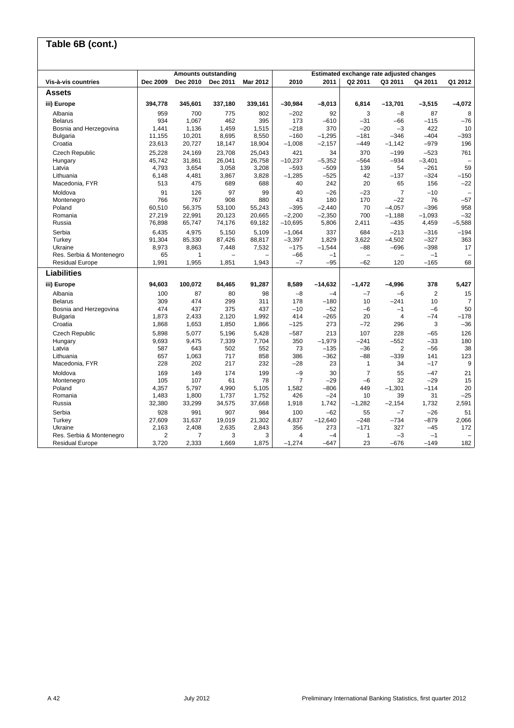## Table 6B (cont.)

| Vis-à-vis countries | Amounts outstanding | | | | Estimated exchange rate adjusted changes | | | | | |
|---|---|---|---|---|---|---|---|---|---|---|
| | Dec 2009 | Dec 2010 | Dec 2011 | Mar 2012 | 2010 | 2011 | Q2 2011 | Q3 2011 | Q4 2011 | Q1 2012 |
| **Assets** | | | | | | | | | | |
| **iii) Europe** | **394,778** | **345,601** | **337,180** | **339,161** | **–30,984** | **–8,013** | **6,814** | **–13,701** | **–3,515** | **–4,072** |
| Albania | 959 | 700 | 775 | 802 | –202 | 92 | 3 | –8 | 87 | 8 |
| Belarus | 934 | 1,067 | 462 | 395 | 173 | –610 | –31 | –66 | –115 | –76 |
| Bosnia and Herzegovina | 1,441 | 1,136 | 1,459 | 1,515 | –218 | 370 | –20 | –3 | 422 | 10 |
| Bulgaria | 11,155 | 10,201 | 8,695 | 8,550 | –160 | –1,295 | –181 | –346 | –404 | –393 |
| Croatia | 23,613 | 20,727 | 18,147 | 18,904 | –1,008 | –2,157 | –449 | –1,142 | –979 | 196 |
| Czech Republic | 25,228 | 24,169 | 23,708 | 25,043 | 421 | 34 | 370 | –199 | –523 | 761 |
| Hungary | 45,742 | 31,861 | 26,041 | 26,758 | –10,237 | –5,352 | –564 | –934 | –3,401 | – |
| Latvia | 4,793 | 3,654 | 3,058 | 3,208 | –593 | –509 | 139 | 54 | –261 | 59 |
| Lithuania | 6,148 | 4,481 | 3,867 | 3,828 | –1,285 | –525 | 42 | –137 | –324 | –150 |
| Macedonia, FYR | 513 | 475 | 689 | 688 | 40 | 242 | 20 | 65 | 156 | –22 |
| Moldova | 91 | 126 | 97 | 99 | 40 | –26 | –23 | 7 | –10 | – |
| Montenegro | 766 | 767 | 908 | 880 | 43 | 180 | 170 | –22 | 76 | –57 |
| Poland | 60,510 | 56,375 | 53,100 | 55,243 | –395 | –2,440 | 70 | –4,057 | –396 | 958 |
| Romania | 27,219 | 22,991 | 20,123 | 20,665 | –2,200 | –2,350 | 700 | –1,188 | –1,093 | –32 |
| Russia | 76,898 | 65,747 | 74,176 | 69,182 | –10,695 | 5,806 | 2,411 | –435 | 4,459 | –5,588 |
| Serbia | 6,435 | 4,975 | 5,150 | 5,109 | –1,064 | 337 | 684 | –213 | –316 | –194 |
| Turkey | 91,304 | 85,330 | 87,426 | 88,817 | –3,397 | 1,829 | 3,622 | –4,502 | –327 | 363 |
| Ukraine | 8,973 | 8,863 | 7,448 | 7,532 | –175 | –1,544 | –88 | –696 | –398 | 17 |
| Res. Serbia & Montenegro | 65 | 1 | – | – | –66 | –1 | – | – | –1 | – |
| Residual Europe | 1,991 | 1,955 | 1,851 | 1,943 | –7 | –95 | –62 | 120 | –165 | 68 |
| **Liabilities** | | | | | | | | | | |
| **iii) Europe** | **94,603** | **100,072** | **84,465** | **91,287** | **8,589** | **–14,632** | **–1,472** | **–4,996** | **378** | **5,427** |
| Albania | 100 | 87 | 80 | 98 | –8 | –4 | –7 | –6 | 2 | 15 |
| Belarus | 309 | 474 | 299 | 311 | 178 | –180 | 10 | –241 | 10 | 7 |
| Bosnia and Herzegovina | 474 | 437 | 375 | 437 | –10 | –52 | –6 | –1 | –6 | 50 |
| Bulgaria | 1,873 | 2,433 | 2,120 | 1,992 | 414 | –265 | 20 | 4 | –74 | –178 |
| Croatia | 1,868 | 1,653 | 1,850 | 1,866 | –125 | 273 | –72 | 296 | 3 | –36 |
| Czech Republic | 5,898 | 5,077 | 5,196 | 5,428 | –587 | 213 | 107 | 228 | –65 | 126 |
| Hungary | 9,693 | 9,475 | 7,339 | 7,704 | 350 | –1,979 | –241 | –552 | –33 | 180 |
| Latvia | 587 | 643 | 502 | 552 | 73 | –135 | –36 | 2 | –56 | 38 |
| Lithuania | 657 | 1,063 | 717 | 858 | 386 | –362 | –88 | –339 | 141 | 123 |
| Macedonia, FYR | 228 | 202 | 217 | 232 | –28 | 23 | 1 | 34 | –17 | 9 |
| Moldova | 169 | 149 | 174 | 199 | –9 | 30 | 7 | 55 | –47 | 21 |
| Montenegro | 105 | 107 | 61 | 78 | 7 | –29 | –6 | 32 | –29 | 15 |
| Poland | 4,357 | 5,797 | 4,990 | 5,105 | 1,582 | –806 | 449 | –1,301 | –114 | 20 |
| Romania | 1,483 | 1,800 | 1,737 | 1,752 | 426 | –24 | 10 | 39 | 31 | –25 |
| Russia | 32,380 | 33,299 | 34,575 | 37,668 | 1,918 | 1,742 | –1,282 | –2,154 | 1,732 | 2,591 |
| Serbia | 928 | 991 | 907 | 984 | 100 | –62 | 55 | –7 | –26 | 51 |
| Turkey | 27,609 | 31,637 | 19,019 | 21,302 | 4,837 | –12,640 | –248 | –734 | –879 | 2,066 |
| Ukraine | 2,163 | 2,408 | 2,635 | 2,843 | 356 | 273 | –171 | 327 | –45 | 172 |
| Res. Serbia & Montenegro | 2 | 7 | 3 | 3 | 4 | –4 | 1 | –3 | –1 | – |
| Residual Europe | 3,720 | 2,333 | 1,669 | 1,875 | –1,274 | –647 | 23 | –676 | –149 | 182 |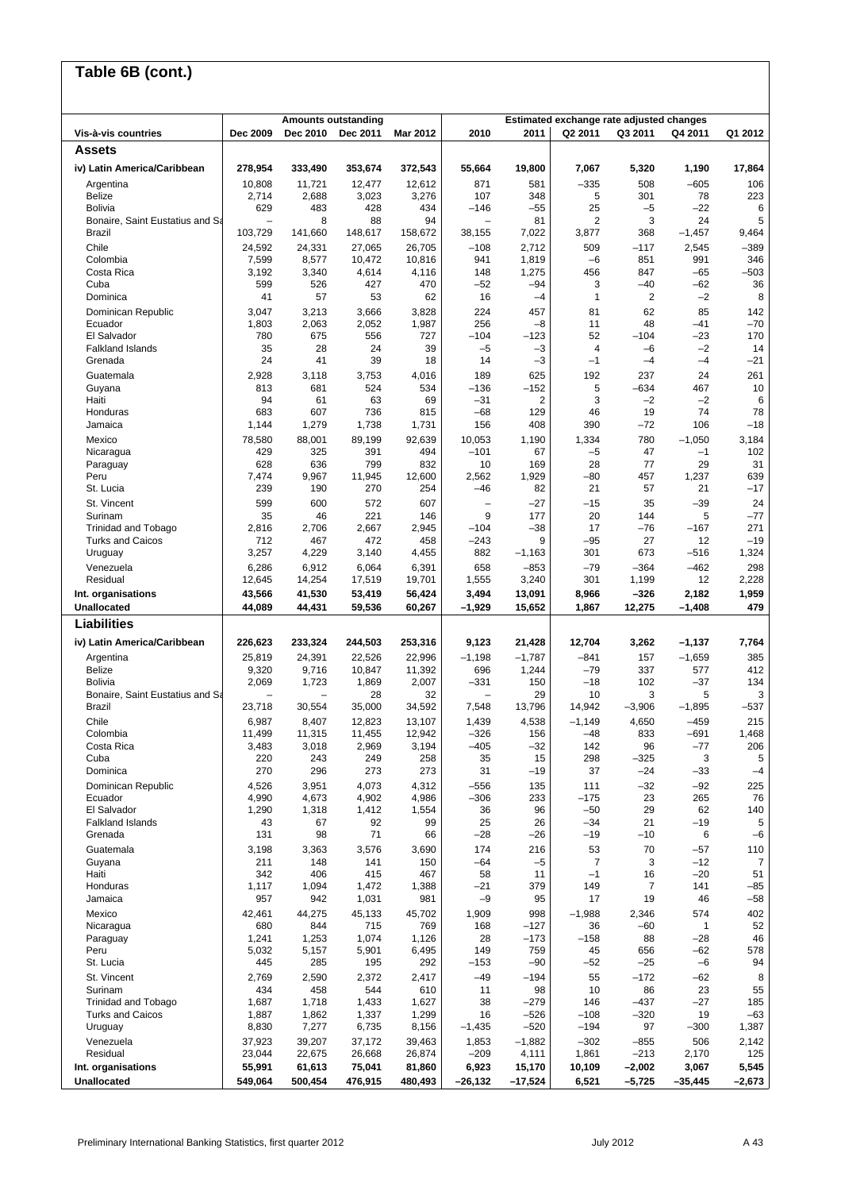# Table 6B (cont.)

| Vis-à-vis countries | Amounts outstanding | | | | Estimated exchange rate adjusted changes | | | | | |
|---|---|---|---|---|---|---|---|---|---|---|
| | Dec 2009 | Dec 2010 | Dec 2011 | Mar 2012 | 2010 | 2011 | Q2 2011 | Q3 2011 | Q4 2011 | Q1 2012 |
| **Assets** | | | | | | | | | | |
| **iv) Latin America/Caribbean** | **278,954** | **333,490** | **353,674** | **372,543** | **55,664** | **19,800** | **7,067** | **5,320** | **1,190** | **17,864** |
| Argentina | 10,808 | 11,721 | 12,477 | 12,612 | 871 | 581 | –335 | 508 | –605 | 106 |
| Belize | 2,714 | 2,688 | 3,023 | 3,276 | 107 | 348 | 5 | 301 | 78 | 223 |
| Bolivia | 629 | 483 | 428 | 434 | –146 | –55 | 25 | –5 | –22 | 6 |
| Bonaire, Saint Eustatius and Sa | – | 8 | 88 | 94 | – | 81 | 2 | 3 | 24 | 5 |
| Brazil | 103,729 | 141,660 | 148,617 | 158,672 | 38,155 | 7,022 | 3,877 | 368 | –1,457 | 9,464 |
| Chile | 24,592 | 24,331 | 27,065 | 26,705 | –108 | 2,712 | 509 | –117 | 2,545 | –389 |
| Colombia | 7,599 | 8,577 | 10,472 | 10,816 | 941 | 1,819 | –6 | 851 | 991 | 346 |
| Costa Rica | 3,192 | 3,340 | 4,614 | 4,116 | 148 | 1,275 | 456 | 847 | –65 | –503 |
| Cuba | 599 | 526 | 427 | 470 | –52 | –94 | 3 | –40 | –62 | 36 |
| Dominica | 41 | 57 | 53 | 62 | 16 | –4 | 1 | 2 | –2 | 8 |
| Dominican Republic | 3,047 | 3,213 | 3,666 | 3,828 | 224 | 457 | 81 | 62 | 85 | 142 |
| Ecuador | 1,803 | 2,063 | 2,052 | 1,987 | 256 | –8 | 11 | 48 | –41 | –70 |
| El Salvador | 780 | 675 | 556 | 727 | –104 | –123 | 52 | –104 | –23 | 170 |
| Falkland Islands | 35 | 28 | 24 | 39 | –5 | –3 | 4 | –6 | –2 | 14 |
| Grenada | 24 | 41 | 39 | 18 | 14 | –3 | –1 | –4 | –4 | –21 |
| Guatemala | 2,928 | 3,118 | 3,753 | 4,016 | 189 | 625 | 192 | 237 | 24 | 261 |
| Guyana | 813 | 681 | 524 | 534 | –136 | –152 | 5 | –634 | 467 | 10 |
| Haiti | 94 | 61 | 63 | 69 | –31 | 2 | 3 | –2 | –2 | 6 |
| Honduras | 683 | 607 | 736 | 815 | –68 | 129 | 46 | 19 | 74 | 78 |
| Jamaica | 1,144 | 1,279 | 1,738 | 1,731 | 156 | 408 | 390 | –72 | 106 | –18 |
| Mexico | 78,580 | 88,001 | 89,199 | 92,639 | 10,053 | 1,190 | 1,334 | 780 | –1,050 | 3,184 |
| Nicaragua | 429 | 325 | 391 | 494 | –101 | 67 | –5 | 47 | –1 | 102 |
| Paraguay | 628 | 636 | 799 | 832 | 10 | 169 | 28 | 77 | 29 | 31 |
| Peru | 7,474 | 9,967 | 11,945 | 12,600 | 2,562 | 1,929 | –80 | 457 | 1,237 | 639 |
| St. Lucia | 239 | 190 | 270 | 254 | –46 | 82 | 21 | 57 | 21 | –17 |
| St. Vincent | 599 | 600 | 572 | 607 | – | –27 | –15 | 35 | –39 | 24 |
| Surinam | 35 | 46 | 221 | 146 | 9 | 177 | 20 | 144 | 5 | –77 |
| Trinidad and Tobago | 2,816 | 2,706 | 2,667 | 2,945 | –104 | –38 | 17 | –76 | –167 | 271 |
| Turks and Caicos | 712 | 467 | 472 | 458 | –243 | 9 | –95 | 27 | 12 | –19 |
| Uruguay | 3,257 | 4,229 | 3,140 | 4,455 | 882 | –1,163 | 301 | 673 | –516 | 1,324 |
| Venezuela | 6,286 | 6,912 | 6,064 | 6,391 | 658 | –853 | –79 | –364 | –462 | 298 |
| Residual | 12,645 | 14,254 | 17,519 | 19,701 | 1,555 | 3,240 | 301 | 1,199 | 12 | 2,228 |
| **Int. organisations** | **43,566** | **41,530** | **53,419** | **56,424** | **3,494** | **13,091** | **8,966** | **–326** | **2,182** | **1,959** |
| **Unallocated** | **44,089** | **44,431** | **59,536** | **60,267** | **–1,929** | **15,652** | **1,867** | **12,275** | **–1,408** | **479** |
| **Liabilities** | | | | | | | | | | |
| **iv) Latin America/Caribbean** | **226,623** | **233,324** | **244,503** | **253,316** | **9,123** | **21,428** | **12,704** | **3,262** | **–1,137** | **7,764** |
| Argentina | 25,819 | 24,391 | 22,526 | 22,996 | –1,198 | –1,787 | –841 | 157 | –1,659 | 385 |
| Belize | 9,320 | 9,716 | 10,847 | 11,392 | 696 | 1,244 | –79 | 337 | 577 | 412 |
| Bolivia | 2,069 | 1,723 | 1,869 | 2,007 | –331 | 150 | –18 | 102 | –37 | 134 |
| Bonaire, Saint Eustatius and Sa | – | – | 28 | 32 | – | 29 | 10 | 3 | 5 | 3 |
| Brazil | 23,718 | 30,554 | 35,000 | 34,592 | 7,548 | 13,796 | 14,942 | –3,906 | –1,895 | –537 |
| Chile | 6,987 | 8,407 | 12,823 | 13,107 | 1,439 | 4,538 | –1,149 | 4,650 | –459 | 215 |
| Colombia | 11,499 | 11,315 | 11,455 | 12,942 | –326 | 156 | –48 | 833 | –691 | 1,468 |
| Costa Rica | 3,483 | 3,018 | 2,969 | 3,194 | –405 | –32 | 142 | 96 | –77 | 206 |
| Cuba | 220 | 243 | 249 | 258 | 35 | 15 | 298 | –325 | 3 | 5 |
| Dominica | 270 | 296 | 273 | 273 | 31 | –19 | 37 | –24 | –33 | –4 |
| Dominican Republic | 4,526 | 3,951 | 4,073 | 4,312 | –556 | 135 | 111 | –32 | –92 | 225 |
| Ecuador | 4,990 | 4,673 | 4,902 | 4,986 | –306 | 233 | –175 | 23 | 265 | 76 |
| El Salvador | 1,290 | 1,318 | 1,412 | 1,554 | 36 | 96 | –50 | 29 | 62 | 140 |
| Falkland Islands | 43 | 67 | 92 | 99 | 25 | 26 | –34 | 21 | –19 | 5 |
| Grenada | 131 | 98 | 71 | 66 | –28 | –26 | –19 | –10 | 6 | –6 |
| Guatemala | 3,198 | 3,363 | 3,576 | 3,690 | 174 | 216 | 53 | 70 | –57 | 110 |
| Guyana | 211 | 148 | 141 | 150 | –64 | –5 | 7 | 3 | –12 | 7 |
| Haiti | 342 | 406 | 415 | 467 | 58 | 11 | –1 | 16 | –20 | 51 |
| Honduras | 1,117 | 1,094 | 1,472 | 1,388 | –21 | 379 | 149 | 7 | 141 | –85 |
| Jamaica | 957 | 942 | 1,031 | 981 | –9 | 95 | 17 | 19 | 46 | –58 |
| Mexico | 42,461 | 44,275 | 45,133 | 45,702 | 1,909 | 998 | –1,988 | 2,346 | 574 | 402 |
| Nicaragua | 680 | 844 | 715 | 769 | 168 | –127 | 36 | –60 | 1 | 52 |
| Paraguay | 1,241 | 1,253 | 1,074 | 1,126 | 28 | –173 | –158 | 88 | –28 | 46 |
| Peru | 5,032 | 5,157 | 5,901 | 6,495 | 149 | 759 | 45 | 656 | –62 | 578 |
| St. Lucia | 445 | 285 | 195 | 292 | –153 | –90 | –52 | –25 | –6 | 94 |
| St. Vincent | 2,769 | 2,590 | 2,372 | 2,417 | –49 | –194 | 55 | –172 | –62 | 8 |
| Surinam | 434 | 458 | 544 | 610 | 11 | 98 | 10 | 86 | 23 | 55 |
| Trinidad and Tobago | 1,687 | 1,718 | 1,433 | 1,627 | 38 | –279 | 146 | –437 | –27 | 185 |
| Turks and Caicos | 1,887 | 1,862 | 1,337 | 1,299 | 16 | –526 | –108 | –320 | 19 | –63 |
| Uruguay | 8,830 | 7,277 | 6,735 | 8,156 | –1,435 | –520 | –194 | 97 | –300 | 1,387 |
| Venezuela | 37,923 | 39,207 | 37,172 | 39,463 | 1,853 | –1,882 | –302 | –855 | 506 | 2,142 |
| Residual | 23,044 | 22,675 | 26,668 | 26,874 | –209 | 4,111 | 1,861 | –213 | 2,170 | 125 |
| **Int. organisations** | **55,991** | **61,613** | **75,041** | **81,860** | **6,923** | **15,170** | **10,109** | **–2,002** | **3,067** | **5,545** |
| **Unallocated** | **549,064** | **500,454** | **476,915** | **480,493** | **–26,132** | **–17,524** | **6,521** | **–5,725** | **–35,445** | **–2,673** |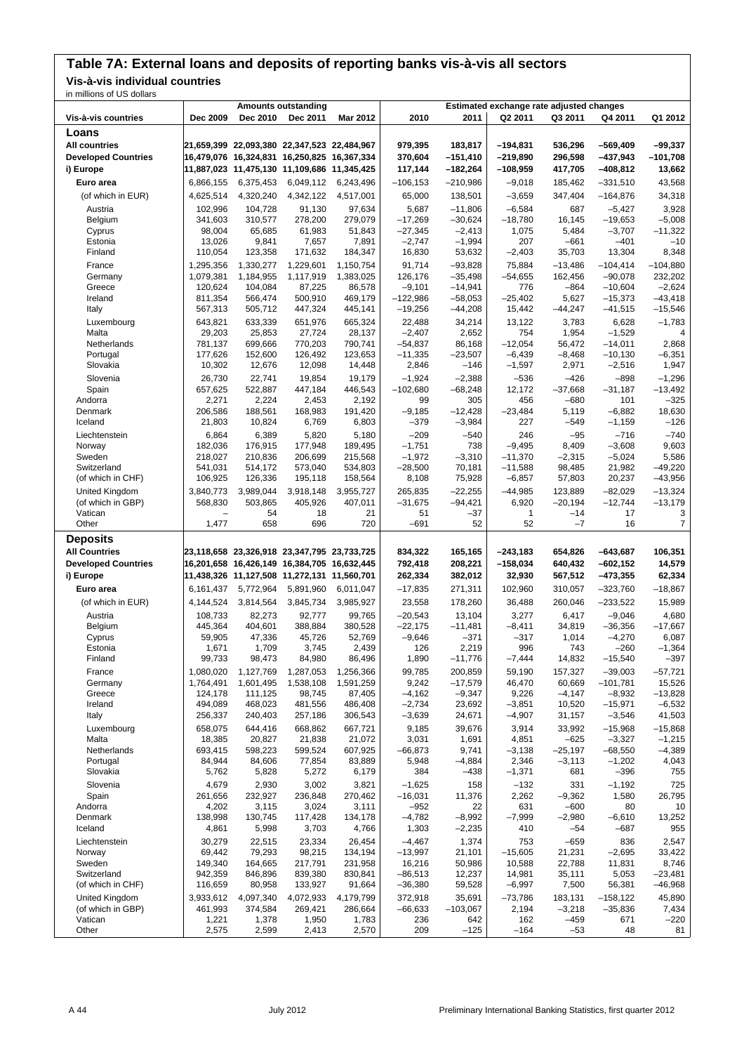# Table 7A: External loans and deposits of reporting banks vis-à-vis all sectors

## Vis-à-vis individual countries

in millions of US dollars

| Vis-à-vis countries | Amounts outstanding | | | | Estimated exchange rate adjusted changes | | | | | |
|---|---|---|---|---|---|---|---|---|---|---|
| | Dec 2009 | Dec 2010 | Dec 2011 | Mar 2012 | 2010 | 2011 | Q2 2011 | Q3 2011 | Q4 2011 | Q1 2012 |
| **Loans** | | | | | | | | | | |
| **All countries** | **21,659,399** | **22,093,380** | **22,347,523** | **22,484,967** | **979,395** | **183,817** | **–194,831** | **536,296** | **–569,409** | **–99,337** |
| **Developed Countries** | **16,479,076** | **16,324,831** | **16,250,825** | **16,367,334** | **370,604** | **–151,410** | **–219,890** | **296,598** | **–437,943** | **–101,708** |
| **i) Europe** | **11,887,023** | **11,475,130** | **11,109,686** | **11,345,425** | **117,144** | **–182,264** | **–108,959** | **417,705** | **–408,812** | **13,662** |
| **Euro area** | 6,866,155 | 6,375,453 | 6,049,112 | 6,243,496 | –106,153 | –210,986 | –9,018 | 185,462 | –331,510 | 43,568 |
| (of which in EUR) | 4,625,514 | 4,320,240 | 4,342,122 | 4,517,001 | 65,000 | 138,501 | –3,659 | 347,404 | –164,876 | 34,318 |
| Austria | 102,996 | 104,728 | 91,130 | 97,634 | 5,687 | –11,806 | –6,584 | 687 | –5,427 | 3,928 |
| Belgium | 341,603 | 310,577 | 278,200 | 279,079 | –17,269 | –30,624 | –18,780 | 16,145 | –19,653 | –5,008 |
| Cyprus | 98,004 | 65,685 | 61,983 | 51,843 | –27,345 | –2,413 | 1,075 | 5,484 | –3,707 | –11,322 |
| Estonia | 13,026 | 9,841 | 7,657 | 7,891 | –2,747 | –1,994 | 207 | –661 | –401 | –10 |
| Finland | 110,054 | 123,358 | 171,632 | 184,347 | 16,830 | 53,632 | –2,403 | 35,703 | 13,304 | 8,348 |
| France | 1,295,356 | 1,330,277 | 1,229,601 | 1,150,754 | 91,714 | –93,828 | 75,884 | –13,486 | –104,414 | –104,880 |
| Germany | 1,079,381 | 1,184,955 | 1,117,919 | 1,383,025 | 126,176 | –35,498 | –54,655 | 162,456 | –90,078 | 232,202 |
| Greece | 120,624 | 104,084 | 87,225 | 86,578 | –9,101 | –14,941 | 776 | –864 | –10,604 | –2,624 |
| Ireland | 811,354 | 566,474 | 500,910 | 469,179 | –122,986 | –58,053 | –25,402 | 5,627 | –15,373 | –43,418 |
| Italy | 567,313 | 505,712 | 447,324 | 445,141 | –19,256 | –44,208 | 15,442 | –44,247 | –41,515 | –15,546 |
| Luxembourg | 643,821 | 633,339 | 651,976 | 665,324 | 22,488 | 34,214 | 13,122 | 3,783 | 6,628 | –1,783 |
| Malta | 29,203 | 25,853 | 27,724 | 28,137 | –2,407 | 2,652 | 754 | 1,954 | –1,529 | 4 |
| Netherlands | 781,137 | 699,666 | 770,203 | 790,741 | –54,837 | 86,168 | –12,054 | 56,472 | –14,011 | 2,868 |
| Portugal | 177,626 | 152,600 | 126,492 | 123,653 | –11,335 | –23,507 | –6,439 | –8,468 | –10,130 | –6,351 |
| Slovakia | 10,302 | 12,676 | 12,098 | 14,448 | 2,846 | –146 | –1,597 | 2,971 | –2,516 | 1,947 |
| Slovenia | 26,730 | 22,741 | 19,854 | 19,179 | –1,924 | –2,388 | –536 | –426 | –898 | –1,296 |
| Spain | 657,625 | 522,887 | 447,184 | 446,543 | –102,680 | –68,248 | 12,172 | –37,668 | –31,187 | –13,492 |
| Andorra | 2,271 | 2,224 | 2,453 | 2,192 | 99 | 305 | 456 | –680 | 101 | –325 |
| Denmark | 206,586 | 188,561 | 168,983 | 191,420 | –9,185 | –12,428 | –23,484 | 5,119 | –6,882 | 18,630 |
| Iceland | 21,803 | 10,824 | 6,769 | 6,803 | –379 | –3,984 | 227 | –549 | –1,159 | –126 |
| Liechtenstein | 6,864 | 6,389 | 5,820 | 5,180 | –209 | –540 | 246 | –95 | –716 | –740 |
| Norway | 182,036 | 176,915 | 177,948 | 189,495 | –1,751 | 738 | –9,495 | 8,409 | –3,608 | 9,603 |
| Sweden | 218,027 | 210,836 | 206,699 | 215,568 | –1,972 | –3,310 | –11,370 | –2,315 | –5,024 | 5,586 |
| Switzerland | 541,031 | 514,172 | 573,040 | 534,803 | –28,500 | 70,181 | –11,588 | 98,485 | 21,982 | –49,220 |
| (of which in CHF) | 106,925 | 126,336 | 195,118 | 158,564 | 8,108 | 75,928 | –6,857 | 57,803 | 20,237 | –43,956 |
| United Kingdom | 3,840,773 | 3,989,044 | 3,918,148 | 3,955,727 | 265,835 | –22,255 | –44,985 | 123,889 | –82,029 | –13,324 |
| (of which in GBP) | 568,830 | 503,865 | 405,926 | 407,011 | –31,675 | –94,421 | 6,920 | –20,194 | –12,744 | –13,179 |
| Vatican | – | 54 | 18 | 21 | 51 | –37 | 1 | –14 | 17 | 3 |
| Other | 1,477 | 658 | 696 | 720 | –691 | 52 | 52 | –7 | 16 | 7 |
| **Deposits** | | | | | | | | | | |
| **All Countries** | **23,118,658** | **23,326,918** | **23,347,795** | **23,733,725** | **834,322** | **165,165** | **–243,183** | **654,826** | **–643,687** | **106,351** |
| **Developed Countries** | **16,201,658** | **16,426,149** | **16,384,705** | **16,632,445** | **792,418** | **208,221** | **–158,034** | **640,432** | **–602,152** | **14,579** |
| **i) Europe** | **11,438,326** | **11,127,508** | **11,272,131** | **11,560,701** | **262,334** | **382,012** | **32,930** | **567,512** | **–473,355** | **62,334** |
| **Euro area** | 6,161,437 | 5,772,964 | 5,891,960 | 6,011,047 | –17,835 | 271,311 | 102,960 | 310,057 | –323,760 | –18,867 |
| (of which in EUR) | 4,144,524 | 3,814,564 | 3,845,734 | 3,985,927 | 23,558 | 178,260 | 36,488 | 260,046 | –233,522 | 15,989 |
| Austria | 108,733 | 82,273 | 92,777 | 99,765 | –20,543 | 13,104 | 3,277 | 6,417 | –9,046 | 4,680 |
| Belgium | 445,364 | 404,601 | 388,884 | 380,528 | –22,175 | –11,481 | –8,411 | 34,819 | –36,356 | –17,667 |
| Cyprus | 59,905 | 47,336 | 45,726 | 52,769 | –9,646 | –371 | –317 | 1,014 | –4,270 | 6,087 |
| Estonia | 1,671 | 1,709 | 3,745 | 2,439 | 126 | 2,219 | 996 | 743 | –260 | –1,364 |
| Finland | 99,733 | 98,473 | 84,980 | 86,496 | 1,890 | –11,776 | –7,444 | 14,832 | –15,540 | –397 |
| France | 1,080,020 | 1,127,769 | 1,287,053 | 1,256,366 | 99,785 | 200,859 | 59,190 | 157,327 | –39,003 | –57,721 |
| Germany | 1,764,491 | 1,601,495 | 1,538,108 | 1,591,259 | 9,242 | –17,579 | 46,470 | 60,669 | –101,781 | 15,526 |
| Greece | 124,178 | 111,125 | 98,745 | 87,405 | –4,162 | –9,347 | 9,226 | –4,147 | –8,932 | –13,828 |
| Ireland | 494,089 | 468,023 | 481,556 | 486,408 | –2,734 | 23,692 | –3,851 | 10,520 | –15,971 | –6,532 |
| Italy | 256,337 | 240,403 | 257,186 | 306,543 | –3,639 | 24,671 | –4,907 | 31,157 | –3,546 | 41,503 |
| Luxembourg | 658,075 | 644,416 | 668,862 | 667,721 | 9,185 | 39,676 | 3,914 | 33,992 | –15,968 | –15,868 |
| Malta | 18,385 | 20,827 | 21,838 | 21,072 | 3,031 | 1,691 | 4,851 | –625 | –3,327 | –1,215 |
| Netherlands | 693,415 | 598,223 | 599,524 | 607,925 | –66,873 | 9,741 | –3,138 | –25,197 | –68,550 | –4,389 |
| Portugal | 84,944 | 84,606 | 77,854 | 83,889 | 5,948 | –4,884 | 2,346 | –3,113 | –1,202 | 4,043 |
| Slovakia | 5,762 | 5,828 | 5,272 | 6,179 | 384 | –438 | –1,371 | 681 | –396 | 755 |
| Slovenia | 4,679 | 2,930 | 3,002 | 3,821 | –1,625 | 158 | –132 | 331 | –1,192 | 725 |
| Spain | 261,656 | 232,927 | 236,848 | 270,462 | –16,031 | 11,376 | 2,262 | –9,362 | 1,580 | 26,795 |
| Andorra | 4,202 | 3,115 | 3,024 | 3,111 | –952 | 22 | 631 | –600 | 80 | 10 |
| Denmark | 138,998 | 130,745 | 117,428 | 134,178 | –4,782 | –8,992 | –7,999 | –2,980 | –6,610 | 13,252 |
| Iceland | 4,861 | 5,998 | 3,703 | 4,766 | 1,303 | –2,235 | 410 | –54 | –687 | 955 |
| Liechtenstein | 30,279 | 22,515 | 23,334 | 26,454 | –4,467 | 1,374 | 753 | –659 | 836 | 2,547 |
| Norway | 69,442 | 79,293 | 98,215 | 134,194 | –13,997 | 21,101 | –15,605 | 21,231 | –2,695 | 33,422 |
| Sweden | 149,340 | 164,665 | 217,791 | 231,958 | 16,216 | 50,986 | 10,588 | 22,788 | 11,831 | 8,746 |
| Switzerland | 942,359 | 846,896 | 839,380 | 830,841 | –86,513 | 12,237 | 14,981 | 35,111 | 5,053 | –23,481 |
| (of which in CHF) | 116,659 | 80,958 | 133,927 | 91,664 | –36,380 | 59,528 | –6,997 | 7,500 | 56,381 | –46,968 |
| United Kingdom | 3,933,612 | 4,097,340 | 4,072,933 | 4,179,799 | 372,918 | 35,691 | –73,786 | 183,131 | –158,122 | 45,890 |
| (of which in GBP) | 461,993 | 374,584 | 269,421 | 286,664 | –66,633 | –103,067 | 2,194 | –3,218 | –35,836 | 7,434 |
| Vatican | 1,221 | 1,378 | 1,950 | 1,783 | 236 | 642 | 162 | –459 | 671 | –220 |
| Other | 2,575 | 2,599 | 2,413 | 2,570 | 209 | –125 | –164 | –53 | 48 | 81 |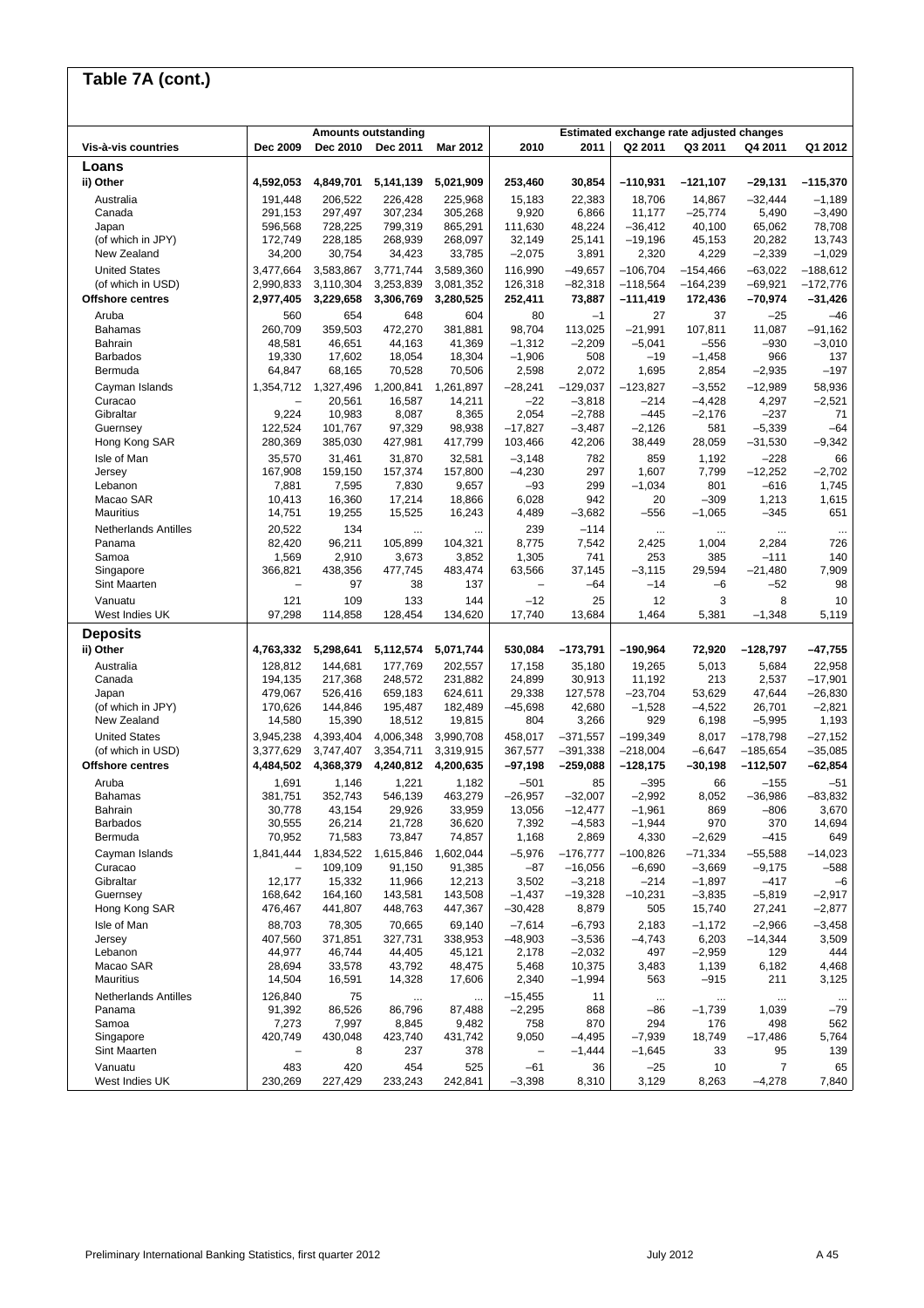## Table 7A (cont.)

| Vis-à-vis countries | Amounts outstanding | | | | Estimated exchange rate adjusted changes | | | | | |
|---|---|---|---|---|---|---|---|---|---|---|
| | Dec 2009 | Dec 2010 | Dec 2011 | Mar 2012 | 2010 | 2011 | Q2 2011 | Q3 2011 | Q4 2011 | Q1 2012 |
| **Loans** | | | | | | | | | | |
| **ii) Other** | **4,592,053** | **4,849,701** | **5,141,139** | **5,021,909** | **253,460** | **30,854** | **–110,931** | **–121,107** | **–29,131** | **–115,370** |
| Australia | 191,448 | 206,522 | 226,428 | 225,968 | 15,183 | 22,383 | 18,706 | 14,867 | –32,444 | –1,189 |
| Canada | 291,153 | 297,497 | 307,234 | 305,268 | 9,920 | 6,866 | 11,177 | –25,774 | 5,490 | –3,490 |
| Japan | 596,568 | 728,225 | 799,319 | 865,291 | 111,630 | 48,224 | –36,412 | 40,100 | 65,062 | 78,708 |
| (of which in JPY) | 172,749 | 228,185 | 268,939 | 268,097 | 32,149 | 25,141 | –19,196 | 45,153 | 20,282 | 13,743 |
| New Zealand | 34,200 | 30,754 | 34,423 | 33,785 | –2,075 | 3,891 | 2,320 | 4,229 | –2,339 | –1,029 |
| United States | 3,477,664 | 3,583,867 | 3,771,744 | 3,589,360 | 116,990 | –49,657 | –106,704 | –154,466 | –63,022 | –188,612 |
| (of which in USD) | 2,990,833 | 3,110,304 | 3,253,839 | 3,081,352 | 126,318 | –82,318 | –118,564 | –164,239 | –69,921 | –172,776 |
| **Offshore centres** | **2,977,405** | **3,229,658** | **3,306,769** | **3,280,525** | **252,411** | **73,887** | **–111,419** | **172,436** | **–70,974** | **–31,426** |
| Aruba | 560 | 654 | 648 | 604 | 80 | –1 | 27 | 37 | –25 | –46 |
| Bahamas | 260,709 | 359,503 | 472,270 | 381,881 | 98,704 | 113,025 | –21,991 | 107,811 | 11,087 | –91,162 |
| Bahrain | 48,581 | 46,651 | 44,163 | 41,369 | –1,312 | –2,209 | –5,041 | –556 | –930 | –3,010 |
| Barbados | 19,330 | 17,602 | 18,054 | 18,304 | –1,906 | 508 | –19 | –1,458 | 966 | 137 |
| Bermuda | 64,847 | 68,165 | 70,528 | 70,506 | 2,598 | 2,072 | 1,695 | 2,854 | –2,935 | –197 |
| Cayman Islands | 1,354,712 | 1,327,496 | 1,200,841 | 1,261,897 | –28,241 | –129,037 | –123,827 | –3,552 | –12,989 | 58,936 |
| Curacao | – | 20,561 | 16,587 | 14,211 | –22 | –3,818 | –214 | –4,428 | 4,297 | –2,521 |
| Gibraltar | 9,224 | 10,983 | 8,087 | 8,365 | 2,054 | –2,788 | –445 | –2,176 | –237 | 71 |
| Guernsey | 122,524 | 101,767 | 97,329 | 98,938 | –17,827 | –3,487 | –2,126 | 581 | –5,339 | –64 |
| Hong Kong SAR | 280,369 | 385,030 | 427,981 | 417,799 | 103,466 | 42,206 | 38,449 | 28,059 | –31,530 | –9,342 |
| Isle of Man | 35,570 | 31,461 | 31,870 | 32,581 | –3,148 | 782 | 859 | 1,192 | –228 | 66 |
| Jersey | 167,908 | 159,150 | 157,374 | 157,800 | –4,230 | 297 | 1,607 | 7,799 | –12,252 | –2,702 |
| Lebanon | 7,881 | 7,595 | 7,830 | 9,657 | –93 | 299 | –1,034 | 801 | –616 | 1,745 |
| Macao SAR | 10,413 | 16,360 | 17,214 | 18,866 | 6,028 | 942 | 20 | –309 | 1,213 | 1,615 |
| Mauritius | 14,751 | 19,255 | 15,525 | 16,243 | 4,489 | –3,682 | –556 | –1,065 | –345 | 651 |
| Netherlands Antilles | 20,522 | 134 | ... | ... | 239 | –114 | ... | ... | ... | ... |
| Panama | 82,420 | 96,211 | 105,899 | 104,321 | 8,775 | 7,542 | 2,425 | 1,004 | 2,284 | 726 |
| Samoa | 1,569 | 2,910 | 3,673 | 3,852 | 1,305 | 741 | 253 | 385 | –111 | 140 |
| Singapore | 366,821 | 438,356 | 477,745 | 483,474 | 63,566 | 37,145 | –3,115 | 29,594 | –21,480 | 7,909 |
| Sint Maarten | – | 97 | 38 | 137 | – | –64 | –14 | –6 | –52 | 98 |
| Vanuatu | 121 | 109 | 133 | 144 | –12 | 25 | 12 | 3 | 8 | 10 |
| West Indies UK | 97,298 | 114,858 | 128,454 | 134,620 | 17,740 | 13,684 | 1,464 | 5,381 | –1,348 | 5,119 |
| **Deposits** | | | | | | | | | | |
| **ii) Other** | **4,763,332** | **5,298,641** | **5,112,574** | **5,071,744** | **530,084** | **–173,791** | **–190,964** | **72,920** | **–128,797** | **–47,755** |
| Australia | 128,812 | 144,681 | 177,769 | 202,557 | 17,158 | 35,180 | 19,265 | 5,013 | 5,684 | 22,958 |
| Canada | 194,135 | 217,368 | 248,572 | 231,882 | 24,899 | 30,913 | 11,192 | 213 | 2,537 | –17,901 |
| Japan | 479,067 | 526,416 | 659,183 | 624,611 | 29,338 | 127,578 | –23,704 | 53,629 | 47,644 | –26,830 |
| (of which in JPY) | 170,626 | 144,846 | 195,487 | 182,489 | –45,698 | 42,680 | –1,528 | –4,522 | 26,701 | –2,821 |
| New Zealand | 14,580 | 15,390 | 18,512 | 19,815 | 804 | 3,266 | 929 | 6,198 | –5,995 | 1,193 |
| United States | 3,945,238 | 4,393,404 | 4,006,348 | 3,990,708 | 458,017 | –371,557 | –199,349 | 8,017 | –178,798 | –27,152 |
| (of which in USD) | 3,377,629 | 3,747,407 | 3,354,711 | 3,319,915 | 367,577 | –391,338 | –218,004 | –6,647 | –185,654 | –35,085 |
| **Offshore centres** | **4,484,502** | **4,368,379** | **4,240,812** | **4,200,635** | **–97,198** | **–259,088** | **–128,175** | **–30,198** | **–112,507** | **–62,854** |
| Aruba | 1,691 | 1,146 | 1,221 | 1,182 | –501 | 85 | –395 | 66 | –155 | –51 |
| Bahamas | 381,751 | 352,743 | 546,139 | 463,279 | –26,957 | –32,007 | –2,992 | 8,052 | –36,986 | –83,832 |
| Bahrain | 30,778 | 43,154 | 29,926 | 33,959 | 13,056 | –12,477 | –1,961 | 869 | –806 | 3,670 |
| Barbados | 30,555 | 26,214 | 21,728 | 36,620 | 7,392 | –4,583 | –1,944 | 970 | 370 | 14,694 |
| Bermuda | 70,952 | 71,583 | 73,847 | 74,857 | 1,168 | 2,869 | 4,330 | –2,629 | –415 | 649 |
| Cayman Islands | 1,841,444 | 1,834,522 | 1,615,846 | 1,602,044 | –5,976 | –176,777 | –100,826 | –71,334 | –55,588 | –14,023 |
| Curacao | – | 109,109 | 91,150 | 91,385 | –87 | –16,056 | –6,690 | –3,669 | –9,175 | –588 |
| Gibraltar | 12,177 | 15,332 | 11,966 | 12,213 | 3,502 | –3,218 | –214 | –1,897 | –417 | –6 |
| Guernsey | 168,642 | 164,160 | 143,581 | 143,508 | –1,437 | –19,328 | –10,231 | –3,835 | –5,819 | –2,917 |
| Hong Kong SAR | 476,467 | 441,807 | 448,763 | 447,367 | –30,428 | 8,879 | 505 | 15,740 | 27,241 | –2,877 |
| Isle of Man | 88,703 | 78,305 | 70,665 | 69,140 | –7,614 | –6,793 | 2,183 | –1,172 | –2,966 | –3,458 |
| Jersey | 407,560 | 371,851 | 327,731 | 338,953 | –48,903 | –3,536 | –4,743 | 6,203 | –14,344 | 3,509 |
| Lebanon | 44,977 | 46,744 | 44,405 | 45,121 | 2,178 | –2,032 | 497 | –2,959 | 129 | 444 |
| Macao SAR | 28,694 | 33,578 | 43,792 | 48,475 | 5,468 | 10,375 | 3,483 | 1,139 | 6,182 | 4,468 |
| Mauritius | 14,504 | 16,591 | 14,328 | 17,606 | 2,340 | –1,994 | 563 | –915 | 211 | 3,125 |
| Netherlands Antilles | 126,840 | 75 | ... | ... | –15,455 | 11 | ... | ... | ... | ... |
| Panama | 91,392 | 86,526 | 86,796 | 87,488 | –2,295 | 868 | –86 | –1,739 | 1,039 | –79 |
| Samoa | 7,273 | 7,997 | 8,845 | 9,482 | 758 | 870 | 294 | 176 | 498 | 562 |
| Singapore | 420,749 | 430,048 | 423,740 | 431,742 | 9,050 | –4,495 | –7,939 | 18,749 | –17,486 | 5,764 |
| Sint Maarten | – | 8 | 237 | 378 | – | –1,444 | –1,645 | 33 | 95 | 139 |
| Vanuatu | 483 | 420 | 454 | 525 | –61 | 36 | –25 | 10 | 7 | 65 |
| West Indies UK | 230,269 | 227,429 | 233,243 | 242,841 | –3,398 | 8,310 | 3,129 | 8,263 | –4,278 | 7,840 |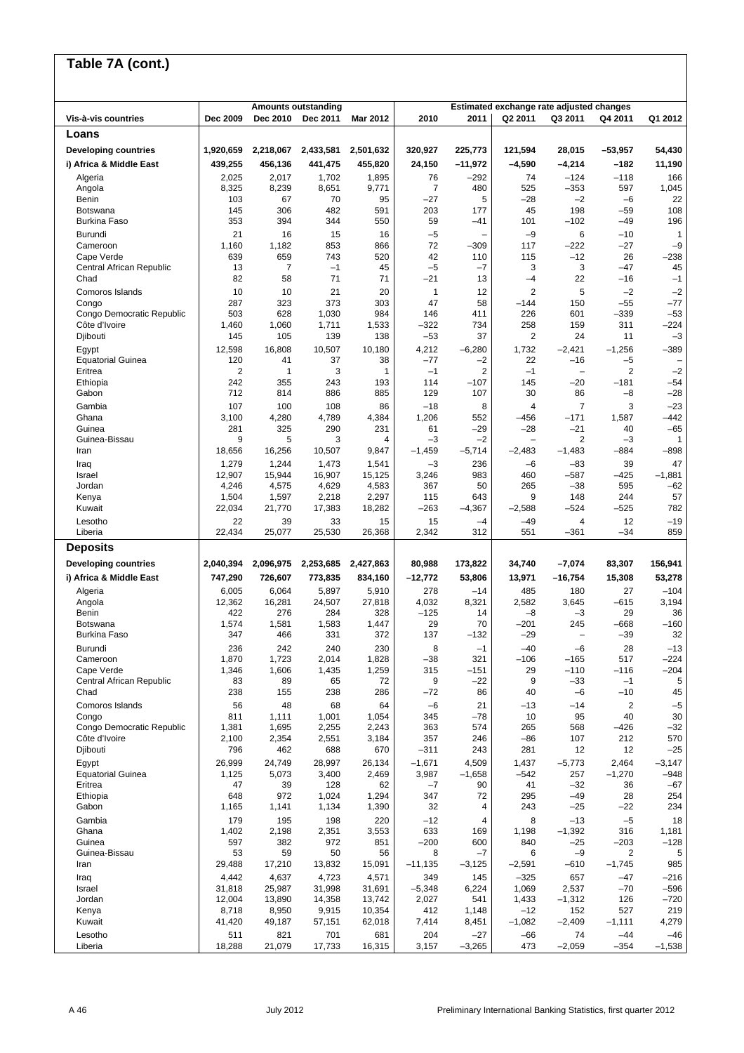## Table 7A (cont.)

| Vis-à-vis countries | Amounts outstanding | | | | Estimated exchange rate adjusted changes | | | | | |
|---|---|---|---|---|---|---|---|---|---|---|
| | Dec 2009 | Dec 2010 | Dec 2011 | Mar 2012 | 2010 | 2011 | Q2 2011 | Q3 2011 | Q4 2011 | Q1 2012 |
| **Loans** | | | | | | | | | | |
| **Developing countries** | **1,920,659** | **2,218,067** | **2,433,581** | **2,501,632** | **320,927** | **225,773** | **121,594** | **28,015** | **–53,957** | **54,430** |
| **i) Africa & Middle East** | **439,255** | **456,136** | **441,475** | **455,820** | **24,150** | **–11,972** | **–4,590** | **–4,214** | **–182** | **11,190** |
| Algeria | 2,025 | 2,017 | 1,702 | 1,895 | 76 | –292 | 74 | –124 | –118 | 166 |
| Angola | 8,325 | 8,239 | 8,651 | 9,771 | 7 | 480 | 525 | –353 | 597 | 1,045 |
| Benin | 103 | 67 | 70 | 95 | –27 | 5 | –28 | –2 | –6 | 22 |
| Botswana | 145 | 306 | 482 | 591 | 203 | 177 | 45 | 198 | –59 | 108 |
| Burkina Faso | 353 | 394 | 344 | 550 | 59 | –41 | 101 | –102 | –49 | 196 |
| Burundi | 21 | 16 | 15 | 16 | –5 | – | –9 | 6 | –10 | 1 |
| Cameroon | 1,160 | 1,182 | 853 | 866 | 72 | –309 | 117 | –222 | –27 | –9 |
| Cape Verde | 639 | 659 | 743 | 520 | 42 | 110 | 115 | –12 | 26 | –238 |
| Central African Republic | 13 | 7 | –1 | 45 | –5 | –7 | 3 | 3 | –47 | 45 |
| Chad | 82 | 58 | 71 | 71 | –21 | 13 | –4 | 22 | –16 | –1 |
| Comoros Islands | 10 | 10 | 21 | 20 | 1 | 12 | 2 | 5 | –2 | –2 |
| Congo | 287 | 323 | 373 | 303 | 47 | 58 | –144 | 150 | –55 | –77 |
| Congo Democratic Republic | 503 | 628 | 1,030 | 984 | 146 | 411 | 226 | 601 | –339 | –53 |
| Côte d'Ivoire | 1,460 | 1,060 | 1,711 | 1,533 | –322 | 734 | 258 | 159 | 311 | –224 |
| Djibouti | 145 | 105 | 139 | 138 | –53 | 37 | 2 | 24 | 11 | –3 |
| Egypt | 12,598 | 16,808 | 10,507 | 10,180 | 4,212 | –6,280 | 1,732 | –2,421 | –1,256 | –389 |
| Equatorial Guinea | 120 | 41 | 37 | 38 | –77 | –2 | 22 | –16 | –5 | – |
| Eritrea | 2 | 1 | 3 | 1 | –1 | 2 | –1 | – | 2 | –2 |
| Ethiopia | 242 | 355 | 243 | 193 | 114 | –107 | 145 | –20 | –181 | –54 |
| Gabon | 712 | 814 | 886 | 885 | 129 | 107 | 30 | 86 | –8 | –28 |
| Gambia | 107 | 100 | 108 | 86 | –18 | 8 | 4 | 7 | 3 | –23 |
| Ghana | 3,100 | 4,280 | 4,789 | 4,384 | 1,206 | 552 | –456 | –171 | 1,587 | –442 |
| Guinea | 281 | 325 | 290 | 231 | 61 | –29 | –28 | –21 | 40 | –65 |
| Guinea-Bissau | 9 | 5 | 3 | 4 | –3 | –2 | – | 2 | –3 | 1 |
| Iran | 18,656 | 16,256 | 10,507 | 9,847 | –1,459 | –5,714 | –2,483 | –1,483 | –884 | –898 |
| Iraq | 1,279 | 1,244 | 1,473 | 1,541 | –3 | 236 | –6 | –83 | 39 | 47 |
| Israel | 12,907 | 15,944 | 16,907 | 15,125 | 3,246 | 983 | 460 | –587 | –425 | –1,881 |
| Jordan | 4,246 | 4,575 | 4,629 | 4,583 | 367 | 50 | 265 | –38 | 595 | –62 |
| Kenya | 1,504 | 1,597 | 2,218 | 2,297 | 115 | 643 | 9 | 148 | 244 | 57 |
| Kuwait | 22,034 | 21,770 | 17,383 | 18,282 | –263 | –4,367 | –2,588 | –524 | –525 | 782 |
| Lesotho | 22 | 39 | 33 | 15 | 15 | –4 | –49 | 4 | 12 | –19 |
| Liberia | 22,434 | 25,077 | 25,530 | 26,368 | 2,342 | 312 | 551 | –361 | –34 | 859 |
| **Deposits** | | | | | | | | | | |
| **Developing countries** | **2,040,394** | **2,096,975** | **2,253,685** | **2,427,863** | **80,988** | **173,822** | **34,740** | **–7,074** | **83,307** | **156,941** |
| **i) Africa & Middle East** | **747,290** | **726,607** | **773,835** | **834,160** | **–12,772** | **53,806** | **13,971** | **–16,754** | **15,308** | **53,278** |
| Algeria | 6,005 | 6,064 | 5,897 | 5,910 | 278 | –14 | 485 | 180 | 27 | –104 |
| Angola | 12,362 | 16,281 | 24,507 | 27,818 | 4,032 | 8,321 | 2,582 | 3,645 | –615 | 3,194 |
| Benin | 422 | 276 | 284 | 328 | –125 | 14 | –8 | –3 | 29 | 36 |
| Botswana | 1,574 | 1,581 | 1,583 | 1,447 | 29 | 70 | –201 | 245 | –668 | –160 |
| Burkina Faso | 347 | 466 | 331 | 372 | 137 | –132 | –29 | – | –39 | 32 |
| Burundi | 236 | 242 | 240 | 230 | 8 | –1 | –40 | –6 | 28 | –13 |
| Cameroon | 1,870 | 1,723 | 2,014 | 1,828 | –38 | 321 | –106 | –165 | 517 | –224 |
| Cape Verde | 1,346 | 1,606 | 1,435 | 1,259 | 315 | –151 | 29 | –110 | –116 | –204 |
| Central African Republic | 83 | 89 | 65 | 72 | 9 | –22 | 9 | –33 | –1 | 5 |
| Chad | 238 | 155 | 238 | 286 | –72 | 86 | 40 | –6 | –10 | 45 |
| Comoros Islands | 56 | 48 | 68 | 64 | –6 | 21 | –13 | –14 | 2 | –5 |
| Congo | 811 | 1,111 | 1,001 | 1,054 | 345 | –78 | 10 | 95 | 40 | 30 |
| Congo Democratic Republic | 1,381 | 1,695 | 2,255 | 2,243 | 363 | 574 | 265 | 568 | –426 | –32 |
| Côte d'Ivoire | 2,100 | 2,354 | 2,551 | 3,184 | 357 | 246 | –86 | 107 | 212 | 570 |
| Djibouti | 796 | 462 | 688 | 670 | –311 | 243 | 281 | 12 | 12 | –25 |
| Egypt | 26,999 | 24,749 | 28,997 | 26,134 | –1,671 | 4,509 | 1,437 | –5,773 | 2,464 | –3,147 |
| Equatorial Guinea | 1,125 | 5,073 | 3,400 | 2,469 | 3,987 | –1,658 | –542 | 257 | –1,270 | –948 |
| Eritrea | 47 | 39 | 128 | 62 | –7 | 90 | 41 | –32 | 36 | –67 |
| Ethiopia | 648 | 972 | 1,024 | 1,294 | 347 | 72 | 295 | –49 | 28 | 254 |
| Gabon | 1,165 | 1,141 | 1,134 | 1,390 | 32 | 4 | 243 | –25 | –22 | 234 |
| Gambia | 179 | 195 | 198 | 220 | –12 | 4 | 8 | –13 | –5 | 18 |
| Ghana | 1,402 | 2,198 | 2,351 | 3,553 | 633 | 169 | 1,198 | –1,392 | 316 | 1,181 |
| Guinea | 597 | 382 | 972 | 851 | –200 | 600 | 840 | –25 | –203 | –128 |
| Guinea-Bissau | 53 | 59 | 50 | 56 | 8 | –7 | 6 | –9 | 2 | 5 |
| Iran | 29,488 | 17,210 | 13,832 | 15,091 | –11,135 | –3,125 | –2,591 | –610 | –1,745 | 985 |
| Iraq | 4,442 | 4,637 | 4,723 | 4,571 | 349 | 145 | –325 | 657 | –47 | –216 |
| Israel | 31,818 | 25,987 | 31,998 | 31,691 | –5,348 | 6,224 | 1,069 | 2,537 | –70 | –596 |
| Jordan | 12,004 | 13,890 | 14,358 | 13,742 | 2,027 | 541 | 1,433 | –1,312 | 126 | –720 |
| Kenya | 8,718 | 8,950 | 9,915 | 10,354 | 412 | 1,148 | –12 | 152 | 527 | 219 |
| Kuwait | 41,420 | 49,187 | 57,151 | 62,018 | 7,414 | 8,451 | –1,082 | –2,409 | –1,111 | 4,279 |
| Lesotho | 511 | 821 | 701 | 681 | 204 | –27 | –66 | 74 | –44 | –46 |
| Liberia | 18,288 | 21,079 | 17,733 | 16,315 | 3,157 | –3,265 | 473 | –2,059 | –354 | –1,538 |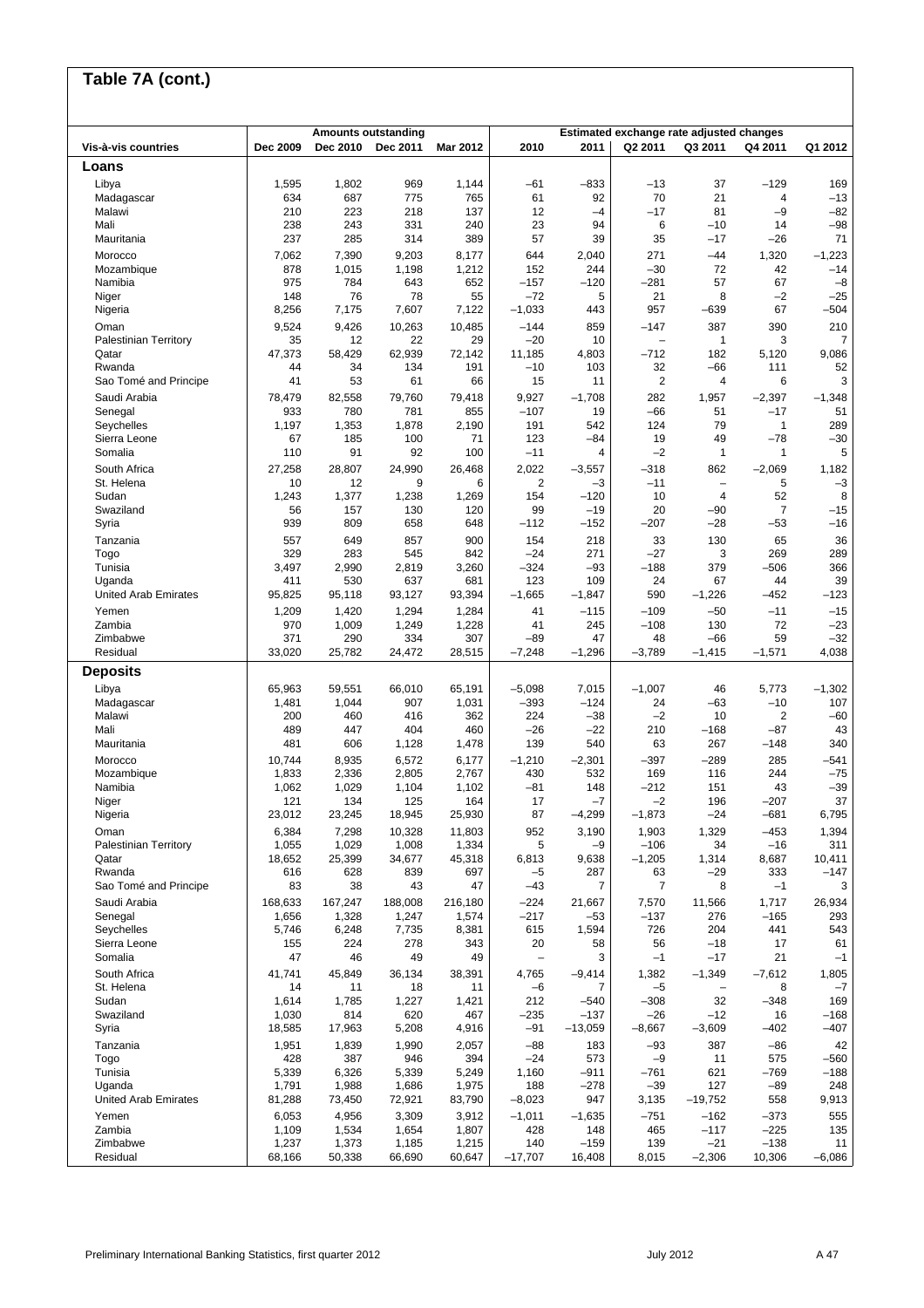# Table 7A (cont.)

| Vis-à-vis countries | Amounts outstanding | | | | Estimated exchange rate adjusted changes | | | | | |
|---|---|---|---|---|---|---|---|---|---|---|
| | Dec 2009 | Dec 2010 | Dec 2011 | Mar 2012 | 2010 | 2011 | Q2 2011 | Q3 2011 | Q4 2011 | Q1 2012 |
| **Loans** | | | | | | | | | | |
| Libya | 1,595 | 1,802 | 969 | 1,144 | –61 | –833 | –13 | 37 | –129 | 169 |
| Madagascar | 634 | 687 | 775 | 765 | 61 | 92 | 70 | 21 | 4 | –13 |
| Malawi | 210 | 223 | 218 | 137 | 12 | –4 | –17 | 81 | –9 | –82 |
| Mali | 238 | 243 | 331 | 240 | 23 | 94 | 6 | –10 | 14 | –98 |
| Mauritania | 237 | 285 | 314 | 389 | 57 | 39 | 35 | –17 | –26 | 71 |
| Morocco | 7,062 | 7,390 | 9,203 | 8,177 | 644 | 2,040 | 271 | –44 | 1,320 | –1,223 |
| Mozambique | 878 | 1,015 | 1,198 | 1,212 | 152 | 244 | –30 | 72 | 42 | –14 |
| Namibia | 975 | 784 | 643 | 652 | –157 | –120 | –281 | 57 | 67 | –8 |
| Niger | 148 | 76 | 78 | 55 | –72 | 5 | 21 | 8 | –2 | –25 |
| Nigeria | 8,256 | 7,175 | 7,607 | 7,122 | –1,033 | 443 | 957 | –639 | 67 | –504 |
| Oman | 9,524 | 9,426 | 10,263 | 10,485 | –144 | 859 | –147 | 387 | 390 | 210 |
| Palestinian Territory | 35 | 12 | 22 | 29 | –20 | 10 | – | 1 | 3 | 7 |
| Qatar | 47,373 | 58,429 | 62,939 | 72,142 | 11,185 | 4,803 | –712 | 182 | 5,120 | 9,086 |
| Rwanda | 44 | 34 | 134 | 191 | –10 | 103 | 32 | –66 | 111 | 52 |
| Sao Tomé and Principe | 41 | 53 | 61 | 66 | 15 | 11 | 2 | 4 | 6 | 3 |
| Saudi Arabia | 78,479 | 82,558 | 79,760 | 79,418 | 9,927 | –1,708 | 282 | 1,957 | –2,397 | –1,348 |
| Senegal | 933 | 780 | 781 | 855 | –107 | 19 | –66 | 51 | –17 | 51 |
| Seychelles | 1,197 | 1,353 | 1,878 | 2,190 | 191 | 542 | 124 | 79 | 1 | 289 |
| Sierra Leone | 67 | 185 | 100 | 71 | 123 | –84 | 19 | 49 | –78 | –30 |
| Somalia | 110 | 91 | 92 | 100 | –11 | 4 | –2 | 1 | 1 | 5 |
| South Africa | 27,258 | 28,807 | 24,990 | 26,468 | 2,022 | –3,557 | –318 | 862 | –2,069 | 1,182 |
| St. Helena | 10 | 12 | 9 | 6 | 2 | –3 | –11 | – | 5 | –3 |
| Sudan | 1,243 | 1,377 | 1,238 | 1,269 | 154 | –120 | 10 | 4 | 52 | 8 |
| Swaziland | 56 | 157 | 130 | 120 | 99 | –19 | 20 | –90 | 7 | –15 |
| Syria | 939 | 809 | 658 | 648 | –112 | –152 | –207 | –28 | –53 | –16 |
| Tanzania | 557 | 649 | 857 | 900 | 154 | 218 | 33 | 130 | 65 | 36 |
| Togo | 329 | 283 | 545 | 842 | –24 | 271 | –27 | 3 | 269 | 289 |
| Tunisia | 3,497 | 2,990 | 2,819 | 3,260 | –324 | –93 | –188 | 379 | –506 | 366 |
| Uganda | 411 | 530 | 637 | 681 | 123 | 109 | 24 | 67 | 44 | 39 |
| United Arab Emirates | 95,825 | 95,118 | 93,127 | 93,394 | –1,665 | –1,847 | 590 | –1,226 | –452 | –123 |
| Yemen | 1,209 | 1,420 | 1,294 | 1,284 | 41 | –115 | –109 | –50 | –11 | –15 |
| Zambia | 970 | 1,009 | 1,249 | 1,228 | 41 | 245 | –108 | 130 | 72 | –23 |
| Zimbabwe | 371 | 290 | 334 | 307 | –89 | 47 | 48 | –66 | 59 | –32 |
| Residual | 33,020 | 25,782 | 24,472 | 28,515 | –7,248 | –1,296 | –3,789 | –1,415 | –1,571 | 4,038 |
| **Deposits** | | | | | | | | | | |
| Libya | 65,963 | 59,551 | 66,010 | 65,191 | –5,098 | 7,015 | –1,007 | 46 | 5,773 | –1,302 |
| Madagascar | 1,481 | 1,044 | 907 | 1,031 | –393 | –124 | 24 | –63 | –10 | 107 |
| Malawi | 200 | 460 | 416 | 362 | 224 | –38 | –2 | 10 | 2 | –60 |
| Mali | 489 | 447 | 404 | 460 | –26 | –22 | 210 | –168 | –87 | 43 |
| Mauritania | 481 | 606 | 1,128 | 1,478 | 139 | 540 | 63 | 267 | –148 | 340 |
| Morocco | 10,744 | 8,935 | 6,572 | 6,177 | –1,210 | –2,301 | –397 | –289 | 285 | –541 |
| Mozambique | 1,833 | 2,336 | 2,805 | 2,767 | 430 | 532 | 169 | 116 | 244 | –75 |
| Namibia | 1,062 | 1,029 | 1,104 | 1,102 | –81 | 148 | –212 | 151 | 43 | –39 |
| Niger | 121 | 134 | 125 | 164 | 17 | –7 | –2 | 196 | –207 | 37 |
| Nigeria | 23,012 | 23,245 | 18,945 | 25,930 | 87 | –4,299 | –1,873 | –24 | –681 | 6,795 |
| Oman | 6,384 | 7,298 | 10,328 | 11,803 | 952 | 3,190 | 1,903 | 1,329 | –453 | 1,394 |
| Palestinian Territory | 1,055 | 1,029 | 1,008 | 1,334 | 5 | –9 | –106 | 34 | –16 | 311 |
| Qatar | 18,652 | 25,399 | 34,677 | 45,318 | 6,813 | 9,638 | –1,205 | 1,314 | 8,687 | 10,411 |
| Rwanda | 616 | 628 | 839 | 697 | –5 | 287 | 63 | –29 | 333 | –147 |
| Sao Tomé and Principe | 83 | 38 | 43 | 47 | –43 | 7 | 7 | 8 | –1 | 3 |
| Saudi Arabia | 168,633 | 167,247 | 188,008 | 216,180 | –224 | 21,667 | 7,570 | 11,566 | 1,717 | 26,934 |
| Senegal | 1,656 | 1,328 | 1,247 | 1,574 | –217 | –53 | –137 | 276 | –165 | 293 |
| Seychelles | 5,746 | 6,248 | 7,735 | 8,381 | 615 | 1,594 | 726 | 204 | 441 | 543 |
| Sierra Leone | 155 | 224 | 278 | 343 | 20 | 58 | 56 | –18 | 17 | 61 |
| Somalia | 47 | 46 | 49 | 49 | – | 3 | –1 | –17 | 21 | –1 |
| South Africa | 41,741 | 45,849 | 36,134 | 38,391 | 4,765 | –9,414 | 1,382 | –1,349 | –7,612 | 1,805 |
| St. Helena | 14 | 11 | 18 | 11 | –6 | 7 | –5 | – | 8 | –7 |
| Sudan | 1,614 | 1,785 | 1,227 | 1,421 | 212 | –540 | –308 | 32 | –348 | 169 |
| Swaziland | 1,030 | 814 | 620 | 467 | –235 | –137 | –26 | –12 | 16 | –168 |
| Syria | 18,585 | 17,963 | 5,208 | 4,916 | –91 | –13,059 | –8,667 | –3,609 | –402 | –407 |
| Tanzania | 1,951 | 1,839 | 1,990 | 2,057 | –88 | 183 | –93 | 387 | –86 | 42 |
| Togo | 428 | 387 | 946 | 394 | –24 | 573 | –9 | 11 | 575 | –560 |
| Tunisia | 5,339 | 6,326 | 5,339 | 5,249 | 1,160 | –911 | –761 | 621 | –769 | –188 |
| Uganda | 1,791 | 1,988 | 1,686 | 1,975 | 188 | –278 | –39 | 127 | –89 | 248 |
| United Arab Emirates | 81,288 | 73,450 | 72,921 | 83,790 | –8,023 | 947 | 3,135 | –19,752 | 558 | 9,913 |
| Yemen | 6,053 | 4,956 | 3,309 | 3,912 | –1,011 | –1,635 | –751 | –162 | –373 | 555 |
| Zambia | 1,109 | 1,534 | 1,654 | 1,807 | 428 | 148 | 465 | –117 | –225 | 135 |
| Zimbabwe | 1,237 | 1,373 | 1,185 | 1,215 | 140 | –159 | 139 | –21 | –138 | 11 |
| Residual | 68,166 | 50,338 | 66,690 | 60,647 | –17,707 | 16,408 | 8,015 | –2,306 | 10,306 | –6,086 |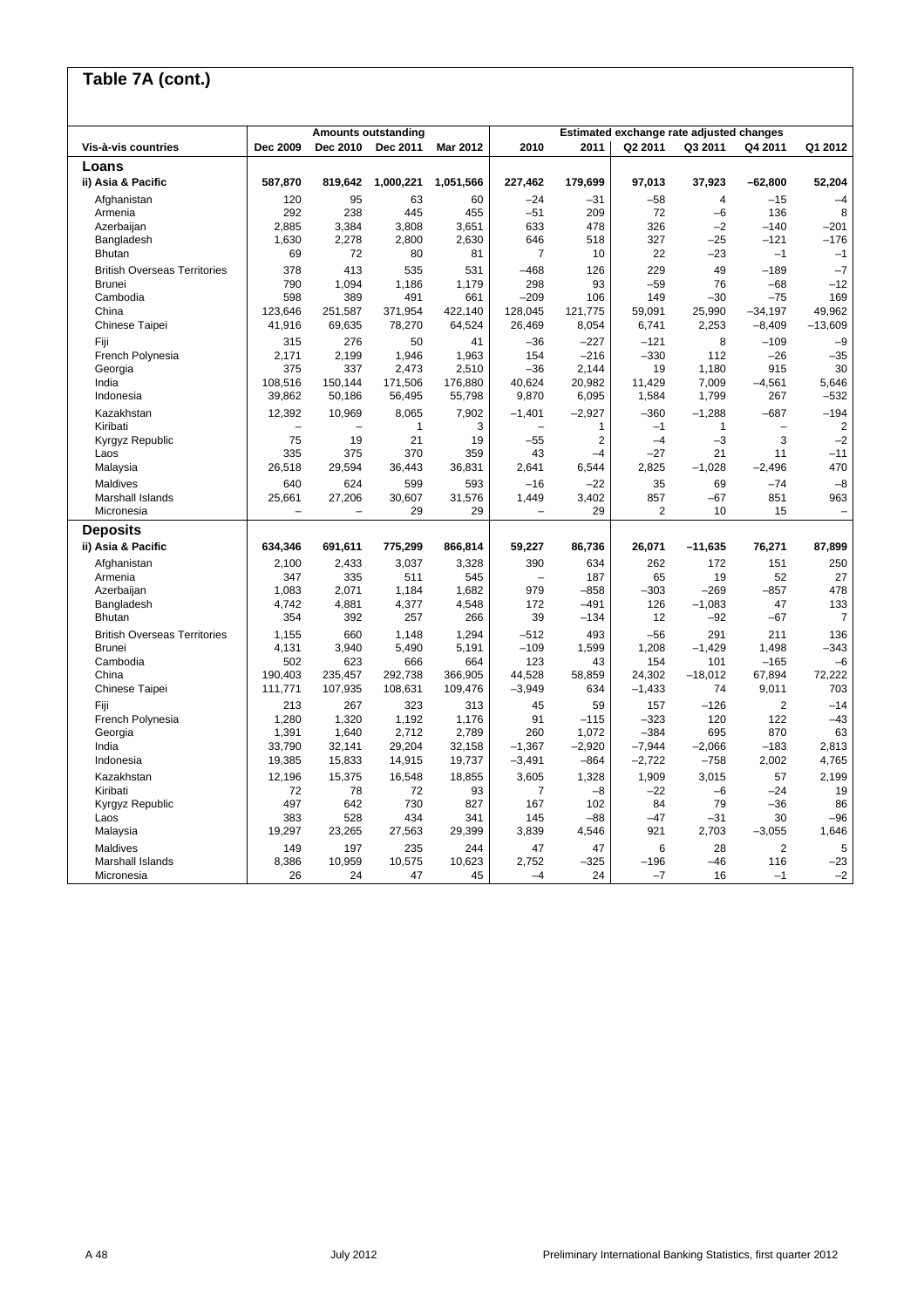## Table 7A (cont.)

| Vis-à-vis countries | Amounts outstanding | | | | Estimated exchange rate adjusted changes | | | | | |
|---|---|---|---|---|---|---|---|---|---|---|
| | Dec 2009 | Dec 2010 | Dec 2011 | Mar 2012 | 2010 | 2011 | Q2 2011 | Q3 2011 | Q4 2011 | Q1 2012 |
| **Loans** | | | | | | | | | | |
| **ii) Asia & Pacific** | **587,870** | **819,642** | **1,000,221** | **1,051,566** | **227,462** | **179,699** | **97,013** | **37,923** | **–62,800** | **52,204** |
| Afghanistan | 120 | 95 | 63 | 60 | –24 | –31 | –58 | 4 | –15 | –4 |
| Armenia | 292 | 238 | 445 | 455 | –51 | 209 | 72 | –6 | 136 | 8 |
| Azerbaijan | 2,885 | 3,384 | 3,808 | 3,651 | 633 | 478 | 326 | –2 | –140 | –201 |
| Bangladesh | 1,630 | 2,278 | 2,800 | 2,630 | 646 | 518 | 327 | –25 | –121 | –176 |
| Bhutan | 69 | 72 | 80 | 81 | 7 | 10 | 22 | –23 | –1 | –1 |
| British Overseas Territories | 378 | 413 | 535 | 531 | –468 | 126 | 229 | 49 | –189 | –7 |
| Brunei | 790 | 1,094 | 1,186 | 1,179 | 298 | 93 | –59 | 76 | –68 | –12 |
| Cambodia | 598 | 389 | 491 | 661 | –209 | 106 | 149 | –30 | –75 | 169 |
| China | 123,646 | 251,587 | 371,954 | 422,140 | 128,045 | 121,775 | 59,091 | 25,990 | –34,197 | 49,962 |
| Chinese Taipei | 41,916 | 69,635 | 78,270 | 64,524 | 26,469 | 8,054 | 6,741 | 2,253 | –8,409 | –13,609 |
| Fiji | 315 | 276 | 50 | 41 | –36 | –227 | –121 | 8 | –109 | –9 |
| French Polynesia | 2,171 | 2,199 | 1,946 | 1,963 | 154 | –216 | –330 | 112 | –26 | –35 |
| Georgia | 375 | 337 | 2,473 | 2,510 | –36 | 2,144 | 19 | 1,180 | 915 | 30 |
| India | 108,516 | 150,144 | 171,506 | 176,880 | 40,624 | 20,982 | 11,429 | 7,009 | –4,561 | 5,646 |
| Indonesia | 39,862 | 50,186 | 56,495 | 55,798 | 9,870 | 6,095 | 1,584 | 1,799 | 267 | –532 |
| Kazakhstan | 12,392 | 10,969 | 8,065 | 7,902 | –1,401 | –2,927 | –360 | –1,288 | –687 | –194 |
| Kiribati | – | – | 1 | 3 | – | 1 | –1 | 1 | – | 2 |
| Kyrgyz Republic | 75 | 19 | 21 | 19 | –55 | 2 | –4 | –3 | 3 | –2 |
| Laos | 335 | 375 | 370 | 359 | 43 | –4 | –27 | 21 | 11 | –11 |
| Malaysia | 26,518 | 29,594 | 36,443 | 36,831 | 2,641 | 6,544 | 2,825 | –1,028 | –2,496 | 470 |
| Maldives | 640 | 624 | 599 | 593 | –16 | –22 | 35 | 69 | –74 | –8 |
| Marshall Islands | 25,661 | 27,206 | 30,607 | 31,576 | 1,449 | 3,402 | 857 | –67 | 851 | 963 |
| Micronesia | – | – | 29 | 29 | – | 29 | 2 | 10 | 15 | – |
| **Deposits** | | | | | | | | | | |
| **ii) Asia & Pacific** | **634,346** | **691,611** | **775,299** | **866,814** | **59,227** | **86,736** | **26,071** | **–11,635** | **76,271** | **87,899** |
| Afghanistan | 2,100 | 2,433 | 3,037 | 3,328 | 390 | 634 | 262 | 172 | 151 | 250 |
| Armenia | 347 | 335 | 511 | 545 | – | 187 | 65 | 19 | 52 | 27 |
| Azerbaijan | 1,083 | 2,071 | 1,184 | 1,682 | 979 | –858 | –303 | –269 | –857 | 478 |
| Bangladesh | 4,742 | 4,881 | 4,377 | 4,548 | 172 | –491 | 126 | –1,083 | 47 | 133 |
| Bhutan | 354 | 392 | 257 | 266 | 39 | –134 | 12 | –92 | –67 | 7 |
| British Overseas Territories | 1,155 | 660 | 1,148 | 1,294 | –512 | 493 | –56 | 291 | 211 | 136 |
| Brunei | 4,131 | 3,940 | 5,490 | 5,191 | –109 | 1,599 | 1,208 | –1,429 | 1,498 | –343 |
| Cambodia | 502 | 623 | 666 | 664 | 123 | 43 | 154 | 101 | –165 | –6 |
| China | 190,403 | 235,457 | 292,738 | 366,905 | 44,528 | 58,859 | 24,302 | –18,012 | 67,894 | 72,222 |
| Chinese Taipei | 111,771 | 107,935 | 108,631 | 109,476 | –3,949 | 634 | –1,433 | 74 | 9,011 | 703 |
| Fiji | 213 | 267 | 323 | 313 | 45 | 59 | 157 | –126 | 2 | –14 |
| French Polynesia | 1,280 | 1,320 | 1,192 | 1,176 | 91 | –115 | –323 | 120 | 122 | –43 |
| Georgia | 1,391 | 1,640 | 2,712 | 2,789 | 260 | 1,072 | –384 | 695 | 870 | 63 |
| India | 33,790 | 32,141 | 29,204 | 32,158 | –1,367 | –2,920 | –7,944 | –2,066 | –183 | 2,813 |
| Indonesia | 19,385 | 15,833 | 14,915 | 19,737 | –3,491 | –864 | –2,722 | –758 | 2,002 | 4,765 |
| Kazakhstan | 12,196 | 15,375 | 16,548 | 18,855 | 3,605 | 1,328 | 1,909 | 3,015 | 57 | 2,199 |
| Kiribati | 72 | 78 | 72 | 93 | 7 | –8 | –22 | –6 | –24 | 19 |
| Kyrgyz Republic | 497 | 642 | 730 | 827 | 167 | 102 | 84 | 79 | –36 | 86 |
| Laos | 383 | 528 | 434 | 341 | 145 | –88 | –47 | –31 | 30 | –96 |
| Malaysia | 19,297 | 23,265 | 27,563 | 29,399 | 3,839 | 4,546 | 921 | 2,703 | –3,055 | 1,646 |
| Maldives | 149 | 197 | 235 | 244 | 47 | 47 | 6 | 28 | 2 | 5 |
| Marshall Islands | 8,386 | 10,959 | 10,575 | 10,623 | 2,752 | –325 | –196 | –46 | 116 | –23 |
| Micronesia | 26 | 24 | 47 | 45 | –4 | 24 | –7 | 16 | –1 | –2 |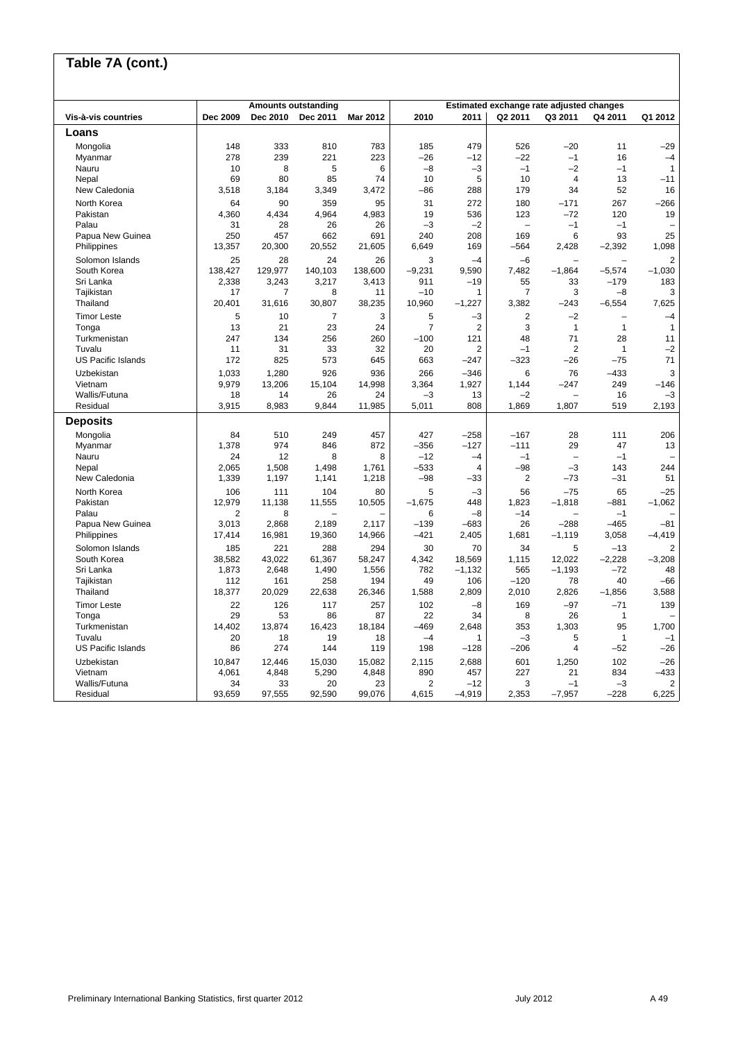## Table 7A (cont.)

| Vis-à-vis countries | Amounts outstanding | | | | Estimated exchange rate adjusted changes | | | | | |
|---|---|---|---|---|---|---|---|---|---|---|
| | Dec 2009 | Dec 2010 | Dec 2011 | Mar 2012 | 2010 | 2011 | Q2 2011 | Q3 2011 | Q4 2011 | Q1 2012 |
| **Loans** | | | | | | | | | | |
| Mongolia | 148 | 333 | 810 | 783 | 185 | 479 | 526 | –20 | 11 | –29 |
| Myanmar | 278 | 239 | 221 | 223 | –26 | –12 | –22 | –1 | 16 | –4 |
| Nauru | 10 | 8 | 5 | 6 | –8 | –3 | –1 | –2 | –1 | 1 |
| Nepal | 69 | 80 | 85 | 74 | 10 | 5 | 10 | 4 | 13 | –11 |
| New Caledonia | 3,518 | 3,184 | 3,349 | 3,472 | –86 | 288 | 179 | 34 | 52 | 16 |
| North Korea | 64 | 90 | 359 | 95 | 31 | 272 | 180 | –171 | 267 | –266 |
| Pakistan | 4,360 | 4,434 | 4,964 | 4,983 | 19 | 536 | 123 | –72 | 120 | 19 |
| Palau | 31 | 28 | 26 | 26 | –3 | –2 | – | –1 | –1 | – |
| Papua New Guinea | 250 | 457 | 662 | 691 | 240 | 208 | 169 | 6 | 93 | 25 |
| Philippines | 13,357 | 20,300 | 20,552 | 21,605 | 6,649 | 169 | –564 | 2,428 | –2,392 | 1,098 |
| Solomon Islands | 25 | 28 | 24 | 26 | 3 | –4 | –6 | – | – | 2 |
| South Korea | 138,427 | 129,977 | 140,103 | 138,600 | –9,231 | 9,590 | 7,482 | –1,864 | –5,574 | –1,030 |
| Sri Lanka | 2,338 | 3,243 | 3,217 | 3,413 | 911 | –19 | 55 | 33 | –179 | 183 |
| Tajikistan | 17 | 7 | 8 | 11 | –10 | 1 | 7 | 3 | –8 | 3 |
| Thailand | 20,401 | 31,616 | 30,807 | 38,235 | 10,960 | –1,227 | 3,382 | –243 | –6,554 | 7,625 |
| Timor Leste | 5 | 10 | 7 | 3 | 5 | –3 | 2 | –2 | – | –4 |
| Tonga | 13 | 21 | 23 | 24 | 7 | 2 | 3 | 1 | 1 | 1 |
| Turkmenistan | 247 | 134 | 256 | 260 | –100 | 121 | 48 | 71 | 28 | 11 |
| Tuvalu | 11 | 31 | 33 | 32 | 20 | 2 | –1 | 2 | 1 | –2 |
| US Pacific Islands | 172 | 825 | 573 | 645 | 663 | –247 | –323 | –26 | –75 | 71 |
| Uzbekistan | 1,033 | 1,280 | 926 | 936 | 266 | –346 | 6 | 76 | –433 | 3 |
| Vietnam | 9,979 | 13,206 | 15,104 | 14,998 | 3,364 | 1,927 | 1,144 | –247 | 249 | –146 |
| Wallis/Futuna | 18 | 14 | 26 | 24 | –3 | 13 | –2 | – | 16 | –3 |
| Residual | 3,915 | 8,983 | 9,844 | 11,985 | 5,011 | 808 | 1,869 | 1,807 | 519 | 2,193 |
| **Deposits** | | | | | | | | | | |
| Mongolia | 84 | 510 | 249 | 457 | 427 | –258 | –167 | 28 | 111 | 206 |
| Myanmar | 1,378 | 974 | 846 | 872 | –356 | –127 | –111 | 29 | 47 | 13 |
| Nauru | 24 | 12 | 8 | 8 | –12 | –4 | –1 | – | –1 | – |
| Nepal | 2,065 | 1,508 | 1,498 | 1,761 | –533 | 4 | –98 | –3 | 143 | 244 |
| New Caledonia | 1,339 | 1,197 | 1,141 | 1,218 | –98 | –33 | 2 | –73 | –31 | 51 |
| North Korea | 106 | 111 | 104 | 80 | 5 | –3 | 56 | –75 | 65 | –25 |
| Pakistan | 12,979 | 11,138 | 11,555 | 10,505 | –1,675 | 448 | 1,823 | –1,818 | –881 | –1,062 |
| Palau | 2 | 8 | – | – | 6 | –8 | –14 | – | –1 | – |
| Papua New Guinea | 3,013 | 2,868 | 2,189 | 2,117 | –139 | –683 | 26 | –288 | –465 | –81 |
| Philippines | 17,414 | 16,981 | 19,360 | 14,966 | –421 | 2,405 | 1,681 | –1,119 | 3,058 | –4,419 |
| Solomon Islands | 185 | 221 | 288 | 294 | 30 | 70 | 34 | 5 | –13 | 2 |
| South Korea | 38,582 | 43,022 | 61,367 | 58,247 | 4,342 | 18,569 | 1,115 | 12,022 | –2,228 | –3,208 |
| Sri Lanka | 1,873 | 2,648 | 1,490 | 1,556 | 782 | –1,132 | 565 | –1,193 | –72 | 48 |
| Tajikistan | 112 | 161 | 258 | 194 | 49 | 106 | –120 | 78 | 40 | –66 |
| Thailand | 18,377 | 20,029 | 22,638 | 26,346 | 1,588 | 2,809 | 2,010 | 2,826 | –1,856 | 3,588 |
| Timor Leste | 22 | 126 | 117 | 257 | 102 | –8 | 169 | –97 | –71 | 139 |
| Tonga | 29 | 53 | 86 | 87 | 22 | 34 | 8 | 26 | 1 | – |
| Turkmenistan | 14,402 | 13,874 | 16,423 | 18,184 | –469 | 2,648 | 353 | 1,303 | 95 | 1,700 |
| Tuvalu | 20 | 18 | 19 | 18 | –4 | 1 | –3 | 5 | 1 | –1 |
| US Pacific Islands | 86 | 274 | 144 | 119 | 198 | –128 | –206 | 4 | –52 | –26 |
| Uzbekistan | 10,847 | 12,446 | 15,030 | 15,082 | 2,115 | 2,688 | 601 | 1,250 | 102 | –26 |
| Vietnam | 4,061 | 4,848 | 5,290 | 4,848 | 890 | 457 | 227 | 21 | 834 | –433 |
| Wallis/Futuna | 34 | 33 | 20 | 23 | 2 | –12 | 3 | –1 | –3 | 2 |
| Residual | 93,659 | 97,555 | 92,590 | 99,076 | 4,615 | –4,919 | 2,353 | –7,957 | –228 | 6,225 |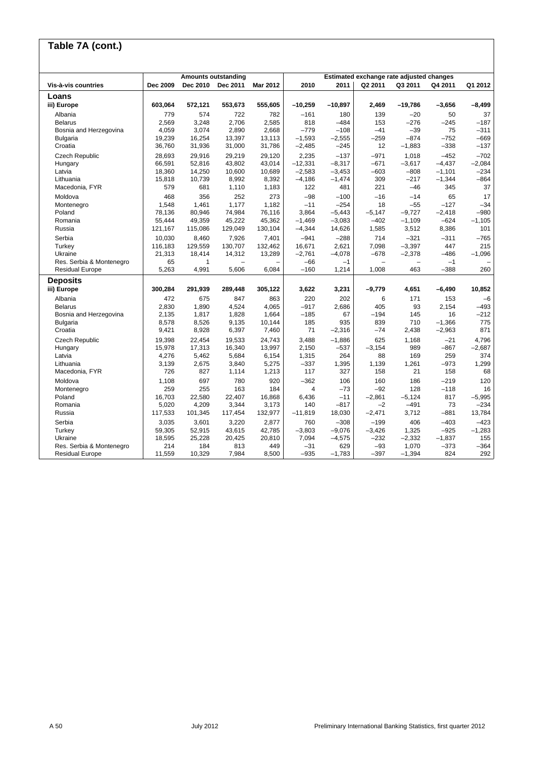## Table 7A (cont.)

| Vis-à-vis countries | Amounts outstanding | | | | Estimated exchange rate adjusted changes | | | | | |
|---|---|---|---|---|---|---|---|---|---|---|
| | Dec 2009 | Dec 2010 | Dec 2011 | Mar 2012 | 2010 | 2011 | Q2 2011 | Q3 2011 | Q4 2011 | Q1 2012 |
| **Loans** | | | | | | | | | | |
| **iii) Europe** | **603,064** | **572,121** | **553,673** | **555,605** | **–10,259** | **–10,897** | **2,469** | **–19,786** | **–3,656** | **–8,499** |
| Albania | 779 | 574 | 722 | 782 | –161 | 180 | 139 | –20 | 50 | 37 |
| Belarus | 2,569 | 3,248 | 2,706 | 2,585 | 818 | –484 | 153 | –276 | –245 | –187 |
| Bosnia and Herzegovina | 4,059 | 3,074 | 2,890 | 2,668 | –779 | –108 | –41 | –39 | 75 | –311 |
| Bulgaria | 19,239 | 16,254 | 13,397 | 13,113 | –1,593 | –2,555 | –259 | –874 | –752 | –669 |
| Croatia | 36,760 | 31,936 | 31,000 | 31,786 | –2,485 | –245 | 12 | –1,883 | –338 | –137 |
| Czech Republic | 28,693 | 29,916 | 29,219 | 29,120 | 2,235 | –137 | –971 | 1,018 | –452 | –702 |
| Hungary | 66,591 | 52,816 | 43,802 | 43,014 | –12,331 | –8,317 | –671 | –3,617 | –4,437 | –2,084 |
| Latvia | 18,360 | 14,250 | 10,600 | 10,689 | –2,583 | –3,453 | –603 | –808 | –1,101 | –234 |
| Lithuania | 15,818 | 10,739 | 8,992 | 8,392 | –4,186 | –1,474 | 309 | –217 | –1,344 | –864 |
| Macedonia, FYR | 579 | 681 | 1,110 | 1,183 | 122 | 481 | 221 | –46 | 345 | 37 |
| Moldova | 468 | 356 | 252 | 273 | –98 | –100 | –16 | –14 | 65 | 17 |
| Montenegro | 1,548 | 1,461 | 1,177 | 1,182 | –11 | –254 | 18 | –55 | –127 | –34 |
| Poland | 78,136 | 80,946 | 74,984 | 76,116 | 3,864 | –5,443 | –5,147 | –9,727 | –2,418 | –980 |
| Romania | 55,444 | 49,359 | 45,222 | 45,362 | –1,469 | –3,083 | –402 | –1,109 | –624 | –1,105 |
| Russia | 121,167 | 115,086 | 129,049 | 130,104 | –4,344 | 14,626 | 1,585 | 3,512 | 8,386 | 101 |
| Serbia | 10,030 | 8,460 | 7,926 | 7,401 | –941 | –288 | 714 | –321 | –311 | –765 |
| Turkey | 116,183 | 129,559 | 130,707 | 132,462 | 16,671 | 2,621 | 7,098 | –3,397 | 447 | 215 |
| Ukraine | 21,313 | 18,414 | 14,312 | 13,289 | –2,761 | –4,078 | –678 | –2,378 | –486 | –1,096 |
| Res. Serbia & Montenegro | 65 | 1 | – | – | –66 | –1 | – | – | –1 | – |
| Residual Europe | 5,263 | 4,991 | 5,606 | 6,084 | –160 | 1,214 | 1,008 | 463 | –388 | 260 |
| **Deposits** | | | | | | | | | | |
| **iii) Europe** | **300,284** | **291,939** | **289,448** | **305,122** | **3,622** | **3,231** | **–9,779** | **4,651** | **–6,490** | **10,852** |
| Albania | 472 | 675 | 847 | 863 | 220 | 202 | 6 | 171 | 153 | –6 |
| Belarus | 2,830 | 1,890 | 4,524 | 4,065 | –917 | 2,686 | 405 | 93 | 2,154 | –493 |
| Bosnia and Herzegovina | 2,135 | 1,817 | 1,828 | 1,664 | –185 | 67 | –194 | 145 | 16 | –212 |
| Bulgaria | 8,578 | 8,526 | 9,135 | 10,144 | 185 | 935 | 839 | 710 | –1,366 | 775 |
| Croatia | 9,421 | 8,928 | 6,397 | 7,460 | 71 | –2,316 | –74 | 2,438 | –2,963 | 871 |
| Czech Republic | 19,398 | 22,454 | 19,533 | 24,743 | 3,488 | –1,886 | 625 | 1,168 | –21 | 4,796 |
| Hungary | 15,978 | 17,313 | 16,340 | 13,997 | 2,150 | –537 | –3,154 | 989 | –867 | –2,687 |
| Latvia | 4,276 | 5,462 | 5,684 | 6,154 | 1,315 | 264 | 88 | 169 | 259 | 374 |
| Lithuania | 3,139 | 2,675 | 3,840 | 5,275 | –337 | 1,395 | 1,139 | 1,261 | –973 | 1,299 |
| Macedonia, FYR | 726 | 827 | 1,114 | 1,213 | 117 | 327 | 158 | 21 | 158 | 68 |
| Moldova | 1,108 | 697 | 780 | 920 | –362 | 106 | 160 | 186 | –219 | 120 |
| Montenegro | 259 | 255 | 163 | 184 | 4 | –73 | –92 | 128 | –118 | 16 |
| Poland | 16,703 | 22,580 | 22,407 | 16,868 | 6,436 | –11 | –2,861 | –5,124 | 817 | –5,995 |
| Romania | 5,020 | 4,209 | 3,344 | 3,173 | 140 | –817 | –2 | –491 | 73 | –234 |
| Russia | 117,533 | 101,345 | 117,454 | 132,977 | –11,819 | 18,030 | –2,471 | 3,712 | –881 | 13,784 |
| Serbia | 3,035 | 3,601 | 3,220 | 2,877 | 760 | –308 | –199 | 406 | –403 | –423 |
| Turkey | 59,305 | 52,915 | 43,615 | 42,785 | –3,803 | –9,076 | –3,426 | 1,325 | –925 | –1,283 |
| Ukraine | 18,595 | 25,228 | 20,425 | 20,810 | 7,094 | –4,575 | –232 | –2,332 | –1,837 | 155 |
| Res. Serbia & Montenegro | 214 | 184 | 813 | 449 | –31 | 629 | –93 | 1,070 | –373 | –364 |
| Residual Europe | 11,559 | 10,329 | 7,984 | 8,500 | –935 | –1,783 | –397 | –1,394 | 824 | 292 |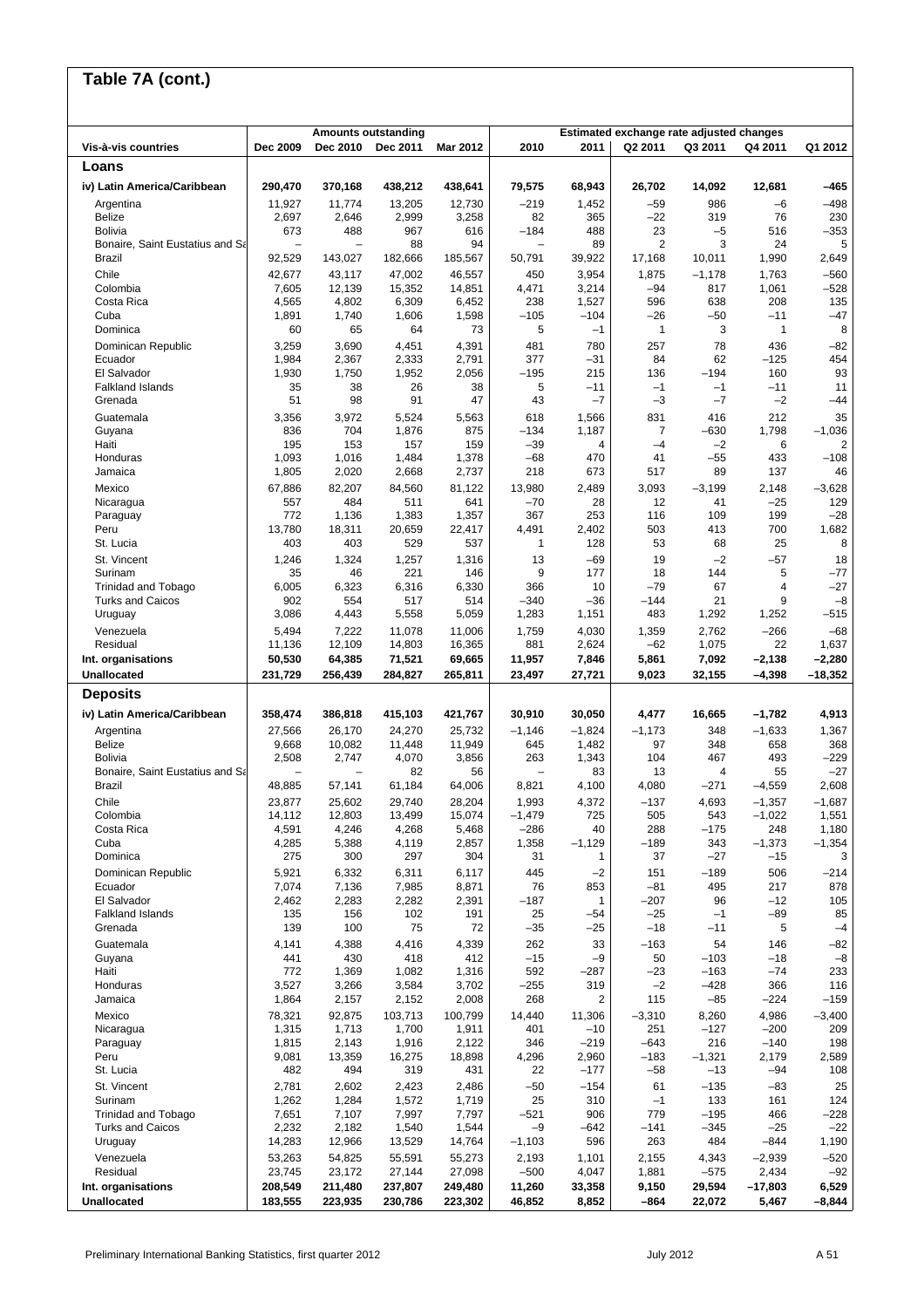# Table 7A (cont.)

| Vis-à-vis countries | Amounts outstanding | | | | Estimated exchange rate adjusted changes | | | | | |
|---|---|---|---|---|---|---|---|---|---|---|
| | Dec 2009 | Dec 2010 | Dec 2011 | Mar 2012 | 2010 | 2011 | Q2 2011 | Q3 2011 | Q4 2011 | Q1 2012 |
| **Loans** | | | | | | | | | | |
| **iv) Latin America/Caribbean** | **290,470** | **370,168** | **438,212** | **438,641** | **79,575** | **68,943** | **26,702** | **14,092** | **12,681** | **–465** |
| Argentina | 11,927 | 11,774 | 13,205 | 12,730 | –219 | 1,452 | –59 | 986 | –6 | –498 |
| Belize | 2,697 | 2,646 | 2,999 | 3,258 | 82 | 365 | –22 | 319 | 76 | 230 |
| Bolivia | 673 | 488 | 967 | 616 | –184 | 488 | 23 | –5 | 516 | –353 |
| Bonaire, Saint Eustatius and Sa | – | – | 88 | 94 | – | 89 | 2 | 3 | 24 | 5 |
| Brazil | 92,529 | 143,027 | 182,666 | 185,567 | 50,791 | 39,922 | 17,168 | 10,011 | 1,990 | 2,649 |
| Chile | 42,677 | 43,117 | 47,002 | 46,557 | 450 | 3,954 | 1,875 | –1,178 | 1,763 | –560 |
| Colombia | 7,605 | 12,139 | 15,352 | 14,851 | 4,471 | 3,214 | –94 | 817 | 1,061 | –528 |
| Costa Rica | 4,565 | 4,802 | 6,309 | 6,452 | 238 | 1,527 | 596 | 638 | 208 | 135 |
| Cuba | 1,891 | 1,740 | 1,606 | 1,598 | –105 | –104 | –26 | –50 | –11 | –47 |
| Dominica | 60 | 65 | 64 | 73 | 5 | –1 | 1 | 3 | 1 | 8 |
| Dominican Republic | 3,259 | 3,690 | 4,451 | 4,391 | 481 | 780 | 257 | 78 | 436 | –82 |
| Ecuador | 1,984 | 2,367 | 2,333 | 2,791 | 377 | –31 | 84 | 62 | –125 | 454 |
| El Salvador | 1,930 | 1,750 | 1,952 | 2,056 | –195 | 215 | 136 | –194 | 160 | 93 |
| Falkland Islands | 35 | 38 | 26 | 38 | 5 | –11 | –1 | –1 | –11 | 11 |
| Grenada | 51 | 98 | 91 | 47 | 43 | –7 | –3 | –7 | –2 | –44 |
| Guatemala | 3,356 | 3,972 | 5,524 | 5,563 | 618 | 1,566 | 831 | 416 | 212 | 35 |
| Guyana | 836 | 704 | 1,876 | 875 | –134 | 1,187 | 7 | –630 | 1,798 | –1,036 |
| Haiti | 195 | 153 | 157 | 159 | –39 | 4 | –4 | –2 | 6 | 2 |
| Honduras | 1,093 | 1,016 | 1,484 | 1,378 | –68 | 470 | 41 | –55 | 433 | –108 |
| Jamaica | 1,805 | 2,020 | 2,668 | 2,737 | 218 | 673 | 517 | 89 | 137 | 46 |
| Mexico | 67,886 | 82,207 | 84,560 | 81,122 | 13,980 | 2,489 | 3,093 | –3,199 | 2,148 | –3,628 |
| Nicaragua | 557 | 484 | 511 | 641 | –70 | 28 | 12 | 41 | –25 | 129 |
| Paraguay | 772 | 1,136 | 1,383 | 1,357 | 367 | 253 | 116 | 109 | 199 | –28 |
| Peru | 13,780 | 18,311 | 20,659 | 22,417 | 4,491 | 2,402 | 503 | 413 | 700 | 1,682 |
| St. Lucia | 403 | 403 | 529 | 537 | 1 | 128 | 53 | 68 | 25 | 8 |
| St. Vincent | 1,246 | 1,324 | 1,257 | 1,316 | 13 | –69 | 19 | –2 | –57 | 18 |
| Surinam | 35 | 46 | 221 | 146 | 9 | 177 | 18 | 144 | 5 | –77 |
| Trinidad and Tobago | 6,005 | 6,323 | 6,316 | 6,330 | 366 | 10 | –79 | 67 | 4 | –27 |
| Turks and Caicos | 902 | 554 | 517 | 514 | –340 | –36 | –144 | 21 | 9 | –8 |
| Uruguay | 3,086 | 4,443 | 5,558 | 5,059 | 1,283 | 1,151 | 483 | 1,292 | 1,252 | –515 |
| Venezuela | 5,494 | 7,222 | 11,078 | 11,006 | 1,759 | 4,030 | 1,359 | 2,762 | –266 | –68 |
| Residual | 11,136 | 12,109 | 14,803 | 16,365 | 881 | 2,624 | –62 | 1,075 | 22 | 1,637 |
| **Int. organisations** | **50,530** | **64,385** | **71,521** | **69,665** | **11,957** | **7,846** | **5,861** | **7,092** | **–2,138** | **–2,280** |
| **Unallocated** | **231,729** | **256,439** | **284,827** | **265,811** | **23,497** | **27,721** | **9,023** | **32,155** | **–4,398** | **–18,352** |
| **Deposits** | | | | | | | | | | |
| **iv) Latin America/Caribbean** | **358,474** | **386,818** | **415,103** | **421,767** | **30,910** | **30,050** | **4,477** | **16,665** | **–1,782** | **4,913** |
| Argentina | 27,566 | 26,170 | 24,270 | 25,732 | –1,146 | –1,824 | –1,173 | 348 | –1,633 | 1,367 |
| Belize | 9,668 | 10,082 | 11,448 | 11,949 | 645 | 1,482 | 97 | 348 | 658 | 368 |
| Bolivia | 2,508 | 2,747 | 4,070 | 3,856 | 263 | 1,343 | 104 | 467 | 493 | –229 |
| Bonaire, Saint Eustatius and Sa | – | – | 82 | 56 | – | 83 | 13 | 4 | 55 | –27 |
| Brazil | 48,885 | 57,141 | 61,184 | 64,006 | 8,821 | 4,100 | 4,080 | –271 | –4,559 | 2,608 |
| Chile | 23,877 | 25,602 | 29,740 | 28,204 | 1,993 | 4,372 | –137 | 4,693 | –1,357 | –1,687 |
| Colombia | 14,112 | 12,803 | 13,499 | 15,074 | –1,479 | 725 | 505 | 543 | –1,022 | 1,551 |
| Costa Rica | 4,591 | 4,246 | 4,268 | 5,468 | –286 | 40 | 288 | –175 | 248 | 1,180 |
| Cuba | 4,285 | 5,388 | 4,119 | 2,857 | 1,358 | –1,129 | –189 | 343 | –1,373 | –1,354 |
| Dominica | 275 | 300 | 297 | 304 | 31 | 1 | 37 | –27 | –15 | 3 |
| Dominican Republic | 5,921 | 6,332 | 6,311 | 6,117 | 445 | –2 | 151 | –189 | 506 | –214 |
| Ecuador | 7,074 | 7,136 | 7,985 | 8,871 | 76 | 853 | –81 | 495 | 217 | 878 |
| El Salvador | 2,462 | 2,283 | 2,282 | 2,391 | –187 | 1 | –207 | 96 | –12 | 105 |
| Falkland Islands | 135 | 156 | 102 | 191 | 25 | –54 | –25 | –1 | –89 | 85 |
| Grenada | 139 | 100 | 75 | 72 | –35 | –25 | –18 | –11 | 5 | –4 |
| Guatemala | 4,141 | 4,388 | 4,416 | 4,339 | 262 | 33 | –163 | 54 | 146 | –82 |
| Guyana | 441 | 430 | 418 | 412 | –15 | –9 | 50 | –103 | –18 | –8 |
| Haiti | 772 | 1,369 | 1,082 | 1,316 | 592 | –287 | –23 | –163 | –74 | 233 |
| Honduras | 3,527 | 3,266 | 3,584 | 3,702 | –255 | 319 | –2 | –428 | 366 | 116 |
| Jamaica | 1,864 | 2,157 | 2,152 | 2,008 | 268 | 2 | 115 | –85 | –224 | –159 |
| Mexico | 78,321 | 92,875 | 103,713 | 100,799 | 14,440 | 11,306 | –3,310 | 8,260 | 4,986 | –3,400 |
| Nicaragua | 1,315 | 1,713 | 1,700 | 1,911 | 401 | –10 | 251 | –127 | –200 | 209 |
| Paraguay | 1,815 | 2,143 | 1,916 | 2,122 | 346 | –219 | –643 | 216 | –140 | 198 |
| Peru | 9,081 | 13,359 | 16,275 | 18,898 | 4,296 | 2,960 | –183 | –1,321 | 2,179 | 2,589 |
| St. Lucia | 482 | 494 | 319 | 431 | 22 | –177 | –58 | –13 | –94 | 108 |
| St. Vincent | 2,781 | 2,602 | 2,423 | 2,486 | –50 | –154 | 61 | –135 | –83 | 25 |
| Surinam | 1,262 | 1,284 | 1,572 | 1,719 | 25 | 310 | –1 | 133 | 161 | 124 |
| Trinidad and Tobago | 7,651 | 7,107 | 7,997 | 7,797 | –521 | 906 | 779 | –195 | 466 | –228 |
| Turks and Caicos | 2,232 | 2,182 | 1,540 | 1,544 | –9 | –642 | –141 | –345 | –25 | –22 |
| Uruguay | 14,283 | 12,966 | 13,529 | 14,764 | –1,103 | 596 | 263 | 484 | –844 | 1,190 |
| Venezuela | 53,263 | 54,825 | 55,591 | 55,273 | 2,193 | 1,101 | 2,155 | 4,343 | –2,939 | –520 |
| Residual | 23,745 | 23,172 | 27,144 | 27,098 | –500 | 4,047 | 1,881 | –575 | 2,434 | –92 |
| **Int. organisations** | **208,549** | **211,480** | **237,807** | **249,480** | **11,260** | **33,358** | **9,150** | **29,594** | **–17,803** | **6,529** |
| **Unallocated** | **183,555** | **223,935** | **230,786** | **223,302** | **46,852** | **8,852** | **–864** | **22,072** | **5,467** | **–8,844** |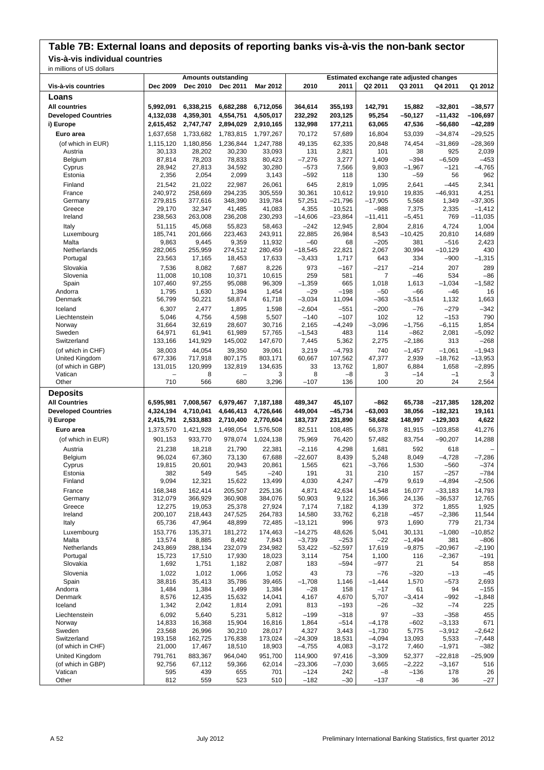# Table 7B: External loans and deposits of reporting banks vis-à-vis the non-bank sector

## Vis-à-vis individual countries

in millions of US dollars

| Vis-à-vis countries | Amounts outstanding | | | | Estimated exchange rate adjusted changes | | | | | |
|---|---|---|---|---|---|---|---|---|---|---|
| | Dec 2009 | Dec 2010 | Dec 2011 | Mar 2012 | 2010 | 2011 | Q2 2011 | Q3 2011 | Q4 2011 | Q1 2012 |
| **Loans** | | | | | | | | | | |
| **All countries** | **5,992,091** | **6,338,215** | **6,682,288** | **6,712,056** | **364,614** | **355,193** | **142,791** | **15,882** | **–32,801** | **–38,577** |
| **Developed Countries** | **4,132,038** | **4,359,301** | **4,554,751** | **4,505,017** | **232,292** | **203,125** | **95,254** | **–50,127** | **–11,432** | **–106,697** |
| **i) Europe** | **2,615,452** | **2,747,747** | **2,894,029** | **2,910,165** | **132,998** | **177,211** | **63,065** | **47,536** | **–56,680** | **–42,289** |
| **Euro area** | 1,637,658 | 1,733,682 | 1,783,815 | 1,797,267 | 70,172 | 57,689 | 16,804 | 53,039 | –34,874 | –29,525 |
| (of which in EUR) | 1,115,120 | 1,180,856 | 1,236,844 | 1,247,788 | 49,135 | 62,335 | 20,848 | 74,454 | –31,869 | –28,369 |
| Austria | 30,133 | 28,202 | 30,230 | 33,093 | 131 | 2,821 | 101 | 38 | 925 | 2,039 |
| Belgium | 87,814 | 78,203 | 78,833 | 80,423 | –7,276 | 3,277 | 1,409 | –394 | –6,509 | –453 |
| Cyprus | 28,942 | 27,813 | 34,592 | 30,280 | –573 | 7,566 | 9,803 | –1,967 | –121 | –4,765 |
| Estonia | 2,356 | 2,054 | 2,099 | 3,143 | –592 | 118 | 130 | –59 | 56 | 962 |
| Finland | 21,542 | 21,022 | 22,987 | 26,061 | 645 | 2,819 | 1,095 | 2,641 | –445 | 2,341 |
| France | 240,972 | 258,669 | 294,235 | 305,559 | 30,361 | 10,612 | 19,910 | 19,835 | –46,931 | 4,251 |
| Germany | 279,815 | 377,616 | 348,390 | 319,784 | 57,251 | –21,796 | –17,905 | 5,568 | 1,349 | –37,305 |
| Greece | 29,170 | 32,347 | 41,485 | 41,083 | 4,355 | 10,521 | –988 | 7,375 | 2,335 | –1,412 |
| Ireland | 238,563 | 263,008 | 236,208 | 230,293 | –14,606 | –23,864 | –11,411 | –5,451 | 769 | –11,035 |
| Italy | 51,115 | 45,068 | 55,823 | 58,463 | –242 | 12,945 | 2,804 | 2,816 | 4,724 | 1,004 |
| Luxembourg | 185,741 | 201,666 | 223,463 | 243,911 | 22,885 | 26,984 | 8,543 | –10,425 | 20,810 | 14,689 |
| Malta | 9,863 | 9,445 | 9,359 | 11,932 | –60 | 68 | –205 | 381 | –516 | 2,423 |
| Netherlands | 282,065 | 255,959 | 274,512 | 280,459 | –18,545 | 22,821 | 2,067 | 30,994 | –10,129 | 430 |
| Portugal | 23,563 | 17,165 | 18,453 | 17,633 | –3,433 | 1,717 | 643 | 334 | –900 | –1,315 |
| Slovakia | 7,536 | 8,082 | 7,687 | 8,226 | 973 | –167 | –217 | –214 | 207 | 289 |
| Slovenia | 11,008 | 10,108 | 10,371 | 10,615 | 259 | 581 | 7 | –46 | 534 | –86 |
| Spain | 107,460 | 97,255 | 95,088 | 96,309 | –1,359 | 665 | 1,018 | 1,613 | –1,034 | –1,582 |
| Andorra | 1,795 | 1,630 | 1,394 | 1,454 | –29 | –198 | –50 | –66 | –46 | 16 |
| Denmark | 56,799 | 50,221 | 58,874 | 61,718 | –3,034 | 11,094 | –363 | –3,514 | 1,132 | 1,663 |
| Iceland | 6,307 | 2,477 | 1,895 | 1,598 | –2,604 | –551 | –200 | –76 | –279 | –342 |
| Liechtenstein | 5,046 | 4,756 | 4,598 | 5,507 | –140 | –107 | 102 | 12 | –153 | 790 |
| Norway | 31,664 | 32,619 | 28,607 | 30,716 | 2,165 | –4,249 | –3,096 | –1,756 | –6,115 | 1,854 |
| Sweden | 64,971 | 61,941 | 61,989 | 57,765 | –1,543 | 483 | 114 | –862 | 2,081 | –5,092 |
| Switzerland | 133,166 | 141,929 | 145,002 | 147,670 | 7,445 | 5,362 | 2,275 | –2,186 | 313 | –268 |
| (of which in CHF) | 38,003 | 44,054 | 39,350 | 39,061 | 3,219 | –4,793 | 740 | –1,457 | –1,061 | –1,943 |
| United Kingdom | 677,336 | 717,918 | 807,175 | 803,171 | 60,667 | 107,562 | 47,377 | 2,939 | –18,762 | –13,953 |
| (of which in GBP) | 131,015 | 120,999 | 132,819 | 134,635 | 33 | 13,762 | 1,807 | 6,884 | 1,658 | –2,895 |
| Vatican | – | 8 | – | 3 | 8 | –8 | 3 | –14 | –1 | 3 |
| Other | 710 | 566 | 680 | 3,296 | –107 | 136 | 100 | 20 | 24 | 2,564 |
| **Deposits** | | | | | | | | | | |
| **All Countries** | **6,595,981** | **7,008,567** | **6,979,467** | **7,187,188** | **489,347** | **45,107** | **–862** | **65,738** | **–217,385** | **128,202** |
| **Developed Countries** | **4,324,194** | **4,710,041** | **4,646,413** | **4,726,646** | **449,004** | **–45,734** | **–63,003** | **38,056** | **–182,321** | **19,161** |
| **i) Europe** | **2,415,791** | **2,533,883** | **2,710,400** | **2,770,604** | **183,737** | **231,890** | **58,682** | **148,997** | **–129,303** | **4,622** |
| **Euro area** | 1,373,570 | 1,421,928 | 1,498,054 | 1,576,508 | 82,511 | 108,485 | 66,378 | 81,915 | –103,858 | 41,276 |
| (of which in EUR) | 901,153 | 933,770 | 978,074 | 1,024,138 | 75,969 | 76,420 | 57,482 | 83,754 | –90,207 | 14,288 |
| Austria | 21,238 | 18,218 | 21,790 | 22,381 | –2,116 | 4,298 | 1,681 | 592 | 618 | – |
| Belgium | 96,024 | 67,360 | 73,130 | 67,688 | –22,607 | 8,439 | 5,248 | 8,049 | –4,728 | –7,286 |
| Cyprus | 19,815 | 20,601 | 20,943 | 20,861 | 1,565 | 621 | –3,766 | 1,530 | –560 | –374 |
| Estonia | 382 | 549 | 545 | –240 | 191 | 31 | 210 | 157 | –257 | –784 |
| Finland | 9,094 | 12,321 | 15,622 | 13,499 | 4,030 | 4,247 | –479 | 9,619 | –4,894 | –2,506 |
| France | 168,348 | 162,414 | 205,507 | 225,136 | 4,871 | 42,634 | 14,548 | 16,077 | –33,183 | 14,793 |
| Germany | 312,079 | 366,929 | 360,908 | 384,076 | 50,903 | 9,122 | 16,366 | 24,136 | –36,537 | 12,765 |
| Greece | 12,275 | 19,053 | 25,378 | 27,924 | 7,174 | 7,182 | 4,139 | 372 | 1,855 | 1,925 |
| Ireland | 200,107 | 218,443 | 247,525 | 264,783 | 14,580 | 33,762 | 6,218 | –457 | –2,386 | 11,544 |
| Italy | 65,736 | 47,964 | 48,899 | 72,485 | –13,121 | 996 | 973 | 1,690 | 779 | 21,734 |
| Luxembourg | 153,776 | 135,371 | 181,272 | 174,463 | –14,275 | 48,626 | 5,041 | 30,131 | –1,080 | –10,852 |
| Malta | 13,574 | 8,885 | 8,492 | 7,843 | –3,739 | –253 | –22 | –1,494 | 381 | –806 |
| Netherlands | 243,869 | 288,134 | 232,079 | 234,982 | 53,422 | –52,597 | 17,619 | –9,875 | –20,967 | –2,190 |
| Portugal | 15,723 | 17,510 | 17,930 | 18,023 | 3,114 | 754 | 1,100 | 116 | –2,367 | –191 |
| Slovakia | 1,692 | 1,751 | 1,182 | 2,087 | 183 | –594 | –977 | 21 | 54 | 858 |
| Slovenia | 1,022 | 1,012 | 1,066 | 1,052 | 43 | 73 | –76 | –320 | –13 | –45 |
| Spain | 38,816 | 35,413 | 35,786 | 39,465 | –1,708 | 1,146 | –1,444 | 1,570 | –573 | 2,693 |
| Andorra | 1,484 | 1,384 | 1,499 | 1,384 | –28 | 158 | –17 | 61 | 94 | –155 |
| Denmark | 8,576 | 12,435 | 15,632 | 14,041 | 4,167 | 4,670 | 5,707 | –3,414 | –992 | –1,848 |
| Iceland | 1,342 | 2,042 | 1,814 | 2,091 | 813 | –193 | –26 | –32 | –74 | 225 |
| Liechtenstein | 6,092 | 5,640 | 5,231 | 5,812 | –199 | –318 | 97 | –33 | –358 | 455 |
| Norway | 14,833 | 16,368 | 15,904 | 16,816 | 1,864 | –514 | –4,178 | –602 | –3,133 | 671 |
| Sweden | 23,568 | 26,996 | 30,210 | 28,017 | 4,327 | 3,443 | –1,730 | 5,775 | –3,912 | –2,642 |
| Switzerland | 193,158 | 162,725 | 176,838 | 173,024 | –24,309 | 18,531 | –4,094 | 13,093 | 5,533 | –7,448 |
| (of which in CHF) | 21,000 | 17,467 | 18,510 | 18,903 | –4,755 | 4,083 | –3,172 | 7,460 | –1,971 | –382 |
| United Kingdom | 791,761 | 883,367 | 964,040 | 951,700 | 114,900 | 97,416 | –3,309 | 52,377 | –22,818 | –25,909 |
| (of which in GBP) | 92,756 | 67,112 | 59,366 | 62,014 | –23,306 | –7,030 | 3,665 | –2,222 | –3,167 | 516 |
| Vatican | 595 | 439 | 655 | 701 | –124 | 242 | –8 | –136 | 178 | 26 |
| Other | 812 | 559 | 523 | 510 | –182 | –30 | –137 | –8 | 36 | –27 |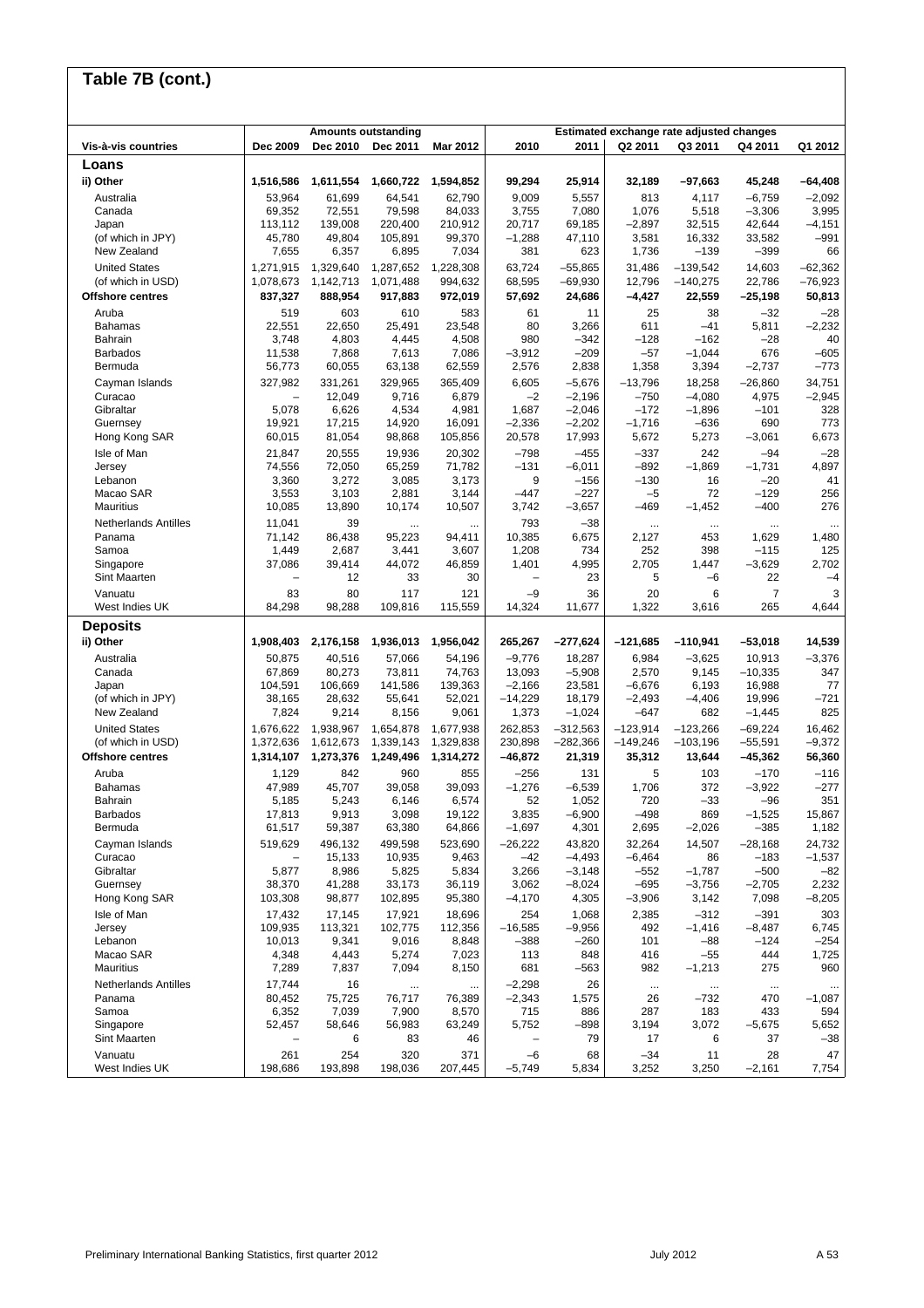## Table 7B (cont.)

| Vis-à-vis countries | Amounts outstanding | | | | Estimated exchange rate adjusted changes | | | | | |
|---|---|---|---|---|---|---|---|---|---|---|
| | Dec 2009 | Dec 2010 | Dec 2011 | Mar 2012 | 2010 | 2011 | Q2 2011 | Q3 2011 | Q4 2011 | Q1 2012 |
| **Loans** | | | | | | | | | | |
| **ii) Other** | **1,516,586** | **1,611,554** | **1,660,722** | **1,594,852** | **99,294** | **25,914** | **32,189** | **–97,663** | **45,248** | **–64,408** |
| Australia | 53,964 | 61,699 | 64,541 | 62,790 | 9,009 | 5,557 | 813 | 4,117 | –6,759 | –2,092 |
| Canada | 69,352 | 72,551 | 79,598 | 84,033 | 3,755 | 7,080 | 1,076 | 5,518 | –3,306 | 3,995 |
| Japan | 113,112 | 139,008 | 220,400 | 210,912 | 20,717 | 69,185 | –2,897 | 32,515 | 42,644 | –4,151 |
| (of which in JPY) | 45,780 | 49,804 | 105,891 | 99,370 | –1,288 | 47,110 | 3,581 | 16,332 | 33,582 | –991 |
| New Zealand | 7,655 | 6,357 | 6,895 | 7,034 | 381 | 623 | 1,736 | –139 | –399 | 66 |
| United States | 1,271,915 | 1,329,640 | 1,287,652 | 1,228,308 | 63,724 | –55,865 | 31,486 | –139,542 | 14,603 | –62,362 |
| (of which in USD) | 1,078,673 | 1,142,713 | 1,071,488 | 994,632 | 68,595 | –69,930 | 12,796 | –140,275 | 22,786 | –76,923 |
| **Offshore centres** | **837,327** | **888,954** | **917,883** | **972,019** | **57,692** | **24,686** | **–4,427** | **22,559** | **–25,198** | **50,813** |
| Aruba | 519 | 603 | 610 | 583 | 61 | 11 | 25 | 38 | –32 | –28 |
| Bahamas | 22,551 | 22,650 | 25,491 | 23,548 | 80 | 3,266 | 611 | –41 | 5,811 | –2,232 |
| Bahrain | 3,748 | 4,803 | 4,445 | 4,508 | 980 | –342 | –128 | –162 | –28 | 40 |
| Barbados | 11,538 | 7,868 | 7,613 | 7,086 | –3,912 | –209 | –57 | –1,044 | 676 | –605 |
| Bermuda | 56,773 | 60,055 | 63,138 | 62,559 | 2,576 | 2,838 | 1,358 | 3,394 | –2,737 | –773 |
| Cayman Islands | 327,982 | 331,261 | 329,965 | 365,409 | 6,605 | –5,676 | –13,796 | 18,258 | –26,860 | 34,751 |
| Curacao | – | 12,049 | 9,716 | 6,879 | –2 | –2,196 | –750 | –4,080 | 4,975 | –2,945 |
| Gibraltar | 5,078 | 6,626 | 4,534 | 4,981 | 1,687 | –2,046 | –172 | –1,896 | –101 | 328 |
| Guernsey | 19,921 | 17,215 | 14,920 | 16,091 | –2,336 | –2,202 | –1,716 | –636 | 690 | 773 |
| Hong Kong SAR | 60,015 | 81,054 | 98,868 | 105,856 | 20,578 | 17,993 | 5,672 | 5,273 | –3,061 | 6,673 |
| Isle of Man | 21,847 | 20,555 | 19,936 | 20,302 | –798 | –455 | –337 | 242 | –94 | –28 |
| Jersey | 74,556 | 72,050 | 65,259 | 71,782 | –131 | –6,011 | –892 | –1,869 | –1,731 | 4,897 |
| Lebanon | 3,360 | 3,272 | 3,085 | 3,173 | 9 | –156 | –130 | 16 | –20 | 41 |
| Macao SAR | 3,553 | 3,103 | 2,881 | 3,144 | –447 | –227 | –5 | 72 | –129 | 256 |
| Mauritius | 10,085 | 13,890 | 10,174 | 10,507 | 3,742 | –3,657 | –469 | –1,452 | –400 | 276 |
| Netherlands Antilles | 11,041 | 39 | ... | ... | 793 | –38 | ... | ... | ... | ... |
| Panama | 71,142 | 86,438 | 95,223 | 94,411 | 10,385 | 6,675 | 2,127 | 453 | 1,629 | 1,480 |
| Samoa | 1,449 | 2,687 | 3,441 | 3,607 | 1,208 | 734 | 252 | 398 | –115 | 125 |
| Singapore | 37,086 | 39,414 | 44,072 | 46,859 | 1,401 | 4,995 | 2,705 | 1,447 | –3,629 | 2,702 |
| Sint Maarten | – | 12 | 33 | 30 | – | 23 | 5 | –6 | 22 | –4 |
| Vanuatu | 83 | 80 | 117 | 121 | –9 | 36 | 20 | 6 | 7 | 3 |
| West Indies UK | 84,298 | 98,288 | 109,816 | 115,559 | 14,324 | 11,677 | 1,322 | 3,616 | 265 | 4,644 |
| **Deposits** | | | | | | | | | | |
| **ii) Other** | **1,908,403** | **2,176,158** | **1,936,013** | **1,956,042** | **265,267** | **–277,624** | **–121,685** | **–110,941** | **–53,018** | **14,539** |
| Australia | 50,875 | 40,516 | 57,066 | 54,196 | –9,776 | 18,287 | 6,984 | –3,625 | 10,913 | –3,376 |
| Canada | 67,869 | 80,273 | 73,811 | 74,763 | 13,093 | –5,908 | 2,570 | 9,145 | –10,335 | 347 |
| Japan | 104,591 | 106,669 | 141,586 | 139,363 | –2,166 | 23,581 | –6,676 | 6,193 | 16,988 | 77 |
| (of which in JPY) | 38,165 | 28,632 | 55,641 | 52,021 | –14,229 | 18,179 | –2,493 | –4,406 | 19,996 | –721 |
| New Zealand | 7,824 | 9,214 | 8,156 | 9,061 | 1,373 | –1,024 | –647 | 682 | –1,445 | 825 |
| United States | 1,676,622 | 1,938,967 | 1,654,878 | 1,677,938 | 262,853 | –312,563 | –123,914 | –123,266 | –69,224 | 16,462 |
| (of which in USD) | 1,372,636 | 1,612,673 | 1,339,143 | 1,329,838 | 230,898 | –282,366 | –149,246 | –103,196 | –55,591 | –9,372 |
| **Offshore centres** | **1,314,107** | **1,273,376** | **1,249,496** | **1,314,272** | **–46,872** | **21,319** | **35,312** | **13,644** | **–45,362** | **56,360** |
| Aruba | 1,129 | 842 | 960 | 855 | –256 | 131 | 5 | 103 | –170 | –116 |
| Bahamas | 47,989 | 45,707 | 39,058 | 39,093 | –1,276 | –6,539 | 1,706 | 372 | –3,922 | –277 |
| Bahrain | 5,185 | 5,243 | 6,146 | 6,574 | 52 | 1,052 | 720 | –33 | –96 | 351 |
| Barbados | 17,813 | 9,913 | 3,098 | 19,122 | 3,835 | –6,900 | –498 | 869 | –1,525 | 15,867 |
| Bermuda | 61,517 | 59,387 | 63,380 | 64,866 | –1,697 | 4,301 | 2,695 | –2,026 | –385 | 1,182 |
| Cayman Islands | 519,629 | 496,132 | 499,598 | 523,690 | –26,222 | 43,820 | 32,264 | 14,507 | –28,168 | 24,732 |
| Curacao | – | 15,133 | 10,935 | 9,463 | –42 | –4,493 | –6,464 | 86 | –183 | –1,537 |
| Gibraltar | 5,877 | 8,986 | 5,825 | 5,834 | 3,266 | –3,148 | –552 | –1,787 | –500 | –82 |
| Guernsey | 38,370 | 41,288 | 33,173 | 36,119 | 3,062 | –8,024 | –695 | –3,756 | –2,705 | 2,232 |
| Hong Kong SAR | 103,308 | 98,877 | 102,895 | 95,380 | –4,170 | 4,305 | –3,906 | 3,142 | 7,098 | –8,205 |
| Isle of Man | 17,432 | 17,145 | 17,921 | 18,696 | 254 | 1,068 | 2,385 | –312 | –391 | 303 |
| Jersey | 109,935 | 113,321 | 102,775 | 112,356 | –16,585 | –9,956 | 492 | –1,416 | –8,487 | 6,745 |
| Lebanon | 10,013 | 9,341 | 9,016 | 8,848 | –388 | –260 | 101 | –88 | –124 | –254 |
| Macao SAR | 4,348 | 4,443 | 5,274 | 7,023 | 113 | 848 | 416 | –55 | 444 | 1,725 |
| Mauritius | 7,289 | 7,837 | 7,094 | 8,150 | 681 | –563 | 982 | –1,213 | 275 | 960 |
| Netherlands Antilles | 17,744 | 16 | ... | ... | –2,298 | 26 | ... | ... | ... | ... |
| Panama | 80,452 | 75,725 | 76,717 | 76,389 | –2,343 | 1,575 | 26 | –732 | 470 | –1,087 |
| Samoa | 6,352 | 7,039 | 7,900 | 8,570 | 715 | 886 | 287 | 183 | 433 | 594 |
| Singapore | 52,457 | 58,646 | 56,983 | 63,249 | 5,752 | –898 | 3,194 | 3,072 | –5,675 | 5,652 |
| Sint Maarten | – | 6 | 83 | 46 | – | 79 | 17 | 6 | 37 | –38 |
| Vanuatu | 261 | 254 | 320 | 371 | –6 | 68 | –34 | 11 | 28 | 47 |
| West Indies UK | 198,686 | 193,898 | 198,036 | 207,445 | –5,749 | 5,834 | 3,252 | 3,250 | –2,161 | 7,754 |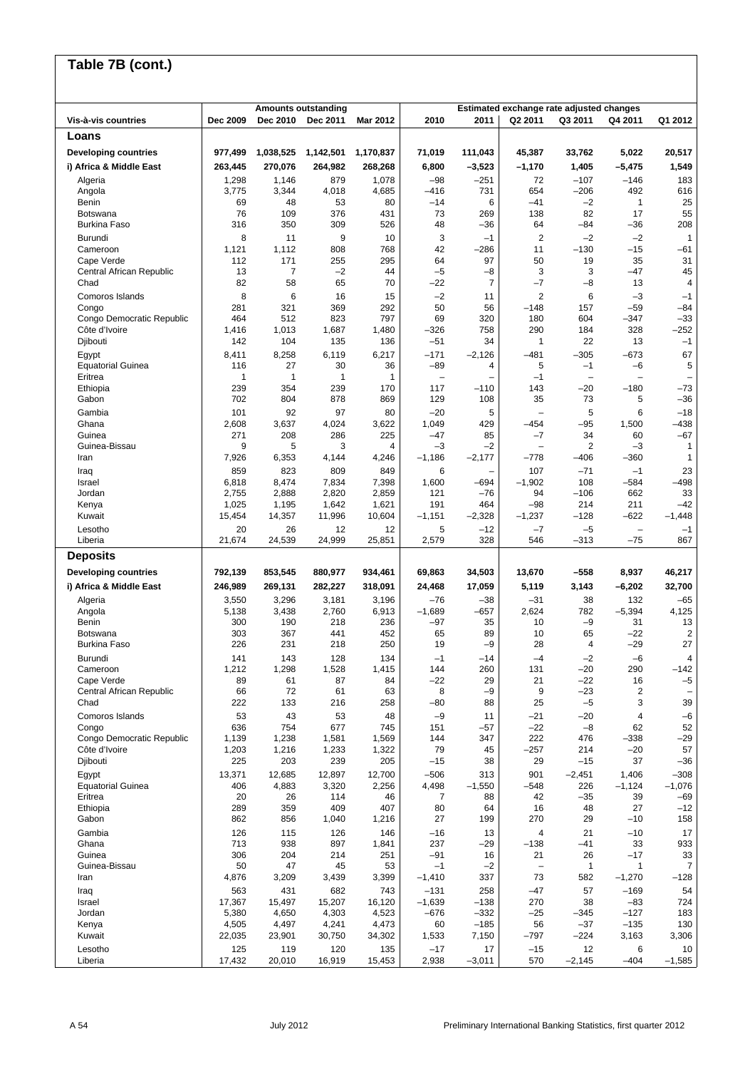## Table 7B (cont.)

| Vis-à-vis countries | Amounts outstanding | | | | Estimated exchange rate adjusted changes | | | | | |
|---|---|---|---|---|---|---|---|---|---|---|
| | Dec 2009 | Dec 2010 | Dec 2011 | Mar 2012 | 2010 | 2011 | Q2 2011 | Q3 2011 | Q4 2011 | Q1 2012 |
| **Loans** | | | | | | | | | | |
| **Developing countries** | **977,499** | **1,038,525** | **1,142,501** | **1,170,837** | **71,019** | **111,043** | **45,387** | **33,762** | **5,022** | **20,517** |
| **i) Africa & Middle East** | **263,445** | **270,076** | **264,982** | **268,268** | **6,800** | **–3,523** | **–1,170** | **1,405** | **–5,475** | **1,549** |
| Algeria | 1,298 | 1,146 | 879 | 1,078 | –98 | –251 | 72 | –107 | –146 | 183 |
| Angola | 3,775 | 3,344 | 4,018 | 4,685 | –416 | 731 | 654 | –206 | 492 | 616 |
| Benin | 69 | 48 | 53 | 80 | –14 | 6 | –41 | –2 | 1 | 25 |
| Botswana | 76 | 109 | 376 | 431 | 73 | 269 | 138 | 82 | 17 | 55 |
| Burkina Faso | 316 | 350 | 309 | 526 | 48 | –36 | 64 | –84 | –36 | 208 |
| Burundi | 8 | 11 | 9 | 10 | 3 | –1 | 2 | –2 | –2 | 1 |
| Cameroon | 1,121 | 1,112 | 808 | 768 | 42 | –286 | 11 | –130 | –15 | –61 |
| Cape Verde | 112 | 171 | 255 | 295 | 64 | 97 | 50 | 19 | 35 | 31 |
| Central African Republic | 13 | 7 | –2 | 44 | –5 | –8 | 3 | 3 | –47 | 45 |
| Chad | 82 | 58 | 65 | 70 | –22 | 7 | –7 | –8 | 13 | 4 |
| Comoros Islands | 8 | 6 | 16 | 15 | –2 | 11 | 2 | 6 | –3 | –1 |
| Congo | 281 | 321 | 369 | 292 | 50 | 56 | –148 | 157 | –59 | –84 |
| Congo Democratic Republic | 464 | 512 | 823 | 797 | 69 | 320 | 180 | 604 | –347 | –33 |
| Côte d'Ivoire | 1,416 | 1,013 | 1,687 | 1,480 | –326 | 758 | 290 | 184 | 328 | –252 |
| Djibouti | 142 | 104 | 135 | 136 | –51 | 34 | 1 | 22 | 13 | –1 |
| Egypt | 8,411 | 8,258 | 6,119 | 6,217 | –171 | –2,126 | –481 | –305 | –673 | 67 |
| Equatorial Guinea | 116 | 27 | 30 | 36 | –89 | 4 | 5 | –1 | –6 | 5 |
| Eritrea | 1 | 1 | 1 | 1 | – | – | –1 | – | – | – |
| Ethiopia | 239 | 354 | 239 | 170 | 117 | –110 | 143 | –20 | –180 | –73 |
| Gabon | 702 | 804 | 878 | 869 | 129 | 108 | 35 | 73 | 5 | –36 |
| Gambia | 101 | 92 | 97 | 80 | –20 | 5 | – | 5 | 6 | –18 |
| Ghana | 2,608 | 3,637 | 4,024 | 3,622 | 1,049 | 429 | –454 | –95 | 1,500 | –438 |
| Guinea | 271 | 208 | 286 | 225 | –47 | 85 | –7 | 34 | 60 | –67 |
| Guinea-Bissau | 9 | 5 | 3 | 4 | –3 | –2 | – | 2 | –3 | 1 |
| Iran | 7,926 | 6,353 | 4,144 | 4,246 | –1,186 | –2,177 | –778 | –406 | –360 | 1 |
| Iraq | 859 | 823 | 809 | 849 | 6 | – | 107 | –71 | –1 | 23 |
| Israel | 6,818 | 8,474 | 7,834 | 7,398 | 1,600 | –694 | –1,902 | 108 | –584 | –498 |
| Jordan | 2,755 | 2,888 | 2,820 | 2,859 | 121 | –76 | 94 | –106 | 662 | 33 |
| Kenya | 1,025 | 1,195 | 1,642 | 1,621 | 191 | 464 | –98 | 214 | 211 | –42 |
| Kuwait | 15,454 | 14,357 | 11,996 | 10,604 | –1,151 | –2,328 | –1,237 | –128 | –622 | –1,448 |
| Lesotho | 20 | 26 | 12 | 12 | 5 | –12 | –7 | –5 | – | –1 |
| Liberia | 21,674 | 24,539 | 24,999 | 25,851 | 2,579 | 328 | 546 | –313 | –75 | 867 |
| **Deposits** | | | | | | | | | | |
| **Developing countries** | **792,139** | **853,545** | **880,977** | **934,461** | **69,863** | **34,503** | **13,670** | **–558** | **8,937** | **46,217** |
| **i) Africa & Middle East** | **246,989** | **269,131** | **282,227** | **318,091** | **24,468** | **17,059** | **5,119** | **3,143** | **–6,202** | **32,700** |
| Algeria | 3,550 | 3,296 | 3,181 | 3,196 | –76 | –38 | –31 | 38 | 132 | –65 |
| Angola | 5,138 | 3,438 | 2,760 | 6,913 | –1,689 | –657 | 2,624 | 782 | –5,394 | 4,125 |
| Benin | 300 | 190 | 218 | 236 | –97 | 35 | 10 | –9 | 31 | 13 |
| Botswana | 303 | 367 | 441 | 452 | 65 | 89 | 10 | 65 | –22 | 2 |
| Burkina Faso | 226 | 231 | 218 | 250 | 19 | –9 | 28 | 4 | –29 | 27 |
| Burundi | 141 | 143 | 128 | 134 | –1 | –14 | –4 | –2 | –6 | 4 |
| Cameroon | 1,212 | 1,298 | 1,528 | 1,415 | 144 | 260 | 131 | –20 | 290 | –142 |
| Cape Verde | 89 | 61 | 87 | 84 | –22 | 29 | 21 | –22 | 16 | –5 |
| Central African Republic | 66 | 72 | 61 | 63 | 8 | –9 | 9 | –23 | 2 | – |
| Chad | 222 | 133 | 216 | 258 | –80 | 88 | 25 | –5 | 3 | 39 |
| Comoros Islands | 53 | 43 | 53 | 48 | –9 | 11 | –21 | –20 | 4 | –6 |
| Congo | 636 | 754 | 677 | 745 | 151 | –57 | –22 | –8 | 62 | 52 |
| Congo Democratic Republic | 1,139 | 1,238 | 1,581 | 1,569 | 144 | 347 | 222 | 476 | –338 | –29 |
| Côte d'Ivoire | 1,203 | 1,216 | 1,233 | 1,322 | 79 | 45 | –257 | 214 | –20 | 57 |
| Djibouti | 225 | 203 | 239 | 205 | –15 | 38 | 29 | –15 | 37 | –36 |
| Egypt | 13,371 | 12,685 | 12,897 | 12,700 | –506 | 313 | 901 | –2,451 | 1,406 | –308 |
| Equatorial Guinea | 406 | 4,883 | 3,320 | 2,256 | 4,498 | –1,550 | –548 | 226 | –1,124 | –1,076 |
| Eritrea | 20 | 26 | 114 | 46 | 7 | 88 | 42 | –35 | 39 | –69 |
| Ethiopia | 289 | 359 | 409 | 407 | 80 | 64 | 16 | 48 | 27 | –12 |
| Gabon | 862 | 856 | 1,040 | 1,216 | 27 | 199 | 270 | 29 | –10 | 158 |
| Gambia | 126 | 115 | 126 | 146 | –16 | 13 | 4 | 21 | –10 | 17 |
| Ghana | 713 | 938 | 897 | 1,841 | 237 | –29 | –138 | –41 | 33 | 933 |
| Guinea | 306 | 204 | 214 | 251 | –91 | 16 | 21 | 26 | –17 | 33 |
| Guinea-Bissau | 50 | 47 | 45 | 53 | –1 | –2 | – | 1 | 1 | 7 |
| Iran | 4,876 | 3,209 | 3,439 | 3,399 | –1,410 | 337 | 73 | 582 | –1,270 | –128 |
| Iraq | 563 | 431 | 682 | 743 | –131 | 258 | –47 | 57 | –169 | 54 |
| Israel | 17,367 | 15,497 | 15,207 | 16,120 | –1,639 | –138 | 270 | 38 | –83 | 724 |
| Jordan | 5,380 | 4,650 | 4,303 | 4,523 | –676 | –332 | –25 | –345 | –127 | 183 |
| Kenya | 4,505 | 4,497 | 4,241 | 4,473 | 60 | –185 | 56 | –37 | –135 | 130 |
| Kuwait | 22,035 | 23,901 | 30,750 | 34,302 | 1,533 | 7,150 | –797 | –224 | 3,163 | 3,306 |
| Lesotho | 125 | 119 | 120 | 135 | –17 | 17 | –15 | 12 | 6 | 10 |
| Liberia | 17,432 | 20,010 | 16,919 | 15,453 | 2,938 | –3,011 | 570 | –2,145 | –404 | –1,585 |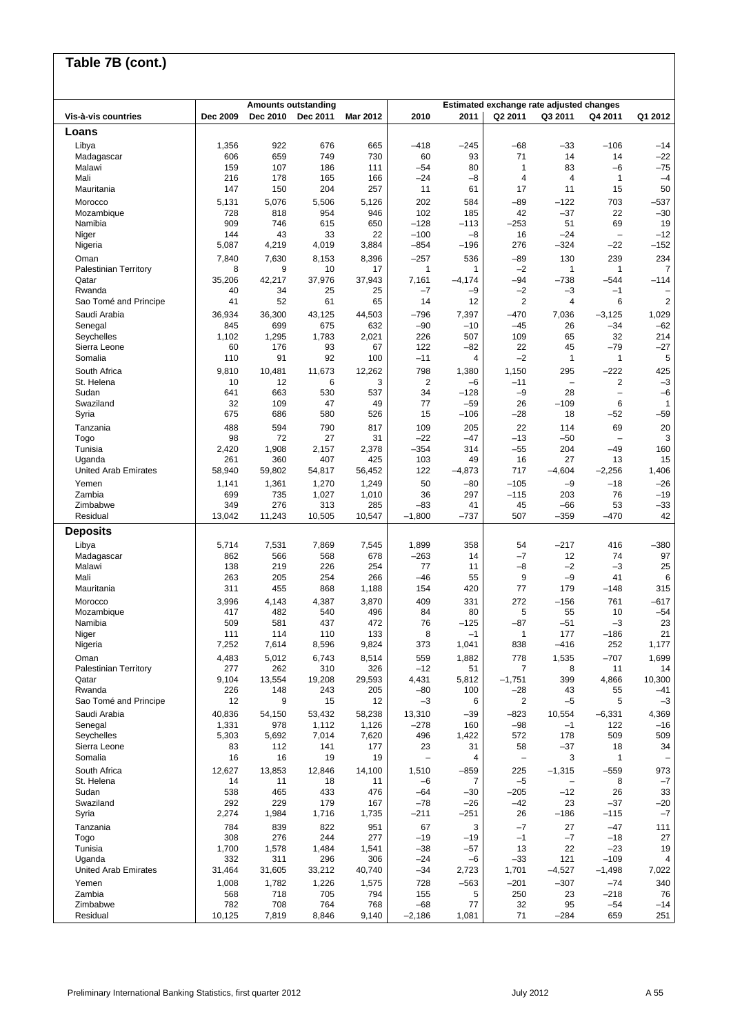## Table 7B (cont.)

| Vis-à-vis countries | Amounts outstanding | | | | Estimated exchange rate adjusted changes | | | | | |
|---|---|---|---|---|---|---|---|---|---|---|
| | Dec 2009 | Dec 2010 | Dec 2011 | Mar 2012 | 2010 | 2011 | Q2 2011 | Q3 2011 | Q4 2011 | Q1 2012 |
| **Loans** | | | | | | | | | | |
| Libya | 1,356 | 922 | 676 | 665 | –418 | –245 | –68 | –33 | –106 | –14 |
| Madagascar | 606 | 659 | 749 | 730 | 60 | 93 | 71 | 14 | 14 | –22 |
| Malawi | 159 | 107 | 186 | 111 | –54 | 80 | 1 | 83 | –6 | –75 |
| Mali | 216 | 178 | 165 | 166 | –24 | –8 | 4 | 4 | 1 | –4 |
| Mauritania | 147 | 150 | 204 | 257 | 11 | 61 | 17 | 11 | 15 | 50 |
| Morocco | 5,131 | 5,076 | 5,506 | 5,126 | 202 | 584 | –89 | –122 | 703 | –537 |
| Mozambique | 728 | 818 | 954 | 946 | 102 | 185 | 42 | –37 | 22 | –30 |
| Namibia | 909 | 746 | 615 | 650 | –128 | –113 | –253 | 51 | 69 | 19 |
| Niger | 144 | 43 | 33 | 22 | –100 | –8 | 16 | –24 | – | –12 |
| Nigeria | 5,087 | 4,219 | 4,019 | 3,884 | –854 | –196 | 276 | –324 | –22 | –152 |
| Oman | 7,840 | 7,630 | 8,153 | 8,396 | –257 | 536 | –89 | 130 | 239 | 234 |
| Palestinian Territory | 8 | 9 | 10 | 17 | 1 | 1 | –2 | 1 | 1 | 7 |
| Qatar | 35,206 | 42,217 | 37,976 | 37,943 | 7,161 | –4,174 | –94 | –738 | –544 | –114 |
| Rwanda | 40 | 34 | 25 | 25 | –7 | –9 | –2 | –3 | –1 | – |
| Sao Tomé and Principe | 41 | 52 | 61 | 65 | 14 | 12 | 2 | 4 | 6 | 2 |
| Saudi Arabia | 36,934 | 36,300 | 43,125 | 44,503 | –796 | 7,397 | –470 | 7,036 | –3,125 | 1,029 |
| Senegal | 845 | 699 | 675 | 632 | –90 | –10 | –45 | 26 | –34 | –62 |
| Seychelles | 1,102 | 1,295 | 1,783 | 2,021 | 226 | 507 | 109 | 65 | 32 | 214 |
| Sierra Leone | 60 | 176 | 93 | 67 | 122 | –82 | 22 | 45 | –79 | –27 |
| Somalia | 110 | 91 | 92 | 100 | –11 | 4 | –2 | 1 | 1 | 5 |
| South Africa | 9,810 | 10,481 | 11,673 | 12,262 | 798 | 1,380 | 1,150 | 295 | –222 | 425 |
| St. Helena | 10 | 12 | 6 | 3 | 2 | –6 | –11 | – | 2 | –3 |
| Sudan | 641 | 663 | 530 | 537 | 34 | –128 | –9 | 28 | – | –6 |
| Swaziland | 32 | 109 | 47 | 49 | 77 | –59 | 26 | –109 | 6 | 1 |
| Syria | 675 | 686 | 580 | 526 | 15 | –106 | –28 | 18 | –52 | –59 |
| Tanzania | 488 | 594 | 790 | 817 | 109 | 205 | 22 | 114 | 69 | 20 |
| Togo | 98 | 72 | 27 | 31 | –22 | –47 | –13 | –50 | – | 3 |
| Tunisia | 2,420 | 1,908 | 2,157 | 2,378 | –354 | 314 | –55 | 204 | –49 | 160 |
| Uganda | 261 | 360 | 407 | 425 | 103 | 49 | 16 | 27 | 13 | 15 |
| United Arab Emirates | 58,940 | 59,802 | 54,817 | 56,452 | 122 | –4,873 | 717 | –4,604 | –2,256 | 1,406 |
| Yemen | 1,141 | 1,361 | 1,270 | 1,249 | 50 | –80 | –105 | –9 | –18 | –26 |
| Zambia | 699 | 735 | 1,027 | 1,010 | 36 | 297 | –115 | 203 | 76 | –19 |
| Zimbabwe | 349 | 276 | 313 | 285 | –83 | 41 | 45 | –66 | 53 | –33 |
| Residual | 13,042 | 11,243 | 10,505 | 10,547 | –1,800 | –737 | 507 | –359 | –470 | 42 |
| **Deposits** | | | | | | | | | | |
| Libya | 5,714 | 7,531 | 7,869 | 7,545 | 1,899 | 358 | 54 | –217 | 416 | –380 |
| Madagascar | 862 | 566 | 568 | 678 | –263 | 14 | –7 | 12 | 74 | 97 |
| Malawi | 138 | 219 | 226 | 254 | 77 | 11 | –8 | –2 | –3 | 25 |
| Mali | 263 | 205 | 254 | 266 | –46 | 55 | 9 | –9 | 41 | 6 |
| Mauritania | 311 | 455 | 868 | 1,188 | 154 | 420 | 77 | 179 | –148 | 315 |
| Morocco | 3,996 | 4,143 | 4,387 | 3,870 | 409 | 331 | 272 | –156 | 761 | –617 |
| Mozambique | 417 | 482 | 540 | 496 | 84 | 80 | 5 | 55 | 10 | –54 |
| Namibia | 509 | 581 | 437 | 472 | 76 | –125 | –87 | –51 | –3 | 23 |
| Niger | 111 | 114 | 110 | 133 | 8 | –1 | 1 | 177 | –186 | 21 |
| Nigeria | 7,252 | 7,614 | 8,596 | 9,824 | 373 | 1,041 | 838 | –416 | 252 | 1,177 |
| Oman | 4,483 | 5,012 | 6,743 | 8,514 | 559 | 1,882 | 778 | 1,535 | –707 | 1,699 |
| Palestinian Territory | 277 | 262 | 310 | 326 | –12 | 51 | 7 | 8 | 11 | 14 |
| Qatar | 9,104 | 13,554 | 19,208 | 29,593 | 4,431 | 5,812 | –1,751 | 399 | 4,866 | 10,300 |
| Rwanda | 226 | 148 | 243 | 205 | –80 | 100 | –28 | 43 | 55 | –41 |
| Sao Tomé and Principe | 12 | 9 | 15 | 12 | –3 | 6 | 2 | –5 | 5 | –3 |
| Saudi Arabia | 40,836 | 54,150 | 53,432 | 58,238 | 13,310 | –39 | –823 | 10,554 | –6,331 | 4,369 |
| Senegal | 1,331 | 978 | 1,112 | 1,126 | –278 | 160 | –98 | –1 | 122 | –16 |
| Seychelles | 5,303 | 5,692 | 7,014 | 7,620 | 496 | 1,422 | 572 | 178 | 509 | 509 |
| Sierra Leone | 83 | 112 | 141 | 177 | 23 | 31 | 58 | –37 | 18 | 34 |
| Somalia | 16 | 16 | 19 | 19 | – | 4 | – | 3 | 1 | – |
| South Africa | 12,627 | 13,853 | 12,846 | 14,100 | 1,510 | –859 | 225 | –1,315 | –559 | 973 |
| St. Helena | 14 | 11 | 18 | 11 | –6 | 7 | –5 | – | 8 | –7 |
| Sudan | 538 | 465 | 433 | 476 | –64 | –30 | –205 | –12 | 26 | 33 |
| Swaziland | 292 | 229 | 179 | 167 | –78 | –26 | –42 | 23 | –37 | –20 |
| Syria | 2,274 | 1,984 | 1,716 | 1,735 | –211 | –251 | 26 | –186 | –115 | –7 |
| Tanzania | 784 | 839 | 822 | 951 | 67 | 3 | –7 | 27 | –47 | 111 |
| Togo | 308 | 276 | 244 | 277 | –19 | –19 | –1 | –7 | –18 | 27 |
| Tunisia | 1,700 | 1,578 | 1,484 | 1,541 | –38 | –57 | 13 | 22 | –23 | 19 |
| Uganda | 332 | 311 | 296 | 306 | –24 | –6 | –33 | 121 | –109 | 4 |
| United Arab Emirates | 31,464 | 31,605 | 33,212 | 40,740 | –34 | 2,723 | 1,701 | –4,527 | –1,498 | 7,022 |
| Yemen | 1,008 | 1,782 | 1,226 | 1,575 | 728 | –563 | –201 | –307 | –74 | 340 |
| Zambia | 568 | 718 | 705 | 794 | 155 | 5 | 250 | 23 | –218 | 76 |
| Zimbabwe | 782 | 708 | 764 | 768 | –68 | 77 | 32 | 95 | –54 | –14 |
| Residual | 10,125 | 7,819 | 8,846 | 9,140 | –2,186 | 1,081 | 71 | –284 | 659 | 251 |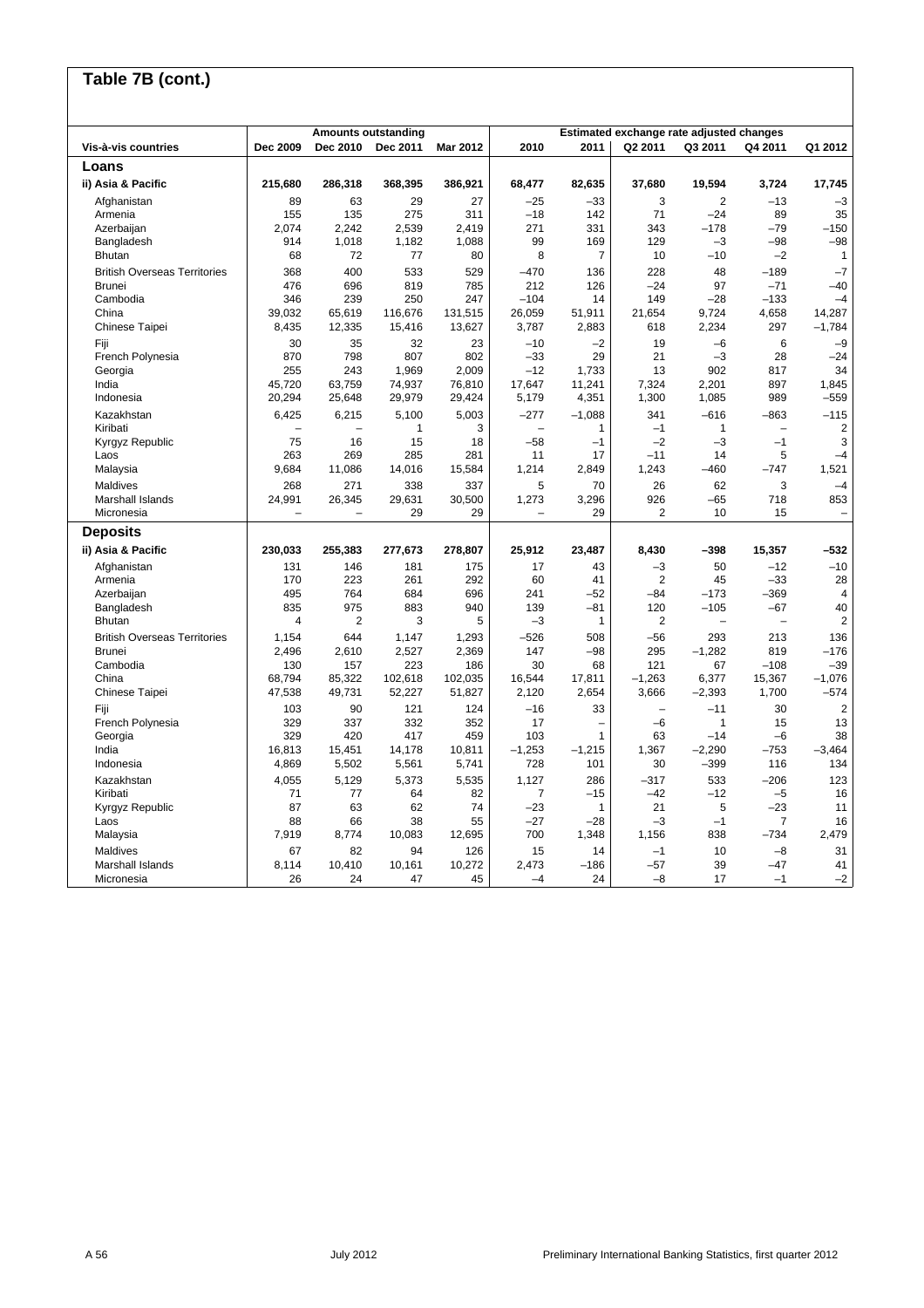## Table 7B (cont.)

| Vis-à-vis countries | Amounts outstanding | | | | Estimated exchange rate adjusted changes | | | | | |
|---|---|---|---|---|---|---|---|---|---|---|
| | Dec 2009 | Dec 2010 | Dec 2011 | Mar 2012 | 2010 | 2011 | Q2 2011 | Q3 2011 | Q4 2011 | Q1 2012 |
| **Loans** | | | | | | | | | | |
| **ii) Asia & Pacific** | **215,680** | **286,318** | **368,395** | **386,921** | **68,477** | **82,635** | **37,680** | **19,594** | **3,724** | **17,745** |
| Afghanistan | 89 | 63 | 29 | 27 | –25 | –33 | 3 | 2 | –13 | –3 |
| Armenia | 155 | 135 | 275 | 311 | –18 | 142 | 71 | –24 | 89 | 35 |
| Azerbaijan | 2,074 | 2,242 | 2,539 | 2,419 | 271 | 331 | 343 | –178 | –79 | –150 |
| Bangladesh | 914 | 1,018 | 1,182 | 1,088 | 99 | 169 | 129 | –3 | –98 | –98 |
| Bhutan | 68 | 72 | 77 | 80 | 8 | 7 | 10 | –10 | –2 | 1 |
| British Overseas Territories | 368 | 400 | 533 | 529 | –470 | 136 | 228 | 48 | –189 | –7 |
| Brunei | 476 | 696 | 819 | 785 | 212 | 126 | –24 | 97 | –71 | –40 |
| Cambodia | 346 | 239 | 250 | 247 | –104 | 14 | 149 | –28 | –133 | –4 |
| China | 39,032 | 65,619 | 116,676 | 131,515 | 26,059 | 51,911 | 21,654 | 9,724 | 4,658 | 14,287 |
| Chinese Taipei | 8,435 | 12,335 | 15,416 | 13,627 | 3,787 | 2,883 | 618 | 2,234 | 297 | –1,784 |
| Fiji | 30 | 35 | 32 | 23 | –10 | –2 | 19 | –6 | 6 | –9 |
| French Polynesia | 870 | 798 | 807 | 802 | –33 | 29 | 21 | –3 | 28 | –24 |
| Georgia | 255 | 243 | 1,969 | 2,009 | –12 | 1,733 | 13 | 902 | 817 | 34 |
| India | 45,720 | 63,759 | 74,937 | 76,810 | 17,647 | 11,241 | 7,324 | 2,201 | 897 | 1,845 |
| Indonesia | 20,294 | 25,648 | 29,979 | 29,424 | 5,179 | 4,351 | 1,300 | 1,085 | 989 | –559 |
| Kazakhstan | 6,425 | 6,215 | 5,100 | 5,003 | –277 | –1,088 | 341 | –616 | –863 | –115 |
| Kiribati | – | – | 1 | 3 | – | 1 | –1 | 1 | – | 2 |
| Kyrgyz Republic | 75 | 16 | 15 | 18 | –58 | –1 | –2 | –3 | –1 | 3 |
| Laos | 263 | 269 | 285 | 281 | 11 | 17 | –11 | 14 | 5 | –4 |
| Malaysia | 9,684 | 11,086 | 14,016 | 15,584 | 1,214 | 2,849 | 1,243 | –460 | –747 | 1,521 |
| Maldives | 268 | 271 | 338 | 337 | 5 | 70 | 26 | 62 | 3 | –4 |
| Marshall Islands | 24,991 | 26,345 | 29,631 | 30,500 | 1,273 | 3,296 | 926 | –65 | 718 | 853 |
| Micronesia | – | – | 29 | 29 | – | 29 | 2 | 10 | 15 | – |
| **Deposits** | | | | | | | | | | |
| **ii) Asia & Pacific** | **230,033** | **255,383** | **277,673** | **278,807** | **25,912** | **23,487** | **8,430** | **–398** | **15,357** | **–532** |
| Afghanistan | 131 | 146 | 181 | 175 | 17 | 43 | –3 | 50 | –12 | –10 |
| Armenia | 170 | 223 | 261 | 292 | 60 | 41 | 2 | 45 | –33 | 28 |
| Azerbaijan | 495 | 764 | 684 | 696 | 241 | –52 | –84 | –173 | –369 | 4 |
| Bangladesh | 835 | 975 | 883 | 940 | 139 | –81 | 120 | –105 | –67 | 40 |
| Bhutan | 4 | 2 | 3 | 5 | –3 | 1 | 2 | – | – | 2 |
| British Overseas Territories | 1,154 | 644 | 1,147 | 1,293 | –526 | 508 | –56 | 293 | 213 | 136 |
| Brunei | 2,496 | 2,610 | 2,527 | 2,369 | 147 | –98 | 295 | –1,282 | 819 | –176 |
| Cambodia | 130 | 157 | 223 | 186 | 30 | 68 | 121 | 67 | –108 | –39 |
| China | 68,794 | 85,322 | 102,618 | 102,035 | 16,544 | 17,811 | –1,263 | 6,377 | 15,367 | –1,076 |
| Chinese Taipei | 47,538 | 49,731 | 52,227 | 51,827 | 2,120 | 2,654 | 3,666 | –2,393 | 1,700 | –574 |
| Fiji | 103 | 90 | 121 | 124 | –16 | 33 | – | –11 | 30 | 2 |
| French Polynesia | 329 | 337 | 332 | 352 | 17 | – | –6 | 1 | 15 | 13 |
| Georgia | 329 | 420 | 417 | 459 | 103 | 1 | 63 | –14 | –6 | 38 |
| India | 16,813 | 15,451 | 14,178 | 10,811 | –1,253 | –1,215 | 1,367 | –2,290 | –753 | –3,464 |
| Indonesia | 4,869 | 5,502 | 5,561 | 5,741 | 728 | 101 | 30 | –399 | 116 | 134 |
| Kazakhstan | 4,055 | 5,129 | 5,373 | 5,535 | 1,127 | 286 | –317 | 533 | –206 | 123 |
| Kiribati | 71 | 77 | 64 | 82 | 7 | –15 | –42 | –12 | –5 | 16 |
| Kyrgyz Republic | 87 | 63 | 62 | 74 | –23 | 1 | 21 | 5 | –23 | 11 |
| Laos | 88 | 66 | 38 | 55 | –27 | –28 | –3 | –1 | 7 | 16 |
| Malaysia | 7,919 | 8,774 | 10,083 | 12,695 | 700 | 1,348 | 1,156 | 838 | –734 | 2,479 |
| Maldives | 67 | 82 | 94 | 126 | 15 | 14 | –1 | 10 | –8 | 31 |
| Marshall Islands | 8,114 | 10,410 | 10,161 | 10,272 | 2,473 | –186 | –57 | 39 | –47 | 41 |
| Micronesia | 26 | 24 | 47 | 45 | –4 | 24 | –8 | 17 | –1 | –2 |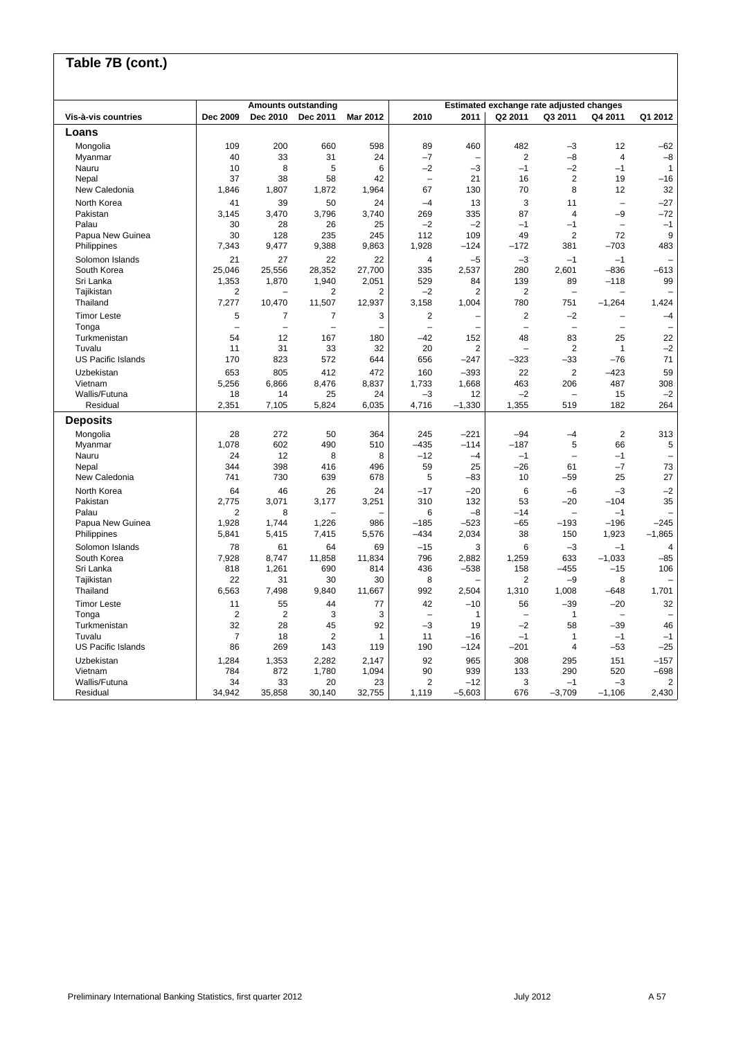## Table 7B (cont.)

| Vis-à-vis countries | Amounts outstanding | | | | Estimated exchange rate adjusted changes | | | | | |
|---|---|---|---|---|---|---|---|---|---|---|
| | Dec 2009 | Dec 2010 | Dec 2011 | Mar 2012 | 2010 | 2011 | Q2 2011 | Q3 2011 | Q4 2011 | Q1 2012 |
| **Loans** | | | | | | | | | | |
| Mongolia | 109 | 200 | 660 | 598 | 89 | 460 | 482 | –3 | 12 | –62 |
| Myanmar | 40 | 33 | 31 | 24 | –7 | – | 2 | –8 | 4 | –8 |
| Nauru | 10 | 8 | 5 | 6 | –2 | –3 | –1 | –2 | –1 | 1 |
| Nepal | 37 | 38 | 58 | 42 | – | 21 | 16 | 2 | 19 | –16 |
| New Caledonia | 1,846 | 1,807 | 1,872 | 1,964 | 67 | 130 | 70 | 8 | 12 | 32 |
| North Korea | 41 | 39 | 50 | 24 | –4 | 13 | 3 | 11 | – | –27 |
| Pakistan | 3,145 | 3,470 | 3,796 | 3,740 | 269 | 335 | 87 | 4 | –9 | –72 |
| Palau | 30 | 28 | 26 | 25 | –2 | –2 | –1 | –1 | – | –1 |
| Papua New Guinea | 30 | 128 | 235 | 245 | 112 | 109 | 49 | 2 | 72 | 9 |
| Philippines | 7,343 | 9,477 | 9,388 | 9,863 | 1,928 | –124 | –172 | 381 | –703 | 483 |
| Solomon Islands | 21 | 27 | 22 | 22 | 4 | –5 | –3 | –1 | –1 | – |
| South Korea | 25,046 | 25,556 | 28,352 | 27,700 | 335 | 2,537 | 280 | 2,601 | –836 | –613 |
| Sri Lanka | 1,353 | 1,870 | 1,940 | 2,051 | 529 | 84 | 139 | 89 | –118 | 99 |
| Tajikistan | 2 | – | 2 | 2 | –2 | 2 | 2 | – | – | – |
| Thailand | 7,277 | 10,470 | 11,507 | 12,937 | 3,158 | 1,004 | 780 | 751 | –1,264 | 1,424 |
| Timor Leste | 5 | 7 | 7 | 3 | 2 | – | 2 | –2 | – | –4 |
| Tonga | – | – | – | – | – | – | – | – | – | – |
| Turkmenistan | 54 | 12 | 167 | 180 | –42 | 152 | 48 | 83 | 25 | 22 |
| Tuvalu | 11 | 31 | 33 | 32 | 20 | 2 | – | 2 | 1 | –2 |
| US Pacific Islands | 170 | 823 | 572 | 644 | 656 | –247 | –323 | –33 | –76 | 71 |
| Uzbekistan | 653 | 805 | 412 | 472 | 160 | –393 | 22 | 2 | –423 | 59 |
| Vietnam | 5,256 | 6,866 | 8,476 | 8,837 | 1,733 | 1,668 | 463 | 206 | 487 | 308 |
| Wallis/Futuna | 18 | 14 | 25 | 24 | –3 | 12 | –2 | – | 15 | –2 |
| Residual | 2,351 | 7,105 | 5,824 | 6,035 | 4,716 | –1,330 | 1,355 | 519 | 182 | 264 |
| **Deposits** | | | | | | | | | | |
| Mongolia | 28 | 272 | 50 | 364 | 245 | –221 | –94 | –4 | 2 | 313 |
| Myanmar | 1,078 | 602 | 490 | 510 | –435 | –114 | –187 | 5 | 66 | 5 |
| Nauru | 24 | 12 | 8 | 8 | –12 | –4 | –1 | – | –1 | – |
| Nepal | 344 | 398 | 416 | 496 | 59 | 25 | –26 | 61 | –7 | 73 |
| New Caledonia | 741 | 730 | 639 | 678 | 5 | –83 | 10 | –59 | 25 | 27 |
| North Korea | 64 | 46 | 26 | 24 | –17 | –20 | 6 | –6 | –3 | –2 |
| Pakistan | 2,775 | 3,071 | 3,177 | 3,251 | 310 | 132 | 53 | –20 | –104 | 35 |
| Palau | 2 | 8 | – | – | 6 | –8 | –14 | – | –1 | – |
| Papua New Guinea | 1,928 | 1,744 | 1,226 | 986 | –185 | –523 | –65 | –193 | –196 | –245 |
| Philippines | 5,841 | 5,415 | 7,415 | 5,576 | –434 | 2,034 | 38 | 150 | 1,923 | –1,865 |
| Solomon Islands | 78 | 61 | 64 | 69 | –15 | 3 | 6 | –3 | –1 | 4 |
| South Korea | 7,928 | 8,747 | 11,858 | 11,834 | 796 | 2,882 | 1,259 | 633 | –1,033 | –85 |
| Sri Lanka | 818 | 1,261 | 690 | 814 | 436 | –538 | 158 | –455 | –15 | 106 |
| Tajikistan | 22 | 31 | 30 | 30 | 8 | – | 2 | –9 | 8 | – |
| Thailand | 6,563 | 7,498 | 9,840 | 11,667 | 992 | 2,504 | 1,310 | 1,008 | –648 | 1,701 |
| Timor Leste | 11 | 55 | 44 | 77 | 42 | –10 | 56 | –39 | –20 | 32 |
| Tonga | 2 | 2 | 3 | 3 | – | 1 | – | 1 | – | – |
| Turkmenistan | 32 | 28 | 45 | 92 | –3 | 19 | –2 | 58 | –39 | 46 |
| Tuvalu | 7 | 18 | 2 | 1 | 11 | –16 | –1 | 1 | –1 | –1 |
| US Pacific Islands | 86 | 269 | 143 | 119 | 190 | –124 | –201 | 4 | –53 | –25 |
| Uzbekistan | 1,284 | 1,353 | 2,282 | 2,147 | 92 | 965 | 308 | 295 | 151 | –157 |
| Vietnam | 784 | 872 | 1,780 | 1,094 | 90 | 939 | 133 | 290 | 520 | –698 |
| Wallis/Futuna | 34 | 33 | 20 | 23 | 2 | –12 | 3 | –1 | –3 | 2 |
| Residual | 34,942 | 35,858 | 30,140 | 32,755 | 1,119 | –5,603 | 676 | –3,709 | –1,106 | 2,430 |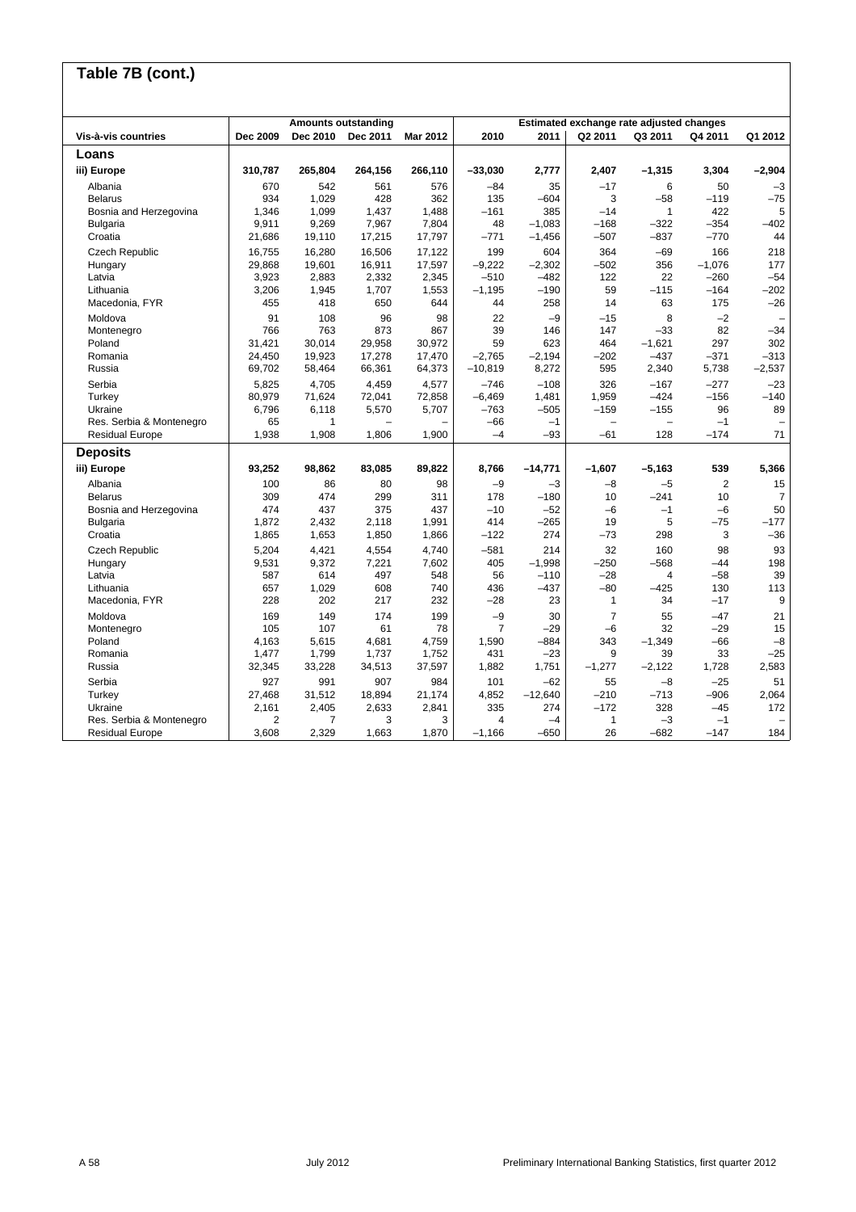## Table 7B (cont.)

| Vis-à-vis countries | Amounts outstanding | | | | Estimated exchange rate adjusted changes | | | | | |
|---|---|---|---|---|---|---|---|---|---|---|
| | Dec 2009 | Dec 2010 | Dec 2011 | Mar 2012 | 2010 | 2011 | Q2 2011 | Q3 2011 | Q4 2011 | Q1 2012 |
| **Loans** | | | | | | | | | | |
| **iii) Europe** | **310,787** | **265,804** | **264,156** | **266,110** | **–33,030** | **2,777** | **2,407** | **–1,315** | **3,304** | **–2,904** |
| Albania | 670 | 542 | 561 | 576 | –84 | 35 | –17 | 6 | 50 | –3 |
| Belarus | 934 | 1,029 | 428 | 362 | 135 | –604 | 3 | –58 | –119 | –75 |
| Bosnia and Herzegovina | 1,346 | 1,099 | 1,437 | 1,488 | –161 | 385 | –14 | 1 | 422 | 5 |
| Bulgaria | 9,911 | 9,269 | 7,967 | 7,804 | 48 | –1,083 | –168 | –322 | –354 | –402 |
| Croatia | 21,686 | 19,110 | 17,215 | 17,797 | –771 | –1,456 | –507 | –837 | –770 | 44 |
| Czech Republic | 16,755 | 16,280 | 16,506 | 17,122 | 199 | 604 | 364 | –69 | 166 | 218 |
| Hungary | 29,868 | 19,601 | 16,911 | 17,597 | –9,222 | –2,302 | –502 | 356 | –1,076 | 177 |
| Latvia | 3,923 | 2,883 | 2,332 | 2,345 | –510 | –482 | 122 | 22 | –260 | –54 |
| Lithuania | 3,206 | 1,945 | 1,707 | 1,553 | –1,195 | –190 | 59 | –115 | –164 | –202 |
| Macedonia, FYR | 455 | 418 | 650 | 644 | 44 | 258 | 14 | 63 | 175 | –26 |
| Moldova | 91 | 108 | 96 | 98 | 22 | –9 | –15 | 8 | –2 | – |
| Montenegro | 766 | 763 | 873 | 867 | 39 | 146 | 147 | –33 | 82 | –34 |
| Poland | 31,421 | 30,014 | 29,958 | 30,972 | 59 | 623 | 464 | –1,621 | 297 | 302 |
| Romania | 24,450 | 19,923 | 17,278 | 17,470 | –2,765 | –2,194 | –202 | –437 | –371 | –313 |
| Russia | 69,702 | 58,464 | 66,361 | 64,373 | –10,819 | 8,272 | 595 | 2,340 | 5,738 | –2,537 |
| Serbia | 5,825 | 4,705 | 4,459 | 4,577 | –746 | –108 | 326 | –167 | –277 | –23 |
| Turkey | 80,979 | 71,624 | 72,041 | 72,858 | –6,469 | 1,481 | 1,959 | –424 | –156 | –140 |
| Ukraine | 6,796 | 6,118 | 5,570 | 5,707 | –763 | –505 | –159 | –155 | 96 | 89 |
| Res. Serbia & Montenegro | 65 | 1 | – | – | –66 | –1 | – | – | –1 | – |
| Residual Europe | 1,938 | 1,908 | 1,806 | 1,900 | –4 | –93 | –61 | 128 | –174 | 71 |
| **Deposits** | | | | | | | | | | |
| **iii) Europe** | **93,252** | **98,862** | **83,085** | **89,822** | **8,766** | **–14,771** | **–1,607** | **–5,163** | **539** | **5,366** |
| Albania | 100 | 86 | 80 | 98 | –9 | –3 | –8 | –5 | 2 | 15 |
| Belarus | 309 | 474 | 299 | 311 | 178 | –180 | 10 | –241 | 10 | 7 |
| Bosnia and Herzegovina | 474 | 437 | 375 | 437 | –10 | –52 | –6 | –1 | –6 | 50 |
| Bulgaria | 1,872 | 2,432 | 2,118 | 1,991 | 414 | –265 | 19 | 5 | –75 | –177 |
| Croatia | 1,865 | 1,653 | 1,850 | 1,866 | –122 | 274 | –73 | 298 | 3 | –36 |
| Czech Republic | 5,204 | 4,421 | 4,554 | 4,740 | –581 | 214 | 32 | 160 | 98 | 93 |
| Hungary | 9,531 | 9,372 | 7,221 | 7,602 | 405 | –1,998 | –250 | –568 | –44 | 198 |
| Latvia | 587 | 614 | 497 | 548 | 56 | –110 | –28 | 4 | –58 | 39 |
| Lithuania | 657 | 1,029 | 608 | 740 | 436 | –437 | –80 | –425 | 130 | 113 |
| Macedonia, FYR | 228 | 202 | 217 | 232 | –28 | 23 | 1 | 34 | –17 | 9 |
| Moldova | 169 | 149 | 174 | 199 | –9 | 30 | 7 | 55 | –47 | 21 |
| Montenegro | 105 | 107 | 61 | 78 | 7 | –29 | –6 | 32 | –29 | 15 |
| Poland | 4,163 | 5,615 | 4,681 | 4,759 | 1,590 | –884 | 343 | –1,349 | –66 | –8 |
| Romania | 1,477 | 1,799 | 1,737 | 1,752 | 431 | –23 | 9 | 39 | 33 | –25 |
| Russia | 32,345 | 33,228 | 34,513 | 37,597 | 1,882 | 1,751 | –1,277 | –2,122 | 1,728 | 2,583 |
| Serbia | 927 | 991 | 907 | 984 | 101 | –62 | 55 | –8 | –25 | 51 |
| Turkey | 27,468 | 31,512 | 18,894 | 21,174 | 4,852 | –12,640 | –210 | –713 | –906 | 2,064 |
| Ukraine | 2,161 | 2,405 | 2,633 | 2,841 | 335 | 274 | –172 | 328 | –45 | 172 |
| Res. Serbia & Montenegro | 2 | 7 | 3 | 3 | 4 | –4 | 1 | –3 | –1 | – |
| Residual Europe | 3,608 | 2,329 | 1,663 | 1,870 | –1,166 | –650 | 26 | –682 | –147 | 184 |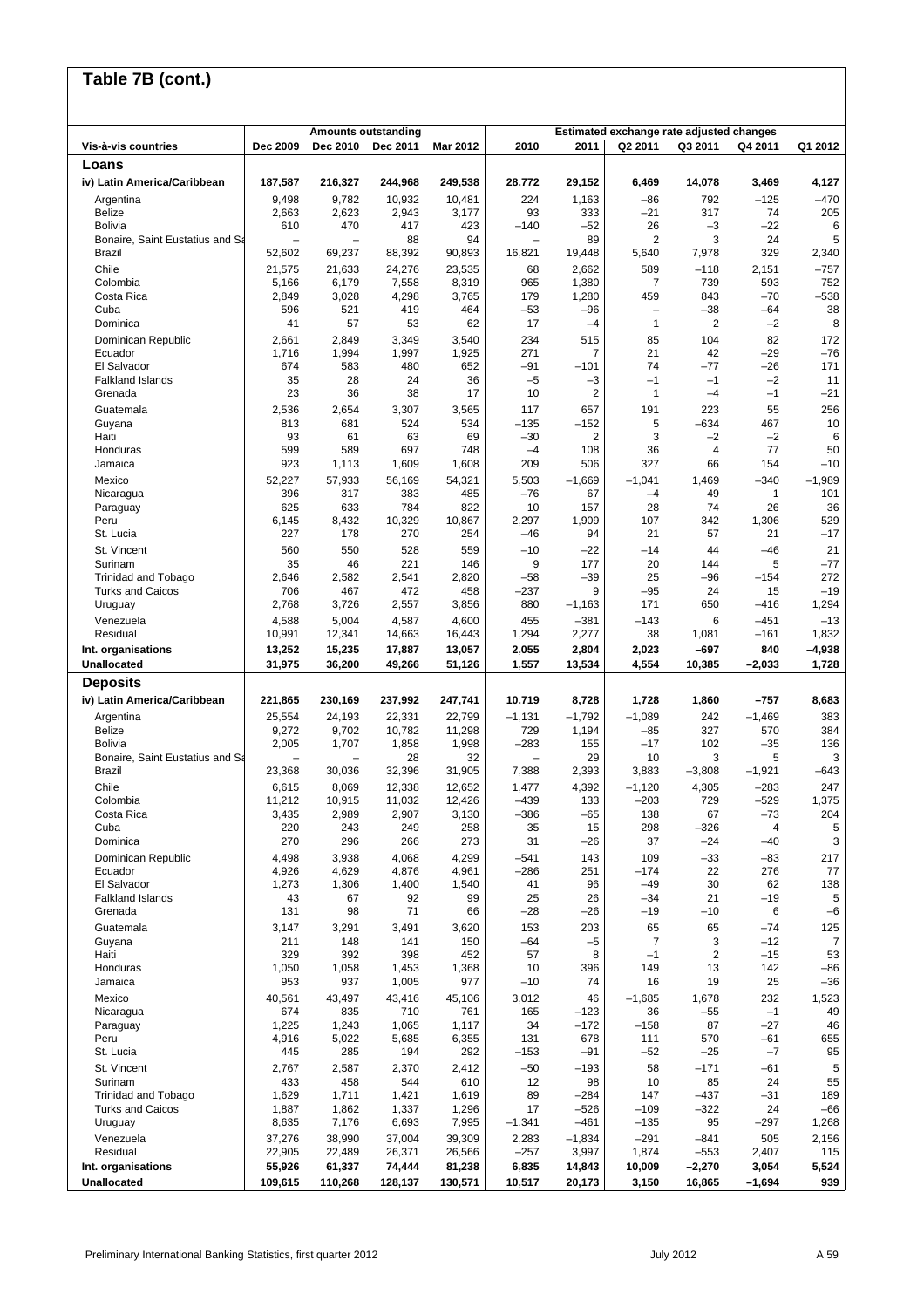# Table 7B (cont.)

| Vis-à-vis countries | Amounts outstanding | | | | Estimated exchange rate adjusted changes | | | | | |
|---|---|---|---|---|---|---|---|---|---|---|
| | Dec 2009 | Dec 2010 | Dec 2011 | Mar 2012 | 2010 | 2011 | Q2 2011 | Q3 2011 | Q4 2011 | Q1 2012 |
| **Loans** | | | | | | | | | | |
| **iv) Latin America/Caribbean** | **187,587** | **216,327** | **244,968** | **249,538** | **28,772** | **29,152** | **6,469** | **14,078** | **3,469** | **4,127** |
| Argentina | 9,498 | 9,782 | 10,932 | 10,481 | 224 | 1,163 | –86 | 792 | –125 | –470 |
| Belize | 2,663 | 2,623 | 2,943 | 3,177 | 93 | 333 | –21 | 317 | 74 | 205 |
| Bolivia | 610 | 470 | 417 | 423 | –140 | –52 | 26 | –3 | –22 | 6 |
| Bonaire, Saint Eustatius and Sa | – | – | 88 | 94 | – | 89 | 2 | 3 | 24 | 5 |
| Brazil | 52,602 | 69,237 | 88,392 | 90,893 | 16,821 | 19,448 | 5,640 | 7,978 | 329 | 2,340 |
| Chile | 21,575 | 21,633 | 24,276 | 23,535 | 68 | 2,662 | 589 | –118 | 2,151 | –757 |
| Colombia | 5,166 | 6,179 | 7,558 | 8,319 | 965 | 1,380 | 7 | 739 | 593 | 752 |
| Costa Rica | 2,849 | 3,028 | 4,298 | 3,765 | 179 | 1,280 | 459 | 843 | –70 | –538 |
| Cuba | 596 | 521 | 419 | 464 | –53 | –96 | – | –38 | –64 | 38 |
| Dominica | 41 | 57 | 53 | 62 | 17 | –4 | 1 | 2 | –2 | 8 |
| Dominican Republic | 2,661 | 2,849 | 3,349 | 3,540 | 234 | 515 | 85 | 104 | 82 | 172 |
| Ecuador | 1,716 | 1,994 | 1,997 | 1,925 | 271 | 7 | 21 | 42 | –29 | –76 |
| El Salvador | 674 | 583 | 480 | 652 | –91 | –101 | 74 | –77 | –26 | 171 |
| Falkland Islands | 35 | 28 | 24 | 36 | –5 | –3 | –1 | –1 | –2 | 11 |
| Grenada | 23 | 36 | 38 | 17 | 10 | 2 | 1 | –4 | –1 | –21 |
| Guatemala | 2,536 | 2,654 | 3,307 | 3,565 | 117 | 657 | 191 | 223 | 55 | 256 |
| Guyana | 813 | 681 | 524 | 534 | –135 | –152 | 5 | –634 | 467 | 10 |
| Haiti | 93 | 61 | 63 | 69 | –30 | 2 | 3 | –2 | –2 | 6 |
| Honduras | 599 | 589 | 697 | 748 | –4 | 108 | 36 | 4 | 77 | 50 |
| Jamaica | 923 | 1,113 | 1,609 | 1,608 | 209 | 506 | 327 | 66 | 154 | –10 |
| Mexico | 52,227 | 57,933 | 56,169 | 54,321 | 5,503 | –1,669 | –1,041 | 1,469 | –340 | –1,989 |
| Nicaragua | 396 | 317 | 383 | 485 | –76 | 67 | –4 | 49 | 1 | 101 |
| Paraguay | 625 | 633 | 784 | 822 | 10 | 157 | 28 | 74 | 26 | 36 |
| Peru | 6,145 | 8,432 | 10,329 | 10,867 | 2,297 | 1,909 | 107 | 342 | 1,306 | 529 |
| St. Lucia | 227 | 178 | 270 | 254 | –46 | 94 | 21 | 57 | 21 | –17 |
| St. Vincent | 560 | 550 | 528 | 559 | –10 | –22 | –14 | 44 | –46 | 21 |
| Surinam | 35 | 46 | 221 | 146 | 9 | 177 | 20 | 144 | 5 | –77 |
| Trinidad and Tobago | 2,646 | 2,582 | 2,541 | 2,820 | –58 | –39 | 25 | –96 | –154 | 272 |
| Turks and Caicos | 706 | 467 | 472 | 458 | –237 | 9 | –95 | 24 | 15 | –19 |
| Uruguay | 2,768 | 3,726 | 2,557 | 3,856 | 880 | –1,163 | 171 | 650 | –416 | 1,294 |
| Venezuela | 4,588 | 5,004 | 4,587 | 4,600 | 455 | –381 | –143 | 6 | –451 | –13 |
| Residual | 10,991 | 12,341 | 14,663 | 16,443 | 1,294 | 2,277 | 38 | 1,081 | –161 | 1,832 |
| **Int. organisations** | **13,252** | **15,235** | **17,887** | **13,057** | **2,055** | **2,804** | **2,023** | **–697** | **840** | **–4,938** |
| **Unallocated** | **31,975** | **36,200** | **49,266** | **51,126** | **1,557** | **13,534** | **4,554** | **10,385** | **–2,033** | **1,728** |
| **Deposits** | | | | | | | | | | |
| **iv) Latin America/Caribbean** | **221,865** | **230,169** | **237,992** | **247,741** | **10,719** | **8,728** | **1,728** | **1,860** | **–757** | **8,683** |
| Argentina | 25,554 | 24,193 | 22,331 | 22,799 | –1,131 | –1,792 | –1,089 | 242 | –1,469 | 383 |
| Belize | 9,272 | 9,702 | 10,782 | 11,298 | 729 | 1,194 | –85 | 327 | 570 | 384 |
| Bolivia | 2,005 | 1,707 | 1,858 | 1,998 | –283 | 155 | –17 | 102 | –35 | 136 |
| Bonaire, Saint Eustatius and Sa | – | – | 28 | 32 | – | 29 | 10 | 3 | 5 | 3 |
| Brazil | 23,368 | 30,036 | 32,396 | 31,905 | 7,388 | 2,393 | 3,883 | –3,808 | –1,921 | –643 |
| Chile | 6,615 | 8,069 | 12,338 | 12,652 | 1,477 | 4,392 | –1,120 | 4,305 | –283 | 247 |
| Colombia | 11,212 | 10,915 | 11,032 | 12,426 | –439 | 133 | –203 | 729 | –529 | 1,375 |
| Costa Rica | 3,435 | 2,989 | 2,907 | 3,130 | –386 | –65 | 138 | 67 | –73 | 204 |
| Cuba | 220 | 243 | 249 | 258 | 35 | 15 | 298 | –326 | 4 | 5 |
| Dominica | 270 | 296 | 266 | 273 | 31 | –26 | 37 | –24 | –40 | 3 |
| Dominican Republic | 4,498 | 3,938 | 4,068 | 4,299 | –541 | 143 | 109 | –33 | –83 | 217 |
| Ecuador | 4,926 | 4,629 | 4,876 | 4,961 | –286 | 251 | –174 | 22 | 276 | 77 |
| El Salvador | 1,273 | 1,306 | 1,400 | 1,540 | 41 | 96 | –49 | 30 | 62 | 138 |
| Falkland Islands | 43 | 67 | 92 | 99 | 25 | 26 | –34 | 21 | –19 | 5 |
| Grenada | 131 | 98 | 71 | 66 | –28 | –26 | –19 | –10 | 6 | –6 |
| Guatemala | 3,147 | 3,291 | 3,491 | 3,620 | 153 | 203 | 65 | 65 | –74 | 125 |
| Guyana | 211 | 148 | 141 | 150 | –64 | –5 | 7 | 3 | –12 | 7 |
| Haiti | 329 | 392 | 398 | 452 | 57 | 8 | –1 | 2 | –15 | 53 |
| Honduras | 1,050 | 1,058 | 1,453 | 1,368 | 10 | 396 | 149 | 13 | 142 | –86 |
| Jamaica | 953 | 937 | 1,005 | 977 | –10 | 74 | 16 | 19 | 25 | –36 |
| Mexico | 40,561 | 43,497 | 43,416 | 45,106 | 3,012 | 46 | –1,685 | 1,678 | 232 | 1,523 |
| Nicaragua | 674 | 835 | 710 | 761 | 165 | –123 | 36 | –55 | –1 | 49 |
| Paraguay | 1,225 | 1,243 | 1,065 | 1,117 | 34 | –172 | –158 | 87 | –27 | 46 |
| Peru | 4,916 | 5,022 | 5,685 | 6,355 | 131 | 678 | 111 | 570 | –61 | 655 |
| St. Lucia | 445 | 285 | 194 | 292 | –153 | –91 | –52 | –25 | –7 | 95 |
| St. Vincent | 2,767 | 2,587 | 2,370 | 2,412 | –50 | –193 | 58 | –171 | –61 | 5 |
| Surinam | 433 | 458 | 544 | 610 | 12 | 98 | 10 | 85 | 24 | 55 |
| Trinidad and Tobago | 1,629 | 1,711 | 1,421 | 1,619 | 89 | –284 | 147 | –437 | –31 | 189 |
| Turks and Caicos | 1,887 | 1,862 | 1,337 | 1,296 | 17 | –526 | –109 | –322 | 24 | –66 |
| Uruguay | 8,635 | 7,176 | 6,693 | 7,995 | –1,341 | –461 | –135 | 95 | –297 | 1,268 |
| Venezuela | 37,276 | 38,990 | 37,004 | 39,309 | 2,283 | –1,834 | –291 | –841 | 505 | 2,156 |
| Residual | 22,905 | 22,489 | 26,371 | 26,566 | –257 | 3,997 | 1,874 | –553 | 2,407 | 115 |
| **Int. organisations** | **55,926** | **61,337** | **74,444** | **81,238** | **6,835** | **14,843** | **10,009** | **–2,270** | **3,054** | **5,524** |
| **Unallocated** | **109,615** | **110,268** | **128,137** | **130,571** | **10,517** | **20,173** | **3,150** | **16,865** | **–1,694** | **939** |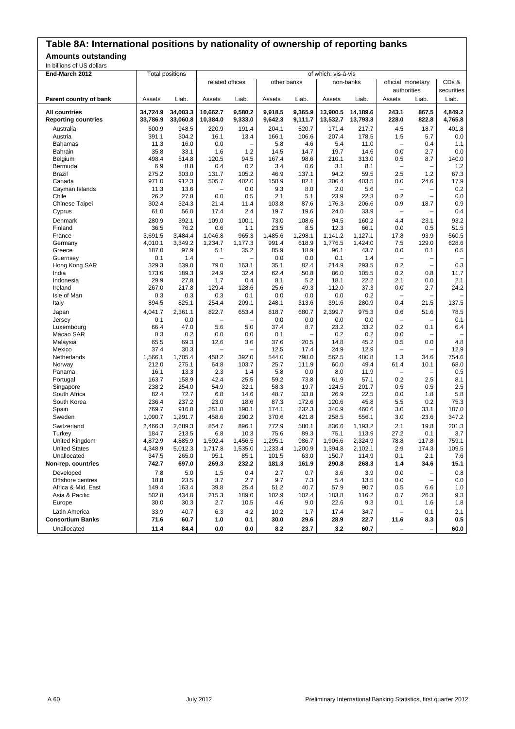# Table 8A: International positions by nationality of ownership of reporting banks

## Amounts outstanding

In billions of US dollars

| End-March 2012 | Total positions | | of which: vis-à-vis | | | | | | | | |
|---|---|---|---|---|---|---|---|---|---|---|---|
| | | | related offices | | other banks | | non-banks | | official monetary authorities | | CDs & securities |
| Parent country of bank | Assets | Liab. | Assets | Liab. | Assets | Liab. | Assets | Liab. | Assets | Liab. | Liab. |
| **All countries** | **34,724.9** | **34,003.3** | **10,662.7** | **9,580.2** | **9,918.5** | **9,365.9** | **13,900.5** | **14,189.6** | **243.1** | **867.5** | **4,849.2** |
| **Reporting countries** | **33,786.9** | **33,060.8** | **10,384.0** | **9,333.0** | **9,642.3** | **9,111.7** | **13,532.7** | **13,793.3** | **228.0** | **822.8** | **4,765.8** |
| Australia | 600.9 | 948.5 | 220.9 | 191.4 | 204.1 | 520.7 | 171.4 | 217.7 | 4.5 | 18.7 | 401.8 |
| Austria | 391.1 | 304.2 | 16.1 | 13.4 | 166.1 | 106.6 | 207.4 | 178.5 | 1.5 | 5.7 | 0.0 |
| Bahamas | 11.3 | 16.0 | 0.0 | – | 5.8 | 4.6 | 5.4 | 11.0 | – | 0.4 | 1.1 |
| Bahrain | 35.8 | 33.1 | 1.6 | 1.2 | 14.5 | 14.7 | 19.7 | 14.6 | 0.0 | 2.7 | 0.0 |
| Belgium | 498.4 | 514.8 | 120.5 | 94.5 | 167.4 | 98.6 | 210.1 | 313.0 | 0.5 | 8.7 | 140.0 |
| Bermuda | 6.9 | 8.8 | 0.4 | 0.2 | 3.4 | 0.6 | 3.1 | 8.1 | – | – | 1.2 |
| Brazil | 275.2 | 303.0 | 131.7 | 105.2 | 46.9 | 137.1 | 94.2 | 59.5 | 2.5 | 1.2 | 67.3 |
| Canada | 971.0 | 912.3 | 505.7 | 402.0 | 158.9 | 82.1 | 306.4 | 403.5 | 0.0 | 24.6 | 17.9 |
| Cayman Islands | 11.3 | 13.6 | – | 0.0 | 9.3 | 8.0 | 2.0 | 5.6 | – | – | 0.2 |
| Chile | 26.2 | 27.8 | 0.0 | 0.5 | 2.1 | 5.1 | 23.9 | 22.3 | 0.2 | – | 0.0 |
| Chinese Taipei | 302.4 | 324.3 | 21.4 | 11.4 | 103.8 | 87.6 | 176.3 | 206.6 | 0.9 | 18.7 | 0.9 |
| Cyprus | 61.0 | 56.0 | 17.4 | 2.4 | 19.7 | 19.6 | 24.0 | 33.9 | – | – | 0.4 |
| Denmark | 280.9 | 392.1 | 109.0 | 100.1 | 73.0 | 108.6 | 94.5 | 160.2 | 4.4 | 23.1 | 93.2 |
| Finland | 36.5 | 76.2 | 0.6 | 1.1 | 23.5 | 8.5 | 12.3 | 66.1 | 0.0 | 0.5 | 51.5 |
| France | 3,691.5 | 3,484.4 | 1,046.8 | 965.3 | 1,485.6 | 1,298.1 | 1,141.2 | 1,127.1 | 17.8 | 93.9 | 560.5 |
| Germany | 4,010.1 | 3,349.2 | 1,234.7 | 1,177.3 | 991.4 | 618.9 | 1,776.5 | 1,424.0 | 7.5 | 129.0 | 628.6 |
| Greece | 187.0 | 97.9 | 5.1 | 35.2 | 85.9 | 18.9 | 96.1 | 43.7 | 0.0 | 0.1 | 0.5 |
| Guernsey | 0.1 | 1.4 | – | – | 0.0 | 0.0 | 0.1 | 1.4 | – | – | – |
| Hong Kong SAR | 329.3 | 539.0 | 79.0 | 163.1 | 35.1 | 82.4 | 214.9 | 293.5 | 0.2 | – | 0.3 |
| India | 173.6 | 189.3 | 24.9 | 32.4 | 62.4 | 50.8 | 86.0 | 105.5 | 0.2 | 0.8 | 11.7 |
| Indonesia | 29.9 | 27.8 | 1.7 | 0.4 | 8.1 | 5.2 | 18.1 | 22.2 | 2.1 | 0.0 | 2.1 |
| Ireland | 267.0 | 217.8 | 129.4 | 128.6 | 25.6 | 49.3 | 112.0 | 37.3 | 0.0 | 2.7 | 24.2 |
| Isle of Man | 0.3 | 0.3 | 0.3 | 0.1 | 0.0 | 0.0 | 0.0 | 0.2 | – | – | – |
| Italy | 894.5 | 825.1 | 254.4 | 209.1 | 248.1 | 313.6 | 391.6 | 280.9 | 0.4 | 21.5 | 137.5 |
| Japan | 4,041.7 | 2,361.1 | 822.7 | 653.4 | 818.7 | 680.7 | 2,399.7 | 975.3 | 0.6 | 51.6 | 78.5 |
| Jersey | 0.1 | 0.0 | – | – | 0.0 | 0.0 | 0.0 | 0.0 | – | – | 0.1 |
| Luxembourg | 66.4 | 47.0 | 5.6 | 5.0 | 37.4 | 8.7 | 23.2 | 33.2 | 0.2 | 0.1 | 6.4 |
| Macao SAR | 0.3 | 0.2 | 0.0 | 0.0 | 0.1 | – | 0.2 | 0.2 | 0.0 | – | – |
| Malaysia | 65.5 | 69.3 | 12.6 | 3.6 | 37.6 | 20.5 | 14.8 | 45.2 | 0.5 | 0.0 | 4.8 |
| Mexico | 37.4 | 30.3 | – | – | 12.5 | 17.4 | 24.9 | 12.9 | – | – | 12.9 |
| Netherlands | 1,566.1 | 1,705.4 | 458.2 | 392.0 | 544.0 | 798.0 | 562.5 | 480.8 | 1.3 | 34.6 | 754.6 |
| Norway | 212.0 | 275.1 | 64.8 | 103.7 | 25.7 | 111.9 | 60.0 | 49.4 | 61.4 | 10.1 | 68.0 |
| Panama | 16.1 | 13.3 | 2.3 | 1.4 | 5.8 | 0.0 | 8.0 | 11.9 | – | – | 0.5 |
| Portugal | 163.7 | 158.9 | 42.4 | 25.5 | 59.2 | 73.8 | 61.9 | 57.1 | 0.2 | 2.5 | 8.1 |
| Singapore | 238.2 | 254.0 | 54.9 | 32.1 | 58.3 | 19.7 | 124.5 | 201.7 | 0.5 | 0.5 | 2.5 |
| South Africa | 82.4 | 72.7 | 6.8 | 14.6 | 48.7 | 33.8 | 26.9 | 22.5 | 0.0 | 1.8 | 5.8 |
| South Korea | 236.4 | 237.2 | 23.0 | 18.6 | 87.3 | 172.6 | 120.6 | 45.8 | 5.5 | 0.2 | 75.3 |
| Spain | 769.7 | 916.0 | 251.8 | 190.1 | 174.1 | 232.3 | 340.9 | 460.6 | 3.0 | 33.1 | 187.0 |
| Sweden | 1,090.7 | 1,291.7 | 458.6 | 290.2 | 370.6 | 421.8 | 258.5 | 556.1 | 3.0 | 23.6 | 347.2 |
| Switzerland | 2,466.3 | 2,689.3 | 854.7 | 896.1 | 772.9 | 580.1 | 836.6 | 1,193.2 | 2.1 | 19.8 | 201.3 |
| Turkey | 184.7 | 213.5 | 6.8 | 10.3 | 75.6 | 89.3 | 75.1 | 113.9 | 27.2 | 0.1 | 3.7 |
| United Kingdom | 4,872.9 | 4,885.9 | 1,592.4 | 1,456.5 | 1,295.1 | 986.7 | 1,906.6 | 2,324.9 | 78.8 | 117.8 | 759.1 |
| United States | 4,348.9 | 5,012.3 | 1,717.8 | 1,535.0 | 1,233.4 | 1,200.9 | 1,394.8 | 2,102.1 | 2.9 | 174.3 | 109.5 |
| Unallocated | 347.5 | 265.0 | 95.1 | 85.1 | 101.5 | 63.0 | 150.7 | 114.9 | 0.1 | 2.1 | 7.6 |
| **Non-rep. countries** | **742.7** | **697.0** | **269.3** | **232.2** | **181.3** | **161.9** | **290.8** | **268.3** | **1.4** | **34.6** | **15.1** |
| Developed | 7.8 | 5.0 | 1.5 | 0.4 | 2.7 | 0.7 | 3.6 | 3.9 | 0.0 | – | 0.8 |
| Offshore centres | 18.8 | 23.5 | 3.7 | 2.7 | 9.7 | 7.3 | 5.4 | 13.5 | 0.0 | – | 0.0 |
| Africa & Mid. East | 149.4 | 163.4 | 39.8 | 25.4 | 51.2 | 40.7 | 57.9 | 90.7 | 0.5 | 6.6 | 1.0 |
| Asia & Pacific | 502.8 | 434.0 | 215.3 | 189.0 | 102.9 | 102.4 | 183.8 | 116.2 | 0.7 | 26.3 | 9.3 |
| Europe | 30.0 | 30.3 | 2.7 | 10.5 | 4.6 | 9.0 | 22.6 | 9.3 | 0.1 | 1.6 | 1.8 |
| Latin America | 33.9 | 40.7 | 6.3 | 4.2 | 10.2 | 1.7 | 17.4 | 34.7 | – | 0.1 | 2.1 |
| **Consortium Banks** | **71.6** | **60.7** | **1.0** | **0.1** | **30.0** | **29.6** | **28.9** | **22.7** | **11.6** | **8.3** | **0.5** |
| Unallocated | **11.4** | **84.4** | **0.0** | **0.0** | **8.2** | **23.7** | **3.2** | **60.7** | **–** | **–** | **60.0** |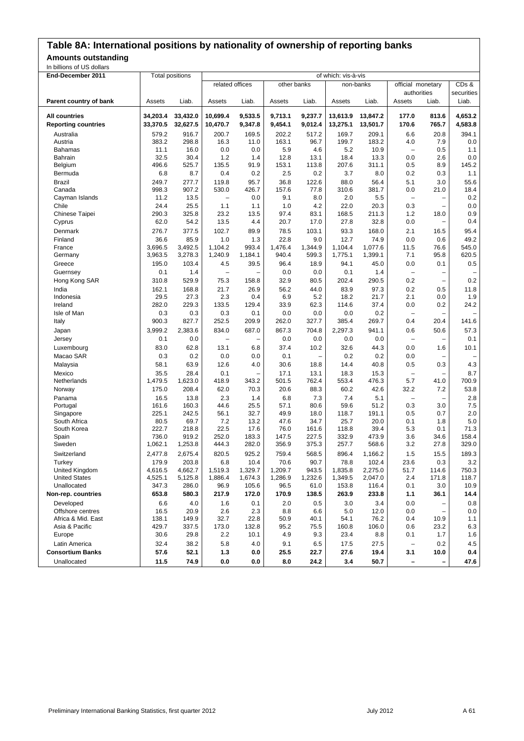# Table 8A: International positions by nationality of ownership of reporting banks

## Amounts outstanding

In billions of US dollars

| End-December 2011 | Total positions | | of which: vis-à-vis | | | | | | | | |
|---|---|---|---|---|---|---|---|---|---|---|---|
| | | | related offices | | other banks | | non-banks | | official monetary authorities | | CDs & securities |
| Parent country of bank | Assets | Liab. | Assets | Liab. | Assets | Liab. | Assets | Liab. | Assets | Liab. | Liab. |
| **All countries** | **34,203.4** | **33,432.0** | **10,699.4** | **9,533.5** | **9,713.1** | **9,237.7** | **13,613.9** | **13,847.2** | **177.0** | **813.6** | **4,653.2** |
| **Reporting countries** | **33,370.5** | **32,627.5** | **10,470.7** | **9,347.8** | **9,454.1** | **9,012.4** | **13,275.1** | **13,501.7** | **170.6** | **765.7** | **4,583.8** |
| Australia | 579.2 | 916.7 | 200.7 | 169.5 | 202.2 | 517.2 | 169.7 | 209.1 | 6.6 | 20.8 | 394.1 |
| Austria | 383.2 | 298.8 | 16.3 | 11.0 | 163.1 | 96.7 | 199.7 | 183.2 | 4.0 | 7.9 | 0.0 |
| Bahamas | 11.1 | 16.0 | 0.0 | 0.0 | 5.9 | 4.6 | 5.2 | 10.9 | – | 0.5 | 1.1 |
| Bahrain | 32.5 | 30.4 | 1.2 | 1.4 | 12.8 | 13.1 | 18.4 | 13.3 | 0.0 | 2.6 | 0.0 |
| Belgium | 496.6 | 525.7 | 135.5 | 91.9 | 153.1 | 113.8 | 207.6 | 311.1 | 0.5 | 8.9 | 145.2 |
| Bermuda | 6.8 | 8.7 | 0.4 | 0.2 | 2.5 | 0.2 | 3.7 | 8.0 | 0.2 | 0.3 | 1.1 |
| Brazil | 249.7 | 277.7 | 119.8 | 95.7 | 36.8 | 122.6 | 88.0 | 56.4 | 5.1 | 3.0 | 55.6 |
| Canada | 998.3 | 907.2 | 530.0 | 426.7 | 157.6 | 77.8 | 310.6 | 381.7 | 0.0 | 21.0 | 18.4 |
| Cayman Islands | 11.2 | 13.5 | – | 0.0 | 9.1 | 8.0 | 2.0 | 5.5 | – | – | 0.2 |
| Chile | 24.4 | 25.5 | 1.1 | 1.1 | 1.0 | 4.2 | 22.0 | 20.3 | 0.3 | – | 0.0 |
| Chinese Taipei | 290.3 | 325.8 | 23.2 | 13.5 | 97.4 | 83.1 | 168.5 | 211.3 | 1.2 | 18.0 | 0.9 |
| Cyprus | 62.0 | 54.2 | 13.5 | 4.4 | 20.7 | 17.0 | 27.8 | 32.8 | 0.0 | – | 0.4 |
| Denmark | 276.7 | 377.5 | 102.7 | 89.9 | 78.5 | 103.1 | 93.3 | 168.0 | 2.1 | 16.5 | 95.4 |
| Finland | 36.6 | 85.9 | 1.0 | 1.3 | 22.8 | 9.0 | 12.7 | 74.9 | 0.0 | 0.6 | 49.2 |
| France | 3,696.5 | 3,492.5 | 1,104.2 | 993.4 | 1,476.4 | 1,344.9 | 1,104.4 | 1,077.6 | 11.5 | 76.6 | 545.0 |
| Germany | 3,963.5 | 3,278.3 | 1,240.9 | 1,184.1 | 940.4 | 599.3 | 1,775.1 | 1,399.1 | 7.1 | 95.8 | 620.5 |
| Greece | 195.0 | 103.4 | 4.5 | 39.5 | 96.4 | 18.9 | 94.1 | 45.0 | 0.0 | 0.1 | 0.5 |
| Guernsey | 0.1 | 1.4 | – | – | 0.0 | 0.0 | 0.1 | 1.4 | – | – | – |
| Hong Kong SAR | 310.8 | 529.9 | 75.3 | 158.8 | 32.9 | 80.5 | 202.4 | 290.5 | 0.2 | – | 0.2 |
| India | 162.1 | 168.8 | 21.7 | 26.9 | 56.2 | 44.0 | 83.9 | 97.3 | 0.2 | 0.5 | 11.8 |
| Indonesia | 29.5 | 27.3 | 2.3 | 0.4 | 6.9 | 5.2 | 18.2 | 21.7 | 2.1 | 0.0 | 1.9 |
| Ireland | 282.0 | 229.3 | 133.5 | 129.4 | 33.9 | 62.3 | 114.6 | 37.4 | 0.0 | 0.2 | 24.2 |
| Isle of Man | 0.3 | 0.3 | 0.3 | 0.1 | 0.0 | 0.0 | 0.0 | 0.2 | – | – | – |
| Italy | 900.3 | 827.7 | 252.5 | 209.9 | 262.0 | 327.7 | 385.4 | 269.7 | 0.4 | 20.4 | 141.6 |
| Japan | 3,999.2 | 2,383.6 | 834.0 | 687.0 | 867.3 | 704.8 | 2,297.3 | 941.1 | 0.6 | 50.6 | 57.3 |
| Jersey | 0.1 | 0.0 | – | – | 0.0 | 0.0 | 0.0 | 0.0 | – | – | 0.1 |
| Luxembourg | 83.0 | 62.8 | 13.1 | 6.8 | 37.4 | 10.2 | 32.6 | 44.3 | 0.0 | 1.6 | 10.1 |
| Macao SAR | 0.3 | 0.2 | 0.0 | 0.0 | 0.1 | – | 0.2 | 0.2 | 0.0 | – | – |
| Malaysia | 58.1 | 63.9 | 12.6 | 4.0 | 30.6 | 18.8 | 14.4 | 40.8 | 0.5 | 0.3 | 4.3 |
| Mexico | 35.5 | 28.4 | 0.1 | – | 17.1 | 13.1 | 18.3 | 15.3 | – | – | 8.7 |
| Netherlands | 1,479.5 | 1,623.0 | 418.9 | 343.2 | 501.5 | 762.4 | 553.4 | 476.3 | 5.7 | 41.0 | 700.9 |
| Norway | 175.0 | 208.4 | 62.0 | 70.3 | 20.6 | 88.3 | 60.2 | 42.6 | 32.2 | 7.2 | 53.8 |
| Panama | 16.5 | 13.8 | 2.3 | 1.4 | 6.8 | 7.3 | 7.4 | 5.1 | – | – | 2.8 |
| Portugal | 161.6 | 160.3 | 44.6 | 25.5 | 57.1 | 80.6 | 59.6 | 51.2 | 0.3 | 3.0 | 7.5 |
| Singapore | 225.1 | 242.5 | 56.1 | 32.7 | 49.9 | 18.0 | 118.7 | 191.1 | 0.5 | 0.7 | 2.0 |
| South Africa | 80.5 | 69.7 | 7.2 | 13.2 | 47.6 | 34.7 | 25.7 | 20.0 | 0.1 | 1.8 | 5.0 |
| South Korea | 222.7 | 218.8 | 22.5 | 17.6 | 76.0 | 161.6 | 118.8 | 39.4 | 5.3 | 0.1 | 71.3 |
| Spain | 736.0 | 919.2 | 252.0 | 183.3 | 147.5 | 227.5 | 332.9 | 473.9 | 3.6 | 34.6 | 158.4 |
| Sweden | 1,062.1 | 1,253.8 | 444.3 | 282.0 | 356.9 | 375.3 | 257.7 | 568.6 | 3.2 | 27.8 | 329.0 |
| Switzerland | 2,477.8 | 2,675.4 | 820.5 | 925.2 | 759.4 | 568.5 | 896.4 | 1,166.2 | 1.5 | 15.5 | 189.3 |
| Turkey | 179.9 | 203.8 | 6.8 | 10.4 | 70.6 | 90.7 | 78.8 | 102.4 | 23.6 | 0.3 | 3.2 |
| United Kingdom | 4,616.5 | 4,662.7 | 1,519.3 | 1,329.7 | 1,209.7 | 943.5 | 1,835.8 | 2,275.0 | 51.7 | 114.6 | 750.3 |
| United States | 4,525.1 | 5,125.8 | 1,886.4 | 1,674.3 | 1,286.9 | 1,232.6 | 1,349.5 | 2,047.0 | 2.4 | 171.8 | 118.7 |
| Unallocated | 347.3 | 286.0 | 96.9 | 105.6 | 96.5 | 61.0 | 153.8 | 116.4 | 0.1 | 3.0 | 10.9 |
| **Non-rep. countries** | **653.8** | **580.3** | **217.9** | **172.0** | **170.9** | **138.5** | **263.9** | **233.8** | **1.1** | **36.1** | **14.4** |
| Developed | 6.6 | 4.0 | 1.6 | 0.1 | 2.0 | 0.5 | 3.0 | 3.4 | 0.0 | – | 0.8 |
| Offshore centres | 16.5 | 20.9 | 2.6 | 2.3 | 8.8 | 6.6 | 5.0 | 12.0 | 0.0 | – | 0.0 |
| Africa & Mid. East | 138.1 | 149.9 | 32.7 | 22.8 | 50.9 | 40.1 | 54.1 | 76.2 | 0.4 | 10.9 | 1.1 |
| Asia & Pacific | 429.7 | 337.5 | 173.0 | 132.8 | 95.2 | 75.5 | 160.8 | 106.0 | 0.6 | 23.2 | 6.3 |
| Europe | 30.6 | 29.8 | 2.2 | 10.1 | 4.9 | 9.3 | 23.4 | 8.8 | 0.1 | 1.7 | 1.6 |
| Latin America | 32.4 | 38.2 | 5.8 | 4.0 | 9.1 | 6.5 | 17.5 | 27.5 | – | 0.2 | 4.5 |
| **Consortium Banks** | **57.6** | **52.1** | **1.3** | **0.0** | **25.5** | **22.7** | **27.6** | **19.4** | **3.1** | **10.0** | **0.4** |
| Unallocated | **11.5** | **74.9** | **0.0** | **0.0** | **8.0** | **24.2** | **3.4** | **50.7** | **–** | **–** | **47.6** |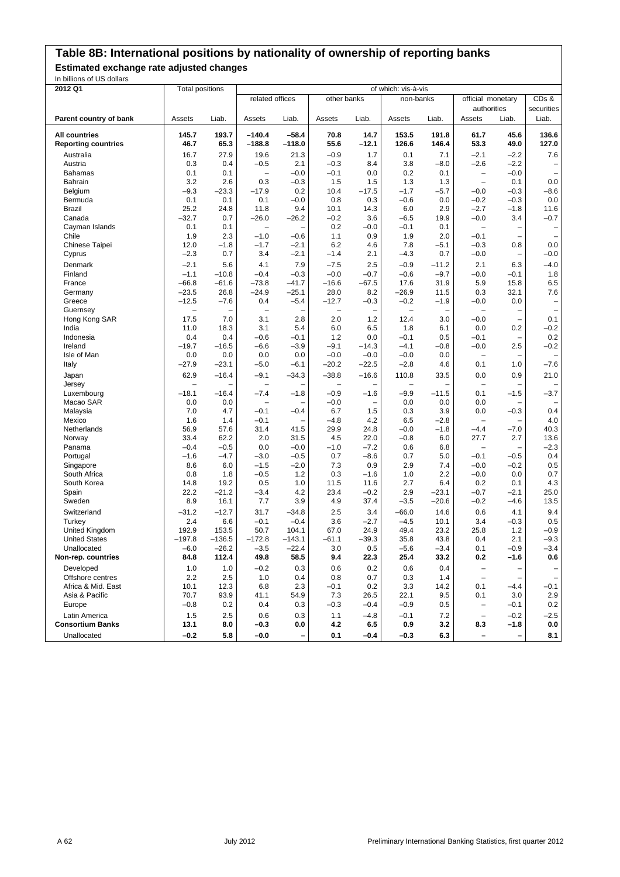# Table 8B: International positions by nationality of ownership of reporting banks

## Estimated exchange rate adjusted changes

In billions of US dollars

| 2012 Q1 | Total positions | | of which: vis-à-vis | | | | | | | | |
|---|---|---|---|---|---|---|---|---|---|---|---|
| | | | related offices | | other banks | | non-banks | | official monetary authorities | | CDs & securities |
| Parent country of bank | Assets | Liab. | Assets | Liab. | Assets | Liab. | Assets | Liab. | Assets | Liab. | Liab. |
| **All countries** | **145.7** | **193.7** | **–140.4** | **–58.4** | **70.8** | **14.7** | **153.5** | **191.8** | **61.7** | **45.6** | **136.6** |
| **Reporting countries** | **46.7** | **65.3** | **–188.8** | **–118.0** | **55.6** | **–12.1** | **126.6** | **146.4** | **53.3** | **49.0** | **127.0** |
| Australia | 16.7 | 27.9 | 19.6 | 21.3 | –0.9 | 1.7 | 0.1 | 7.1 | –2.1 | –2.2 | 7.6 |
| Austria | 0.3 | 0.4 | –0.5 | 2.1 | –0.3 | 8.4 | 3.8 | –8.0 | –2.6 | –2.2 | – |
| Bahamas | 0.1 | 0.1 | – | –0.0 | –0.1 | 0.0 | 0.2 | 0.1 | – | –0.0 | – |
| Bahrain | 3.2 | 2.6 | 0.3 | –0.3 | 1.5 | 1.5 | 1.3 | 1.3 | – | 0.1 | 0.0 |
| Belgium | –9.3 | –23.3 | –17.9 | 0.2 | 10.4 | –17.5 | –1.7 | –5.7 | –0.0 | –0.3 | –8.6 |
| Bermuda | 0.1 | 0.1 | 0.1 | –0.0 | 0.8 | 0.3 | –0.6 | 0.0 | –0.2 | –0.3 | 0.0 |
| Brazil | 25.2 | 24.8 | 11.8 | 9.4 | 10.1 | 14.3 | 6.0 | 2.9 | –2.7 | –1.8 | 11.6 |
| Canada | –32.7 | 0.7 | –26.0 | –26.2 | –0.2 | 3.6 | –6.5 | 19.9 | –0.0 | 3.4 | –0.7 |
| Cayman Islands | 0.1 | 0.1 | – | – | 0.2 | –0.0 | –0.1 | 0.1 | – | – | – |
| Chile | 1.9 | 2.3 | –1.0 | –0.6 | 1.1 | 0.9 | 1.9 | 2.0 | –0.1 | – | – |
| Chinese Taipei | 12.0 | –1.8 | –1.7 | –2.1 | 6.2 | 4.6 | 7.8 | –5.1 | –0.3 | 0.8 | 0.0 |
| Cyprus | –2.3 | 0.7 | 3.4 | –2.1 | –1.4 | 2.1 | –4.3 | 0.7 | –0.0 | – | –0.0 |
| Denmark | –2.1 | 5.6 | 4.1 | 7.9 | –7.5 | 2.5 | –0.9 | –11.2 | 2.1 | 6.3 | –4.0 |
| Finland | –1.1 | –10.8 | –0.4 | –0.3 | –0.0 | –0.7 | –0.6 | –9.7 | –0.0 | –0.1 | 1.8 |
| France | –66.8 | –61.6 | –73.8 | –41.7 | –16.6 | –67.5 | 17.6 | 31.9 | 5.9 | 15.8 | 6.5 |
| Germany | –23.5 | 26.8 | –24.9 | –25.1 | 28.0 | 8.2 | –26.9 | 11.5 | 0.3 | 32.1 | 7.6 |
| Greece | –12.5 | –7.6 | 0.4 | –5.4 | –12.7 | –0.3 | –0.2 | –1.9 | –0.0 | 0.0 | – |
| Guernsey | – | – | – | – | – | – | – | – | – | – | – |
| Hong Kong SAR | 17.5 | 7.0 | 3.1 | 2.8 | 2.0 | 1.2 | 12.4 | 3.0 | –0.0 | – | 0.1 |
| India | 11.0 | 18.3 | 3.1 | 5.4 | 6.0 | 6.5 | 1.8 | 6.1 | 0.0 | 0.2 | –0.2 |
| Indonesia | 0.4 | 0.4 | –0.6 | –0.1 | 1.2 | 0.0 | –0.1 | 0.5 | –0.1 | – | 0.2 |
| Ireland | –19.7 | –16.5 | –6.6 | –3.9 | –9.1 | –14.3 | –4.1 | –0.8 | –0.0 | 2.5 | –0.2 |
| Isle of Man | 0.0 | 0.0 | 0.0 | 0.0 | –0.0 | –0.0 | –0.0 | 0.0 | – | – | – |
| Italy | –27.9 | –23.1 | –5.0 | –6.1 | –20.2 | –22.5 | –2.8 | 4.6 | 0.1 | 1.0 | –7.6 |
| Japan | 62.9 | –16.4 | –9.1 | –34.3 | –38.8 | –16.6 | 110.8 | 33.5 | 0.0 | 0.9 | 21.0 |
| Jersey | – | – | – | – | – | – | – | – | – | – | – |
| Luxembourg | –18.1 | –16.4 | –7.4 | –1.8 | –0.9 | –1.6 | –9.9 | –11.5 | 0.1 | –1.5 | –3.7 |
| Macao SAR | 0.0 | 0.0 | – | – | –0.0 | – | 0.0 | 0.0 | 0.0 | – | – |
| Malaysia | 7.0 | 4.7 | –0.1 | –0.4 | 6.7 | 1.5 | 0.3 | 3.9 | 0.0 | –0.3 | 0.4 |
| Mexico | 1.6 | 1.4 | –0.1 | – | –4.8 | 4.2 | 6.5 | –2.8 | – | – | 4.0 |
| Netherlands | 56.9 | 57.6 | 31.4 | 41.5 | 29.9 | 24.8 | –0.0 | –1.8 | –4.4 | –7.0 | 40.3 |
| Norway | 33.4 | 62.2 | 2.0 | 31.5 | 4.5 | 22.0 | –0.8 | 6.0 | 27.7 | 2.7 | 13.6 |
| Panama | –0.4 | –0.5 | 0.0 | –0.0 | –1.0 | –7.2 | 0.6 | 6.8 | – | – | –2.3 |
| Portugal | –1.6 | –4.7 | –3.0 | –0.5 | 0.7 | –8.6 | 0.7 | 5.0 | –0.1 | –0.5 | 0.4 |
| Singapore | 8.6 | 6.0 | –1.5 | –2.0 | 7.3 | 0.9 | 2.9 | 7.4 | –0.0 | –0.2 | 0.5 |
| South Africa | 0.8 | 1.8 | –0.5 | 1.2 | 0.3 | –1.6 | 1.0 | 2.2 | –0.0 | 0.0 | 0.7 |
| South Korea | 14.8 | 19.2 | 0.5 | 1.0 | 11.5 | 11.6 | 2.7 | 6.4 | 0.2 | 0.1 | 4.3 |
| Spain | 22.2 | –21.2 | –3.4 | 4.2 | 23.4 | –0.2 | 2.9 | –23.1 | –0.7 | –2.1 | 25.0 |
| Sweden | 8.9 | 16.1 | 7.7 | 3.9 | 4.9 | 37.4 | –3.5 | –20.6 | –0.2 | –4.6 | 13.5 |
| Switzerland | –31.2 | –12.7 | 31.7 | –34.8 | 2.5 | 3.4 | –66.0 | 14.6 | 0.6 | 4.1 | 9.4 |
| Turkey | 2.4 | 6.6 | –0.1 | –0.4 | 3.6 | –2.7 | –4.5 | 10.1 | 3.4 | –0.3 | 0.5 |
| United Kingdom | 192.9 | 153.5 | 50.7 | 104.1 | 67.0 | 24.9 | 49.4 | 23.2 | 25.8 | 1.2 | –0.9 |
| United States | –197.8 | –136.5 | –172.8 | –143.1 | –61.1 | –39.3 | 35.8 | 43.8 | 0.4 | 2.1 | –9.3 |
| Unallocated | –6.0 | –26.2 | –3.5 | –22.4 | 3.0 | 0.5 | –5.6 | –3.4 | 0.1 | –0.9 | –3.4 |
| **Non-rep. countries** | **84.8** | **112.4** | **49.8** | **58.5** | **9.4** | **22.3** | **25.4** | **33.2** | **0.2** | **–1.6** | **0.6** |
| Developed | 1.0 | 1.0 | –0.2 | 0.3 | 0.6 | 0.2 | 0.6 | 0.4 | – | – | – |
| Offshore centres | 2.2 | 2.5 | 1.0 | 0.4 | 0.8 | 0.7 | 0.3 | 1.4 | – | – | – |
| Africa & Mid. East | 10.1 | 12.3 | 6.8 | 2.3 | –0.1 | 0.2 | 3.3 | 14.2 | 0.1 | –4.4 | –0.1 |
| Asia & Pacific | 70.7 | 93.9 | 41.1 | 54.9 | 7.3 | 26.5 | 22.1 | 9.5 | 0.1 | 3.0 | 2.9 |
| Europe | –0.8 | 0.2 | 0.4 | 0.3 | –0.3 | –0.4 | –0.9 | 0.5 | – | –0.1 | 0.2 |
| Latin America | 1.5 | 2.5 | 0.6 | 0.3 | 1.1 | –4.8 | –0.1 | 7.2 | – | –0.2 | –2.5 |
| **Consortium Banks** | **13.1** | **8.0** | **–0.3** | **0.0** | **4.2** | **6.5** | **0.9** | **3.2** | **8.3** | **–1.8** | **0.0** |
| Unallocated | **–0.2** | **5.8** | **–0.0** | **–** | **0.1** | **–0.4** | **–0.3** | **6.3** | **–** | **–** | **8.1** |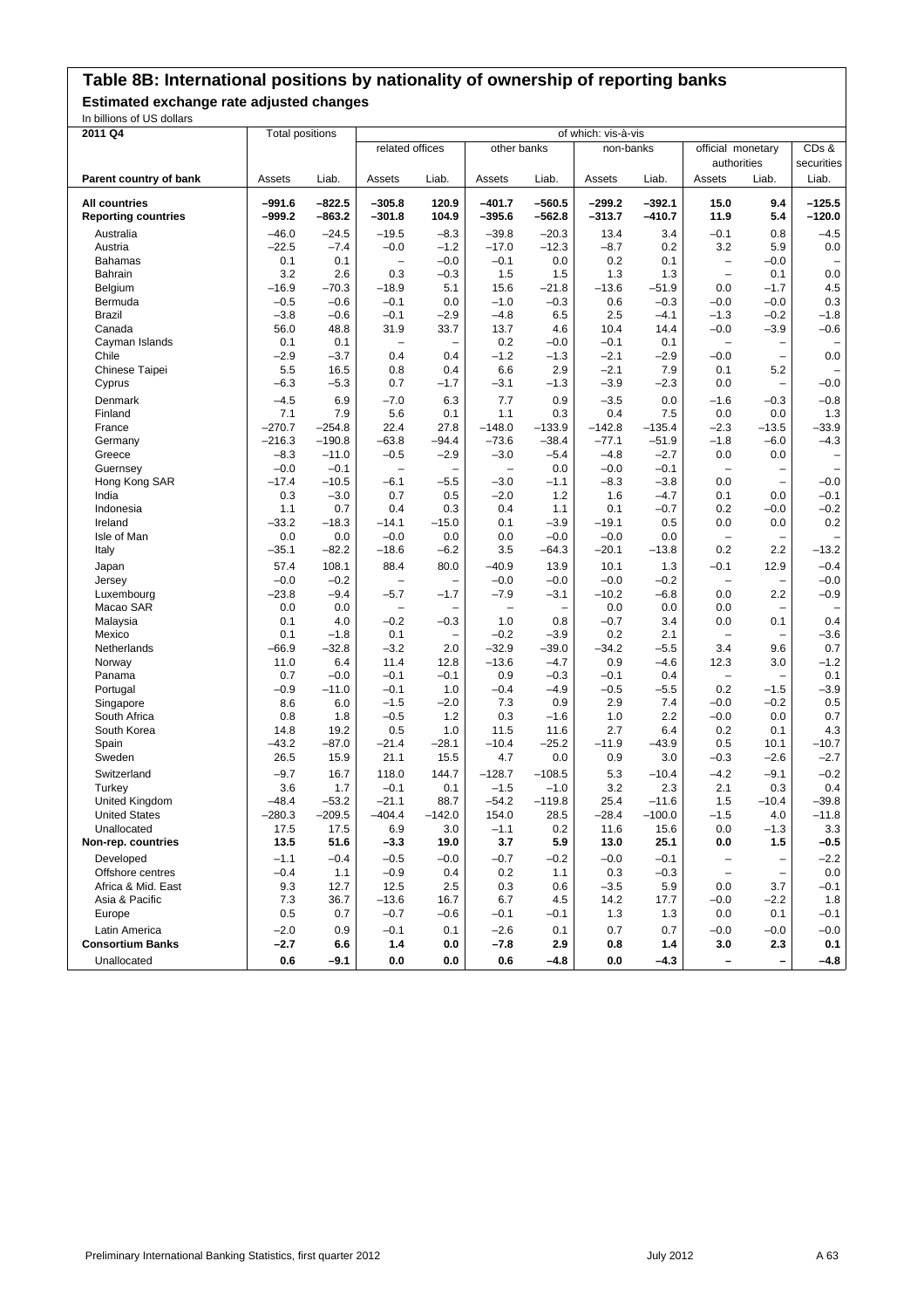# Table 8B: International positions by nationality of ownership of reporting banks

**Estimated exchange rate adjusted changes**

In billions of US dollars

| 2011 Q4 | Total positions | | of which: vis-à-vis | | | | | | | | |
|---|---|---|---|---|---|---|---|---|---|---|---|
| | | | related offices | | other banks | | non-banks | | official monetary authorities | | CDs & securities |
| **Parent country of bank** | Assets | Liab. | Assets | Liab. | Assets | Liab. | Assets | Liab. | Assets | Liab. | Liab. |
| **All countries** | **–991.6** | **–822.5** | **–305.8** | **120.9** | **–401.7** | **–560.5** | **–299.2** | **–392.1** | **15.0** | **9.4** | **–125.5** |
| **Reporting countries** | **–999.2** | **–863.2** | **–301.8** | **104.9** | **–395.6** | **–562.8** | **–313.7** | **–410.7** | **11.9** | **5.4** | **–120.0** |
| Australia | –46.0 | –24.5 | –19.5 | –8.3 | –39.8 | –20.3 | 13.4 | 3.4 | –0.1 | 0.8 | –4.5 |
| Austria | –22.5 | –7.4 | –0.0 | –1.2 | –17.0 | –12.3 | –8.7 | 0.2 | 3.2 | 5.9 | 0.0 |
| Bahamas | 0.1 | 0.1 | – | –0.0 | –0.1 | 0.0 | 0.2 | 0.1 | – | –0.0 | – |
| Bahrain | 3.2 | 2.6 | 0.3 | –0.3 | 1.5 | 1.5 | 1.3 | 1.3 | – | 0.1 | 0.0 |
| Belgium | –16.9 | –70.3 | –18.9 | 5.1 | 15.6 | –21.8 | –13.6 | –51.9 | 0.0 | –1.7 | 4.5 |
| Bermuda | –0.5 | –0.6 | –0.1 | 0.0 | –1.0 | –0.3 | 0.6 | –0.3 | –0.0 | –0.0 | 0.3 |
| Brazil | –3.8 | –0.6 | –0.1 | –2.9 | –4.8 | 6.5 | 2.5 | –4.1 | –1.3 | –0.2 | –1.8 |
| Canada | 56.0 | 48.8 | 31.9 | 33.7 | 13.7 | 4.6 | 10.4 | 14.4 | –0.0 | –3.9 | –0.6 |
| Cayman Islands | 0.1 | 0.1 | – | – | 0.2 | –0.0 | –0.1 | 0.1 | – | – | – |
| Chile | –2.9 | –3.7 | 0.4 | 0.4 | –1.2 | –1.3 | –2.1 | –2.9 | –0.0 | – | 0.0 |
| Chinese Taipei | 5.5 | 16.5 | 0.8 | 0.4 | 6.6 | 2.9 | –2.1 | 7.9 | 0.1 | 5.2 | – |
| Cyprus | –6.3 | –5.3 | 0.7 | –1.7 | –3.1 | –1.3 | –3.9 | –2.3 | 0.0 | – | –0.0 |
| Denmark | –4.5 | 6.9 | –7.0 | 6.3 | 7.7 | 0.9 | –3.5 | 0.0 | –1.6 | –0.3 | –0.8 |
| Finland | 7.1 | 7.9 | 5.6 | 0.1 | 1.1 | 0.3 | 0.4 | 7.5 | 0.0 | 0.0 | 1.3 |
| France | –270.7 | –254.8 | 22.4 | 27.8 | –148.0 | –133.9 | –142.8 | –135.4 | –2.3 | –13.5 | –33.9 |
| Germany | –216.3 | –190.8 | –63.8 | –94.4 | –73.6 | –38.4 | –77.1 | –51.9 | –1.8 | –6.0 | –4.3 |
| Greece | –8.3 | –11.0 | –0.5 | –2.9 | –3.0 | –5.4 | –4.8 | –2.7 | 0.0 | 0.0 | – |
| Guernsey | –0.0 | –0.1 | – | – | – | 0.0 | –0.0 | –0.1 | – | – | – |
| Hong Kong SAR | –17.4 | –10.5 | –6.1 | –5.5 | –3.0 | –1.1 | –8.3 | –3.8 | 0.0 | – | –0.0 |
| India | 0.3 | –3.0 | 0.7 | 0.5 | –2.0 | 1.2 | 1.6 | –4.7 | 0.1 | 0.0 | –0.1 |
| Indonesia | 1.1 | 0.7 | 0.4 | 0.3 | 0.4 | 1.1 | 0.1 | –0.7 | 0.2 | –0.0 | –0.2 |
| Ireland | –33.2 | –18.3 | –14.1 | –15.0 | 0.1 | –3.9 | –19.1 | 0.5 | 0.0 | 0.0 | 0.2 |
| Isle of Man | 0.0 | 0.0 | –0.0 | 0.0 | 0.0 | –0.0 | –0.0 | 0.0 | – | – | – |
| Italy | –35.1 | –82.2 | –18.6 | –6.2 | 3.5 | –64.3 | –20.1 | –13.8 | 0.2 | 2.2 | –13.2 |
| Japan | 57.4 | 108.1 | 88.4 | 80.0 | –40.9 | 13.9 | 10.1 | 1.3 | –0.1 | 12.9 | –0.4 |
| Jersey | –0.0 | –0.2 | – | – | –0.0 | –0.0 | –0.0 | –0.2 | – | – | –0.0 |
| Luxembourg | –23.8 | –9.4 | –5.7 | –1.7 | –7.9 | –3.1 | –10.2 | –6.8 | 0.0 | 2.2 | –0.9 |
| Macao SAR | 0.0 | 0.0 | – | – | – | – | 0.0 | 0.0 | 0.0 | – | – |
| Malaysia | 0.1 | 4.0 | –0.2 | –0.3 | 1.0 | 0.8 | –0.7 | 3.4 | 0.0 | 0.1 | 0.4 |
| Mexico | 0.1 | –1.8 | 0.1 | – | –0.2 | –3.9 | 0.2 | 2.1 | – | – | –3.6 |
| Netherlands | –66.9 | –32.8 | –3.2 | 2.0 | –32.9 | –39.0 | –34.2 | –5.5 | 3.4 | 9.6 | 0.7 |
| Norway | 11.0 | 6.4 | 11.4 | 12.8 | –13.6 | –4.7 | 0.9 | –4.6 | 12.3 | 3.0 | –1.2 |
| Panama | 0.7 | –0.0 | –0.1 | –0.1 | 0.9 | –0.3 | –0.1 | 0.4 | – | – | 0.1 |
| Portugal | –0.9 | –11.0 | –0.1 | 1.0 | –0.4 | –4.9 | –0.5 | –5.5 | 0.2 | –1.5 | –3.9 |
| Singapore | 8.6 | 6.0 | –1.5 | –2.0 | 7.3 | 0.9 | 2.9 | 7.4 | –0.0 | –0.2 | 0.5 |
| South Africa | 0.8 | 1.8 | –0.5 | 1.2 | 0.3 | –1.6 | 1.0 | 2.2 | –0.0 | 0.0 | 0.7 |
| South Korea | 14.8 | 19.2 | 0.5 | 1.0 | 11.5 | 11.6 | 2.7 | 6.4 | 0.2 | 0.1 | 4.3 |
| Spain | –43.2 | –87.0 | –21.4 | –28.1 | –10.4 | –25.2 | –11.9 | –43.9 | 0.5 | 10.1 | –10.7 |
| Sweden | 26.5 | 15.9 | 21.1 | 15.5 | 4.7 | 0.0 | 0.9 | 3.0 | –0.3 | –2.6 | –2.7 |
| Switzerland | –9.7 | 16.7 | 118.0 | 144.7 | –128.7 | –108.5 | 5.3 | –10.4 | –4.2 | –9.1 | –0.2 |
| Turkey | 3.6 | 1.7 | –0.1 | 0.1 | –1.5 | –1.0 | 3.2 | 2.3 | 2.1 | 0.3 | 0.4 |
| United Kingdom | –48.4 | –53.2 | –21.1 | 88.7 | –54.2 | –119.8 | 25.4 | –11.6 | 1.5 | –10.4 | –39.8 |
| United States | –280.3 | –209.5 | –404.4 | –142.0 | 154.0 | 28.5 | –28.4 | –100.0 | –1.5 | 4.0 | –11.8 |
| Unallocated | 17.5 | 17.5 | 6.9 | 3.0 | –1.1 | 0.2 | 11.6 | 15.6 | 0.0 | –1.3 | 3.3 |
| **Non-rep. countries** | **13.5** | **51.6** | **–3.3** | **19.0** | **3.7** | **5.9** | **13.0** | **25.1** | **0.0** | **1.5** | **–0.5** |
| Developed | –1.1 | –0.4 | –0.5 | –0.0 | –0.7 | –0.2 | –0.0 | –0.1 | – | – | –2.2 |
| Offshore centres | –0.4 | 1.1 | –0.9 | 0.4 | 0.2 | 1.1 | 0.3 | –0.3 | – | – | 0.0 |
| Africa & Mid. East | 9.3 | 12.7 | 12.5 | 2.5 | 0.3 | 0.6 | –3.5 | 5.9 | 0.0 | 3.7 | –0.1 |
| Asia & Pacific | 7.3 | 36.7 | –13.6 | 16.7 | 6.7 | 4.5 | 14.2 | 17.7 | –0.0 | –2.2 | 1.8 |
| Europe | 0.5 | 0.7 | –0.7 | –0.6 | –0.1 | –0.1 | 1.3 | 1.3 | 0.0 | 0.1 | –0.1 |
| Latin America | –2.0 | 0.9 | –0.1 | 0.1 | –2.6 | 0.1 | 0.7 | 0.7 | –0.0 | –0.0 | –0.0 |
| **Consortium Banks** | **–2.7** | **6.6** | **1.4** | **0.0** | **–7.8** | **2.9** | **0.8** | **1.4** | **3.0** | **2.3** | **0.1** |
| Unallocated | **0.6** | **–9.1** | **0.0** | **0.0** | **0.6** | **–4.8** | **0.0** | **–4.3** | **–** | **–** | **–4.8** |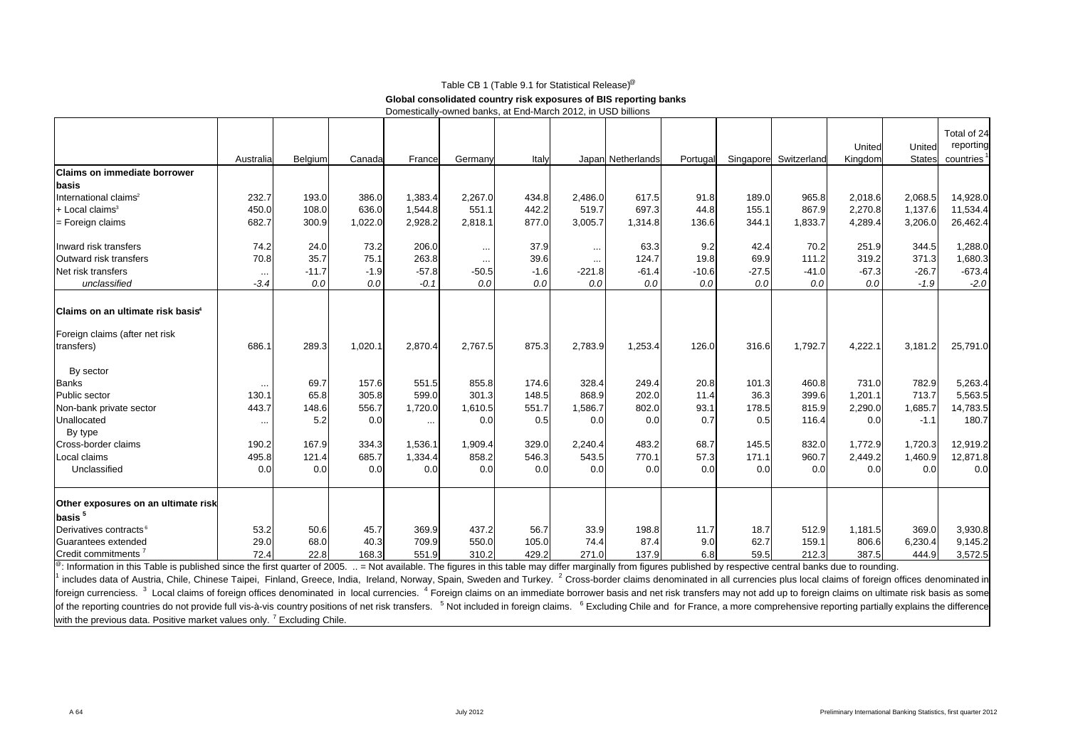Table CB 1 (Table 9.1 for Statistical Release)@

**Global consolidated country risk exposures of BIS reporting banks**

Domestically-owned banks, at End-March 2012, in USD billions

| | Australia | Belgium | Canada | France | Germany | Italy | Japan | Netherlands | Portugal | Singapore | Switzerland | United Kingdom | United States | Total of 24 reporting countries [1] |
|---|---|---|---|---|---|---|---|---|---|---|---|---|---|---|
| **Claims on immediate borrower basis** | | | | | | | | | | | | | | |
| International claims[2] | 232.7 | 193.0 | 386.0 | 1,383.4 | 2,267.0 | 434.8 | 2,486.0 | 617.5 | 91.8 | 189.0 | 965.8 | 2,018.6 | 2,068.5 | 14,928.0 |
| + Local claims[3] | 450.0 | 108.0 | 636.0 | 1,544.8 | 551.1 | 442.2 | 519.7 | 697.3 | 44.8 | 155.1 | 867.9 | 2,270.8 | 1,137.6 | 11,534.4 |
| = Foreign claims | 682.7 | 300.9 | 1,022.0 | 2,928.2 | 2,818.1 | 877.0 | 3,005.7 | 1,314.8 | 136.6 | 344.1 | 1,833.7 | 4,289.4 | 3,206.0 | 26,462.4 |
| Inward risk transfers | 74.2 | 24.0 | 73.2 | 206.0 | ... | 37.9 | ... | 63.3 | 9.2 | 42.4 | 70.2 | 251.9 | 344.5 | 1,288.0 |
| Outward risk transfers | 70.8 | 35.7 | 75.1 | 263.8 | ... | 39.6 | ... | 124.7 | 19.8 | 69.9 | 111.2 | 319.2 | 371.3 | 1,680.3 |
| Net risk transfers | ... | -11.7 | -1.9 | -57.8 | -50.5 | -1.6 | -221.8 | -61.4 | -10.6 | -27.5 | -41.0 | -67.3 | -26.7 | -673.4 |
| *unclassified* | *-3.4* | *0.0* | *0.0* | *-0.1* | *0.0* | *0.0* | *0.0* | *0.0* | *0.0* | *0.0* | *0.0* | *0.0* | *-1.9* | *-2.0* |
| **Claims on an ultimate risk basis[4]** | | | | | | | | | | | | | | |
| Foreign claims (after net risk transfers) | 686.1 | 289.3 | 1,020.1 | 2,870.4 | 2,767.5 | 875.3 | 2,783.9 | 1,253.4 | 126.0 | 316.6 | 1,792.7 | 4,222.1 | 3,181.2 | 25,791.0 |
| By sector | | | | | | | | | | | | | | |
| Banks | ... | 69.7 | 157.6 | 551.5 | 855.8 | 174.6 | 328.4 | 249.4 | 20.8 | 101.3 | 460.8 | 731.0 | 782.9 | 5,263.4 |
| Public sector | 130.1 | 65.8 | 305.8 | 599.0 | 301.3 | 148.5 | 868.9 | 202.0 | 11.4 | 36.3 | 399.6 | 1,201.1 | 713.7 | 5,563.5 |
| Non-bank private sector | 443.7 | 148.6 | 556.7 | 1,720.0 | 1,610.5 | 551.7 | 1,586.7 | 802.0 | 93.1 | 178.5 | 815.9 | 2,290.0 | 1,685.7 | 14,783.5 |
| Unallocated | ... | 5.2 | 0.0 | ... | 0.0 | 0.5 | 0.0 | 0.0 | 0.7 | 0.5 | 116.4 | 0.0 | -1.1 | 180.7 |
| By type | | | | | | | | | | | | | | |
| Cross-border claims | 190.2 | 167.9 | 334.3 | 1,536.1 | 1,909.4 | 329.0 | 2,240.4 | 483.2 | 68.7 | 145.5 | 832.0 | 1,772.9 | 1,720.3 | 12,919.2 |
| Local claims | 495.8 | 121.4 | 685.7 | 1,334.4 | 858.2 | 546.3 | 543.5 | 770.1 | 57.3 | 171.1 | 960.7 | 2,449.2 | 1,460.9 | 12,871.8 |
| Unclassified | 0.0 | 0.0 | 0.0 | 0.0 | 0.0 | 0.0 | 0.0 | 0.0 | 0.0 | 0.0 | 0.0 | 0.0 | 0.0 | 0.0 |
| **Other exposures on an ultimate risk basis[5]** | | | | | | | | | | | | | | |
| Derivatives contracts[6] | 53.2 | 50.6 | 45.7 | 369.9 | 437.2 | 56.7 | 33.9 | 198.8 | 11.7 | 18.7 | 512.9 | 1,181.5 | 369.0 | 3,930.8 |
| Guarantees extended | 29.0 | 68.0 | 40.3 | 709.9 | 550.0 | 105.0 | 74.4 | 87.4 | 9.0 | 62.7 | 159.1 | 806.6 | 6,230.4 | 9,145.2 |
| Credit commitments[7] | 72.4 | 22.8 | 168.3 | 551.9 | 310.2 | 429.2 | 271.0 | 137.9 | 6.8 | 59.5 | 212.3 | 387.5 | 444.9 | 3,572.5 |

@: Information in this Table is published since the first quarter of 2005. .. = Not available. The figures in this table may differ marginally from figures published by respective central banks due to rounding.
[1] includes data of Austria, Chile, Chinese Taipei, Finland, Greece, India, Ireland, Norway, Spain, Sweden and Turkey. [2] Cross-border claims denominated in all currencies plus local claims of foreign offices denominated in foreign currenciess. [3] Local claims of foreign offices denominated in local currencies. [4] Foreign claims on an immediate borrower basis and net risk transfers may not add up to foreign claims on ultimate risk basis as some of the reporting countries do not provide full vis-à-vis country positions of net risk transfers. [5] Not included in foreign claims. [6] Excluding Chile and for France, a more comprehensive reporting partially explains the difference with the previous data. Positive market values only. [7] Excluding Chile.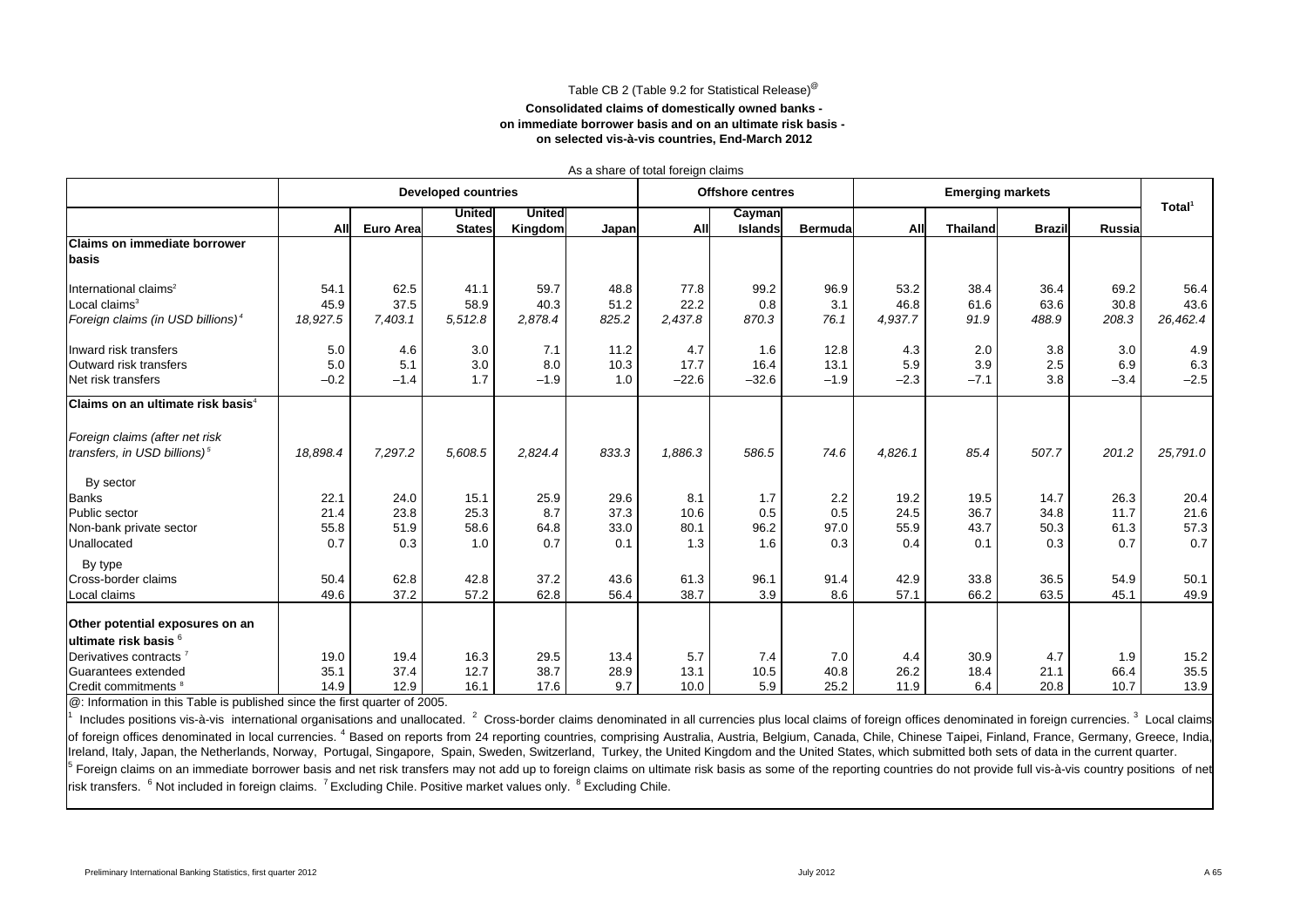Table CB 2 (Table 9.2 for Statistical Release)[@]

**Consolidated claims of domestically owned banks - on immediate borrower basis and on an ultimate risk basis - on selected vis-à-vis countries, End-March 2012**

As a share of total foreign claims

| | Developed countries | | | | | Offshore centres | | | Emerging markets | | | | Total[1] |
|---|---|---|---|---|---|---|---|---|---|---|---|---|---|
| | All | Euro Area | United States | United Kingdom | Japan | All | Cayman Islands | Bermuda | All | Thailand | Brazil | Russia | |
| **Claims on immediate borrower basis** | | | | | | | | | | | | | |
| International claims[2] | 54.1 | 62.5 | 41.1 | 59.7 | 48.8 | 77.8 | 99.2 | 96.9 | 53.2 | 38.4 | 36.4 | 69.2 | 56.4 |
| Local claims[3] | 45.9 | 37.5 | 58.9 | 40.3 | 51.2 | 22.2 | 0.8 | 3.1 | 46.8 | 61.6 | 63.6 | 30.8 | 43.6 |
| *Foreign claims (in USD billions)*[4] | *18,927.5* | *7,403.1* | *5,512.8* | *2,878.4* | *825.2* | *2,437.8* | *870.3* | *76.1* | *4,937.7* | *91.9* | *488.9* | *208.3* | *26,462.4* |
| Inward risk transfers | 5.0 | 4.6 | 3.0 | 7.1 | 11.2 | 4.7 | 1.6 | 12.8 | 4.3 | 2.0 | 3.8 | 3.0 | 4.9 |
| Outward risk transfers | 5.0 | 5.1 | 3.0 | 8.0 | 10.3 | 17.7 | 16.4 | 13.1 | 5.9 | 3.9 | 2.5 | 6.9 | 6.3 |
| Net risk transfers | –0.2 | –1.4 | 1.7 | –1.9 | 1.0 | –22.6 | –32.6 | –1.9 | –2.3 | –7.1 | 3.8 | –3.4 | –2.5 |
| **Claims on an ultimate risk basis**[4] | | | | | | | | | | | | | |
| *Foreign claims (after net risk transfers, in USD billions)*[5] | *18,898.4* | *7,297.2* | *5,608.5* | *2,824.4* | *833.3* | *1,886.3* | *586.5* | *74.6* | *4,826.1* | *85.4* | *507.7* | *201.2* | *25,791.0* |
| By sector | | | | | | | | | | | | | |
| Banks | 22.1 | 24.0 | 15.1 | 25.9 | 29.6 | 8.1 | 1.7 | 2.2 | 19.2 | 19.5 | 14.7 | 26.3 | 20.4 |
| Public sector | 21.4 | 23.8 | 25.3 | 8.7 | 37.3 | 10.6 | 0.5 | 0.5 | 24.5 | 36.7 | 34.8 | 11.7 | 21.6 |
| Non-bank private sector | 55.8 | 51.9 | 58.6 | 64.8 | 33.0 | 80.1 | 96.2 | 97.0 | 55.9 | 43.7 | 50.3 | 61.3 | 57.3 |
| Unallocated | 0.7 | 0.3 | 1.0 | 0.7 | 0.1 | 1.3 | 1.6 | 0.3 | 0.4 | 0.1 | 0.3 | 0.7 | 0.7 |
| By type | | | | | | | | | | | | | |
| Cross-border claims | 50.4 | 62.8 | 42.8 | 37.2 | 43.6 | 61.3 | 96.1 | 91.4 | 42.9 | 33.8 | 36.5 | 54.9 | 50.1 |
| Local claims | 49.6 | 37.2 | 57.2 | 62.8 | 56.4 | 38.7 | 3.9 | 8.6 | 57.1 | 66.2 | 63.5 | 45.1 | 49.9 |
| **Other potential exposures on an ultimate risk basis**[6] | | | | | | | | | | | | | |
| Derivatives contracts[7] | 19.0 | 19.4 | 16.3 | 29.5 | 13.4 | 5.7 | 7.4 | 7.0 | 4.4 | 30.9 | 4.7 | 1.9 | 15.2 |
| Guarantees extended | 35.1 | 37.4 | 12.7 | 38.7 | 28.9 | 13.1 | 10.5 | 40.8 | 26.2 | 18.4 | 21.1 | 66.4 | 35.5 |
| Credit commitments[8] | 14.9 | 12.9 | 16.1 | 17.6 | 9.7 | 10.0 | 5.9 | 25.2 | 11.9 | 6.4 | 20.8 | 10.7 | 13.9 |

@: Information in this Table is published since the first quarter of 2005.

[1] Includes positions vis-à-vis international organisations and unallocated. [2] Cross-border claims denominated in all currencies plus local claims of foreign offices denominated in foreign currencies. [3] Local claims of foreign offices denominated in local currencies. [4] Based on reports from 24 reporting countries, comprising Australia, Austria, Belgium, Canada, Chile, Chinese Taipei, Finland, France, Germany, Greece, India, Ireland, Italy, Japan, the Netherlands, Norway, Portugal, Singapore, Spain, Sweden, Switzerland, Turkey, the United Kingdom and the United States, which submitted both sets of data in the current quarter.
[5] Foreign claims on an immediate borrower basis and net risk transfers may not add up to foreign claims on ultimate risk basis as some of the reporting countries do not provide full vis-à-vis country positions of net risk transfers. [6] Not included in foreign claims. [7] Excluding Chile. Positive market values only. [8] Excluding Chile.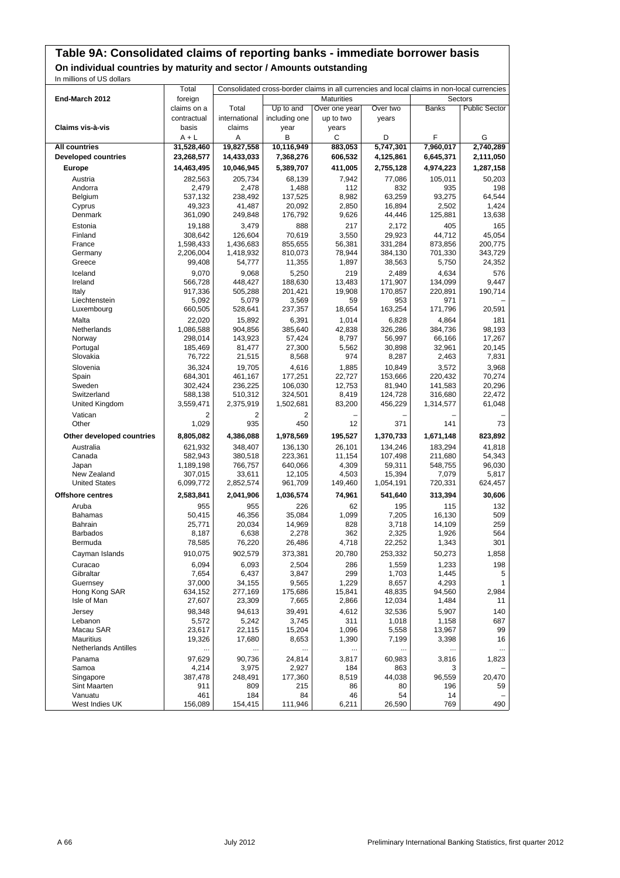# Table 9A: Consolidated claims of reporting banks - immediate borrower basis

## On individual countries by maturity and sector / Amounts outstanding

In millions of US dollars

| End-March 2012 | Total foreign claims on a contractual basis | Consolidated cross-border claims in all currencies and local claims in non-local currencies | | | | | |
|---|---|---|---|---|---|---|---|
| | | | Maturities | | | Sectors | |
| Claims vis-à-vis | | Total international claims | Up to and including one year | Over one year up to two years | Over two years | Banks | Public Sector |
| | A + L | A | B | C | D | F | G |
| **All countries** | **31,528,460** | **19,827,558** | **10,116,949** | **883,053** | **5,747,301** | **7,960,017** | **2,740,289** |
| **Developed countries** | **23,268,577** | **14,433,033** | **7,368,276** | **606,532** | **4,125,861** | **6,645,371** | **2,111,050** |
| **Europe** | **14,463,495** | **10,046,945** | **5,389,707** | **411,005** | **2,755,128** | **4,974,223** | **1,287,158** |
| Austria | 282,563 | 205,734 | 68,139 | 7,942 | 77,086 | 105,011 | 50,203 |
| Andorra | 2,479 | 2,478 | 1,488 | 112 | 832 | 935 | 198 |
| Belgium | 537,132 | 238,492 | 137,525 | 8,982 | 63,259 | 93,275 | 64,544 |
| Cyprus | 49,323 | 41,487 | 20,092 | 2,850 | 16,894 | 2,502 | 1,424 |
| Denmark | 361,090 | 249,848 | 176,792 | 9,626 | 44,446 | 125,881 | 13,638 |
| Estonia | 19,188 | 3,479 | 888 | 217 | 2,172 | 405 | 165 |
| Finland | 308,642 | 126,604 | 70,619 | 3,550 | 29,923 | 44,712 | 45,054 |
| France | 1,598,433 | 1,436,683 | 855,655 | 56,381 | 331,284 | 873,856 | 200,775 |
| Germany | 2,206,004 | 1,418,932 | 810,073 | 78,944 | 384,130 | 701,330 | 343,729 |
| Greece | 99,408 | 54,777 | 11,355 | 1,897 | 38,563 | 5,750 | 24,352 |
| Iceland | 9,070 | 9,068 | 5,250 | 219 | 2,489 | 4,634 | 576 |
| Ireland | 566,728 | 448,427 | 188,630 | 13,483 | 171,907 | 134,099 | 9,447 |
| Italy | 917,336 | 505,288 | 201,421 | 19,908 | 170,857 | 220,891 | 190,714 |
| Liechtenstein | 5,092 | 5,079 | 3,569 | 59 | 953 | 971 | – |
| Luxembourg | 660,505 | 528,641 | 237,357 | 18,654 | 163,254 | 171,796 | 20,591 |
| Malta | 22,020 | 15,892 | 6,391 | 1,014 | 6,828 | 4,864 | 181 |
| Netherlands | 1,086,588 | 904,856 | 385,640 | 42,838 | 326,286 | 384,736 | 98,193 |
| Norway | 298,014 | 143,923 | 57,424 | 8,797 | 56,997 | 66,166 | 17,267 |
| Portugal | 185,469 | 81,477 | 27,300 | 5,562 | 30,898 | 32,961 | 20,145 |
| Slovakia | 76,722 | 21,515 | 8,568 | 974 | 8,287 | 2,463 | 7,831 |
| Slovenia | 36,324 | 19,705 | 4,616 | 1,885 | 10,849 | 3,572 | 3,968 |
| Spain | 684,301 | 461,167 | 177,251 | 22,727 | 153,666 | 220,432 | 70,274 |
| Sweden | 302,424 | 236,225 | 106,030 | 12,753 | 81,940 | 141,583 | 20,296 |
| Switzerland | 588,138 | 510,312 | 324,501 | 8,419 | 124,728 | 316,680 | 22,472 |
| United Kingdom | 3,559,471 | 2,375,919 | 1,502,681 | 83,200 | 456,229 | 1,314,577 | 61,048 |
| Vatican | 2 | 2 | 2 | – | – | – | – |
| Other | 1,029 | 935 | 450 | 12 | 371 | 141 | 73 |
| **Other developed countries** | **8,805,082** | **4,386,088** | **1,978,569** | **195,527** | **1,370,733** | **1,671,148** | **823,892** |
| Australia | 621,932 | 348,407 | 136,130 | 26,101 | 134,246 | 183,294 | 41,818 |
| Canada | 582,943 | 380,518 | 223,361 | 11,154 | 107,498 | 211,680 | 54,343 |
| Japan | 1,189,198 | 766,757 | 640,066 | 4,309 | 59,311 | 548,755 | 96,030 |
| New Zealand | 307,015 | 33,611 | 12,105 | 4,503 | 15,394 | 7,079 | 5,817 |
| United States | 6,099,772 | 2,852,574 | 961,709 | 149,460 | 1,054,191 | 720,331 | 624,457 |
| **Offshore centres** | **2,583,841** | **2,041,906** | **1,036,574** | **74,961** | **541,640** | **313,394** | **30,606** |
| Aruba | 955 | 955 | 226 | 62 | 195 | 115 | 132 |
| Bahamas | 50,415 | 46,356 | 35,084 | 1,099 | 7,205 | 16,130 | 509 |
| Bahrain | 25,771 | 20,034 | 14,969 | 828 | 3,718 | 14,109 | 259 |
| Barbados | 8,187 | 6,638 | 2,278 | 362 | 2,325 | 1,926 | 564 |
| Bermuda | 78,585 | 76,220 | 26,486 | 4,718 | 22,252 | 1,343 | 301 |
| Cayman Islands | 910,075 | 902,579 | 373,381 | 20,780 | 253,332 | 50,273 | 1,858 |
| Curacao | 6,094 | 6,093 | 2,504 | 286 | 1,559 | 1,233 | 198 |
| Gibraltar | 7,654 | 6,437 | 3,847 | 299 | 1,703 | 1,445 | 5 |
| Guernsey | 37,000 | 34,155 | 9,565 | 1,229 | 8,657 | 4,293 | 1 |
| Hong Kong SAR | 634,152 | 277,169 | 175,686 | 15,841 | 48,835 | 94,560 | 2,984 |
| Isle of Man | 27,607 | 23,309 | 7,665 | 2,866 | 12,034 | 1,484 | 11 |
| Jersey | 98,348 | 94,613 | 39,491 | 4,612 | 32,536 | 5,907 | 140 |
| Lebanon | 5,572 | 5,242 | 3,745 | 311 | 1,018 | 1,158 | 687 |
| Macau SAR | 23,617 | 22,115 | 15,204 | 1,096 | 5,558 | 13,967 | 99 |
| Mauritius | 19,326 | 17,680 | 8,653 | 1,390 | 7,199 | 3,398 | 16 |
| Netherlands Antilles | ... | ... | ... | ... | ... | ... | ... |
| Panama | 97,629 | 90,736 | 24,814 | 3,817 | 60,983 | 3,816 | 1,823 |
| Samoa | 4,214 | 3,975 | 2,927 | 184 | 863 | 3 | – |
| Singapore | 387,478 | 248,491 | 177,360 | 8,519 | 44,038 | 96,559 | 20,470 |
| Sint Maarten | 911 | 809 | 215 | 86 | 80 | 196 | 59 |
| Vanuatu | 461 | 184 | 84 | 46 | 54 | 14 | – |
| West Indies UK | 156,089 | 154,415 | 111,946 | 6,211 | 26,590 | 769 | 490 |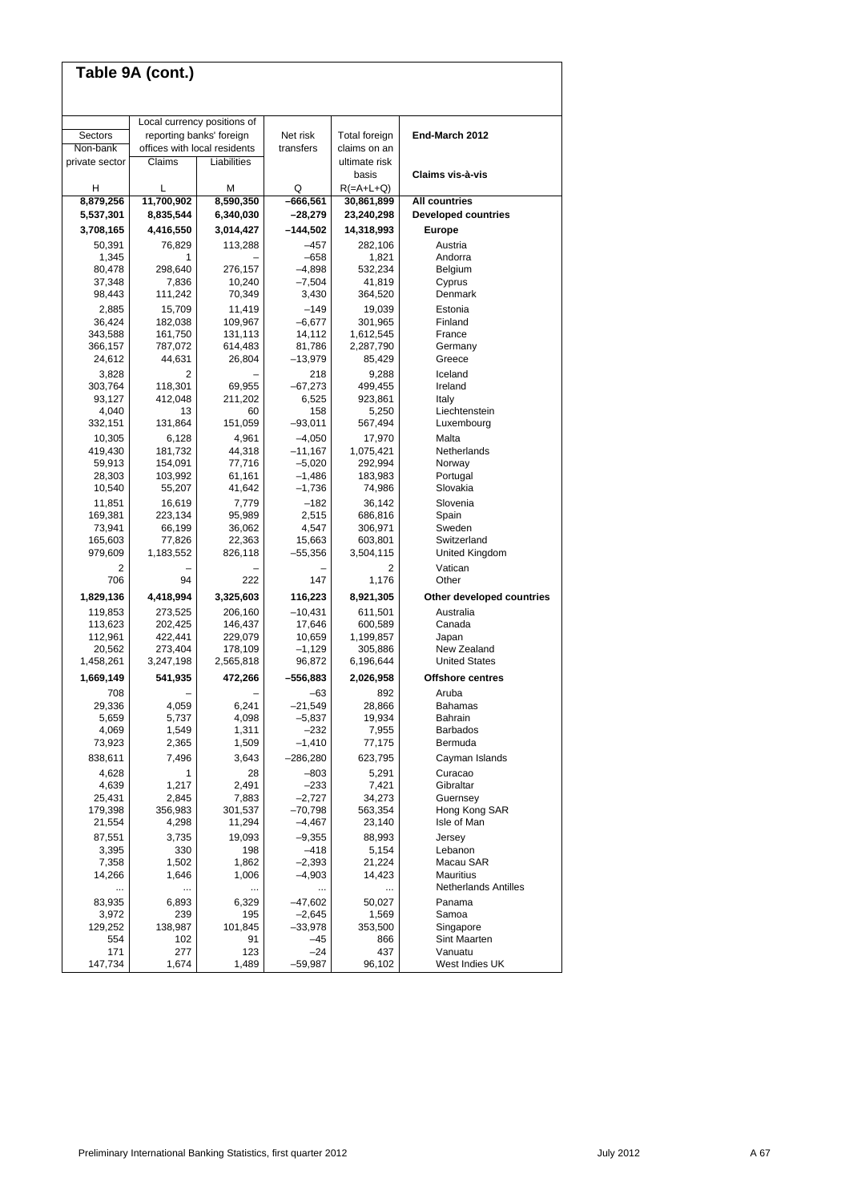## Table 9A (cont.)

| Sectors Non-bank private sector | Local currency positions of reporting banks' foreign offices with local residents Claims | Liabilities | Net risk transfers | Total foreign claims on an ultimate risk basis | End-March 2012 Claims vis-à-vis |
|---|---|---|---|---|---|
| H | L | M | Q | R(=A+L+Q) | |
| **8,879,256** | **11,700,902** | **8,590,350** | **–666,561** | **30,861,899** | **All countries** |
| **5,537,301** | **8,835,544** | **6,340,030** | **–28,279** | **23,240,298** | **Developed countries** |
| **3,708,165** | **4,416,550** | **3,014,427** | **–144,502** | **14,318,993** | **Europe** |
| 50,391 | 76,829 | 113,288 | –457 | 282,106 | Austria |
| 1,345 | 1 | – | –658 | 1,821 | Andorra |
| 80,478 | 298,640 | 276,157 | –4,898 | 532,234 | Belgium |
| 37,348 | 7,836 | 10,240 | –7,504 | 41,819 | Cyprus |
| 98,443 | 111,242 | 70,349 | 3,430 | 364,520 | Denmark |
| 2,885 | 15,709 | 11,419 | –149 | 19,039 | Estonia |
| 36,424 | 182,038 | 109,967 | –6,677 | 301,965 | Finland |
| 343,588 | 161,750 | 131,113 | 14,112 | 1,612,545 | France |
| 366,157 | 787,072 | 614,483 | 81,786 | 2,287,790 | Germany |
| 24,612 | 44,631 | 26,804 | –13,979 | 85,429 | Greece |
| 3,828 | 2 | – | 218 | 9,288 | Iceland |
| 303,764 | 118,301 | 69,955 | –67,273 | 499,455 | Ireland |
| 93,127 | 412,048 | 211,202 | 6,525 | 923,861 | Italy |
| 4,040 | 13 | 60 | 158 | 5,250 | Liechtenstein |
| 332,151 | 131,864 | 151,059 | –93,011 | 567,494 | Luxembourg |
| 10,305 | 6,128 | 4,961 | –4,050 | 17,970 | Malta |
| 419,430 | 181,732 | 44,318 | –11,167 | 1,075,421 | Netherlands |
| 59,913 | 154,091 | 77,716 | –5,020 | 292,994 | Norway |
| 28,303 | 103,992 | 61,161 | –1,486 | 183,983 | Portugal |
| 10,540 | 55,207 | 41,642 | –1,736 | 74,986 | Slovakia |
| 11,851 | 16,619 | 7,779 | –182 | 36,142 | Slovenia |
| 169,381 | 223,134 | 95,989 | 2,515 | 686,816 | Spain |
| 73,941 | 66,199 | 36,062 | 4,547 | 306,971 | Sweden |
| 165,603 | 77,826 | 22,363 | 15,663 | 603,801 | Switzerland |
| 979,609 | 1,183,552 | 826,118 | –55,356 | 3,504,115 | United Kingdom |
| 2 | – | – | – | 2 | Vatican |
| 706 | 94 | 222 | 147 | 1,176 | Other |
| **1,829,136** | **4,418,994** | **3,325,603** | **116,223** | **8,921,305** | **Other developed countries** |
| 119,853 | 273,525 | 206,160 | –10,431 | 611,501 | Australia |
| 113,623 | 202,425 | 146,437 | 17,646 | 600,589 | Canada |
| 112,961 | 422,441 | 229,079 | 10,659 | 1,199,857 | Japan |
| 20,562 | 273,404 | 178,109 | –1,129 | 305,886 | New Zealand |
| 1,458,261 | 3,247,198 | 2,565,818 | 96,872 | 6,196,644 | United States |
| **1,669,149** | **541,935** | **472,266** | **–556,883** | **2,026,958** | **Offshore centres** |
| 708 | – | – | –63 | 892 | Aruba |
| 29,336 | 4,059 | 6,241 | –21,549 | 28,866 | Bahamas |
| 5,659 | 5,737 | 4,098 | –5,837 | 19,934 | Bahrain |
| 4,069 | 1,549 | 1,311 | –232 | 7,955 | Barbados |
| 73,923 | 2,365 | 1,509 | –1,410 | 77,175 | Bermuda |
| 838,611 | 7,496 | 3,643 | –286,280 | 623,795 | Cayman Islands |
| 4,628 | 1 | 28 | –803 | 5,291 | Curacao |
| 4,639 | 1,217 | 2,491 | –233 | 7,421 | Gibraltar |
| 25,431 | 2,845 | 7,883 | –2,727 | 34,273 | Guernsey |
| 179,398 | 356,983 | 301,537 | –70,798 | 563,354 | Hong Kong SAR |
| 21,554 | 4,298 | 11,294 | –4,467 | 23,140 | Isle of Man |
| 87,551 | 3,735 | 19,093 | –9,355 | 88,993 | Jersey |
| 3,395 | 330 | 198 | –418 | 5,154 | Lebanon |
| 7,358 | 1,502 | 1,862 | –2,393 | 21,224 | Macau SAR |
| 14,266 | 1,646 | 1,006 | –4,903 | 14,423 | Mauritius |
| ... | ... | ... | ... | ... | Netherlands Antilles |
| 83,935 | 6,893 | 6,329 | –47,602 | 50,027 | Panama |
| 3,972 | 239 | 195 | –2,645 | 1,569 | Samoa |
| 129,252 | 138,987 | 101,845 | –33,978 | 353,500 | Singapore |
| 554 | 102 | 91 | –45 | 866 | Sint Maarten |
| 171 | 277 | 123 | –24 | 437 | Vanuatu |
| 147,734 | 1,674 | 1,489 | –59,987 | 96,102 | West Indies UK |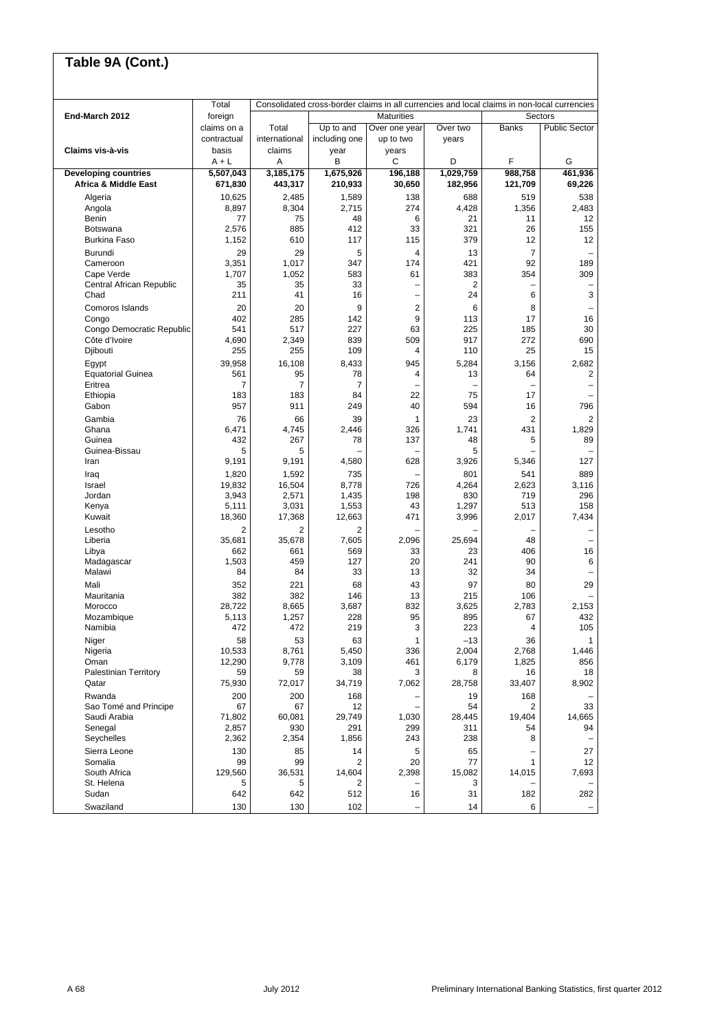# Table 9A (Cont.)

| End-March 2012 | Total foreign claims on a contractual basis | Consolidated cross-border claims in all currencies and local claims in non-local currencies | | | | | |
|---|---|---|---|---|---|---|---|
| | | Total international claims | Maturities | | | Sectors | |
| Claims vis-à-vis | | | Up to and including one year | Over one year up to two years | Over two years | Banks | Public Sector |
| | A + L | A | B | C | D | F | G |
| **Developing countries** | **5,507,043** | **3,185,175** | **1,675,926** | **196,188** | **1,029,759** | **988,758** | **461,936** |
| **Africa & Middle East** | **671,830** | **443,317** | **210,933** | **30,650** | **182,956** | **121,709** | **69,226** |
| Algeria | 10,625 | 2,485 | 1,589 | 138 | 688 | 519 | 538 |
| Angola | 8,897 | 8,304 | 2,715 | 274 | 4,428 | 1,356 | 2,483 |
| Benin | 77 | 75 | 48 | 6 | 21 | 11 | 12 |
| Botswana | 2,576 | 885 | 412 | 33 | 321 | 26 | 155 |
| Burkina Faso | 1,152 | 610 | 117 | 115 | 379 | 12 | 12 |
| Burundi | 29 | 29 | 5 | 4 | 13 | 7 | – |
| Cameroon | 3,351 | 1,017 | 347 | 174 | 421 | 92 | 189 |
| Cape Verde | 1,707 | 1,052 | 583 | 61 | 383 | 354 | 309 |
| Central African Republic | 35 | 35 | 33 | – | 2 | – | – |
| Chad | 211 | 41 | 16 | – | 24 | 6 | 3 |
| Comoros Islands | 20 | 20 | 9 | 2 | 6 | 8 | – |
| Congo | 402 | 285 | 142 | 9 | 113 | 17 | 16 |
| Congo Democratic Republic | 541 | 517 | 227 | 63 | 225 | 185 | 30 |
| Côte d'Ivoire | 4,690 | 2,349 | 839 | 509 | 917 | 272 | 690 |
| Djibouti | 255 | 255 | 109 | 4 | 110 | 25 | 15 |
| Egypt | 39,958 | 16,108 | 8,433 | 945 | 5,284 | 3,156 | 2,682 |
| Equatorial Guinea | 561 | 95 | 78 | 4 | 13 | 64 | 2 |
| Eritrea | 7 | 7 | 7 | – | – | – | – |
| Ethiopia | 183 | 183 | 84 | 22 | 75 | 17 | – |
| Gabon | 957 | 911 | 249 | 40 | 594 | 16 | 796 |
| Gambia | 76 | 66 | 39 | 1 | 23 | 2 | 2 |
| Ghana | 6,471 | 4,745 | 2,446 | 326 | 1,741 | 431 | 1,829 |
| Guinea | 432 | 267 | 78 | 137 | 48 | 5 | 89 |
| Guinea-Bissau | 5 | 5 | – | – | 5 | – | – |
| Iran | 9,191 | 9,191 | 4,580 | 628 | 3,926 | 5,346 | 127 |
| Iraq | 1,820 | 1,592 | 735 | – | 801 | 541 | 889 |
| Israel | 19,832 | 16,504 | 8,778 | 726 | 4,264 | 2,623 | 3,116 |
| Jordan | 3,943 | 2,571 | 1,435 | 198 | 830 | 719 | 296 |
| Kenya | 5,111 | 3,031 | 1,553 | 43 | 1,297 | 513 | 158 |
| Kuwait | 18,360 | 17,368 | 12,663 | 471 | 3,996 | 2,017 | 7,434 |
| Lesotho | 2 | 2 | 2 | – | – | – | – |
| Liberia | 35,681 | 35,678 | 7,605 | 2,096 | 25,694 | 48 | – |
| Libya | 662 | 661 | 569 | 33 | 23 | 406 | 16 |
| Madagascar | 1,503 | 459 | 127 | 20 | 241 | 90 | 6 |
| Malawi | 84 | 84 | 33 | 13 | 32 | 34 | – |
| Mali | 352 | 221 | 68 | 43 | 97 | 80 | 29 |
| Mauritania | 382 | 382 | 146 | 13 | 215 | 106 | – |
| Morocco | 28,722 | 8,665 | 3,687 | 832 | 3,625 | 2,783 | 2,153 |
| Mozambique | 5,113 | 1,257 | 228 | 95 | 895 | 67 | 432 |
| Namibia | 472 | 472 | 219 | 3 | 223 | 4 | 105 |
| Niger | 58 | 53 | 63 | 1 | –13 | 36 | 1 |
| Nigeria | 10,533 | 8,761 | 5,450 | 336 | 2,004 | 2,768 | 1,446 |
| Oman | 12,290 | 9,778 | 3,109 | 461 | 6,179 | 1,825 | 856 |
| Palestinian Territory | 59 | 59 | 38 | 3 | 8 | 16 | 18 |
| Qatar | 75,930 | 72,017 | 34,719 | 7,062 | 28,758 | 33,407 | 8,902 |
| Rwanda | 200 | 200 | 168 | – | 19 | 168 | – |
| Sao Tomé and Principe | 67 | 67 | 12 | – | 54 | 2 | 33 |
| Saudi Arabia | 71,802 | 60,081 | 29,749 | 1,030 | 28,445 | 19,404 | 14,665 |
| Senegal | 2,857 | 930 | 291 | 299 | 311 | 54 | 94 |
| Seychelles | 2,362 | 2,354 | 1,856 | 243 | 238 | 8 | – |
| Sierra Leone | 130 | 85 | 14 | 5 | 65 | – | 27 |
| Somalia | 99 | 99 | 2 | 20 | 77 | 1 | 12 |
| South Africa | 129,560 | 36,531 | 14,604 | 2,398 | 15,082 | 14,015 | 7,693 |
| St. Helena | 5 | 5 | 2 | – | 3 | – | – |
| Sudan | 642 | 642 | 512 | 16 | 31 | 182 | 282 |
| Swaziland | 130 | 130 | 102 | – | 14 | 6 | – |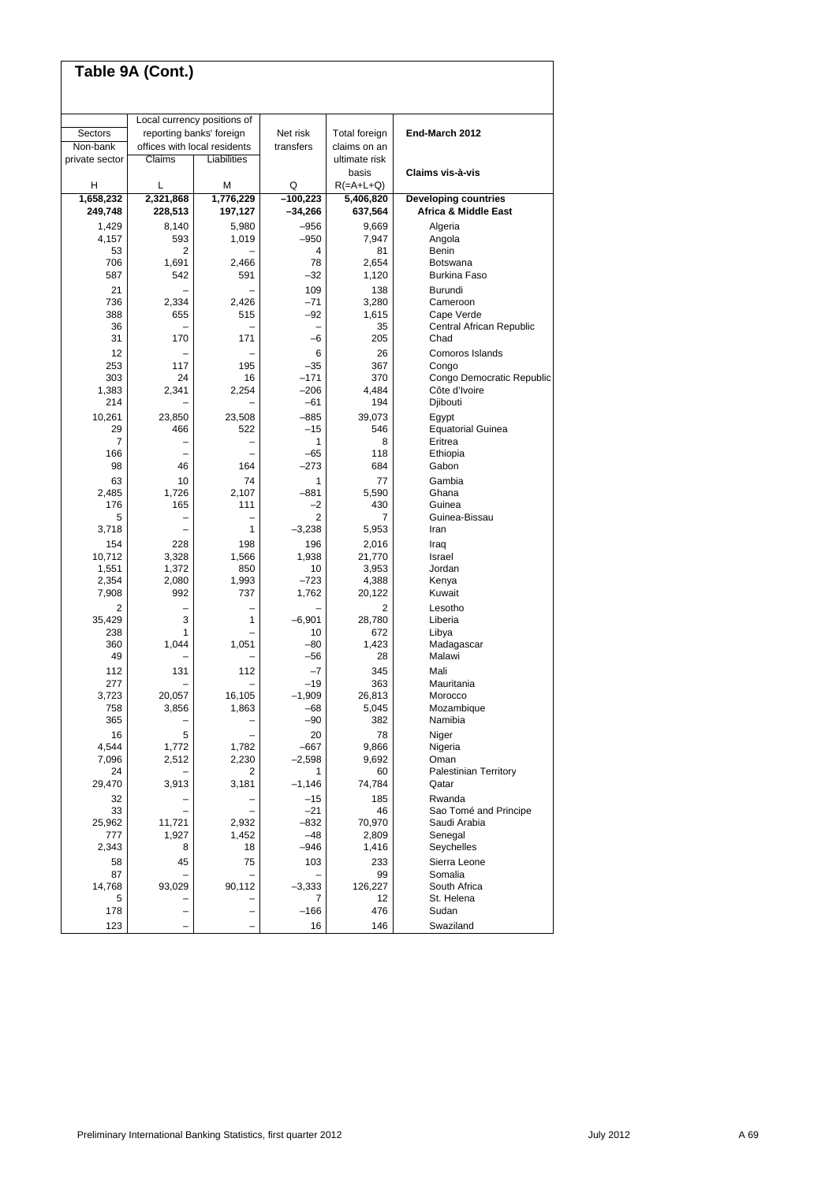## Table 9A (Cont.)

| Sectors Non-bank private sector | Local currency positions of reporting banks' foreign offices with local residents | | Net risk transfers | Total foreign claims on an ultimate risk basis | End-March 2012 |
|---|---|---|---|---|---|
| | Claims | Liabilities | | | Claims vis-à-vis |
| H | L | M | Q | R(=A+L+Q) | |
| **1,658,232** | **2,321,868** | **1,776,229** | **–100,223** | **5,406,820** | **Developing countries** |
| **249,748** | **228,513** | **197,127** | **–34,266** | **637,564** | **Africa & Middle East** |
| 1,429 | 8,140 | 5,980 | –956 | 9,669 | Algeria |
| 4,157 | 593 | 1,019 | –950 | 7,947 | Angola |
| 53 | 2 | – | 4 | 81 | Benin |
| 706 | 1,691 | 2,466 | 78 | 2,654 | Botswana |
| 587 | 542 | 591 | –32 | 1,120 | Burkina Faso |
| 21 | – | – | 109 | 138 | Burundi |
| 736 | 2,334 | 2,426 | –71 | 3,280 | Cameroon |
| 388 | 655 | 515 | –92 | 1,615 | Cape Verde |
| 36 | – | – | – | 35 | Central African Republic |
| 31 | 170 | 171 | –6 | 205 | Chad |
| 12 | – | – | 6 | 26 | Comoros Islands |
| 253 | 117 | 195 | –35 | 367 | Congo |
| 303 | 24 | 16 | –171 | 370 | Congo Democratic Republic |
| 1,383 | 2,341 | 2,254 | –206 | 4,484 | Côte d'Ivoire |
| 214 | – | – | –61 | 194 | Djibouti |
| 10,261 | 23,850 | 23,508 | –885 | 39,073 | Egypt |
| 29 | 466 | 522 | –15 | 546 | Equatorial Guinea |
| 7 | – | – | 1 | 8 | Eritrea |
| 166 | – | – | –65 | 118 | Ethiopia |
| 98 | 46 | 164 | –273 | 684 | Gabon |
| 63 | 10 | 74 | 1 | 77 | Gambia |
| 2,485 | 1,726 | 2,107 | –881 | 5,590 | Ghana |
| 176 | 165 | 111 | –2 | 430 | Guinea |
| 5 | – | – | 2 | 7 | Guinea-Bissau |
| 3,718 | – | 1 | –3,238 | 5,953 | Iran |
| 154 | 228 | 198 | 196 | 2,016 | Iraq |
| 10,712 | 3,328 | 1,566 | 1,938 | 21,770 | Israel |
| 1,551 | 1,372 | 850 | 10 | 3,953 | Jordan |
| 2,354 | 2,080 | 1,993 | –723 | 4,388 | Kenya |
| 7,908 | 992 | 737 | 1,762 | 20,122 | Kuwait |
| 2 | – | – | – | 2 | Lesotho |
| 35,429 | 3 | 1 | –6,901 | 28,780 | Liberia |
| 238 | 1 | – | 10 | 672 | Libya |
| 360 | 1,044 | 1,051 | –80 | 1,423 | Madagascar |
| 49 | – | – | –56 | 28 | Malawi |
| 112 | 131 | 112 | –7 | 345 | Mali |
| 277 | – | – | –19 | 363 | Mauritania |
| 3,723 | 20,057 | 16,105 | –1,909 | 26,813 | Morocco |
| 758 | 3,856 | 1,863 | –68 | 5,045 | Mozambique |
| 365 | – | – | –90 | 382 | Namibia |
| 16 | 5 | – | 20 | 78 | Niger |
| 4,544 | 1,772 | 1,782 | –667 | 9,866 | Nigeria |
| 7,096 | 2,512 | 2,230 | –2,598 | 9,692 | Oman |
| 24 | – | 2 | 1 | 60 | Palestinian Territory |
| 29,470 | 3,913 | 3,181 | –1,146 | 74,784 | Qatar |
| 32 | – | – | –15 | 185 | Rwanda |
| 33 | – | – | –21 | 46 | Sao Tomé and Principe |
| 25,962 | 11,721 | 2,932 | –832 | 70,970 | Saudi Arabia |
| 777 | 1,927 | 1,452 | –48 | 2,809 | Senegal |
| 2,343 | 8 | 18 | –946 | 1,416 | Seychelles |
| 58 | 45 | 75 | 103 | 233 | Sierra Leone |
| 87 | – | – | – | 99 | Somalia |
| 14,768 | 93,029 | 90,112 | –3,333 | 126,227 | South Africa |
| 5 | – | – | 7 | 12 | St. Helena |
| 178 | – | – | –166 | 476 | Sudan |
| 123 | – | – | 16 | 146 | Swaziland |

Preliminary International Banking Statistics, first quarter 2012 — July 2012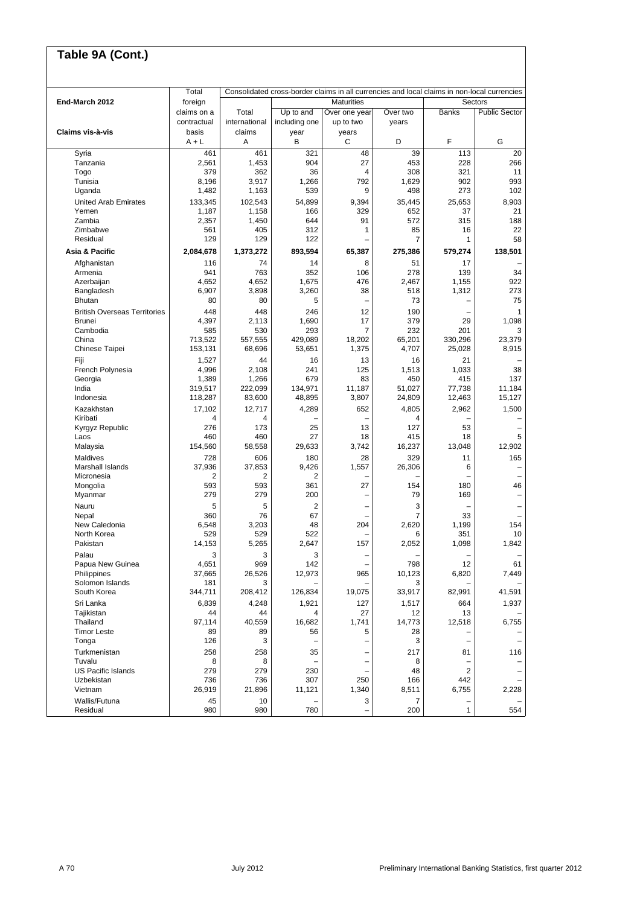# Table 9A (Cont.)

| End-March 2012 | Total foreign claims on a contractual basis | Consolidated cross-border claims in all currencies and local claims in non-local currencies | | | | | |
|---|---|---|---|---|---|---|---|
| | | | Maturities | | | Sectors | |
| Claims vis-à-vis | | Total international claims | Up to and including one year | Over one year up to two years | Over two years | Banks | Public Sector |
| | A + L | A | B | C | D | F | G |
| Syria | 461 | 461 | 321 | 48 | 39 | 113 | 20 |
| Tanzania | 2,561 | 1,453 | 904 | 27 | 453 | 228 | 266 |
| Togo | 379 | 362 | 36 | 4 | 308 | 321 | 11 |
| Tunisia | 8,196 | 3,917 | 1,266 | 792 | 1,629 | 902 | 993 |
| Uganda | 1,482 | 1,163 | 539 | 9 | 498 | 273 | 102 |
| United Arab Emirates | 133,345 | 102,543 | 54,899 | 9,394 | 35,445 | 25,653 | 8,903 |
| Yemen | 1,187 | 1,158 | 166 | 329 | 652 | 37 | 21 |
| Zambia | 2,357 | 1,450 | 644 | 91 | 572 | 315 | 188 |
| Zimbabwe | 561 | 405 | 312 | 1 | 85 | 16 | 22 |
| Residual | 129 | 129 | 122 | – | 7 | 1 | 58 |
| **Asia & Pacific** | **2,084,678** | **1,373,272** | **893,594** | **65,387** | **275,386** | **579,274** | **138,501** |
| Afghanistan | 116 | 74 | 14 | 8 | 51 | 17 | – |
| Armenia | 941 | 763 | 352 | 106 | 278 | 139 | 34 |
| Azerbaijan | 4,652 | 4,652 | 1,675 | 476 | 2,467 | 1,155 | 922 |
| Bangladesh | 6,907 | 3,898 | 3,260 | 38 | 518 | 1,312 | 273 |
| Bhutan | 80 | 80 | 5 | – | 73 | – | 75 |
| British Overseas Territories | 448 | 448 | 246 | 12 | 190 | – | 1 |
| Brunei | 4,397 | 2,113 | 1,690 | 17 | 379 | 29 | 1,098 |
| Cambodia | 585 | 530 | 293 | 7 | 232 | 201 | 3 |
| China | 713,522 | 557,555 | 429,089 | 18,202 | 65,201 | 330,296 | 23,379 |
| Chinese Taipei | 153,131 | 68,696 | 53,651 | 1,375 | 4,707 | 25,028 | 8,915 |
| Fiji | 1,527 | 44 | 16 | 13 | 16 | 21 | – |
| French Polynesia | 4,996 | 2,108 | 241 | 125 | 1,513 | 1,033 | 38 |
| Georgia | 1,389 | 1,266 | 679 | 83 | 450 | 415 | 137 |
| India | 319,517 | 222,099 | 134,971 | 11,187 | 51,027 | 77,738 | 11,184 |
| Indonesia | 118,287 | 83,600 | 48,895 | 3,807 | 24,809 | 12,463 | 15,127 |
| Kazakhstan | 17,102 | 12,717 | 4,289 | 652 | 4,805 | 2,962 | 1,500 |
| Kiribati | 4 | 4 | – | – | 4 | – | – |
| Kyrgyz Republic | 276 | 173 | 25 | 13 | 127 | 53 | – |
| Laos | 460 | 460 | 27 | 18 | 415 | 18 | 5 |
| Malaysia | 154,560 | 58,558 | 29,633 | 3,742 | 16,237 | 13,048 | 12,902 |
| Maldives | 728 | 606 | 180 | 28 | 329 | 11 | 165 |
| Marshall Islands | 37,936 | 37,853 | 9,426 | 1,557 | 26,306 | 6 | – |
| Micronesia | 2 | 2 | 2 | – | – | – | – |
| Mongolia | 593 | 593 | 361 | 27 | 154 | 180 | 46 |
| Myanmar | 279 | 279 | 200 | – | 79 | 169 | – |
| Nauru | 5 | 5 | 2 | – | 3 | – | – |
| Nepal | 360 | 76 | 67 | – | 7 | 33 | – |
| New Caledonia | 6,548 | 3,203 | 48 | 204 | 2,620 | 1,199 | 154 |
| North Korea | 529 | 529 | 522 | – | 6 | 351 | 10 |
| Pakistan | 14,153 | 5,265 | 2,647 | 157 | 2,052 | 1,098 | 1,842 |
| Palau | 3 | 3 | 3 | – | – | – | – |
| Papua New Guinea | 4,651 | 969 | 142 | – | 798 | 12 | 61 |
| Philippines | 37,665 | 26,526 | 12,973 | 965 | 10,123 | 6,820 | 7,449 |
| Solomon Islands | 181 | 3 | – | – | 3 | – | – |
| South Korea | 344,711 | 208,412 | 126,834 | 19,075 | 33,917 | 82,991 | 41,591 |
| Sri Lanka | 6,839 | 4,248 | 1,921 | 127 | 1,517 | 664 | 1,937 |
| Tajikistan | 44 | 44 | 4 | 27 | 12 | 13 | – |
| Thailand | 97,114 | 40,559 | 16,682 | 1,741 | 14,773 | 12,518 | 6,755 |
| Timor Leste | 89 | 89 | 56 | 5 | 28 | – | – |
| Tonga | 126 | 3 | – | – | 3 | – | – |
| Turkmenistan | 258 | 258 | 35 | – | 217 | 81 | 116 |
| Tuvalu | 8 | 8 | – | – | 8 | – | – |
| US Pacific Islands | 279 | 279 | 230 | – | 48 | 2 | – |
| Uzbekistan | 736 | 736 | 307 | 250 | 166 | 442 | – |
| Vietnam | 26,919 | 21,896 | 11,121 | 1,340 | 8,511 | 6,755 | 2,228 |
| Wallis/Futuna | 45 | 10 | – | 3 | 7 | – | – |
| Residual | 980 | 980 | 780 | – | 200 | 1 | 554 |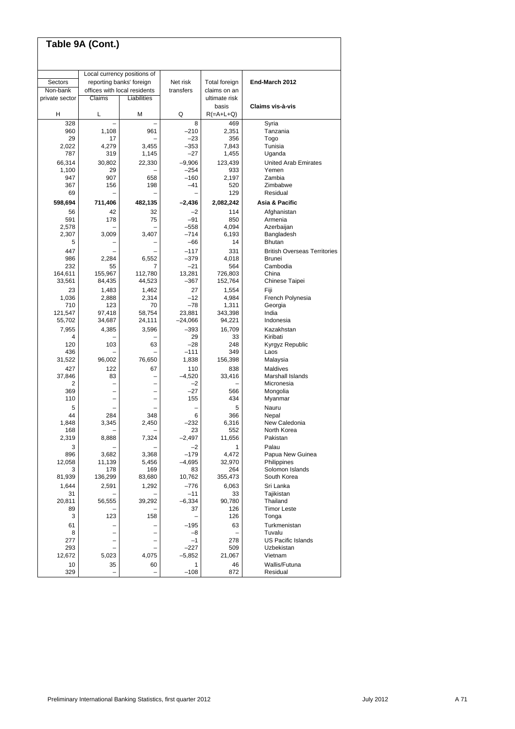## Table 9A (Cont.)

| Sectors Non-bank private sector | Local currency positions of reporting banks' foreign offices with local residents Claims | Liabilities | Net risk transfers | Total foreign claims on an ultimate risk basis | End-March 2012 Claims vis-à-vis |
|---|---|---|---|---|---|
| H | L | M | Q | R(=A+L+Q) | |
| 328 | – | – | 8 | 469 | Syria |
| 960 | 1,108 | 961 | –210 | 2,351 | Tanzania |
| 29 | 17 | – | –23 | 356 | Togo |
| 2,022 | 4,279 | 3,455 | –353 | 7,843 | Tunisia |
| 787 | 319 | 1,145 | –27 | 1,455 | Uganda |
| 66,314 | 30,802 | 22,330 | –9,906 | 123,439 | United Arab Emirates |
| 1,100 | 29 | – | –254 | 933 | Yemen |
| 947 | 907 | 658 | –160 | 2,197 | Zambia |
| 367 | 156 | 198 | –41 | 520 | Zimbabwe |
| 69 | – | – | – | 129 | Residual |
| **598,694** | **711,406** | **482,135** | **–2,436** | **2,082,242** | **Asia & Pacific** |
| 56 | 42 | 32 | –2 | 114 | Afghanistan |
| 591 | 178 | 75 | –91 | 850 | Armenia |
| 2,578 | – | – | –558 | 4,094 | Azerbaijan |
| 2,307 | 3,009 | 3,407 | –714 | 6,193 | Bangladesh |
| 5 | – | – | –66 | 14 | Bhutan |
| 447 | – | – | –117 | 331 | British Overseas Territories |
| 986 | 2,284 | 6,552 | –379 | 4,018 | Brunei |
| 232 | 55 | 7 | –21 | 564 | Cambodia |
| 164,611 | 155,967 | 112,780 | 13,281 | 726,803 | China |
| 33,561 | 84,435 | 44,523 | –367 | 152,764 | Chinese Taipei |
| 23 | 1,483 | 1,462 | 27 | 1,554 | Fiji |
| 1,036 | 2,888 | 2,314 | –12 | 4,984 | French Polynesia |
| 710 | 123 | 70 | –78 | 1,311 | Georgia |
| 121,547 | 97,418 | 58,754 | 23,881 | 343,398 | India |
| 55,702 | 34,687 | 24,111 | –24,066 | 94,221 | Indonesia |
| 7,955 | 4,385 | 3,596 | –393 | 16,709 | Kazakhstan |
| 4 | – | – | 29 | 33 | Kiribati |
| 120 | 103 | 63 | –28 | 248 | Kyrgyz Republic |
| 436 | – | – | –111 | 349 | Laos |
| 31,522 | 96,002 | 76,650 | 1,838 | 156,398 | Malaysia |
| 427 | 122 | 67 | 110 | 838 | Maldives |
| 37,846 | 83 | – | –4,520 | 33,416 | Marshall Islands |
| 2 | – | – | –2 | – | Micronesia |
| 369 | – | – | –27 | 566 | Mongolia |
| 110 | – | – | 155 | 434 | Myanmar |
| 5 | – | – | – | 5 | Nauru |
| 44 | 284 | 348 | 6 | 366 | Nepal |
| 1,848 | 3,345 | 2,450 | –232 | 6,316 | New Caledonia |
| 168 | – | – | 23 | 552 | North Korea |
| 2,319 | 8,888 | 7,324 | –2,497 | 11,656 | Pakistan |
| 3 | – | – | –2 | 1 | Palau |
| 896 | 3,682 | 3,368 | –179 | 4,472 | Papua New Guinea |
| 12,058 | 11,139 | 5,456 | –4,695 | 32,970 | Philippines |
| 3 | 178 | 169 | 83 | 264 | Solomon Islands |
| 81,939 | 136,299 | 83,680 | 10,762 | 355,473 | South Korea |
| 1,644 | 2,591 | 1,292 | –776 | 6,063 | Sri Lanka |
| 31 | – | – | –11 | 33 | Tajikistan |
| 20,811 | 56,555 | 39,292 | –6,334 | 90,780 | Thailand |
| 89 | – | – | 37 | 126 | Timor Leste |
| 3 | 123 | 158 | – | 126 | Tonga |
| 61 | – | – | –195 | 63 | Turkmenistan |
| 8 | – | – | –8 | – | Tuvalu |
| 277 | – | – | –1 | 278 | US Pacific Islands |
| 293 | – | – | –227 | 509 | Uzbekistan |
| 12,672 | 5,023 | 4,075 | –5,852 | 21,067 | Vietnam |
| 10 | 35 | 60 | 1 | 46 | Wallis/Futuna |
| 329 | – | – | –108 | 872 | Residual |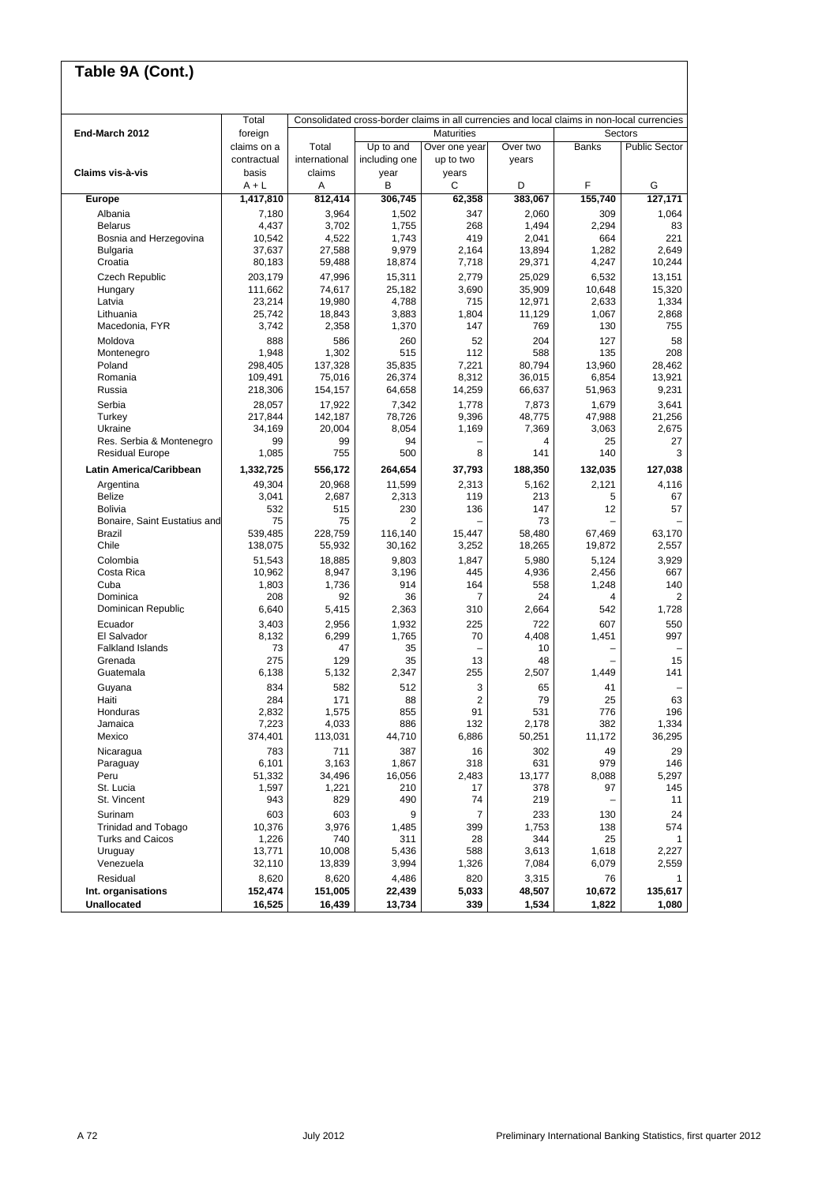## Table 9A (Cont.)

| End-March 2012 | Total foreign claims on a contractual basis | Consolidated cross-border claims in all currencies and local claims in non-local currencies | | | | | |
|---|---|---|---|---|---|---|---|
| | | Total international claims | Maturities | | | Sectors | |
| Claims vis-à-vis | | | Up to and including one year | Over one year up to two years | Over two years | Banks | Public Sector |
| | A + L | A | B | C | D | F | G |
| **Europe** | **1,417,810** | **812,414** | **306,745** | **62,358** | **383,067** | **155,740** | **127,171** |
| Albania | 7,180 | 3,964 | 1,502 | 347 | 2,060 | 309 | 1,064 |
| Belarus | 4,437 | 3,702 | 1,755 | 268 | 1,494 | 2,294 | 83 |
| Bosnia and Herzegovina | 10,542 | 4,522 | 1,743 | 419 | 2,041 | 664 | 221 |
| Bulgaria | 37,637 | 27,588 | 9,979 | 2,164 | 13,894 | 1,282 | 2,649 |
| Croatia | 80,183 | 59,488 | 18,874 | 7,718 | 29,371 | 4,247 | 10,244 |
| Czech Republic | 203,179 | 47,996 | 15,311 | 2,779 | 25,029 | 6,532 | 13,151 |
| Hungary | 111,662 | 74,617 | 25,182 | 3,690 | 35,909 | 10,648 | 15,320 |
| Latvia | 23,214 | 19,980 | 4,788 | 715 | 12,971 | 2,633 | 1,334 |
| Lithuania | 25,742 | 18,843 | 3,883 | 1,804 | 11,129 | 1,067 | 2,868 |
| Macedonia, FYR | 3,742 | 2,358 | 1,370 | 147 | 769 | 130 | 755 |
| Moldova | 888 | 586 | 260 | 52 | 204 | 127 | 58 |
| Montenegro | 1,948 | 1,302 | 515 | 112 | 588 | 135 | 208 |
| Poland | 298,405 | 137,328 | 35,835 | 7,221 | 80,794 | 13,960 | 28,462 |
| Romania | 109,491 | 75,016 | 26,374 | 8,312 | 36,015 | 6,854 | 13,921 |
| Russia | 218,306 | 154,157 | 64,658 | 14,259 | 66,637 | 51,963 | 9,231 |
| Serbia | 28,057 | 17,922 | 7,342 | 1,778 | 7,873 | 1,679 | 3,641 |
| Turkey | 217,844 | 142,187 | 78,726 | 9,396 | 48,775 | 47,988 | 21,256 |
| Ukraine | 34,169 | 20,004 | 8,054 | 1,169 | 7,369 | 3,063 | 2,675 |
| Res. Serbia & Montenegro | 99 | 99 | 94 | – | 4 | 25 | 27 |
| Residual Europe | 1,085 | 755 | 500 | 8 | 141 | 140 | 3 |
| **Latin America/Caribbean** | **1,332,725** | **556,172** | **264,654** | **37,793** | **188,350** | **132,035** | **127,038** |
| Argentina | 49,304 | 20,968 | 11,599 | 2,313 | 5,162 | 2,121 | 4,116 |
| Belize | 3,041 | 2,687 | 2,313 | 119 | 213 | 5 | 67 |
| Bolivia | 532 | 515 | 230 | 136 | 147 | 12 | 57 |
| Bonaire, Saint Eustatius and | 75 | 75 | 2 | – | 73 | – | – |
| Brazil | 539,485 | 228,759 | 116,140 | 15,447 | 58,480 | 67,469 | 63,170 |
| Chile | 138,075 | 55,932 | 30,162 | 3,252 | 18,265 | 19,872 | 2,557 |
| Colombia | 51,543 | 18,885 | 9,803 | 1,847 | 5,980 | 5,124 | 3,929 |
| Costa Rica | 10,962 | 8,947 | 3,196 | 445 | 4,936 | 2,456 | 667 |
| Cuba | 1,803 | 1,736 | 914 | 164 | 558 | 1,248 | 140 |
| Dominica | 208 | 92 | 36 | 7 | 24 | 4 | 2 |
| Dominican Republic | 6,640 | 5,415 | 2,363 | 310 | 2,664 | 542 | 1,728 |
| Ecuador | 3,403 | 2,956 | 1,932 | 225 | 722 | 607 | 550 |
| El Salvador | 8,132 | 6,299 | 1,765 | 70 | 4,408 | 1,451 | 997 |
| Falkland Islands | 73 | 47 | 35 | – | 10 | – | – |
| Grenada | 275 | 129 | 35 | 13 | 48 | – | 15 |
| Guatemala | 6,138 | 5,132 | 2,347 | 255 | 2,507 | 1,449 | 141 |
| Guyana | 834 | 582 | 512 | 3 | 65 | 41 | – |
| Haiti | 284 | 171 | 88 | 2 | 79 | 25 | 63 |
| Honduras | 2,832 | 1,575 | 855 | 91 | 531 | 776 | 196 |
| Jamaica | 7,223 | 4,033 | 886 | 132 | 2,178 | 382 | 1,334 |
| Mexico | 374,401 | 113,031 | 44,710 | 6,886 | 50,251 | 11,172 | 36,295 |
| Nicaragua | 783 | 711 | 387 | 16 | 302 | 49 | 29 |
| Paraguay | 6,101 | 3,163 | 1,867 | 318 | 631 | 979 | 146 |
| Peru | 51,332 | 34,496 | 16,056 | 2,483 | 13,177 | 8,088 | 5,297 |
| St. Lucia | 1,597 | 1,221 | 210 | 17 | 378 | 97 | 145 |
| St. Vincent | 943 | 829 | 490 | 74 | 219 | – | 11 |
| Surinam | 603 | 603 | 9 | 7 | 233 | 130 | 24 |
| Trinidad and Tobago | 10,376 | 3,976 | 1,485 | 399 | 1,753 | 138 | 574 |
| Turks and Caicos | 1,226 | 740 | 311 | 28 | 344 | 25 | 1 |
| Uruguay | 13,771 | 10,008 | 5,436 | 588 | 3,613 | 1,618 | 2,227 |
| Venezuela | 32,110 | 13,839 | 3,994 | 1,326 | 7,084 | 6,079 | 2,559 |
| Residual | 8,620 | 8,620 | 4,486 | 820 | 3,315 | 76 | 1 |
| **Int. organisations** | **152,474** | **151,005** | **22,439** | **5,033** | **48,507** | **10,672** | **135,617** |
| **Unallocated** | **16,525** | **16,439** | **13,734** | **339** | **1,534** | **1,822** | **1,080** |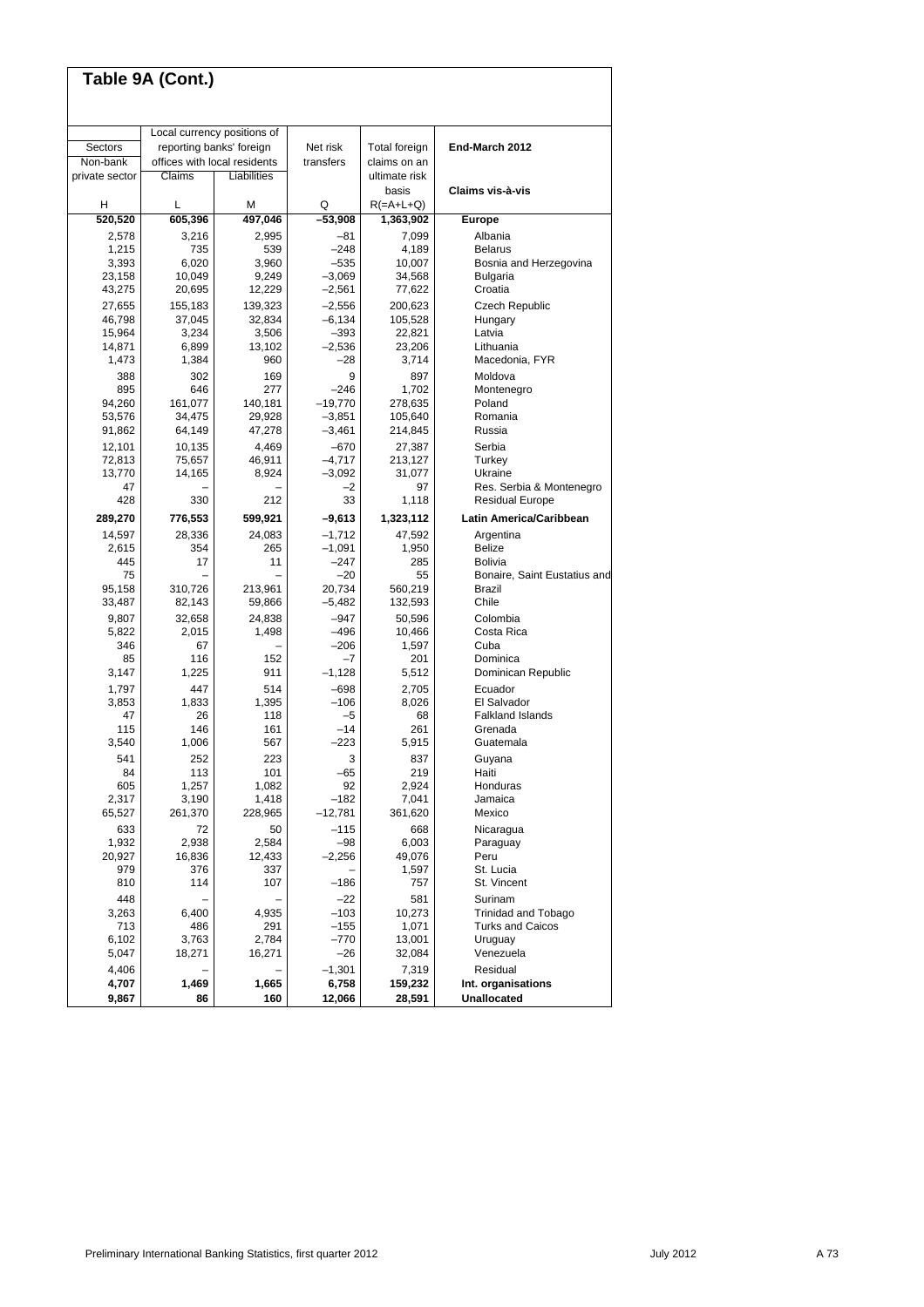## Table 9A (Cont.)

| Sectors Non-bank private sector | Local currency positions of reporting banks' foreign offices with local residents | | Net risk transfers | Total foreign claims on an ultimate risk basis | End-March 2012 |
|---|---|---|---|---|---|
| | Claims | Liabilities | | | Claims vis-à-vis |
| H | L | M | Q | R(=A+L+Q) | |
| **520,520** | **605,396** | **497,046** | **–53,908** | **1,363,902** | **Europe** |
| 2,578 | 3,216 | 2,995 | –81 | 7,099 | Albania |
| 1,215 | 735 | 539 | –248 | 4,189 | Belarus |
| 3,393 | 6,020 | 3,960 | –535 | 10,007 | Bosnia and Herzegovina |
| 23,158 | 10,049 | 9,249 | –3,069 | 34,568 | Bulgaria |
| 43,275 | 20,695 | 12,229 | –2,561 | 77,622 | Croatia |
| 27,655 | 155,183 | 139,323 | –2,556 | 200,623 | Czech Republic |
| 46,798 | 37,045 | 32,834 | –6,134 | 105,528 | Hungary |
| 15,964 | 3,234 | 3,506 | –393 | 22,821 | Latvia |
| 14,871 | 6,899 | 13,102 | –2,536 | 23,206 | Lithuania |
| 1,473 | 1,384 | 960 | –28 | 3,714 | Macedonia, FYR |
| 388 | 302 | 169 | 9 | 897 | Moldova |
| 895 | 646 | 277 | –246 | 1,702 | Montenegro |
| 94,260 | 161,077 | 140,181 | –19,770 | 278,635 | Poland |
| 53,576 | 34,475 | 29,928 | –3,851 | 105,640 | Romania |
| 91,862 | 64,149 | 47,278 | –3,461 | 214,845 | Russia |
| 12,101 | 10,135 | 4,469 | –670 | 27,387 | Serbia |
| 72,813 | 75,657 | 46,911 | –4,717 | 213,127 | Turkey |
| 13,770 | 14,165 | 8,924 | –3,092 | 31,077 | Ukraine |
| 47 | – | – | –2 | 97 | Res. Serbia & Montenegro |
| 428 | 330 | 212 | 33 | 1,118 | Residual Europe |
| **289,270** | **776,553** | **599,921** | **–9,613** | **1,323,112** | **Latin America/Caribbean** |
| 14,597 | 28,336 | 24,083 | –1,712 | 47,592 | Argentina |
| 2,615 | 354 | 265 | –1,091 | 1,950 | Belize |
| 445 | 17 | 11 | –247 | 285 | Bolivia |
| 75 | – | – | –20 | 55 | Bonaire, Saint Eustatius and |
| 95,158 | 310,726 | 213,961 | 20,734 | 560,219 | Brazil |
| 33,487 | 82,143 | 59,866 | –5,482 | 132,593 | Chile |
| 9,807 | 32,658 | 24,838 | –947 | 50,596 | Colombia |
| 5,822 | 2,015 | 1,498 | –496 | 10,466 | Costa Rica |
| 346 | 67 | – | –206 | 1,597 | Cuba |
| 85 | 116 | 152 | –7 | 201 | Dominica |
| 3,147 | 1,225 | 911 | –1,128 | 5,512 | Dominican Republic |
| 1,797 | 447 | 514 | –698 | 2,705 | Ecuador |
| 3,853 | 1,833 | 1,395 | –106 | 8,026 | El Salvador |
| 47 | 26 | 118 | –5 | 68 | Falkland Islands |
| 115 | 146 | 161 | –14 | 261 | Grenada |
| 3,540 | 1,006 | 567 | –223 | 5,915 | Guatemala |
| 541 | 252 | 223 | 3 | 837 | Guyana |
| 84 | 113 | 101 | –65 | 219 | Haiti |
| 605 | 1,257 | 1,082 | 92 | 2,924 | Honduras |
| 2,317 | 3,190 | 1,418 | –182 | 7,041 | Jamaica |
| 65,527 | 261,370 | 228,965 | –12,781 | 361,620 | Mexico |
| 633 | 72 | 50 | –115 | 668 | Nicaragua |
| 1,932 | 2,938 | 2,584 | –98 | 6,003 | Paraguay |
| 20,927 | 16,836 | 12,433 | –2,256 | 49,076 | Peru |
| 979 | 376 | 337 | – | 1,597 | St. Lucia |
| 810 | 114 | 107 | –186 | 757 | St. Vincent |
| 448 | – | – | –22 | 581 | Surinam |
| 3,263 | 6,400 | 4,935 | –103 | 10,273 | Trinidad and Tobago |
| 713 | 486 | 291 | –155 | 1,071 | Turks and Caicos |
| 6,102 | 3,763 | 2,784 | –770 | 13,001 | Uruguay |
| 5,047 | 18,271 | 16,271 | –26 | 32,084 | Venezuela |
| 4,406 | – | – | –1,301 | 7,319 | Residual |
| **4,707** | **1,469** | **1,665** | **6,758** | **159,232** | **Int. organisations** |
| **9,867** | **86** | **160** | **12,066** | **28,591** | **Unallocated** |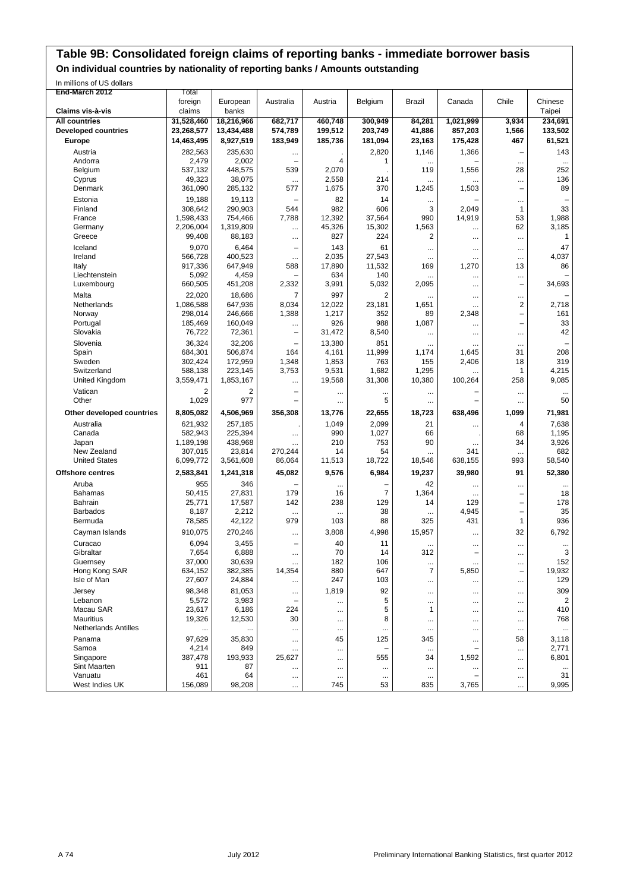# Table 9B: Consolidated foreign claims of reporting banks - immediate borrower basis

## On individual countries by nationality of reporting banks / Amounts outstanding

In millions of US dollars

| End-March 2012<br>Claims vis-à-vis | Total foreign claims | European banks | Australia | Austria | Belgium | Brazil | Canada | Chile | Chinese Taipei |
|---|---|---|---|---|---|---|---|---|---|
| **All countries** | **31,528,460** | **18,216,966** | **682,717** | **460,748** | **300,949** | **84,281** | **1,021,999** | **3,934** | **234,691** |
| **Developed countries** | **23,268,577** | **13,434,488** | **574,789** | **199,512** | **203,749** | **41,886** | **857,203** | **1,566** | **133,502** |
| **Europe** | **14,463,495** | **8,927,519** | **183,949** | **185,736** | **181,094** | **23,163** | **175,428** | **467** | **61,521** |
| Austria | 282,563 | 235,630 | ... | . | 2,820 | 1,146 | 1,366 | – | 143 |
| Andorra | 2,479 | 2,002 | – | 4 | 1 | ... | – | ... | ... |
| Belgium | 537,132 | 448,575 | 539 | 2,070 | . | 119 | 1,556 | 28 | 252 |
| Cyprus | 49,323 | 38,075 | ... | 2,558 | 214 | ... | ... | ... | 136 |
| Denmark | 361,090 | 285,132 | 577 | 1,675 | 370 | 1,245 | 1,503 | – | 89 |
| Estonia | 19,188 | 19,113 | – | 82 | 14 | ... | – | ... | – |
| Finland | 308,642 | 290,903 | 544 | 982 | 606 | 3 | 2,049 | 1 | 33 |
| France | 1,598,433 | 754,466 | 7,788 | 12,392 | 37,564 | 990 | 14,919 | 53 | 1,988 |
| Germany | 2,206,004 | 1,319,809 | ... | 45,326 | 15,302 | 1,563 | ... | 62 | 3,185 |
| Greece | 99,408 | 88,183 | ... | 827 | 224 | 2 | ... | ... | 1 |
| Iceland | 9,070 | 6,464 | – | 143 | 61 | ... | ... | ... | 47 |
| Ireland | 566,728 | 400,523 | ... | 2,035 | 27,543 | ... | ... | ... | 4,037 |
| Italy | 917,336 | 647,949 | 588 | 17,890 | 11,532 | 169 | 1,270 | 13 | 86 |
| Liechtenstein | 5,092 | 4,459 | – | 634 | 140 | ... | ... | ... | – |
| Luxembourg | 660,505 | 451,208 | 2,332 | 3,991 | 5,032 | 2,095 | ... | – | 34,693 |
| Malta | 22,020 | 18,686 | 7 | 997 | 2 | ... | ... | ... | – |
| Netherlands | 1,086,588 | 647,936 | 8,034 | 12,022 | 23,181 | 1,651 | ... | 2 | 2,718 |
| Norway | 298,014 | 246,666 | 1,388 | 1,217 | 352 | 89 | 2,348 | – | 161 |
| Portugal | 185,469 | 160,049 | ... | 926 | 988 | 1,087 | ... | – | 33 |
| Slovakia | 76,722 | 72,361 | – | 31,472 | 8,540 | ... | ... | ... | 42 |
| Slovenia | 36,324 | 32,206 | – | 13,380 | 851 | ... | ... | ... | – |
| Spain | 684,301 | 506,874 | 164 | 4,161 | 11,999 | 1,174 | 1,645 | 31 | 208 |
| Sweden | 302,424 | 172,959 | 1,348 | 1,853 | 763 | 155 | 2,406 | 18 | 319 |
| Switzerland | 588,138 | 223,145 | 3,753 | 9,531 | 1,682 | 1,295 | ... | 1 | 4,215 |
| United Kingdom | 3,559,471 | 1,853,167 | ... | 19,568 | 31,308 | 10,380 | 100,264 | 258 | 9,085 |
| Vatican | 2 | 2 | – | ... | ... | ... | – | ... | ... |
| Other | 1,029 | 977 | – | ... | 5 | ... | – | ... | 50 |
| **Other developed countries** | **8,805,082** | **4,506,969** | **356,308** | **13,776** | **22,655** | **18,723** | **638,496** | **1,099** | **71,981** |
| Australia | 621,932 | 257,185 | . | 1,049 | 2,099 | 21 | ... | 4 | 7,638 |
| Canada | 582,943 | 225,394 | ... | 990 | 1,027 | 66 | . | 68 | 1,195 |
| Japan | 1,189,198 | 438,968 | ... | 210 | 753 | 90 | ... | 34 | 3,926 |
| New Zealand | 307,015 | 23,814 | 270,244 | 14 | 54 | ... | 341 | ... | 682 |
| United States | 6,099,772 | 3,561,608 | 86,064 | 11,513 | 18,722 | 18,546 | 638,155 | 993 | 58,540 |
| **Offshore centres** | **2,583,841** | **1,241,318** | **45,082** | **9,576** | **6,984** | **19,237** | **39,980** | **91** | **52,380** |
| Aruba | 955 | 346 | – | ... | – | 42 | ... | ... | ... |
| Bahamas | 50,415 | 27,831 | 179 | 16 | 7 | 1,364 | ... | – | 18 |
| Bahrain | 25,771 | 17,587 | 142 | 238 | 129 | 14 | 129 | – | 178 |
| Barbados | 8,187 | 2,212 | ... | ... | 38 | ... | 4,945 | – | 35 |
| Bermuda | 78,585 | 42,122 | 979 | 103 | 88 | 325 | 431 | 1 | 936 |
| Cayman Islands | 910,075 | 270,246 | ... | 3,808 | 4,998 | 15,957 | ... | 32 | 6,792 |
| Curacao | 6,094 | 3,455 | – | 40 | 11 | ... | ... | ... | ... |
| Gibraltar | 7,654 | 6,888 | ... | 70 | 14 | 312 | – | ... | 3 |
| Guernsey | 37,000 | 30,639 | ... | 182 | 106 | ... | ... | ... | 152 |
| Hong Kong SAR | 634,152 | 382,385 | 14,354 | 880 | 647 | 7 | 5,850 | – | 19,932 |
| Isle of Man | 27,607 | 24,884 | ... | 247 | 103 | ... | ... | ... | 129 |
| Jersey | 98,348 | 81,053 | ... | 1,819 | 92 | ... | ... | ... | 309 |
| Lebanon | 5,572 | 3,983 | – | ... | 5 | ... | ... | ... | 2 |
| Macau SAR | 23,617 | 6,186 | 224 | ... | 5 | 1 | ... | ... | 410 |
| Mauritius | 19,326 | 12,530 | 30 | ... | 8 | ... | ... | ... | 768 |
| Netherlands Antilles | ... | ... | ... | ... | ... | ... | ... | ... | ... |
| Panama | 97,629 | 35,830 | ... | 45 | 125 | 345 | ... | 58 | 3,118 |
| Samoa | 4,214 | 849 | ... | ... | – | ... | – | ... | 2,771 |
| Singapore | 387,478 | 193,933 | 25,627 | ... | 555 | 34 | 1,592 | ... | 6,801 |
| Sint Maarten | 911 | 87 | ... | ... | ... | ... | ... | ... | ... |
| Vanuatu | 461 | 64 | ... | ... | ... | ... | – | ... | 31 |
| West Indies UK | 156,089 | 98,208 | ... | 745 | 53 | 835 | 3,765 | ... | 9,995 |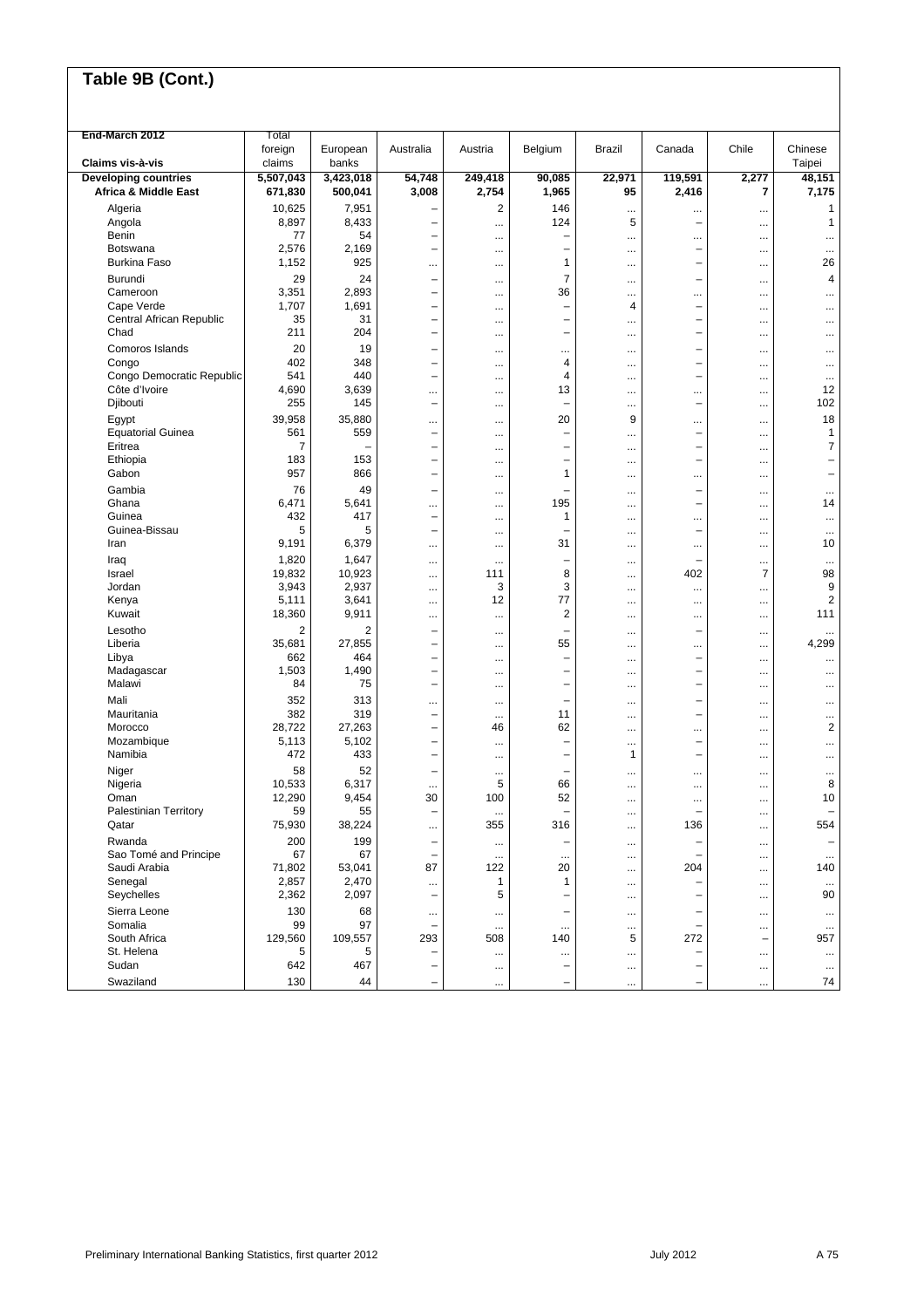# Table 9B (Cont.)

| End-March 2012<br>Claims vis-à-vis | Total foreign claims | European banks | Australia | Austria | Belgium | Brazil | Canada | Chile | Chinese Taipei |
|---|---|---|---|---|---|---|---|---|---|
| **Developing countries** | **5,507,043** | **3,423,018** | **54,748** | **249,418** | **90,085** | **22,971** | **119,591** | **2,277** | **48,151** |
| **Africa & Middle East** | **671,830** | **500,041** | **3,008** | **2,754** | **1,965** | **95** | **2,416** | **7** | **7,175** |
| Algeria | 10,625 | 7,951 | – | 2 | 146 | ... | ... | ... | 1 |
| Angola | 8,897 | 8,433 | – | ... | 124 | 5 | – | ... | 1 |
| Benin | 77 | 54 | – | ... | – | ... | ... | ... | ... |
| Botswana | 2,576 | 2,169 | – | ... | – | ... | – | ... | ... |
| Burkina Faso | 1,152 | 925 | ... | ... | 1 | ... | – | ... | 26 |
| Burundi | 29 | 24 | – | ... | 7 | ... | – | ... | 4 |
| Cameroon | 3,351 | 2,893 | – | ... | 36 | ... | ... | ... | ... |
| Cape Verde | 1,707 | 1,691 | – | ... | – | 4 | – | ... | ... |
| Central African Republic | 35 | 31 | – | ... | – | ... | – | ... | ... |
| Chad | 211 | 204 | – | ... | – | ... | – | ... | ... |
| Comoros Islands | 20 | 19 | – | ... | ... | ... | – | ... | ... |
| Congo | 402 | 348 | – | ... | 4 | ... | – | ... | ... |
| Congo Democratic Republic | 541 | 440 | – | ... | 4 | ... | – | ... | ... |
| Côte d'Ivoire | 4,690 | 3,639 | ... | ... | 13 | ... | ... | ... | 12 |
| Djibouti | 255 | 145 | – | ... | – | ... | – | ... | 102 |
| Egypt | 39,958 | 35,880 | ... | ... | 20 | 9 | ... | ... | 18 |
| Equatorial Guinea | 561 | 559 | – | ... | – | ... | – | ... | 1 |
| Eritrea | 7 | – | – | ... | – | ... | – | ... | 7 |
| Ethiopia | 183 | 153 | – | ... | – | ... | – | ... | – |
| Gabon | 957 | 866 | – | ... | 1 | ... | ... | ... | – |
| Gambia | 76 | 49 | – | ... | – | ... | – | ... | ... |
| Ghana | 6,471 | 5,641 | ... | ... | 195 | ... | – | ... | 14 |
| Guinea | 432 | 417 | – | ... | 1 | ... | ... | ... | ... |
| Guinea-Bissau | 5 | 5 | – | ... | – | ... | – | ... | ... |
| Iran | 9,191 | 6,379 | ... | ... | 31 | ... | ... | ... | 10 |
| Iraq | 1,820 | 1,647 | ... | ... | – | ... | – | ... | ... |
| Israel | 19,832 | 10,923 | ... | 111 | 8 | ... | 402 | 7 | 98 |
| Jordan | 3,943 | 2,937 | ... | 3 | 3 | ... | ... | ... | 9 |
| Kenya | 5,111 | 3,641 | ... | 12 | 77 | ... | ... | ... | 2 |
| Kuwait | 18,360 | 9,911 | ... | ... | 2 | ... | ... | ... | 111 |
| Lesotho | 2 | 2 | – | ... | – | ... | – | ... | ... |
| Liberia | 35,681 | 27,855 | – | ... | 55 | ... | ... | ... | 4,299 |
| Libya | 662 | 464 | – | ... | – | ... | – | ... | ... |
| Madagascar | 1,503 | 1,490 | – | ... | – | ... | – | ... | ... |
| Malawi | 84 | 75 | – | ... | – | ... | – | ... | ... |
| Mali | 352 | 313 | ... | ... | – | ... | – | ... | ... |
| Mauritania | 382 | 319 | – | ... | 11 | ... | – | ... | ... |
| Morocco | 28,722 | 27,263 | – | 46 | 62 | ... | ... | ... | 2 |
| Mozambique | 5,113 | 5,102 | – | ... | – | ... | – | ... | ... |
| Namibia | 472 | 433 | – | ... | – | 1 | – | ... | ... |
| Niger | 58 | 52 | – | ... | – | ... | ... | ... | ... |
| Nigeria | 10,533 | 6,317 | ... | 5 | 66 | ... | ... | ... | 8 |
| Oman | 12,290 | 9,454 | 30 | 100 | 52 | ... | ... | ... | 10 |
| Palestinian Territory | 59 | 55 | – | ... | – | ... | – | ... | – |
| Qatar | 75,930 | 38,224 | ... | 355 | 316 | ... | 136 | ... | 554 |
| Rwanda | 200 | 199 | – | ... | – | ... | – | ... | – |
| Sao Tomé and Principe | 67 | 67 | – | ... | ... | ... | – | ... | ... |
| Saudi Arabia | 71,802 | 53,041 | 87 | 122 | 20 | ... | 204 | ... | 140 |
| Senegal | 2,857 | 2,470 | ... | 1 | 1 | ... | – | ... | ... |
| Seychelles | 2,362 | 2,097 | – | 5 | – | ... | – | ... | 90 |
| Sierra Leone | 130 | 68 | ... | ... | – | ... | – | ... | ... |
| Somalia | 99 | 97 | – | ... | ... | ... | – | ... | ... |
| South Africa | 129,560 | 109,557 | 293 | 508 | 140 | 5 | 272 | – | 957 |
| St. Helena | 5 | 5 | – | ... | ... | ... | – | ... | ... |
| Sudan | 642 | 467 | – | ... | – | ... | – | ... | ... |
| Swaziland | 130 | 44 | – | ... | – | ... | – | ... | 74 |

Preliminary International Banking Statistics, first quarter 2012 — July 2012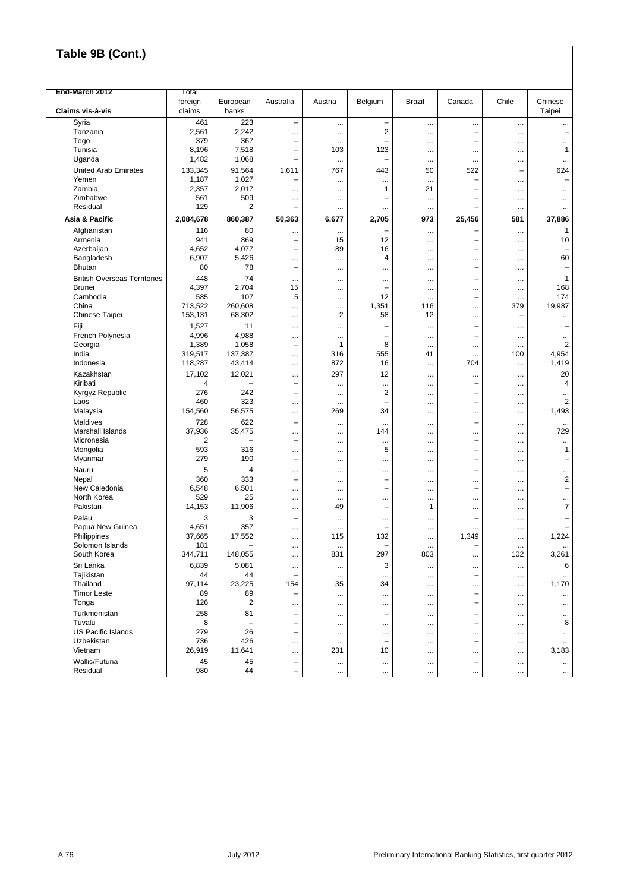## Table 9B (Cont.)

| End-March 2012<br>Claims vis-à-vis | Total foreign claims | European banks | Australia | Austria | Belgium | Brazil | Canada | Chile | Chinese Taipei |
|---|---|---|---|---|---|---|---|---|---|
| Syria | 461 | 223 | – | ... | – | ... | ... | ... | ... |
| Tanzania | 2,561 | 2,242 | ... | ... | 2 | ... | – | ... | – |
| Togo | 379 | 367 | – | ... | – | ... | – | ... | ... |
| Tunisia | 8,196 | 7,518 | – | 103 | 123 | ... | ... | ... | 1 |
| Uganda | 1,482 | 1,068 | – | ... | – | ... | ... | ... | ... |
| United Arab Emirates | 133,345 | 91,564 | 1,611 | 767 | 443 | 50 | 522 | – | 624 |
| Yemen | 1,187 | 1,027 | – | ... | ... | ... | – | ... | – |
| Zambia | 2,357 | 2,017 | ... | ... | 1 | 21 | – | ... | ... |
| Zimbabwe | 561 | 509 | ... | ... | – | ... | – | ... | ... |
| Residual | 129 | 2 | – | ... | ... | ... | – | ... | ... |
| **Asia & Pacific** | **2,084,678** | **860,387** | **50,363** | **6,677** | **2,705** | **973** | **25,456** | **581** | **37,886** |
| Afghanistan | 116 | 80 | ... | ... | – | ... | – | ... | 1 |
| Armenia | 941 | 869 | – | 15 | 12 | ... | – | ... | 10 |
| Azerbaijan | 4,652 | 4,077 | – | 89 | 16 | ... | – | ... | – |
| Bangladesh | 6,907 | 5,426 | ... | ... | 4 | ... | ... | ... | 60 |
| Bhutan | 80 | 78 | – | ... | ... | ... | – | ... | – |
| British Overseas Territories | 448 | 74 | ... | ... | ... | ... | – | ... | 1 |
| Brunei | 4,397 | 2,704 | 15 | ... | – | ... | ... | ... | 168 |
| Cambodia | 585 | 107 | 5 | ... | 12 | ... | – | ... | 174 |
| China | 713,522 | 260,608 | ... | ... | 1,351 | 116 | ... | 379 | 19,987 |
| Chinese Taipei | 153,131 | 68,302 | ... | 2 | 58 | 12 | ... | – | ... |
| Fiji | 1,527 | 11 | ... | ... | – | ... | – | ... | – |
| French Polynesia | 4,996 | 4,988 | ... | ... | – | ... | – | ... | ... |
| Georgia | 1,389 | 1,058 | – | 1 | 8 | ... | ... | ... | 2 |
| India | 319,517 | 137,387 | ... | 316 | 555 | 41 | ... | 100 | 4,954 |
| Indonesia | 118,287 | 43,414 | ... | 872 | 16 | ... | 704 | ... | 1,419 |
| Kazakhstan | 17,102 | 12,021 | ... | 297 | 12 | ... | ... | ... | 20 |
| Kiribati | 4 | – | – | ... | ... | ... | – | ... | 4 |
| Kyrgyz Republic | 276 | 242 | – | ... | 2 | ... | – | ... | ... |
| Laos | 460 | 323 | ... | ... | – | ... | – | ... | 2 |
| Malaysia | 154,560 | 56,575 | ... | 269 | 34 | ... | ... | ... | 1,493 |
| Maldives | 728 | 622 | – | ... | ... | ... | – | ... | ... |
| Marshall Islands | 37,936 | 35,475 | ... | ... | 144 | ... | ... | ... | 729 |
| Micronesia | 2 | – | – | ... | ... | ... | – | ... | ... |
| Mongolia | 593 | 316 | ... | ... | 5 | ... | – | ... | 1 |
| Myanmar | 279 | 190 | – | ... | ... | ... | – | ... | – |
| Nauru | 5 | 4 | ... | ... | ... | ... | – | ... | ... |
| Nepal | 360 | 333 | – | ... | – | ... | ... | ... | 2 |
| New Caledonia | 6,548 | 6,501 | ... | ... | – | ... | – | ... | – |
| North Korea | 529 | 25 | ... | ... | ... | ... | ... | ... | ... |
| Pakistan | 14,153 | 11,906 | ... | 49 | – | 1 | ... | ... | 7 |
| Palau | 3 | 3 | – | ... | ... | ... | – | ... | – |
| Papua New Guinea | 4,651 | 357 | ... | ... | – | ... | ... | ... | – |
| Philippines | 37,665 | 17,552 | ... | 115 | 132 | ... | 1,349 | ... | 1,224 |
| Solomon Islands | 181 | – | ... | ... | – | ... | – | ... | ... |
| South Korea | 344,711 | 148,055 | ... | 831 | 297 | 803 | ... | 102 | 3,261 |
| Sri Lanka | 6,839 | 5,081 | ... | ... | 3 | ... | ... | ... | 6 |
| Tajikistan | 44 | 44 | – | ... | ... | ... | – | ... | ... |
| Thailand | 97,114 | 23,225 | 154 | 35 | 34 | ... | ... | ... | 1,170 |
| Timor Leste | 89 | 89 | – | ... | ... | ... | – | ... | ... |
| Tonga | 126 | 2 | ... | ... | ... | ... | – | ... | ... |
| Turkmenistan | 258 | 81 | – | ... | – | ... | – | ... | ... |
| Tuvalu | 8 | – | – | ... | ... | ... | – | ... | 8 |
| US Pacific Islands | 279 | 26 | – | ... | ... | ... | ... | ... | ... |
| Uzbekistan | 736 | 426 | ... | ... | – | ... | – | ... | ... |
| Vietnam | 26,919 | 11,641 | ... | 231 | 10 | ... | ... | ... | 3,183 |
| Wallis/Futuna | 45 | 45 | – | ... | ... | ... | – | ... | ... |
| Residual | 980 | 44 | – | ... | ... | ... | ... | ... | ... |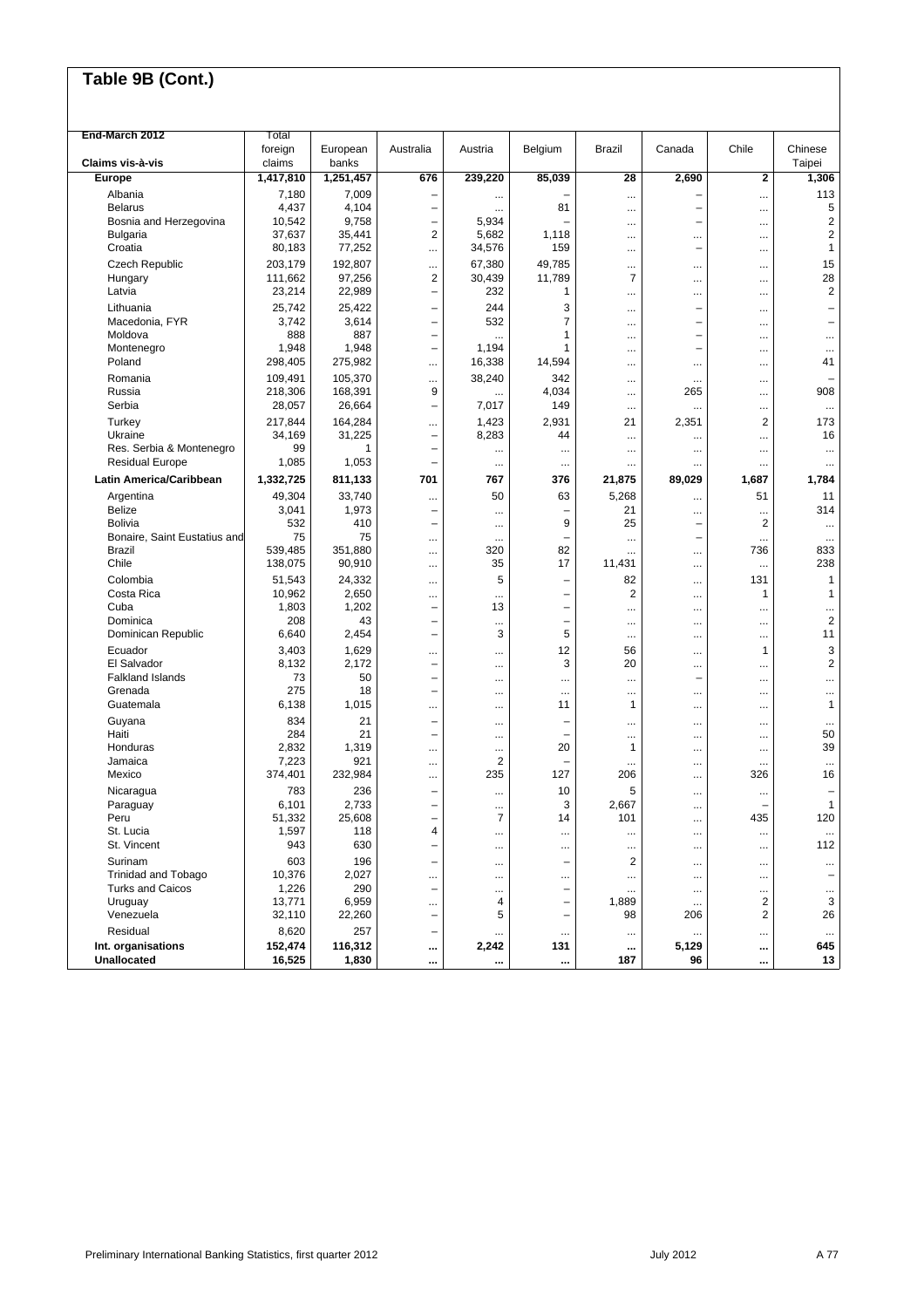## Table 9B (Cont.)

| End-March 2012<br>Claims vis-à-vis | Total foreign claims | European banks | Australia | Austria | Belgium | Brazil | Canada | Chile | Chinese Taipei |
|---|---|---|---|---|---|---|---|---|---|
| **Europe** | **1,417,810** | **1,251,457** | **676** | **239,220** | **85,039** | **28** | **2,690** | **2** | **1,306** |
| Albania | 7,180 | 7,009 | – | ... | – | ... | – | ... | 113 |
| Belarus | 4,437 | 4,104 | – | ... | 81 | ... | – | ... | 5 |
| Bosnia and Herzegovina | 10,542 | 9,758 | – | 5,934 | – | ... | – | ... | 2 |
| Bulgaria | 37,637 | 35,441 | 2 | 5,682 | 1,118 | ... | ... | ... | 2 |
| Croatia | 80,183 | 77,252 | ... | 34,576 | 159 | ... | – | ... | 1 |
| Czech Republic | 203,179 | 192,807 | ... | 67,380 | 49,785 | ... | ... | ... | 15 |
| Hungary | 111,662 | 97,256 | 2 | 30,439 | 11,789 | 7 | ... | ... | 28 |
| Latvia | 23,214 | 22,989 | – | 232 | 1 | ... | ... | ... | 2 |
| Lithuania | 25,742 | 25,422 | – | 244 | 3 | ... | – | ... | – |
| Macedonia, FYR | 3,742 | 3,614 | – | 532 | 7 | ... | – | ... | – |
| Moldova | 888 | 887 | – | ... | 1 | ... | – | ... | ... |
| Montenegro | 1,948 | 1,948 | – | 1,194 | 1 | ... | – | ... | ... |
| Poland | 298,405 | 275,982 | ... | 16,338 | 14,594 | ... | ... | ... | 41 |
| Romania | 109,491 | 105,370 | ... | 38,240 | 342 | ... | ... | ... | – |
| Russia | 218,306 | 168,391 | 9 | ... | 4,034 | ... | 265 | ... | 908 |
| Serbia | 28,057 | 26,664 | – | 7,017 | 149 | ... | ... | ... | ... |
| Turkey | 217,844 | 164,284 | ... | 1,423 | 2,931 | 21 | 2,351 | 2 | 173 |
| Ukraine | 34,169 | 31,225 | – | 8,283 | 44 | ... | ... | ... | 16 |
| Res. Serbia & Montenegro | 99 | 1 | – | ... | ... | ... | ... | ... | ... |
| Residual Europe | 1,085 | 1,053 | – | ... | ... | ... | ... | ... | ... |
| **Latin America/Caribbean** | **1,332,725** | **811,133** | **701** | **767** | **376** | **21,875** | **89,029** | **1,687** | **1,784** |
| Argentina | 49,304 | 33,740 | ... | 50 | 63 | 5,268 | ... | 51 | 11 |
| Belize | 3,041 | 1,973 | – | ... | – | 21 | ... | ... | 314 |
| Bolivia | 532 | 410 | – | ... | 9 | 25 | – | 2 | ... |
| Bonaire, Saint Eustatius and | 75 | 75 | ... | ... | – | ... | – | ... | ... |
| Brazil | 539,485 | 351,880 | ... | 320 | 82 | ... | ... | 736 | 833 |
| Chile | 138,075 | 90,910 | ... | 35 | 17 | 11,431 | ... | ... | 238 |
| Colombia | 51,543 | 24,332 | ... | 5 | – | 82 | ... | 131 | 1 |
| Costa Rica | 10,962 | 2,650 | ... | ... | – | 2 | ... | 1 | 1 |
| Cuba | 1,803 | 1,202 | – | 13 | – | ... | ... | ... | ... |
| Dominica | 208 | 43 | – | ... | – | ... | ... | ... | 2 |
| Dominican Republic | 6,640 | 2,454 | – | 3 | 5 | ... | ... | ... | 11 |
| Ecuador | 3,403 | 1,629 | ... | ... | 12 | 56 | ... | 1 | 3 |
| El Salvador | 8,132 | 2,172 | – | ... | 3 | 20 | ... | ... | 2 |
| Falkland Islands | 73 | 50 | – | ... | ... | ... | – | ... | ... |
| Grenada | 275 | 18 | – | ... | ... | ... | ... | ... | ... |
| Guatemala | 6,138 | 1,015 | ... | ... | 11 | 1 | ... | ... | 1 |
| Guyana | 834 | 21 | – | ... | – | ... | ... | ... | ... |
| Haiti | 284 | 21 | – | ... | – | ... | ... | ... | 50 |
| Honduras | 2,832 | 1,319 | ... | ... | 20 | 1 | ... | ... | 39 |
| Jamaica | 7,223 | 921 | ... | 2 | – | ... | ... | ... | ... |
| Mexico | 374,401 | 232,984 | ... | 235 | 127 | 206 | ... | 326 | 16 |
| Nicaragua | 783 | 236 | – | ... | 10 | 5 | ... | ... | – |
| Paraguay | 6,101 | 2,733 | – | ... | 3 | 2,667 | ... | – | 1 |
| Peru | 51,332 | 25,608 | – | 7 | 14 | 101 | ... | 435 | 120 |
| St. Lucia | 1,597 | 118 | 4 | ... | ... | ... | ... | ... | ... |
| St. Vincent | 943 | 630 | – | ... | ... | ... | ... | ... | 112 |
| Surinam | 603 | 196 | – | ... | – | 2 | ... | ... | ... |
| Trinidad and Tobago | 10,376 | 2,027 | ... | ... | ... | ... | ... | ... | – |
| Turks and Caicos | 1,226 | 290 | – | ... | – | ... | ... | ... | ... |
| Uruguay | 13,771 | 6,959 | ... | 4 | – | 1,889 | ... | 2 | 3 |
| Venezuela | 32,110 | 22,260 | – | 5 | – | 98 | 206 | 2 | 26 |
| Residual | 8,620 | 257 | – | ... | ... | ... | ... | ... | ... |
| **Int. organisations** | **152,474** | **116,312** | **...** | **2,242** | **131** | **...** | **5,129** | **...** | **645** |
| **Unallocated** | **16,525** | **1,830** | **...** | **...** | **...** | **187** | **96** | **...** | **13** |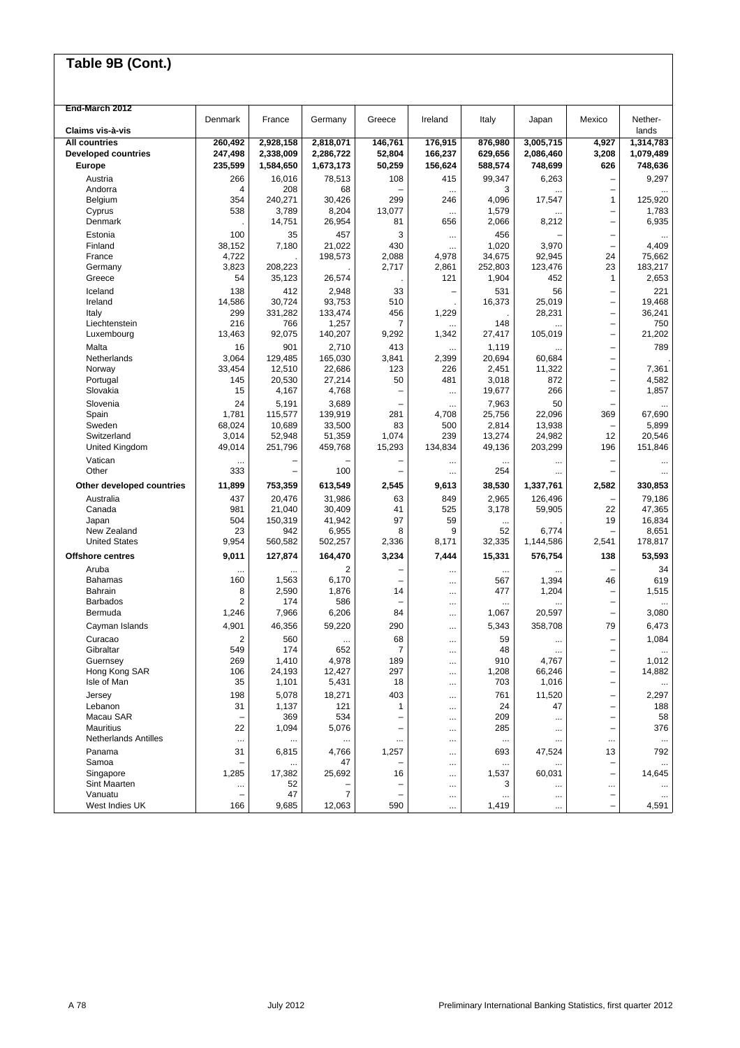# Table 9B (Cont.)

| End-March 2012<br>Claims vis-à-vis | Denmark | France | Germany | Greece | Ireland | Italy | Japan | Mexico | Nether-lands |
|---|---|---|---|---|---|---|---|---|---|
| **All countries** | **260,492** | **2,928,158** | **2,818,071** | **146,761** | **176,915** | **876,980** | **3,005,715** | **4,927** | **1,314,783** |
| **Developed countries** | **247,498** | **2,338,009** | **2,286,722** | **52,804** | **166,237** | **629,656** | **2,086,460** | **3,208** | **1,079,489** |
| **Europe** | **235,599** | **1,584,650** | **1,673,173** | **50,259** | **156,624** | **588,574** | **748,699** | **626** | **748,636** |
| Austria | 266 | 16,016 | 78,513 | 108 | 415 | 99,347 | 6,263 | – | 9,297 |
| Andorra | 4 | 208 | 68 | – | ... | 3 | ... | – | ... |
| Belgium | 354 | 240,271 | 30,426 | 299 | 246 | 4,096 | 17,547 | 1 | 125,920 |
| Cyprus | 538 | 3,789 | 8,204 | 13,077 | ... | 1,579 | ... | – | 1,783 |
| Denmark | . | 14,751 | 26,954 | 81 | 656 | 2,066 | 8,212 | – | 6,935 |
| Estonia | 100 | 35 | 457 | 3 | ... | 456 | – | – | ... |
| Finland | 38,152 | 7,180 | 21,022 | 430 | ... | 1,020 | 3,970 | – | 4,409 |
| France | 4,722 | . | 198,573 | 2,088 | 4,978 | 34,675 | 92,945 | 24 | 75,662 |
| Germany | 3,823 | 208,223 | . | 2,717 | 2,861 | 252,803 | 123,476 | 23 | 183,217 |
| Greece | 54 | 35,123 | 26,574 | . | 121 | 1,904 | 452 | 1 | 2,653 |
| Iceland | 138 | 412 | 2,948 | 33 | – | 531 | 56 | – | 221 |
| Ireland | 14,586 | 30,724 | 93,753 | 510 | . | 16,373 | 25,019 | – | 19,468 |
| Italy | 299 | 331,282 | 133,474 | 456 | 1,229 | . | 28,231 | – | 36,241 |
| Liechtenstein | 216 | 766 | 1,257 | 7 | ... | 148 | ... | – | 750 |
| Luxembourg | 13,463 | 92,075 | 140,207 | 9,292 | 1,342 | 27,417 | 105,019 | – | 21,202 |
| Malta | 16 | 901 | 2,710 | 413 | ... | 1,119 | ... | – | 789 |
| Netherlands | 3,064 | 129,485 | 165,030 | 3,841 | 2,399 | 20,694 | 60,684 | – | . |
| Norway | 33,454 | 12,510 | 22,686 | 123 | 226 | 2,451 | 11,322 | – | 7,361 |
| Portugal | 145 | 20,530 | 27,214 | 50 | 481 | 3,018 | 872 | – | 4,582 |
| Slovakia | 15 | 4,167 | 4,768 | – | ... | 19,677 | 266 | – | 1,857 |
| Slovenia | 24 | 5,191 | 3,689 | – | ... | 7,963 | 50 | – | ... |
| Spain | 1,781 | 115,577 | 139,919 | 281 | 4,708 | 25,756 | 22,096 | 369 | 67,690 |
| Sweden | 68,024 | 10,689 | 33,500 | 83 | 500 | 2,814 | 13,938 | – | 5,899 |
| Switzerland | 3,014 | 52,948 | 51,359 | 1,074 | 239 | 13,274 | 24,982 | 12 | 20,546 |
| United Kingdom | 49,014 | 251,796 | 459,768 | 15,293 | 134,834 | 49,136 | 203,299 | 196 | 151,846 |
| Vatican | ... | – | – | – | ... | ... | ... | – | ... |
| Other | 333 | – | 100 | – | ... | 254 | ... | – | ... |
| **Other developed countries** | **11,899** | **753,359** | **613,549** | **2,545** | **9,613** | **38,530** | **1,337,761** | **2,582** | **330,853** |
| Australia | 437 | 20,476 | 31,986 | 63 | 849 | 2,965 | 126,496 | – | 79,186 |
| Canada | 981 | 21,040 | 30,409 | 41 | 525 | 3,178 | 59,905 | 22 | 47,365 |
| Japan | 504 | 150,319 | 41,942 | 97 | 59 | ... | . | 19 | 16,834 |
| New Zealand | 23 | 942 | 6,955 | 8 | 9 | 52 | 6,774 | – | 8,651 |
| United States | 9,954 | 560,582 | 502,257 | 2,336 | 8,171 | 32,335 | 1,144,586 | 2,541 | 178,817 |
| **Offshore centres** | **9,011** | **127,874** | **164,470** | **3,234** | **7,444** | **15,331** | **576,754** | **138** | **53,593** |
| Aruba | ... | ... | 2 | – | ... | ... | ... | – | 34 |
| Bahamas | 160 | 1,563 | 6,170 | – | ... | 567 | 1,394 | 46 | 619 |
| Bahrain | 8 | 2,590 | 1,876 | 14 | ... | 477 | 1,204 | – | 1,515 |
| Barbados | 2 | 174 | 586 | – | ... | ... | ... | – | ... |
| Bermuda | 1,246 | 7,966 | 6,206 | 84 | ... | 1,067 | 20,597 | – | 3,080 |
| Cayman Islands | 4,901 | 46,356 | 59,220 | 290 | ... | 5,343 | 358,708 | 79 | 6,473 |
| Curacao | 2 | 560 | ... | 68 | ... | 59 | ... | – | 1,084 |
| Gibraltar | 549 | 174 | 652 | 7 | ... | 48 | ... | – | ... |
| Guernsey | 269 | 1,410 | 4,978 | 189 | ... | 910 | 4,767 | – | 1,012 |
| Hong Kong SAR | 106 | 24,193 | 12,427 | 297 | ... | 1,208 | 66,246 | – | 14,882 |
| Isle of Man | 35 | 1,101 | 5,431 | 18 | ... | 703 | 1,016 | – | ... |
| Jersey | 198 | 5,078 | 18,271 | 403 | ... | 761 | 11,520 | – | 2,297 |
| Lebanon | 31 | 1,137 | 121 | 1 | ... | 24 | 47 | – | 188 |
| Macau SAR | – | 369 | 534 | – | ... | 209 | ... | – | 58 |
| Mauritius | 22 | 1,094 | 5,076 | – | ... | 285 | ... | – | 376 |
| Netherlands Antilles | ... | ... | ... | ... | ... | ... | ... | ... | ... |
| Panama | 31 | 6,815 | 4,766 | 1,257 | ... | 693 | 47,524 | 13 | 792 |
| Samoa | – | ... | 47 | – | ... | ... | ... | – | ... |
| Singapore | 1,285 | 17,382 | 25,692 | 16 | ... | 1,537 | 60,031 | – | 14,645 |
| Sint Maarten | ... | 52 | – | – | ... | 3 | ... | ... | ... |
| Vanuatu | – | 47 | 7 | – | ... | ... | ... | – | ... |
| West Indies UK | 166 | 9,685 | 12,063 | 590 | ... | 1,419 | ... | – | 4,591 |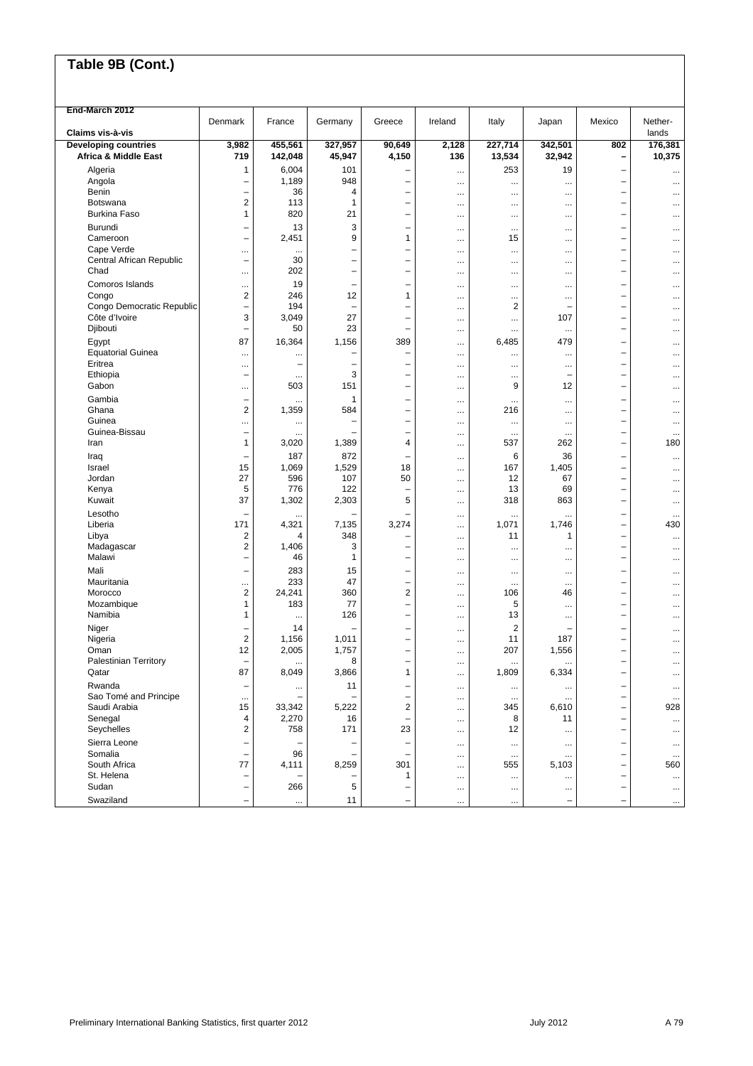# Table 9B (Cont.)

| End-March 2012<br>Claims vis-à-vis | Denmark | France | Germany | Greece | Ireland | Italy | Japan | Mexico | Netherlands |
|---|---|---|---|---|---|---|---|---|---|
| **Developing countries** | **3,982** | **455,561** | **327,957** | **90,649** | **2,128** | **227,714** | **342,501** | **802** | **176,381** |
| **Africa & Middle East** | **719** | **142,048** | **45,947** | **4,150** | **136** | **13,534** | **32,942** | **–** | **10,375** |
| Algeria | 1 | 6,004 | 101 | – | ... | 253 | 19 | – | ... |
| Angola | – | 1,189 | 948 | – | ... | ... | ... | – | ... |
| Benin | – | 36 | 4 | – | ... | ... | ... | – | ... |
| Botswana | 2 | 113 | 1 | – | ... | ... | ... | – | ... |
| Burkina Faso | 1 | 820 | 21 | – | ... | ... | ... | – | ... |
| Burundi | – | 13 | 3 | – | ... | ... | ... | – | ... |
| Cameroon | – | 2,451 | 9 | 1 | ... | 15 | ... | – | ... |
| Cape Verde | ... | ... | – | – | ... | ... | ... | – | ... |
| Central African Republic | – | 30 | – | – | ... | ... | ... | – | ... |
| Chad | ... | 202 | – | – | ... | ... | ... | – | ... |
| Comoros Islands | ... | 19 | – | – | ... | ... | ... | – | ... |
| Congo | 2 | 246 | 12 | 1 | ... | ... | ... | – | ... |
| Congo Democratic Republic | – | 194 | – | – | ... | 2 | – | – | ... |
| Côte d'Ivoire | 3 | 3,049 | 27 | – | ... | ... | 107 | – | ... |
| Djibouti | – | 50 | 23 | – | ... | ... | ... | – | ... |
| Egypt | 87 | 16,364 | 1,156 | 389 | ... | 6,485 | 479 | – | ... |
| Equatorial Guinea | ... | ... | – | – | ... | ... | ... | – | ... |
| Eritrea | ... | – | – | – | ... | ... | ... | – | ... |
| Ethiopia | – | ... | 3 | – | ... | ... | – | – | ... |
| Gabon | ... | 503 | 151 | – | ... | 9 | 12 | – | ... |
| Gambia | – | ... | 1 | – | ... | ... | ... | – | ... |
| Ghana | 2 | 1,359 | 584 | – | ... | 216 | ... | – | ... |
| Guinea | ... | ... | – | – | ... | ... | ... | – | ... |
| Guinea-Bissau | – | ... | – | – | ... | ... | ... | – | ... |
| Iran | 1 | 3,020 | 1,389 | 4 | ... | 537 | 262 | – | 180 |
| Iraq | – | 187 | 872 | – | ... | 6 | 36 | – | ... |
| Israel | 15 | 1,069 | 1,529 | 18 | ... | 167 | 1,405 | – | ... |
| Jordan | 27 | 596 | 107 | 50 | ... | 12 | 67 | – | ... |
| Kenya | 5 | 776 | 122 | – | ... | 13 | 69 | – | ... |
| Kuwait | 37 | 1,302 | 2,303 | 5 | ... | 318 | 863 | – | ... |
| Lesotho | – | ... | – | – | ... | ... | ... | – | ... |
| Liberia | 171 | 4,321 | 7,135 | 3,274 | ... | 1,071 | 1,746 | – | 430 |
| Libya | 2 | 4 | 348 | – | ... | 11 | 1 | – | ... |
| Madagascar | 2 | 1,406 | 3 | – | ... | ... | ... | – | ... |
| Malawi | – | 46 | 1 | – | ... | ... | ... | – | ... |
| Mali | – | 283 | 15 | – | ... | ... | ... | – | ... |
| Mauritania | ... | 233 | 47 | – | ... | ... | ... | – | ... |
| Morocco | 2 | 24,241 | 360 | 2 | ... | 106 | 46 | – | ... |
| Mozambique | 1 | 183 | 77 | – | ... | 5 | ... | – | ... |
| Namibia | 1 | ... | 126 | – | ... | 13 | ... | – | ... |
| Niger | – | 14 | – | – | ... | 2 | – | – | ... |
| Nigeria | 2 | 1,156 | 1,011 | – | ... | 11 | 187 | – | ... |
| Oman | 12 | 2,005 | 1,757 | – | ... | 207 | 1,556 | – | ... |
| Palestinian Territory | – | ... | 8 | – | ... | ... | ... | – | ... |
| Qatar | 87 | 8,049 | 3,866 | 1 | ... | 1,809 | 6,334 | – | ... |
| Rwanda | – | ... | 11 | – | ... | ... | ... | – | ... |
| Sao Tomé and Principe | ... | – | – | – | ... | ... | ... | – | ... |
| Saudi Arabia | 15 | 33,342 | 5,222 | 2 | ... | 345 | 6,610 | – | 928 |
| Senegal | 4 | 2,270 | 16 | – | ... | 8 | 11 | – | ... |
| Seychelles | 2 | 758 | 171 | 23 | ... | 12 | ... | – | ... |
| Sierra Leone | – | – | – | – | ... | ... | ... | – | ... |
| Somalia | – | 96 | – | – | ... | ... | ... | – | ... |
| South Africa | 77 | 4,111 | 8,259 | 301 | ... | 555 | 5,103 | – | 560 |
| St. Helena | – | – | – | 1 | ... | ... | ... | – | ... |
| Sudan | – | 266 | 5 | – | ... | ... | ... | – | ... |
| Swaziland | – | ... | 11 | – | ... | ... | – | – | ... |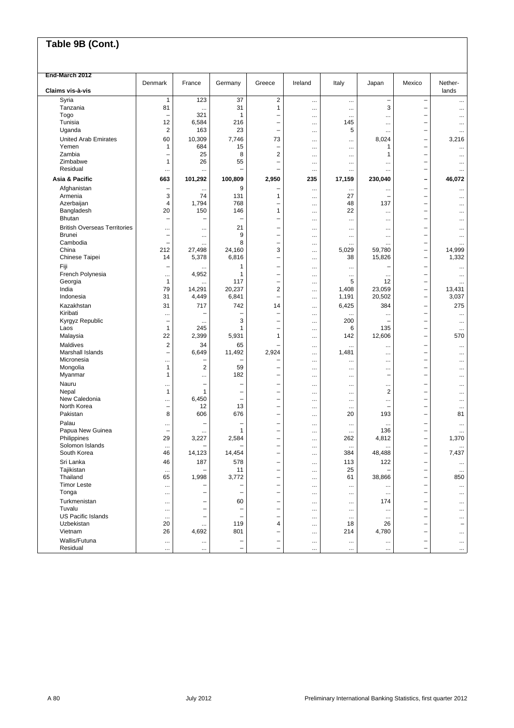# Table 9B (Cont.)

| End-March 2012<br>Claims vis-à-vis | Denmark | France | Germany | Greece | Ireland | Italy | Japan | Mexico | Netherlands |
|---|---|---|---|---|---|---|---|---|---|
| Syria | 1 | 123 | 37 | 2 | ... | ... | – | – | ... |
| Tanzania | 81 | ... | 31 | 1 | ... | ... | 3 | – | ... |
| Togo | – | 321 | 1 | – | ... | ... | ... | – | ... |
| Tunisia | 12 | 6,584 | 216 | – | ... | 145 | ... | – | ... |
| Uganda | 2 | 163 | 23 | – | ... | 5 | ... | – | ... |
| United Arab Emirates | 60 | 10,309 | 7,746 | 73 | ... | ... | 8,024 | – | 3,216 |
| Yemen | 1 | 684 | 15 | – | ... | ... | 1 | – | ... |
| Zambia | – | 25 | 8 | 2 | ... | ... | 1 | – | ... |
| Zimbabwe | 1 | 26 | 55 | – | ... | ... | ... | – | ... |
| Residual | ... | ... | – | – | ... | ... | ... | – | ... |
| **Asia & Pacific** | **663** | **101,292** | **100,809** | **2,950** | **235** | **17,159** | **230,040** | **–** | **46,072** |
| Afghanistan | – | ... | 9 | – | ... | ... | ... | – | ... |
| Armenia | 3 | 74 | 131 | 1 | ... | 27 | – | – | ... |
| Azerbaijan | 4 | 1,794 | 768 | – | ... | 48 | 137 | – | ... |
| Bangladesh | 20 | 150 | 146 | 1 | ... | 22 | ... | – | ... |
| Bhutan | – | – | – | – | ... | ... | ... | – | ... |
| British Overseas Territories | ... | ... | 21 | – | ... | ... | ... | – | ... |
| Brunei | – | ... | 9 | – | ... | ... | ... | – | ... |
| Cambodia | – | ... | 8 | – | ... | ... | ... | – | ... |
| China | 212 | 27,498 | 24,160 | 3 | ... | 5,029 | 59,780 | – | 14,999 |
| Chinese Taipei | 14 | 5,378 | 6,816 | – | ... | 38 | 15,826 | – | 1,332 |
| Fiji | – | ... | 1 | – | ... | ... | – | – | ... |
| French Polynesia | ... | 4,952 | 1 | – | ... | ... | ... | – | ... |
| Georgia | 1 | ... | 117 | – | ... | 5 | 12 | – | ... |
| India | 79 | 14,291 | 20,237 | 2 | ... | 1,408 | 23,059 | – | 13,431 |
| Indonesia | 31 | 4,449 | 6,841 | – | ... | 1,191 | 20,502 | – | 3,037 |
| Kazakhstan | 31 | 717 | 742 | 14 | ... | 6,425 | 384 | – | 275 |
| Kiribati | ... | – | – | – | ... | ... | ... | – | ... |
| Kyrgyz Republic | – | ... | 3 | – | ... | 200 | – | – | ... |
| Laos | 1 | 245 | 1 | – | ... | 6 | 135 | – | ... |
| Malaysia | 22 | 2,399 | 5,931 | 1 | ... | 142 | 12,606 | – | 570 |
| Maldives | 2 | 34 | 65 | – | ... | ... | ... | – | ... |
| Marshall Islands | – | 6,649 | 11,492 | 2,924 | ... | 1,481 | ... | – | ... |
| Micronesia | ... | – | – | – | ... | ... | ... | – | ... |
| Mongolia | 1 | 2 | 59 | – | ... | ... | ... | – | ... |
| Myanmar | 1 | ... | 182 | – | ... | ... | – | – | ... |
| Nauru | ... | – | – | – | ... | ... | ... | – | ... |
| Nepal | 1 | 1 | – | – | ... | ... | 2 | – | ... |
| New Caledonia | ... | 6,450 | – | – | ... | ... | ... | – | ... |
| North Korea | – | 12 | 13 | – | ... | ... | – | – | ... |
| Pakistan | 8 | 606 | 676 | – | ... | 20 | 193 | – | 81 |
| Palau | ... | – | – | – | ... | ... | ... | – | ... |
| Papua New Guinea | – | ... | 1 | – | ... | ... | 136 | – | ... |
| Philippines | 29 | 3,227 | 2,584 | – | ... | 262 | 4,812 | – | 1,370 |
| Solomon Islands | ... | – | – | – | ... | ... | ... | – | ... |
| South Korea | 46 | 14,123 | 14,454 | – | ... | 384 | 48,488 | – | 7,437 |
| Sri Lanka | 46 | 187 | 578 | – | ... | 113 | 122 | – | ... |
| Tajikistan | ... | – | 11 | – | ... | 25 | – | – | ... |
| Thailand | 65 | 1,998 | 3,772 | – | ... | 61 | 38,866 | – | 850 |
| Timor Leste | ... | – | – | – | ... | ... | ... | – | ... |
| Tonga | ... | – | – | – | ... | ... | ... | – | ... |
| Turkmenistan | ... | – | 60 | – | ... | ... | 174 | – | ... |
| Tuvalu | ... | – | – | – | ... | ... | ... | – | ... |
| US Pacific Islands | ... | – | – | – | ... | ... | ... | – | ... |
| Uzbekistan | 20 | ... | 119 | 4 | ... | 18 | 26 | – | – |
| Vietnam | 26 | 4,692 | 801 | – | ... | 214 | 4,780 | – | ... |
| Wallis/Futuna | ... | ... | – | – | ... | ... | ... | – | ... |
| Residual | ... | ... | – | – | ... | ... | ... | – | ... |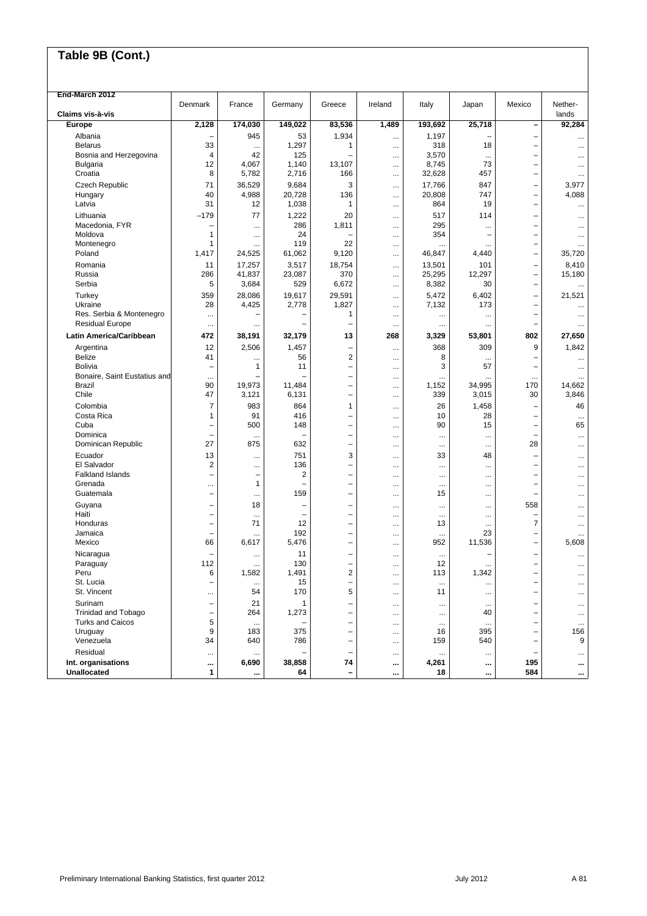## Table 9B (Cont.)

| End-March 2012<br>Claims vis-à-vis | Denmark | France | Germany | Greece | Ireland | Italy | Japan | Mexico | Nether-lands |
|---|---|---|---|---|---|---|---|---|---|
| **Europe** | **2,128** | **174,030** | **149,022** | **83,536** | **1,489** | **193,692** | **25,718** | **–** | **92,284** |
| Albania | – | 945 | 53 | 1,934 | ... | 1,197 | – | – | ... |
| Belarus | 33 | ... | 1,297 | 1 | ... | 318 | 18 | – | ... |
| Bosnia and Herzegovina | 4 | 42 | 125 | – | ... | 3,570 | ... | – | ... |
| Bulgaria | 12 | 4,067 | 1,140 | 13,107 | ... | 8,745 | 73 | – | ... |
| Croatia | 8 | 5,782 | 2,716 | 166 | ... | 32,628 | 457 | – | ... |
| Czech Republic | 71 | 36,529 | 9,684 | 3 | ... | 17,766 | 847 | – | 3,977 |
| Hungary | 40 | 4,988 | 20,728 | 136 | ... | 20,808 | 747 | – | 4,088 |
| Latvia | 31 | 12 | 1,038 | 1 | ... | 864 | 19 | – | ... |
| Lithuania | –179 | 77 | 1,222 | 20 | ... | 517 | 114 | – | ... |
| Macedonia, FYR | – | ... | 286 | 1,811 | ... | 295 | ... | – | ... |
| Moldova | 1 | ... | 24 | – | ... | 354 | – | – | ... |
| Montenegro | 1 | ... | 119 | 22 | ... | ... | ... | – | ... |
| Poland | 1,417 | 24,525 | 61,062 | 9,120 | ... | 46,847 | 4,440 | – | 35,720 |
| Romania | 11 | 17,257 | 3,517 | 18,754 | ... | 13,501 | 101 | – | 8,410 |
| Russia | 286 | 41,837 | 23,087 | 370 | ... | 25,295 | 12,297 | – | 15,180 |
| Serbia | 5 | 3,684 | 529 | 6,672 | ... | 8,382 | 30 | – | ... |
| Turkey | 359 | 28,086 | 19,617 | 29,591 | ... | 5,472 | 6,402 | – | 21,521 |
| Ukraine | 28 | 4,425 | 2,778 | 1,827 | ... | 7,132 | 173 | – | ... |
| Res. Serbia & Montenegro | ... | – | – | 1 | ... | ... | ... | – | ... |
| Residual Europe | ... | ... | – | – | ... | ... | ... | – | ... |
| **Latin America/Caribbean** | **472** | **38,191** | **32,179** | **13** | **268** | **3,329** | **53,801** | **802** | **27,650** |
| Argentina | 12 | 2,506 | 1,457 | – | ... | 368 | 309 | 9 | 1,842 |
| Belize | 41 | ... | 56 | 2 | ... | 8 | ... | – | ... |
| Bolivia | – | 1 | 11 | – | ... | 3 | 57 | – | ... |
| Bonaire, Saint Eustatius and | ... | – | – | – | ... | ... | ... | ... | ... |
| Brazil | 90 | 19,973 | 11,484 | – | ... | 1,152 | 34,995 | 170 | 14,662 |
| Chile | 47 | 3,121 | 6,131 | – | ... | 339 | 3,015 | 30 | 3,846 |
| Colombia | 7 | 983 | 864 | 1 | ... | 26 | 1,458 | – | 46 |
| Costa Rica | 1 | 91 | 416 | – | ... | 10 | 28 | – | ... |
| Cuba | – | 500 | 148 | – | ... | 90 | 15 | – | 65 |
| Dominica | – | ... | – | – | ... | ... | ... | – | ... |
| Dominican Republic | 27 | 875 | 632 | – | ... | ... | ... | 28 | ... |
| Ecuador | 13 | ... | 751 | 3 | ... | 33 | 48 | – | ... |
| El Salvador | 2 | ... | 136 | – | ... | ... | ... | – | ... |
| Falkland Islands | – | – | 2 | – | ... | ... | ... | – | ... |
| Grenada | ... | 1 | – | – | ... | ... | ... | – | ... |
| Guatemala | – | ... | 159 | – | ... | 15 | ... | – | ... |
| Guyana | – | 18 | – | – | ... | ... | ... | 558 | ... |
| Haiti | – | ... | – | – | ... | ... | ... | – | ... |
| Honduras | – | 71 | 12 | – | ... | 13 | ... | 7 | ... |
| Jamaica | – | ... | 192 | – | ... | ... | 23 | – | ... |
| Mexico | 66 | 6,617 | 5,476 | – | ... | 952 | 11,536 | – | 5,608 |
| Nicaragua | – | ... | 11 | – | ... | ... | – | – | ... |
| Paraguay | 112 | ... | 130 | – | ... | 12 | ... | – | ... |
| Peru | 6 | 1,582 | 1,491 | 2 | ... | 113 | 1,342 | – | ... |
| St. Lucia | – | ... | 15 | – | ... | ... | ... | – | ... |
| St. Vincent | ... | 54 | 170 | 5 | ... | 11 | ... | – | ... |
| Surinam | – | 21 | 1 | – | ... | ... | ... | – | ... |
| Trinidad and Tobago | – | 264 | 1,273 | – | ... | ... | 40 | – | ... |
| Turks and Caicos | 5 | ... | – | – | ... | ... | ... | – | ... |
| Uruguay | 9 | 183 | 375 | – | ... | 16 | 395 | – | 156 |
| Venezuela | 34 | 640 | 786 | – | ... | 159 | 540 | – | 9 |
| Residual | ... | ... | – | – | ... | ... | ... | – | ... |
| **Int. organisations** | **...** | **6,690** | **38,858** | **74** | **...** | **4,261** | **...** | **195** | **...** |
| **Unallocated** | **1** | **...** | **64** | **–** | **...** | **18** | **...** | **584** | **...** |

Preliminary International Banking Statistics, first quarter 2012 — July 2012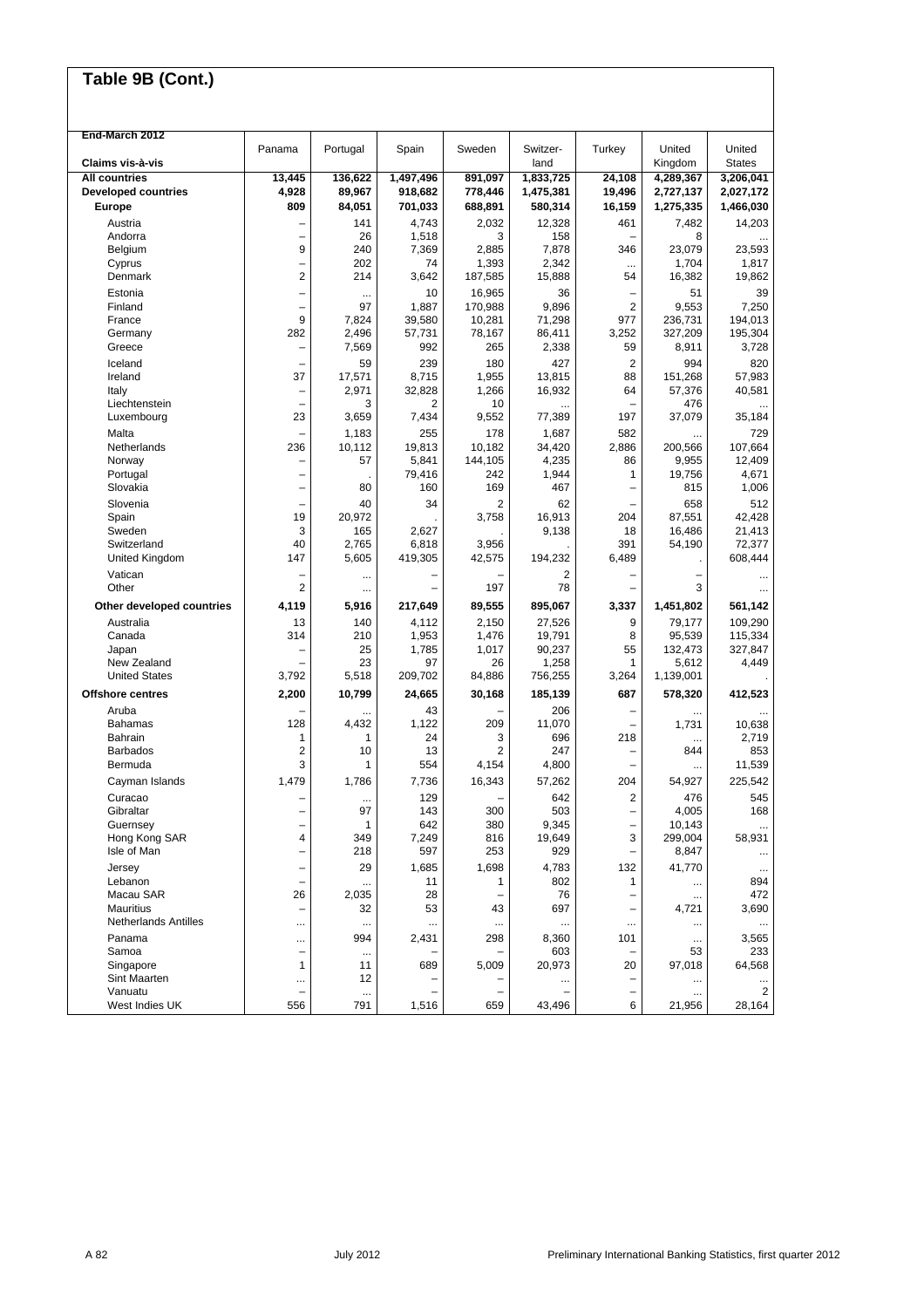# Table 9B (Cont.)

End-March 2012

| Claims vis-à-vis | Panama | Portugal | Spain | Sweden | Switzer-land | Turkey | United Kingdom | United States |
|---|---|---|---|---|---|---|---|---|
| **All countries** | **13,445** | **136,622** | **1,497,496** | **891,097** | **1,833,725** | **24,108** | **4,289,367** | **3,206,041** |
| **Developed countries** | **4,928** | **89,967** | **918,682** | **778,446** | **1,475,381** | **19,496** | **2,727,137** | **2,027,172** |
| **Europe** | **809** | **84,051** | **701,033** | **688,891** | **580,314** | **16,159** | **1,275,335** | **1,466,030** |
| Austria | – | 141 | 4,743 | 2,032 | 12,328 | 461 | 7,482 | 14,203 |
| Andorra | – | 26 | 1,518 | 3 | 158 | – | 8 | ... |
| Belgium | 9 | 240 | 7,369 | 2,885 | 7,878 | 346 | 23,079 | 23,593 |
| Cyprus | – | 202 | 74 | 1,393 | 2,342 | ... | 1,704 | 1,817 |
| Denmark | 2 | 214 | 3,642 | 187,585 | 15,888 | 54 | 16,382 | 19,862 |
| Estonia | – | ... | 10 | 16,965 | 36 | – | 51 | 39 |
| Finland | – | 97 | 1,887 | 170,988 | 9,896 | 2 | 9,553 | 7,250 |
| France | 9 | 7,824 | 39,580 | 10,281 | 71,298 | 977 | 236,731 | 194,013 |
| Germany | 282 | 2,496 | 57,731 | 78,167 | 86,411 | 3,252 | 327,209 | 195,304 |
| Greece | – | 7,569 | 992 | 265 | 2,338 | 59 | 8,911 | 3,728 |
| Iceland | – | 59 | 239 | 180 | 427 | 2 | 994 | 820 |
| Ireland | 37 | 17,571 | 8,715 | 1,955 | 13,815 | 88 | 151,268 | 57,983 |
| Italy | – | 2,971 | 32,828 | 1,266 | 16,932 | 64 | 57,376 | 40,581 |
| Liechtenstein | – | 3 | 2 | 10 | ... | – | 476 | ... |
| Luxembourg | 23 | 3,659 | 7,434 | 9,552 | 77,389 | 197 | 37,079 | 35,184 |
| Malta | – | 1,183 | 255 | 178 | 1,687 | 582 | ... | 729 |
| Netherlands | 236 | 10,112 | 19,813 | 10,182 | 34,420 | 2,886 | 200,566 | 107,664 |
| Norway | – | 57 | 5,841 | 144,105 | 4,235 | 86 | 9,955 | 12,409 |
| Portugal | – | . | 79,416 | 242 | 1,944 | 1 | 19,756 | 4,671 |
| Slovakia | – | 80 | 160 | 169 | 467 | – | 815 | 1,006 |
| Slovenia | – | 40 | 34 | 2 | 62 | – | 658 | 512 |
| Spain | 19 | 20,972 | . | 3,758 | 16,913 | 204 | 87,551 | 42,428 |
| Sweden | 3 | 165 | 2,627 | . | 9,138 | 18 | 16,486 | 21,413 |
| Switzerland | 40 | 2,765 | 6,818 | 3,956 | . | 391 | 54,190 | 72,377 |
| United Kingdom | 147 | 5,605 | 419,305 | 42,575 | 194,232 | 6,489 | . | 608,444 |
| Vatican | – | ... | – | – | 2 | – | – | ... |
| Other | 2 | ... | – | 197 | 78 | – | 3 | ... |
| **Other developed countries** | **4,119** | **5,916** | **217,649** | **89,555** | **895,067** | **3,337** | **1,451,802** | **561,142** |
| Australia | 13 | 140 | 4,112 | 2,150 | 27,526 | 9 | 79,177 | 109,290 |
| Canada | 314 | 210 | 1,953 | 1,476 | 19,791 | 8 | 95,539 | 115,334 |
| Japan | – | 25 | 1,785 | 1,017 | 90,237 | 55 | 132,473 | 327,847 |
| New Zealand | – | 23 | 97 | 26 | 1,258 | 1 | 5,612 | 4,449 |
| United States | 3,792 | 5,518 | 209,702 | 84,886 | 756,255 | 3,264 | 1,139,001 | . |
| **Offshore centres** | **2,200** | **10,799** | **24,665** | **30,168** | **185,139** | **687** | **578,320** | **412,523** |
| Aruba | – | ... | 43 | – | 206 | – | ... | ... |
| Bahamas | 128 | 4,432 | 1,122 | 209 | 11,070 | – | 1,731 | 10,638 |
| Bahrain | 1 | 1 | 24 | 3 | 696 | 218 | ... | 2,719 |
| Barbados | 2 | 10 | 13 | 2 | 247 | – | 844 | 853 |
| Bermuda | 3 | 1 | 554 | 4,154 | 4,800 | – | ... | 11,539 |
| Cayman Islands | 1,479 | 1,786 | 7,736 | 16,343 | 57,262 | 204 | 54,927 | 225,542 |
| Curacao | – | ... | 129 | – | 642 | 2 | 476 | 545 |
| Gibraltar | – | 97 | 143 | 300 | 503 | – | 4,005 | 168 |
| Guernsey | – | 1 | 642 | 380 | 9,345 | – | 10,143 | ... |
| Hong Kong SAR | 4 | 349 | 7,249 | 816 | 19,649 | 3 | 299,004 | 58,931 |
| Isle of Man | – | 218 | 597 | 253 | 929 | – | 8,847 | ... |
| Jersey | – | 29 | 1,685 | 1,698 | 4,783 | 132 | 41,770 | ... |
| Lebanon | – | ... | 11 | 1 | 802 | 1 | ... | 894 |
| Macau SAR | 26 | 2,035 | 28 | – | 76 | – | ... | 472 |
| Mauritius | – | 32 | 53 | 43 | 697 | – | 4,721 | 3,690 |
| Netherlands Antilles | ... | ... | ... | ... | ... | ... | ... | ... |
| Panama | ... | 994 | 2,431 | 298 | 8,360 | 101 | ... | 3,565 |
| Samoa | – | ... | – | – | 603 | – | 53 | 233 |
| Singapore | 1 | 11 | 689 | 5,009 | 20,973 | 20 | 97,018 | 64,568 |
| Sint Maarten | ... | 12 | – | – | ... | – | ... | ... |
| Vanuatu | – | ... | – | – | – | – | ... | 2 |
| West Indies UK | 556 | 791 | 1,516 | 659 | 43,496 | 6 | 21,956 | 28,164 |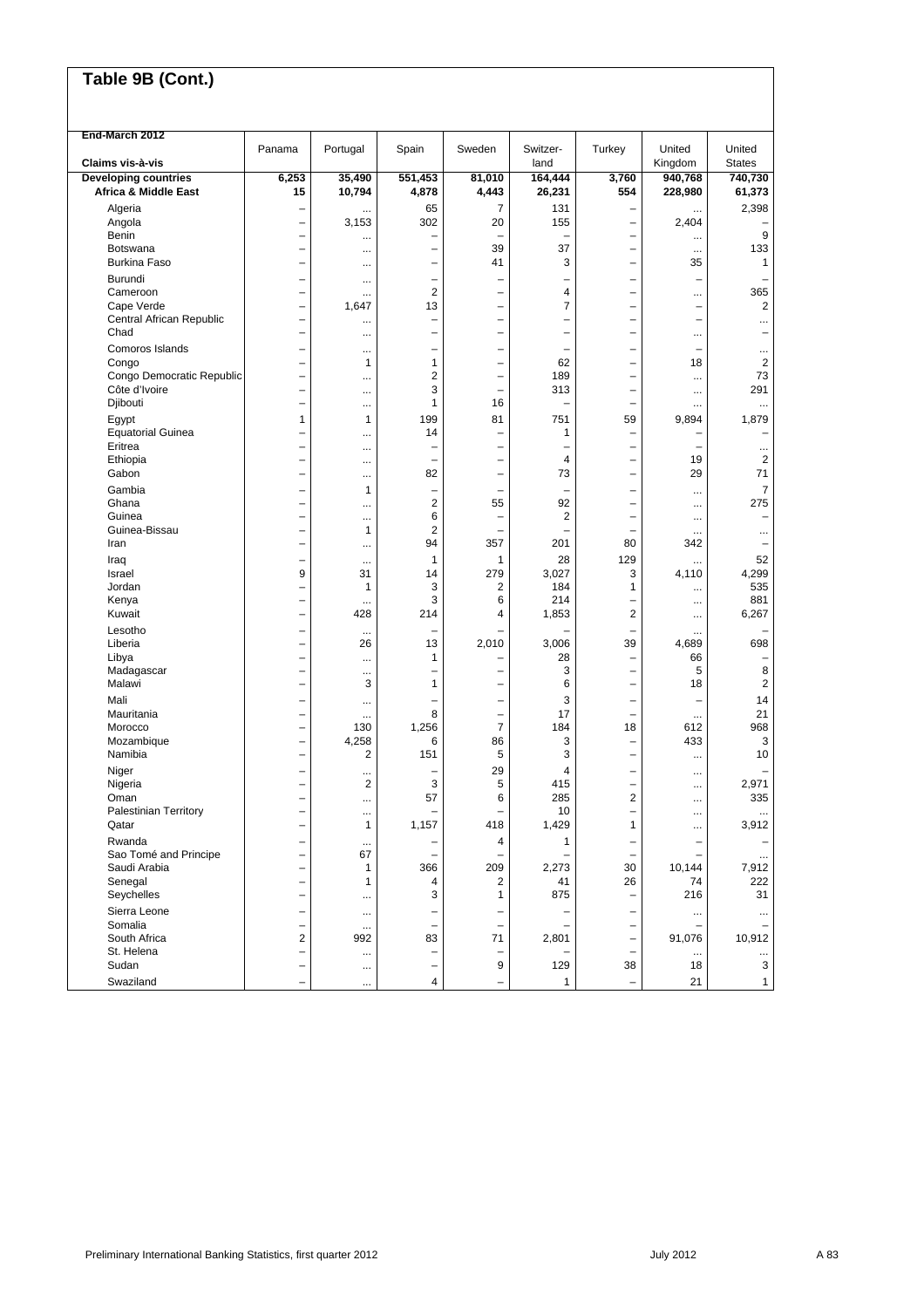## Table 9B (Cont.)

| End-March 2012<br>Claims vis-à-vis | Panama | Portugal | Spain | Sweden | Switzer-land | Turkey | United Kingdom | United States |
|---|---|---|---|---|---|---|---|---|
| **Developing countries** | **6,253** | **35,490** | **551,453** | **81,010** | **164,444** | **3,760** | **940,768** | **740,730** |
| **Africa & Middle East** | **15** | **10,794** | **4,878** | **4,443** | **26,231** | **554** | **228,980** | **61,373** |
| Algeria | – | ... | 65 | 7 | 131 | – | ... | 2,398 |
| Angola | – | 3,153 | 302 | 20 | 155 | – | 2,404 | – |
| Benin | – | ... | – | – | – | – | ... | 9 |
| Botswana | – | ... | – | 39 | 37 | – | ... | 133 |
| Burkina Faso | – | ... | – | 41 | 3 | – | 35 | 1 |
| Burundi | – | ... | – | – | – | – | – | – |
| Cameroon | – | ... | 2 | – | 4 | – | ... | 365 |
| Cape Verde | – | 1,647 | 13 | – | 7 | – | – | 2 |
| Central African Republic | – | ... | – | – | – | – | – | ... |
| Chad | – | ... | – | – | – | – | ... | – |
| Comoros Islands | – | ... | – | – | – | – | – | ... |
| Congo | – | 1 | 1 | – | 62 | – | 18 | 2 |
| Congo Democratic Republic | – | ... | 2 | – | 189 | – | ... | 73 |
| Côte d'Ivoire | – | ... | 3 | – | 313 | – | ... | 291 |
| Djibouti | – | ... | 1 | 16 | – | – | ... | ... |
| Egypt | 1 | 1 | 199 | 81 | 751 | 59 | 9,894 | 1,879 |
| Equatorial Guinea | – | ... | 14 | – | 1 | – | – | – |
| Eritrea | – | ... | – | – | – | – | – | ... |
| Ethiopia | – | ... | – | – | 4 | – | 19 | 2 |
| Gabon | – | ... | 82 | – | 73 | – | 29 | 71 |
| Gambia | – | 1 | – | – | – | – | ... | 7 |
| Ghana | – | ... | 2 | 55 | 92 | – | ... | 275 |
| Guinea | – | ... | 6 | – | 2 | – | ... | – |
| Guinea-Bissau | – | 1 | 2 | – | – | – | ... | ... |
| Iran | – | ... | 94 | 357 | 201 | 80 | 342 | – |
| Iraq | – | ... | 1 | 1 | 28 | 129 | ... | 52 |
| Israel | 9 | 31 | 14 | 279 | 3,027 | 3 | 4,110 | 4,299 |
| Jordan | – | 1 | 3 | 2 | 184 | 1 | ... | 535 |
| Kenya | – | ... | 3 | 6 | 214 | – | ... | 881 |
| Kuwait | – | 428 | 214 | 4 | 1,853 | 2 | ... | 6,267 |
| Lesotho | – | ... | – | – | – | – | ... | – |
| Liberia | – | 26 | 13 | 2,010 | 3,006 | 39 | 4,689 | 698 |
| Libya | – | ... | 1 | – | 28 | – | 66 | – |
| Madagascar | – | ... | – | – | 3 | – | 5 | 8 |
| Malawi | – | 3 | 1 | – | 6 | – | 18 | 2 |
| Mali | – | ... | – | – | 3 | – | – | 14 |
| Mauritania | – | ... | 8 | – | 17 | – | ... | 21 |
| Morocco | – | 130 | 1,256 | 7 | 184 | 18 | 612 | 968 |
| Mozambique | – | 4,258 | 6 | 86 | 3 | – | 433 | 3 |
| Namibia | – | 2 | 151 | 5 | 3 | – | ... | 10 |
| Niger | – | ... | – | 29 | 4 | – | ... | – |
| Nigeria | – | 2 | 3 | 5 | 415 | – | ... | 2,971 |
| Oman | – | ... | 57 | 6 | 285 | 2 | ... | 335 |
| Palestinian Territory | – | ... | – | – | 10 | – | ... | ... |
| Qatar | – | 1 | 1,157 | 418 | 1,429 | 1 | ... | 3,912 |
| Rwanda | – | ... | – | 4 | 1 | – | – | – |
| Sao Tomé and Principe | – | 67 | – | – | – | – | – | ... |
| Saudi Arabia | – | 1 | 366 | 209 | 2,273 | 30 | 10,144 | 7,912 |
| Senegal | – | 1 | 4 | 2 | 41 | 26 | 74 | 222 |
| Seychelles | – | ... | 3 | 1 | 875 | – | 216 | 31 |
| Sierra Leone | – | ... | – | – | – | – | ... | ... |
| Somalia | – | ... | – | – | – | – | – | – |
| South Africa | 2 | 992 | 83 | 71 | 2,801 | – | 91,076 | 10,912 |
| St. Helena | – | ... | – | – | – | – | ... | ... |
| Sudan | – | ... | – | 9 | 129 | 38 | 18 | 3 |
| Swaziland | – | ... | 4 | – | 1 | – | 21 | 1 |

Preliminary International Banking Statistics, first quarter 2012 July 2012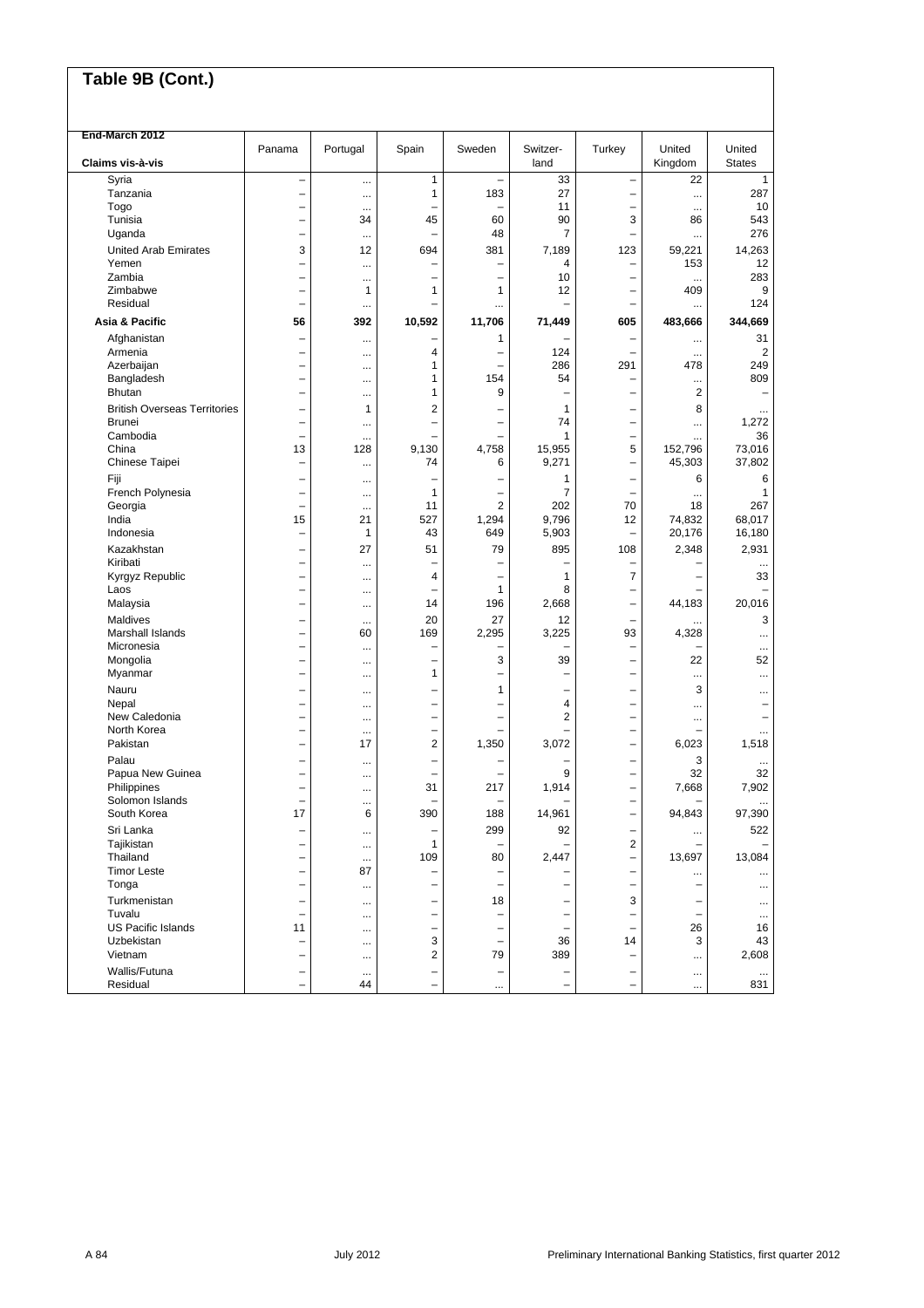## Table 9B (Cont.)

| End-March 2012<br>Claims vis-à-vis | Panama | Portugal | Spain | Sweden | Switzer-land | Turkey | United Kingdom | United States |
|---|---|---|---|---|---|---|---|---|
| Syria | – | ... | 1 | – | 33 | – | 22 | 1 |
| Tanzania | – | ... | 1 | 183 | 27 | – | ... | 287 |
| Togo | – | ... | – | – | 11 | – | ... | 10 |
| Tunisia | – | 34 | 45 | 60 | 90 | 3 | 86 | 543 |
| Uganda | – | ... | – | 48 | 7 | – | ... | 276 |
| United Arab Emirates | 3 | 12 | 694 | 381 | 7,189 | 123 | 59,221 | 14,263 |
| Yemen | – | ... | – | – | 4 | – | 153 | 12 |
| Zambia | – | ... | – | – | 10 | – | ... | 283 |
| Zimbabwe | – | 1 | 1 | 1 | 12 | – | 409 | 9 |
| Residual | – | ... | – | ... | – | – | ... | 124 |
| **Asia & Pacific** | **56** | **392** | **10,592** | **11,706** | **71,449** | **605** | **483,666** | **344,669** |
| Afghanistan | – | ... | – | 1 | – | – | ... | 31 |
| Armenia | – | ... | 4 | – | 124 | – | ... | 2 |
| Azerbaijan | – | ... | 1 | – | 286 | 291 | 478 | 249 |
| Bangladesh | – | ... | 1 | 154 | 54 | – | ... | 809 |
| Bhutan | – | ... | 1 | 9 | – | – | 2 | – |
| British Overseas Territories | – | 1 | 2 | – | 1 | – | 8 | ... |
| Brunei | – | ... | – | – | 74 | – | ... | 1,272 |
| Cambodia | – | ... | – | – | 1 | – | ... | 36 |
| China | 13 | 128 | 9,130 | 4,758 | 15,955 | 5 | 152,796 | 73,016 |
| Chinese Taipei | – | ... | 74 | 6 | 9,271 | – | 45,303 | 37,802 |
| Fiji | – | ... | – | – | 1 | – | 6 | 6 |
| French Polynesia | – | ... | 1 | – | 7 | – | ... | 1 |
| Georgia | – | ... | 11 | 2 | 202 | 70 | 18 | 267 |
| India | 15 | 21 | 527 | 1,294 | 9,796 | 12 | 74,832 | 68,017 |
| Indonesia | – | 1 | 43 | 649 | 5,903 | – | 20,176 | 16,180 |
| Kazakhstan | – | 27 | 51 | 79 | 895 | 108 | 2,348 | 2,931 |
| Kiribati | – | ... | – | – | – | – | – | ... |
| Kyrgyz Republic | – | ... | 4 | – | 1 | 7 | – | 33 |
| Laos | – | ... | – | 1 | 8 | – | – | – |
| Malaysia | – | ... | 14 | 196 | 2,668 | – | 44,183 | 20,016 |
| Maldives | – | ... | 20 | 27 | 12 | – | ... | 3 |
| Marshall Islands | – | 60 | 169 | 2,295 | 3,225 | 93 | 4,328 | ... |
| Micronesia | – | ... | – | – | – | – | – | ... |
| Mongolia | – | ... | – | 3 | 39 | – | 22 | 52 |
| Myanmar | – | ... | 1 | – | – | – | ... | ... |
| Nauru | – | ... | – | 1 | – | – | 3 | ... |
| Nepal | – | ... | – | – | 4 | – | ... | – |
| New Caledonia | – | ... | – | – | 2 | – | ... | – |
| North Korea | – | ... | – | – | – | – | – | ... |
| Pakistan | – | 17 | 2 | 1,350 | 3,072 | – | 6,023 | 1,518 |
| Palau | – | ... | – | – | – | – | 3 | ... |
| Papua New Guinea | – | ... | – | – | 9 | – | 32 | 32 |
| Philippines | – | ... | 31 | 217 | 1,914 | – | 7,668 | 7,902 |
| Solomon Islands | – | ... | – | – | – | – | – | ... |
| South Korea | 17 | 6 | 390 | 188 | 14,961 | – | 94,843 | 97,390 |
| Sri Lanka | – | ... | – | 299 | 92 | – | ... | 522 |
| Tajikistan | – | ... | 1 | – | – | 2 | – | – |
| Thailand | – | ... | 109 | 80 | 2,447 | – | 13,697 | 13,084 |
| Timor Leste | – | 87 | – | – | – | – | ... | ... |
| Tonga | – | ... | – | – | – | – | – | ... |
| Turkmenistan | – | ... | – | 18 | – | 3 | – | ... |
| Tuvalu | – | ... | – | – | – | – | – | ... |
| US Pacific Islands | 11 | ... | – | – | – | – | 26 | 16 |
| Uzbekistan | – | ... | 3 | – | 36 | 14 | 3 | 43 |
| Vietnam | – | ... | 2 | 79 | 389 | – | ... | 2,608 |
| Wallis/Futuna | – | ... | – | – | – | – | ... | ... |
| Residual | – | 44 | – | ... | – | – | ... | 831 |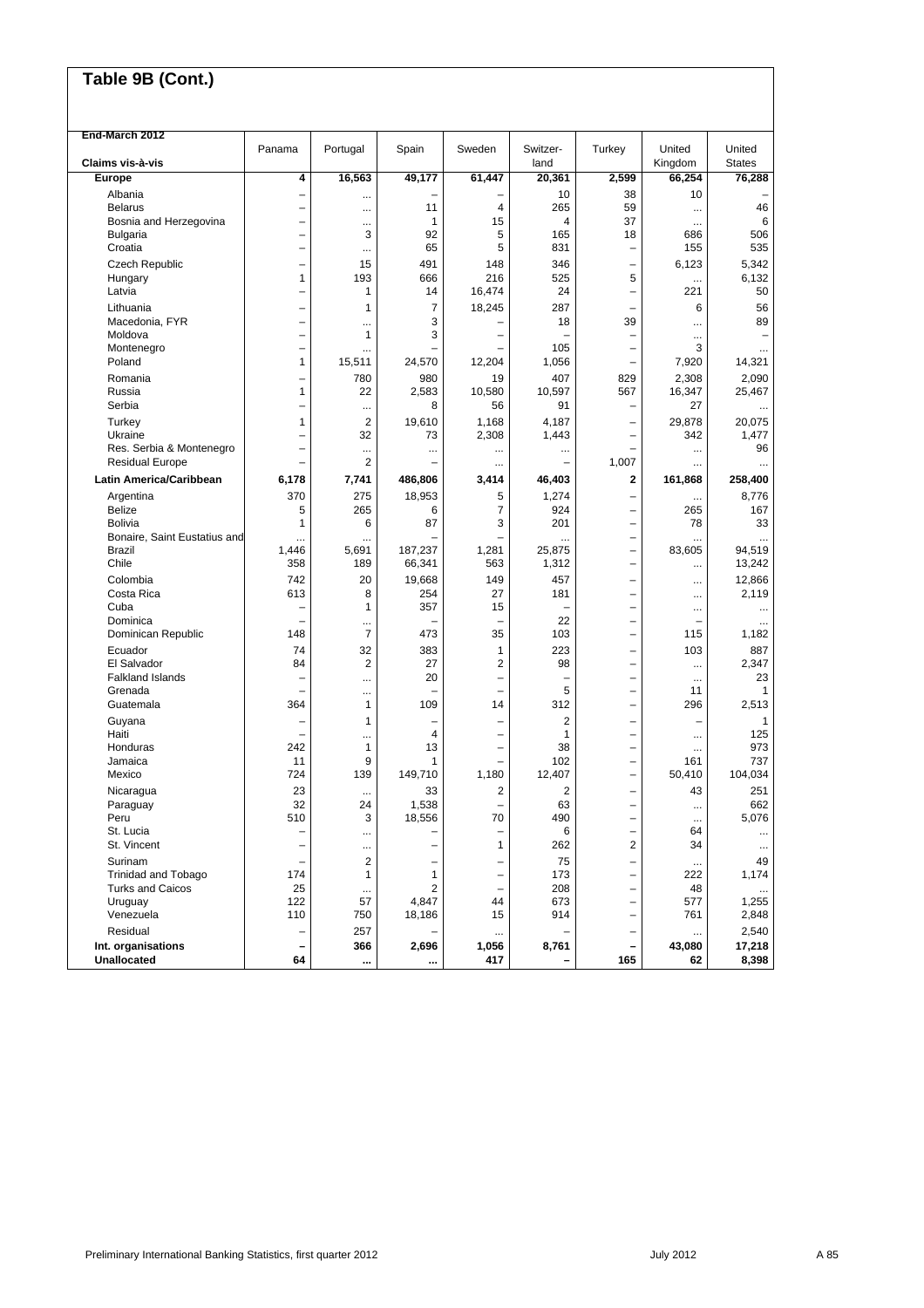# Table 9B (Cont.)

| End-March 2012<br>Claims vis-à-vis | Panama | Portugal | Spain | Sweden | Switzer-land | Turkey | United Kingdom | United States |
|---|---|---|---|---|---|---|---|---|
| **Europe** | **4** | **16,563** | **49,177** | **61,447** | **20,361** | **2,599** | **66,254** | **76,288** |
| Albania | – | ... | – | – | 10 | 38 | 10 | – |
| Belarus | – | ... | 11 | 4 | 265 | 59 | ... | 46 |
| Bosnia and Herzegovina | – | ... | 1 | 15 | 4 | 37 | ... | 6 |
| Bulgaria | – | 3 | 92 | 5 | 165 | 18 | 686 | 506 |
| Croatia | – | ... | 65 | 5 | 831 | – | 155 | 535 |
| Czech Republic | – | 15 | 491 | 148 | 346 | – | 6,123 | 5,342 |
| Hungary | 1 | 193 | 666 | 216 | 525 | 5 | ... | 6,132 |
| Latvia | – | 1 | 14 | 16,474 | 24 | – | 221 | 50 |
| Lithuania | – | 1 | 7 | 18,245 | 287 | – | 6 | 56 |
| Macedonia, FYR | – | ... | 3 | – | 18 | 39 | ... | 89 |
| Moldova | – | 1 | 3 | – | – | – | ... | – |
| Montenegro | – | ... | – | – | 105 | – | 3 | ... |
| Poland | 1 | 15,511 | 24,570 | 12,204 | 1,056 | – | 7,920 | 14,321 |
| Romania | – | 780 | 980 | 19 | 407 | 829 | 2,308 | 2,090 |
| Russia | 1 | 22 | 2,583 | 10,580 | 10,597 | 567 | 16,347 | 25,467 |
| Serbia | – | ... | 8 | 56 | 91 | – | 27 | ... |
| Turkey | 1 | 2 | 19,610 | 1,168 | 4,187 | – | 29,878 | 20,075 |
| Ukraine | – | 32 | 73 | 2,308 | 1,443 | – | 342 | 1,477 |
| Res. Serbia & Montenegro | – | ... | ... | ... | ... | – | ... | 96 |
| Residual Europe | – | 2 | – | ... | – | 1,007 | ... | ... |
| **Latin America/Caribbean** | **6,178** | **7,741** | **486,806** | **3,414** | **46,403** | **2** | **161,868** | **258,400** |
| Argentina | 370 | 275 | 18,953 | 5 | 1,274 | – | ... | 8,776 |
| Belize | 5 | 265 | 6 | 7 | 924 | – | 265 | 167 |
| Bolivia | 1 | 6 | 87 | 3 | 201 | – | 78 | 33 |
| Bonaire, Saint Eustatius and | ... | ... | – | – | ... | – | ... | ... |
| Brazil | 1,446 | 5,691 | 187,237 | 1,281 | 25,875 | – | 83,605 | 94,519 |
| Chile | 358 | 189 | 66,341 | 563 | 1,312 | – | ... | 13,242 |
| Colombia | 742 | 20 | 19,668 | 149 | 457 | – | ... | 12,866 |
| Costa Rica | 613 | 8 | 254 | 27 | 181 | – | ... | 2,119 |
| Cuba | – | 1 | 357 | 15 | – | – | ... | ... |
| Dominica | – | ... | – | – | 22 | – | – | ... |
| Dominican Republic | 148 | 7 | 473 | 35 | 103 | – | 115 | 1,182 |
| Ecuador | 74 | 32 | 383 | 1 | 223 | – | 103 | 887 |
| El Salvador | 84 | 2 | 27 | 2 | 98 | – | ... | 2,347 |
| Falkland Islands | – | ... | 20 | – | – | – | ... | 23 |
| Grenada | – | ... | – | – | 5 | – | 11 | 1 |
| Guatemala | 364 | 1 | 109 | 14 | 312 | – | 296 | 2,513 |
| Guyana | – | 1 | – | – | 2 | – | – | 1 |
| Haiti | – | ... | 4 | – | 1 | – | ... | 125 |
| Honduras | 242 | 1 | 13 | – | 38 | – | ... | 973 |
| Jamaica | 11 | 9 | 1 | – | 102 | – | 161 | 737 |
| Mexico | 724 | 139 | 149,710 | 1,180 | 12,407 | – | 50,410 | 104,034 |
| Nicaragua | 23 | ... | 33 | 2 | 2 | – | 43 | 251 |
| Paraguay | 32 | 24 | 1,538 | – | 63 | – | ... | 662 |
| Peru | 510 | 3 | 18,556 | 70 | 490 | – | ... | 5,076 |
| St. Lucia | – | ... | – | – | 6 | – | 64 | ... |
| St. Vincent | – | ... | – | 1 | 262 | 2 | 34 | ... |
| Surinam | – | 2 | – | – | 75 | – | ... | 49 |
| Trinidad and Tobago | 174 | 1 | 1 | – | 173 | – | 222 | 1,174 |
| Turks and Caicos | 25 | ... | 2 | – | 208 | – | 48 | ... |
| Uruguay | 122 | 57 | 4,847 | 44 | 673 | – | 577 | 1,255 |
| Venezuela | 110 | 750 | 18,186 | 15 | 914 | – | 761 | 2,848 |
| Residual | – | 257 | – | ... | – | – | ... | 2,540 |
| **Int. organisations** | **–** | **366** | **2,696** | **1,056** | **8,761** | **–** | **43,080** | **17,218** |
| **Unallocated** | **64** | **...** | **...** | **417** | **–** | **165** | **62** | **8,398** |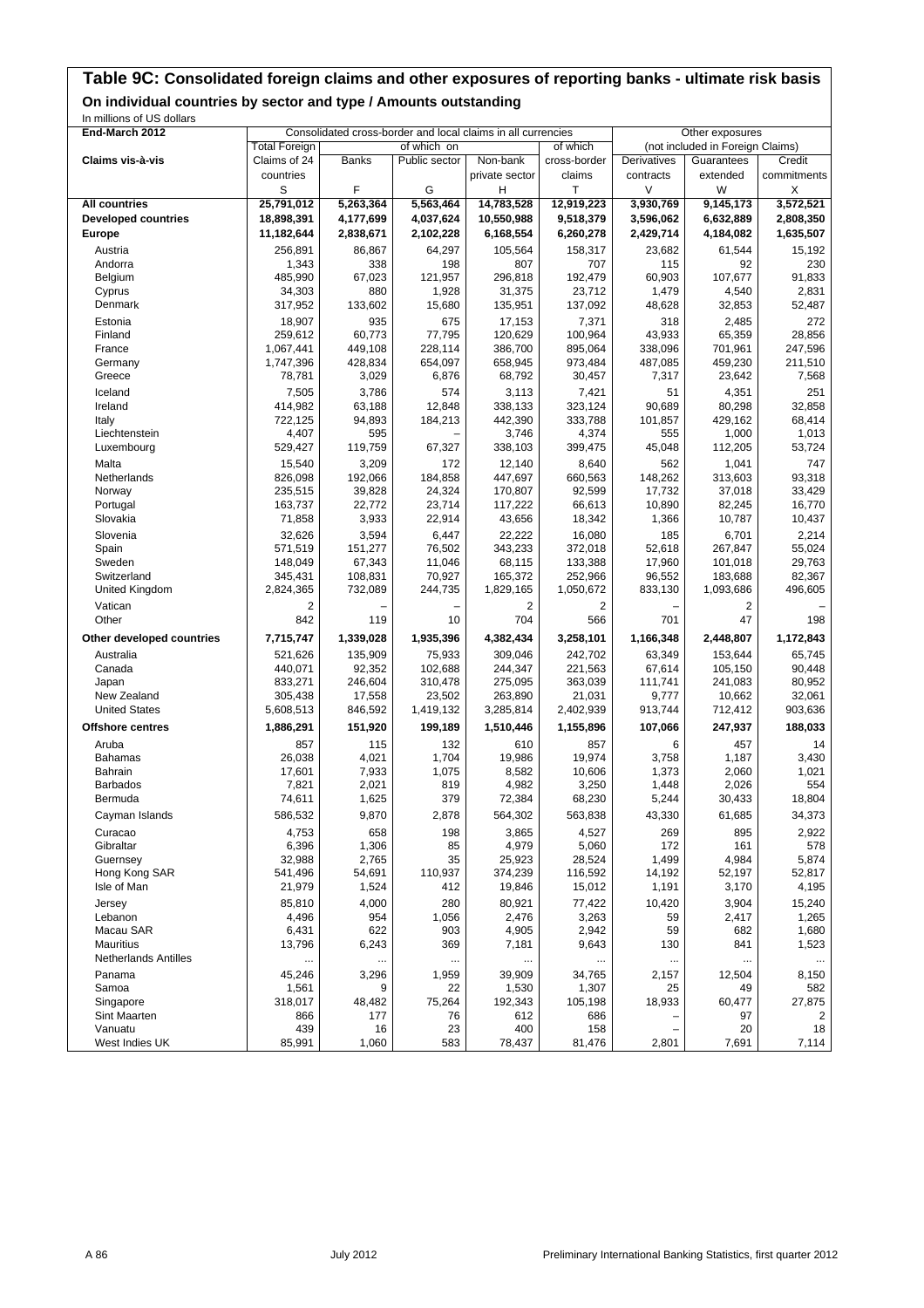# Table 9C: Consolidated foreign claims and other exposures of reporting banks - ultimate risk basis

## On individual countries by sector and type / Amounts outstanding

In millions of US dollars

| End-March 2012 | Consolidated cross-border and local claims in all currencies | | | | | Other exposures | | |
|---|---|---|---|---|---|---|---|---|
| | Total Foreign | of which on | | | of which | (not included in Foreign Claims) | | |
| Claims vis-à-vis | Claims of 24 countries | Banks | Public sector | Non-bank private sector | cross-border claims | Derivatives contracts | Guarantees extended | Credit commitments |
| | S | F | G | H | T | V | W | X |
| **All countries** | **25,791,012** | **5,263,364** | **5,563,464** | **14,783,528** | **12,919,223** | **3,930,769** | **9,145,173** | **3,572,521** |
| **Developed countries** | **18,898,391** | **4,177,699** | **4,037,624** | **10,550,988** | **9,518,379** | **3,596,062** | **6,632,889** | **2,808,350** |
| **Europe** | **11,182,644** | **2,838,671** | **2,102,228** | **6,168,554** | **6,260,278** | **2,429,714** | **4,184,082** | **1,635,507** |
| Austria | 256,891 | 86,867 | 64,297 | 105,564 | 158,317 | 23,682 | 61,544 | 15,192 |
| Andorra | 1,343 | 338 | 198 | 807 | 707 | 115 | 92 | 230 |
| Belgium | 485,990 | 67,023 | 121,957 | 296,818 | 192,479 | 60,903 | 107,677 | 91,833 |
| Cyprus | 34,303 | 880 | 1,928 | 31,375 | 23,712 | 1,479 | 4,540 | 2,831 |
| Denmark | 317,952 | 133,602 | 15,680 | 135,951 | 137,092 | 48,628 | 32,853 | 52,487 |
| Estonia | 18,907 | 935 | 675 | 17,153 | 7,371 | 318 | 2,485 | 272 |
| Finland | 259,612 | 60,773 | 77,795 | 120,629 | 100,964 | 43,933 | 65,359 | 28,856 |
| France | 1,067,441 | 449,108 | 228,114 | 386,700 | 895,064 | 338,096 | 701,961 | 247,596 |
| Germany | 1,747,396 | 428,834 | 654,097 | 658,945 | 973,484 | 487,085 | 459,230 | 211,510 |
| Greece | 78,781 | 3,029 | 6,876 | 68,792 | 30,457 | 7,317 | 23,642 | 7,568 |
| Iceland | 7,505 | 3,786 | 574 | 3,113 | 7,421 | 51 | 4,351 | 251 |
| Ireland | 414,982 | 63,188 | 12,848 | 338,133 | 323,124 | 90,689 | 80,298 | 32,858 |
| Italy | 722,125 | 94,893 | 184,213 | 442,390 | 333,788 | 101,857 | 429,162 | 68,414 |
| Liechtenstein | 4,407 | 595 | – | 3,746 | 4,374 | 555 | 1,000 | 1,013 |
| Luxembourg | 529,427 | 119,759 | 67,327 | 338,103 | 399,475 | 45,048 | 112,205 | 53,724 |
| Malta | 15,540 | 3,209 | 172 | 12,140 | 8,640 | 562 | 1,041 | 747 |
| Netherlands | 826,098 | 192,066 | 184,858 | 447,697 | 660,563 | 148,262 | 313,603 | 93,318 |
| Norway | 235,515 | 39,828 | 24,324 | 170,807 | 92,599 | 17,732 | 37,018 | 33,429 |
| Portugal | 163,737 | 22,772 | 23,714 | 117,222 | 66,613 | 10,890 | 82,245 | 16,770 |
| Slovakia | 71,858 | 3,933 | 22,914 | 43,656 | 18,342 | 1,366 | 10,787 | 10,437 |
| Slovenia | 32,626 | 3,594 | 6,447 | 22,222 | 16,080 | 185 | 6,701 | 2,214 |
| Spain | 571,519 | 151,277 | 76,502 | 343,233 | 372,018 | 52,618 | 267,847 | 55,024 |
| Sweden | 148,049 | 67,343 | 11,046 | 68,115 | 133,388 | 17,960 | 101,018 | 29,763 |
| Switzerland | 345,431 | 108,831 | 70,927 | 165,372 | 252,966 | 96,552 | 183,688 | 82,367 |
| United Kingdom | 2,824,365 | 732,089 | 244,735 | 1,829,165 | 1,050,672 | 833,130 | 1,093,686 | 496,605 |
| Vatican | 2 | – | – | 2 | 2 | – | 2 | – |
| Other | 842 | 119 | 10 | 704 | 566 | 701 | 47 | 198 |
| **Other developed countries** | **7,715,747** | **1,339,028** | **1,935,396** | **4,382,434** | **3,258,101** | **1,166,348** | **2,448,807** | **1,172,843** |
| Australia | 521,626 | 135,909 | 75,933 | 309,046 | 242,702 | 63,349 | 153,644 | 65,745 |
| Canada | 440,071 | 92,352 | 102,688 | 244,347 | 221,563 | 67,614 | 105,150 | 90,448 |
| Japan | 833,271 | 246,604 | 310,478 | 275,095 | 363,039 | 111,741 | 241,083 | 80,952 |
| New Zealand | 305,438 | 17,558 | 23,502 | 263,890 | 21,031 | 9,777 | 10,662 | 32,061 |
| United States | 5,608,513 | 846,592 | 1,419,132 | 3,285,814 | 2,402,939 | 913,744 | 712,412 | 903,636 |
| **Offshore centres** | **1,886,291** | **151,920** | **199,189** | **1,510,446** | **1,155,896** | **107,066** | **247,937** | **188,033** |
| Aruba | 857 | 115 | 132 | 610 | 857 | 6 | 457 | 14 |
| Bahamas | 26,038 | 4,021 | 1,704 | 19,986 | 19,974 | 3,758 | 1,187 | 3,430 |
| Bahrain | 17,601 | 7,933 | 1,075 | 8,582 | 10,606 | 1,373 | 2,060 | 1,021 |
| Barbados | 7,821 | 2,021 | 819 | 4,982 | 3,250 | 1,448 | 2,026 | 554 |
| Bermuda | 74,611 | 1,625 | 379 | 72,384 | 68,230 | 5,244 | 30,433 | 18,804 |
| Cayman Islands | 586,532 | 9,870 | 2,878 | 564,302 | 563,838 | 43,330 | 61,685 | 34,373 |
| Curacao | 4,753 | 658 | 198 | 3,865 | 4,527 | 269 | 895 | 2,922 |
| Gibraltar | 6,396 | 1,306 | 85 | 4,979 | 5,060 | 172 | 161 | 578 |
| Guernsey | 32,988 | 2,765 | 35 | 25,923 | 28,524 | 1,499 | 4,984 | 5,874 |
| Hong Kong SAR | 541,496 | 54,691 | 110,937 | 374,239 | 116,592 | 14,192 | 52,197 | 52,817 |
| Isle of Man | 21,979 | 1,524 | 412 | 19,846 | 15,012 | 1,191 | 3,170 | 4,195 |
| Jersey | 85,810 | 4,000 | 280 | 80,921 | 77,422 | 10,420 | 3,904 | 15,240 |
| Lebanon | 4,496 | 954 | 1,056 | 2,476 | 3,263 | 59 | 2,417 | 1,265 |
| Macau SAR | 6,431 | 622 | 903 | 4,905 | 2,942 | 59 | 682 | 1,680 |
| Mauritius | 13,796 | 6,243 | 369 | 7,181 | 9,643 | 130 | 841 | 1,523 |
| Netherlands Antilles | ... | ... | ... | ... | ... | ... | ... | ... |
| Panama | 45,246 | 3,296 | 1,959 | 39,909 | 34,765 | 2,157 | 12,504 | 8,150 |
| Samoa | 1,561 | 9 | 22 | 1,530 | 1,307 | 25 | 49 | 582 |
| Singapore | 318,017 | 48,482 | 75,264 | 192,343 | 105,198 | 18,933 | 60,477 | 27,875 |
| Sint Maarten | 866 | 177 | 76 | 612 | 686 | – | 97 | 2 |
| Vanuatu | 439 | 16 | 23 | 400 | 158 | – | 20 | 18 |
| West Indies UK | 85,991 | 1,060 | 583 | 78,437 | 81,476 | 2,801 | 7,691 | 7,114 |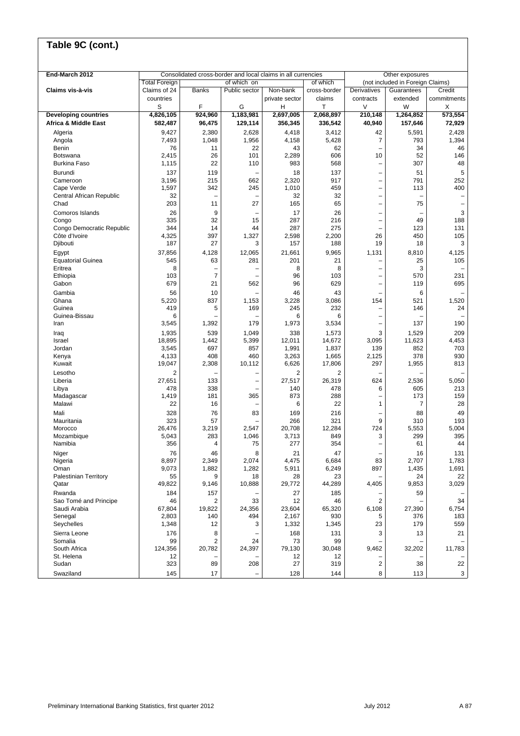## Table 9C (cont.)

| End-March 2012 | Consolidated cross-border and local claims in all currencies | | | | | Other exposures (not included in Foreign Claims) | | |
|---|---|---|---|---|---|---|---|---|
| Claims vis-à-vis | Total Foreign Claims of 24 countries | of which on Banks | Public sector | Non-bank private sector | of which cross-border claims | Derivatives contracts | Guarantees extended | Credit commitments |
| | S | F | G | H | T | V | W | X |
| **Developing countries** | **4,826,105** | **924,960** | **1,183,981** | **2,697,005** | **2,068,897** | **210,148** | **1,264,852** | **573,554** |
| **Africa & Middle East** | **582,487** | **96,475** | **129,114** | **356,345** | **336,542** | **40,940** | **157,646** | **72,929** |
| Algeria | 9,427 | 2,380 | 2,628 | 4,418 | 3,412 | 42 | 5,591 | 2,428 |
| Angola | 7,493 | 1,048 | 1,956 | 4,158 | 5,428 | 7 | 793 | 1,394 |
| Benin | 76 | 11 | 22 | 43 | 62 | – | 34 | 46 |
| Botswana | 2,415 | 26 | 101 | 2,289 | 606 | 10 | 52 | 146 |
| Burkina Faso | 1,115 | 22 | 110 | 983 | 568 | – | 307 | 48 |
| Burundi | 137 | 119 | – | 18 | 137 | – | 51 | 5 |
| Cameroon | 3,196 | 215 | 662 | 2,320 | 917 | – | 791 | 252 |
| Cape Verde | 1,597 | 342 | 245 | 1,010 | 459 | – | 113 | 400 |
| Central African Republic | 32 | – | – | 32 | 32 | – | – | – |
| Chad | 203 | 11 | 27 | 165 | 65 | – | 75 | – |
| Comoros Islands | 26 | 9 | – | 17 | 26 | – | – | 3 |
| Congo | 335 | 32 | 15 | 287 | 216 | – | 49 | 188 |
| Congo Democratic Republic | 344 | 14 | 44 | 287 | 275 | – | 123 | 131 |
| Côte d'Ivoire | 4,325 | 397 | 1,327 | 2,598 | 2,200 | 26 | 450 | 105 |
| Djibouti | 187 | 27 | 3 | 157 | 188 | 19 | 18 | 3 |
| Egypt | 37,856 | 4,128 | 12,065 | 21,661 | 9,965 | 1,131 | 8,810 | 4,125 |
| Equatorial Guinea | 545 | 63 | 281 | 201 | 21 | – | 25 | 105 |
| Eritrea | 8 | – | – | 8 | 8 | – | 3 | – |
| Ethiopia | 103 | 7 | – | 96 | 103 | – | 570 | 231 |
| Gabon | 679 | 21 | 562 | 96 | 629 | – | 119 | 695 |
| Gambia | 56 | 10 | – | 46 | 43 | – | 6 | – |
| Ghana | 5,220 | 837 | 1,153 | 3,228 | 3,086 | 154 | 521 | 1,520 |
| Guinea | 419 | 5 | 169 | 245 | 232 | – | 146 | 24 |
| Guinea-Bissau | 6 | – | – | 6 | 6 | – | – | – |
| Iran | 3,545 | 1,392 | 179 | 1,973 | 3,534 | – | 137 | 190 |
| Iraq | 1,935 | 539 | 1,049 | 338 | 1,573 | 3 | 1,529 | 209 |
| Israel | 18,895 | 1,442 | 5,399 | 12,011 | 14,672 | 3,095 | 11,623 | 4,453 |
| Jordan | 3,545 | 697 | 857 | 1,991 | 1,837 | 139 | 852 | 703 |
| Kenya | 4,133 | 408 | 460 | 3,263 | 1,665 | 2,125 | 378 | 930 |
| Kuwait | 19,047 | 2,308 | 10,112 | 6,626 | 17,806 | 297 | 1,955 | 813 |
| Lesotho | 2 | – | – | 2 | 2 | – | – | – |
| Liberia | 27,651 | 133 | – | 27,517 | 26,319 | 624 | 2,536 | 5,050 |
| Libya | 478 | 338 | – | 140 | 478 | 6 | 605 | 213 |
| Madagascar | 1,419 | 181 | 365 | 873 | 288 | – | 173 | 159 |
| Malawi | 22 | 16 | – | 6 | 22 | 1 | 7 | 28 |
| Mali | 328 | 76 | 83 | 169 | 216 | – | 88 | 49 |
| Mauritania | 323 | 57 | – | 266 | 321 | 9 | 310 | 193 |
| Morocco | 26,476 | 3,219 | 2,547 | 20,708 | 12,284 | 724 | 5,553 | 5,004 |
| Mozambique | 5,043 | 283 | 1,046 | 3,713 | 849 | 3 | 299 | 395 |
| Namibia | 356 | 4 | 75 | 277 | 354 | – | 61 | 44 |
| Niger | 76 | 46 | 8 | 21 | 47 | – | 16 | 131 |
| Nigeria | 8,897 | 2,349 | 2,074 | 4,475 | 6,684 | 83 | 2,707 | 1,783 |
| Oman | 9,073 | 1,882 | 1,282 | 5,911 | 6,249 | 897 | 1,435 | 1,691 |
| Palestinian Territory | 55 | 9 | 18 | 28 | 23 | – | 24 | 22 |
| Qatar | 49,822 | 9,146 | 10,888 | 29,772 | 44,289 | 4,405 | 9,853 | 3,029 |
| Rwanda | 184 | 157 | – | 27 | 185 | – | 59 | – |
| Sao Tomé and Principe | 46 | 2 | 33 | 12 | 46 | 2 | – | 34 |
| Saudi Arabia | 67,804 | 19,822 | 24,356 | 23,604 | 65,320 | 6,108 | 27,390 | 6,754 |
| Senegal | 2,803 | 140 | 494 | 2,167 | 930 | 5 | 376 | 183 |
| Seychelles | 1,348 | 12 | 3 | 1,332 | 1,345 | 23 | 179 | 559 |
| Sierra Leone | 176 | 8 | – | 168 | 131 | 3 | 13 | 21 |
| Somalia | 99 | 2 | 24 | 73 | 99 | – | – | – |
| South Africa | 124,356 | 20,782 | 24,397 | 79,130 | 30,048 | 9,462 | 32,202 | 11,783 |
| St. Helena | 12 | – | – | 12 | 12 | – | – | – |
| Sudan | 323 | 89 | 208 | 27 | 319 | 2 | 38 | 22 |
| Swaziland | 145 | 17 | – | 128 | 144 | 8 | 113 | 3 |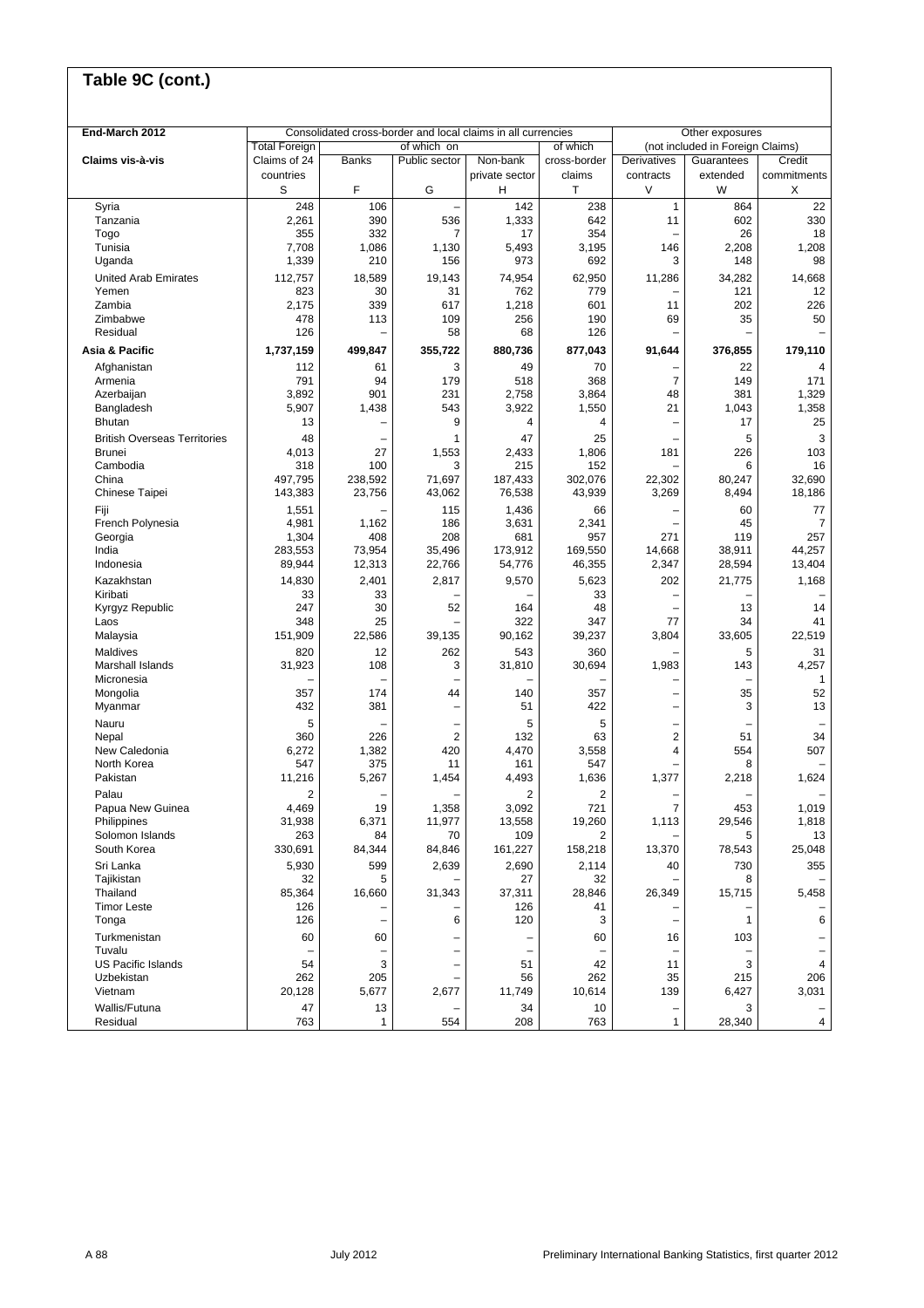## Table 9C (cont.)

| End-March 2012 | Consolidated cross-border and local claims in all currencies | | | | | Other exposures (not included in Foreign Claims) | | |
|---|---|---|---|---|---|---|---|---|
| | Total Foreign | of which on | | | of which | | | |
| Claims vis-à-vis | Claims of 24 countries | Banks | Public sector | Non-bank private sector | cross-border claims | Derivatives contracts | Guarantees extended | Credit commitments |
| | S | F | G | H | T | V | W | X |
| Syria | 248 | 106 | – | 142 | 238 | 1 | 864 | 22 |
| Tanzania | 2,261 | 390 | 536 | 1,333 | 642 | 11 | 602 | 330 |
| Togo | 355 | 332 | 7 | 17 | 354 | – | 26 | 18 |
| Tunisia | 7,708 | 1,086 | 1,130 | 5,493 | 3,195 | 146 | 2,208 | 1,208 |
| Uganda | 1,339 | 210 | 156 | 973 | 692 | 3 | 148 | 98 |
| United Arab Emirates | 112,757 | 18,589 | 19,143 | 74,954 | 62,950 | 11,286 | 34,282 | 14,668 |
| Yemen | 823 | 30 | 31 | 762 | 779 | – | 121 | 12 |
| Zambia | 2,175 | 339 | 617 | 1,218 | 601 | 11 | 202 | 226 |
| Zimbabwe | 478 | 113 | 109 | 256 | 190 | 69 | 35 | 50 |
| Residual | 126 | – | 58 | 68 | 126 | – | – | – |
| **Asia & Pacific** | **1,737,159** | **499,847** | **355,722** | **880,736** | **877,043** | **91,644** | **376,855** | **179,110** |
| Afghanistan | 112 | 61 | 3 | 49 | 70 | – | 22 | 4 |
| Armenia | 791 | 94 | 179 | 518 | 368 | 7 | 149 | 171 |
| Azerbaijan | 3,892 | 901 | 231 | 2,758 | 3,864 | 48 | 381 | 1,329 |
| Bangladesh | 5,907 | 1,438 | 543 | 3,922 | 1,550 | 21 | 1,043 | 1,358 |
| Bhutan | 13 | – | 9 | 4 | 4 | – | 17 | 25 |
| British Overseas Territories | 48 | – | 1 | 47 | 25 | – | 5 | 3 |
| Brunei | 4,013 | 27 | 1,553 | 2,433 | 1,806 | 181 | 226 | 103 |
| Cambodia | 318 | 100 | 3 | 215 | 152 | – | 6 | 16 |
| China | 497,795 | 238,592 | 71,697 | 187,433 | 302,076 | 22,302 | 80,247 | 32,690 |
| Chinese Taipei | 143,383 | 23,756 | 43,062 | 76,538 | 43,939 | 3,269 | 8,494 | 18,186 |
| Fiji | 1,551 | – | 115 | 1,436 | 66 | – | 60 | 77 |
| French Polynesia | 4,981 | 1,162 | 186 | 3,631 | 2,341 | – | 45 | 7 |
| Georgia | 1,304 | 408 | 208 | 681 | 957 | 271 | 119 | 257 |
| India | 283,553 | 73,954 | 35,496 | 173,912 | 169,550 | 14,668 | 38,911 | 44,257 |
| Indonesia | 89,944 | 12,313 | 22,766 | 54,776 | 46,355 | 2,347 | 28,594 | 13,404 |
| Kazakhstan | 14,830 | 2,401 | 2,817 | 9,570 | 5,623 | 202 | 21,775 | 1,168 |
| Kiribati | 33 | 33 | – | – | 33 | – | – | – |
| Kyrgyz Republic | 247 | 30 | 52 | 164 | 48 | – | 13 | 14 |
| Laos | 348 | 25 | – | 322 | 347 | 77 | 34 | 41 |
| Malaysia | 151,909 | 22,586 | 39,135 | 90,162 | 39,237 | 3,804 | 33,605 | 22,519 |
| Maldives | 820 | 12 | 262 | 543 | 360 | – | 5 | 31 |
| Marshall Islands | 31,923 | 108 | 3 | 31,810 | 30,694 | 1,983 | 143 | 4,257 |
| Micronesia | – | – | – | – | – | – | – | 1 |
| Mongolia | 357 | 174 | 44 | 140 | 357 | – | 35 | 52 |
| Myanmar | 432 | 381 | – | 51 | 422 | – | 3 | 13 |
| Nauru | 5 | – | – | 5 | 5 | – | – | – |
| Nepal | 360 | 226 | 2 | 132 | 63 | 2 | 51 | 34 |
| New Caledonia | 6,272 | 1,382 | 420 | 4,470 | 3,558 | 4 | 554 | 507 |
| North Korea | 547 | 375 | 11 | 161 | 547 | – | 8 | – |
| Pakistan | 11,216 | 5,267 | 1,454 | 4,493 | 1,636 | 1,377 | 2,218 | 1,624 |
| Palau | 2 | – | – | 2 | 2 | – | – | – |
| Papua New Guinea | 4,469 | 19 | 1,358 | 3,092 | 721 | 7 | 453 | 1,019 |
| Philippines | 31,938 | 6,371 | 11,977 | 13,558 | 19,260 | 1,113 | 29,546 | 1,818 |
| Solomon Islands | 263 | 84 | 70 | 109 | 2 | – | 5 | 13 |
| South Korea | 330,691 | 84,344 | 84,846 | 161,227 | 158,218 | 13,370 | 78,543 | 25,048 |
| Sri Lanka | 5,930 | 599 | 2,639 | 2,690 | 2,114 | 40 | 730 | 355 |
| Tajikistan | 32 | 5 | – | 27 | 32 | – | 8 | – |
| Thailand | 85,364 | 16,660 | 31,343 | 37,311 | 28,846 | 26,349 | 15,715 | 5,458 |
| Timor Leste | 126 | – | – | 126 | 41 | – | – | – |
| Tonga | 126 | – | 6 | 120 | 3 | – | 1 | 6 |
| Turkmenistan | 60 | 60 | – | – | 60 | 16 | 103 | – |
| Tuvalu | – | – | – | – | – | – | – | – |
| US Pacific Islands | 54 | 3 | – | 51 | 42 | 11 | 3 | 4 |
| Uzbekistan | 262 | 205 | – | 56 | 262 | 35 | 215 | 206 |
| Vietnam | 20,128 | 5,677 | 2,677 | 11,749 | 10,614 | 139 | 6,427 | 3,031 |
| Wallis/Futuna | 47 | 13 | – | 34 | 10 | – | 3 | – |
| Residual | 763 | 1 | 554 | 208 | 763 | 1 | 28,340 | 4 |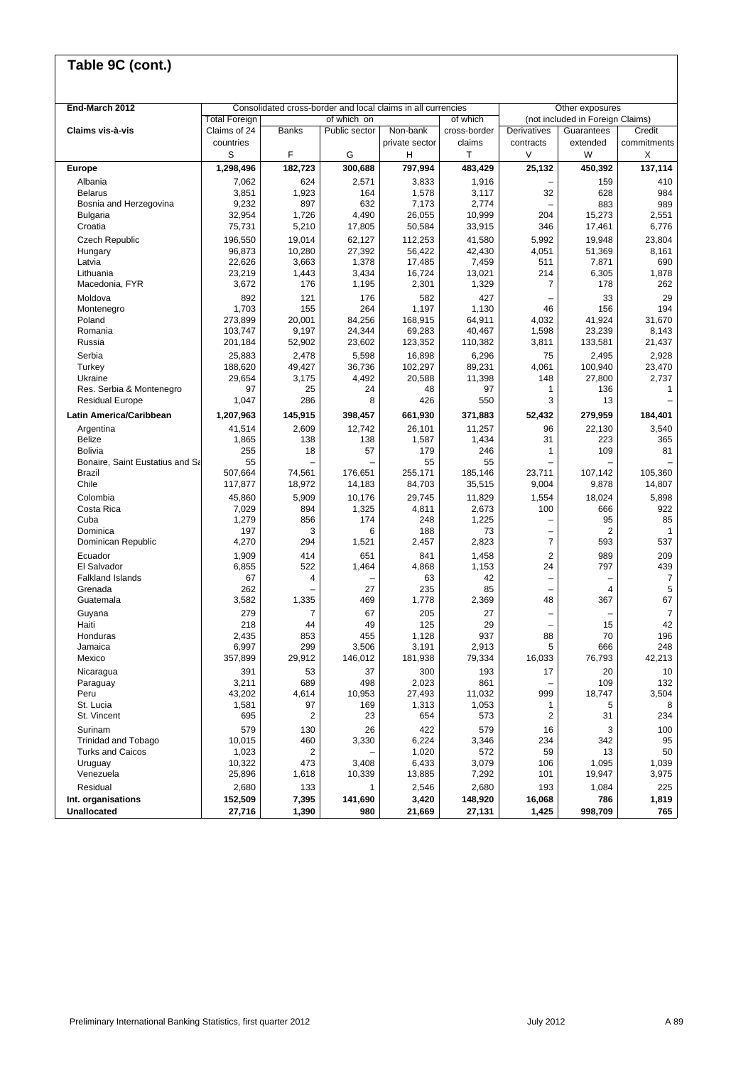# Table 9C (cont.)

| End-March 2012 | Consolidated cross-border and local claims in all currencies | | | | | Other exposures (not included in Foreign Claims) | | |
|---|---|---|---|---|---|---|---|---|
| | Total Foreign | of which on | | | of which | | | |
| Claims vis-à-vis | Claims of 24 countries | Banks | Public sector | Non-bank private sector | cross-border claims | Derivatives contracts | Guarantees extended | Credit commitments |
| | S | F | G | H | T | V | W | X |
| **Europe** | **1,298,496** | **182,723** | **300,688** | **797,994** | **483,429** | **25,132** | **450,392** | **137,114** |
| Albania | 7,062 | 624 | 2,571 | 3,833 | 1,916 | – | 159 | 410 |
| Belarus | 3,851 | 1,923 | 164 | 1,578 | 3,117 | 32 | 628 | 984 |
| Bosnia and Herzegovina | 9,232 | 897 | 632 | 7,173 | 2,774 | – | 883 | 989 |
| Bulgaria | 32,954 | 1,726 | 4,490 | 26,055 | 10,999 | 204 | 15,273 | 2,551 |
| Croatia | 75,731 | 5,210 | 17,805 | 50,584 | 33,915 | 346 | 17,461 | 6,776 |
| Czech Republic | 196,550 | 19,014 | 62,127 | 112,253 | 41,580 | 5,992 | 19,948 | 23,804 |
| Hungary | 96,873 | 10,280 | 27,392 | 56,422 | 42,430 | 4,051 | 51,369 | 8,161 |
| Latvia | 22,626 | 3,663 | 1,378 | 17,485 | 7,459 | 511 | 7,871 | 690 |
| Lithuania | 23,219 | 1,443 | 3,434 | 16,724 | 13,021 | 214 | 6,305 | 1,878 |
| Macedonia, FYR | 3,672 | 176 | 1,195 | 2,301 | 1,329 | 7 | 178 | 262 |
| Moldova | 892 | 121 | 176 | 582 | 427 | – | 33 | 29 |
| Montenegro | 1,703 | 155 | 264 | 1,197 | 1,130 | 46 | 156 | 194 |
| Poland | 273,899 | 20,001 | 84,256 | 168,915 | 64,911 | 4,032 | 41,924 | 31,670 |
| Romania | 103,747 | 9,197 | 24,344 | 69,283 | 40,467 | 1,598 | 23,239 | 8,143 |
| Russia | 201,184 | 52,902 | 23,602 | 123,352 | 110,382 | 3,811 | 133,581 | 21,437 |
| Serbia | 25,883 | 2,478 | 5,598 | 16,898 | 6,296 | 75 | 2,495 | 2,928 |
| Turkey | 188,620 | 49,427 | 36,736 | 102,297 | 89,231 | 4,061 | 100,940 | 23,470 |
| Ukraine | 29,654 | 3,175 | 4,492 | 20,588 | 11,398 | 148 | 27,800 | 2,737 |
| Res. Serbia & Montenegro | 97 | 25 | 24 | 48 | 97 | 1 | 136 | 1 |
| Residual Europe | 1,047 | 286 | 8 | 426 | 550 | 3 | 13 | – |
| **Latin America/Caribbean** | **1,207,963** | **145,915** | **398,457** | **661,930** | **371,883** | **52,432** | **279,959** | **184,401** |
| Argentina | 41,514 | 2,609 | 12,742 | 26,101 | 11,257 | 96 | 22,130 | 3,540 |
| Belize | 1,865 | 138 | 138 | 1,587 | 1,434 | 31 | 223 | 365 |
| Bolivia | 255 | 18 | 57 | 179 | 246 | 1 | 109 | 81 |
| Bonaire, Saint Eustatius and Sa | 55 | – | – | 55 | 55 | – | – | – |
| Brazil | 507,664 | 74,561 | 176,651 | 255,171 | 185,146 | 23,711 | 107,142 | 105,360 |
| Chile | 117,877 | 18,972 | 14,183 | 84,703 | 35,515 | 9,004 | 9,878 | 14,807 |
| Colombia | 45,860 | 5,909 | 10,176 | 29,745 | 11,829 | 1,554 | 18,024 | 5,898 |
| Costa Rica | 7,029 | 894 | 1,325 | 4,811 | 2,673 | 100 | 666 | 922 |
| Cuba | 1,279 | 856 | 174 | 248 | 1,225 | – | 95 | 85 |
| Dominica | 197 | 3 | 6 | 188 | 73 | – | 2 | 1 |
| Dominican Republic | 4,270 | 294 | 1,521 | 2,457 | 2,823 | 7 | 593 | 537 |
| Ecuador | 1,909 | 414 | 651 | 841 | 1,458 | 2 | 989 | 209 |
| El Salvador | 6,855 | 522 | 1,464 | 4,868 | 1,153 | 24 | 797 | 439 |
| Falkland Islands | 67 | 4 | – | 63 | 42 | – | – | 7 |
| Grenada | 262 | – | 27 | 235 | 85 | – | 4 | 5 |
| Guatemala | 3,582 | 1,335 | 469 | 1,778 | 2,369 | 48 | 367 | 67 |
| Guyana | 279 | 7 | 67 | 205 | 27 | – | – | 7 |
| Haiti | 218 | 44 | 49 | 125 | 29 | – | 15 | 42 |
| Honduras | 2,435 | 853 | 455 | 1,128 | 937 | 88 | 70 | 196 |
| Jamaica | 6,997 | 299 | 3,506 | 3,191 | 2,913 | 5 | 666 | 248 |
| Mexico | 357,899 | 29,912 | 146,012 | 181,938 | 79,334 | 16,033 | 76,793 | 42,213 |
| Nicaragua | 391 | 53 | 37 | 300 | 193 | 17 | 20 | 10 |
| Paraguay | 3,211 | 689 | 498 | 2,023 | 861 | – | 109 | 132 |
| Peru | 43,202 | 4,614 | 10,953 | 27,493 | 11,032 | 999 | 18,747 | 3,504 |
| St. Lucia | 1,581 | 97 | 169 | 1,313 | 1,053 | 1 | 5 | 8 |
| St. Vincent | 695 | 2 | 23 | 654 | 573 | 2 | 31 | 234 |
| Surinam | 579 | 130 | 26 | 422 | 579 | 16 | 3 | 100 |
| Trinidad and Tobago | 10,015 | 460 | 3,330 | 6,224 | 3,346 | 234 | 342 | 95 |
| Turks and Caicos | 1,023 | 2 | – | 1,020 | 572 | 59 | 13 | 50 |
| Uruguay | 10,322 | 473 | 3,408 | 6,433 | 3,079 | 106 | 1,095 | 1,039 |
| Venezuela | 25,896 | 1,618 | 10,339 | 13,885 | 7,292 | 101 | 19,947 | 3,975 |
| Residual | 2,680 | 133 | 1 | 2,546 | 2,680 | 193 | 1,084 | 225 |
| **Int. organisations** | **152,509** | **7,395** | **141,690** | **3,420** | **148,920** | **16,068** | **786** | **1,819** |
| **Unallocated** | **27,716** | **1,390** | **980** | **21,669** | **27,131** | **1,425** | **998,709** | **765** |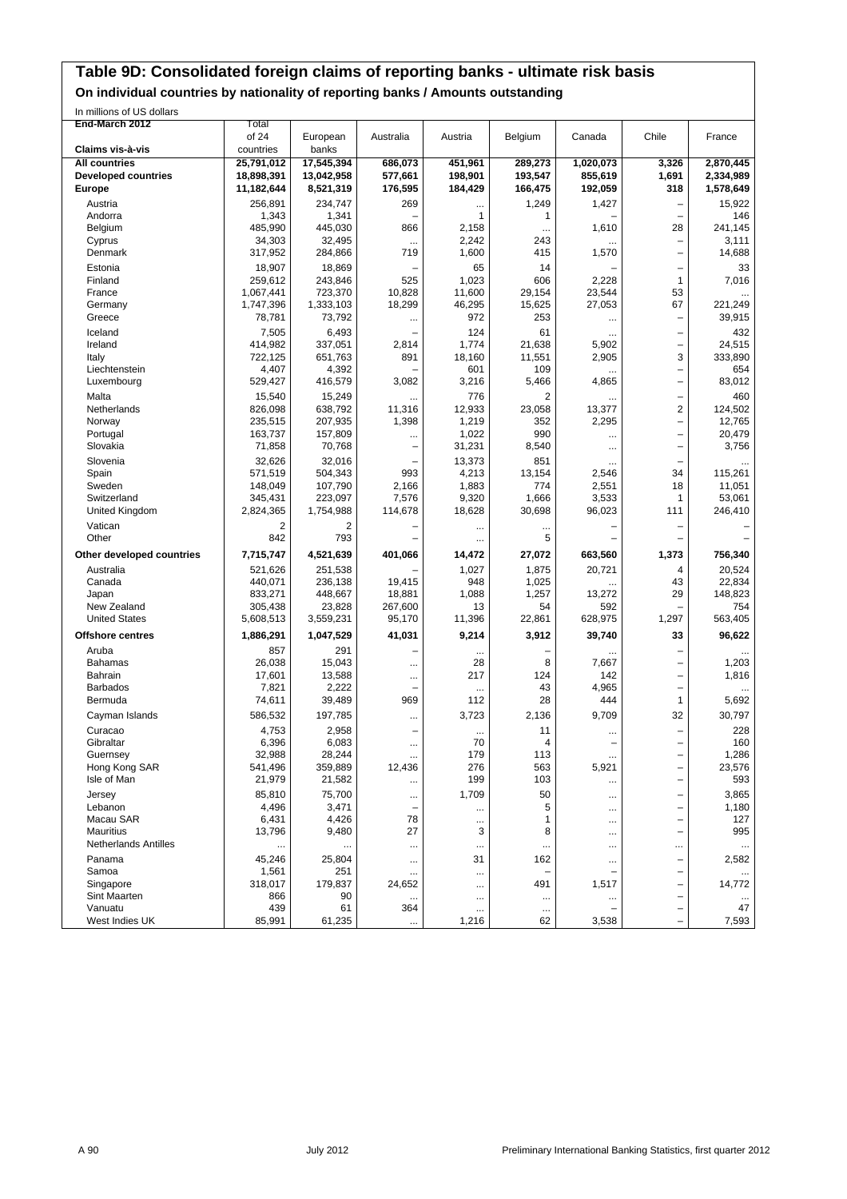# Table 9D: Consolidated foreign claims of reporting banks - ultimate risk basis

## On individual countries by nationality of reporting banks / Amounts outstanding

In millions of US dollars

| End-March 2012<br>Claims vis-à-vis | Total of 24 countries | European banks | Australia | Austria | Belgium | Canada | Chile | France |
|---|---|---|---|---|---|---|---|---|
| **All countries** | **25,791,012** | **17,545,394** | **686,073** | **451,961** | **289,273** | **1,020,073** | **3,326** | **2,870,445** |
| **Developed countries** | **18,898,391** | **13,042,958** | **577,661** | **198,901** | **193,547** | **855,619** | **1,691** | **2,334,989** |
| **Europe** | **11,182,644** | **8,521,319** | **176,595** | **184,429** | **166,475** | **192,059** | **318** | **1,578,649** |
| Austria | 256,891 | 234,747 | 269 | ... | 1,249 | 1,427 | – | 15,922 |
| Andorra | 1,343 | 1,341 | – | 1 | 1 | – | – | 146 |
| Belgium | 485,990 | 445,030 | 866 | 2,158 | ... | 1,610 | 28 | 241,145 |
| Cyprus | 34,303 | 32,495 | ... | 2,242 | 243 | ... | – | 3,111 |
| Denmark | 317,952 | 284,866 | 719 | 1,600 | 415 | 1,570 | – | 14,688 |
| Estonia | 18,907 | 18,869 | – | 65 | 14 | – | – | 33 |
| Finland | 259,612 | 243,846 | 525 | 1,023 | 606 | 2,228 | 1 | 7,016 |
| France | 1,067,441 | 723,370 | 10,828 | 11,600 | 29,154 | 23,544 | 53 | ... |
| Germany | 1,747,396 | 1,333,103 | 18,299 | 46,295 | 15,625 | 27,053 | 67 | 221,249 |
| Greece | 78,781 | 73,792 | ... | 972 | 253 | ... | – | 39,915 |
| Iceland | 7,505 | 6,493 | – | 124 | 61 | ... | – | 432 |
| Ireland | 414,982 | 337,051 | 2,814 | 1,774 | 21,638 | 5,902 | – | 24,515 |
| Italy | 722,125 | 651,763 | 891 | 18,160 | 11,551 | 2,905 | 3 | 333,890 |
| Liechtenstein | 4,407 | 4,392 | – | 601 | 109 | ... | – | 654 |
| Luxembourg | 529,427 | 416,579 | 3,082 | 3,216 | 5,466 | 4,865 | – | 83,012 |
| Malta | 15,540 | 15,249 | ... | 776 | 2 | ... | – | 460 |
| Netherlands | 826,098 | 638,792 | 11,316 | 12,933 | 23,058 | 13,377 | 2 | 124,502 |
| Norway | 235,515 | 207,935 | 1,398 | 1,219 | 352 | 2,295 | – | 12,765 |
| Portugal | 163,737 | 157,809 | ... | 1,022 | 990 | ... | – | 20,479 |
| Slovakia | 71,858 | 70,768 | – | 31,231 | 8,540 | ... | – | 3,756 |
| Slovenia | 32,626 | 32,016 | – | 13,373 | 851 | ... | – | ... |
| Spain | 571,519 | 504,343 | 993 | 4,213 | 13,154 | 2,546 | 34 | 115,261 |
| Sweden | 148,049 | 107,790 | 2,166 | 1,883 | 774 | 2,551 | 18 | 11,051 |
| Switzerland | 345,431 | 223,097 | 7,576 | 9,320 | 1,666 | 3,533 | 1 | 53,061 |
| United Kingdom | 2,824,365 | 1,754,988 | 114,678 | 18,628 | 30,698 | 96,023 | 111 | 246,410 |
| Vatican | 2 | 2 | – | ... | ... | – | – | – |
| Other | 842 | 793 | – | ... | 5 | – | – | – |
| **Other developed countries** | **7,715,747** | **4,521,639** | **401,066** | **14,472** | **27,072** | **663,560** | **1,373** | **756,340** |
| Australia | 521,626 | 251,538 | – | 1,027 | 1,875 | 20,721 | 4 | 20,524 |
| Canada | 440,071 | 236,138 | 19,415 | 948 | 1,025 | ... | 43 | 22,834 |
| Japan | 833,271 | 448,667 | 18,881 | 1,088 | 1,257 | 13,272 | 29 | 148,823 |
| New Zealand | 305,438 | 23,828 | 267,600 | 13 | 54 | 592 | – | 754 |
| United States | 5,608,513 | 3,559,231 | 95,170 | 11,396 | 22,861 | 628,975 | 1,297 | 563,405 |
| **Offshore centres** | **1,886,291** | **1,047,529** | **41,031** | **9,214** | **3,912** | **39,740** | **33** | **96,622** |
| Aruba | 857 | 291 | – | ... | – | ... | – | ... |
| Bahamas | 26,038 | 15,043 | ... | 28 | 8 | 7,667 | – | 1,203 |
| Bahrain | 17,601 | 13,588 | ... | 217 | 124 | 142 | – | 1,816 |
| Barbados | 7,821 | 2,222 | – | ... | 43 | 4,965 | – | ... |
| Bermuda | 74,611 | 39,489 | 969 | 112 | 28 | 444 | 1 | 5,692 |
| Cayman Islands | 586,532 | 197,785 | ... | 3,723 | 2,136 | 9,709 | 32 | 30,797 |
| Curacao | 4,753 | 2,958 | – | ... | 11 | ... | – | 228 |
| Gibraltar | 6,396 | 6,083 | ... | 70 | 4 | – | – | 160 |
| Guernsey | 32,988 | 28,244 | ... | 179 | 113 | ... | – | 1,286 |
| Hong Kong SAR | 541,496 | 359,889 | 12,436 | 276 | 563 | 5,921 | – | 23,576 |
| Isle of Man | 21,979 | 21,582 | ... | 199 | 103 | ... | – | 593 |
| Jersey | 85,810 | 75,700 | ... | 1,709 | 50 | ... | – | 3,865 |
| Lebanon | 4,496 | 3,471 | – | ... | 5 | ... | – | 1,180 |
| Macau SAR | 6,431 | 4,426 | 78 | ... | 1 | ... | – | 127 |
| Mauritius | 13,796 | 9,480 | 27 | 3 | 8 | ... | – | 995 |
| Netherlands Antilles | ... | ... | ... | ... | ... | ... | ... | ... |
| Panama | 45,246 | 25,804 | ... | 31 | 162 | ... | – | 2,582 |
| Samoa | 1,561 | 251 | ... | ... | – | – | – | ... |
| Singapore | 318,017 | 179,837 | 24,652 | ... | 491 | 1,517 | – | 14,772 |
| Sint Maarten | 866 | 90 | ... | ... | ... | ... | – | ... |
| Vanuatu | 439 | 61 | 364 | ... | ... | – | – | 47 |
| West Indies UK | 85,991 | 61,235 | ... | 1,216 | 62 | 3,538 | – | 7,593 |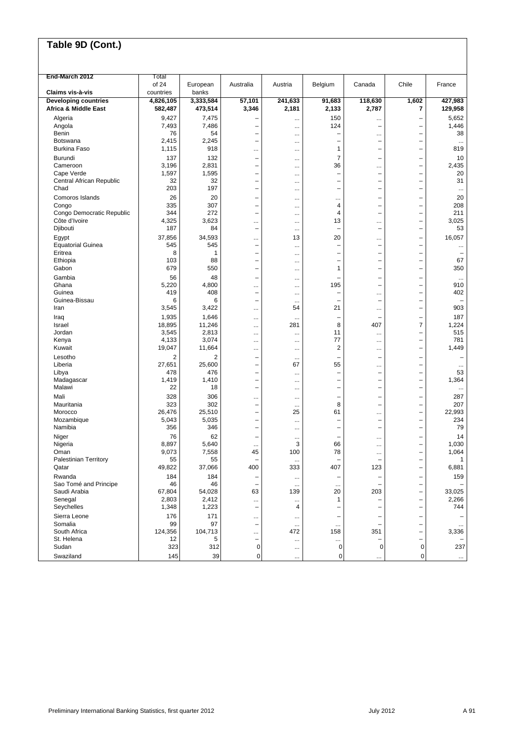# Table 9D (Cont.)

| End-March 2012<br>Claims vis-à-vis | Total of 24 countries | European banks | Australia | Austria | Belgium | Canada | Chile | France |
|---|---|---|---|---|---|---|---|---|
| **Developing countries** | **4,826,105** | **3,333,584** | **57,101** | **241,633** | **91,683** | **118,630** | **1,602** | **427,983** |
| **Africa & Middle East** | **582,487** | **473,514** | **3,346** | **2,181** | **2,133** | **2,787** | **7** | **129,958** |
| Algeria | 9,427 | 7,475 | – | ... | 150 | ... | – | 5,652 |
| Angola | 7,493 | 7,486 | – | ... | 124 | – | – | 1,446 |
| Benin | 76 | 54 | – | ... | – | ... | – | 38 |
| Botswana | 2,415 | 2,245 | – | ... | – | – | – | ... |
| Burkina Faso | 1,115 | 918 | ... | ... | 1 | – | – | 819 |
| Burundi | 137 | 132 | – | ... | 7 | – | – | 10 |
| Cameroon | 3,196 | 2,831 | – | ... | 36 | ... | – | 2,435 |
| Cape Verde | 1,597 | 1,595 | – | ... | – | – | – | 20 |
| Central African Republic | 32 | 32 | – | ... | – | – | – | 31 |
| Chad | 203 | 197 | – | ... | – | – | – | ... |
| Comoros Islands | 26 | 20 | – | ... | ... | – | – | 20 |
| Congo | 335 | 307 | – | ... | 4 | – | – | 208 |
| Congo Democratic Republic | 344 | 272 | – | ... | 4 | – | – | 211 |
| Côte d'Ivoire | 4,325 | 3,623 | ... | ... | 13 | ... | – | 3,025 |
| Djibouti | 187 | 84 | – | ... | – | – | – | 53 |
| Egypt | 37,856 | 34,593 | ... | 13 | 20 | ... | – | 16,057 |
| Equatorial Guinea | 545 | 545 | – | ... | – | – | – | ... |
| Eritrea | 8 | 1 | – | ... | – | – | – | – |
| Ethiopia | 103 | 88 | – | ... | – | – | – | 67 |
| Gabon | 679 | 550 | – | ... | 1 | – | – | 350 |
| Gambia | 56 | 48 | – | ... | – | – | – | ... |
| Ghana | 5,220 | 4,800 | ... | ... | 195 | – | – | 910 |
| Guinea | 419 | 408 | – | ... | – | ... | – | 402 |
| Guinea-Bissau | 6 | 6 | – | ... | – | – | – | – |
| Iran | 3,545 | 3,422 | ... | 54 | 21 | ... | – | 903 |
| Iraq | 1,935 | 1,646 | ... | ... | – | – | – | 187 |
| Israel | 18,895 | 11,246 | ... | 281 | 8 | 407 | 7 | 1,224 |
| Jordan | 3,545 | 2,813 | ... | ... | 11 | ... | – | 515 |
| Kenya | 4,133 | 3,074 | ... | ... | 77 | ... | – | 781 |
| Kuwait | 19,047 | 11,664 | ... | ... | 2 | ... | – | 1,449 |
| Lesotho | 2 | 2 | – | ... | – | – | – | – |
| Liberia | 27,651 | 25,600 | – | 67 | 55 | ... | – | ... |
| Libya | 478 | 476 | – | ... | – | – | – | 53 |
| Madagascar | 1,419 | 1,410 | – | ... | – | – | – | 1,364 |
| Malawi | 22 | 18 | – | ... | – | – | – | ... |
| Mali | 328 | 306 | ... | ... | – | – | – | 287 |
| Mauritania | 323 | 302 | – | ... | 8 | – | – | 207 |
| Morocco | 26,476 | 25,510 | – | 25 | 61 | ... | – | 22,993 |
| Mozambique | 5,043 | 5,035 | – | ... | – | – | – | 234 |
| Namibia | 356 | 346 | – | ... | – | – | – | 79 |
| Niger | 76 | 62 | – | ... | – | ... | – | 14 |
| Nigeria | 8,897 | 5,640 | ... | 3 | 66 | ... | – | 1,030 |
| Oman | 9,073 | 7,558 | 45 | 100 | 78 | ... | – | 1,064 |
| Palestinian Territory | 55 | 55 | – | ... | – | – | – | 1 |
| Qatar | 49,822 | 37,066 | 400 | 333 | 407 | 123 | – | 6,881 |
| Rwanda | 184 | 184 | – | ... | – | – | – | 159 |
| Sao Tomé and Principe | 46 | 46 | – | ... | ... | – | – | – |
| Saudi Arabia | 67,804 | 54,028 | 63 | 139 | 20 | 203 | – | 33,025 |
| Senegal | 2,803 | 2,412 | ... | ... | 1 | – | – | 2,266 |
| Seychelles | 1,348 | 1,223 | – | 4 | – | – | – | 744 |
| Sierra Leone | 176 | 171 | ... | ... | – | – | – | – |
| Somalia | 99 | 97 | – | ... | ... | – | – | ... |
| South Africa | 124,356 | 104,713 | ... | 472 | 158 | 351 | – | 3,336 |
| St. Helena | 12 | 5 | – | ... | ... | – | – | – |
| Sudan | 323 | 312 | 0 | ... | 0 | 0 | 0 | 237 |
| Swaziland | 145 | 39 | 0 | ... | 0 | ... | 0 | ... |

Preliminary International Banking Statistics, first quarter 2012 — July 2012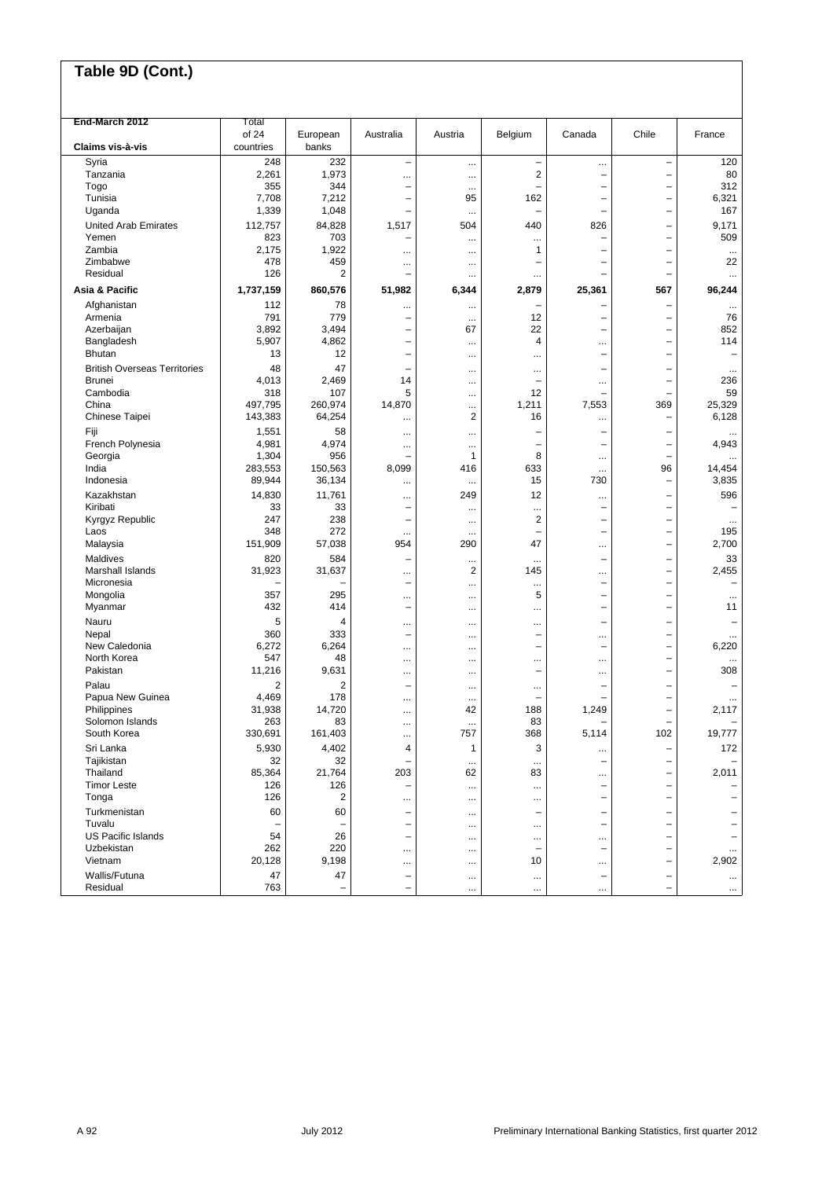## Table 9D (Cont.)

| End-March 2012<br>Claims vis-à-vis | Total of 24 countries | European banks | Australia | Austria | Belgium | Canada | Chile | France |
|---|---|---|---|---|---|---|---|---|
| Syria | 248 | 232 | – | ... | – | ... | – | 120 |
| Tanzania | 2,261 | 1,973 | ... | ... | 2 | – | – | 80 |
| Togo | 355 | 344 | – | ... | – | – | – | 312 |
| Tunisia | 7,708 | 7,212 | – | 95 | 162 | – | – | 6,321 |
| Uganda | 1,339 | 1,048 | – | ... | – | – | – | 167 |
| United Arab Emirates | 112,757 | 84,828 | 1,517 | 504 | 440 | 826 | – | 9,171 |
| Yemen | 823 | 703 | – | ... | ... | – | – | 509 |
| Zambia | 2,175 | 1,922 | ... | ... | 1 | – | – | ... |
| Zimbabwe | 478 | 459 | ... | ... | – | – | – | 22 |
| Residual | 126 | 2 | – | ... | ... | – | – | ... |
| **Asia & Pacific** | **1,737,159** | **860,576** | **51,982** | **6,344** | **2,879** | **25,361** | **567** | **96,244** |
| Afghanistan | 112 | 78 | ... | ... | – | – | – | ... |
| Armenia | 791 | 779 | – | ... | 12 | – | – | 76 |
| Azerbaijan | 3,892 | 3,494 | – | 67 | 22 | – | – | 852 |
| Bangladesh | 5,907 | 4,862 | – | ... | 4 | ... | – | 114 |
| Bhutan | 13 | 12 | – | ... | ... | – | – | – |
| British Overseas Territories | 48 | 47 | – | ... | ... | – | – | ... |
| Brunei | 4,013 | 2,469 | 14 | ... | – | ... | – | 236 |
| Cambodia | 318 | 107 | 5 | ... | 12 | – | – | 59 |
| China | 497,795 | 260,974 | 14,870 | ... | 1,211 | 7,553 | 369 | 25,329 |
| Chinese Taipei | 143,383 | 64,254 | ... | 2 | 16 | ... | – | 6,128 |
| Fiji | 1,551 | 58 | ... | ... | – | – | – | ... |
| French Polynesia | 4,981 | 4,974 | ... | ... | – | – | – | 4,943 |
| Georgia | 1,304 | 956 | – | 1 | 8 | ... | – | ... |
| India | 283,553 | 150,563 | 8,099 | 416 | 633 | ... | 96 | 14,454 |
| Indonesia | 89,944 | 36,134 | ... | ... | 15 | 730 | – | 3,835 |
| Kazakhstan | 14,830 | 11,761 | ... | 249 | 12 | ... | – | 596 |
| Kiribati | 33 | 33 | – | ... | ... | – | – | – |
| Kyrgyz Republic | 247 | 238 | – | ... | 2 | – | – | ... |
| Laos | 348 | 272 | ... | ... | – | – | – | 195 |
| Malaysia | 151,909 | 57,038 | 954 | 290 | 47 | ... | – | 2,700 |
| Maldives | 820 | 584 | – | ... | ... | – | – | 33 |
| Marshall Islands | 31,923 | 31,637 | ... | 2 | 145 | ... | – | 2,455 |
| Micronesia | – | – | – | ... | ... | – | – | – |
| Mongolia | 357 | 295 | ... | ... | 5 | – | – | ... |
| Myanmar | 432 | 414 | – | ... | ... | – | – | 11 |
| Nauru | 5 | 4 | ... | ... | ... | – | – | – |
| Nepal | 360 | 333 | – | ... | – | ... | – | ... |
| New Caledonia | 6,272 | 6,264 | ... | ... | – | – | – | 6,220 |
| North Korea | 547 | 48 | ... | ... | ... | ... | – | ... |
| Pakistan | 11,216 | 9,631 | ... | ... | – | ... | – | 308 |
| Palau | 2 | 2 | – | ... | ... | – | – | – |
| Papua New Guinea | 4,469 | 178 | ... | ... | – | – | – | ... |
| Philippines | 31,938 | 14,720 | ... | 42 | 188 | 1,249 | – | 2,117 |
| Solomon Islands | 263 | 83 | ... | ... | 83 | – | – | – |
| South Korea | 330,691 | 161,403 | ... | 757 | 368 | 5,114 | 102 | 19,777 |
| Sri Lanka | 5,930 | 4,402 | 4 | 1 | 3 | ... | – | 172 |
| Tajikistan | 32 | 32 | – | ... | ... | – | – | – |
| Thailand | 85,364 | 21,764 | 203 | 62 | 83 | ... | – | 2,011 |
| Timor Leste | 126 | 126 | – | ... | ... | – | – | – |
| Tonga | 126 | 2 | ... | ... | ... | – | – | – |
| Turkmenistan | 60 | 60 | – | ... | – | – | – | – |
| Tuvalu | – | – | – | ... | ... | – | – | – |
| US Pacific Islands | 54 | 26 | – | ... | ... | ... | – | – |
| Uzbekistan | 262 | 220 | ... | ... | – | – | – | ... |
| Vietnam | 20,128 | 9,198 | ... | ... | 10 | ... | – | 2,902 |
| Wallis/Futuna | 47 | 47 | – | ... | ... | – | – | ... |
| Residual | 763 | – | – | ... | ... | ... | – | ... |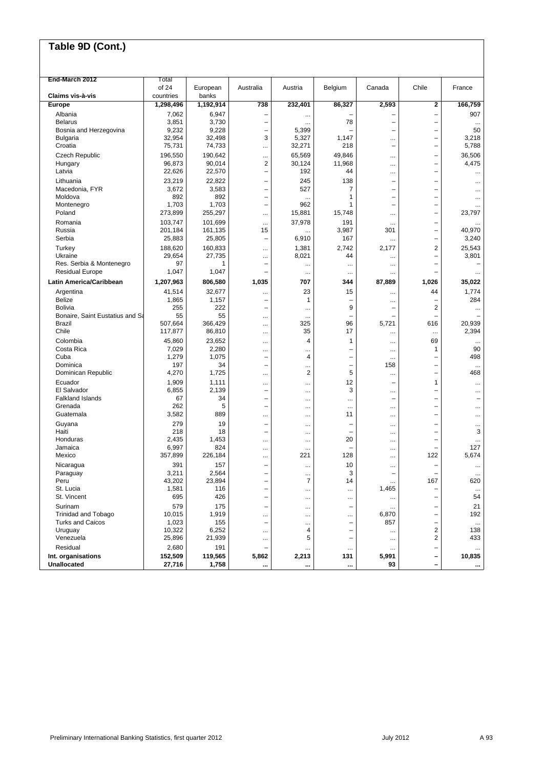# Table 9D (Cont.)

| End-March 2012<br>Claims vis-à-vis | Total of 24 countries | European banks | Australia | Austria | Belgium | Canada | Chile | France |
|---|---|---|---|---|---|---|---|---|
| **Europe** | **1,298,496** | **1,192,914** | **738** | **232,401** | **86,327** | **2,593** | **2** | **166,759** |
| Albania | 7,062 | 6,947 | – | ... | – | – | – | 907 |
| Belarus | 3,851 | 3,730 | – | ... | 78 | – | – | ... |
| Bosnia and Herzegovina | 9,232 | 9,228 | – | 5,399 | – | – | – | 50 |
| Bulgaria | 32,954 | 32,498 | 3 | 5,327 | 1,147 | ... | – | 3,218 |
| Croatia | 75,731 | 74,733 | ... | 32,271 | 218 | – | – | 5,788 |
| Czech Republic | 196,550 | 190,642 | ... | 65,569 | 49,846 | ... | – | 36,506 |
| Hungary | 96,873 | 90,014 | 2 | 30,124 | 11,968 | ... | – | 4,475 |
| Latvia | 22,626 | 22,570 | – | 192 | 44 | ... | – | ... |
| Lithuania | 23,219 | 22,822 | – | 245 | 138 | – | – | ... |
| Macedonia, FYR | 3,672 | 3,583 | – | 527 | 7 | – | – | ... |
| Moldova | 892 | 892 | – | ... | 1 | – | – | ... |
| Montenegro | 1,703 | 1,703 | – | 962 | 1 | – | – | ... |
| Poland | 273,899 | 255,297 | ... | 15,881 | 15,748 | ... | – | 23,797 |
| Romania | 103,747 | 101,699 | ... | 37,978 | 191 | ... | – | ... |
| Russia | 201,184 | 161,135 | 15 | ... | 3,987 | 301 | – | 40,970 |
| Serbia | 25,883 | 25,805 | – | 6,910 | 167 | ... | – | 3,240 |
| Turkey | 188,620 | 160,833 | ... | 1,381 | 2,742 | 2,177 | 2 | 25,543 |
| Ukraine | 29,654 | 27,735 | ... | 8,021 | 44 | ... | – | 3,801 |
| Res. Serbia & Montenegro | 97 | 1 | – | ... | ... | ... | – | – |
| Residual Europe | 1,047 | 1,047 | – | ... | ... | ... | – | ... |
| **Latin America/Caribbean** | **1,207,963** | **806,580** | **1,035** | **707** | **344** | **87,889** | **1,026** | **35,022** |
| Argentina | 41,514 | 32,677 | ... | 23 | 15 | ... | 44 | 1,774 |
| Belize | 1,865 | 1,157 | – | 1 | – | ... | – | 284 |
| Bolivia | 255 | 222 | – | ... | 9 | – | 2 | ... |
| Bonaire, Saint Eustatius and Sa | 55 | 55 | ... | ... | – | – | – | – |
| Brazil | 507,664 | 366,429 | ... | 325 | 96 | 5,721 | 616 | 20,939 |
| Chile | 117,877 | 86,810 | ... | 35 | 17 | ... | ... | 2,394 |
| Colombia | 45,860 | 23,652 | ... | 4 | 1 | ... | 69 | ... |
| Costa Rica | 7,029 | 2,280 | ... | ... | – | ... | 1 | 90 |
| Cuba | 1,279 | 1,075 | – | 4 | – | ... | – | 498 |
| Dominica | 197 | 34 | – | ... | – | 158 | – | ... |
| Dominican Republic | 4,270 | 1,725 | ... | 2 | 5 | ... | – | 468 |
| Ecuador | 1,909 | 1,111 | ... | ... | 12 | – | 1 | ... |
| El Salvador | 6,855 | 2,139 | – | ... | 3 | ... | – | ... |
| Falkland Islands | 67 | 34 | – | ... | ... | – | – | – |
| Grenada | 262 | 5 | – | ... | ... | ... | – | ... |
| Guatemala | 3,582 | 889 | ... | ... | 11 | ... | – | ... |
| Guyana | 279 | 19 | – | ... | – | ... | – | ... |
| Haiti | 218 | 18 | – | ... | – | ... | – | 3 |
| Honduras | 2,435 | 1,453 | ... | ... | 20 | ... | – | ... |
| Jamaica | 6,997 | 824 | ... | ... | – | ... | – | 127 |
| Mexico | 357,899 | 226,184 | ... | 221 | 128 | ... | 122 | 5,674 |
| Nicaragua | 391 | 157 | – | ... | 10 | ... | – | ... |
| Paraguay | 3,211 | 2,564 | – | ... | 3 | – | – | ... |
| Peru | 43,202 | 23,894 | – | 7 | 14 | ... | 167 | 620 |
| St. Lucia | 1,581 | 116 | – | ... | ... | 1,465 | – | ... |
| St. Vincent | 695 | 426 | – | ... | ... | ... | – | 54 |
| Surinam | 579 | 175 | – | ... | – | ... | – | 21 |
| Trinidad and Tobago | 10,015 | 1,919 | ... | ... | ... | 6,870 | – | 192 |
| Turks and Caicos | 1,023 | 155 | – | ... | – | 857 | – | ... |
| Uruguay | 10,322 | 6,252 | ... | 4 | – | ... | 2 | 138 |
| Venezuela | 25,896 | 21,939 | ... | 5 | – | ... | 2 | 433 |
| Residual | 2,680 | 191 | – | ... | ... | ... | – | ... |
| **Int. organisations** | **152,509** | **119,565** | **5,862** | **2,213** | **131** | **5,991** | **–** | **10,835** |
| **Unallocated** | **27,716** | **1,758** | **...** | **...** | **...** | **93** | **–** | **...** |

Preliminary International Banking Statistics, first quarter 2012 — July 2012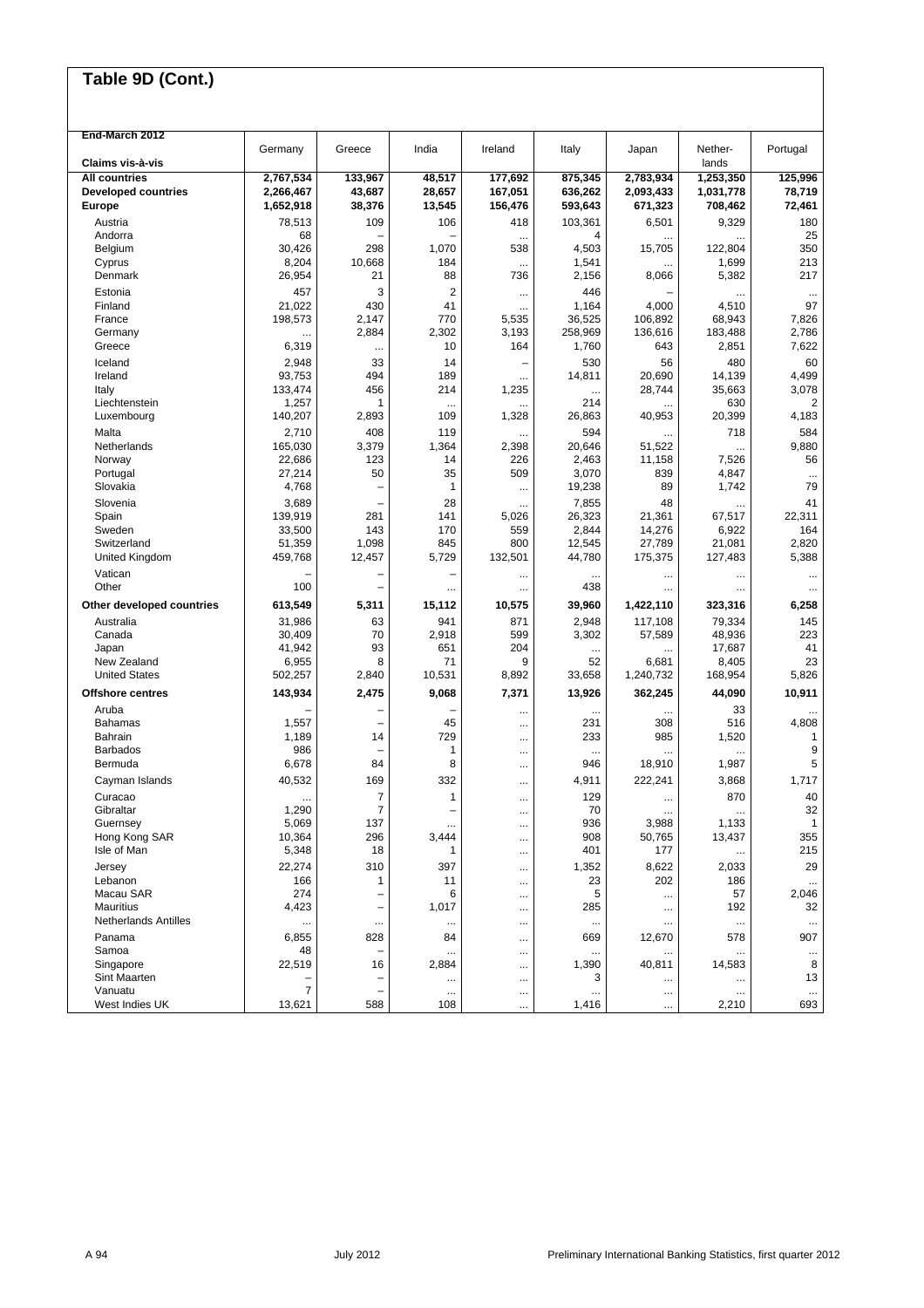## Table 9D (Cont.)

| End-March 2012<br>Claims vis-à-vis | Germany | Greece | India | Ireland | Italy | Japan | Nether-lands | Portugal |
|---|---|---|---|---|---|---|---|---|
| **All countries** | **2,767,534** | **133,967** | **48,517** | **177,692** | **875,345** | **2,783,934** | **1,253,350** | **125,996** |
| **Developed countries** | **2,266,467** | **43,687** | **28,657** | **167,051** | **636,262** | **2,093,433** | **1,031,778** | **78,719** |
| **Europe** | **1,652,918** | **38,376** | **13,545** | **156,476** | **593,643** | **671,323** | **708,462** | **72,461** |
| Austria | 78,513 | 109 | 106 | 418 | 103,361 | 6,501 | 9,329 | 180 |
| Andorra | 68 | – | – | ... | 4 | ... | ... | 25 |
| Belgium | 30,426 | 298 | 1,070 | 538 | 4,503 | 15,705 | 122,804 | 350 |
| Cyprus | 8,204 | 10,668 | 184 | ... | 1,541 | ... | 1,699 | 213 |
| Denmark | 26,954 | 21 | 88 | 736 | 2,156 | 8,066 | 5,382 | 217 |
| Estonia | 457 | 3 | 2 | ... | 446 | – | ... | ... |
| Finland | 21,022 | 430 | 41 | ... | 1,164 | 4,000 | 4,510 | 97 |
| France | 198,573 | 2,147 | 770 | 5,535 | 36,525 | 106,892 | 68,943 | 7,826 |
| Germany | ... | 2,884 | 2,302 | 3,193 | 258,969 | 136,616 | 183,488 | 2,786 |
| Greece | 6,319 | ... | 10 | 164 | 1,760 | 643 | 2,851 | 7,622 |
| Iceland | 2,948 | 33 | 14 | – | 530 | 56 | 480 | 60 |
| Ireland | 93,753 | 494 | 189 | ... | 14,811 | 20,690 | 14,139 | 4,499 |
| Italy | 133,474 | 456 | 214 | 1,235 | ... | 28,744 | 35,663 | 3,078 |
| Liechtenstein | 1,257 | 1 | ... | ... | 214 | ... | 630 | 2 |
| Luxembourg | 140,207 | 2,893 | 109 | 1,328 | 26,863 | 40,953 | 20,399 | 4,183 |
| Malta | 2,710 | 408 | 119 | ... | 594 | ... | 718 | 584 |
| Netherlands | 165,030 | 3,379 | 1,364 | 2,398 | 20,646 | 51,522 | ... | 9,880 |
| Norway | 22,686 | 123 | 14 | 226 | 2,463 | 11,158 | 7,526 | 56 |
| Portugal | 27,214 | 50 | 35 | 509 | 3,070 | 839 | 4,847 | ... |
| Slovakia | 4,768 | – | 1 | ... | 19,238 | 89 | 1,742 | 79 |
| Slovenia | 3,689 | – | 28 | ... | 7,855 | 48 | ... | 41 |
| Spain | 139,919 | 281 | 141 | 5,026 | 26,323 | 21,361 | 67,517 | 22,311 |
| Sweden | 33,500 | 143 | 170 | 559 | 2,844 | 14,276 | 6,922 | 164 |
| Switzerland | 51,359 | 1,098 | 845 | 800 | 12,545 | 27,789 | 21,081 | 2,820 |
| United Kingdom | 459,768 | 12,457 | 5,729 | 132,501 | 44,780 | 175,375 | 127,483 | 5,388 |
| Vatican | – | – | – | ... | ... | ... | ... | ... |
| Other | 100 | – | ... | ... | 438 | ... | ... | ... |
| **Other developed countries** | **613,549** | **5,311** | **15,112** | **10,575** | **39,960** | **1,422,110** | **323,316** | **6,258** |
| Australia | 31,986 | 63 | 941 | 871 | 2,948 | 117,108 | 79,334 | 145 |
| Canada | 30,409 | 70 | 2,918 | 599 | 3,302 | 57,589 | 48,936 | 223 |
| Japan | 41,942 | 93 | 651 | 204 | ... | ... | 17,687 | 41 |
| New Zealand | 6,955 | 8 | 71 | 9 | 52 | 6,681 | 8,405 | 23 |
| United States | 502,257 | 2,840 | 10,531 | 8,892 | 33,658 | 1,240,732 | 168,954 | 5,826 |
| **Offshore centres** | **143,934** | **2,475** | **9,068** | **7,371** | **13,926** | **362,245** | **44,090** | **10,911** |
| Aruba | – | – | – | ... | ... | ... | 33 | ... |
| Bahamas | 1,557 | – | 45 | ... | 231 | 308 | 516 | 4,808 |
| Bahrain | 1,189 | 14 | 729 | ... | 233 | 985 | 1,520 | 1 |
| Barbados | 986 | – | 1 | ... | ... | ... | ... | 9 |
| Bermuda | 6,678 | 84 | 8 | ... | 946 | 18,910 | 1,987 | 5 |
| Cayman Islands | 40,532 | 169 | 332 | ... | 4,911 | 222,241 | 3,868 | 1,717 |
| Curacao | ... | 7 | 1 | ... | 129 | ... | 870 | 40 |
| Gibraltar | 1,290 | 7 | – | ... | 70 | ... | ... | 32 |
| Guernsey | 5,069 | 137 | ... | ... | 936 | 3,988 | 1,133 | 1 |
| Hong Kong SAR | 10,364 | 296 | 3,444 | ... | 908 | 50,765 | 13,437 | 355 |
| Isle of Man | 5,348 | 18 | 1 | ... | 401 | 177 | ... | 215 |
| Jersey | 22,274 | 310 | 397 | ... | 1,352 | 8,622 | 2,033 | 29 |
| Lebanon | 166 | 1 | 11 | ... | 23 | 202 | 186 | ... |
| Macau SAR | 274 | – | 6 | ... | 5 | ... | 57 | 2,046 |
| Mauritius | 4,423 | – | 1,017 | ... | 285 | ... | 192 | 32 |
| Netherlands Antilles | ... | ... | ... | ... | ... | ... | ... | ... |
| Panama | 6,855 | 828 | 84 | ... | 669 | 12,670 | 578 | 907 |
| Samoa | 48 | – | ... | ... | ... | ... | ... | ... |
| Singapore | 22,519 | 16 | 2,884 | ... | 1,390 | 40,811 | 14,583 | 8 |
| Sint Maarten | – | – | ... | ... | 3 | ... | ... | 13 |
| Vanuatu | 7 | – | ... | ... | ... | ... | ... | ... |
| West Indies UK | 13,621 | 588 | 108 | ... | 1,416 | ... | 2,210 | 693 |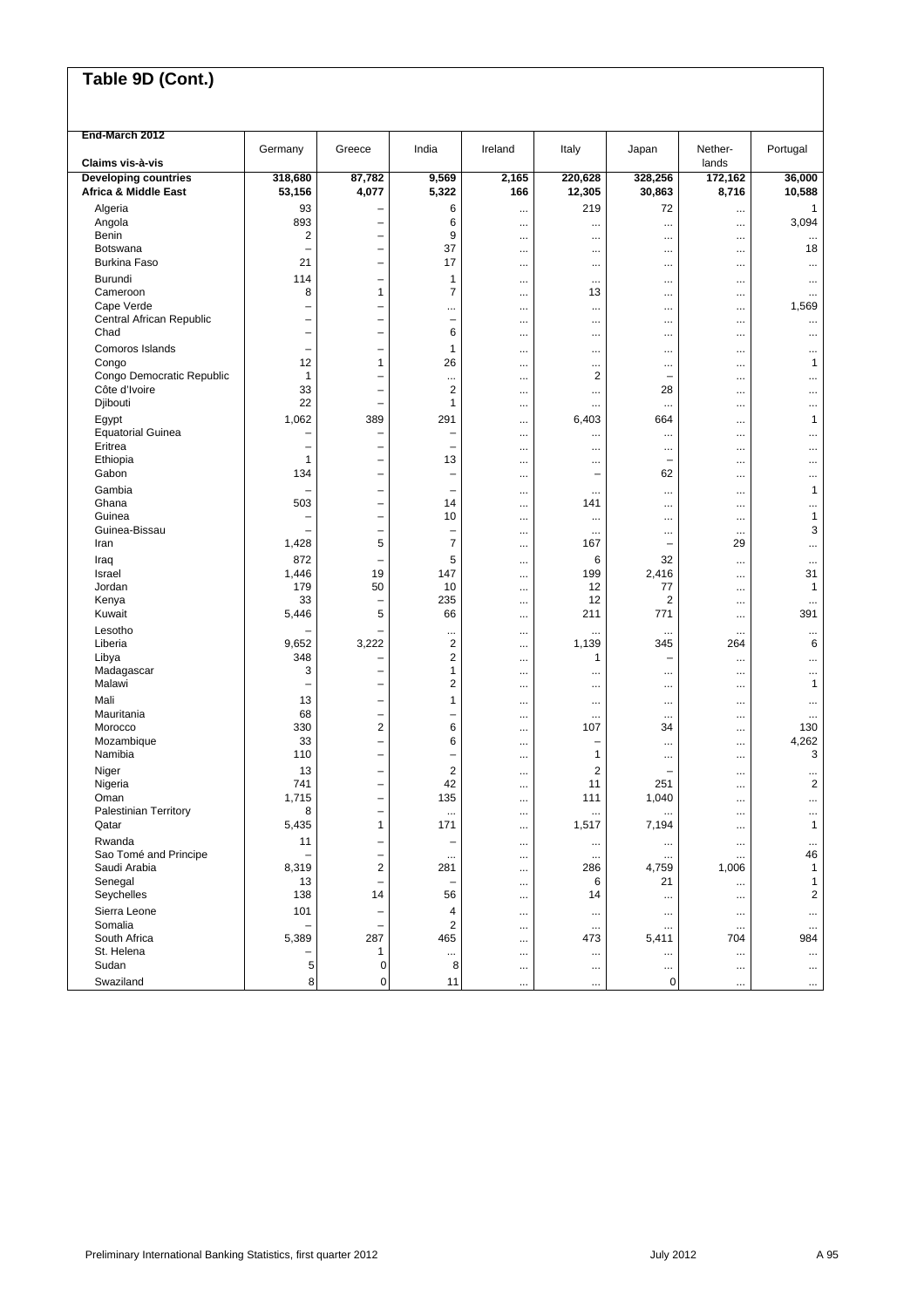## Table 9D (Cont.)

| End-March 2012<br>Claims vis-à-vis | Germany | Greece | India | Ireland | Italy | Japan | Nether-lands | Portugal |
|---|---|---|---|---|---|---|---|---|
| **Developing countries** | **318,680** | **87,782** | **9,569** | **2,165** | **220,628** | **328,256** | **172,162** | **36,000** |
| **Africa & Middle East** | **53,156** | **4,077** | **5,322** | **166** | **12,305** | **30,863** | **8,716** | **10,588** |
| Algeria | 93 | – | 6 | ... | 219 | 72 | ... | 1 |
| Angola | 893 | – | 6 | ... | ... | ... | ... | 3,094 |
| Benin | 2 | – | 9 | ... | ... | ... | ... | ... |
| Botswana | – | – | 37 | ... | ... | ... | ... | 18 |
| Burkina Faso | 21 | – | 17 | ... | ... | ... | ... | ... |
| Burundi | 114 | – | 1 | ... | ... | ... | ... | ... |
| Cameroon | 8 | 1 | 7 | ... | 13 | ... | ... | ... |
| Cape Verde | – | – | ... | ... | ... | ... | ... | 1,569 |
| Central African Republic | – | – | – | ... | ... | ... | ... | ... |
| Chad | – | – | 6 | ... | ... | ... | ... | ... |
| Comoros Islands | – | – | 1 | ... | ... | ... | ... | ... |
| Congo | 12 | 1 | 26 | ... | ... | ... | ... | 1 |
| Congo Democratic Republic | 1 | – | ... | ... | 2 | – | ... | ... |
| Côte d'Ivoire | 33 | – | 2 | ... | ... | 28 | ... | ... |
| Djibouti | 22 | – | 1 | ... | ... | ... | ... | ... |
| Egypt | 1,062 | 389 | 291 | ... | 6,403 | 664 | ... | 1 |
| Equatorial Guinea | – | – | – | ... | ... | ... | ... | ... |
| Eritrea | – | – | – | ... | ... | ... | ... | ... |
| Ethiopia | 1 | – | 13 | ... | ... | – | ... | ... |
| Gabon | 134 | – | – | ... | – | 62 | ... | ... |
| Gambia | – | – | – | ... | ... | ... | ... | 1 |
| Ghana | 503 | – | 14 | ... | 141 | ... | ... | ... |
| Guinea | – | – | 10 | ... | ... | ... | ... | 1 |
| Guinea-Bissau | – | – | – | ... | ... | ... | ... | 3 |
| Iran | 1,428 | 5 | 7 | ... | 167 | – | 29 | ... |
| Iraq | 872 | – | 5 | ... | 6 | 32 | ... | ... |
| Israel | 1,446 | 19 | 147 | ... | 199 | 2,416 | ... | 31 |
| Jordan | 179 | 50 | 10 | ... | 12 | 77 | ... | 1 |
| Kenya | 33 | – | 235 | ... | 12 | 2 | ... | ... |
| Kuwait | 5,446 | 5 | 66 | ... | 211 | 771 | ... | 391 |
| Lesotho | – | – | ... | ... | ... | ... | ... | ... |
| Liberia | 9,652 | 3,222 | 2 | ... | 1,139 | 345 | 264 | 6 |
| Libya | 348 | – | 2 | ... | 1 | – | ... | ... |
| Madagascar | 3 | – | 1 | ... | ... | ... | ... | ... |
| Malawi | – | – | 2 | ... | ... | ... | ... | 1 |
| Mali | 13 | – | 1 | ... | ... | ... | ... | ... |
| Mauritania | 68 | – | – | ... | ... | ... | ... | ... |
| Morocco | 330 | 2 | 6 | ... | 107 | 34 | ... | 130 |
| Mozambique | 33 | – | 6 | ... | – | ... | ... | 4,262 |
| Namibia | 110 | – | – | ... | 1 | ... | ... | 3 |
| Niger | 13 | – | 2 | ... | 2 | – | ... | ... |
| Nigeria | 741 | – | 42 | ... | 11 | 251 | ... | 2 |
| Oman | 1,715 | – | 135 | ... | 111 | 1,040 | ... | ... |
| Palestinian Territory | 8 | – | ... | ... | ... | ... | ... | ... |
| Qatar | 5,435 | 1 | 171 | ... | 1,517 | 7,194 | ... | 1 |
| Rwanda | 11 | – | – | ... | ... | ... | ... | ... |
| Sao Tomé and Principe | – | – | ... | ... | ... | ... | ... | 46 |
| Saudi Arabia | 8,319 | 2 | 281 | ... | 286 | 4,759 | 1,006 | 1 |
| Senegal | 13 | – | – | ... | 6 | 21 | ... | 1 |
| Seychelles | 138 | 14 | 56 | ... | 14 | ... | ... | 2 |
| Sierra Leone | 101 | – | 4 | ... | ... | ... | ... | ... |
| Somalia | – | – | 2 | ... | ... | ... | ... | ... |
| South Africa | 5,389 | 287 | 465 | ... | 473 | 5,411 | 704 | 984 |
| St. Helena | – | 1 | ... | ... | ... | ... | ... | ... |
| Sudan | 5 | 0 | 8 | ... | ... | ... | ... | ... |
| Swaziland | 8 | 0 | 11 | ... | ... | 0 | ... | ... |

Preliminary International Banking Statistics, first quarter 2012 — July 2012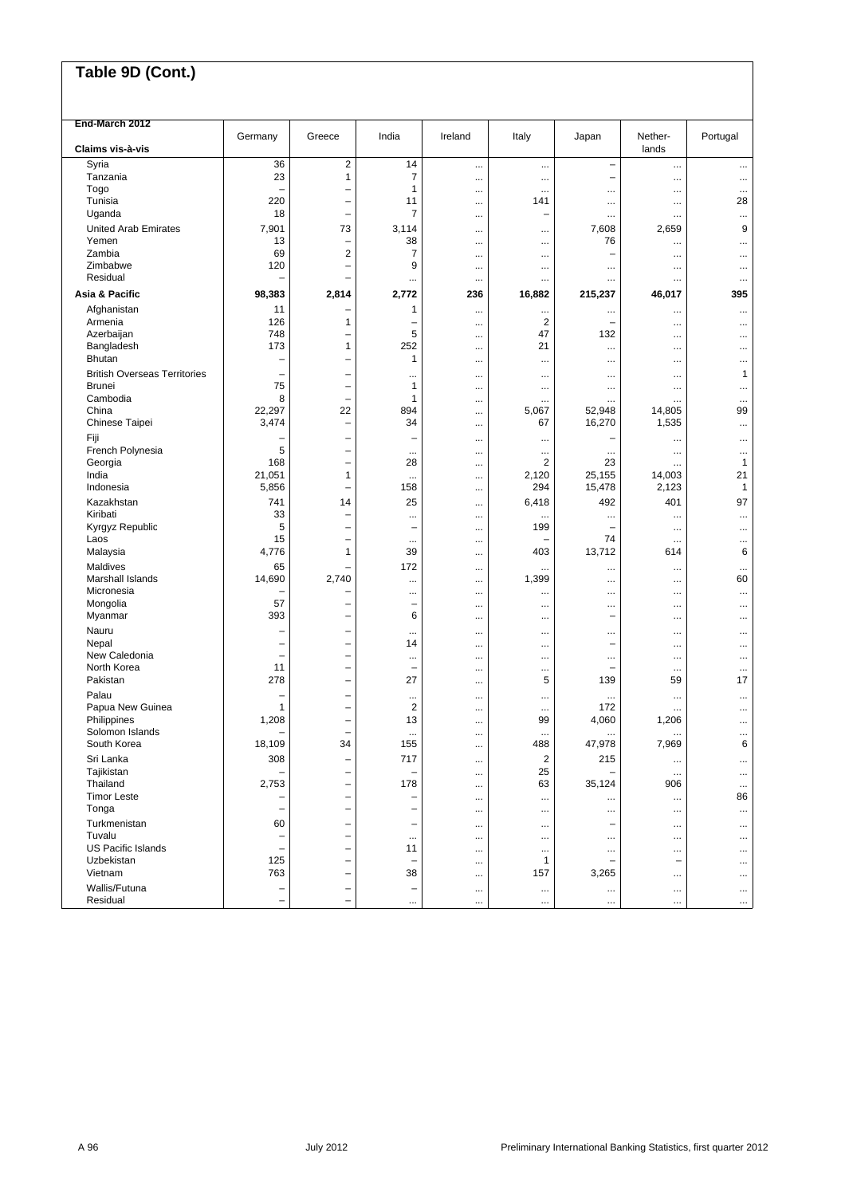# Table 9D (Cont.)

| End-March 2012<br>Claims vis-à-vis | Germany | Greece | India | Ireland | Italy | Japan | Nether-lands | Portugal |
|---|---|---|---|---|---|---|---|---|
| Syria | 36 | 2 | 14 | ... | ... | – | ... | ... |
| Tanzania | 23 | 1 | 7 | ... | ... | – | ... | ... |
| Togo | – | – | 1 | ... | ... | ... | ... | ... |
| Tunisia | 220 | – | 11 | ... | 141 | ... | ... | 28 |
| Uganda | 18 | – | 7 | ... | – | ... | ... | ... |
| United Arab Emirates | 7,901 | 73 | 3,114 | ... | ... | 7,608 | 2,659 | 9 |
| Yemen | 13 | – | 38 | ... | ... | 76 | ... | ... |
| Zambia | 69 | 2 | 7 | ... | ... | – | ... | ... |
| Zimbabwe | 120 | – | 9 | ... | ... | ... | ... | ... |
| Residual | – | – | ... | ... | ... | ... | ... | ... |
| **Asia & Pacific** | **98,383** | **2,814** | **2,772** | **236** | **16,882** | **215,237** | **46,017** | **395** |
| Afghanistan | 11 | – | 1 | ... | ... | ... | ... | ... |
| Armenia | 126 | 1 | – | ... | 2 | – | ... | ... |
| Azerbaijan | 748 | – | 5 | ... | 47 | 132 | ... | ... |
| Bangladesh | 173 | 1 | 252 | ... | 21 | ... | ... | ... |
| Bhutan | – | – | 1 | ... | ... | ... | ... | ... |
| British Overseas Territories | – | – | ... | ... | ... | ... | ... | 1 |
| Brunei | 75 | – | 1 | ... | ... | ... | ... | ... |
| Cambodia | 8 | – | 1 | ... | ... | ... | ... | ... |
| China | 22,297 | 22 | 894 | ... | 5,067 | 52,948 | 14,805 | 99 |
| Chinese Taipei | 3,474 | – | 34 | ... | 67 | 16,270 | 1,535 | ... |
| Fiji | – | – | – | ... | ... | – | ... | ... |
| French Polynesia | 5 | – | ... | ... | ... | ... | ... | ... |
| Georgia | 168 | – | 28 | ... | 2 | 23 | ... | 1 |
| India | 21,051 | 1 | ... | ... | 2,120 | 25,155 | 14,003 | 21 |
| Indonesia | 5,856 | – | 158 | ... | 294 | 15,478 | 2,123 | 1 |
| Kazakhstan | 741 | 14 | 25 | ... | 6,418 | 492 | 401 | 97 |
| Kiribati | 33 | – | ... | ... | ... | ... | ... | ... |
| Kyrgyz Republic | 5 | – | – | ... | 199 | – | ... | ... |
| Laos | 15 | – | ... | ... | – | 74 | ... | ... |
| Malaysia | 4,776 | 1 | 39 | ... | 403 | 13,712 | 614 | 6 |
| Maldives | 65 | – | 172 | ... | ... | ... | ... | ... |
| Marshall Islands | 14,690 | 2,740 | ... | ... | 1,399 | ... | ... | 60 |
| Micronesia | – | – | ... | ... | ... | ... | ... | ... |
| Mongolia | 57 | – | – | ... | ... | ... | ... | ... |
| Myanmar | 393 | – | 6 | ... | ... | – | ... | ... |
| Nauru | – | – | ... | ... | ... | ... | ... | ... |
| Nepal | – | – | 14 | ... | ... | – | ... | ... |
| New Caledonia | – | – | ... | ... | ... | ... | ... | ... |
| North Korea | 11 | – | – | ... | ... | – | ... | ... |
| Pakistan | 278 | – | 27 | ... | 5 | 139 | 59 | 17 |
| Palau | – | – | ... | ... | ... | ... | ... | ... |
| Papua New Guinea | 1 | – | 2 | ... | ... | 172 | ... | ... |
| Philippines | 1,208 | – | 13 | ... | 99 | 4,060 | 1,206 | ... |
| Solomon Islands | – | – | ... | ... | ... | ... | ... | ... |
| South Korea | 18,109 | 34 | 155 | ... | 488 | 47,978 | 7,969 | 6 |
| Sri Lanka | 308 | – | 717 | ... | 2 | 215 | ... | ... |
| Tajikistan | – | – | – | ... | 25 | – | ... | ... |
| Thailand | 2,753 | – | 178 | ... | 63 | 35,124 | 906 | ... |
| Timor Leste | – | – | – | ... | ... | ... | ... | 86 |
| Tonga | – | – | – | ... | ... | ... | ... | ... |
| Turkmenistan | 60 | – | – | ... | ... | – | ... | ... |
| Tuvalu | – | – | ... | ... | ... | ... | ... | ... |
| US Pacific Islands | – | – | 11 | ... | ... | ... | ... | ... |
| Uzbekistan | 125 | – | – | ... | 1 | – | – | ... |
| Vietnam | 763 | – | 38 | ... | 157 | 3,265 | ... | ... |
| Wallis/Futuna | – | – | – | ... | ... | ... | ... | ... |
| Residual | – | – | ... | ... | ... | ... | ... | ... |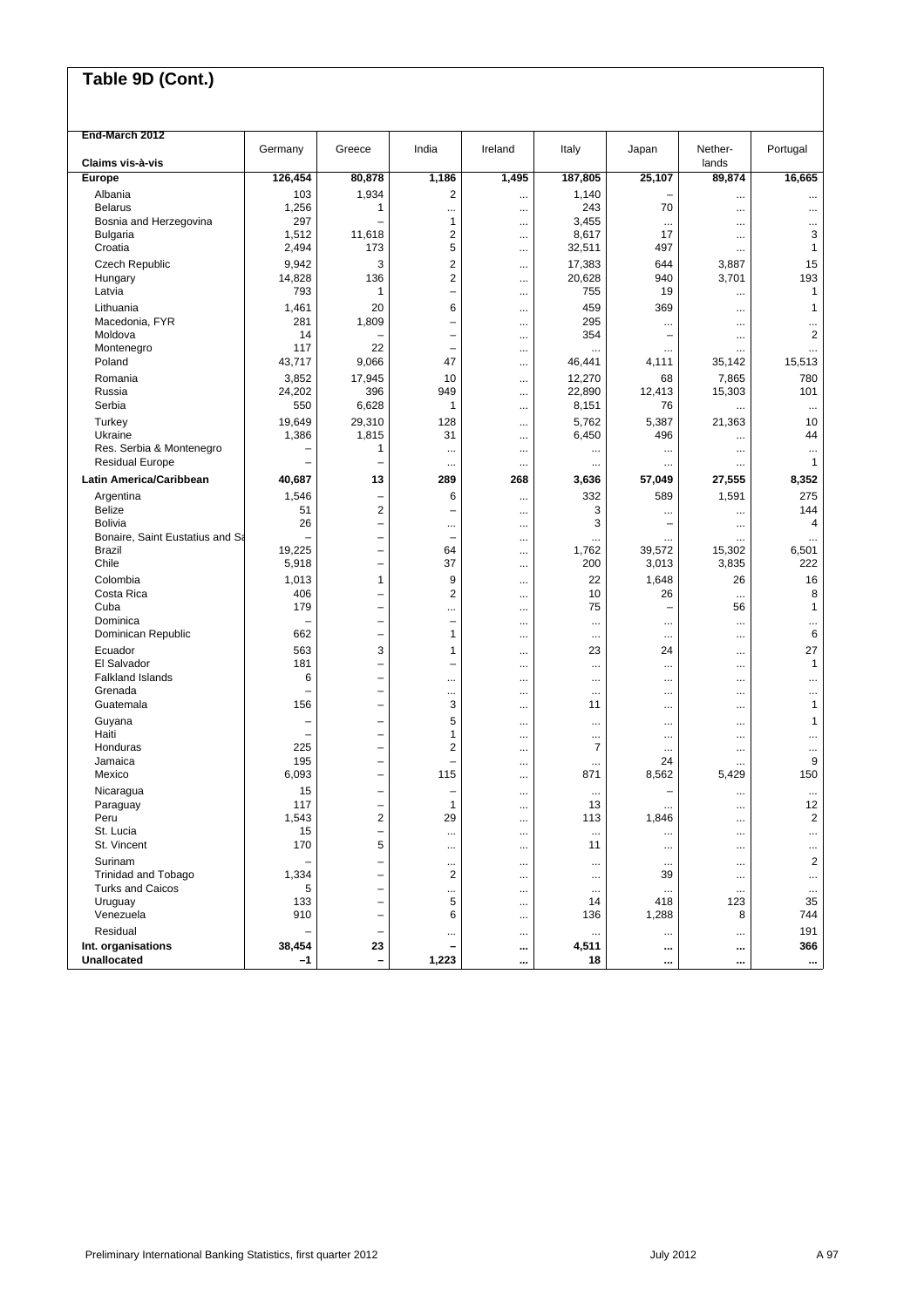## Table 9D (Cont.)

| End-March 2012<br>Claims vis-à-vis | Germany | Greece | India | Ireland | Italy | Japan | Nether-lands | Portugal |
|---|---|---|---|---|---|---|---|---|
| **Europe** | **126,454** | **80,878** | **1,186** | **1,495** | **187,805** | **25,107** | **89,874** | **16,665** |
| Albania | 103 | 1,934 | 2 | ... | 1,140 | – | ... | ... |
| Belarus | 1,256 | 1 | ... | ... | 243 | 70 | ... | ... |
| Bosnia and Herzegovina | 297 | – | 1 | ... | 3,455 | ... | ... | ... |
| Bulgaria | 1,512 | 11,618 | 2 | ... | 8,617 | 17 | ... | 3 |
| Croatia | 2,494 | 173 | 5 | ... | 32,511 | 497 | ... | 1 |
| Czech Republic | 9,942 | 3 | 2 | ... | 17,383 | 644 | 3,887 | 15 |
| Hungary | 14,828 | 136 | 2 | ... | 20,628 | 940 | 3,701 | 193 |
| Latvia | 793 | 1 | – | ... | 755 | 19 | ... | 1 |
| Lithuania | 1,461 | 20 | 6 | ... | 459 | 369 | ... | 1 |
| Macedonia, FYR | 281 | 1,809 | – | ... | 295 | ... | ... | ... |
| Moldova | 14 | – | – | ... | 354 | – | ... | 2 |
| Montenegro | 117 | 22 | – | ... | ... | ... | ... | ... |
| Poland | 43,717 | 9,066 | 47 | ... | 46,441 | 4,111 | 35,142 | 15,513 |
| Romania | 3,852 | 17,945 | 10 | ... | 12,270 | 68 | 7,865 | 780 |
| Russia | 24,202 | 396 | 949 | ... | 22,890 | 12,413 | 15,303 | 101 |
| Serbia | 550 | 6,628 | 1 | ... | 8,151 | 76 | ... | ... |
| Turkey | 19,649 | 29,310 | 128 | ... | 5,762 | 5,387 | 21,363 | 10 |
| Ukraine | 1,386 | 1,815 | 31 | ... | 6,450 | 496 | ... | 44 |
| Res. Serbia & Montenegro | – | 1 | ... | ... | ... | ... | ... | ... |
| Residual Europe | – | – | ... | ... | ... | ... | ... | 1 |
| **Latin America/Caribbean** | **40,687** | **13** | **289** | **268** | **3,636** | **57,049** | **27,555** | **8,352** |
| Argentina | 1,546 | – | 6 | ... | 332 | 589 | 1,591 | 275 |
| Belize | 51 | 2 | – | ... | 3 | ... | ... | 144 |
| Bolivia | 26 | – | ... | ... | 3 | – | ... | 4 |
| Bonaire, Saint Eustatius and Sa | – | – | – | ... | ... | ... | ... | ... |
| Brazil | 19,225 | – | 64 | ... | 1,762 | 39,572 | 15,302 | 6,501 |
| Chile | 5,918 | – | 37 | ... | 200 | 3,013 | 3,835 | 222 |
| Colombia | 1,013 | 1 | 9 | ... | 22 | 1,648 | 26 | 16 |
| Costa Rica | 406 | – | 2 | ... | 10 | 26 | ... | 8 |
| Cuba | 179 | – | ... | ... | 75 | – | 56 | 1 |
| Dominica | – | – | – | ... | ... | ... | ... | ... |
| Dominican Republic | 662 | – | 1 | ... | ... | ... | ... | 6 |
| Ecuador | 563 | 3 | 1 | ... | 23 | 24 | ... | 27 |
| El Salvador | 181 | – | – | ... | ... | ... | ... | 1 |
| Falkland Islands | 6 | – | ... | ... | ... | ... | ... | ... |
| Grenada | – | – | ... | ... | ... | ... | ... | ... |
| Guatemala | 156 | – | 3 | ... | 11 | ... | ... | 1 |
| Guyana | – | – | 5 | ... | ... | ... | ... | 1 |
| Haiti | – | – | 1 | ... | ... | ... | ... | ... |
| Honduras | 225 | – | 2 | ... | 7 | ... | ... | ... |
| Jamaica | 195 | – | – | ... | ... | 24 | ... | 9 |
| Mexico | 6,093 | – | 115 | ... | 871 | 8,562 | 5,429 | 150 |
| Nicaragua | 15 | – | – | ... | ... | – | ... | ... |
| Paraguay | 117 | – | 1 | ... | 13 | ... | ... | 12 |
| Peru | 1,543 | 2 | 29 | ... | 113 | 1,846 | ... | 2 |
| St. Lucia | 15 | – | ... | ... | ... | ... | ... | ... |
| St. Vincent | 170 | 5 | ... | ... | 11 | ... | ... | ... |
| Surinam | – | – | ... | ... | ... | ... | ... | 2 |
| Trinidad and Tobago | 1,334 | – | 2 | ... | ... | 39 | ... | ... |
| Turks and Caicos | 5 | – | ... | ... | ... | ... | ... | ... |
| Uruguay | 133 | – | 5 | ... | 14 | 418 | 123 | 35 |
| Venezuela | 910 | – | 6 | ... | 136 | 1,288 | 8 | 744 |
| Residual | – | – | ... | ... | ... | ... | ... | 191 |
| **Int. organisations** | **38,454** | **23** | **–** | **...** | **4,511** | **...** | **...** | **366** |
| **Unallocated** | **–1** | **–** | **1,223** | **...** | **18** | **...** | **...** | **...** |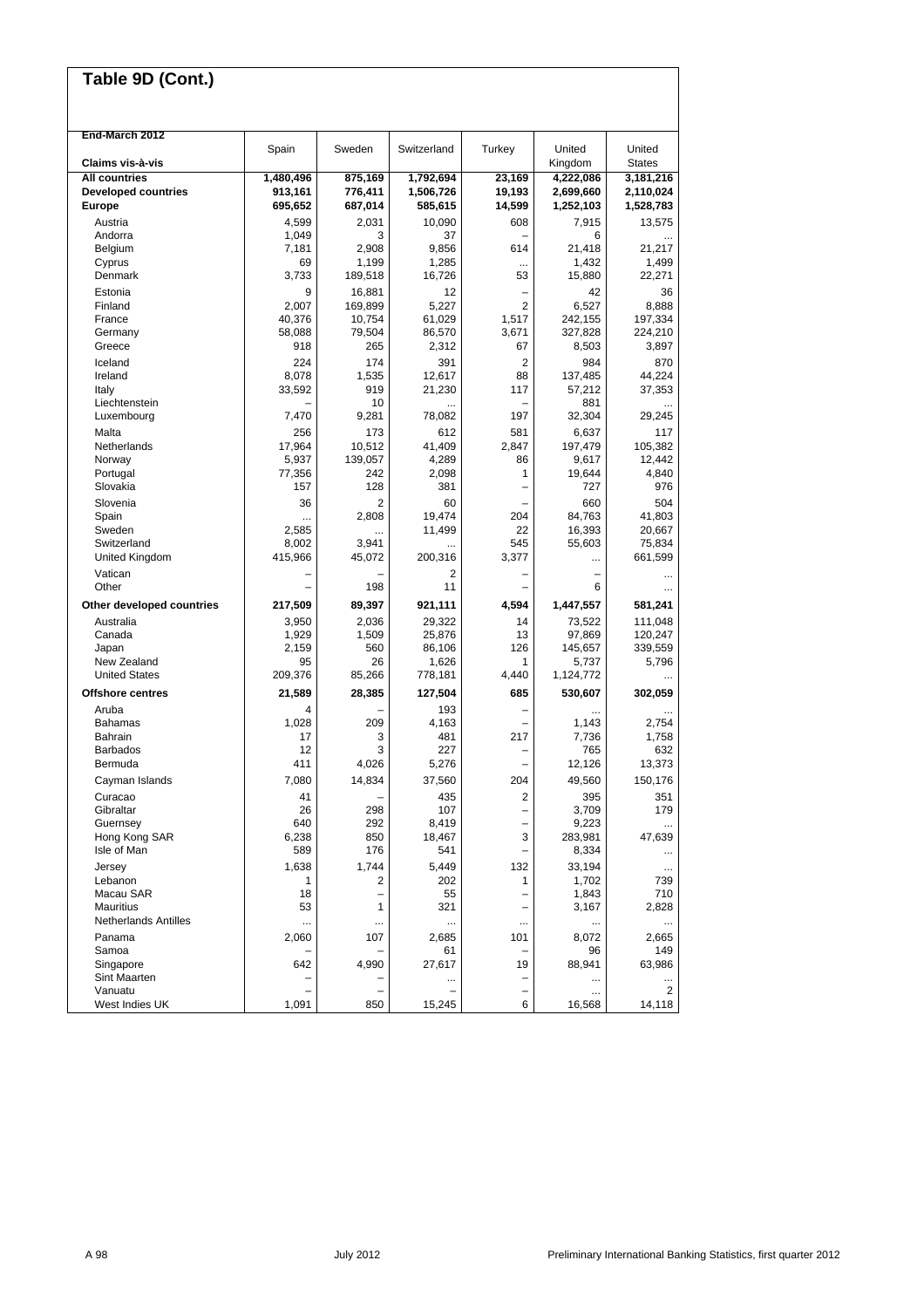## Table 9D (Cont.)

| End-March 2012<br>Claims vis-à-vis | Spain | Sweden | Switzerland | Turkey | United Kingdom | United States |
|---|---|---|---|---|---|---|
| **All countries** | **1,480,496** | **875,169** | **1,792,694** | **23,169** | **4,222,086** | **3,181,216** |
| **Developed countries** | **913,161** | **776,411** | **1,506,726** | **19,193** | **2,699,660** | **2,110,024** |
| **Europe** | **695,652** | **687,014** | **585,615** | **14,599** | **1,252,103** | **1,528,783** |
| Austria | 4,599 | 2,031 | 10,090 | 608 | 7,915 | 13,575 |
| Andorra | 1,049 | 3 | 37 | – | 6 | ... |
| Belgium | 7,181 | 2,908 | 9,856 | 614 | 21,418 | 21,217 |
| Cyprus | 69 | 1,199 | 1,285 | ... | 1,432 | 1,499 |
| Denmark | 3,733 | 189,518 | 16,726 | 53 | 15,880 | 22,271 |
| Estonia | 9 | 16,881 | 12 | – | 42 | 36 |
| Finland | 2,007 | 169,899 | 5,227 | 2 | 6,527 | 8,888 |
| France | 40,376 | 10,754 | 61,029 | 1,517 | 242,155 | 197,334 |
| Germany | 58,088 | 79,504 | 86,570 | 3,671 | 327,828 | 224,210 |
| Greece | 918 | 265 | 2,312 | 67 | 8,503 | 3,897 |
| Iceland | 224 | 174 | 391 | 2 | 984 | 870 |
| Ireland | 8,078 | 1,535 | 12,617 | 88 | 137,485 | 44,224 |
| Italy | 33,592 | 919 | 21,230 | 117 | 57,212 | 37,353 |
| Liechtenstein | – | 10 | ... | – | 881 | ... |
| Luxembourg | 7,470 | 9,281 | 78,082 | 197 | 32,304 | 29,245 |
| Malta | 256 | 173 | 612 | 581 | 6,637 | 117 |
| Netherlands | 17,964 | 10,512 | 41,409 | 2,847 | 197,479 | 105,382 |
| Norway | 5,937 | 139,057 | 4,289 | 86 | 9,617 | 12,442 |
| Portugal | 77,356 | 242 | 2,098 | 1 | 19,644 | 4,840 |
| Slovakia | 157 | 128 | 381 | – | 727 | 976 |
| Slovenia | 36 | 2 | 60 | – | 660 | 504 |
| Spain | ... | 2,808 | 19,474 | 204 | 84,763 | 41,803 |
| Sweden | 2,585 | ... | 11,499 | 22 | 16,393 | 20,667 |
| Switzerland | 8,002 | 3,941 | ... | 545 | 55,603 | 75,834 |
| United Kingdom | 415,966 | 45,072 | 200,316 | 3,377 | ... | 661,599 |
| Vatican | – | – | 2 | – | – | ... |
| Other | – | 198 | 11 | – | 6 | ... |
| **Other developed countries** | **217,509** | **89,397** | **921,111** | **4,594** | **1,447,557** | **581,241** |
| Australia | 3,950 | 2,036 | 29,322 | 14 | 73,522 | 111,048 |
| Canada | 1,929 | 1,509 | 25,876 | 13 | 97,869 | 120,247 |
| Japan | 2,159 | 560 | 86,106 | 126 | 145,657 | 339,559 |
| New Zealand | 95 | 26 | 1,626 | 1 | 5,737 | 5,796 |
| United States | 209,376 | 85,266 | 778,181 | 4,440 | 1,124,772 | ... |
| **Offshore centres** | **21,589** | **28,385** | **127,504** | **685** | **530,607** | **302,059** |
| Aruba | 4 | – | 193 | – | ... | ... |
| Bahamas | 1,028 | 209 | 4,163 | – | 1,143 | 2,754 |
| Bahrain | 17 | 3 | 481 | 217 | 7,736 | 1,758 |
| Barbados | 12 | 3 | 227 | – | 765 | 632 |
| Bermuda | 411 | 4,026 | 5,276 | – | 12,126 | 13,373 |
| Cayman Islands | 7,080 | 14,834 | 37,560 | 204 | 49,560 | 150,176 |
| Curacao | 41 | – | 435 | 2 | 395 | 351 |
| Gibraltar | 26 | 298 | 107 | – | 3,709 | 179 |
| Guernsey | 640 | 292 | 8,419 | – | 9,223 | ... |
| Hong Kong SAR | 6,238 | 850 | 18,467 | 3 | 283,981 | 47,639 |
| Isle of Man | 589 | 176 | 541 | – | 8,334 | ... |
| Jersey | 1,638 | 1,744 | 5,449 | 132 | 33,194 | ... |
| Lebanon | 1 | 2 | 202 | 1 | 1,702 | 739 |
| Macau SAR | 18 | – | 55 | – | 1,843 | 710 |
| Mauritius | 53 | 1 | 321 | – | 3,167 | 2,828 |
| Netherlands Antilles | ... | ... | ... | ... | ... | ... |
| Panama | 2,060 | 107 | 2,685 | 101 | 8,072 | 2,665 |
| Samoa | – | – | 61 | – | 96 | 149 |
| Singapore | 642 | 4,990 | 27,617 | 19 | 88,941 | 63,986 |
| Sint Maarten | – | – | ... | – | ... | ... |
| Vanuatu | – | – | – | – | ... | 2 |
| West Indies UK | 1,091 | 850 | 15,245 | 6 | 16,568 | 14,118 |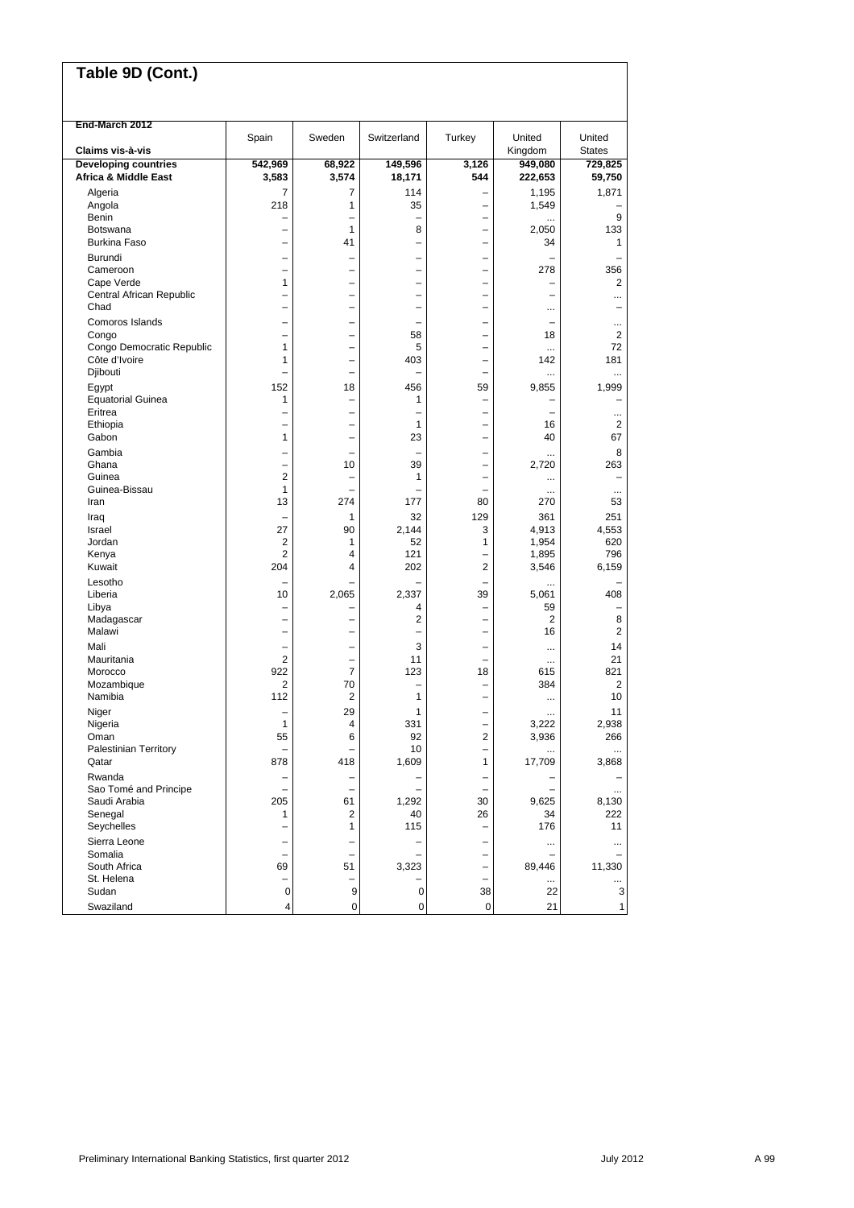## Table 9D (Cont.)

| End-March 2012 Claims vis-à-vis | Spain | Sweden | Switzerland | Turkey | United Kingdom | United States |
|---|---|---|---|---|---|---|
| **Developing countries** | **542,969** | **68,922** | **149,596** | **3,126** | **949,080** | **729,825** |
| **Africa & Middle East** | **3,583** | **3,574** | **18,171** | **544** | **222,653** | **59,750** |
| Algeria | 7 | 7 | 114 | – | 1,195 | 1,871 |
| Angola | 218 | 1 | 35 | – | 1,549 | – |
| Benin | – | – | – | – | ... | 9 |
| Botswana | – | 1 | 8 | – | 2,050 | 133 |
| Burkina Faso | – | 41 | – | – | 34 | 1 |
| Burundi | – | – | – | – | – | – |
| Cameroon | – | – | – | – | 278 | 356 |
| Cape Verde | 1 | – | – | – | – | 2 |
| Central African Republic | – | – | – | – | – | ... |
| Chad | – | – | – | – | ... | – |
| Comoros Islands | – | – | – | – | – | ... |
| Congo | – | – | 58 | – | 18 | 2 |
| Congo Democratic Republic | 1 | – | 5 | – | ... | 72 |
| Côte d'Ivoire | 1 | – | 403 | – | 142 | 181 |
| Djibouti | – | – | – | – | ... | ... |
| Egypt | 152 | 18 | 456 | 59 | 9,855 | 1,999 |
| Equatorial Guinea | 1 | – | 1 | – | – | – |
| Eritrea | – | – | – | – | – | ... |
| Ethiopia | – | – | 1 | – | 16 | 2 |
| Gabon | 1 | – | 23 | – | 40 | 67 |
| Gambia | – | – | – | – | ... | 8 |
| Ghana | – | 10 | 39 | – | 2,720 | 263 |
| Guinea | 2 | – | 1 | – | ... | – |
| Guinea-Bissau | 1 | – | – | – | ... | ... |
| Iran | 13 | 274 | 177 | 80 | 270 | 53 |
| Iraq | – | 1 | 32 | 129 | 361 | 251 |
| Israel | 27 | 90 | 2,144 | 3 | 4,913 | 4,553 |
| Jordan | 2 | 1 | 52 | 1 | 1,954 | 620 |
| Kenya | 2 | 4 | 121 | – | 1,895 | 796 |
| Kuwait | 204 | 4 | 202 | 2 | 3,546 | 6,159 |
| Lesotho | – | – | – | – | ... | – |
| Liberia | 10 | 2,065 | 2,337 | 39 | 5,061 | 408 |
| Libya | – | – | 4 | – | 59 | – |
| Madagascar | – | – | 2 | – | 2 | 8 |
| Malawi | – | – | – | – | 16 | 2 |
| Mali | – | – | 3 | – | ... | 14 |
| Mauritania | 2 | – | 11 | – | ... | 21 |
| Morocco | 922 | 7 | 123 | 18 | 615 | 821 |
| Mozambique | 2 | 70 | – | – | 384 | 2 |
| Namibia | 112 | 2 | 1 | – | ... | 10 |
| Niger | – | 29 | 1 | – | ... | 11 |
| Nigeria | 1 | 4 | 331 | – | 3,222 | 2,938 |
| Oman | 55 | 6 | 92 | 2 | 3,936 | 266 |
| Palestinian Territory | – | – | 10 | – | ... | ... |
| Qatar | 878 | 418 | 1,609 | 1 | 17,709 | 3,868 |
| Rwanda | – | – | – | – | – | – |
| Sao Tomé and Principe | – | – | – | – | – | ... |
| Saudi Arabia | 205 | 61 | 1,292 | 30 | 9,625 | 8,130 |
| Senegal | 1 | 2 | 40 | 26 | 34 | 222 |
| Seychelles | – | 1 | 115 | – | 176 | 11 |
| Sierra Leone | – | – | – | – | ... | ... |
| Somalia | – | – | – | – | – | – |
| South Africa | 69 | 51 | 3,323 | – | 89,446 | 11,330 |
| St. Helena | – | – | – | – | ... | ... |
| Sudan | 0 | 9 | 0 | 38 | 22 | 3 |
| Swaziland | 4 | 0 | 0 | 0 | 21 | 1 |

Preliminary International Banking Statistics, first quarter 2012 — July 2012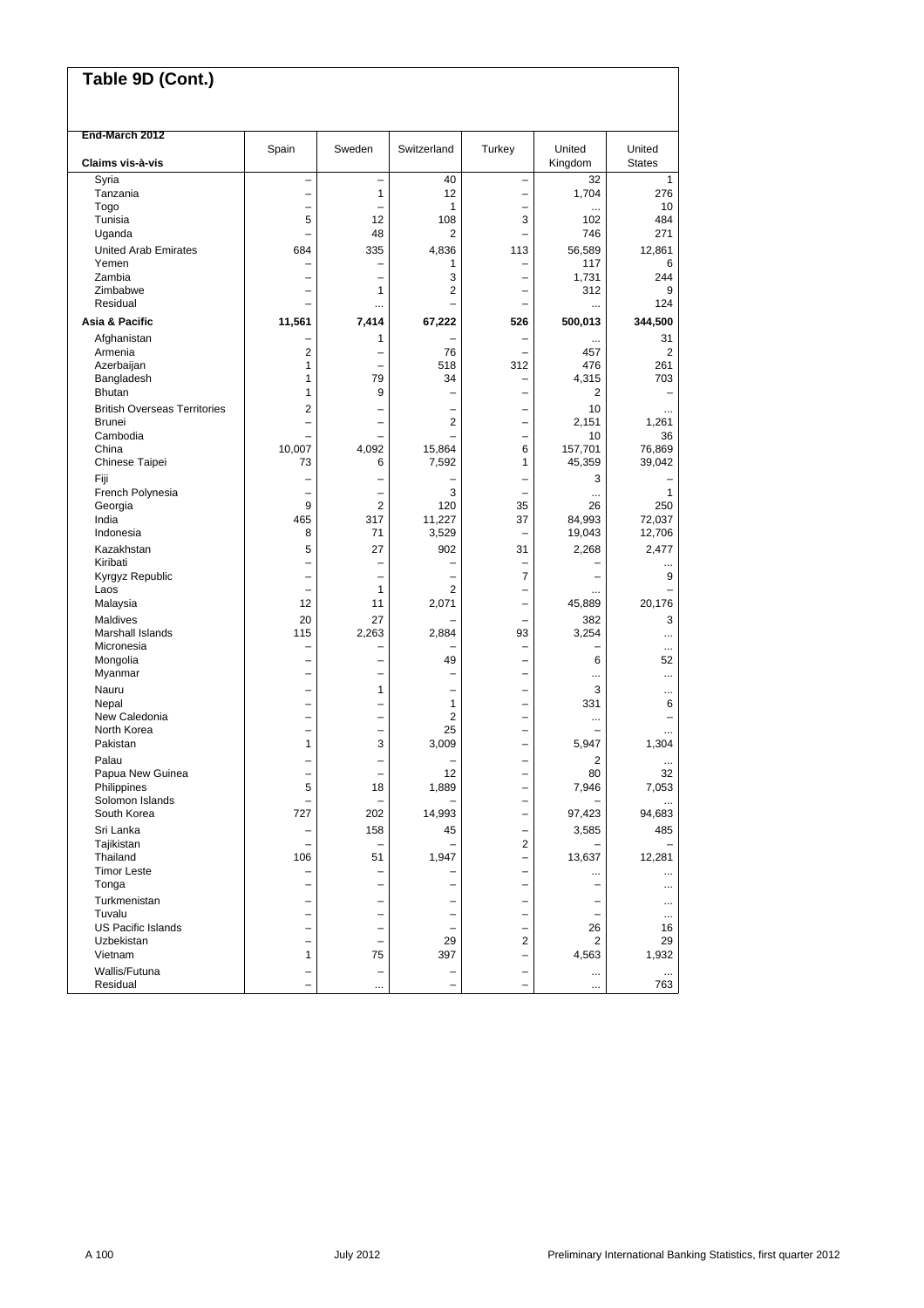## Table 9D (Cont.)

| End-March 2012<br>Claims vis-à-vis | Spain | Sweden | Switzerland | Turkey | United Kingdom | United States |
|---|---|---|---|---|---|---|
| Syria | – | – | 40 | – | 32 | 1 |
| Tanzania | – | 1 | 12 | – | 1,704 | 276 |
| Togo | – | – | 1 | – | ... | 10 |
| Tunisia | 5 | 12 | 108 | 3 | 102 | 484 |
| Uganda | – | 48 | 2 | – | 746 | 271 |
| United Arab Emirates | 684 | 335 | 4,836 | 113 | 56,589 | 12,861 |
| Yemen | – | – | 1 | – | 117 | 6 |
| Zambia | – | – | 3 | – | 1,731 | 244 |
| Zimbabwe | – | 1 | 2 | – | 312 | 9 |
| Residual | – | ... | – | – | ... | 124 |
| **Asia & Pacific** | **11,561** | **7,414** | **67,222** | **526** | **500,013** | **344,500** |
| Afghanistan | – | 1 | – | – | ... | 31 |
| Armenia | 2 | – | 76 | – | 457 | 2 |
| Azerbaijan | 1 | – | 518 | 312 | 476 | 261 |
| Bangladesh | 1 | 79 | 34 | – | 4,315 | 703 |
| Bhutan | 1 | 9 | – | – | 2 | – |
| British Overseas Territories | 2 | – | – | – | 10 | ... |
| Brunei | – | – | 2 | – | 2,151 | 1,261 |
| Cambodia | – | – | – | – | 10 | 36 |
| China | 10,007 | 4,092 | 15,864 | 6 | 157,701 | 76,869 |
| Chinese Taipei | 73 | 6 | 7,592 | 1 | 45,359 | 39,042 |
| Fiji | – | – | – | – | 3 | – |
| French Polynesia | – | – | 3 | – | ... | 1 |
| Georgia | 9 | 2 | 120 | 35 | 26 | 250 |
| India | 465 | 317 | 11,227 | 37 | 84,993 | 72,037 |
| Indonesia | 8 | 71 | 3,529 | – | 19,043 | 12,706 |
| Kazakhstan | 5 | 27 | 902 | 31 | 2,268 | 2,477 |
| Kiribati | – | – | – | – | – | ... |
| Kyrgyz Republic | – | – | – | 7 | – | 9 |
| Laos | – | 1 | 2 | – | ... | – |
| Malaysia | 12 | 11 | 2,071 | – | 45,889 | 20,176 |
| Maldives | 20 | 27 | – | – | 382 | 3 |
| Marshall Islands | 115 | 2,263 | 2,884 | 93 | 3,254 | ... |
| Micronesia | – | – | – | – | – | ... |
| Mongolia | – | – | 49 | – | 6 | 52 |
| Myanmar | – | – | – | – | ... | ... |
| Nauru | – | 1 | – | – | 3 | ... |
| Nepal | – | – | 1 | – | 331 | 6 |
| New Caledonia | – | – | 2 | – | ... | – |
| North Korea | – | – | 25 | – | – | ... |
| Pakistan | 1 | 3 | 3,009 | – | 5,947 | 1,304 |
| Palau | – | – | – | – | 2 | ... |
| Papua New Guinea | – | – | 12 | – | 80 | 32 |
| Philippines | 5 | 18 | 1,889 | – | 7,946 | 7,053 |
| Solomon Islands | – | – | – | – | – | ... |
| South Korea | 727 | 202 | 14,993 | – | 97,423 | 94,683 |
| Sri Lanka | – | 158 | 45 | – | 3,585 | 485 |
| Tajikistan | – | – | – | 2 | – | – |
| Thailand | 106 | 51 | 1,947 | – | 13,637 | 12,281 |
| Timor Leste | – | – | – | – | ... | ... |
| Tonga | – | – | – | – | – | ... |
| Turkmenistan | – | – | – | – | – | ... |
| Tuvalu | – | – | – | – | – | ... |
| US Pacific Islands | – | – | – | – | 26 | 16 |
| Uzbekistan | – | – | 29 | 2 | 2 | 29 |
| Vietnam | 1 | 75 | 397 | – | 4,563 | 1,932 |
| Wallis/Futuna | – | – | – | – | ... | ... |
| Residual | – | ... | – | – | ... | 763 |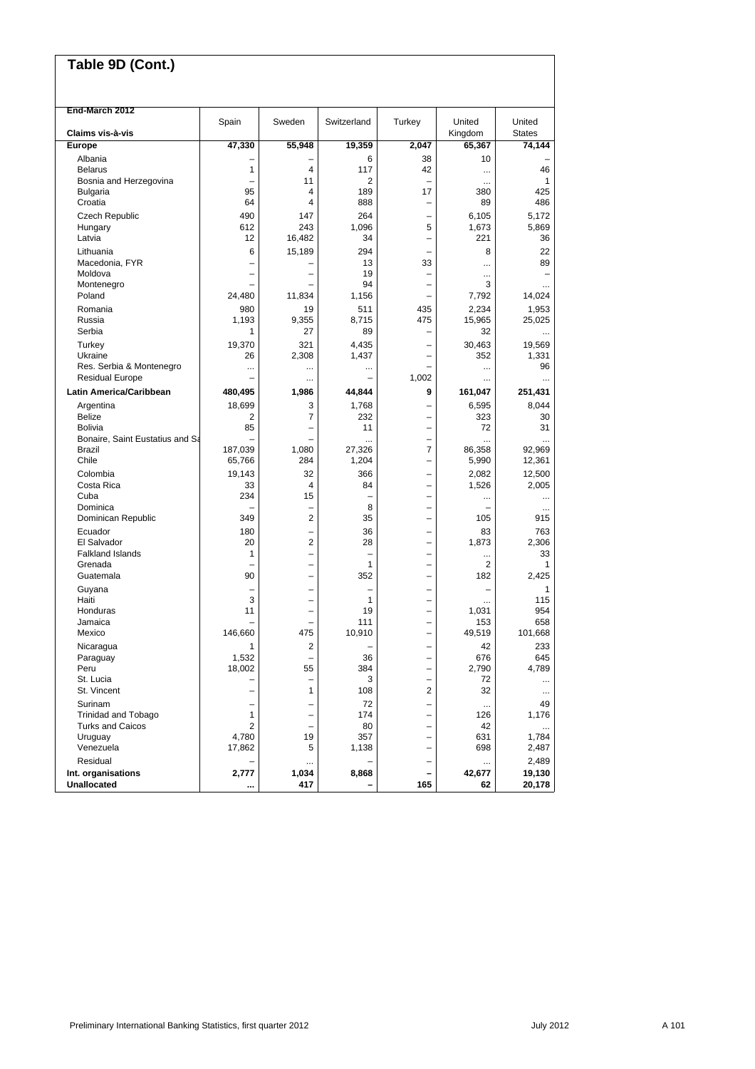# Table 9D (Cont.)

| End-March 2012<br>Claims vis-à-vis | Spain | Sweden | Switzerland | Turkey | United Kingdom | United States |
|---|---|---|---|---|---|---|
| **Europe** | **47,330** | **55,948** | **19,359** | **2,047** | **65,367** | **74,144** |
| Albania | – | – | 6 | 38 | 10 | – |
| Belarus | 1 | 4 | 117 | 42 | ... | 46 |
| Bosnia and Herzegovina | – | 11 | 2 | – | ... | 1 |
| Bulgaria | 95 | 4 | 189 | 17 | 380 | 425 |
| Croatia | 64 | 4 | 888 | – | 89 | 486 |
| Czech Republic | 490 | 147 | 264 | – | 6,105 | 5,172 |
| Hungary | 612 | 243 | 1,096 | 5 | 1,673 | 5,869 |
| Latvia | 12 | 16,482 | 34 | – | 221 | 36 |
| Lithuania | 6 | 15,189 | 294 | – | 8 | 22 |
| Macedonia, FYR | – | – | 13 | 33 | ... | 89 |
| Moldova | – | – | 19 | – | ... | – |
| Montenegro | – | – | 94 | – | 3 | ... |
| Poland | 24,480 | 11,834 | 1,156 | – | 7,792 | 14,024 |
| Romania | 980 | 19 | 511 | 435 | 2,234 | 1,953 |
| Russia | 1,193 | 9,355 | 8,715 | 475 | 15,965 | 25,025 |
| Serbia | 1 | 27 | 89 | – | 32 | ... |
| Turkey | 19,370 | 321 | 4,435 | – | 30,463 | 19,569 |
| Ukraine | 26 | 2,308 | 1,437 | – | 352 | 1,331 |
| Res. Serbia & Montenegro | ... | ... | ... | – | ... | 96 |
| Residual Europe | – | ... | – | 1,002 | ... | ... |
| **Latin America/Caribbean** | **480,495** | **1,986** | **44,844** | **9** | **161,047** | **251,431** |
| Argentina | 18,699 | 3 | 1,768 | – | 6,595 | 8,044 |
| Belize | 2 | 7 | 232 | – | 323 | 30 |
| Bolivia | 85 | – | 11 | – | 72 | 31 |
| Bonaire, Saint Eustatius and Sa | – | – | ... | – | ... | ... |
| Brazil | 187,039 | 1,080 | 27,326 | 7 | 86,358 | 92,969 |
| Chile | 65,766 | 284 | 1,204 | – | 5,990 | 12,361 |
| Colombia | 19,143 | 32 | 366 | – | 2,082 | 12,500 |
| Costa Rica | 33 | 4 | 84 | – | 1,526 | 2,005 |
| Cuba | 234 | 15 | – | – | ... | ... |
| Dominica | – | – | 8 | – | – | ... |
| Dominican Republic | 349 | 2 | 35 | – | 105 | 915 |
| Ecuador | 180 | – | 36 | – | 83 | 763 |
| El Salvador | 20 | 2 | 28 | – | 1,873 | 2,306 |
| Falkland Islands | 1 | – | – | – | ... | 33 |
| Grenada | – | – | 1 | – | 2 | 1 |
| Guatemala | 90 | – | 352 | – | 182 | 2,425 |
| Guyana | – | – | – | – | – | 1 |
| Haiti | 3 | – | 1 | – | ... | 115 |
| Honduras | 11 | – | 19 | – | 1,031 | 954 |
| Jamaica | – | – | 111 | – | 153 | 658 |
| Mexico | 146,660 | 475 | 10,910 | – | 49,519 | 101,668 |
| Nicaragua | 1 | 2 | – | – | 42 | 233 |
| Paraguay | 1,532 | – | 36 | – | 676 | 645 |
| Peru | 18,002 | 55 | 384 | – | 2,790 | 4,789 |
| St. Lucia | – | – | 3 | – | 72 | ... |
| St. Vincent | – | 1 | 108 | 2 | 32 | ... |
| Surinam | – | – | 72 | – | ... | 49 |
| Trinidad and Tobago | 1 | – | 174 | – | 126 | 1,176 |
| Turks and Caicos | 2 | – | 80 | – | 42 | ... |
| Uruguay | 4,780 | 19 | 357 | – | 631 | 1,784 |
| Venezuela | 17,862 | 5 | 1,138 | – | 698 | 2,487 |
| Residual | – | ... | – | – | ... | 2,489 |
| **Int. organisations** | **2,777** | **1,034** | **8,868** | **–** | **42,677** | **19,130** |
| **Unallocated** | **...** | **417** | **–** | **165** | **62** | **20,178** |

Preliminary International Banking Statistics, first quarter 2012 — July 2012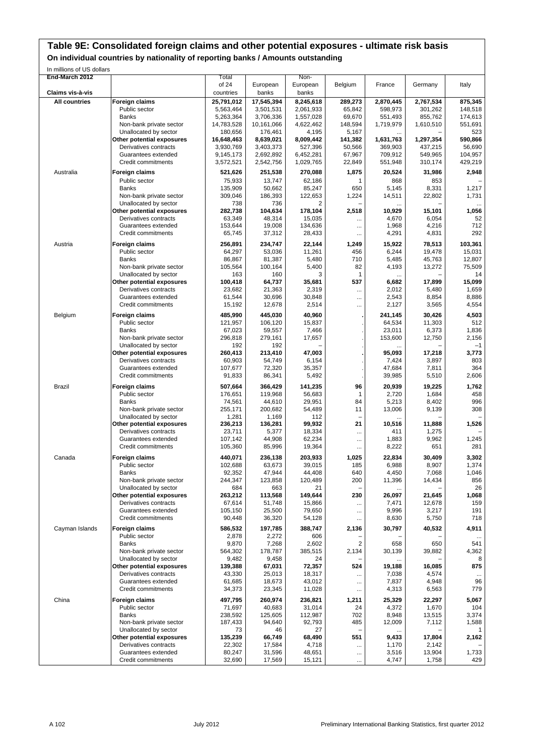# Table 9E: Consolidated foreign claims and other potential exposures - ultimate risk basis

## On individual countries by nationality of reporting banks / Amounts outstanding

In millions of US dollars

| End-March 2012 Claims vis-à-vis | | Total of 24 countries | European banks | Non-European banks | Belgium | France | Germany | Italy |
|---|---|---|---|---|---|---|---|---|
| **All countries** | **Foreign claims** | **25,791,012** | **17,545,394** | **8,245,618** | **289,273** | **2,870,445** | **2,767,534** | **875,345** |
| | Public sector | 5,563,464 | 3,501,531 | 2,061,933 | 65,842 | 598,973 | 301,262 | 148,518 |
| | Banks | 5,263,364 | 3,706,336 | 1,557,028 | 69,670 | 551,493 | 855,762 | 174,613 |
| | Non-bank private sector | 14,783,528 | 10,161,066 | 4,622,462 | 148,594 | 1,719,979 | 1,610,510 | 551,691 |
| | Unallocated by sector | 180,656 | 176,461 | 4,195 | 5,167 | ... | – | 523 |
| | **Other potential exposures** | **16,648,463** | **8,639,021** | **8,009,442** | **141,382** | **1,631,763** | **1,297,354** | **590,866** |
| | Derivatives contracts | 3,930,769 | 3,403,373 | 527,396 | 50,566 | 369,903 | 437,215 | 56,690 |
| | Guarantees extended | 9,145,173 | 2,692,892 | 6,452,281 | 67,967 | 709,912 | 549,965 | 104,957 |
| | Credit commitments | 3,572,521 | 2,542,756 | 1,029,765 | 22,849 | 551,948 | 310,174 | 429,219 |
| Australia | **Foreign claims** | **521,626** | **251,538** | **270,088** | **1,875** | **20,524** | **31,986** | **2,948** |
| | Public sector | 75,933 | 13,747 | 62,186 | 1 | 868 | 853 | – |
| | Banks | 135,909 | 50,662 | 85,247 | 650 | 5,145 | 8,331 | 1,217 |
| | Non-bank private sector | 309,046 | 186,393 | 122,653 | 1,224 | 14,511 | 22,802 | 1,731 |
| | Unallocated by sector | 738 | 736 | 2 | – | ... | – | ... |
| | **Other potential exposures** | **282,738** | **104,634** | **178,104** | **2,518** | **10,929** | **15,101** | **1,056** |
| | Derivatives contracts | 63,349 | 48,314 | 15,035 | ... | 4,670 | 6,054 | 52 |
| | Guarantees extended | 153,644 | 19,008 | 134,636 | ... | 1,968 | 4,216 | 712 |
| | Credit commitments | 65,745 | 37,312 | 28,433 | ... | 4,291 | 4,831 | 292 |
| Austria | **Foreign claims** | **256,891** | **234,747** | **22,144** | **1,249** | **15,922** | **78,513** | **103,361** |
| | Public sector | 64,297 | 53,036 | 11,261 | 456 | 6,244 | 19,478 | 15,031 |
| | Banks | 86,867 | 81,387 | 5,480 | 710 | 5,485 | 45,763 | 12,807 |
| | Non-bank private sector | 105,564 | 100,164 | 5,400 | 82 | 4,193 | 13,272 | 75,509 |
| | Unallocated by sector | 163 | 160 | 3 | 1 | ... | – | 14 |
| | **Other potential exposures** | **100,418** | **64,737** | **35,681** | **537** | **6,682** | **17,899** | **15,099** |
| | Derivatives contracts | 23,682 | 21,363 | 2,319 | ... | 2,012 | 5,480 | 1,659 |
| | Guarantees extended | 61,544 | 30,696 | 30,848 | ... | 2,543 | 8,854 | 8,886 |
| | Credit commitments | 15,192 | 12,678 | 2,514 | ... | 2,127 | 3,565 | 4,554 |
| Belgium | **Foreign claims** | **485,990** | **445,030** | **40,960** | **.** | **241,145** | **30,426** | **4,503** |
| | Public sector | 121,957 | 106,120 | 15,837 | . | 64,534 | 11,303 | 512 |
| | Banks | 67,023 | 59,557 | 7,466 | . | 23,011 | 6,373 | 1,836 |
| | Non-bank private sector | 296,818 | 279,161 | 17,657 | . | 153,600 | 12,750 | 2,156 |
| | Unallocated by sector | 192 | 192 | – | . | ... | – | –1 |
| | **Other potential exposures** | **260,413** | **213,410** | **47,003** | **.** | **95,093** | **17,218** | **3,773** |
| | Derivatives contracts | 60,903 | 54,749 | 6,154 | . | 7,424 | 3,897 | 803 |
| | Guarantees extended | 107,677 | 72,320 | 35,357 | . | 47,684 | 7,811 | 364 |
| | Credit commitments | 91,833 | 86,341 | 5,492 | . | 39,985 | 5,510 | 2,606 |
| Brazil | **Foreign claims** | **507,664** | **366,429** | **141,235** | **96** | **20,939** | **19,225** | **1,762** |
| | Public sector | 176,651 | 119,968 | 56,683 | 1 | 2,720 | 1,684 | 458 |
| | Banks | 74,561 | 44,610 | 29,951 | 84 | 5,213 | 8,402 | 996 |
| | Non-bank private sector | 255,171 | 200,682 | 54,489 | 11 | 13,006 | 9,139 | 308 |
| | Unallocated by sector | 1,281 | 1,169 | 112 | – | ... | – | – |
| | **Other potential exposures** | **236,213** | **136,281** | **99,932** | **21** | **10,516** | **11,888** | **1,526** |
| | Derivatives contracts | 23,711 | 5,377 | 18,334 | ... | 411 | 1,275 | – |
| | Guarantees extended | 107,142 | 44,908 | 62,234 | ... | 1,883 | 9,962 | 1,245 |
| | Credit commitments | 105,360 | 85,996 | 19,364 | ... | 8,222 | 651 | 281 |
| Canada | **Foreign claims** | **440,071** | **236,138** | **203,933** | **1,025** | **22,834** | **30,409** | **3,302** |
| | Public sector | 102,688 | 63,673 | 39,015 | 185 | 6,988 | 8,907 | 1,374 |
| | Banks | 92,352 | 47,944 | 44,408 | 640 | 4,450 | 7,068 | 1,046 |
| | Non-bank private sector | 244,347 | 123,858 | 120,489 | 200 | 11,396 | 14,434 | 856 |
| | Unallocated by sector | 684 | 663 | 21 | – | ... | – | 26 |
| | **Other potential exposures** | **263,212** | **113,568** | **149,644** | **230** | **26,097** | **21,645** | **1,068** |
| | Derivatives contracts | 67,614 | 51,748 | 15,866 | ... | 7,471 | 12,678 | 159 |
| | Guarantees extended | 105,150 | 25,500 | 79,650 | ... | 9,996 | 3,217 | 191 |
| | Credit commitments | 90,448 | 36,320 | 54,128 | ... | 8,630 | 5,750 | 718 |
| Cayman Islands | **Foreign claims** | **586,532** | **197,785** | **388,747** | **2,136** | **30,797** | **40,532** | **4,911** |
| | Public sector | 2,878 | 2,272 | 606 | – | – | – | ... |
| | Banks | 9,870 | 7,268 | 2,602 | 2 | 658 | 650 | 541 |
| | Non-bank private sector | 564,302 | 178,787 | 385,515 | 2,134 | 30,139 | 39,882 | 4,362 |
| | Unallocated by sector | 9,482 | 9,458 | 24 | – | ... | – | 8 |
| | **Other potential exposures** | **139,388** | **67,031** | **72,357** | **524** | **19,188** | **16,085** | **875** |
| | Derivatives contracts | 43,330 | 25,013 | 18,317 | ... | 7,038 | 4,574 | ... |
| | Guarantees extended | 61,685 | 18,673 | 43,012 | ... | 7,837 | 4,948 | 96 |
| | Credit commitments | 34,373 | 23,345 | 11,028 | ... | 4,313 | 6,563 | 779 |
| China | **Foreign claims** | **497,795** | **260,974** | **236,821** | **1,211** | **25,329** | **22,297** | **5,067** |
| | Public sector | 71,697 | 40,683 | 31,014 | 24 | 4,372 | 1,670 | 104 |
| | Banks | 238,592 | 125,605 | 112,987 | 702 | 8,948 | 13,515 | 3,374 |
| | Non-bank private sector | 187,433 | 94,640 | 92,793 | 485 | 12,009 | 7,112 | 1,588 |
| | Unallocated by sector | 73 | 46 | 27 | – | ... | – | 1 |
| | **Other potential exposures** | **135,239** | **66,749** | **68,490** | **551** | **9,433** | **17,804** | **2,162** |
| | Derivatives contracts | 22,302 | 17,584 | 4,718 | ... | 1,170 | 2,142 | – |
| | Guarantees extended | 80,247 | 31,596 | 48,651 | ... | 3,516 | 13,904 | 1,733 |
| | Credit commitments | 32,690 | 17,569 | 15,121 | ... | 4,747 | 1,758 | 429 |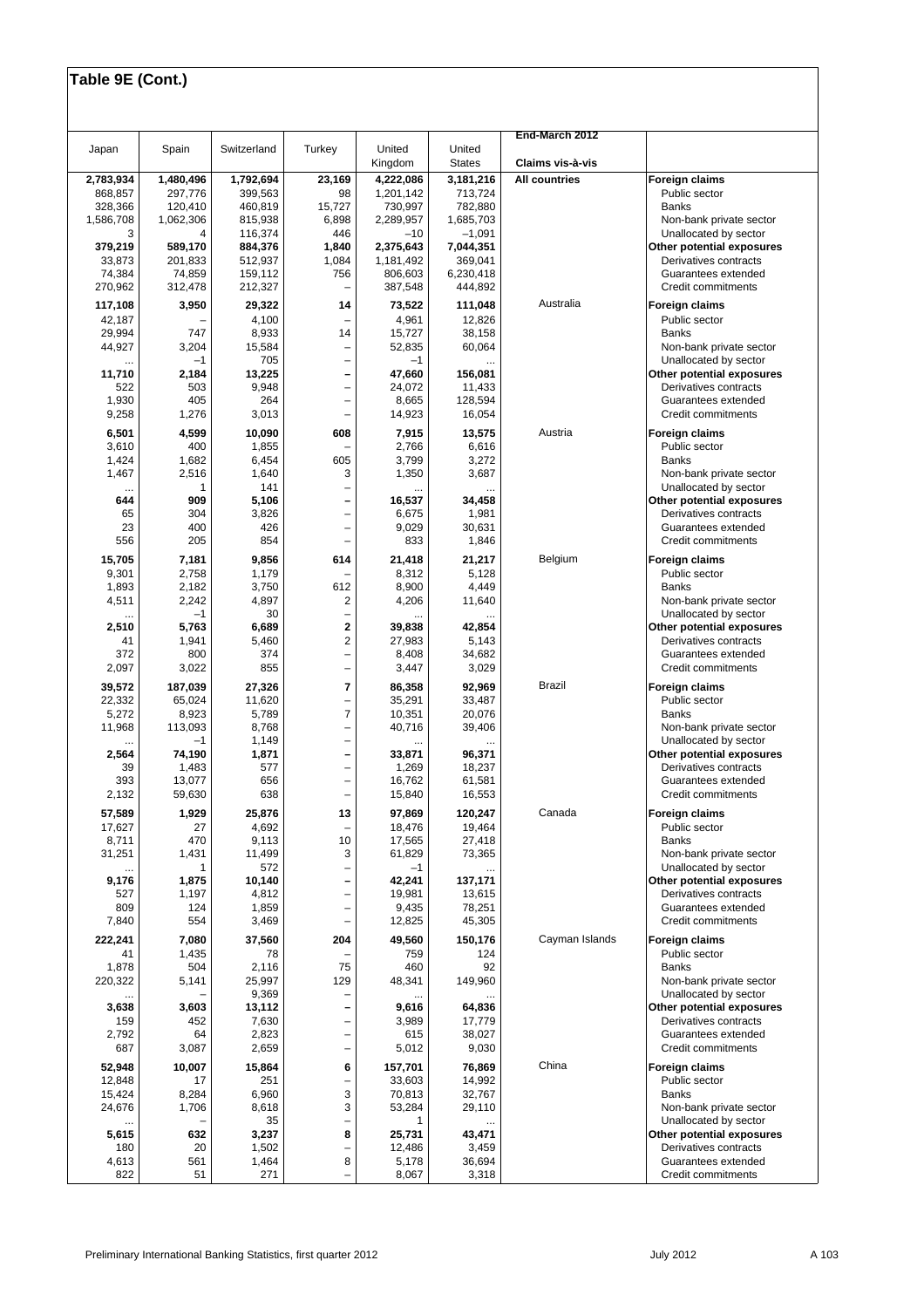## Table 9E (Cont.)

| Japan | Spain | Switzerland | Turkey | United Kingdom | United States | End-March 2012 Claims vis-à-vis | |
|---|---|---|---|---|---|---|---|
| **2,783,934** | **1,480,496** | **1,792,694** | **23,169** | **4,222,086** | **3,181,216** | **All countries** | **Foreign claims** |
| 868,857 | 297,776 | 399,563 | 98 | 1,201,142 | 713,724 | | Public sector |
| 328,366 | 120,410 | 460,819 | 15,727 | 730,997 | 782,880 | | Banks |
| 1,586,708 | 1,062,306 | 815,938 | 6,898 | 2,289,957 | 1,685,703 | | Non-bank private sector |
| 3 | 4 | 116,374 | 446 | –10 | –1,091 | | Unallocated by sector |
| **379,219** | **589,170** | **884,376** | **1,840** | **2,375,643** | **7,044,351** | | **Other potential exposures** |
| 33,873 | 201,833 | 512,937 | 1,084 | 1,181,492 | 369,041 | | Derivatives contracts |
| 74,384 | 74,859 | 159,112 | 756 | 806,603 | 6,230,418 | | Guarantees extended |
| 270,962 | 312,478 | 212,327 | – | 387,548 | 444,892 | | Credit commitments |
| **117,108** | **3,950** | **29,322** | **14** | **73,522** | **111,048** | Australia | **Foreign claims** |
| 42,187 | – | 4,100 | – | 4,961 | 12,826 | | Public sector |
| 29,994 | 747 | 8,933 | 14 | 15,727 | 38,158 | | Banks |
| 44,927 | 3,204 | 15,584 | – | 52,835 | 60,064 | | Non-bank private sector |
| ... | –1 | 705 | – | –1 | ... | | Unallocated by sector |
| **11,710** | **2,184** | **13,225** | **–** | **47,660** | **156,081** | | **Other potential exposures** |
| 522 | 503 | 9,948 | – | 24,072 | 11,433 | | Derivatives contracts |
| 1,930 | 405 | 264 | – | 8,665 | 128,594 | | Guarantees extended |
| 9,258 | 1,276 | 3,013 | – | 14,923 | 16,054 | | Credit commitments |
| **6,501** | **4,599** | **10,090** | **608** | **7,915** | **13,575** | Austria | **Foreign claims** |
| 3,610 | 400 | 1,855 | – | 2,766 | 6,616 | | Public sector |
| 1,424 | 1,682 | 6,454 | 605 | 3,799 | 3,272 | | Banks |
| 1,467 | 2,516 | 1,640 | 3 | 1,350 | 3,687 | | Non-bank private sector |
| ... | 1 | 141 | – | ... | ... | | Unallocated by sector |
| **644** | **909** | **5,106** | **–** | **16,537** | **34,458** | | **Other potential exposures** |
| 65 | 304 | 3,826 | – | 6,675 | 1,981 | | Derivatives contracts |
| 23 | 400 | 426 | – | 9,029 | 30,631 | | Guarantees extended |
| 556 | 205 | 854 | – | 833 | 1,846 | | Credit commitments |
| **15,705** | **7,181** | **9,856** | **614** | **21,418** | **21,217** | Belgium | **Foreign claims** |
| 9,301 | 2,758 | 1,179 | – | 8,312 | 5,128 | | Public sector |
| 1,893 | 2,182 | 3,750 | 612 | 8,900 | 4,449 | | Banks |
| 4,511 | 2,242 | 4,897 | 2 | 4,206 | 11,640 | | Non-bank private sector |
| ... | –1 | 30 | – | ... | ... | | Unallocated by sector |
| **2,510** | **5,763** | **6,689** | **2** | **39,838** | **42,854** | | **Other potential exposures** |
| 41 | 1,941 | 5,460 | 2 | 27,983 | 5,143 | | Derivatives contracts |
| 372 | 800 | 374 | – | 8,408 | 34,682 | | Guarantees extended |
| 2,097 | 3,022 | 855 | – | 3,447 | 3,029 | | Credit commitments |
| **39,572** | **187,039** | **27,326** | **7** | **86,358** | **92,969** | Brazil | **Foreign claims** |
| 22,332 | 65,024 | 11,620 | – | 35,291 | 33,487 | | Public sector |
| 5,272 | 8,923 | 5,789 | 7 | 10,351 | 20,076 | | Banks |
| 11,968 | 113,093 | 8,768 | – | 40,716 | 39,406 | | Non-bank private sector |
| ... | –1 | 1,149 | – | ... | ... | | Unallocated by sector |
| **2,564** | **74,190** | **1,871** | **–** | **33,871** | **96,371** | | **Other potential exposures** |
| 39 | 1,483 | 577 | – | 1,269 | 18,237 | | Derivatives contracts |
| 393 | 13,077 | 656 | – | 16,762 | 61,581 | | Guarantees extended |
| 2,132 | 59,630 | 638 | – | 15,840 | 16,553 | | Credit commitments |
| **57,589** | **1,929** | **25,876** | **13** | **97,869** | **120,247** | Canada | **Foreign claims** |
| 17,627 | 27 | 4,692 | – | 18,476 | 19,464 | | Public sector |
| 8,711 | 470 | 9,113 | 10 | 17,565 | 27,418 | | Banks |
| 31,251 | 1,431 | 11,499 | 3 | 61,829 | 73,365 | | Non-bank private sector |
| ... | 1 | 572 | – | –1 | ... | | Unallocated by sector |
| **9,176** | **1,875** | **10,140** | **–** | **42,241** | **137,171** | | **Other potential exposures** |
| 527 | 1,197 | 4,812 | – | 19,981 | 13,615 | | Derivatives contracts |
| 809 | 124 | 1,859 | – | 9,435 | 78,251 | | Guarantees extended |
| 7,840 | 554 | 3,469 | – | 12,825 | 45,305 | | Credit commitments |
| **222,241** | **7,080** | **37,560** | **204** | **49,560** | **150,176** | Cayman Islands | **Foreign claims** |
| 41 | 1,435 | 78 | – | 759 | 124 | | Public sector |
| 1,878 | 504 | 2,116 | 75 | 460 | 92 | | Banks |
| 220,322 | 5,141 | 25,997 | 129 | 48,341 | 149,960 | | Non-bank private sector |
| ... | – | 9,369 | – | ... | ... | | Unallocated by sector |
| **3,638** | **3,603** | **13,112** | **–** | **9,616** | **64,836** | | **Other potential exposures** |
| 159 | 452 | 7,630 | – | 3,989 | 17,779 | | Derivatives contracts |
| 2,792 | 64 | 2,823 | – | 615 | 38,027 | | Guarantees extended |
| 687 | 3,087 | 2,659 | – | 5,012 | 9,030 | | Credit commitments |
| **52,948** | **10,007** | **15,864** | **6** | **157,701** | **76,869** | China | **Foreign claims** |
| 12,848 | 17 | 251 | – | 33,603 | 14,992 | | Public sector |
| 15,424 | 8,284 | 6,960 | 3 | 70,813 | 32,767 | | Banks |
| 24,676 | 1,706 | 8,618 | 3 | 53,284 | 29,110 | | Non-bank private sector |
| ... | – | 35 | – | 1 | ... | | Unallocated by sector |
| **5,615** | **632** | **3,237** | **8** | **25,731** | **43,471** | | **Other potential exposures** |
| 180 | 20 | 1,502 | – | 12,486 | 3,459 | | Derivatives contracts |
| 4,613 | 561 | 1,464 | 8 | 5,178 | 36,694 | | Guarantees extended |
| 822 | 51 | 271 | – | 8,067 | 3,318 | | Credit commitments |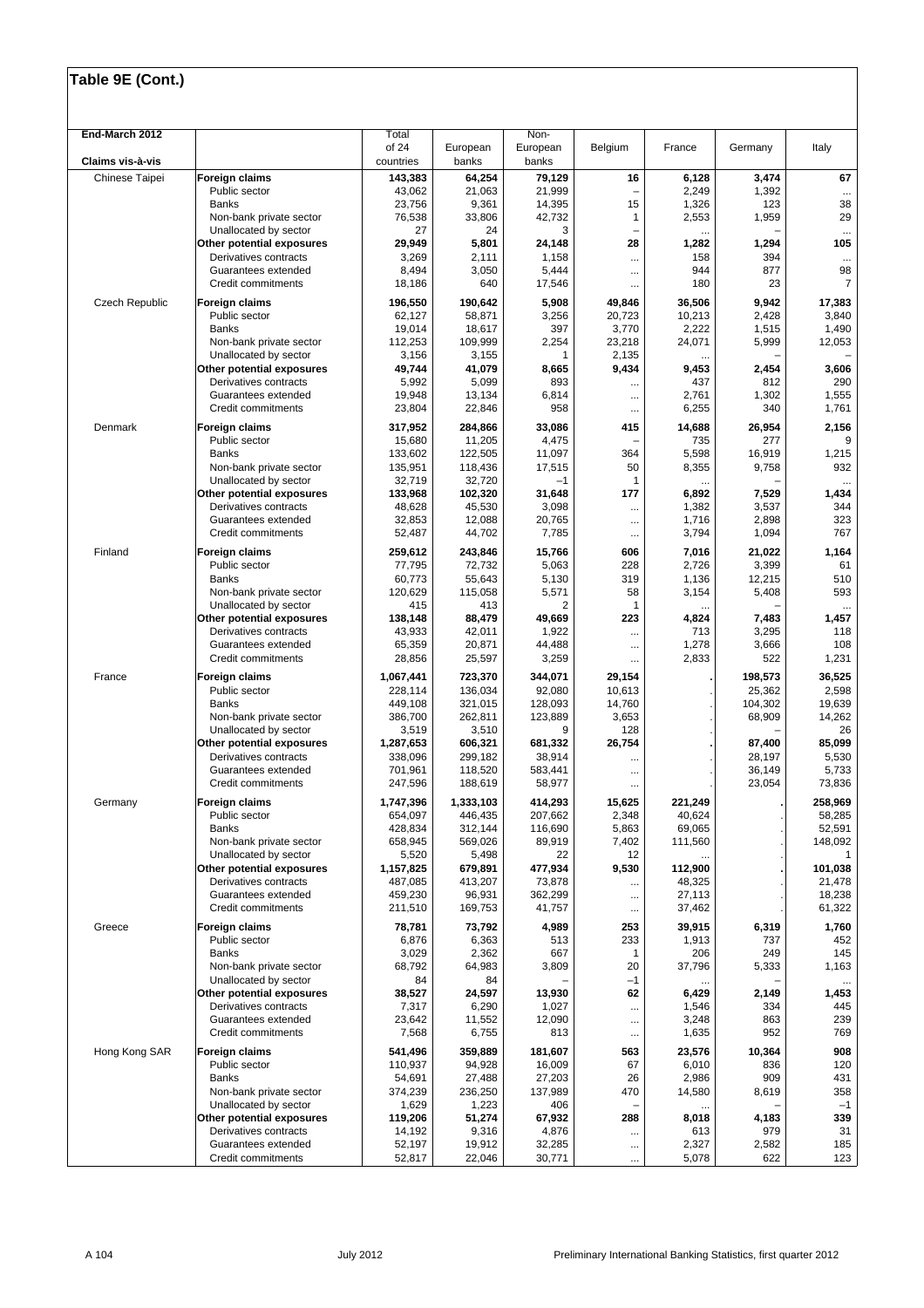# Table 9E (Cont.)

| End-March 2012<br>Claims vis-à-vis | | Total of 24 countries | European banks | Non-European banks | Belgium | France | Germany | Italy |
|---|---|---|---|---|---|---|---|---|
| Chinese Taipei | **Foreign claims** | **143,383** | **64,254** | **79,129** | **16** | **6,128** | **3,474** | **67** |
| | Public sector | 43,062 | 21,063 | 21,999 | – | 2,249 | 1,392 | ... |
| | Banks | 23,756 | 9,361 | 14,395 | 15 | 1,326 | 123 | 38 |
| | Non-bank private sector | 76,538 | 33,806 | 42,732 | 1 | 2,553 | 1,959 | 29 |
| | Unallocated by sector | 27 | 24 | 3 | – | ... | – | ... |
| | **Other potential exposures** | **29,949** | **5,801** | **24,148** | **28** | **1,282** | **1,294** | **105** |
| | Derivatives contracts | 3,269 | 2,111 | 1,158 | ... | 158 | 394 | ... |
| | Guarantees extended | 8,494 | 3,050 | 5,444 | ... | 944 | 877 | 98 |
| | Credit commitments | 18,186 | 640 | 17,546 | ... | 180 | 23 | 7 |
| Czech Republic | **Foreign claims** | **196,550** | **190,642** | **5,908** | **49,846** | **36,506** | **9,942** | **17,383** |
| | Public sector | 62,127 | 58,871 | 3,256 | 20,723 | 10,213 | 2,428 | 3,840 |
| | Banks | 19,014 | 18,617 | 397 | 3,770 | 2,222 | 1,515 | 1,490 |
| | Non-bank private sector | 112,253 | 109,999 | 2,254 | 23,218 | 24,071 | 5,999 | 12,053 |
| | Unallocated by sector | 3,156 | 3,155 | 1 | 2,135 | ... | – | – |
| | **Other potential exposures** | **49,744** | **41,079** | **8,665** | **9,434** | **9,453** | **2,454** | **3,606** |
| | Derivatives contracts | 5,992 | 5,099 | 893 | ... | 437 | 812 | 290 |
| | Guarantees extended | 19,948 | 13,134 | 6,814 | ... | 2,761 | 1,302 | 1,555 |
| | Credit commitments | 23,804 | 22,846 | 958 | ... | 6,255 | 340 | 1,761 |
| Denmark | **Foreign claims** | **317,952** | **284,866** | **33,086** | **415** | **14,688** | **26,954** | **2,156** |
| | Public sector | 15,680 | 11,205 | 4,475 | – | 735 | 277 | 9 |
| | Banks | 133,602 | 122,505 | 11,097 | 364 | 5,598 | 16,919 | 1,215 |
| | Non-bank private sector | 135,951 | 118,436 | 17,515 | 50 | 8,355 | 9,758 | 932 |
| | Unallocated by sector | 32,719 | 32,720 | –1 | 1 | ... | – | ... |
| | **Other potential exposures** | **133,968** | **102,320** | **31,648** | **177** | **6,892** | **7,529** | **1,434** |
| | Derivatives contracts | 48,628 | 45,530 | 3,098 | ... | 1,382 | 3,537 | 344 |
| | Guarantees extended | 32,853 | 12,088 | 20,765 | ... | 1,716 | 2,898 | 323 |
| | Credit commitments | 52,487 | 44,702 | 7,785 | ... | 3,794 | 1,094 | 767 |
| Finland | **Foreign claims** | **259,612** | **243,846** | **15,766** | **606** | **7,016** | **21,022** | **1,164** |
| | Public sector | 77,795 | 72,732 | 5,063 | 228 | 2,726 | 3,399 | 61 |
| | Banks | 60,773 | 55,643 | 5,130 | 319 | 1,136 | 12,215 | 510 |
| | Non-bank private sector | 120,629 | 115,058 | 5,571 | 58 | 3,154 | 5,408 | 593 |
| | Unallocated by sector | 415 | 413 | 2 | 1 | ... | – | ... |
| | **Other potential exposures** | **138,148** | **88,479** | **49,669** | **223** | **4,824** | **7,483** | **1,457** |
| | Derivatives contracts | 43,933 | 42,011 | 1,922 | ... | 713 | 3,295 | 118 |
| | Guarantees extended | 65,359 | 20,871 | 44,488 | ... | 1,278 | 3,666 | 108 |
| | Credit commitments | 28,856 | 25,597 | 3,259 | ... | 2,833 | 522 | 1,231 |
| France | **Foreign claims** | **1,067,441** | **723,370** | **344,071** | **29,154** | **.** | **198,573** | **36,525** |
| | Public sector | 228,114 | 136,034 | 92,080 | 10,613 | . | 25,362 | 2,598 |
| | Banks | 449,108 | 321,015 | 128,093 | 14,760 | . | 104,302 | 19,639 |
| | Non-bank private sector | 386,700 | 262,811 | 123,889 | 3,653 | . | 68,909 | 14,262 |
| | Unallocated by sector | 3,519 | 3,510 | 9 | 128 | . | – | 26 |
| | **Other potential exposures** | **1,287,653** | **606,321** | **681,332** | **26,754** | **.** | **87,400** | **85,099** |
| | Derivatives contracts | 338,096 | 299,182 | 38,914 | ... | . | 28,197 | 5,530 |
| | Guarantees extended | 701,961 | 118,520 | 583,441 | ... | . | 36,149 | 5,733 |
| | Credit commitments | 247,596 | 188,619 | 58,977 | ... | . | 23,054 | 73,836 |
| Germany | **Foreign claims** | **1,747,396** | **1,333,103** | **414,293** | **15,625** | **221,249** | **.** | **258,969** |
| | Public sector | 654,097 | 446,435 | 207,662 | 2,348 | 40,624 | . | 58,285 |
| | Banks | 428,834 | 312,144 | 116,690 | 5,863 | 69,065 | . | 52,591 |
| | Non-bank private sector | 658,945 | 569,026 | 89,919 | 7,402 | 111,560 | . | 148,092 |
| | Unallocated by sector | 5,520 | 5,498 | 22 | 12 | ... | . | 1 |
| | **Other potential exposures** | **1,157,825** | **679,891** | **477,934** | **9,530** | **112,900** | **.** | **101,038** |
| | Derivatives contracts | 487,085 | 413,207 | 73,878 | ... | 48,325 | . | 21,478 |
| | Guarantees extended | 459,230 | 96,931 | 362,299 | ... | 27,113 | . | 18,238 |
| | Credit commitments | 211,510 | 169,753 | 41,757 | ... | 37,462 | . | 61,322 |
| Greece | **Foreign claims** | **78,781** | **73,792** | **4,989** | **253** | **39,915** | **6,319** | **1,760** |
| | Public sector | 6,876 | 6,363 | 513 | 233 | 1,913 | 737 | 452 |
| | Banks | 3,029 | 2,362 | 667 | 1 | 206 | 249 | 145 |
| | Non-bank private sector | 68,792 | 64,983 | 3,809 | 20 | 37,796 | 5,333 | 1,163 |
| | Unallocated by sector | 84 | 84 | – | –1 | ... | – | ... |
| | **Other potential exposures** | **38,527** | **24,597** | **13,930** | **62** | **6,429** | **2,149** | **1,453** |
| | Derivatives contracts | 7,317 | 6,290 | 1,027 | ... | 1,546 | 334 | 445 |
| | Guarantees extended | 23,642 | 11,552 | 12,090 | ... | 3,248 | 863 | 239 |
| | Credit commitments | 7,568 | 6,755 | 813 | ... | 1,635 | 952 | 769 |
| Hong Kong SAR | **Foreign claims** | **541,496** | **359,889** | **181,607** | **563** | **23,576** | **10,364** | **908** |
| | Public sector | 110,937 | 94,928 | 16,009 | 67 | 6,010 | 836 | 120 |
| | Banks | 54,691 | 27,488 | 27,203 | 26 | 2,986 | 909 | 431 |
| | Non-bank private sector | 374,239 | 236,250 | 137,989 | 470 | 14,580 | 8,619 | 358 |
| | Unallocated by sector | 1,629 | 1,223 | 406 | – | ... | – | –1 |
| | **Other potential exposures** | **119,206** | **51,274** | **67,932** | **288** | **8,018** | **4,183** | **339** |
| | Derivatives contracts | 14,192 | 9,316 | 4,876 | ... | 613 | 979 | 31 |
| | Guarantees extended | 52,197 | 19,912 | 32,285 | ... | 2,327 | 2,582 | 185 |
| | Credit commitments | 52,817 | 22,046 | 30,771 | ... | 5,078 | 622 | 123 |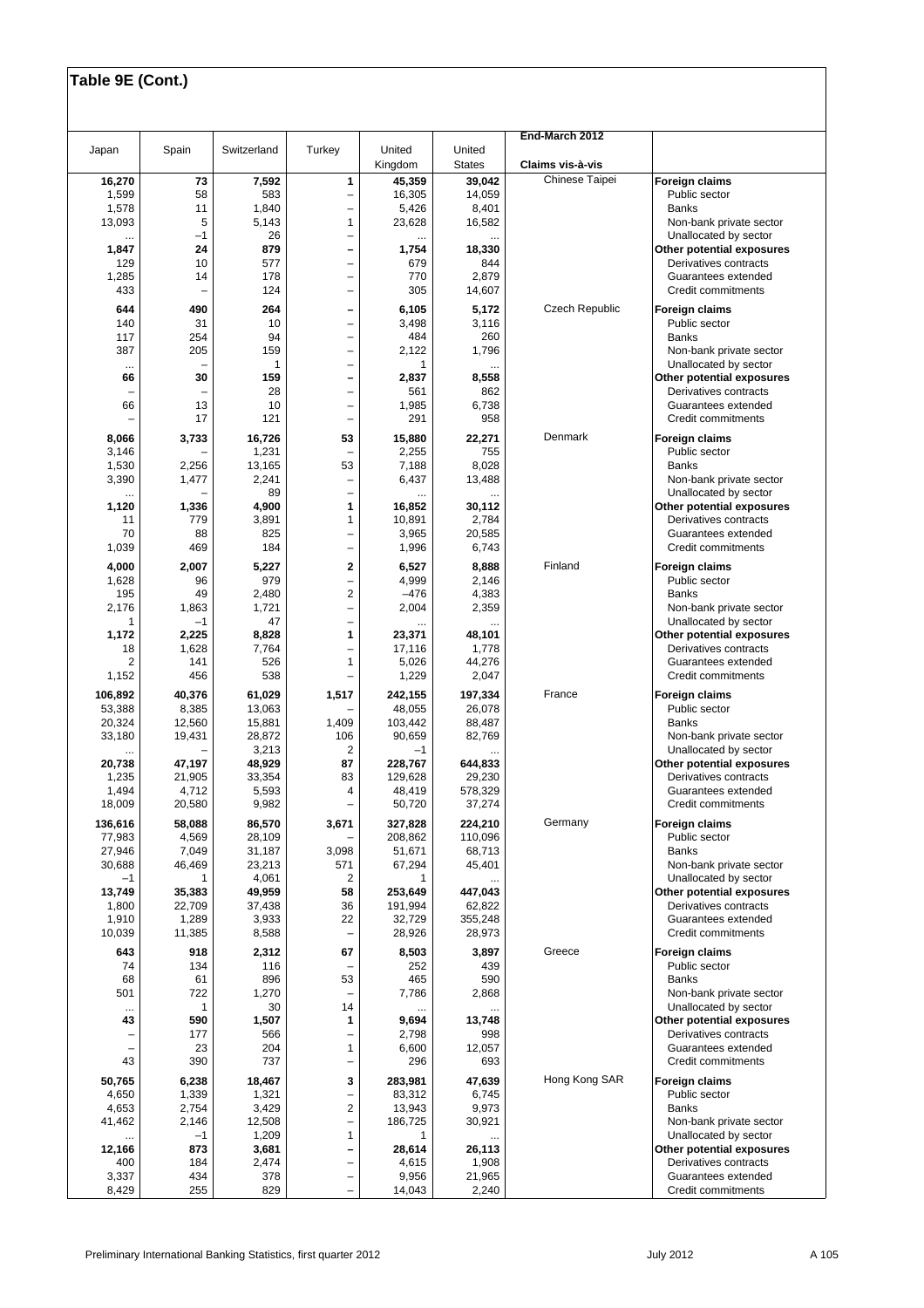## Table 9E (Cont.)

| Japan | Spain | Switzerland | Turkey | United Kingdom | United States | End-March 2012 Claims vis-à-vis | |
|---|---|---|---|---|---|---|---|
| **16,270** | **73** | **7,592** | **1** | **45,359** | **39,042** | Chinese Taipei | **Foreign claims** |
| 1,599 | 58 | 583 | – | 16,305 | 14,059 | | Public sector |
| 1,578 | 11 | 1,840 | – | 5,426 | 8,401 | | Banks |
| 13,093 | 5 | 5,143 | 1 | 23,628 | 16,582 | | Non-bank private sector |
| ... | –1 | 26 | – | ... | ... | | Unallocated by sector |
| **1,847** | **24** | **879** | **–** | **1,754** | **18,330** | | **Other potential exposures** |
| 129 | 10 | 577 | – | 679 | 844 | | Derivatives contracts |
| 1,285 | 14 | 178 | – | 770 | 2,879 | | Guarantees extended |
| 433 | – | 124 | – | 305 | 14,607 | | Credit commitments |
| **644** | **490** | **264** | **–** | **6,105** | **5,172** | Czech Republic | **Foreign claims** |
| 140 | 31 | 10 | – | 3,498 | 3,116 | | Public sector |
| 117 | 254 | 94 | – | 484 | 260 | | Banks |
| 387 | 205 | 159 | – | 2,122 | 1,796 | | Non-bank private sector |
| ... | – | 1 | – | 1 | ... | | Unallocated by sector |
| **66** | **30** | **159** | **–** | **2,837** | **8,558** | | **Other potential exposures** |
| – | – | 28 | – | 561 | 862 | | Derivatives contracts |
| 66 | 13 | 10 | – | 1,985 | 6,738 | | Guarantees extended |
| – | 17 | 121 | – | 291 | 958 | | Credit commitments |
| **8,066** | **3,733** | **16,726** | **53** | **15,880** | **22,271** | Denmark | **Foreign claims** |
| 3,146 | – | 1,231 | – | 2,255 | 755 | | Public sector |
| 1,530 | 2,256 | 13,165 | 53 | 7,188 | 8,028 | | Banks |
| 3,390 | 1,477 | 2,241 | – | 6,437 | 13,488 | | Non-bank private sector |
| ... | – | 89 | – | ... | ... | | Unallocated by sector |
| **1,120** | **1,336** | **4,900** | **1** | **16,852** | **30,112** | | **Other potential exposures** |
| 11 | 779 | 3,891 | 1 | 10,891 | 2,784 | | Derivatives contracts |
| 70 | 88 | 825 | – | 3,965 | 20,585 | | Guarantees extended |
| 1,039 | 469 | 184 | – | 1,996 | 6,743 | | Credit commitments |
| **4,000** | **2,007** | **5,227** | **2** | **6,527** | **8,888** | Finland | **Foreign claims** |
| 1,628 | 96 | 979 | – | 4,999 | 2,146 | | Public sector |
| 195 | 49 | 2,480 | 2 | –476 | 4,383 | | Banks |
| 2,176 | 1,863 | 1,721 | – | 2,004 | 2,359 | | Non-bank private sector |
| 1 | –1 | 47 | – | ... | ... | | Unallocated by sector |
| **1,172** | **2,225** | **8,828** | **1** | **23,371** | **48,101** | | **Other potential exposures** |
| 18 | 1,628 | 7,764 | – | 17,116 | 1,778 | | Derivatives contracts |
| 2 | 141 | 526 | 1 | 5,026 | 44,276 | | Guarantees extended |
| 1,152 | 456 | 538 | – | 1,229 | 2,047 | | Credit commitments |
| **106,892** | **40,376** | **61,029** | **1,517** | **242,155** | **197,334** | France | **Foreign claims** |
| 53,388 | 8,385 | 13,063 | – | 48,055 | 26,078 | | Public sector |
| 20,324 | 12,560 | 15,881 | 1,409 | 103,442 | 88,487 | | Banks |
| 33,180 | 19,431 | 28,872 | 106 | 90,659 | 82,769 | | Non-bank private sector |
| ... | – | 3,213 | 2 | –1 | ... | | Unallocated by sector |
| **20,738** | **47,197** | **48,929** | **87** | **228,767** | **644,833** | | **Other potential exposures** |
| 1,235 | 21,905 | 33,354 | 83 | 129,628 | 29,230 | | Derivatives contracts |
| 1,494 | 4,712 | 5,593 | 4 | 48,419 | 578,329 | | Guarantees extended |
| 18,009 | 20,580 | 9,982 | – | 50,720 | 37,274 | | Credit commitments |
| **136,616** | **58,088** | **86,570** | **3,671** | **327,828** | **224,210** | Germany | **Foreign claims** |
| 77,983 | 4,569 | 28,109 | – | 208,862 | 110,096 | | Public sector |
| 27,946 | 7,049 | 31,187 | 3,098 | 51,671 | 68,713 | | Banks |
| 30,688 | 46,469 | 23,213 | 571 | 67,294 | 45,401 | | Non-bank private sector |
| –1 | 1 | 4,061 | 2 | 1 | ... | | Unallocated by sector |
| **13,749** | **35,383** | **49,959** | **58** | **253,649** | **447,043** | | **Other potential exposures** |
| 1,800 | 22,709 | 37,438 | 36 | 191,994 | 62,822 | | Derivatives contracts |
| 1,910 | 1,289 | 3,933 | 22 | 32,729 | 355,248 | | Guarantees extended |
| 10,039 | 11,385 | 8,588 | – | 28,926 | 28,973 | | Credit commitments |
| **643** | **918** | **2,312** | **67** | **8,503** | **3,897** | Greece | **Foreign claims** |
| 74 | 134 | 116 | – | 252 | 439 | | Public sector |
| 68 | 61 | 896 | 53 | 465 | 590 | | Banks |
| 501 | 722 | 1,270 | – | 7,786 | 2,868 | | Non-bank private sector |
| ... | 1 | 30 | 14 | ... | ... | | Unallocated by sector |
| **43** | **590** | **1,507** | **1** | **9,694** | **13,748** | | **Other potential exposures** |
| – | 177 | 566 | – | 2,798 | 998 | | Derivatives contracts |
| – | 23 | 204 | 1 | 6,600 | 12,057 | | Guarantees extended |
| 43 | 390 | 737 | – | 296 | 693 | | Credit commitments |
| **50,765** | **6,238** | **18,467** | **3** | **283,981** | **47,639** | Hong Kong SAR | **Foreign claims** |
| 4,650 | 1,339 | 1,321 | – | 83,312 | 6,745 | | Public sector |
| 4,653 | 2,754 | 3,429 | 2 | 13,943 | 9,973 | | Banks |
| 41,462 | 2,146 | 12,508 | – | 186,725 | 30,921 | | Non-bank private sector |
| ... | –1 | 1,209 | 1 | 1 | ... | | Unallocated by sector |
| **12,166** | **873** | **3,681** | **–** | **28,614** | **26,113** | | **Other potential exposures** |
| 400 | 184 | 2,474 | – | 4,615 | 1,908 | | Derivatives contracts |
| 3,337 | 434 | 378 | – | 9,956 | 21,965 | | Guarantees extended |
| 8,429 | 255 | 829 | – | 14,043 | 2,240 | | Credit commitments |

Preliminary International Banking Statistics, first quarter 2012 — July 2012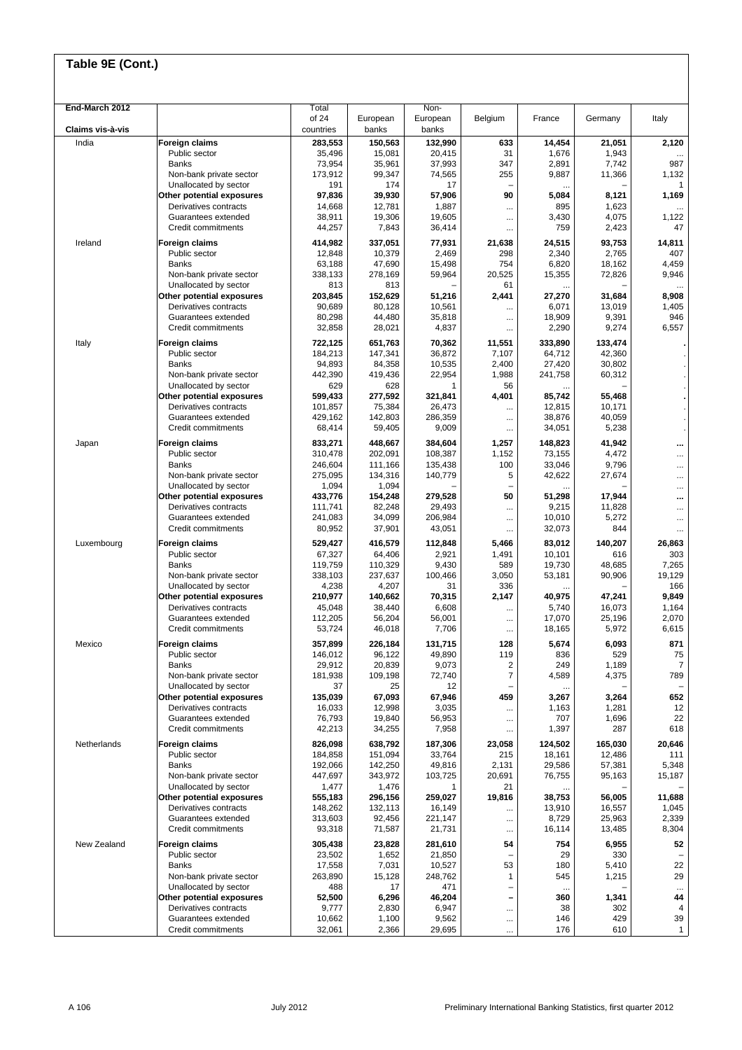## Table 9E (Cont.)

| End-March 2012<br>Claims vis-à-vis | | Total of 24 countries | European banks | Non-European banks | Belgium | France | Germany | Italy |
|---|---|---|---|---|---|---|---|---|
| India | **Foreign claims** | **283,553** | **150,563** | **132,990** | **633** | **14,454** | **21,051** | **2,120** |
| | Public sector | 35,496 | 15,081 | 20,415 | 31 | 1,676 | 1,943 | ... |
| | Banks | 73,954 | 35,961 | 37,993 | 347 | 2,891 | 7,742 | 987 |
| | Non-bank private sector | 173,912 | 99,347 | 74,565 | 255 | 9,887 | 11,366 | 1,132 |
| | Unallocated by sector | 191 | 174 | 17 | – | .. | – | 1 |
| | **Other potential exposures** | **97,836** | **39,930** | **57,906** | **90** | **5,084** | **8,121** | **1,169** |
| | Derivatives contracts | 14,668 | 12,781 | 1,887 | ... | 895 | 1,623 | ... |
| | Guarantees extended | 38,911 | 19,306 | 19,605 | ... | 3,430 | 4,075 | 1,122 |
| | Credit commitments | 44,257 | 7,843 | 36,414 | ... | 759 | 2,423 | 47 |
| Ireland | **Foreign claims** | **414,982** | **337,051** | **77,931** | **21,638** | **24,515** | **93,753** | **14,811** |
| | Public sector | 12,848 | 10,379 | 2,469 | 298 | 2,340 | 2,765 | 407 |
| | Banks | 63,188 | 47,690 | 15,498 | 754 | 6,820 | 18,162 | 4,459 |
| | Non-bank private sector | 338,133 | 278,169 | 59,964 | 20,525 | 15,355 | 72,826 | 9,946 |
| | Unallocated by sector | 813 | 813 | – | 61 | .. | – | ... |
| | **Other potential exposures** | **203,845** | **152,629** | **51,216** | **2,441** | **27,270** | **31,684** | **8,908** |
| | Derivatives contracts | 90,689 | 80,128 | 10,561 | ... | 6,071 | 13,019 | 1,405 |
| | Guarantees extended | 80,298 | 44,480 | 35,818 | ... | 18,909 | 9,391 | 946 |
| | Credit commitments | 32,858 | 28,021 | 4,837 | ... | 2,290 | 9,274 | 6,557 |
| Italy | **Foreign claims** | **722,125** | **651,763** | **70,362** | **11,551** | **333,890** | **133,474** | **.** |
| | Public sector | 184,213 | 147,341 | 36,872 | 7,107 | 64,712 | 42,360 | . |
| | Banks | 94,893 | 84,358 | 10,535 | 2,400 | 27,420 | 30,802 | . |
| | Non-bank private sector | 442,390 | 419,436 | 22,954 | 1,988 | 241,758 | 60,312 | . |
| | Unallocated by sector | 629 | 628 | 1 | 56 | .. | – | . |
| | **Other potential exposures** | **599,433** | **277,592** | **321,841** | **4,401** | **85,742** | **55,468** | **.** |
| | Derivatives contracts | 101,857 | 75,384 | 26,473 | ... | 12,815 | 10,171 | . |
| | Guarantees extended | 429,162 | 142,803 | 286,359 | ... | 38,876 | 40,059 | . |
| | Credit commitments | 68,414 | 59,405 | 9,009 | ... | 34,051 | 5,238 | . |
| Japan | **Foreign claims** | **833,271** | **448,667** | **384,604** | **1,257** | **148,823** | **41,942** | **...** |
| | Public sector | 310,478 | 202,091 | 108,387 | 1,152 | 73,155 | 4,472 | ... |
| | Banks | 246,604 | 111,166 | 135,438 | 100 | 33,046 | 9,796 | ... |
| | Non-bank private sector | 275,095 | 134,316 | 140,779 | 5 | 42,622 | 27,674 | ... |
| | Unallocated by sector | 1,094 | 1,094 | – | – | .. | – | ... |
| | **Other potential exposures** | **433,776** | **154,248** | **279,528** | **50** | **51,298** | **17,944** | **...** |
| | Derivatives contracts | 111,741 | 82,248 | 29,493 | ... | 9,215 | 11,828 | ... |
| | Guarantees extended | 241,083 | 34,099 | 206,984 | ... | 10,010 | 5,272 | ... |
| | Credit commitments | 80,952 | 37,901 | 43,051 | ... | 32,073 | 844 | ... |
| Luxembourg | **Foreign claims** | **529,427** | **416,579** | **112,848** | **5,466** | **83,012** | **140,207** | **26,863** |
| | Public sector | 67,327 | 64,406 | 2,921 | 1,491 | 10,101 | 616 | 303 |
| | Banks | 119,759 | 110,329 | 9,430 | 589 | 19,730 | 48,685 | 7,265 |
| | Non-bank private sector | 338,103 | 237,637 | 100,466 | 3,050 | 53,181 | 90,906 | 19,129 |
| | Unallocated by sector | 4,238 | 4,207 | 31 | 336 | .. | – | 166 |
| | **Other potential exposures** | **210,977** | **140,662** | **70,315** | **2,147** | **40,975** | **47,241** | **9,849** |
| | Derivatives contracts | 45,048 | 38,440 | 6,608 | ... | 5,740 | 16,073 | 1,164 |
| | Guarantees extended | 112,205 | 56,204 | 56,001 | ... | 17,070 | 25,196 | 2,070 |
| | Credit commitments | 53,724 | 46,018 | 7,706 | ... | 18,165 | 5,972 | 6,615 |
| Mexico | **Foreign claims** | **357,899** | **226,184** | **131,715** | **128** | **5,674** | **6,093** | **871** |
| | Public sector | 146,012 | 96,122 | 49,890 | 119 | 836 | 529 | 75 |
| | Banks | 29,912 | 20,839 | 9,073 | 2 | 249 | 1,189 | 7 |
| | Non-bank private sector | 181,938 | 109,198 | 72,740 | 7 | 4,589 | 4,375 | 789 |
| | Unallocated by sector | 37 | 25 | 12 | – | .. | – | – |
| | **Other potential exposures** | **135,039** | **67,093** | **67,946** | **459** | **3,267** | **3,264** | **652** |
| | Derivatives contracts | 16,033 | 12,998 | 3,035 | ... | 1,163 | 1,281 | 12 |
| | Guarantees extended | 76,793 | 19,840 | 56,953 | ... | 707 | 1,696 | 22 |
| | Credit commitments | 42,213 | 34,255 | 7,958 | ... | 1,397 | 287 | 618 |
| Netherlands | **Foreign claims** | **826,098** | **638,792** | **187,306** | **23,058** | **124,502** | **165,030** | **20,646** |
| | Public sector | 184,858 | 151,094 | 33,764 | 215 | 18,161 | 12,486 | 111 |
| | Banks | 192,066 | 142,250 | 49,816 | 2,131 | 29,586 | 57,381 | 5,348 |
| | Non-bank private sector | 447,697 | 343,972 | 103,725 | 20,691 | 76,755 | 95,163 | 15,187 |
| | Unallocated by sector | 1,477 | 1,476 | 1 | 21 | .. | – | – |
| | **Other potential exposures** | **555,183** | **296,156** | **259,027** | **19,816** | **38,753** | **56,005** | **11,688** |
| | Derivatives contracts | 148,262 | 132,113 | 16,149 | ... | 13,910 | 16,557 | 1,045 |
| | Guarantees extended | 313,603 | 92,456 | 221,147 | ... | 8,729 | 25,963 | 2,339 |
| | Credit commitments | 93,318 | 71,587 | 21,731 | ... | 16,114 | 13,485 | 8,304 |
| New Zealand | **Foreign claims** | **305,438** | **23,828** | **281,610** | **54** | **754** | **6,955** | **52** |
| | Public sector | 23,502 | 1,652 | 21,850 | – | 29 | 330 | – |
| | Banks | 17,558 | 7,031 | 10,527 | 53 | 180 | 5,410 | 22 |
| | Non-bank private sector | 263,890 | 15,128 | 248,762 | 1 | 545 | 1,215 | 29 |
| | Unallocated by sector | 488 | 17 | 471 | – | .. | – | ... |
| | **Other potential exposures** | **52,500** | **6,296** | **46,204** | **–** | **360** | **1,341** | **44** |
| | Derivatives contracts | 9,777 | 2,830 | 6,947 | ... | 38 | 302 | 4 |
| | Guarantees extended | 10,662 | 1,100 | 9,562 | ... | 146 | 429 | 39 |
| | Credit commitments | 32,061 | 2,366 | 29,695 | ... | 176 | 610 | 1 |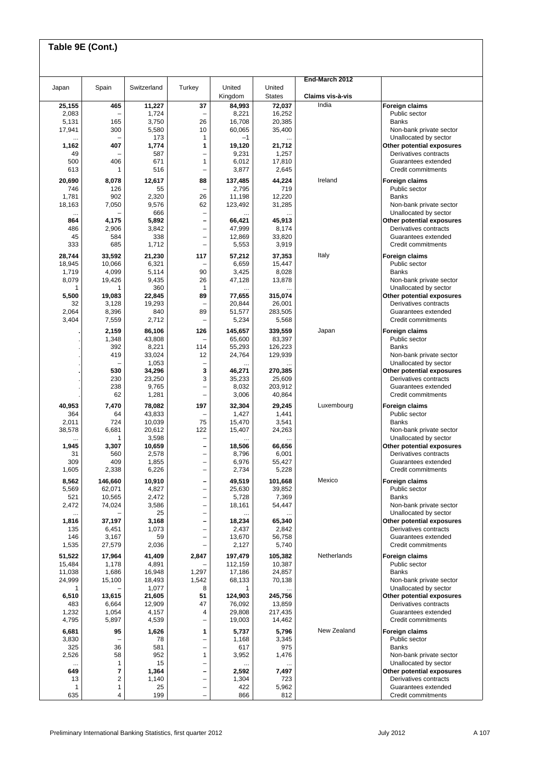## Table 9E (Cont.)

| Japan | Spain | Switzerland | Turkey | United Kingdom | United States | End-March 2012 Claims vis-à-vis | |
|---|---|---|---|---|---|---|---|
| **25,155** | **465** | **11,227** | **37** | **84,993** | **72,037** | India | **Foreign claims** |
| 2,083 | – | 1,724 | – | 8,221 | 16,252 | | Public sector |
| 5,131 | 165 | 3,750 | 26 | 16,708 | 20,385 | | Banks |
| 17,941 | 300 | 5,580 | 10 | 60,065 | 35,400 | | Non-bank private sector |
| ... | – | 173 | 1 | –1 | ... | | Unallocated by sector |
| **1,162** | **407** | **1,774** | **1** | **19,120** | **21,712** | | **Other potential exposures** |
| 49 | – | 587 | – | 9,231 | 1,257 | | Derivatives contracts |
| 500 | 406 | 671 | 1 | 6,012 | 17,810 | | Guarantees extended |
| 613 | 1 | 516 | – | 3,877 | 2,645 | | Credit commitments |
| **20,690** | **8,078** | **12,617** | **88** | **137,485** | **44,224** | Ireland | **Foreign claims** |
| 746 | 126 | 55 | – | 2,795 | 719 | | Public sector |
| 1,781 | 902 | 2,320 | 26 | 11,198 | 12,220 | | Banks |
| 18,163 | 7,050 | 9,576 | 62 | 123,492 | 31,285 | | Non-bank private sector |
| ... | – | 666 | – | ... | ... | | Unallocated by sector |
| **864** | **4,175** | **5,892** | **–** | **66,421** | **45,913** | | **Other potential exposures** |
| 486 | 2,906 | 3,842 | – | 47,999 | 8,174 | | Derivatives contracts |
| 45 | 584 | 338 | – | 12,869 | 33,820 | | Guarantees extended |
| 333 | 685 | 1,712 | – | 5,553 | 3,919 | | Credit commitments |
| **28,744** | **33,592** | **21,230** | **117** | **57,212** | **37,353** | Italy | **Foreign claims** |
| 18,945 | 10,066 | 6,321 | – | 6,659 | 15,447 | | Public sector |
| 1,719 | 4,099 | 5,114 | 90 | 3,425 | 8,028 | | Banks |
| 8,079 | 19,426 | 9,435 | 26 | 47,128 | 13,878 | | Non-bank private sector |
| 1 | 1 | 360 | 1 | ... | ... | | Unallocated by sector |
| **5,500** | **19,083** | **22,845** | **89** | **77,655** | **315,074** | | **Other potential exposures** |
| 32 | 3,128 | 19,293 | – | 20,844 | 26,001 | | Derivatives contracts |
| 2,064 | 8,396 | 840 | 89 | 51,577 | 283,505 | | Guarantees extended |
| 3,404 | 7,559 | 2,712 | – | 5,234 | 5,568 | | Credit commitments |
| **.** | **2,159** | **86,106** | **126** | **145,657** | **339,559** | Japan | **Foreign claims** |
| . | 1,348 | 43,808 | – | 65,600 | 83,397 | | Public sector |
| . | 392 | 8,221 | 114 | 55,293 | 126,223 | | Banks |
| . | 419 | 33,024 | 12 | 24,764 | 129,939 | | Non-bank private sector |
| . | – | 1,053 | – | ... | ... | | Unallocated by sector |
| **.** | **530** | **34,296** | **3** | **46,271** | **270,385** | | **Other potential exposures** |
| . | 230 | 23,250 | 3 | 35,233 | 25,609 | | Derivatives contracts |
| . | 238 | 9,765 | – | 8,032 | 203,912 | | Guarantees extended |
| . | 62 | 1,281 | – | 3,006 | 40,864 | | Credit commitments |
| **40,953** | **7,470** | **78,082** | **197** | **32,304** | **29,245** | Luxembourg | **Foreign claims** |
| 364 | 64 | 43,833 | – | 1,427 | 1,441 | | Public sector |
| 2,011 | 724 | 10,039 | 75 | 15,470 | 3,541 | | Banks |
| 38,578 | 6,681 | 20,612 | 122 | 15,407 | 24,263 | | Non-bank private sector |
| ... | 1 | 3,598 | – | ... | ... | | Unallocated by sector |
| **1,945** | **3,307** | **10,659** | **–** | **18,506** | **66,656** | | **Other potential exposures** |
| 31 | 560 | 2,578 | – | 8,796 | 6,001 | | Derivatives contracts |
| 309 | 409 | 1,855 | – | 6,976 | 55,427 | | Guarantees extended |
| 1,605 | 2,338 | 6,226 | – | 2,734 | 5,228 | | Credit commitments |
| **8,562** | **146,660** | **10,910** | **–** | **49,519** | **101,668** | Mexico | **Foreign claims** |
| 5,569 | 62,071 | 4,827 | – | 25,630 | 39,852 | | Public sector |
| 521 | 10,565 | 2,472 | – | 5,728 | 7,369 | | Banks |
| 2,472 | 74,024 | 3,586 | – | 18,161 | 54,447 | | Non-bank private sector |
| ... | – | 25 | – | ... | ... | | Unallocated by sector |
| **1,816** | **37,197** | **3,168** | **–** | **18,234** | **65,340** | | **Other potential exposures** |
| 135 | 6,451 | 1,073 | – | 2,437 | 2,842 | | Derivatives contracts |
| 146 | 3,167 | 59 | – | 13,670 | 56,758 | | Guarantees extended |
| 1,535 | 27,579 | 2,036 | – | 2,127 | 5,740 | | Credit commitments |
| **51,522** | **17,964** | **41,409** | **2,847** | **197,479** | **105,382** | Netherlands | **Foreign claims** |
| 15,484 | 1,178 | 4,891 | – | 112,159 | 10,387 | | Public sector |
| 11,038 | 1,686 | 16,948 | 1,297 | 17,186 | 24,857 | | Banks |
| 24,999 | 15,100 | 18,493 | 1,542 | 68,133 | 70,138 | | Non-bank private sector |
| 1 | – | 1,077 | 8 | 1 | ... | | Unallocated by sector |
| **6,510** | **13,615** | **21,605** | **51** | **124,903** | **245,756** | | **Other potential exposures** |
| 483 | 6,664 | 12,909 | 47 | 76,092 | 13,859 | | Derivatives contracts |
| 1,232 | 1,054 | 4,157 | 4 | 29,808 | 217,435 | | Guarantees extended |
| 4,795 | 5,897 | 4,539 | – | 19,003 | 14,462 | | Credit commitments |
| **6,681** | **95** | **1,626** | **1** | **5,737** | **5,796** | New Zealand | **Foreign claims** |
| 3,830 | – | 78 | – | 1,168 | 3,345 | | Public sector |
| 325 | 36 | 581 | – | 617 | 975 | | Banks |
| 2,526 | 58 | 952 | 1 | 3,952 | 1,476 | | Non-bank private sector |
| ... | 1 | 15 | – | ... | ... | | Unallocated by sector |
| **649** | **7** | **1,364** | **–** | **2,592** | **7,497** | | **Other potential exposures** |
| 13 | 2 | 1,140 | – | 1,304 | 723 | | Derivatives contracts |
| 1 | 1 | 25 | – | 422 | 5,962 | | Guarantees extended |
| 635 | 4 | 199 | – | 866 | 812 | | Credit commitments |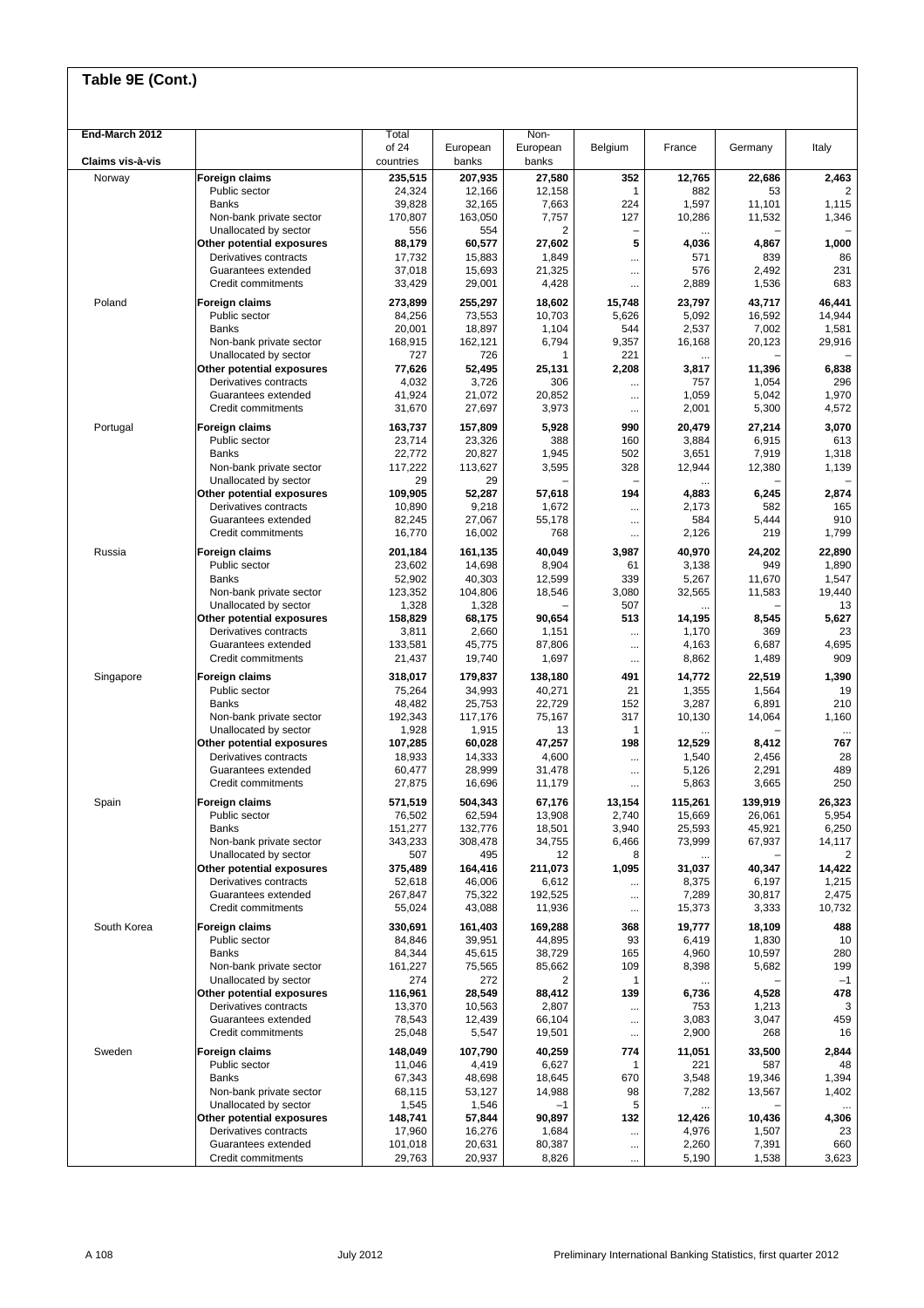## Table 9E (Cont.)

| End-March 2012<br>Claims vis-à-vis | | Total of 24 countries | European banks | Non-European banks | Belgium | France | Germany | Italy |
|---|---|---|---|---|---|---|---|---|
| Norway | **Foreign claims** | **235,515** | **207,935** | **27,580** | **352** | **12,765** | **22,686** | **2,463** |
| | Public sector | 24,324 | 12,166 | 12,158 | 1 | 882 | 53 | 2 |
| | Banks | 39,828 | 32,165 | 7,663 | 224 | 1,597 | 11,101 | 1,115 |
| | Non-bank private sector | 170,807 | 163,050 | 7,757 | 127 | 10,286 | 11,532 | 1,346 |
| | Unallocated by sector | 556 | 554 | 2 | – | ... | – | – |
| | **Other potential exposures** | **88,179** | **60,577** | **27,602** | **5** | **4,036** | **4,867** | **1,000** |
| | Derivatives contracts | 17,732 | 15,883 | 1,849 | ... | 571 | 839 | 86 |
| | Guarantees extended | 37,018 | 15,693 | 21,325 | ... | 576 | 2,492 | 231 |
| | Credit commitments | 33,429 | 29,001 | 4,428 | ... | 2,889 | 1,536 | 683 |
| Poland | **Foreign claims** | **273,899** | **255,297** | **18,602** | **15,748** | **23,797** | **43,717** | **46,441** |
| | Public sector | 84,256 | 73,553 | 10,703 | 5,626 | 5,092 | 16,592 | 14,944 |
| | Banks | 20,001 | 18,897 | 1,104 | 544 | 2,537 | 7,002 | 1,581 |
| | Non-bank private sector | 168,915 | 162,121 | 6,794 | 9,357 | 16,168 | 20,123 | 29,916 |
| | Unallocated by sector | 727 | 726 | 1 | 221 | ... | – | – |
| | **Other potential exposures** | **77,626** | **52,495** | **25,131** | **2,208** | **3,817** | **11,396** | **6,838** |
| | Derivatives contracts | 4,032 | 3,726 | 306 | ... | 757 | 1,054 | 296 |
| | Guarantees extended | 41,924 | 21,072 | 20,852 | ... | 1,059 | 5,042 | 1,970 |
| | Credit commitments | 31,670 | 27,697 | 3,973 | ... | 2,001 | 5,300 | 4,572 |
| Portugal | **Foreign claims** | **163,737** | **157,809** | **5,928** | **990** | **20,479** | **27,214** | **3,070** |
| | Public sector | 23,714 | 23,326 | 388 | 160 | 3,884 | 6,915 | 613 |
| | Banks | 22,772 | 20,827 | 1,945 | 502 | 3,651 | 7,919 | 1,318 |
| | Non-bank private sector | 117,222 | 113,627 | 3,595 | 328 | 12,944 | 12,380 | 1,139 |
| | Unallocated by sector | 29 | 29 | – | – | ... | – | – |
| | **Other potential exposures** | **109,905** | **52,287** | **57,618** | **194** | **4,883** | **6,245** | **2,874** |
| | Derivatives contracts | 10,890 | 9,218 | 1,672 | ... | 2,173 | 582 | 165 |
| | Guarantees extended | 82,245 | 27,067 | 55,178 | ... | 584 | 5,444 | 910 |
| | Credit commitments | 16,770 | 16,002 | 768 | ... | 2,126 | 219 | 1,799 |
| Russia | **Foreign claims** | **201,184** | **161,135** | **40,049** | **3,987** | **40,970** | **24,202** | **22,890** |
| | Public sector | 23,602 | 14,698 | 8,904 | 61 | 3,138 | 949 | 1,890 |
| | Banks | 52,902 | 40,303 | 12,599 | 339 | 5,267 | 11,670 | 1,547 |
| | Non-bank private sector | 123,352 | 104,806 | 18,546 | 3,080 | 32,565 | 11,583 | 19,440 |
| | Unallocated by sector | 1,328 | 1,328 | – | 507 | ... | – | 13 |
| | **Other potential exposures** | **158,829** | **68,175** | **90,654** | **513** | **14,195** | **8,545** | **5,627** |
| | Derivatives contracts | 3,811 | 2,660 | 1,151 | ... | 1,170 | 369 | 23 |
| | Guarantees extended | 133,581 | 45,775 | 87,806 | ... | 4,163 | 6,687 | 4,695 |
| | Credit commitments | 21,437 | 19,740 | 1,697 | ... | 8,862 | 1,489 | 909 |
| Singapore | **Foreign claims** | **318,017** | **179,837** | **138,180** | **491** | **14,772** | **22,519** | **1,390** |
| | Public sector | 75,264 | 34,993 | 40,271 | 21 | 1,355 | 1,564 | 19 |
| | Banks | 48,482 | 25,753 | 22,729 | 152 | 3,287 | 6,891 | 210 |
| | Non-bank private sector | 192,343 | 117,176 | 75,167 | 317 | 10,130 | 14,064 | 1,160 |
| | Unallocated by sector | 1,928 | 1,915 | 13 | 1 | ... | – | ... |
| | **Other potential exposures** | **107,285** | **60,028** | **47,257** | **198** | **12,529** | **8,412** | **767** |
| | Derivatives contracts | 18,933 | 14,333 | 4,600 | ... | 1,540 | 2,456 | 28 |
| | Guarantees extended | 60,477 | 28,999 | 31,478 | ... | 5,126 | 2,291 | 489 |
| | Credit commitments | 27,875 | 16,696 | 11,179 | ... | 5,863 | 3,665 | 250 |
| Spain | **Foreign claims** | **571,519** | **504,343** | **67,176** | **13,154** | **115,261** | **139,919** | **26,323** |
| | Public sector | 76,502 | 62,594 | 13,908 | 2,740 | 15,669 | 26,061 | 5,954 |
| | Banks | 151,277 | 132,776 | 18,501 | 3,940 | 25,593 | 45,921 | 6,250 |
| | Non-bank private sector | 343,233 | 308,478 | 34,755 | 6,466 | 73,999 | 67,937 | 14,117 |
| | Unallocated by sector | 507 | 495 | 12 | 8 | ... | – | 2 |
| | **Other potential exposures** | **375,489** | **164,416** | **211,073** | **1,095** | **31,037** | **40,347** | **14,422** |
| | Derivatives contracts | 52,618 | 46,006 | 6,612 | ... | 8,375 | 6,197 | 1,215 |
| | Guarantees extended | 267,847 | 75,322 | 192,525 | ... | 7,289 | 30,817 | 2,475 |
| | Credit commitments | 55,024 | 43,088 | 11,936 | ... | 15,373 | 3,333 | 10,732 |
| South Korea | **Foreign claims** | **330,691** | **161,403** | **169,288** | **368** | **19,777** | **18,109** | **488** |
| | Public sector | 84,846 | 39,951 | 44,895 | 93 | 6,419 | 1,830 | 10 |
| | Banks | 84,344 | 45,615 | 38,729 | 165 | 4,960 | 10,597 | 280 |
| | Non-bank private sector | 161,227 | 75,565 | 85,662 | 109 | 8,398 | 5,682 | 199 |
| | Unallocated by sector | 274 | 272 | 2 | 1 | ... | – | –1 |
| | **Other potential exposures** | **116,961** | **28,549** | **88,412** | **139** | **6,736** | **4,528** | **478** |
| | Derivatives contracts | 13,370 | 10,563 | 2,807 | ... | 753 | 1,213 | 3 |
| | Guarantees extended | 78,543 | 12,439 | 66,104 | ... | 3,083 | 3,047 | 459 |
| | Credit commitments | 25,048 | 5,547 | 19,501 | ... | 2,900 | 268 | 16 |
| Sweden | **Foreign claims** | **148,049** | **107,790** | **40,259** | **774** | **11,051** | **33,500** | **2,844** |
| | Public sector | 11,046 | 4,419 | 6,627 | 1 | 221 | 587 | 48 |
| | Banks | 67,343 | 48,698 | 18,645 | 670 | 3,548 | 19,346 | 1,394 |
| | Non-bank private sector | 68,115 | 53,127 | 14,988 | 98 | 7,282 | 13,567 | 1,402 |
| | Unallocated by sector | 1,545 | 1,546 | –1 | 5 | ... | – | ... |
| | **Other potential exposures** | **148,741** | **57,844** | **90,897** | **132** | **12,426** | **10,436** | **4,306** |
| | Derivatives contracts | 17,960 | 16,276 | 1,684 | ... | 4,976 | 1,507 | 23 |
| | Guarantees extended | 101,018 | 20,631 | 80,387 | ... | 2,260 | 7,391 | 660 |
| | Credit commitments | 29,763 | 20,937 | 8,826 | ... | 5,190 | 1,538 | 3,623 |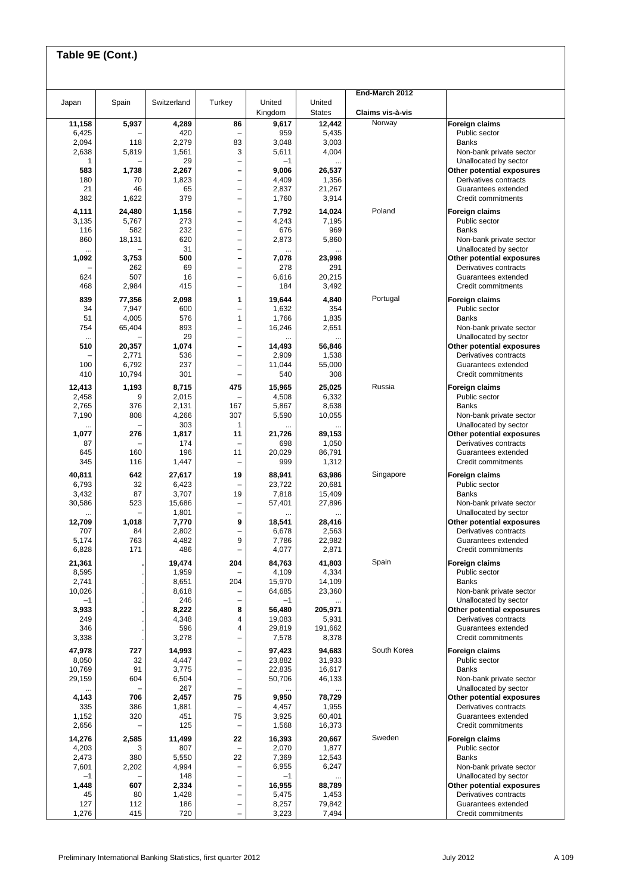## Table 9E (Cont.)

| Japan | Spain | Switzerland | Turkey | United Kingdom | United States | End-March 2012 Claims vis-à-vis | |
|---|---|---|---|---|---|---|---|
| **11,158** | **5,937** | **4,289** | **86** | **9,617** | **12,442** | Norway | **Foreign claims** |
| 6,425 | – | 420 | – | 959 | 5,435 | | Public sector |
| 2,094 | 118 | 2,279 | 83 | 3,048 | 3,003 | | Banks |
| 2,638 | 5,819 | 1,561 | 3 | 5,611 | 4,004 | | Non-bank private sector |
| 1 | – | 29 | – | –1 | ... | | Unallocated by sector |
| **583** | **1,738** | **2,267** | **–** | **9,006** | **26,537** | | **Other potential exposures** |
| 180 | 70 | 1,823 | – | 4,409 | 1,356 | | Derivatives contracts |
| 21 | 46 | 65 | – | 2,837 | 21,267 | | Guarantees extended |
| 382 | 1,622 | 379 | – | 1,760 | 3,914 | | Credit commitments |
| **4,111** | **24,480** | **1,156** | **–** | **7,792** | **14,024** | Poland | **Foreign claims** |
| 3,135 | 5,767 | 273 | – | 4,243 | 7,195 | | Public sector |
| 116 | 582 | 232 | – | 676 | 969 | | Banks |
| 860 | 18,131 | 620 | – | 2,873 | 5,860 | | Non-bank private sector |
| ... | – | 31 | – | ... | ... | | Unallocated by sector |
| **1,092** | **3,753** | **500** | **–** | **7,078** | **23,998** | | **Other potential exposures** |
| – | 262 | 69 | – | 278 | 291 | | Derivatives contracts |
| 624 | 507 | 16 | – | 6,616 | 20,215 | | Guarantees extended |
| 468 | 2,984 | 415 | – | 184 | 3,492 | | Credit commitments |
| **839** | **77,356** | **2,098** | **1** | **19,644** | **4,840** | Portugal | **Foreign claims** |
| 34 | 7,947 | 600 | – | 1,632 | 354 | | Public sector |
| 51 | 4,005 | 576 | 1 | 1,766 | 1,835 | | Banks |
| 754 | 65,404 | 893 | – | 16,246 | 2,651 | | Non-bank private sector |
| ... | – | 29 | – | ... | ... | | Unallocated by sector |
| **510** | **20,357** | **1,074** | **–** | **14,493** | **56,846** | | **Other potential exposures** |
| – | 2,771 | 536 | – | 2,909 | 1,538 | | Derivatives contracts |
| 100 | 6,792 | 237 | – | 11,044 | 55,000 | | Guarantees extended |
| 410 | 10,794 | 301 | – | 540 | 308 | | Credit commitments |
| **12,413** | **1,193** | **8,715** | **475** | **15,965** | **25,025** | Russia | **Foreign claims** |
| 2,458 | 9 | 2,015 | – | 4,508 | 6,332 | | Public sector |
| 2,765 | 376 | 2,131 | 167 | 5,867 | 8,638 | | Banks |
| 7,190 | 808 | 4,266 | 307 | 5,590 | 10,055 | | Non-bank private sector |
| ... | – | 303 | 1 | ... | ... | | Unallocated by sector |
| **1,077** | **276** | **1,817** | **11** | **21,726** | **89,153** | | **Other potential exposures** |
| 87 | – | 174 | – | 698 | 1,050 | | Derivatives contracts |
| 645 | 160 | 196 | 11 | 20,029 | 86,791 | | Guarantees extended |
| 345 | 116 | 1,447 | – | 999 | 1,312 | | Credit commitments |
| **40,811** | **642** | **27,617** | **19** | **88,941** | **63,986** | Singapore | **Foreign claims** |
| 6,793 | 32 | 6,423 | – | 23,722 | 20,681 | | Public sector |
| 3,432 | 87 | 3,707 | 19 | 7,818 | 15,409 | | Banks |
| 30,586 | 523 | 15,686 | – | 57,401 | 27,896 | | Non-bank private sector |
| ... | – | 1,801 | – | ... | ... | | Unallocated by sector |
| **12,709** | **1,018** | **7,770** | **9** | **18,541** | **28,416** | | **Other potential exposures** |
| 707 | 84 | 2,802 | – | 6,678 | 2,563 | | Derivatives contracts |
| 5,174 | 763 | 4,482 | 9 | 7,786 | 22,982 | | Guarantees extended |
| 6,828 | 171 | 486 | – | 4,077 | 2,871 | | Credit commitments |
| **21,361** | **.** | **19,474** | **204** | **84,763** | **41,803** | Spain | **Foreign claims** |
| 8,595 | . | 1,959 | – | 4,109 | 4,334 | | Public sector |
| 2,741 | . | 8,651 | 204 | 15,970 | 14,109 | | Banks |
| 10,026 | . | 8,618 | – | 64,685 | 23,360 | | Non-bank private sector |
| –1 | . | 246 | – | –1 | ... | | Unallocated by sector |
| **3,933** | **.** | **8,222** | **8** | **56,480** | **205,971** | | **Other potential exposures** |
| 249 | . | 4,348 | 4 | 19,083 | 5,931 | | Derivatives contracts |
| 346 | . | 596 | 4 | 29,819 | 191,662 | | Guarantees extended |
| 3,338 | . | 3,278 | – | 7,578 | 8,378 | | Credit commitments |
| **47,978** | **727** | **14,993** | **–** | **97,423** | **94,683** | South Korea | **Foreign claims** |
| 8,050 | 32 | 4,447 | – | 23,882 | 31,933 | | Public sector |
| 10,769 | 91 | 3,775 | – | 22,835 | 16,617 | | Banks |
| 29,159 | 604 | 6,504 | – | 50,706 | 46,133 | | Non-bank private sector |
| ... | – | 267 | – | ... | ... | | Unallocated by sector |
| **4,143** | **706** | **2,457** | **75** | **9,950** | **78,729** | | **Other potential exposures** |
| 335 | 386 | 1,881 | – | 4,457 | 1,955 | | Derivatives contracts |
| 1,152 | 320 | 451 | 75 | 3,925 | 60,401 | | Guarantees extended |
| 2,656 | – | 125 | – | 1,568 | 16,373 | | Credit commitments |
| **14,276** | **2,585** | **11,499** | **22** | **16,393** | **20,667** | Sweden | **Foreign claims** |
| 4,203 | 3 | 807 | – | 2,070 | 1,877 | | Public sector |
| 2,473 | 380 | 5,550 | 22 | 7,369 | 12,543 | | Banks |
| 7,601 | 2,202 | 4,994 | – | 6,955 | 6,247 | | Non-bank private sector |
| –1 | – | 148 | – | –1 | ... | | Unallocated by sector |
| **1,448** | **607** | **2,334** | **–** | **16,955** | **88,789** | | **Other potential exposures** |
| 45 | 80 | 1,428 | – | 5,475 | 1,453 | | Derivatives contracts |
| 127 | 112 | 186 | – | 8,257 | 79,842 | | Guarantees extended |
| 1,276 | 415 | 720 | – | 3,223 | 7,494 | | Credit commitments |

Preliminary International Banking Statistics, first quarter 2012 — July 2012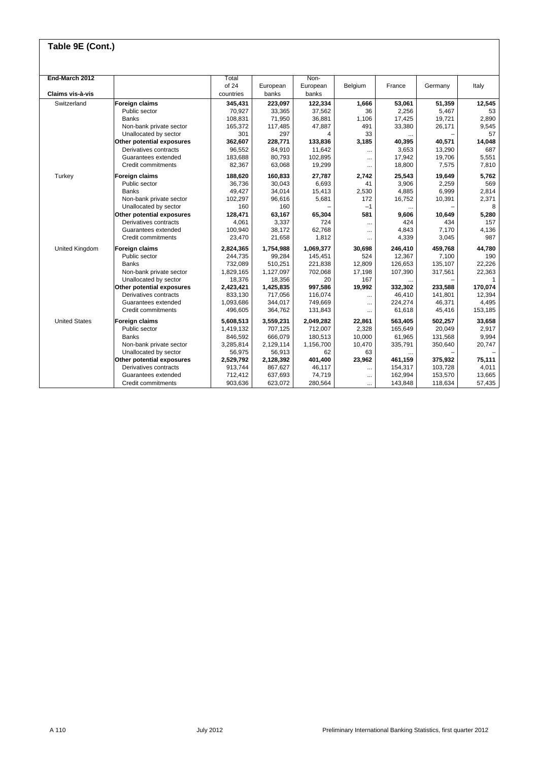## Table 9E (Cont.)

| End-March 2012<br>Claims vis-à-vis | | Total of 24 countries | European banks | Non-European banks | Belgium | France | Germany | Italy |
|---|---|---|---|---|---|---|---|---|
| Switzerland | **Foreign claims** | **345,431** | **223,097** | **122,334** | **1,666** | **53,061** | **51,359** | **12,545** |
| | Public sector | 70,927 | 33,365 | 37,562 | 36 | 2,256 | 5,467 | 53 |
| | Banks | 108,831 | 71,950 | 36,881 | 1,106 | 17,425 | 19,721 | 2,890 |
| | Non-bank private sector | 165,372 | 117,485 | 47,887 | 491 | 33,380 | 26,171 | 9,545 |
| | Unallocated by sector | 301 | 297 | 4 | 33 | ... | – | 57 |
| | **Other potential exposures** | **362,607** | **228,771** | **133,836** | **3,185** | **40,395** | **40,571** | **14,048** |
| | Derivatives contracts | 96,552 | 84,910 | 11,642 | ... | 3,653 | 13,290 | 687 |
| | Guarantees extended | 183,688 | 80,793 | 102,895 | ... | 17,942 | 19,706 | 5,551 |
| | Credit commitments | 82,367 | 63,068 | 19,299 | ... | 18,800 | 7,575 | 7,810 |
| Turkey | **Foreign claims** | **188,620** | **160,833** | **27,787** | **2,742** | **25,543** | **19,649** | **5,762** |
| | Public sector | 36,736 | 30,043 | 6,693 | 41 | 3,906 | 2,259 | 569 |
| | Banks | 49,427 | 34,014 | 15,413 | 2,530 | 4,885 | 6,999 | 2,814 |
| | Non-bank private sector | 102,297 | 96,616 | 5,681 | 172 | 16,752 | 10,391 | 2,371 |
| | Unallocated by sector | 160 | 160 | – | –1 | ... | – | 8 |
| | **Other potential exposures** | **128,471** | **63,167** | **65,304** | **581** | **9,606** | **10,649** | **5,280** |
| | Derivatives contracts | 4,061 | 3,337 | 724 | ... | 424 | 434 | 157 |
| | Guarantees extended | 100,940 | 38,172 | 62,768 | ... | 4,843 | 7,170 | 4,136 |
| | Credit commitments | 23,470 | 21,658 | 1,812 | ... | 4,339 | 3,045 | 987 |
| United Kingdom | **Foreign claims** | **2,824,365** | **1,754,988** | **1,069,377** | **30,698** | **246,410** | **459,768** | **44,780** |
| | Public sector | 244,735 | 99,284 | 145,451 | 524 | 12,367 | 7,100 | 190 |
| | Banks | 732,089 | 510,251 | 221,838 | 12,809 | 126,653 | 135,107 | 22,226 |
| | Non-bank private sector | 1,829,165 | 1,127,097 | 702,068 | 17,198 | 107,390 | 317,561 | 22,363 |
| | Unallocated by sector | 18,376 | 18,356 | 20 | 167 | ... | – | 1 |
| | **Other potential exposures** | **2,423,421** | **1,425,835** | **997,586** | **19,992** | **332,302** | **233,588** | **170,074** |
| | Derivatives contracts | 833,130 | 717,056 | 116,074 | ... | 46,410 | 141,801 | 12,394 |
| | Guarantees extended | 1,093,686 | 344,017 | 749,669 | ... | 224,274 | 46,371 | 4,495 |
| | Credit commitments | 496,605 | 364,762 | 131,843 | ... | 61,618 | 45,416 | 153,185 |
| United States | **Foreign claims** | **5,608,513** | **3,559,231** | **2,049,282** | **22,861** | **563,405** | **502,257** | **33,658** |
| | Public sector | 1,419,132 | 707,125 | 712,007 | 2,328 | 165,649 | 20,049 | 2,917 |
| | Banks | 846,592 | 666,079 | 180,513 | 10,000 | 61,965 | 131,568 | 9,994 |
| | Non-bank private sector | 3,285,814 | 2,129,114 | 1,156,700 | 10,470 | 335,791 | 350,640 | 20,747 |
| | Unallocated by sector | 56,975 | 56,913 | 62 | 63 | ... | – | – |
| | **Other potential exposures** | **2,529,792** | **2,128,392** | **401,400** | **23,962** | **461,159** | **375,932** | **75,111** |
| | Derivatives contracts | 913,744 | 867,627 | 46,117 | ... | 154,317 | 103,728 | 4,011 |
| | Guarantees extended | 712,412 | 637,693 | 74,719 | ... | 162,994 | 153,570 | 13,665 |
| | Credit commitments | 903,636 | 623,072 | 280,564 | ... | 143,848 | 118,634 | 57,435 |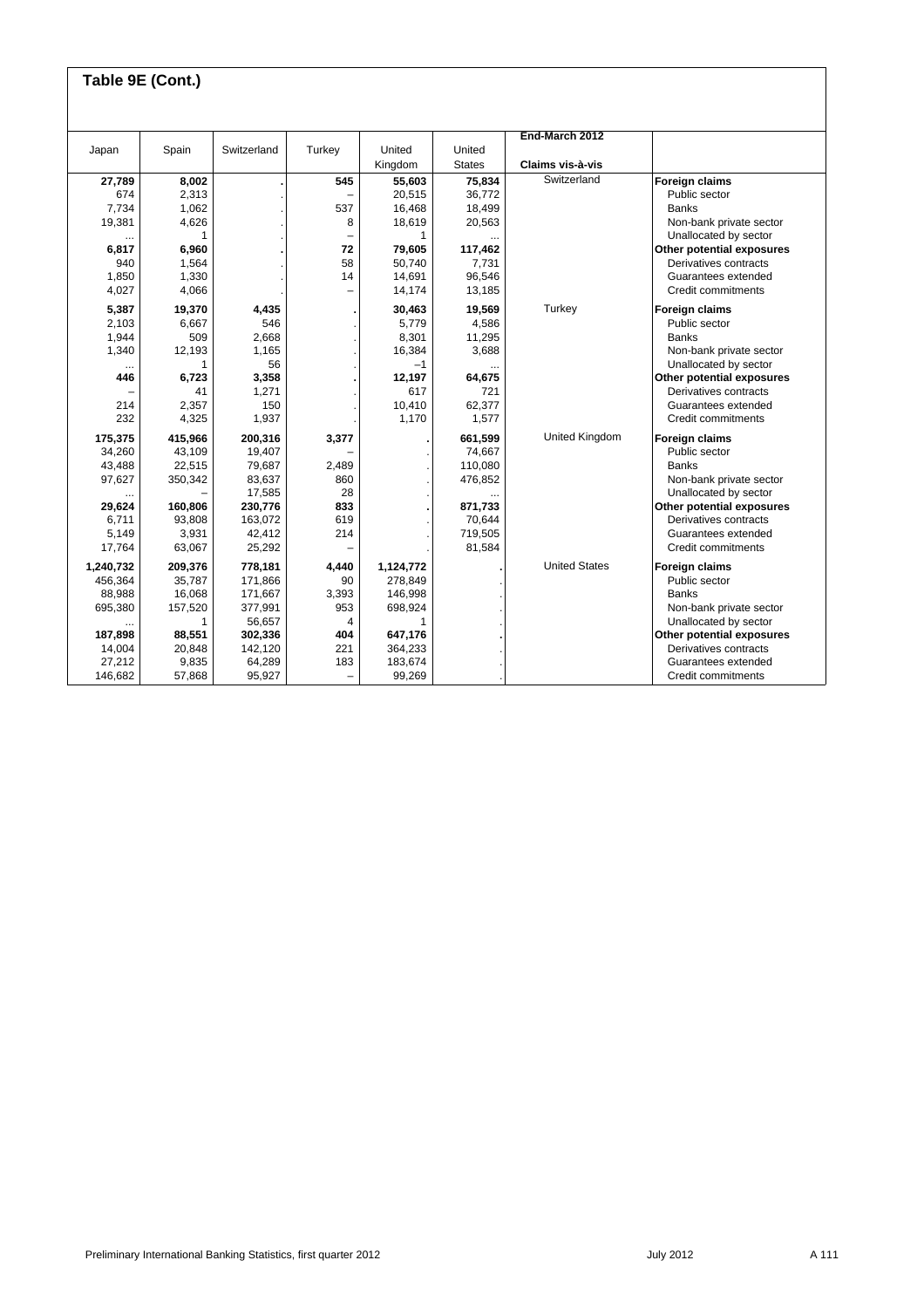## Table 9E (Cont.)

| Japan | Spain | Switzerland | Turkey | United Kingdom | United States | End-March 2012 Claims vis-à-vis | |
|---|---|---|---|---|---|---|---|
| **27,789** | **8,002** | **.** | **545** | **55,603** | **75,834** | Switzerland | **Foreign claims** |
| 674 | 2,313 | . | – | 20,515 | 36,772 | | Public sector |
| 7,734 | 1,062 | . | 537 | 16,468 | 18,499 | | Banks |
| 19,381 | 4,626 | . | 8 | 18,619 | 20,563 | | Non-bank private sector |
| ... | 1 | . | – | 1 | ... | | Unallocated by sector |
| **6,817** | **6,960** | **.** | **72** | **79,605** | **117,462** | | **Other potential exposures** |
| 940 | 1,564 | . | 58 | 50,740 | 7,731 | | Derivatives contracts |
| 1,850 | 1,330 | . | 14 | 14,691 | 96,546 | | Guarantees extended |
| 4,027 | 4,066 | . | – | 14,174 | 13,185 | | Credit commitments |
| **5,387** | **19,370** | **4,435** | **.** | **30,463** | **19,569** | Turkey | **Foreign claims** |
| 2,103 | 6,667 | 546 | . | 5,779 | 4,586 | | Public sector |
| 1,944 | 509 | 2,668 | . | 8,301 | 11,295 | | Banks |
| 1,340 | 12,193 | 1,165 | . | 16,384 | 3,688 | | Non-bank private sector |
| ... | 1 | 56 | . | –1 | ... | | Unallocated by sector |
| **446** | **6,723** | **3,358** | **.** | **12,197** | **64,675** | | **Other potential exposures** |
| – | 41 | 1,271 | . | 617 | 721 | | Derivatives contracts |
| 214 | 2,357 | 150 | . | 10,410 | 62,377 | | Guarantees extended |
| 232 | 4,325 | 1,937 | . | 1,170 | 1,577 | | Credit commitments |
| **175,375** | **415,966** | **200,316** | **3,377** | **.** | **661,599** | United Kingdom | **Foreign claims** |
| 34,260 | 43,109 | 19,407 | – | . | 74,667 | | Public sector |
| 43,488 | 22,515 | 79,687 | 2,489 | . | 110,080 | | Banks |
| 97,627 | 350,342 | 83,637 | 860 | . | 476,852 | | Non-bank private sector |
| ... | – | 17,585 | 28 | . | ... | | Unallocated by sector |
| **29,624** | **160,806** | **230,776** | **833** | **.** | **871,733** | | **Other potential exposures** |
| 6,711 | 93,808 | 163,072 | 619 | . | 70,644 | | Derivatives contracts |
| 5,149 | 3,931 | 42,412 | 214 | . | 719,505 | | Guarantees extended |
| 17,764 | 63,067 | 25,292 | – | . | 81,584 | | Credit commitments |
| **1,240,732** | **209,376** | **778,181** | **4,440** | **1,124,772** | **.** | United States | **Foreign claims** |
| 456,364 | 35,787 | 171,866 | 90 | 278,849 | . | | Public sector |
| 88,988 | 16,068 | 171,667 | 3,393 | 146,998 | . | | Banks |
| 695,380 | 157,520 | 377,991 | 953 | 698,924 | . | | Non-bank private sector |
| ... | 1 | 56,657 | 4 | 1 | . | | Unallocated by sector |
| **187,898** | **88,551** | **302,336** | **404** | **647,176** | **.** | | **Other potential exposures** |
| 14,004 | 20,848 | 142,120 | 221 | 364,233 | . | | Derivatives contracts |
| 27,212 | 9,835 | 64,289 | 183 | 183,674 | . | | Guarantees extended |
| 146,682 | 57,868 | 95,927 | – | 99,269 | . | | Credit commitments |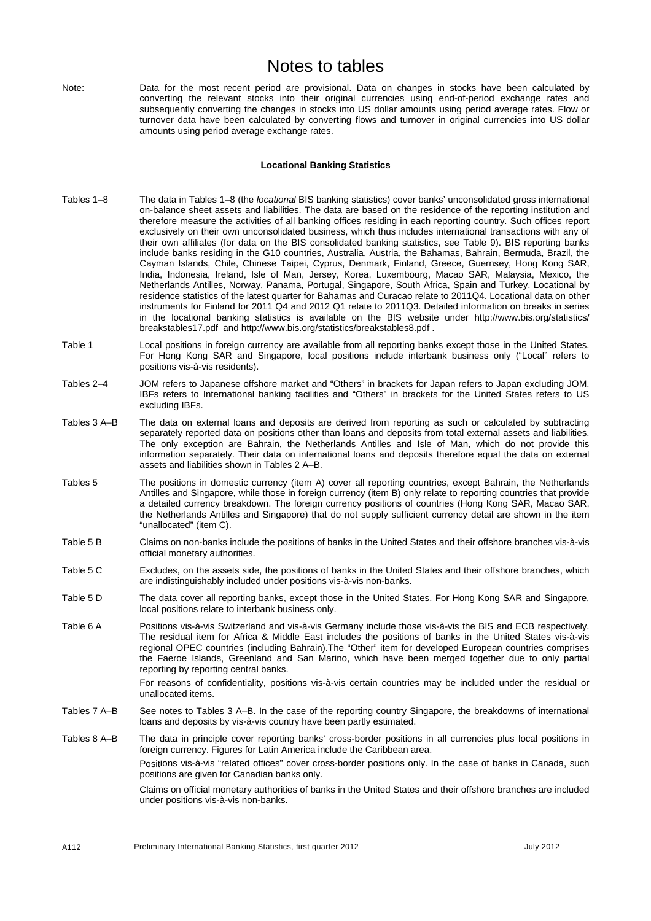# Notes to tables

Note: Data for the most recent period are provisional. Data on changes in stocks have been calculated by converting the relevant stocks into their original currencies using end-of-period exchange rates and subsequently converting the changes in stocks into US dollar amounts using period average rates. Flow or turnover data have been calculated by converting flows and turnover in original currencies into US dollar amounts using period average exchange rates.

**Locational Banking Statistics**

Tables 1–8 The data in Tables 1–8 (the *locational* BIS banking statistics) cover banks' unconsolidated gross international on-balance sheet assets and liabilities. The data are based on the residence of the reporting institution and therefore measure the activities of all banking offices residing in each reporting country. Such offices report exclusively on their own unconsolidated business, which thus includes international transactions with any of their own affiliates (for data on the BIS consolidated banking statistics, see Table 9). BIS reporting banks include banks residing in the G10 countries, Australia, Austria, the Bahamas, Bahrain, Bermuda, Brazil, the Cayman Islands, Chile, Chinese Taipei, Cyprus, Denmark, Finland, Greece, Guernsey, Hong Kong SAR, India, Indonesia, Ireland, Isle of Man, Jersey, Korea, Luxembourg, Macao SAR, Malaysia, Mexico, the Netherlands Antilles, Norway, Panama, Portugal, Singapore, South Africa, Spain and Turkey. Locational by residence statistics of the latest quarter for Bahamas and Curacao relate to 2011Q4. Locational data on other instruments for Finland for 2011 Q4 and 2012 Q1 relate to 2011Q3. Detailed information on breaks in series in the locational banking statistics is available on the BIS website under http://www.bis.org/statistics/breakstables17.pdf and http://www.bis.org/statistics/breakstables8.pdf .

Table 1 Local positions in foreign currency are available from all reporting banks except those in the United States. For Hong Kong SAR and Singapore, local positions include interbank business only ("Local" refers to positions vis-à-vis residents).

Tables 2–4 JOM refers to Japanese offshore market and "Others" in brackets for Japan refers to Japan excluding JOM. IBFs refers to International banking facilities and "Others" in brackets for the United States refers to US excluding IBFs.

Tables 3 A–B The data on external loans and deposits are derived from reporting as such or calculated by subtracting separately reported data on positions other than loans and deposits from total external assets and liabilities. The only exception are Bahrain, the Netherlands Antilles and Isle of Man, which do not provide this information separately. Their data on international loans and deposits therefore equal the data on external assets and liabilities shown in Tables 2 A–B.

Tables 5 The positions in domestic currency (item A) cover all reporting countries, except Bahrain, the Netherlands Antilles and Singapore, while those in foreign currency (item B) only relate to reporting countries that provide a detailed currency breakdown. The foreign currency positions of countries (Hong Kong SAR, Macao SAR, the Netherlands Antilles and Singapore) that do not supply sufficient currency detail are shown in the item "unallocated" (item C).

Table 5 B Claims on non-banks include the positions of banks in the United States and their offshore branches vis-à-vis official monetary authorities.

Table 5 C Excludes, on the assets side, the positions of banks in the United States and their offshore branches, which are indistinguishably included under positions vis-à-vis non-banks.

Table 5 D The data cover all reporting banks, except those in the United States. For Hong Kong SAR and Singapore, local positions relate to interbank business only.

Table 6 A Positions vis-à-vis Switzerland and vis-à-vis Germany include those vis-à-vis the BIS and ECB respectively. The residual item for Africa & Middle East includes the positions of banks in the United States vis-à-vis regional OPEC countries (including Bahrain).The "Other" item for developed European countries comprises the Faeroe Islands, Greenland and San Marino, which have been merged together due to only partial reporting by reporting central banks.

For reasons of confidentiality, positions vis-à-vis certain countries may be included under the residual or unallocated items.

Tables 7 A–B See notes to Tables 3 A–B. In the case of the reporting country Singapore, the breakdowns of international loans and deposits by vis-à-vis country have been partly estimated.

Tables 8 A–B The data in principle cover reporting banks' cross-border positions in all currencies plus local positions in foreign currency. Figures for Latin America include the Caribbean area.

Positions vis-à-vis "related offices" cover cross-border positions only. In the case of banks in Canada, such positions are given for Canadian banks only.

Claims on official monetary authorities of banks in the United States and their offshore branches are included under positions vis-à-vis non-banks.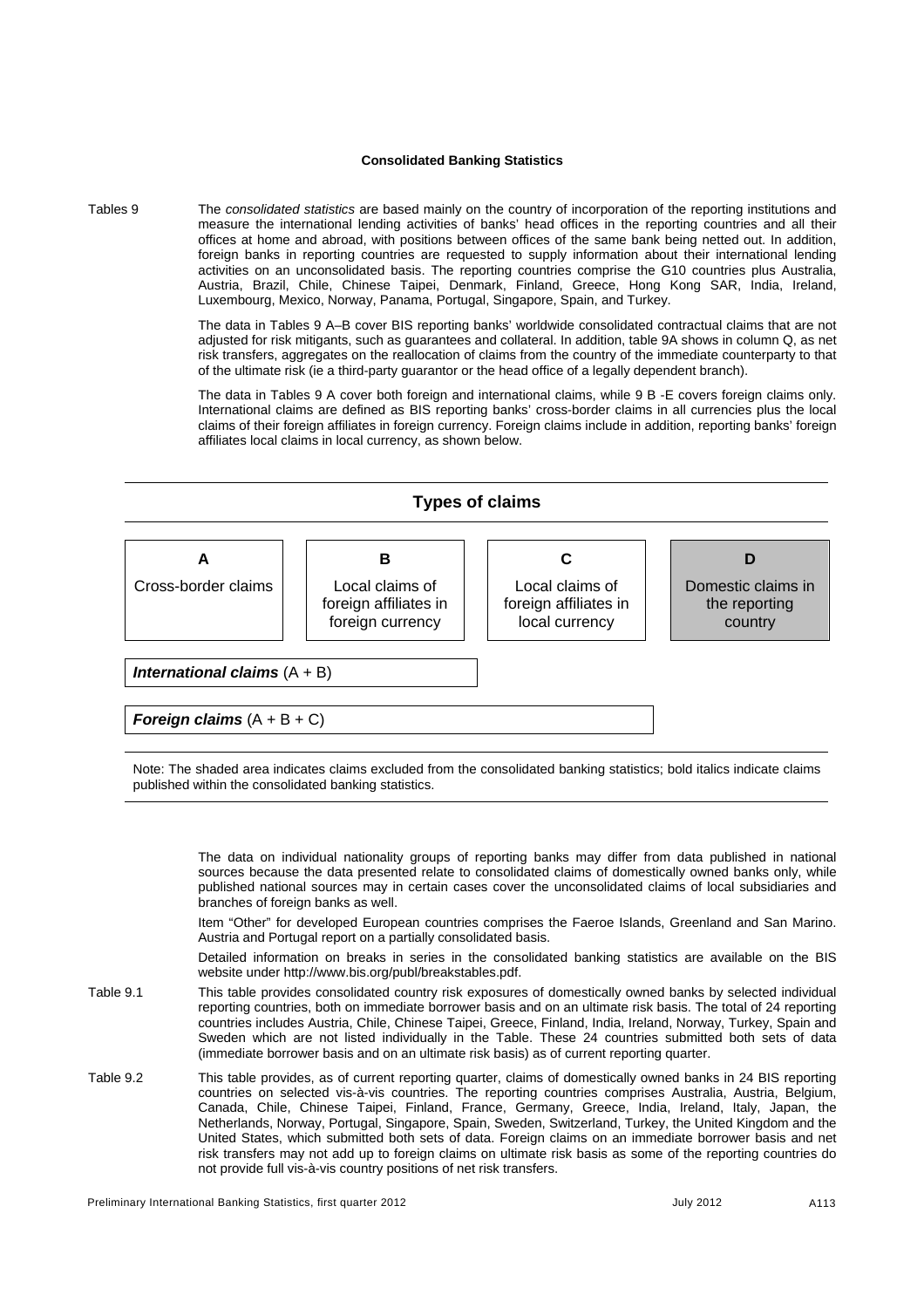## Consolidated Banking Statistics

Tables 9

The *consolidated statistics* are based mainly on the country of incorporation of the reporting institutions and measure the international lending activities of banks' head offices in the reporting countries and all their offices at home and abroad, with positions between offices of the same bank being netted out. In addition, foreign banks in reporting countries are requested to supply information about their international lending activities on an unconsolidated basis. The reporting countries comprise the G10 countries plus Australia, Austria, Brazil, Chile, Chinese Taipei, Denmark, Finland, Greece, Hong Kong SAR, India, Ireland, Luxembourg, Mexico, Norway, Panama, Portugal, Singapore, Spain, and Turkey.

The data in Tables 9 A–B cover BIS reporting banks' worldwide consolidated contractual claims that are not adjusted for risk mitigants, such as guarantees and collateral. In addition, table 9A shows in column Q, as net risk transfers, aggregates on the reallocation of claims from the country of the immediate counterparty to that of the ultimate risk (ie a third-party guarantor or the head office of a legally dependent branch).

The data in Tables 9 A cover both foreign and international claims, while 9 B -E covers foreign claims only. International claims are defined as BIS reporting banks' cross-border claims in all currencies plus the local claims of their foreign affiliates in foreign currency. Foreign claims include in addition, reporting banks' foreign affiliates local claims in local currency, as shown below.

### Types of claims

| A | B | C | D |
|---|---|---|---|
| Cross-border claims | Local claims of foreign affiliates in foreign currency | Local claims of foreign affiliates in local currency | Domestic claims in the reporting country |

***International claims*** (A + B)

***Foreign claims*** (A + B + C)

Note: The shaded area indicates claims excluded from the consolidated banking statistics; bold italics indicate claims published within the consolidated banking statistics.

The data on individual nationality groups of reporting banks may differ from data published in national sources because the data presented relate to consolidated claims of domestically owned banks only, while published national sources may in certain cases cover the unconsolidated claims of local subsidiaries and branches of foreign banks as well.

Item "Other" for developed European countries comprises the Faeroe Islands, Greenland and San Marino. Austria and Portugal report on a partially consolidated basis.

Detailed information on breaks in series in the consolidated banking statistics are available on the BIS website under http://www.bis.org/publ/breakstables.pdf.

Table 9.1

This table provides consolidated country risk exposures of domestically owned banks by selected individual reporting countries, both on immediate borrower basis and on an ultimate risk basis. The total of 24 reporting countries includes Austria, Chile, Chinese Taipei, Greece, Finland, India, Ireland, Norway, Turkey, Spain and Sweden which are not listed individually in the Table. These 24 countries submitted both sets of data (immediate borrower basis and on an ultimate risk basis) as of current reporting quarter.

Table 9.2

This table provides, as of current reporting quarter, claims of domestically owned banks in 24 BIS reporting countries on selected vis-à-vis countries. The reporting countries comprises Australia, Austria, Belgium, Canada, Chile, Chinese Taipei, Finland, France, Germany, Greece, India, Ireland, Italy, Japan, the Netherlands, Norway, Portugal, Singapore, Spain, Sweden, Switzerland, Turkey, the United Kingdom and the United States, which submitted both sets of data. Foreign claims on an immediate borrower basis and net risk transfers may not add up to foreign claims on ultimate risk basis as some of the reporting countries do not provide full vis-à-vis country positions of net risk transfers.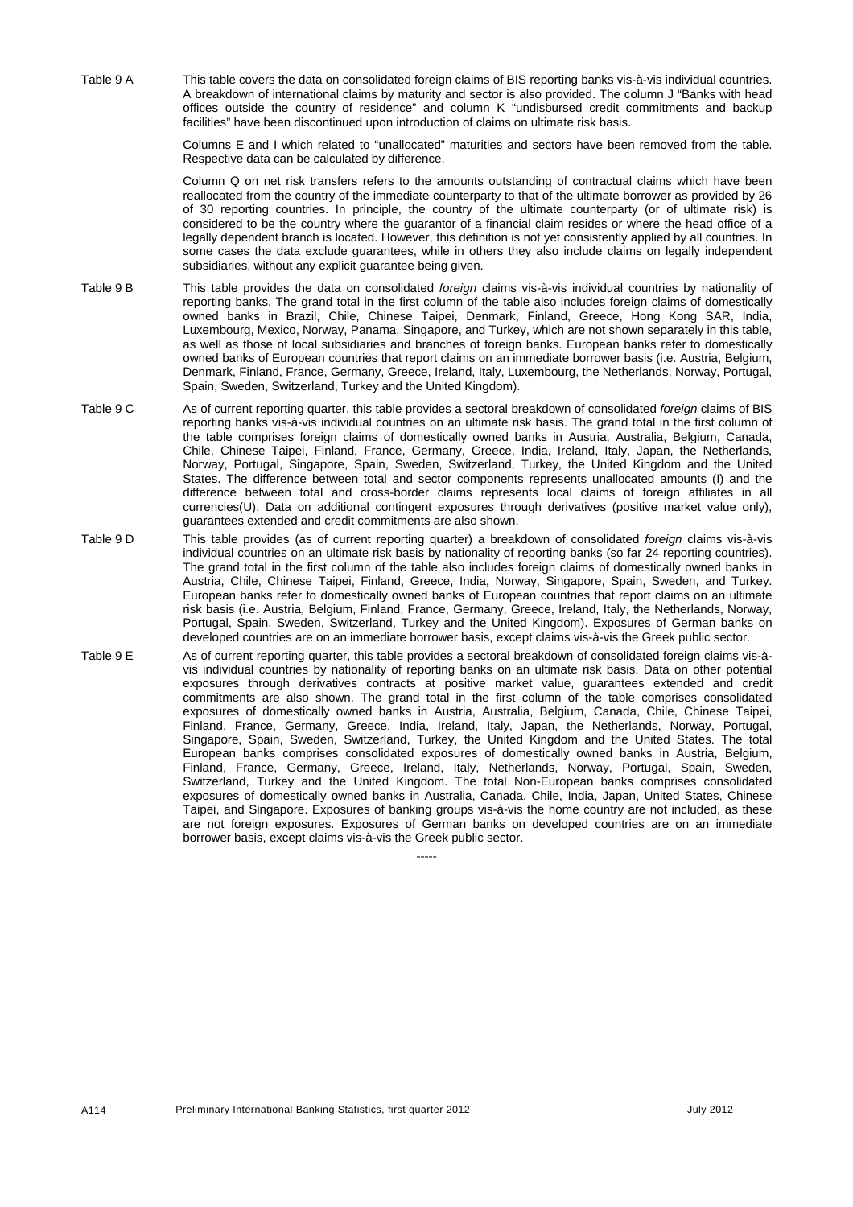Table 9 A This table covers the data on consolidated foreign claims of BIS reporting banks vis-à-vis individual countries. A breakdown of international claims by maturity and sector is also provided. The column J "Banks with head offices outside the country of residence" and column K "undisbursed credit commitments and backup facilities" have been discontinued upon introduction of claims on ultimate risk basis.

Columns E and I which related to "unallocated" maturities and sectors have been removed from the table. Respective data can be calculated by difference.

Column Q on net risk transfers refers to the amounts outstanding of contractual claims which have been reallocated from the country of the immediate counterparty to that of the ultimate borrower as provided by 26 of 30 reporting countries. In principle, the country of the ultimate counterparty (or of ultimate risk) is considered to be the country where the guarantor of a financial claim resides or where the head office of a legally dependent branch is located. However, this definition is not yet consistently applied by all countries. In some cases the data exclude guarantees, while in others they also include claims on legally independent subsidiaries, without any explicit guarantee being given.

Table 9 B This table provides the data on consolidated *foreign* claims vis-à-vis individual countries by nationality of reporting banks. The grand total in the first column of the table also includes foreign claims of domestically owned banks in Brazil, Chile, Chinese Taipei, Denmark, Finland, Greece, Hong Kong SAR, India, Luxembourg, Mexico, Norway, Panama, Singapore, and Turkey, which are not shown separately in this table, as well as those of local subsidiaries and branches of foreign banks. European banks refer to domestically owned banks of European countries that report claims on an immediate borrower basis (i.e. Austria, Belgium, Denmark, Finland, France, Germany, Greece, Ireland, Italy, Luxembourg, the Netherlands, Norway, Portugal, Spain, Sweden, Switzerland, Turkey and the United Kingdom).

Table 9 C As of current reporting quarter, this table provides a sectoral breakdown of consolidated *foreign* claims of BIS reporting banks vis-à-vis individual countries on an ultimate risk basis. The grand total in the first column of the table comprises foreign claims of domestically owned banks in Austria, Australia, Belgium, Canada, Chile, Chinese Taipei, Finland, France, Germany, Greece, India, Ireland, Italy, Japan, the Netherlands, Norway, Portugal, Singapore, Spain, Sweden, Switzerland, Turkey, the United Kingdom and the United States. The difference between total and sector components represents unallocated amounts (I) and the difference between total and cross-border claims represents local claims of foreign affiliates in all currencies(U). Data on additional contingent exposures through derivatives (positive market value only), guarantees extended and credit commitments are also shown.

Table 9 D This table provides (as of current reporting quarter) a breakdown of consolidated *foreign* claims vis-à-vis individual countries on an ultimate risk basis by nationality of reporting banks (so far 24 reporting countries). The grand total in the first column of the table also includes foreign claims of domestically owned banks in Austria, Chile, Chinese Taipei, Finland, Greece, India, Norway, Singapore, Spain, Sweden, and Turkey. European banks refer to domestically owned banks of European countries that report claims on an ultimate risk basis (i.e. Austria, Belgium, Finland, France, Germany, Greece, Ireland, Italy, the Netherlands, Norway, Portugal, Spain, Sweden, Switzerland, Turkey and the United Kingdom). Exposures of German banks on developed countries are on an immediate borrower basis, except claims vis-à-vis the Greek public sector.

Table 9 E As of current reporting quarter, this table provides a sectoral breakdown of consolidated foreign claims vis-à-vis individual countries by nationality of reporting banks on an ultimate risk basis. Data on other potential exposures through derivatives contracts at positive market value, guarantees extended and credit commitments are also shown. The grand total in the first column of the table comprises consolidated exposures of domestically owned banks in Austria, Australia, Belgium, Canada, Chile, Chinese Taipei, Finland, France, Germany, Greece, India, Ireland, Italy, Japan, the Netherlands, Norway, Portugal, Singapore, Spain, Sweden, Switzerland, Turkey, the United Kingdom and the United States. The total European banks comprises consolidated exposures of domestically owned banks in Austria, Belgium, Finland, France, Germany, Greece, Ireland, Italy, Netherlands, Norway, Portugal, Spain, Sweden, Switzerland, Turkey and the United Kingdom. The total Non-European banks comprises consolidated exposures of domestically owned banks in Australia, Canada, Chile, India, Japan, United States, Chinese Taipei, and Singapore. Exposures of banking groups vis-à-vis the home country are not included, as these are not foreign exposures. Exposures of German banks on developed countries are on an immediate borrower basis, except claims vis-à-vis the Greek public sector.

-----